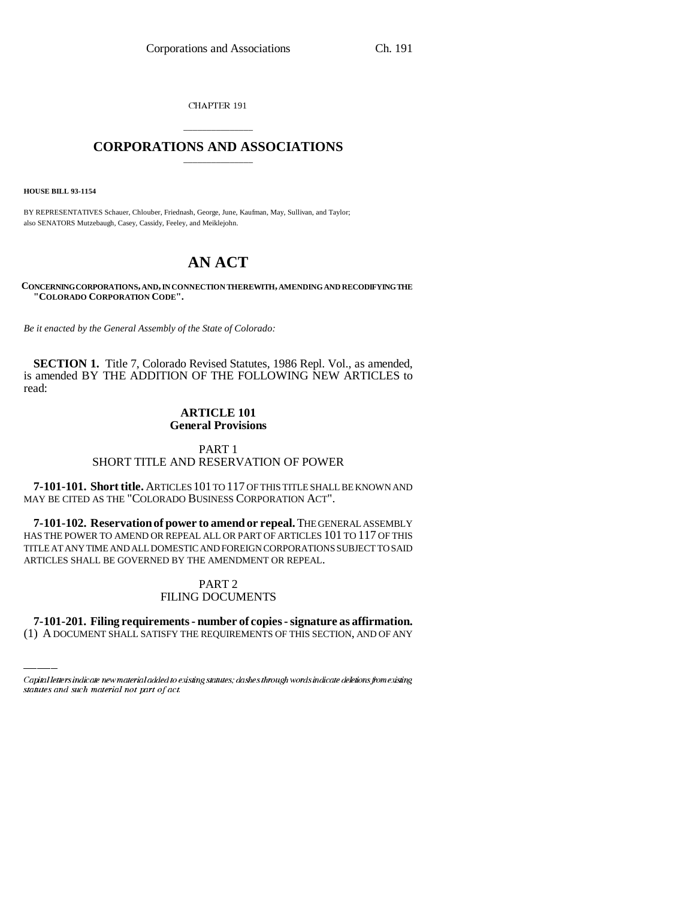CHAPTER 191

# CORPORATIONS AND ASSOCIATIONS

**HOUSE BILL 93-1154**

BY REPRESENTATIVES Schauer, Chlouber, Friednash, George, June, Kaufman, May, Sullivan, and Taylor; also SENATORS Mutzebaugh, Casey, Cassidy, Feeley, and Meiklejohn.

# AN ACT

**CONCERNING CORPORATIONS, AND, IN CONNECTION THEREWITH, AMENDING AND RECODIFYING THE "COLORADO CORPORATION CODE".**

*Be it enacted by the General Assembly of the State of Colorado:*

**SECTION 1.** Title 7, Colorado Revised Statutes, 1986 Repl. Vol., as amended, is amended BY THE ADDITION OF THE FOLLOWING NEW ARTICLES to read:

## ARTICLE 101
## General Provisions

### PART 1
### SHORT TITLE AND RESERVATION OF POWER

**7-101-101. Short title.** ARTICLES 101 TO 117 OF THIS TITLE SHALL BE KNOWN AND MAY BE CITED AS THE "COLORADO BUSINESS CORPORATION ACT".

**7-101-102. Reservation of power to amend or repeal.** THE GENERAL ASSEMBLY HAS THE POWER TO AMEND OR REPEAL ALL OR PART OF ARTICLES 101 TO 117 OF THIS TITLE AT ANY TIME AND ALL DOMESTIC AND FOREIGN CORPORATIONS SUBJECT TO SAID ARTICLES SHALL BE GOVERNED BY THE AMENDMENT OR REPEAL.

### PART 2
### FILING DOCUMENTS

**7-101-201. Filing requirements - number of copies - signature as affirmation.** (1) A DOCUMENT SHALL SATISFY THE REQUIREMENTS OF THIS SECTION, AND OF ANY

*Capital letters indicate new material added to existing statutes; dashes through words indicate deletions from existing statutes and such material not part of act.*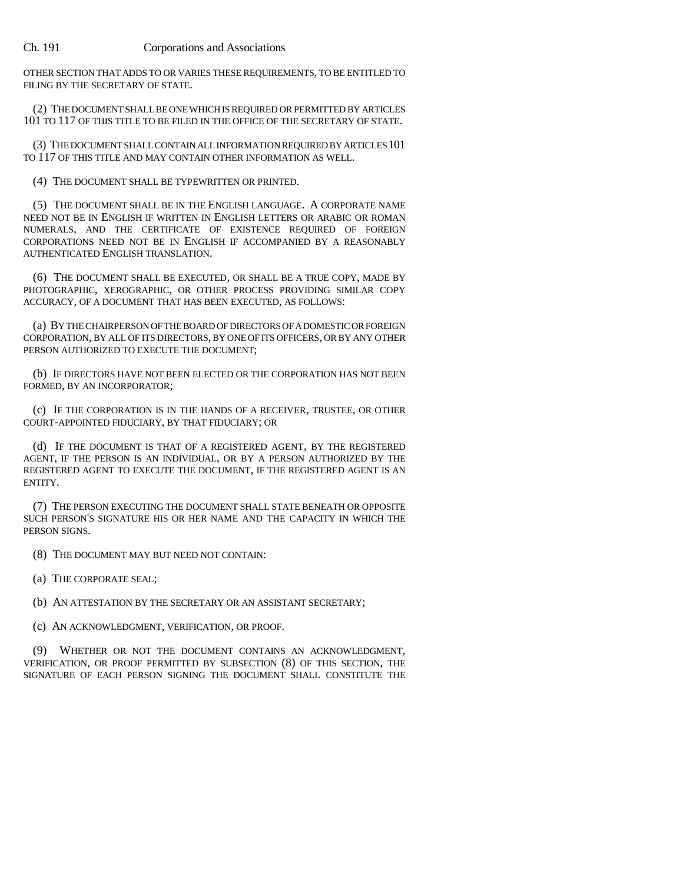OTHER SECTION THAT ADDS TO OR VARIES THESE REQUIREMENTS, TO BE ENTITLED TO FILING BY THE SECRETARY OF STATE.

(2) THE DOCUMENT SHALL BE ONE WHICH IS REQUIRED OR PERMITTED BY ARTICLES 101 TO 117 OF THIS TITLE TO BE FILED IN THE OFFICE OF THE SECRETARY OF STATE.

(3) THE DOCUMENT SHALL CONTAIN ALL INFORMATION REQUIRED BY ARTICLES 101 TO 117 OF THIS TITLE AND MAY CONTAIN OTHER INFORMATION AS WELL.

(4) THE DOCUMENT SHALL BE TYPEWRITTEN OR PRINTED.

(5) THE DOCUMENT SHALL BE IN THE ENGLISH LANGUAGE. A CORPORATE NAME NEED NOT BE IN ENGLISH IF WRITTEN IN ENGLISH LETTERS OR ARABIC OR ROMAN NUMERALS, AND THE CERTIFICATE OF EXISTENCE REQUIRED OF FOREIGN CORPORATIONS NEED NOT BE IN ENGLISH IF ACCOMPANIED BY A REASONABLY AUTHENTICATED ENGLISH TRANSLATION.

(6) THE DOCUMENT SHALL BE EXECUTED, OR SHALL BE A TRUE COPY, MADE BY PHOTOGRAPHIC, XEROGRAPHIC, OR OTHER PROCESS PROVIDING SIMILAR COPY ACCURACY, OF A DOCUMENT THAT HAS BEEN EXECUTED, AS FOLLOWS:

(a) BY THE CHAIRPERSON OF THE BOARD OF DIRECTORS OF A DOMESTIC OR FOREIGN CORPORATION, BY ALL OF ITS DIRECTORS, BY ONE OF ITS OFFICERS, OR BY ANY OTHER PERSON AUTHORIZED TO EXECUTE THE DOCUMENT;

(b) IF DIRECTORS HAVE NOT BEEN ELECTED OR THE CORPORATION HAS NOT BEEN FORMED, BY AN INCORPORATOR;

(c) IF THE CORPORATION IS IN THE HANDS OF A RECEIVER, TRUSTEE, OR OTHER COURT-APPOINTED FIDUCIARY, BY THAT FIDUCIARY; OR

(d) IF THE DOCUMENT IS THAT OF A REGISTERED AGENT, BY THE REGISTERED AGENT, IF THE PERSON IS AN INDIVIDUAL, OR BY A PERSON AUTHORIZED BY THE REGISTERED AGENT TO EXECUTE THE DOCUMENT, IF THE REGISTERED AGENT IS AN ENTITY.

(7) THE PERSON EXECUTING THE DOCUMENT SHALL STATE BENEATH OR OPPOSITE SUCH PERSON'S SIGNATURE HIS OR HER NAME AND THE CAPACITY IN WHICH THE PERSON SIGNS.

(8) THE DOCUMENT MAY BUT NEED NOT CONTAIN:

(a) THE CORPORATE SEAL;

(b) AN ATTESTATION BY THE SECRETARY OR AN ASSISTANT SECRETARY;

(c) AN ACKNOWLEDGMENT, VERIFICATION, OR PROOF.

(9) WHETHER OR NOT THE DOCUMENT CONTAINS AN ACKNOWLEDGMENT, VERIFICATION, OR PROOF PERMITTED BY SUBSECTION (8) OF THIS SECTION, THE SIGNATURE OF EACH PERSON SIGNING THE DOCUMENT SHALL CONSTITUTE THE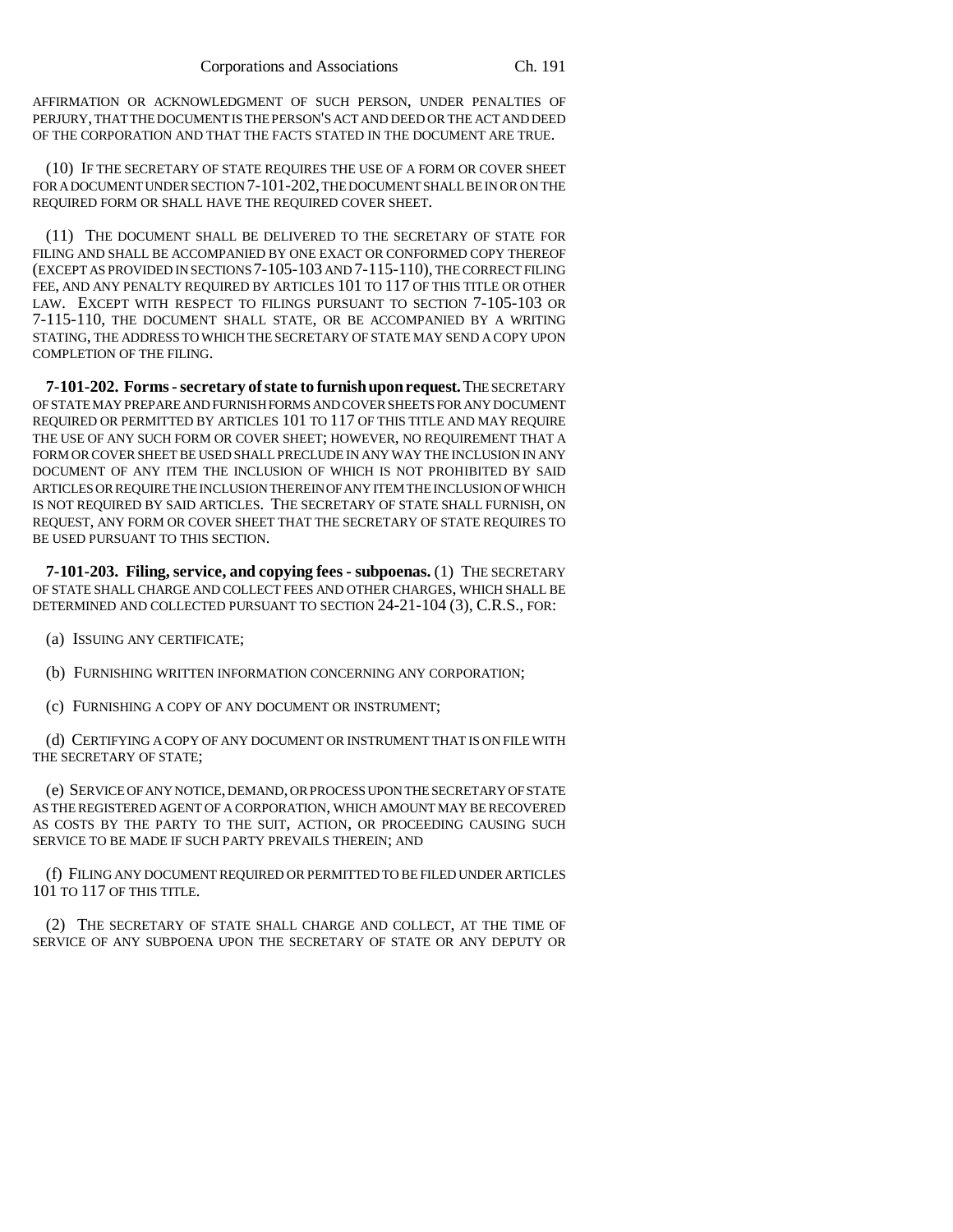AFFIRMATION OR ACKNOWLEDGMENT OF SUCH PERSON, UNDER PENALTIES OF PERJURY, THAT THE DOCUMENT IS THE PERSON'S ACT AND DEED OR THE ACT AND DEED OF THE CORPORATION AND THAT THE FACTS STATED IN THE DOCUMENT ARE TRUE.

(10) IF THE SECRETARY OF STATE REQUIRES THE USE OF A FORM OR COVER SHEET FOR A DOCUMENT UNDER SECTION 7-101-202, THE DOCUMENT SHALL BE IN OR ON THE REQUIRED FORM OR SHALL HAVE THE REQUIRED COVER SHEET.

(11) THE DOCUMENT SHALL BE DELIVERED TO THE SECRETARY OF STATE FOR FILING AND SHALL BE ACCOMPANIED BY ONE EXACT OR CONFORMED COPY THEREOF (EXCEPT AS PROVIDED IN SECTIONS 7-105-103 AND 7-115-110), THE CORRECT FILING FEE, AND ANY PENALTY REQUIRED BY ARTICLES 101 TO 117 OF THIS TITLE OR OTHER LAW. EXCEPT WITH RESPECT TO FILINGS PURSUANT TO SECTION 7-105-103 OR 7-115-110, THE DOCUMENT SHALL STATE, OR BE ACCOMPANIED BY A WRITING STATING, THE ADDRESS TO WHICH THE SECRETARY OF STATE MAY SEND A COPY UPON COMPLETION OF THE FILING.

**7-101-202. Forms - secretary of state to furnish upon request.** THE SECRETARY OF STATE MAY PREPARE AND FURNISH FORMS AND COVER SHEETS FOR ANY DOCUMENT REQUIRED OR PERMITTED BY ARTICLES 101 TO 117 OF THIS TITLE AND MAY REQUIRE THE USE OF ANY SUCH FORM OR COVER SHEET; HOWEVER, NO REQUIREMENT THAT A FORM OR COVER SHEET BE USED SHALL PRECLUDE IN ANY WAY THE INCLUSION IN ANY DOCUMENT OF ANY ITEM THE INCLUSION OF WHICH IS NOT PROHIBITED BY SAID ARTICLES OR REQUIRE THE INCLUSION THEREIN OF ANY ITEM THE INCLUSION OF WHICH IS NOT REQUIRED BY SAID ARTICLES. THE SECRETARY OF STATE SHALL FURNISH, ON REQUEST, ANY FORM OR COVER SHEET THAT THE SECRETARY OF STATE REQUIRES TO BE USED PURSUANT TO THIS SECTION.

**7-101-203. Filing, service, and copying fees - subpoenas.** (1) THE SECRETARY OF STATE SHALL CHARGE AND COLLECT FEES AND OTHER CHARGES, WHICH SHALL BE DETERMINED AND COLLECTED PURSUANT TO SECTION 24-21-104 (3), C.R.S., FOR:

(a) ISSUING ANY CERTIFICATE;

(b) FURNISHING WRITTEN INFORMATION CONCERNING ANY CORPORATION;

(c) FURNISHING A COPY OF ANY DOCUMENT OR INSTRUMENT;

(d) CERTIFYING A COPY OF ANY DOCUMENT OR INSTRUMENT THAT IS ON FILE WITH THE SECRETARY OF STATE;

(e) SERVICE OF ANY NOTICE, DEMAND, OR PROCESS UPON THE SECRETARY OF STATE AS THE REGISTERED AGENT OF A CORPORATION, WHICH AMOUNT MAY BE RECOVERED AS COSTS BY THE PARTY TO THE SUIT, ACTION, OR PROCEEDING CAUSING SUCH SERVICE TO BE MADE IF SUCH PARTY PREVAILS THEREIN; AND

(f) FILING ANY DOCUMENT REQUIRED OR PERMITTED TO BE FILED UNDER ARTICLES 101 TO 117 OF THIS TITLE.

(2) THE SECRETARY OF STATE SHALL CHARGE AND COLLECT, AT THE TIME OF SERVICE OF ANY SUBPOENA UPON THE SECRETARY OF STATE OR ANY DEPUTY OR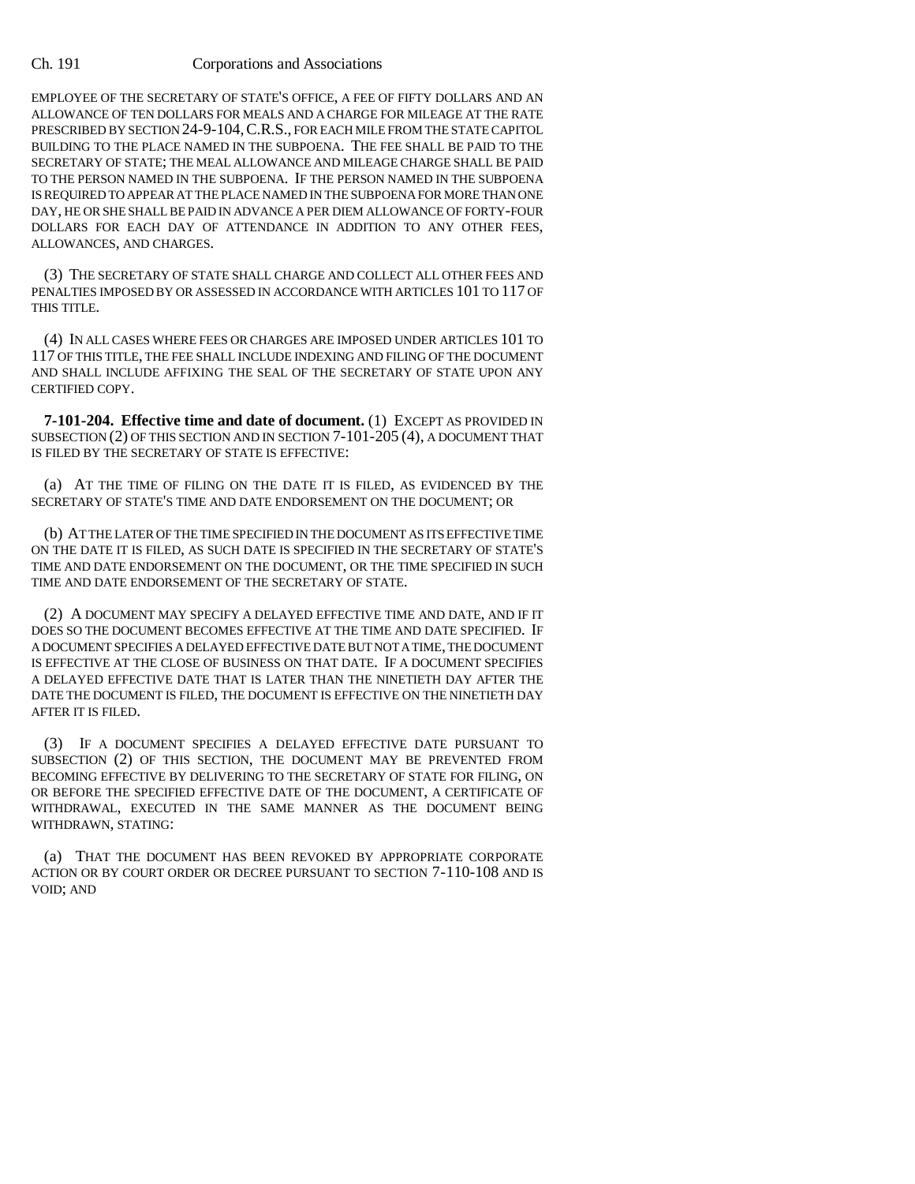EMPLOYEE OF THE SECRETARY OF STATE'S OFFICE, A FEE OF FIFTY DOLLARS AND AN ALLOWANCE OF TEN DOLLARS FOR MEALS AND A CHARGE FOR MILEAGE AT THE RATE PRESCRIBED BY SECTION 24-9-104, C.R.S., FOR EACH MILE FROM THE STATE CAPITOL BUILDING TO THE PLACE NAMED IN THE SUBPOENA. THE FEE SHALL BE PAID TO THE SECRETARY OF STATE; THE MEAL ALLOWANCE AND MILEAGE CHARGE SHALL BE PAID TO THE PERSON NAMED IN THE SUBPOENA. IF THE PERSON NAMED IN THE SUBPOENA IS REQUIRED TO APPEAR AT THE PLACE NAMED IN THE SUBPOENA FOR MORE THAN ONE DAY, HE OR SHE SHALL BE PAID IN ADVANCE A PER DIEM ALLOWANCE OF FORTY-FOUR DOLLARS FOR EACH DAY OF ATTENDANCE IN ADDITION TO ANY OTHER FEES, ALLOWANCES, AND CHARGES.

(3) THE SECRETARY OF STATE SHALL CHARGE AND COLLECT ALL OTHER FEES AND PENALTIES IMPOSED BY OR ASSESSED IN ACCORDANCE WITH ARTICLES 101 TO 117 OF THIS TITLE.

(4) IN ALL CASES WHERE FEES OR CHARGES ARE IMPOSED UNDER ARTICLES 101 TO 117 OF THIS TITLE, THE FEE SHALL INCLUDE INDEXING AND FILING OF THE DOCUMENT AND SHALL INCLUDE AFFIXING THE SEAL OF THE SECRETARY OF STATE UPON ANY CERTIFIED COPY.

**7-101-204. Effective time and date of document.** (1) EXCEPT AS PROVIDED IN SUBSECTION (2) OF THIS SECTION AND IN SECTION 7-101-205 (4), A DOCUMENT THAT IS FILED BY THE SECRETARY OF STATE IS EFFECTIVE:

(a) AT THE TIME OF FILING ON THE DATE IT IS FILED, AS EVIDENCED BY THE SECRETARY OF STATE'S TIME AND DATE ENDORSEMENT ON THE DOCUMENT; OR

(b) AT THE LATER OF THE TIME SPECIFIED IN THE DOCUMENT AS ITS EFFECTIVE TIME ON THE DATE IT IS FILED, AS SUCH DATE IS SPECIFIED IN THE SECRETARY OF STATE'S TIME AND DATE ENDORSEMENT ON THE DOCUMENT, OR THE TIME SPECIFIED IN SUCH TIME AND DATE ENDORSEMENT OF THE SECRETARY OF STATE.

(2) A DOCUMENT MAY SPECIFY A DELAYED EFFECTIVE TIME AND DATE, AND IF IT DOES SO THE DOCUMENT BECOMES EFFECTIVE AT THE TIME AND DATE SPECIFIED. IF A DOCUMENT SPECIFIES A DELAYED EFFECTIVE DATE BUT NOT A TIME, THE DOCUMENT IS EFFECTIVE AT THE CLOSE OF BUSINESS ON THAT DATE. IF A DOCUMENT SPECIFIES A DELAYED EFFECTIVE DATE THAT IS LATER THAN THE NINETIETH DAY AFTER THE DATE THE DOCUMENT IS FILED, THE DOCUMENT IS EFFECTIVE ON THE NINETIETH DAY AFTER IT IS FILED.

(3) IF A DOCUMENT SPECIFIES A DELAYED EFFECTIVE DATE PURSUANT TO SUBSECTION (2) OF THIS SECTION, THE DOCUMENT MAY BE PREVENTED FROM BECOMING EFFECTIVE BY DELIVERING TO THE SECRETARY OF STATE FOR FILING, ON OR BEFORE THE SPECIFIED EFFECTIVE DATE OF THE DOCUMENT, A CERTIFICATE OF WITHDRAWAL, EXECUTED IN THE SAME MANNER AS THE DOCUMENT BEING WITHDRAWN, STATING:

(a) THAT THE DOCUMENT HAS BEEN REVOKED BY APPROPRIATE CORPORATE ACTION OR BY COURT ORDER OR DECREE PURSUANT TO SECTION 7-110-108 AND IS VOID; AND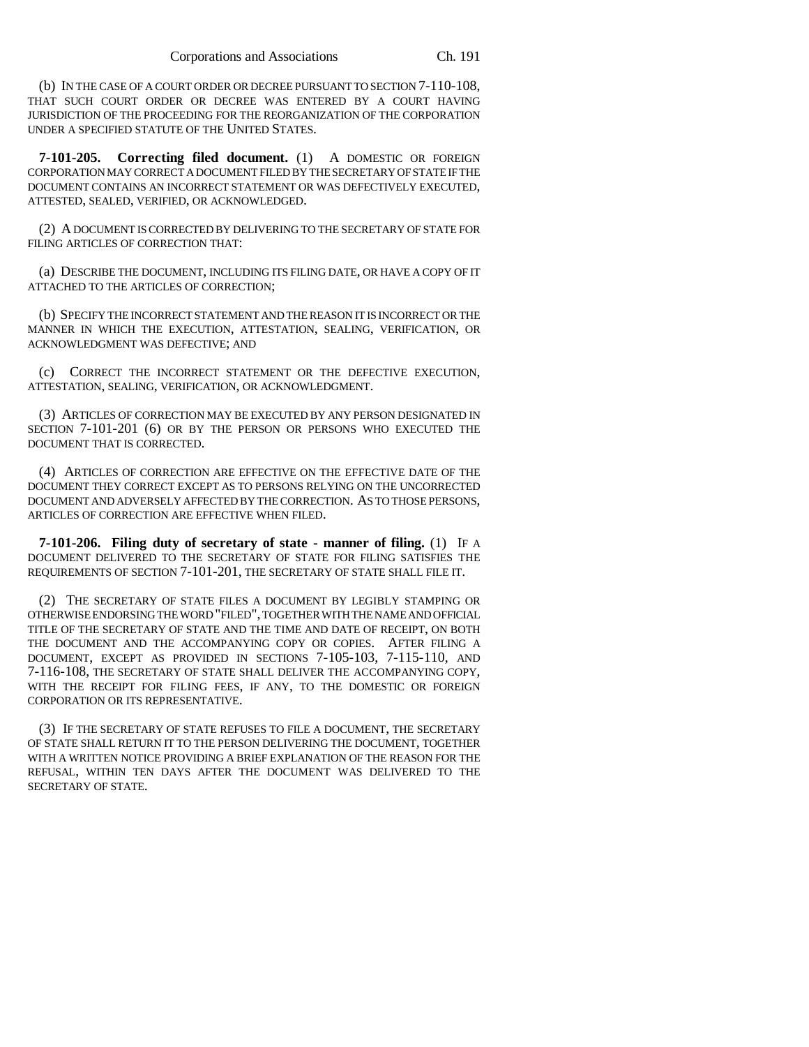(b) IN THE CASE OF A COURT ORDER OR DECREE PURSUANT TO SECTION 7-110-108, THAT SUCH COURT ORDER OR DECREE WAS ENTERED BY A COURT HAVING JURISDICTION OF THE PROCEEDING FOR THE REORGANIZATION OF THE CORPORATION UNDER A SPECIFIED STATUTE OF THE UNITED STATES.

**7-101-205. Correcting filed document.** (1) A DOMESTIC OR FOREIGN CORPORATION MAY CORRECT A DOCUMENT FILED BY THE SECRETARY OF STATE IF THE DOCUMENT CONTAINS AN INCORRECT STATEMENT OR WAS DEFECTIVELY EXECUTED, ATTESTED, SEALED, VERIFIED, OR ACKNOWLEDGED.

(2) A DOCUMENT IS CORRECTED BY DELIVERING TO THE SECRETARY OF STATE FOR FILING ARTICLES OF CORRECTION THAT:

(a) DESCRIBE THE DOCUMENT, INCLUDING ITS FILING DATE, OR HAVE A COPY OF IT ATTACHED TO THE ARTICLES OF CORRECTION;

(b) SPECIFY THE INCORRECT STATEMENT AND THE REASON IT IS INCORRECT OR THE MANNER IN WHICH THE EXECUTION, ATTESTATION, SEALING, VERIFICATION, OR ACKNOWLEDGMENT WAS DEFECTIVE; AND

(c) CORRECT THE INCORRECT STATEMENT OR THE DEFECTIVE EXECUTION, ATTESTATION, SEALING, VERIFICATION, OR ACKNOWLEDGMENT.

(3) ARTICLES OF CORRECTION MAY BE EXECUTED BY ANY PERSON DESIGNATED IN SECTION 7-101-201 (6) OR BY THE PERSON OR PERSONS WHO EXECUTED THE DOCUMENT THAT IS CORRECTED.

(4) ARTICLES OF CORRECTION ARE EFFECTIVE ON THE EFFECTIVE DATE OF THE DOCUMENT THEY CORRECT EXCEPT AS TO PERSONS RELYING ON THE UNCORRECTED DOCUMENT AND ADVERSELY AFFECTED BY THE CORRECTION. AS TO THOSE PERSONS, ARTICLES OF CORRECTION ARE EFFECTIVE WHEN FILED.

**7-101-206. Filing duty of secretary of state - manner of filing.** (1) IF A DOCUMENT DELIVERED TO THE SECRETARY OF STATE FOR FILING SATISFIES THE REQUIREMENTS OF SECTION 7-101-201, THE SECRETARY OF STATE SHALL FILE IT.

(2) THE SECRETARY OF STATE FILES A DOCUMENT BY LEGIBLY STAMPING OR OTHERWISE ENDORSING THE WORD "FILED", TOGETHER WITH THE NAME AND OFFICIAL TITLE OF THE SECRETARY OF STATE AND THE TIME AND DATE OF RECEIPT, ON BOTH THE DOCUMENT AND THE ACCOMPANYING COPY OR COPIES. AFTER FILING A DOCUMENT, EXCEPT AS PROVIDED IN SECTIONS 7-105-103, 7-115-110, AND 7-116-108, THE SECRETARY OF STATE SHALL DELIVER THE ACCOMPANYING COPY, WITH THE RECEIPT FOR FILING FEES, IF ANY, TO THE DOMESTIC OR FOREIGN CORPORATION OR ITS REPRESENTATIVE.

(3) IF THE SECRETARY OF STATE REFUSES TO FILE A DOCUMENT, THE SECRETARY OF STATE SHALL RETURN IT TO THE PERSON DELIVERING THE DOCUMENT, TOGETHER WITH A WRITTEN NOTICE PROVIDING A BRIEF EXPLANATION OF THE REASON FOR THE REFUSAL, WITHIN TEN DAYS AFTER THE DOCUMENT WAS DELIVERED TO THE SECRETARY OF STATE.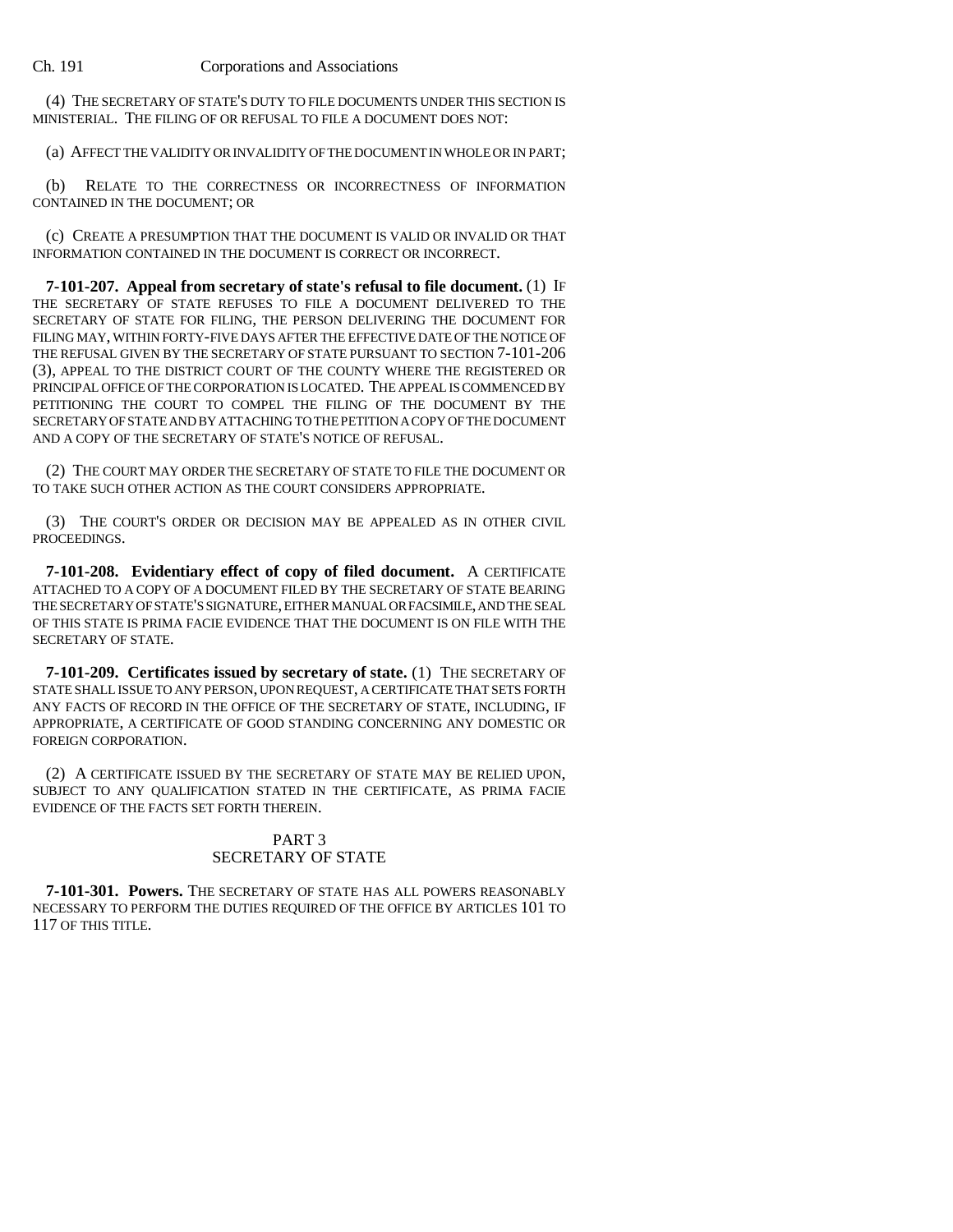(4) THE SECRETARY OF STATE'S DUTY TO FILE DOCUMENTS UNDER THIS SECTION IS MINISTERIAL. THE FILING OF OR REFUSAL TO FILE A DOCUMENT DOES NOT:

(a) AFFECT THE VALIDITY OR INVALIDITY OF THE DOCUMENT IN WHOLE OR IN PART;

(b) RELATE TO THE CORRECTNESS OR INCORRECTNESS OF INFORMATION CONTAINED IN THE DOCUMENT; OR

(c) CREATE A PRESUMPTION THAT THE DOCUMENT IS VALID OR INVALID OR THAT INFORMATION CONTAINED IN THE DOCUMENT IS CORRECT OR INCORRECT.

**7-101-207. Appeal from secretary of state's refusal to file document.** (1) IF THE SECRETARY OF STATE REFUSES TO FILE A DOCUMENT DELIVERED TO THE SECRETARY OF STATE FOR FILING, THE PERSON DELIVERING THE DOCUMENT FOR FILING MAY, WITHIN FORTY-FIVE DAYS AFTER THE EFFECTIVE DATE OF THE NOTICE OF THE REFUSAL GIVEN BY THE SECRETARY OF STATE PURSUANT TO SECTION 7-101-206 (3), APPEAL TO THE DISTRICT COURT OF THE COUNTY WHERE THE REGISTERED OR PRINCIPAL OFFICE OF THE CORPORATION IS LOCATED. THE APPEAL IS COMMENCED BY PETITIONING THE COURT TO COMPEL THE FILING OF THE DOCUMENT BY THE SECRETARY OF STATE AND BY ATTACHING TO THE PETITION A COPY OF THE DOCUMENT AND A COPY OF THE SECRETARY OF STATE'S NOTICE OF REFUSAL.

(2) THE COURT MAY ORDER THE SECRETARY OF STATE TO FILE THE DOCUMENT OR TO TAKE SUCH OTHER ACTION AS THE COURT CONSIDERS APPROPRIATE.

(3) THE COURT'S ORDER OR DECISION MAY BE APPEALED AS IN OTHER CIVIL PROCEEDINGS.

**7-101-208. Evidentiary effect of copy of filed document.** A CERTIFICATE ATTACHED TO A COPY OF A DOCUMENT FILED BY THE SECRETARY OF STATE BEARING THE SECRETARY OF STATE'S SIGNATURE, EITHER MANUAL OR FACSIMILE, AND THE SEAL OF THIS STATE IS PRIMA FACIE EVIDENCE THAT THE DOCUMENT IS ON FILE WITH THE SECRETARY OF STATE.

**7-101-209. Certificates issued by secretary of state.** (1) THE SECRETARY OF STATE SHALL ISSUE TO ANY PERSON, UPON REQUEST, A CERTIFICATE THAT SETS FORTH ANY FACTS OF RECORD IN THE OFFICE OF THE SECRETARY OF STATE, INCLUDING, IF APPROPRIATE, A CERTIFICATE OF GOOD STANDING CONCERNING ANY DOMESTIC OR FOREIGN CORPORATION.

(2) A CERTIFICATE ISSUED BY THE SECRETARY OF STATE MAY BE RELIED UPON, SUBJECT TO ANY QUALIFICATION STATED IN THE CERTIFICATE, AS PRIMA FACIE EVIDENCE OF THE FACTS SET FORTH THEREIN.

## PART 3
## SECRETARY OF STATE

**7-101-301. Powers.** THE SECRETARY OF STATE HAS ALL POWERS REASONABLY NECESSARY TO PERFORM THE DUTIES REQUIRED OF THE OFFICE BY ARTICLES 101 TO 117 OF THIS TITLE.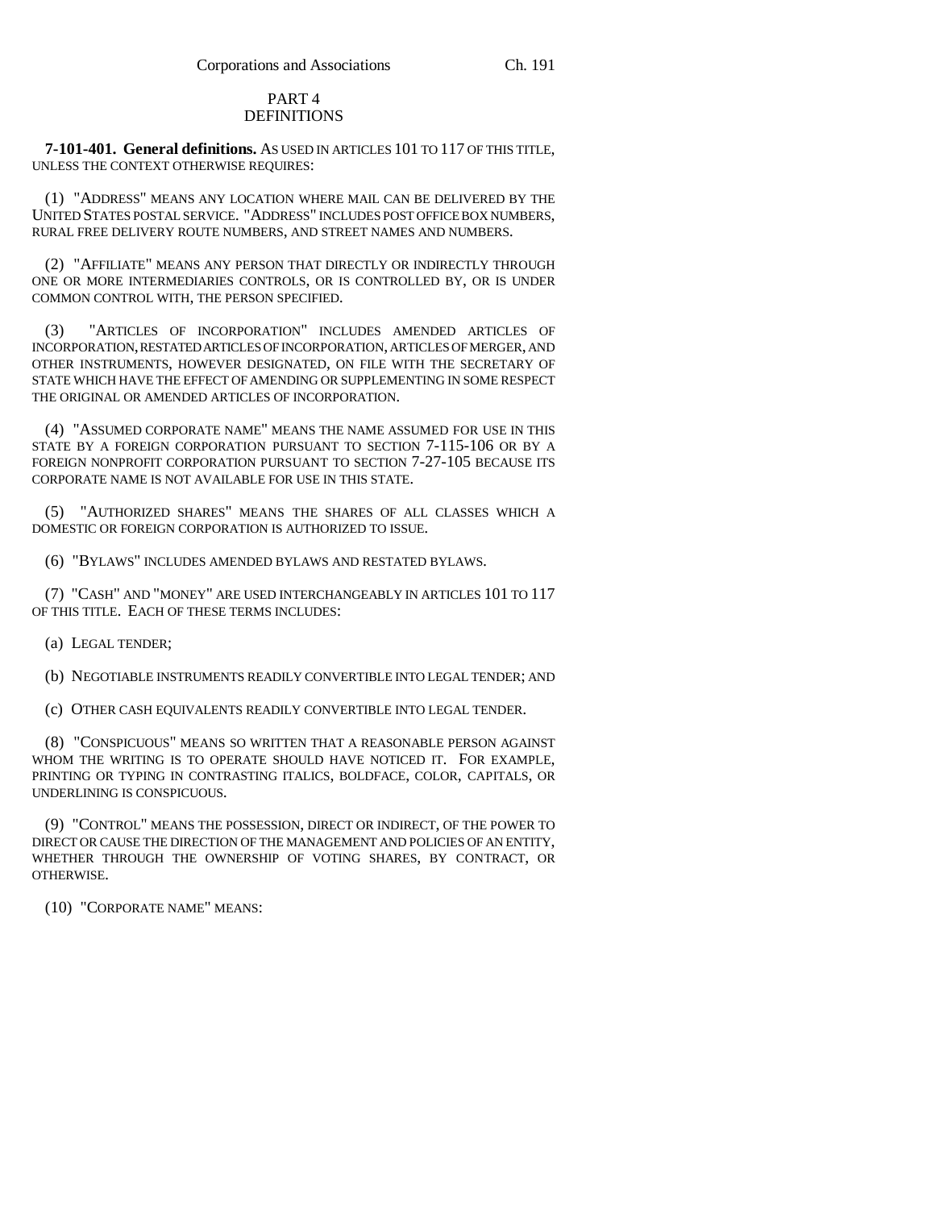## PART 4
## DEFINITIONS

**7-101-401. General definitions.** AS USED IN ARTICLES 101 TO 117 OF THIS TITLE, UNLESS THE CONTEXT OTHERWISE REQUIRES:

(1) "ADDRESS" MEANS ANY LOCATION WHERE MAIL CAN BE DELIVERED BY THE UNITED STATES POSTAL SERVICE. "ADDRESS" INCLUDES POST OFFICE BOX NUMBERS, RURAL FREE DELIVERY ROUTE NUMBERS, AND STREET NAMES AND NUMBERS.

(2) "AFFILIATE" MEANS ANY PERSON THAT DIRECTLY OR INDIRECTLY THROUGH ONE OR MORE INTERMEDIARIES CONTROLS, OR IS CONTROLLED BY, OR IS UNDER COMMON CONTROL WITH, THE PERSON SPECIFIED.

(3) "ARTICLES OF INCORPORATION" INCLUDES AMENDED ARTICLES OF INCORPORATION, RESTATED ARTICLES OF INCORPORATION, ARTICLES OF MERGER, AND OTHER INSTRUMENTS, HOWEVER DESIGNATED, ON FILE WITH THE SECRETARY OF STATE WHICH HAVE THE EFFECT OF AMENDING OR SUPPLEMENTING IN SOME RESPECT THE ORIGINAL OR AMENDED ARTICLES OF INCORPORATION.

(4) "ASSUMED CORPORATE NAME" MEANS THE NAME ASSUMED FOR USE IN THIS STATE BY A FOREIGN CORPORATION PURSUANT TO SECTION 7-115-106 OR BY A FOREIGN NONPROFIT CORPORATION PURSUANT TO SECTION 7-27-105 BECAUSE ITS CORPORATE NAME IS NOT AVAILABLE FOR USE IN THIS STATE.

(5) "AUTHORIZED SHARES" MEANS THE SHARES OF ALL CLASSES WHICH A DOMESTIC OR FOREIGN CORPORATION IS AUTHORIZED TO ISSUE.

(6) "BYLAWS" INCLUDES AMENDED BYLAWS AND RESTATED BYLAWS.

(7) "CASH" AND "MONEY" ARE USED INTERCHANGEABLY IN ARTICLES 101 TO 117 OF THIS TITLE. EACH OF THESE TERMS INCLUDES:

(a) LEGAL TENDER;

(b) NEGOTIABLE INSTRUMENTS READILY CONVERTIBLE INTO LEGAL TENDER; AND

(c) OTHER CASH EQUIVALENTS READILY CONVERTIBLE INTO LEGAL TENDER.

(8) "CONSPICUOUS" MEANS SO WRITTEN THAT A REASONABLE PERSON AGAINST WHOM THE WRITING IS TO OPERATE SHOULD HAVE NOTICED IT. FOR EXAMPLE, PRINTING OR TYPING IN CONTRASTING ITALICS, BOLDFACE, COLOR, CAPITALS, OR UNDERLINING IS CONSPICUOUS.

(9) "CONTROL" MEANS THE POSSESSION, DIRECT OR INDIRECT, OF THE POWER TO DIRECT OR CAUSE THE DIRECTION OF THE MANAGEMENT AND POLICIES OF AN ENTITY, WHETHER THROUGH THE OWNERSHIP OF VOTING SHARES, BY CONTRACT, OR OTHERWISE.

(10) "CORPORATE NAME" MEANS: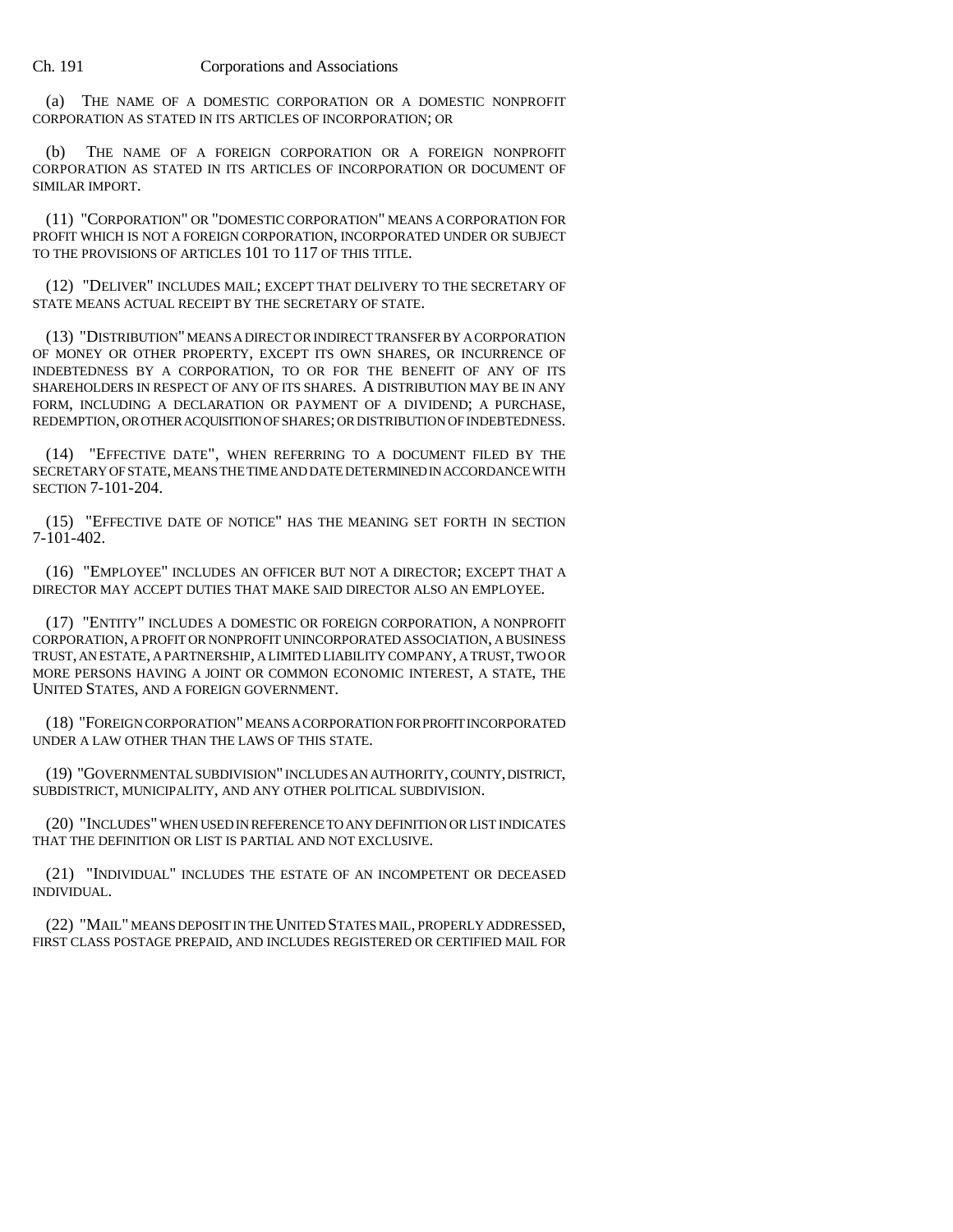(a) THE NAME OF A DOMESTIC CORPORATION OR A DOMESTIC NONPROFIT CORPORATION AS STATED IN ITS ARTICLES OF INCORPORATION; OR

(b) THE NAME OF A FOREIGN CORPORATION OR A FOREIGN NONPROFIT CORPORATION AS STATED IN ITS ARTICLES OF INCORPORATION OR DOCUMENT OF SIMILAR IMPORT.

(11) "CORPORATION" OR "DOMESTIC CORPORATION" MEANS A CORPORATION FOR PROFIT WHICH IS NOT A FOREIGN CORPORATION, INCORPORATED UNDER OR SUBJECT TO THE PROVISIONS OF ARTICLES 101 TO 117 OF THIS TITLE.

(12) "DELIVER" INCLUDES MAIL; EXCEPT THAT DELIVERY TO THE SECRETARY OF STATE MEANS ACTUAL RECEIPT BY THE SECRETARY OF STATE.

(13) "DISTRIBUTION" MEANS A DIRECT OR INDIRECT TRANSFER BY A CORPORATION OF MONEY OR OTHER PROPERTY, EXCEPT ITS OWN SHARES, OR INCURRENCE OF INDEBTEDNESS BY A CORPORATION, TO OR FOR THE BENEFIT OF ANY OF ITS SHAREHOLDERS IN RESPECT OF ANY OF ITS SHARES. A DISTRIBUTION MAY BE IN ANY FORM, INCLUDING A DECLARATION OR PAYMENT OF A DIVIDEND; A PURCHASE, REDEMPTION, OR OTHER ACQUISITION OF SHARES; OR DISTRIBUTION OF INDEBTEDNESS.

(14) "EFFECTIVE DATE", WHEN REFERRING TO A DOCUMENT FILED BY THE SECRETARY OF STATE, MEANS THE TIME AND DATE DETERMINED IN ACCORDANCE WITH SECTION 7-101-204.

(15) "EFFECTIVE DATE OF NOTICE" HAS THE MEANING SET FORTH IN SECTION 7-101-402.

(16) "EMPLOYEE" INCLUDES AN OFFICER BUT NOT A DIRECTOR; EXCEPT THAT A DIRECTOR MAY ACCEPT DUTIES THAT MAKE SAID DIRECTOR ALSO AN EMPLOYEE.

(17) "ENTITY" INCLUDES A DOMESTIC OR FOREIGN CORPORATION, A NONPROFIT CORPORATION, A PROFIT OR NONPROFIT UNINCORPORATED ASSOCIATION, A BUSINESS TRUST, AN ESTATE, A PARTNERSHIP, A LIMITED LIABILITY COMPANY, A TRUST, TWO OR MORE PERSONS HAVING A JOINT OR COMMON ECONOMIC INTEREST, A STATE, THE UNITED STATES, AND A FOREIGN GOVERNMENT.

(18) "FOREIGN CORPORATION" MEANS A CORPORATION FOR PROFIT INCORPORATED UNDER A LAW OTHER THAN THE LAWS OF THIS STATE.

(19) "GOVERNMENTAL SUBDIVISION" INCLUDES AN AUTHORITY, COUNTY, DISTRICT, SUBDISTRICT, MUNICIPALITY, AND ANY OTHER POLITICAL SUBDIVISION.

(20) "INCLUDES" WHEN USED IN REFERENCE TO ANY DEFINITION OR LIST INDICATES THAT THE DEFINITION OR LIST IS PARTIAL AND NOT EXCLUSIVE.

(21) "INDIVIDUAL" INCLUDES THE ESTATE OF AN INCOMPETENT OR DECEASED INDIVIDUAL.

(22) "MAIL" MEANS DEPOSIT IN THE UNITED STATES MAIL, PROPERLY ADDRESSED, FIRST CLASS POSTAGE PREPAID, AND INCLUDES REGISTERED OR CERTIFIED MAIL FOR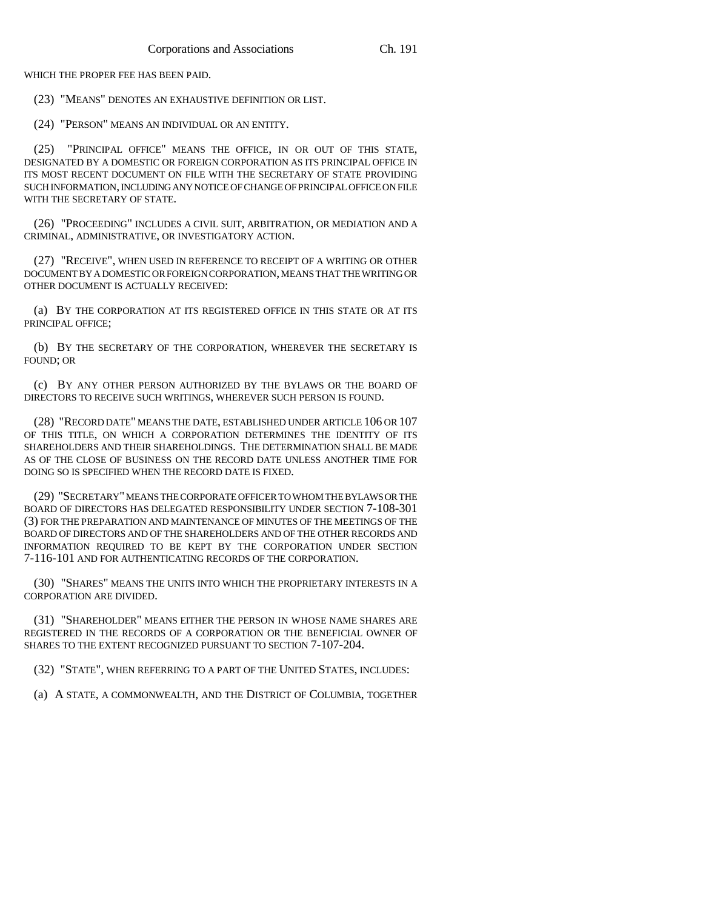WHICH THE PROPER FEE HAS BEEN PAID.

(23) "MEANS" DENOTES AN EXHAUSTIVE DEFINITION OR LIST.

(24) "PERSON" MEANS AN INDIVIDUAL OR AN ENTITY.

(25) "PRINCIPAL OFFICE" MEANS THE OFFICE, IN OR OUT OF THIS STATE, DESIGNATED BY A DOMESTIC OR FOREIGN CORPORATION AS ITS PRINCIPAL OFFICE IN ITS MOST RECENT DOCUMENT ON FILE WITH THE SECRETARY OF STATE PROVIDING SUCH INFORMATION, INCLUDING ANY NOTICE OF CHANGE OF PRINCIPAL OFFICE ON FILE WITH THE SECRETARY OF STATE.

(26) "PROCEEDING" INCLUDES A CIVIL SUIT, ARBITRATION, OR MEDIATION AND A CRIMINAL, ADMINISTRATIVE, OR INVESTIGATORY ACTION.

(27) "RECEIVE", WHEN USED IN REFERENCE TO RECEIPT OF A WRITING OR OTHER DOCUMENT BY A DOMESTIC OR FOREIGN CORPORATION, MEANS THAT THE WRITING OR OTHER DOCUMENT IS ACTUALLY RECEIVED:

(a) BY THE CORPORATION AT ITS REGISTERED OFFICE IN THIS STATE OR AT ITS PRINCIPAL OFFICE;

(b) BY THE SECRETARY OF THE CORPORATION, WHEREVER THE SECRETARY IS FOUND; OR

(c) BY ANY OTHER PERSON AUTHORIZED BY THE BYLAWS OR THE BOARD OF DIRECTORS TO RECEIVE SUCH WRITINGS, WHEREVER SUCH PERSON IS FOUND.

(28) "RECORD DATE" MEANS THE DATE, ESTABLISHED UNDER ARTICLE 106 OR 107 OF THIS TITLE, ON WHICH A CORPORATION DETERMINES THE IDENTITY OF ITS SHAREHOLDERS AND THEIR SHAREHOLDINGS. THE DETERMINATION SHALL BE MADE AS OF THE CLOSE OF BUSINESS ON THE RECORD DATE UNLESS ANOTHER TIME FOR DOING SO IS SPECIFIED WHEN THE RECORD DATE IS FIXED.

(29) "SECRETARY" MEANS THE CORPORATE OFFICER TO WHOM THE BYLAWS OR THE BOARD OF DIRECTORS HAS DELEGATED RESPONSIBILITY UNDER SECTION 7-108-301 (3) FOR THE PREPARATION AND MAINTENANCE OF MINUTES OF THE MEETINGS OF THE BOARD OF DIRECTORS AND OF THE SHAREHOLDERS AND OF THE OTHER RECORDS AND INFORMATION REQUIRED TO BE KEPT BY THE CORPORATION UNDER SECTION 7-116-101 AND FOR AUTHENTICATING RECORDS OF THE CORPORATION.

(30) "SHARES" MEANS THE UNITS INTO WHICH THE PROPRIETARY INTERESTS IN A CORPORATION ARE DIVIDED.

(31) "SHAREHOLDER" MEANS EITHER THE PERSON IN WHOSE NAME SHARES ARE REGISTERED IN THE RECORDS OF A CORPORATION OR THE BENEFICIAL OWNER OF SHARES TO THE EXTENT RECOGNIZED PURSUANT TO SECTION 7-107-204.

(32) "STATE", WHEN REFERRING TO A PART OF THE UNITED STATES, INCLUDES:

(a) A STATE, A COMMONWEALTH, AND THE DISTRICT OF COLUMBIA, TOGETHER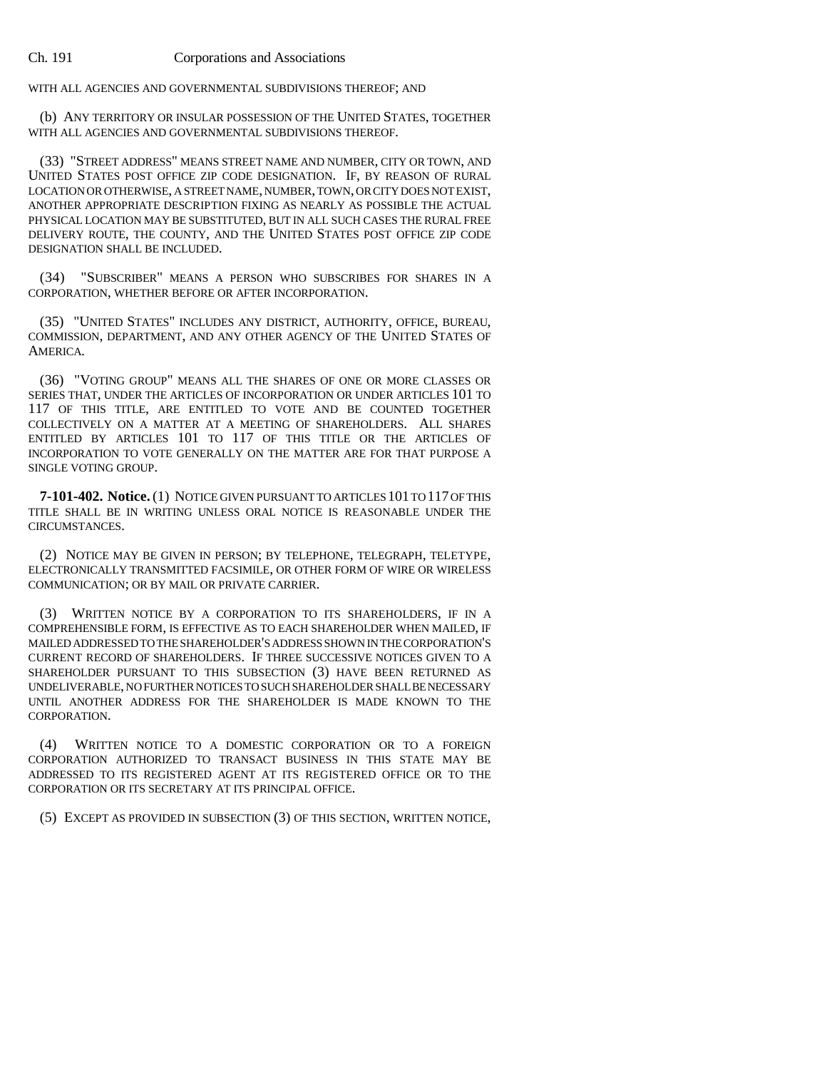WITH ALL AGENCIES AND GOVERNMENTAL SUBDIVISIONS THEREOF; AND

(b) ANY TERRITORY OR INSULAR POSSESSION OF THE UNITED STATES, TOGETHER WITH ALL AGENCIES AND GOVERNMENTAL SUBDIVISIONS THEREOF.

(33) "STREET ADDRESS" MEANS STREET NAME AND NUMBER, CITY OR TOWN, AND UNITED STATES POST OFFICE ZIP CODE DESIGNATION. IF, BY REASON OF RURAL LOCATION OR OTHERWISE, A STREET NAME, NUMBER, TOWN, OR CITY DOES NOT EXIST, ANOTHER APPROPRIATE DESCRIPTION FIXING AS NEARLY AS POSSIBLE THE ACTUAL PHYSICAL LOCATION MAY BE SUBSTITUTED, BUT IN ALL SUCH CASES THE RURAL FREE DELIVERY ROUTE, THE COUNTY, AND THE UNITED STATES POST OFFICE ZIP CODE DESIGNATION SHALL BE INCLUDED.

(34) "SUBSCRIBER" MEANS A PERSON WHO SUBSCRIBES FOR SHARES IN A CORPORATION, WHETHER BEFORE OR AFTER INCORPORATION.

(35) "UNITED STATES" INCLUDES ANY DISTRICT, AUTHORITY, OFFICE, BUREAU, COMMISSION, DEPARTMENT, AND ANY OTHER AGENCY OF THE UNITED STATES OF AMERICA.

(36) "VOTING GROUP" MEANS ALL THE SHARES OF ONE OR MORE CLASSES OR SERIES THAT, UNDER THE ARTICLES OF INCORPORATION OR UNDER ARTICLES 101 TO 117 OF THIS TITLE, ARE ENTITLED TO VOTE AND BE COUNTED TOGETHER COLLECTIVELY ON A MATTER AT A MEETING OF SHAREHOLDERS. ALL SHARES ENTITLED BY ARTICLES 101 TO 117 OF THIS TITLE OR THE ARTICLES OF INCORPORATION TO VOTE GENERALLY ON THE MATTER ARE FOR THAT PURPOSE A SINGLE VOTING GROUP.

**7-101-402. Notice.** (1) NOTICE GIVEN PURSUANT TO ARTICLES 101 TO 117 OF THIS TITLE SHALL BE IN WRITING UNLESS ORAL NOTICE IS REASONABLE UNDER THE CIRCUMSTANCES.

(2) NOTICE MAY BE GIVEN IN PERSON; BY TELEPHONE, TELEGRAPH, TELETYPE, ELECTRONICALLY TRANSMITTED FACSIMILE, OR OTHER FORM OF WIRE OR WIRELESS COMMUNICATION; OR BY MAIL OR PRIVATE CARRIER.

(3) WRITTEN NOTICE BY A CORPORATION TO ITS SHAREHOLDERS, IF IN A COMPREHENSIBLE FORM, IS EFFECTIVE AS TO EACH SHAREHOLDER WHEN MAILED, IF MAILED ADDRESSED TO THE SHAREHOLDER'S ADDRESS SHOWN IN THE CORPORATION'S CURRENT RECORD OF SHAREHOLDERS. IF THREE SUCCESSIVE NOTICES GIVEN TO A SHAREHOLDER PURSUANT TO THIS SUBSECTION (3) HAVE BEEN RETURNED AS UNDELIVERABLE, NO FURTHER NOTICES TO SUCH SHAREHOLDER SHALL BE NECESSARY UNTIL ANOTHER ADDRESS FOR THE SHAREHOLDER IS MADE KNOWN TO THE CORPORATION.

(4) WRITTEN NOTICE TO A DOMESTIC CORPORATION OR TO A FOREIGN CORPORATION AUTHORIZED TO TRANSACT BUSINESS IN THIS STATE MAY BE ADDRESSED TO ITS REGISTERED AGENT AT ITS REGISTERED OFFICE OR TO THE CORPORATION OR ITS SECRETARY AT ITS PRINCIPAL OFFICE.

(5) EXCEPT AS PROVIDED IN SUBSECTION (3) OF THIS SECTION, WRITTEN NOTICE,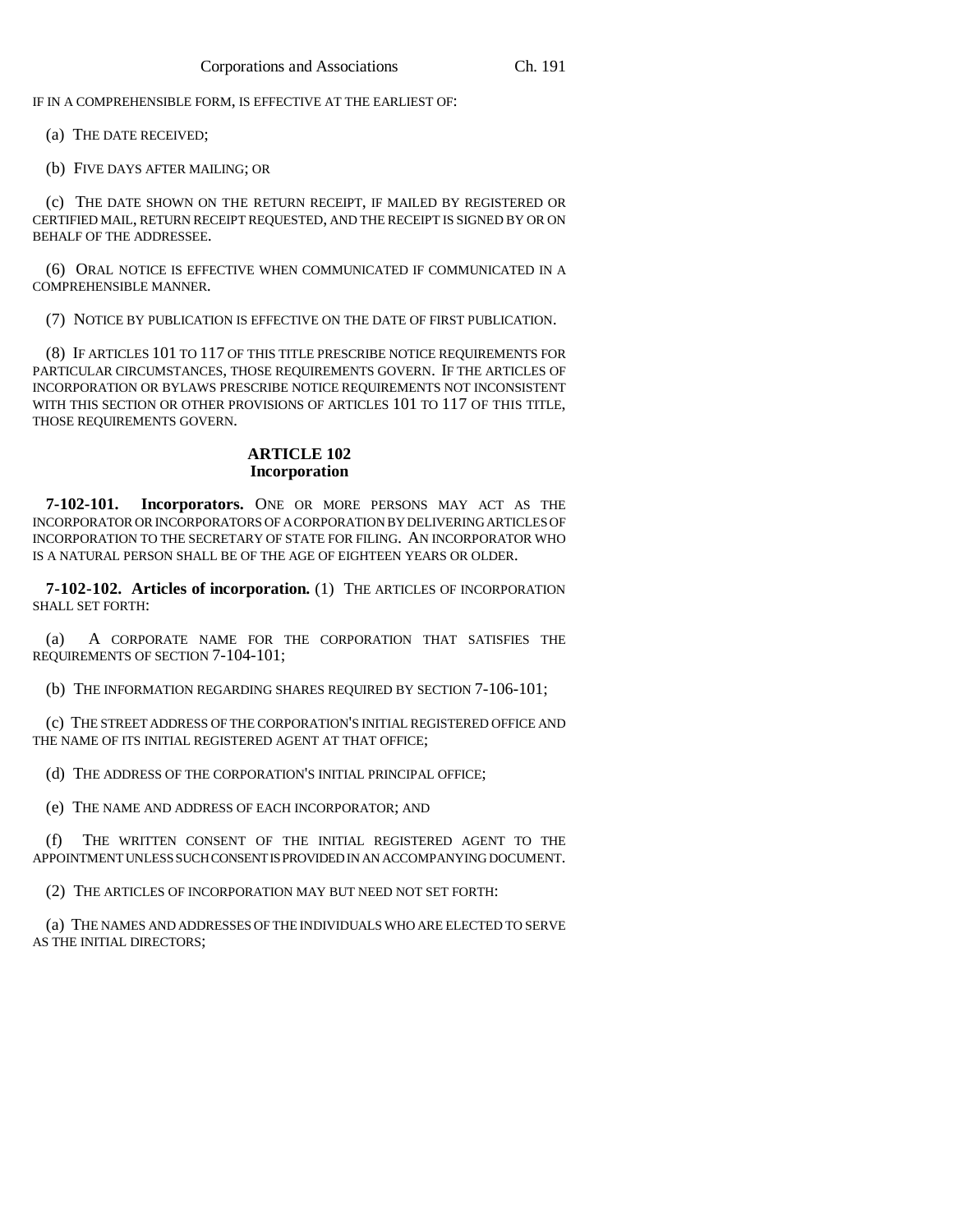IF IN A COMPREHENSIBLE FORM, IS EFFECTIVE AT THE EARLIEST OF:

(a) THE DATE RECEIVED;

(b) FIVE DAYS AFTER MAILING; OR

(c) THE DATE SHOWN ON THE RETURN RECEIPT, IF MAILED BY REGISTERED OR CERTIFIED MAIL, RETURN RECEIPT REQUESTED, AND THE RECEIPT IS SIGNED BY OR ON BEHALF OF THE ADDRESSEE.

(6) ORAL NOTICE IS EFFECTIVE WHEN COMMUNICATED IF COMMUNICATED IN A COMPREHENSIBLE MANNER.

(7) NOTICE BY PUBLICATION IS EFFECTIVE ON THE DATE OF FIRST PUBLICATION.

(8) IF ARTICLES 101 TO 117 OF THIS TITLE PRESCRIBE NOTICE REQUIREMENTS FOR PARTICULAR CIRCUMSTANCES, THOSE REQUIREMENTS GOVERN. IF THE ARTICLES OF INCORPORATION OR BYLAWS PRESCRIBE NOTICE REQUIREMENTS NOT INCONSISTENT WITH THIS SECTION OR OTHER PROVISIONS OF ARTICLES 101 TO 117 OF THIS TITLE, THOSE REQUIREMENTS GOVERN.

## ARTICLE 102
## Incorporation

**7-102-101. Incorporators.** ONE OR MORE PERSONS MAY ACT AS THE INCORPORATOR OR INCORPORATORS OF A CORPORATION BY DELIVERING ARTICLES OF INCORPORATION TO THE SECRETARY OF STATE FOR FILING. AN INCORPORATOR WHO IS A NATURAL PERSON SHALL BE OF THE AGE OF EIGHTEEN YEARS OR OLDER.

**7-102-102. Articles of incorporation.** (1) THE ARTICLES OF INCORPORATION SHALL SET FORTH:

(a) A CORPORATE NAME FOR THE CORPORATION THAT SATISFIES THE REQUIREMENTS OF SECTION 7-104-101;

(b) THE INFORMATION REGARDING SHARES REQUIRED BY SECTION 7-106-101;

(c) THE STREET ADDRESS OF THE CORPORATION'S INITIAL REGISTERED OFFICE AND THE NAME OF ITS INITIAL REGISTERED AGENT AT THAT OFFICE;

(d) THE ADDRESS OF THE CORPORATION'S INITIAL PRINCIPAL OFFICE;

(e) THE NAME AND ADDRESS OF EACH INCORPORATOR; AND

(f) THE WRITTEN CONSENT OF THE INITIAL REGISTERED AGENT TO THE APPOINTMENT UNLESS SUCH CONSENT IS PROVIDED IN AN ACCOMPANYING DOCUMENT.

(2) THE ARTICLES OF INCORPORATION MAY BUT NEED NOT SET FORTH:

(a) THE NAMES AND ADDRESSES OF THE INDIVIDUALS WHO ARE ELECTED TO SERVE AS THE INITIAL DIRECTORS;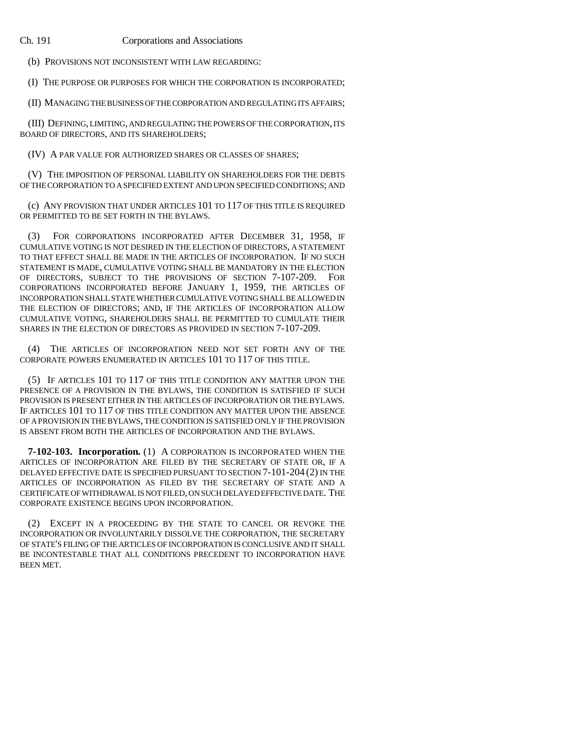(b) PROVISIONS NOT INCONSISTENT WITH LAW REGARDING:

(I) THE PURPOSE OR PURPOSES FOR WHICH THE CORPORATION IS INCORPORATED;

(II) MANAGING THE BUSINESS OF THE CORPORATION AND REGULATING ITS AFFAIRS;

(III) DEFINING, LIMITING, AND REGULATING THE POWERS OF THE CORPORATION, ITS BOARD OF DIRECTORS, AND ITS SHAREHOLDERS;

(IV) A PAR VALUE FOR AUTHORIZED SHARES OR CLASSES OF SHARES;

(V) THE IMPOSITION OF PERSONAL LIABILITY ON SHAREHOLDERS FOR THE DEBTS OF THE CORPORATION TO A SPECIFIED EXTENT AND UPON SPECIFIED CONDITIONS; AND

(c) ANY PROVISION THAT UNDER ARTICLES 101 TO 117 OF THIS TITLE IS REQUIRED OR PERMITTED TO BE SET FORTH IN THE BYLAWS.

(3) FOR CORPORATIONS INCORPORATED AFTER DECEMBER 31, 1958, IF CUMULATIVE VOTING IS NOT DESIRED IN THE ELECTION OF DIRECTORS, A STATEMENT TO THAT EFFECT SHALL BE MADE IN THE ARTICLES OF INCORPORATION. IF NO SUCH STATEMENT IS MADE, CUMULATIVE VOTING SHALL BE MANDATORY IN THE ELECTION OF DIRECTORS, SUBJECT TO THE PROVISIONS OF SECTION 7-107-209. FOR CORPORATIONS INCORPORATED BEFORE JANUARY 1, 1959, THE ARTICLES OF INCORPORATION SHALL STATE WHETHER CUMULATIVE VOTING SHALL BE ALLOWED IN THE ELECTION OF DIRECTORS; AND, IF THE ARTICLES OF INCORPORATION ALLOW CUMULATIVE VOTING, SHAREHOLDERS SHALL BE PERMITTED TO CUMULATE THEIR SHARES IN THE ELECTION OF DIRECTORS AS PROVIDED IN SECTION 7-107-209.

(4) THE ARTICLES OF INCORPORATION NEED NOT SET FORTH ANY OF THE CORPORATE POWERS ENUMERATED IN ARTICLES 101 TO 117 OF THIS TITLE.

(5) IF ARTICLES 101 TO 117 OF THIS TITLE CONDITION ANY MATTER UPON THE PRESENCE OF A PROVISION IN THE BYLAWS, THE CONDITION IS SATISFIED IF SUCH PROVISION IS PRESENT EITHER IN THE ARTICLES OF INCORPORATION OR THE BYLAWS. IF ARTICLES 101 TO 117 OF THIS TITLE CONDITION ANY MATTER UPON THE ABSENCE OF A PROVISION IN THE BYLAWS, THE CONDITION IS SATISFIED ONLY IF THE PROVISION IS ABSENT FROM BOTH THE ARTICLES OF INCORPORATION AND THE BYLAWS.

**7-102-103. Incorporation.** (1) A CORPORATION IS INCORPORATED WHEN THE ARTICLES OF INCORPORATION ARE FILED BY THE SECRETARY OF STATE OR, IF A DELAYED EFFECTIVE DATE IS SPECIFIED PURSUANT TO SECTION 7-101-204 (2) IN THE ARTICLES OF INCORPORATION AS FILED BY THE SECRETARY OF STATE AND A CERTIFICATE OF WITHDRAWAL IS NOT FILED, ON SUCH DELAYED EFFECTIVE DATE. THE CORPORATE EXISTENCE BEGINS UPON INCORPORATION.

(2) EXCEPT IN A PROCEEDING BY THE STATE TO CANCEL OR REVOKE THE INCORPORATION OR INVOLUNTARILY DISSOLVE THE CORPORATION, THE SECRETARY OF STATE'S FILING OF THE ARTICLES OF INCORPORATION IS CONCLUSIVE AND IT SHALL BE INCONTESTABLE THAT ALL CONDITIONS PRECEDENT TO INCORPORATION HAVE BEEN MET.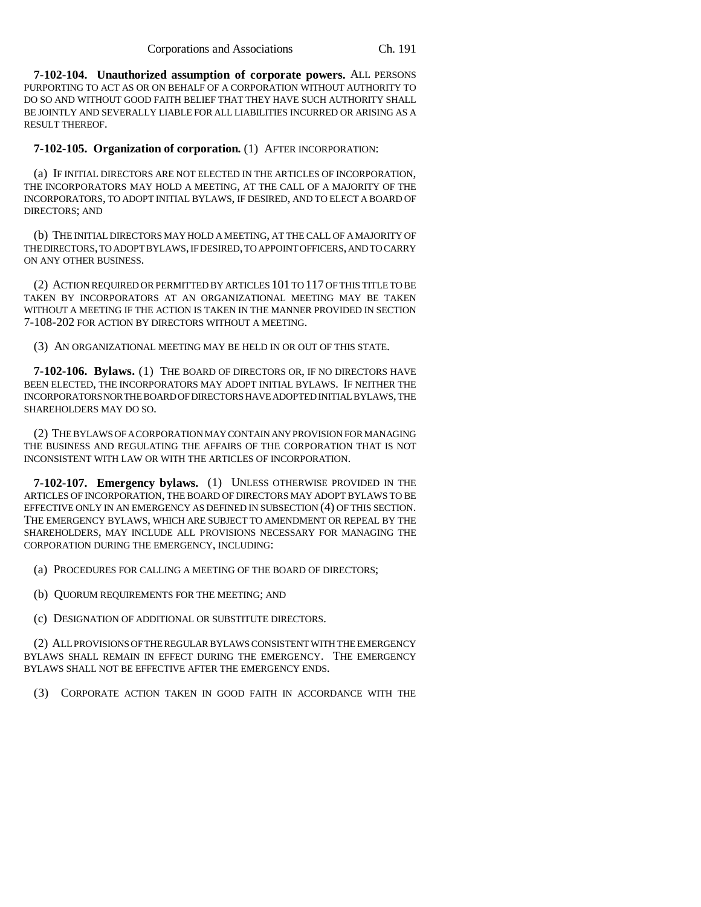**7-102-104. Unauthorized assumption of corporate powers.** ALL PERSONS PURPORTING TO ACT AS OR ON BEHALF OF A CORPORATION WITHOUT AUTHORITY TO DO SO AND WITHOUT GOOD FAITH BELIEF THAT THEY HAVE SUCH AUTHORITY SHALL BE JOINTLY AND SEVERALLY LIABLE FOR ALL LIABILITIES INCURRED OR ARISING AS A RESULT THEREOF.

**7-102-105. Organization of corporation.** (1) AFTER INCORPORATION:

(a) IF INITIAL DIRECTORS ARE NOT ELECTED IN THE ARTICLES OF INCORPORATION, THE INCORPORATORS MAY HOLD A MEETING, AT THE CALL OF A MAJORITY OF THE INCORPORATORS, TO ADOPT INITIAL BYLAWS, IF DESIRED, AND TO ELECT A BOARD OF DIRECTORS; AND

(b) THE INITIAL DIRECTORS MAY HOLD A MEETING, AT THE CALL OF A MAJORITY OF THE DIRECTORS, TO ADOPT BYLAWS, IF DESIRED, TO APPOINT OFFICERS, AND TO CARRY ON ANY OTHER BUSINESS.

(2) ACTION REQUIRED OR PERMITTED BY ARTICLES 101 TO 117 OF THIS TITLE TO BE TAKEN BY INCORPORATORS AT AN ORGANIZATIONAL MEETING MAY BE TAKEN WITHOUT A MEETING IF THE ACTION IS TAKEN IN THE MANNER PROVIDED IN SECTION 7-108-202 FOR ACTION BY DIRECTORS WITHOUT A MEETING.

(3) AN ORGANIZATIONAL MEETING MAY BE HELD IN OR OUT OF THIS STATE.

**7-102-106. Bylaws.** (1) THE BOARD OF DIRECTORS OR, IF NO DIRECTORS HAVE BEEN ELECTED, THE INCORPORATORS MAY ADOPT INITIAL BYLAWS. IF NEITHER THE INCORPORATORS NOR THE BOARD OF DIRECTORS HAVE ADOPTED INITIAL BYLAWS, THE SHAREHOLDERS MAY DO SO.

(2) THE BYLAWS OF A CORPORATION MAY CONTAIN ANY PROVISION FOR MANAGING THE BUSINESS AND REGULATING THE AFFAIRS OF THE CORPORATION THAT IS NOT INCONSISTENT WITH LAW OR WITH THE ARTICLES OF INCORPORATION.

**7-102-107. Emergency bylaws.** (1) UNLESS OTHERWISE PROVIDED IN THE ARTICLES OF INCORPORATION, THE BOARD OF DIRECTORS MAY ADOPT BYLAWS TO BE EFFECTIVE ONLY IN AN EMERGENCY AS DEFINED IN SUBSECTION (4) OF THIS SECTION. THE EMERGENCY BYLAWS, WHICH ARE SUBJECT TO AMENDMENT OR REPEAL BY THE SHAREHOLDERS, MAY INCLUDE ALL PROVISIONS NECESSARY FOR MANAGING THE CORPORATION DURING THE EMERGENCY, INCLUDING:

(a) PROCEDURES FOR CALLING A MEETING OF THE BOARD OF DIRECTORS;

(b) QUORUM REQUIREMENTS FOR THE MEETING; AND

(c) DESIGNATION OF ADDITIONAL OR SUBSTITUTE DIRECTORS.

(2) ALL PROVISIONS OF THE REGULAR BYLAWS CONSISTENT WITH THE EMERGENCY BYLAWS SHALL REMAIN IN EFFECT DURING THE EMERGENCY. THE EMERGENCY BYLAWS SHALL NOT BE EFFECTIVE AFTER THE EMERGENCY ENDS.

(3) CORPORATE ACTION TAKEN IN GOOD FAITH IN ACCORDANCE WITH THE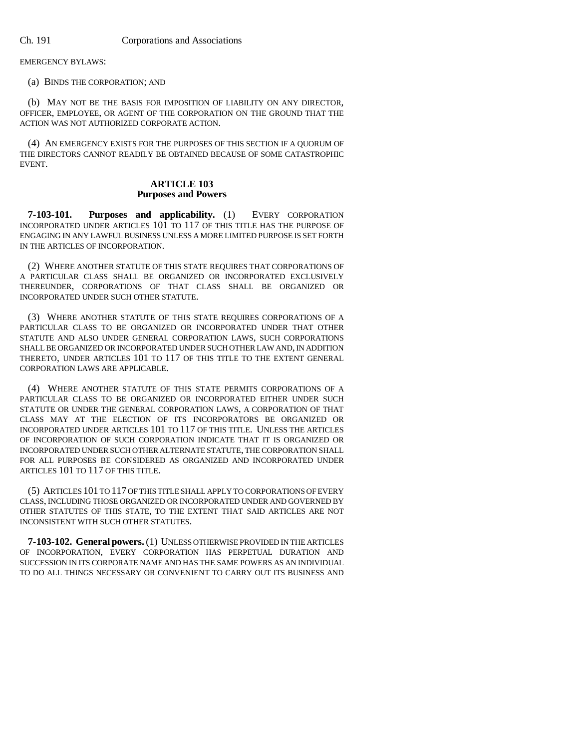EMERGENCY BYLAWS:

(a) BINDS THE CORPORATION; AND

(b) MAY NOT BE THE BASIS FOR IMPOSITION OF LIABILITY ON ANY DIRECTOR, OFFICER, EMPLOYEE, OR AGENT OF THE CORPORATION ON THE GROUND THAT THE ACTION WAS NOT AUTHORIZED CORPORATE ACTION.

(4) AN EMERGENCY EXISTS FOR THE PURPOSES OF THIS SECTION IF A QUORUM OF THE DIRECTORS CANNOT READILY BE OBTAINED BECAUSE OF SOME CATASTROPHIC EVENT.

## ARTICLE 103
## Purposes and Powers

**7-103-101. Purposes and applicability.** (1) EVERY CORPORATION INCORPORATED UNDER ARTICLES 101 TO 117 OF THIS TITLE HAS THE PURPOSE OF ENGAGING IN ANY LAWFUL BUSINESS UNLESS A MORE LIMITED PURPOSE IS SET FORTH IN THE ARTICLES OF INCORPORATION.

(2) WHERE ANOTHER STATUTE OF THIS STATE REQUIRES THAT CORPORATIONS OF A PARTICULAR CLASS SHALL BE ORGANIZED OR INCORPORATED EXCLUSIVELY THEREUNDER, CORPORATIONS OF THAT CLASS SHALL BE ORGANIZED OR INCORPORATED UNDER SUCH OTHER STATUTE.

(3) WHERE ANOTHER STATUTE OF THIS STATE REQUIRES CORPORATIONS OF A PARTICULAR CLASS TO BE ORGANIZED OR INCORPORATED UNDER THAT OTHER STATUTE AND ALSO UNDER GENERAL CORPORATION LAWS, SUCH CORPORATIONS SHALL BE ORGANIZED OR INCORPORATED UNDER SUCH OTHER LAW AND, IN ADDITION THERETO, UNDER ARTICLES 101 TO 117 OF THIS TITLE TO THE EXTENT GENERAL CORPORATION LAWS ARE APPLICABLE.

(4) WHERE ANOTHER STATUTE OF THIS STATE PERMITS CORPORATIONS OF A PARTICULAR CLASS TO BE ORGANIZED OR INCORPORATED EITHER UNDER SUCH STATUTE OR UNDER THE GENERAL CORPORATION LAWS, A CORPORATION OF THAT CLASS MAY AT THE ELECTION OF ITS INCORPORATORS BE ORGANIZED OR INCORPORATED UNDER ARTICLES 101 TO 117 OF THIS TITLE. UNLESS THE ARTICLES OF INCORPORATION OF SUCH CORPORATION INDICATE THAT IT IS ORGANIZED OR INCORPORATED UNDER SUCH OTHER ALTERNATE STATUTE, THE CORPORATION SHALL FOR ALL PURPOSES BE CONSIDERED AS ORGANIZED AND INCORPORATED UNDER ARTICLES 101 TO 117 OF THIS TITLE.

(5) ARTICLES 101 TO 117 OF THIS TITLE SHALL APPLY TO CORPORATIONS OF EVERY CLASS, INCLUDING THOSE ORGANIZED OR INCORPORATED UNDER AND GOVERNED BY OTHER STATUTES OF THIS STATE, TO THE EXTENT THAT SAID ARTICLES ARE NOT INCONSISTENT WITH SUCH OTHER STATUTES.

**7-103-102. General powers.** (1) UNLESS OTHERWISE PROVIDED IN THE ARTICLES OF INCORPORATION, EVERY CORPORATION HAS PERPETUAL DURATION AND SUCCESSION IN ITS CORPORATE NAME AND HAS THE SAME POWERS AS AN INDIVIDUAL TO DO ALL THINGS NECESSARY OR CONVENIENT TO CARRY OUT ITS BUSINESS AND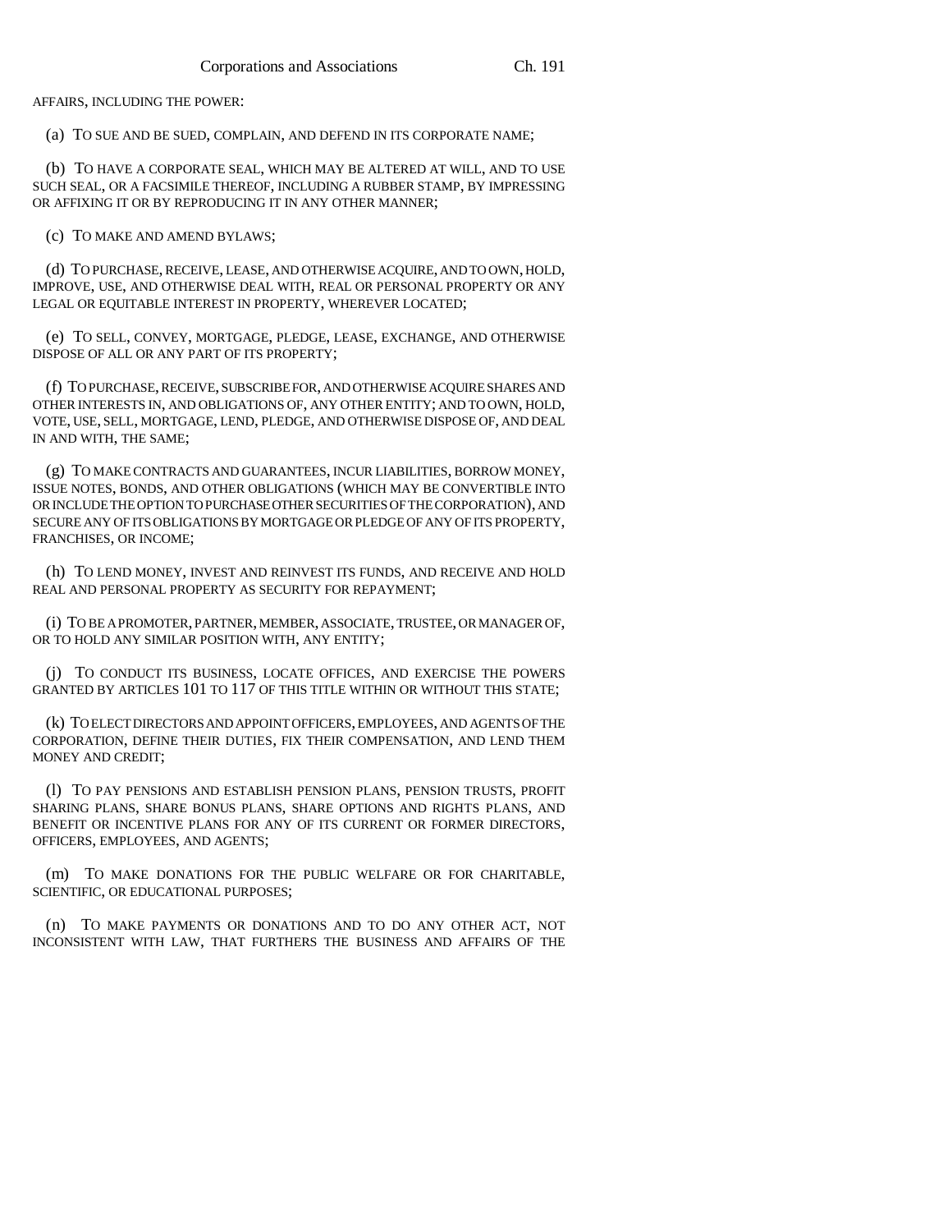AFFAIRS, INCLUDING THE POWER:

(a) TO SUE AND BE SUED, COMPLAIN, AND DEFEND IN ITS CORPORATE NAME;

(b) TO HAVE A CORPORATE SEAL, WHICH MAY BE ALTERED AT WILL, AND TO USE SUCH SEAL, OR A FACSIMILE THEREOF, INCLUDING A RUBBER STAMP, BY IMPRESSING OR AFFIXING IT OR BY REPRODUCING IT IN ANY OTHER MANNER;

(c) TO MAKE AND AMEND BYLAWS;

(d) TO PURCHASE, RECEIVE, LEASE, AND OTHERWISE ACQUIRE, AND TO OWN, HOLD, IMPROVE, USE, AND OTHERWISE DEAL WITH, REAL OR PERSONAL PROPERTY OR ANY LEGAL OR EQUITABLE INTEREST IN PROPERTY, WHEREVER LOCATED;

(e) TO SELL, CONVEY, MORTGAGE, PLEDGE, LEASE, EXCHANGE, AND OTHERWISE DISPOSE OF ALL OR ANY PART OF ITS PROPERTY;

(f) TO PURCHASE, RECEIVE, SUBSCRIBE FOR, AND OTHERWISE ACQUIRE SHARES AND OTHER INTERESTS IN, AND OBLIGATIONS OF, ANY OTHER ENTITY; AND TO OWN, HOLD, VOTE, USE, SELL, MORTGAGE, LEND, PLEDGE, AND OTHERWISE DISPOSE OF, AND DEAL IN AND WITH, THE SAME;

(g) TO MAKE CONTRACTS AND GUARANTEES, INCUR LIABILITIES, BORROW MONEY, ISSUE NOTES, BONDS, AND OTHER OBLIGATIONS (WHICH MAY BE CONVERTIBLE INTO OR INCLUDE THE OPTION TO PURCHASE OTHER SECURITIES OF THE CORPORATION), AND SECURE ANY OF ITS OBLIGATIONS BY MORTGAGE OR PLEDGE OF ANY OF ITS PROPERTY, FRANCHISES, OR INCOME;

(h) TO LEND MONEY, INVEST AND REINVEST ITS FUNDS, AND RECEIVE AND HOLD REAL AND PERSONAL PROPERTY AS SECURITY FOR REPAYMENT;

(i) TO BE A PROMOTER, PARTNER, MEMBER, ASSOCIATE, TRUSTEE, OR MANAGER OF, OR TO HOLD ANY SIMILAR POSITION WITH, ANY ENTITY;

(j) TO CONDUCT ITS BUSINESS, LOCATE OFFICES, AND EXERCISE THE POWERS GRANTED BY ARTICLES 101 TO 117 OF THIS TITLE WITHIN OR WITHOUT THIS STATE;

(k) TO ELECT DIRECTORS AND APPOINT OFFICERS, EMPLOYEES, AND AGENTS OF THE CORPORATION, DEFINE THEIR DUTIES, FIX THEIR COMPENSATION, AND LEND THEM MONEY AND CREDIT;

(l) TO PAY PENSIONS AND ESTABLISH PENSION PLANS, PENSION TRUSTS, PROFIT SHARING PLANS, SHARE BONUS PLANS, SHARE OPTIONS AND RIGHTS PLANS, AND BENEFIT OR INCENTIVE PLANS FOR ANY OF ITS CURRENT OR FORMER DIRECTORS, OFFICERS, EMPLOYEES, AND AGENTS;

(m) TO MAKE DONATIONS FOR THE PUBLIC WELFARE OR FOR CHARITABLE, SCIENTIFIC, OR EDUCATIONAL PURPOSES;

(n) TO MAKE PAYMENTS OR DONATIONS AND TO DO ANY OTHER ACT, NOT INCONSISTENT WITH LAW, THAT FURTHERS THE BUSINESS AND AFFAIRS OF THE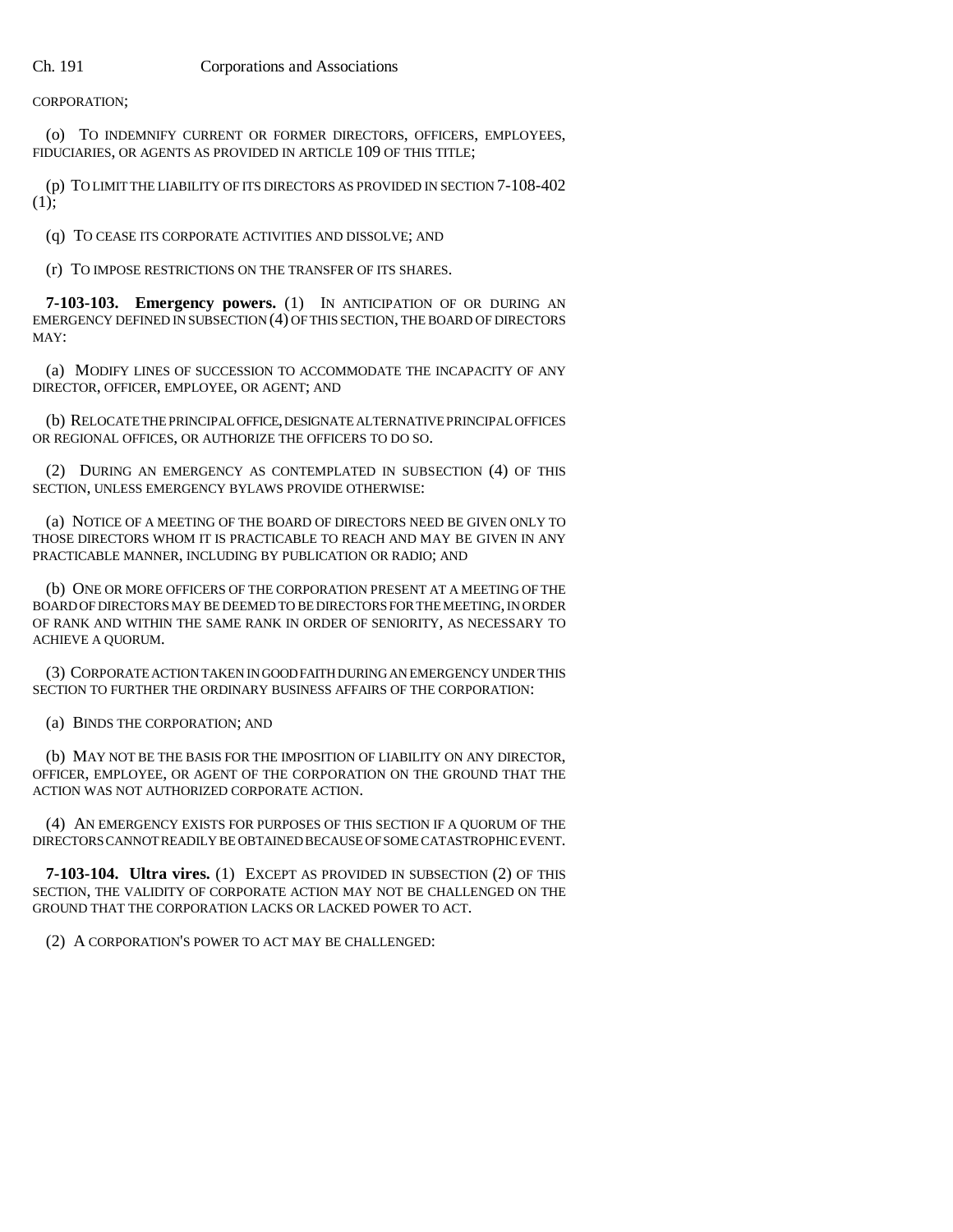CORPORATION;

(o) TO INDEMNIFY CURRENT OR FORMER DIRECTORS, OFFICERS, EMPLOYEES, FIDUCIARIES, OR AGENTS AS PROVIDED IN ARTICLE 109 OF THIS TITLE;

(p) TO LIMIT THE LIABILITY OF ITS DIRECTORS AS PROVIDED IN SECTION 7-108-402 (1);

(q) TO CEASE ITS CORPORATE ACTIVITIES AND DISSOLVE; AND

(r) TO IMPOSE RESTRICTIONS ON THE TRANSFER OF ITS SHARES.

**7-103-103. Emergency powers.** (1) IN ANTICIPATION OF OR DURING AN EMERGENCY DEFINED IN SUBSECTION (4) OF THIS SECTION, THE BOARD OF DIRECTORS MAY:

(a) MODIFY LINES OF SUCCESSION TO ACCOMMODATE THE INCAPACITY OF ANY DIRECTOR, OFFICER, EMPLOYEE, OR AGENT; AND

(b) RELOCATE THE PRINCIPAL OFFICE, DESIGNATE ALTERNATIVE PRINCIPAL OFFICES OR REGIONAL OFFICES, OR AUTHORIZE THE OFFICERS TO DO SO.

(2) DURING AN EMERGENCY AS CONTEMPLATED IN SUBSECTION (4) OF THIS SECTION, UNLESS EMERGENCY BYLAWS PROVIDE OTHERWISE:

(a) NOTICE OF A MEETING OF THE BOARD OF DIRECTORS NEED BE GIVEN ONLY TO THOSE DIRECTORS WHOM IT IS PRACTICABLE TO REACH AND MAY BE GIVEN IN ANY PRACTICABLE MANNER, INCLUDING BY PUBLICATION OR RADIO; AND

(b) ONE OR MORE OFFICERS OF THE CORPORATION PRESENT AT A MEETING OF THE BOARD OF DIRECTORS MAY BE DEEMED TO BE DIRECTORS FOR THE MEETING, IN ORDER OF RANK AND WITHIN THE SAME RANK IN ORDER OF SENIORITY, AS NECESSARY TO ACHIEVE A QUORUM.

(3) CORPORATE ACTION TAKEN IN GOOD FAITH DURING AN EMERGENCY UNDER THIS SECTION TO FURTHER THE ORDINARY BUSINESS AFFAIRS OF THE CORPORATION:

(a) BINDS THE CORPORATION; AND

(b) MAY NOT BE THE BASIS FOR THE IMPOSITION OF LIABILITY ON ANY DIRECTOR, OFFICER, EMPLOYEE, OR AGENT OF THE CORPORATION ON THE GROUND THAT THE ACTION WAS NOT AUTHORIZED CORPORATE ACTION.

(4) AN EMERGENCY EXISTS FOR PURPOSES OF THIS SECTION IF A QUORUM OF THE DIRECTORS CANNOT READILY BE OBTAINED BECAUSE OF SOME CATASTROPHIC EVENT.

**7-103-104. Ultra vires.** (1) EXCEPT AS PROVIDED IN SUBSECTION (2) OF THIS SECTION, THE VALIDITY OF CORPORATE ACTION MAY NOT BE CHALLENGED ON THE GROUND THAT THE CORPORATION LACKS OR LACKED POWER TO ACT.

(2) A CORPORATION'S POWER TO ACT MAY BE CHALLENGED: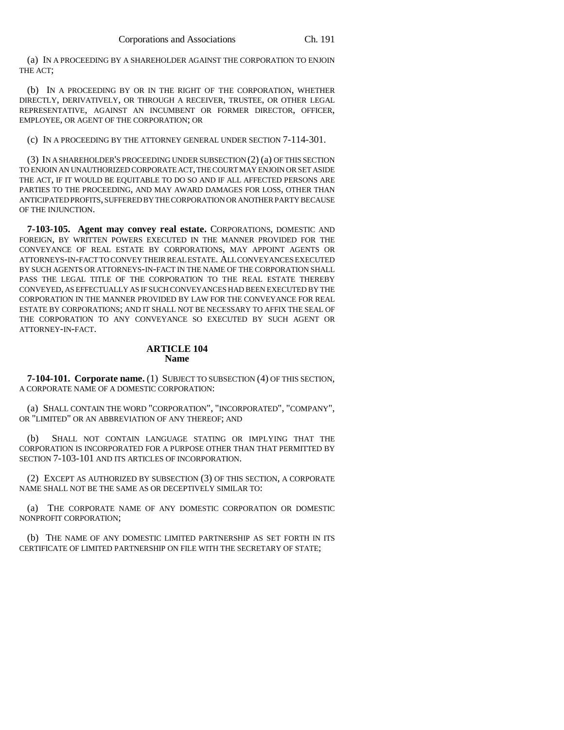(a) IN A PROCEEDING BY A SHAREHOLDER AGAINST THE CORPORATION TO ENJOIN THE ACT;

(b) IN A PROCEEDING BY OR IN THE RIGHT OF THE CORPORATION, WHETHER DIRECTLY, DERIVATIVELY, OR THROUGH A RECEIVER, TRUSTEE, OR OTHER LEGAL REPRESENTATIVE, AGAINST AN INCUMBENT OR FORMER DIRECTOR, OFFICER, EMPLOYEE, OR AGENT OF THE CORPORATION; OR

(c) IN A PROCEEDING BY THE ATTORNEY GENERAL UNDER SECTION 7-114-301.

(3) IN A SHAREHOLDER'S PROCEEDING UNDER SUBSECTION (2) (a) OF THIS SECTION TO ENJOIN AN UNAUTHORIZED CORPORATE ACT, THE COURT MAY ENJOIN OR SET ASIDE THE ACT, IF IT WOULD BE EQUITABLE TO DO SO AND IF ALL AFFECTED PERSONS ARE PARTIES TO THE PROCEEDING, AND MAY AWARD DAMAGES FOR LOSS, OTHER THAN ANTICIPATED PROFITS, SUFFERED BY THE CORPORATION OR ANOTHER PARTY BECAUSE OF THE INJUNCTION.

**7-103-105. Agent may convey real estate.** CORPORATIONS, DOMESTIC AND FOREIGN, BY WRITTEN POWERS EXECUTED IN THE MANNER PROVIDED FOR THE CONVEYANCE OF REAL ESTATE BY CORPORATIONS, MAY APPOINT AGENTS OR ATTORNEYS-IN-FACT TO CONVEY THEIR REAL ESTATE. ALL CONVEYANCES EXECUTED BY SUCH AGENTS OR ATTORNEYS-IN-FACT IN THE NAME OF THE CORPORATION SHALL PASS THE LEGAL TITLE OF THE CORPORATION TO THE REAL ESTATE THEREBY CONVEYED, AS EFFECTUALLY AS IF SUCH CONVEYANCES HAD BEEN EXECUTED BY THE CORPORATION IN THE MANNER PROVIDED BY LAW FOR THE CONVEYANCE FOR REAL ESTATE BY CORPORATIONS; AND IT SHALL NOT BE NECESSARY TO AFFIX THE SEAL OF THE CORPORATION TO ANY CONVEYANCE SO EXECUTED BY SUCH AGENT OR ATTORNEY-IN-FACT.

## ARTICLE 104
## Name

**7-104-101. Corporate name.** (1) SUBJECT TO SUBSECTION (4) OF THIS SECTION, A CORPORATE NAME OF A DOMESTIC CORPORATION:

(a) SHALL CONTAIN THE WORD "CORPORATION", "INCORPORATED", "COMPANY", OR "LIMITED" OR AN ABBREVIATION OF ANY THEREOF; AND

(b) SHALL NOT CONTAIN LANGUAGE STATING OR IMPLYING THAT THE CORPORATION IS INCORPORATED FOR A PURPOSE OTHER THAN THAT PERMITTED BY SECTION 7-103-101 AND ITS ARTICLES OF INCORPORATION.

(2) EXCEPT AS AUTHORIZED BY SUBSECTION (3) OF THIS SECTION, A CORPORATE NAME SHALL NOT BE THE SAME AS OR DECEPTIVELY SIMILAR TO:

(a) THE CORPORATE NAME OF ANY DOMESTIC CORPORATION OR DOMESTIC NONPROFIT CORPORATION;

(b) THE NAME OF ANY DOMESTIC LIMITED PARTNERSHIP AS SET FORTH IN ITS CERTIFICATE OF LIMITED PARTNERSHIP ON FILE WITH THE SECRETARY OF STATE;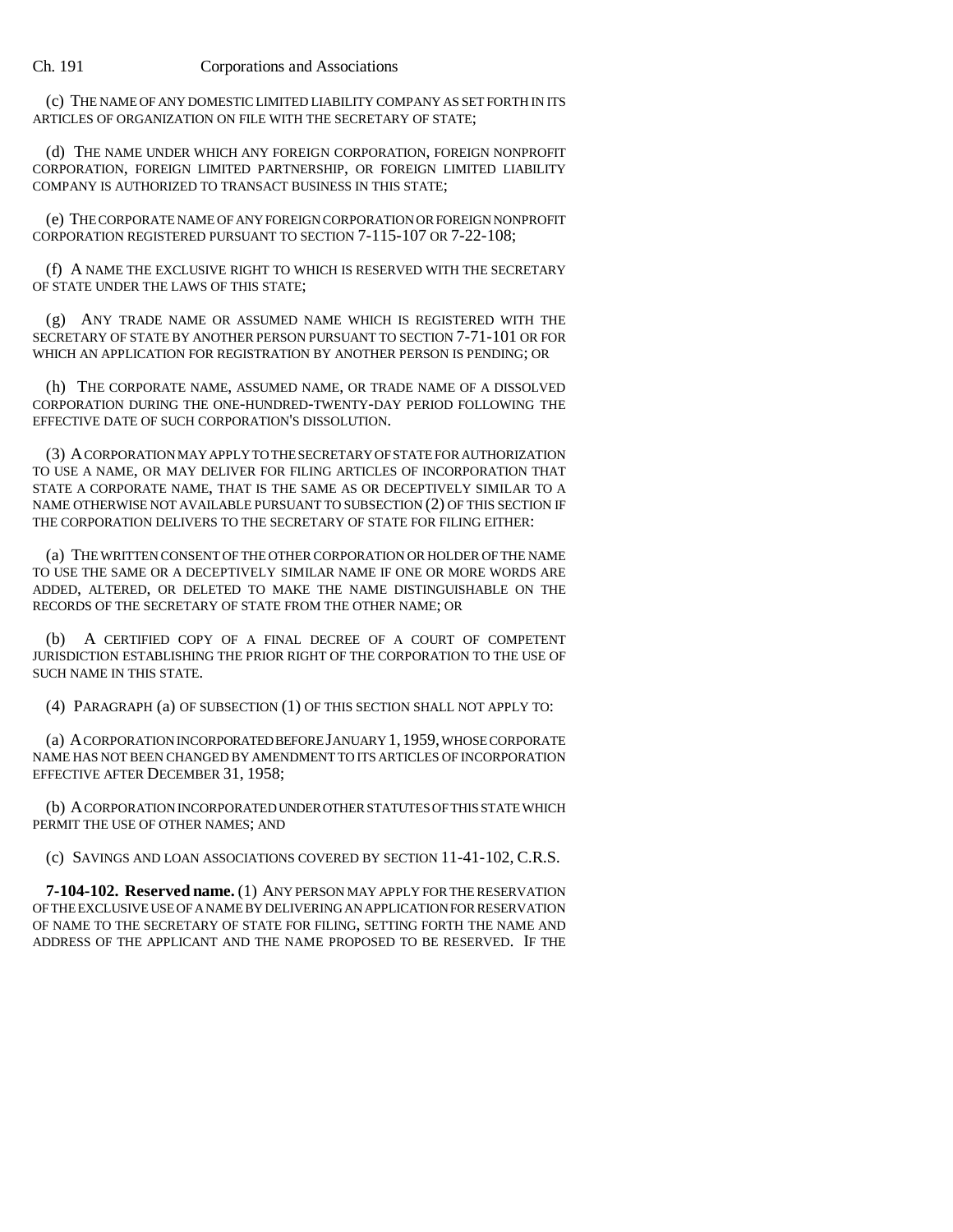(c) THE NAME OF ANY DOMESTIC LIMITED LIABILITY COMPANY AS SET FORTH IN ITS ARTICLES OF ORGANIZATION ON FILE WITH THE SECRETARY OF STATE;

(d) THE NAME UNDER WHICH ANY FOREIGN CORPORATION, FOREIGN NONPROFIT CORPORATION, FOREIGN LIMITED PARTNERSHIP, OR FOREIGN LIMITED LIABILITY COMPANY IS AUTHORIZED TO TRANSACT BUSINESS IN THIS STATE;

(e) THE CORPORATE NAME OF ANY FOREIGN CORPORATION OR FOREIGN NONPROFIT CORPORATION REGISTERED PURSUANT TO SECTION 7-115-107 OR 7-22-108;

(f) A NAME THE EXCLUSIVE RIGHT TO WHICH IS RESERVED WITH THE SECRETARY OF STATE UNDER THE LAWS OF THIS STATE;

(g) ANY TRADE NAME OR ASSUMED NAME WHICH IS REGISTERED WITH THE SECRETARY OF STATE BY ANOTHER PERSON PURSUANT TO SECTION 7-71-101 OR FOR WHICH AN APPLICATION FOR REGISTRATION BY ANOTHER PERSON IS PENDING; OR

(h) THE CORPORATE NAME, ASSUMED NAME, OR TRADE NAME OF A DISSOLVED CORPORATION DURING THE ONE-HUNDRED-TWENTY-DAY PERIOD FOLLOWING THE EFFECTIVE DATE OF SUCH CORPORATION'S DISSOLUTION.

(3) A CORPORATION MAY APPLY TO THE SECRETARY OF STATE FOR AUTHORIZATION TO USE A NAME, OR MAY DELIVER FOR FILING ARTICLES OF INCORPORATION THAT STATE A CORPORATE NAME, THAT IS THE SAME AS OR DECEPTIVELY SIMILAR TO A NAME OTHERWISE NOT AVAILABLE PURSUANT TO SUBSECTION (2) OF THIS SECTION IF THE CORPORATION DELIVERS TO THE SECRETARY OF STATE FOR FILING EITHER:

(a) THE WRITTEN CONSENT OF THE OTHER CORPORATION OR HOLDER OF THE NAME TO USE THE SAME OR A DECEPTIVELY SIMILAR NAME IF ONE OR MORE WORDS ARE ADDED, ALTERED, OR DELETED TO MAKE THE NAME DISTINGUISHABLE ON THE RECORDS OF THE SECRETARY OF STATE FROM THE OTHER NAME; OR

(b) A CERTIFIED COPY OF A FINAL DECREE OF A COURT OF COMPETENT JURISDICTION ESTABLISHING THE PRIOR RIGHT OF THE CORPORATION TO THE USE OF SUCH NAME IN THIS STATE.

(4) PARAGRAPH (a) OF SUBSECTION (1) OF THIS SECTION SHALL NOT APPLY TO:

(a) A CORPORATION INCORPORATED BEFORE JANUARY 1, 1959, WHOSE CORPORATE NAME HAS NOT BEEN CHANGED BY AMENDMENT TO ITS ARTICLES OF INCORPORATION EFFECTIVE AFTER DECEMBER 31, 1958;

(b) A CORPORATION INCORPORATED UNDER OTHER STATUTES OF THIS STATE WHICH PERMIT THE USE OF OTHER NAMES; AND

(c) SAVINGS AND LOAN ASSOCIATIONS COVERED BY SECTION 11-41-102, C.R.S.

**7-104-102. Reserved name.** (1) ANY PERSON MAY APPLY FOR THE RESERVATION OF THE EXCLUSIVE USE OF A NAME BY DELIVERING AN APPLICATION FOR RESERVATION OF NAME TO THE SECRETARY OF STATE FOR FILING, SETTING FORTH THE NAME AND ADDRESS OF THE APPLICANT AND THE NAME PROPOSED TO BE RESERVED. IF THE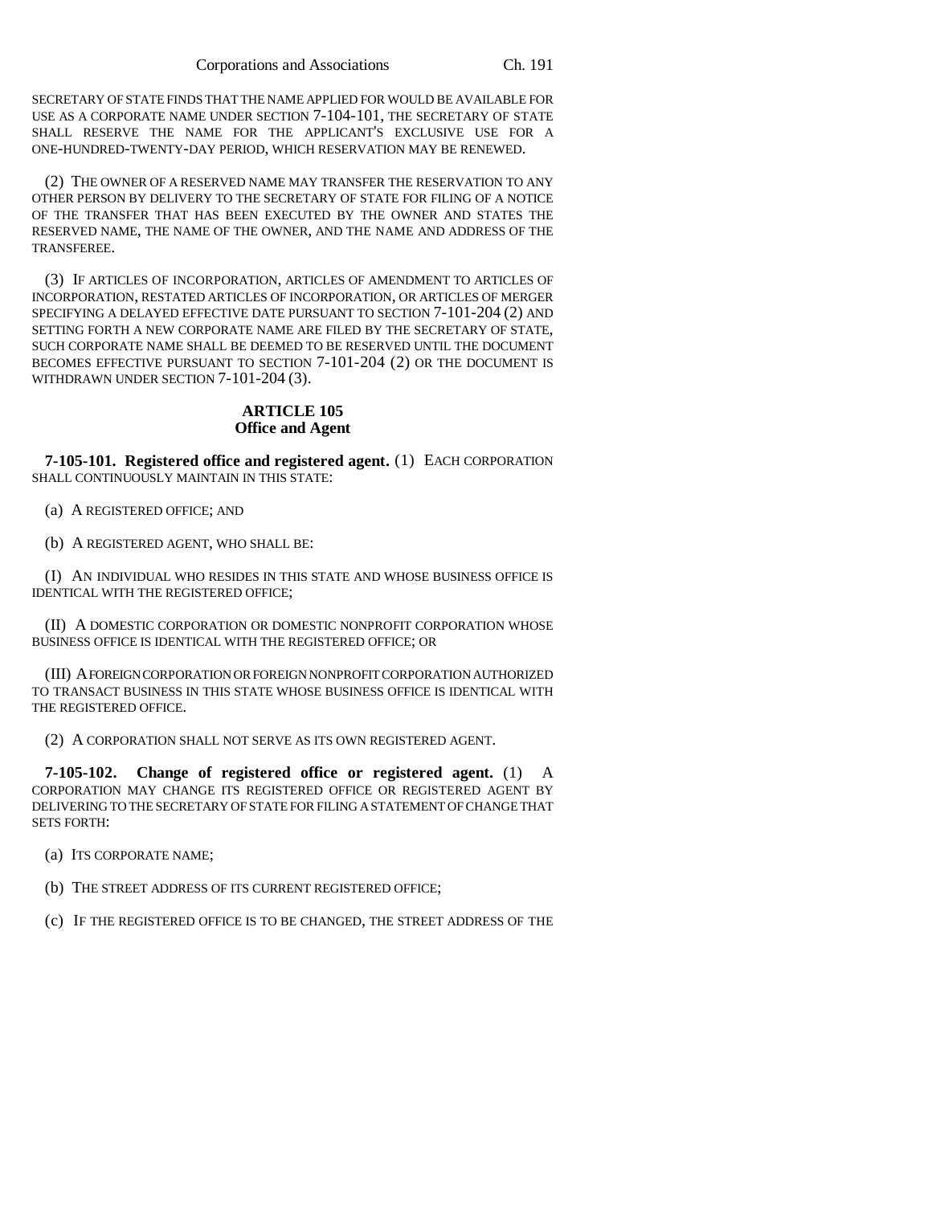SECRETARY OF STATE FINDS THAT THE NAME APPLIED FOR WOULD BE AVAILABLE FOR USE AS A CORPORATE NAME UNDER SECTION 7-104-101, THE SECRETARY OF STATE SHALL RESERVE THE NAME FOR THE APPLICANT'S EXCLUSIVE USE FOR A ONE-HUNDRED-TWENTY-DAY PERIOD, WHICH RESERVATION MAY BE RENEWED.

(2) THE OWNER OF A RESERVED NAME MAY TRANSFER THE RESERVATION TO ANY OTHER PERSON BY DELIVERY TO THE SECRETARY OF STATE FOR FILING OF A NOTICE OF THE TRANSFER THAT HAS BEEN EXECUTED BY THE OWNER AND STATES THE RESERVED NAME, THE NAME OF THE OWNER, AND THE NAME AND ADDRESS OF THE TRANSFEREE.

(3) IF ARTICLES OF INCORPORATION, ARTICLES OF AMENDMENT TO ARTICLES OF INCORPORATION, RESTATED ARTICLES OF INCORPORATION, OR ARTICLES OF MERGER SPECIFYING A DELAYED EFFECTIVE DATE PURSUANT TO SECTION 7-101-204 (2) AND SETTING FORTH A NEW CORPORATE NAME ARE FILED BY THE SECRETARY OF STATE, SUCH CORPORATE NAME SHALL BE DEEMED TO BE RESERVED UNTIL THE DOCUMENT BECOMES EFFECTIVE PURSUANT TO SECTION 7-101-204 (2) OR THE DOCUMENT IS WITHDRAWN UNDER SECTION 7-101-204 (3).

## ARTICLE 105
## Office and Agent

**7-105-101. Registered office and registered agent.** (1) EACH CORPORATION SHALL CONTINUOUSLY MAINTAIN IN THIS STATE:

(a) A REGISTERED OFFICE; AND

(b) A REGISTERED AGENT, WHO SHALL BE:

(I) AN INDIVIDUAL WHO RESIDES IN THIS STATE AND WHOSE BUSINESS OFFICE IS IDENTICAL WITH THE REGISTERED OFFICE;

(II) A DOMESTIC CORPORATION OR DOMESTIC NONPROFIT CORPORATION WHOSE BUSINESS OFFICE IS IDENTICAL WITH THE REGISTERED OFFICE; OR

(III) A FOREIGN CORPORATION OR FOREIGN NONPROFIT CORPORATION AUTHORIZED TO TRANSACT BUSINESS IN THIS STATE WHOSE BUSINESS OFFICE IS IDENTICAL WITH THE REGISTERED OFFICE.

(2) A CORPORATION SHALL NOT SERVE AS ITS OWN REGISTERED AGENT.

**7-105-102. Change of registered office or registered agent.** (1) A CORPORATION MAY CHANGE ITS REGISTERED OFFICE OR REGISTERED AGENT BY DELIVERING TO THE SECRETARY OF STATE FOR FILING A STATEMENT OF CHANGE THAT SETS FORTH:

(a) ITS CORPORATE NAME;

(b) THE STREET ADDRESS OF ITS CURRENT REGISTERED OFFICE;

(c) IF THE REGISTERED OFFICE IS TO BE CHANGED, THE STREET ADDRESS OF THE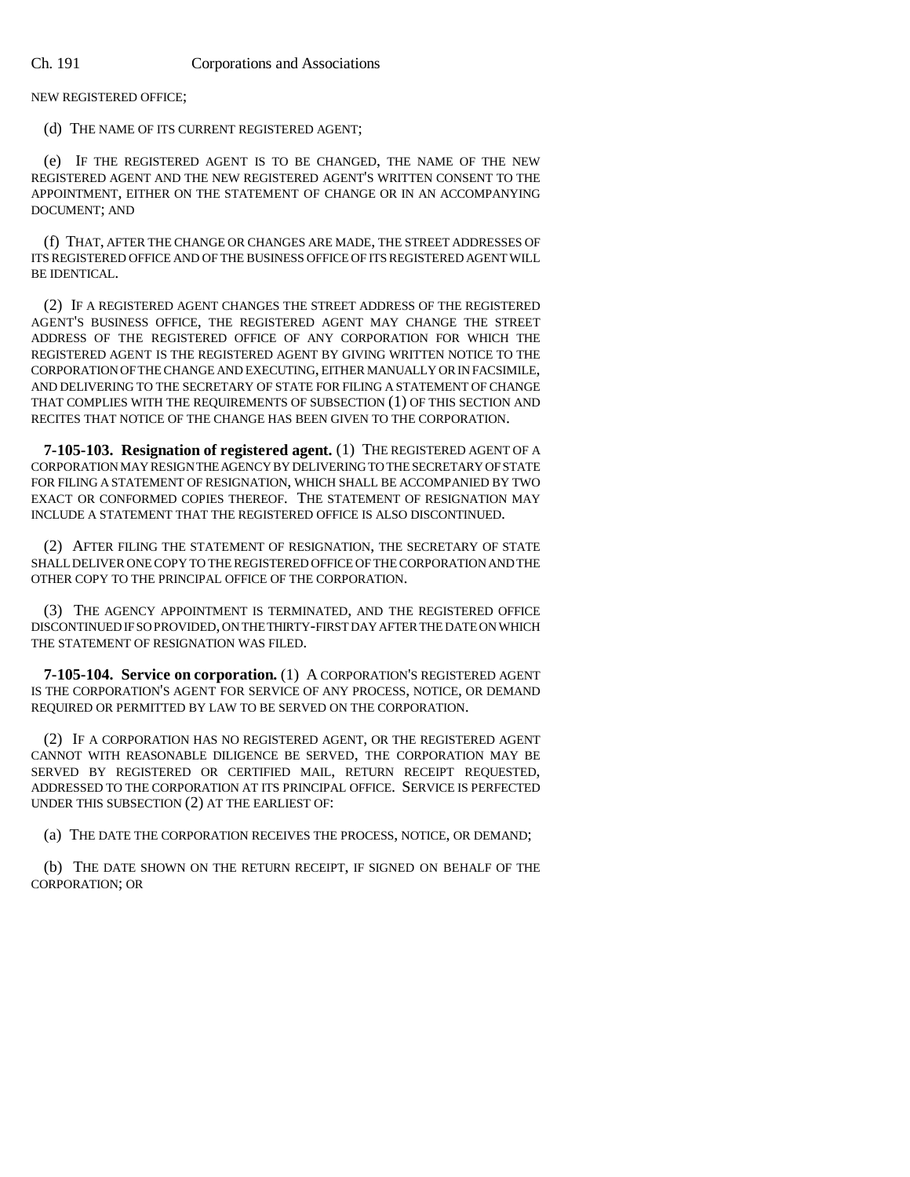NEW REGISTERED OFFICE;

(d) THE NAME OF ITS CURRENT REGISTERED AGENT;

(e) IF THE REGISTERED AGENT IS TO BE CHANGED, THE NAME OF THE NEW REGISTERED AGENT AND THE NEW REGISTERED AGENT'S WRITTEN CONSENT TO THE APPOINTMENT, EITHER ON THE STATEMENT OF CHANGE OR IN AN ACCOMPANYING DOCUMENT; AND

(f) THAT, AFTER THE CHANGE OR CHANGES ARE MADE, THE STREET ADDRESSES OF ITS REGISTERED OFFICE AND OF THE BUSINESS OFFICE OF ITS REGISTERED AGENT WILL BE IDENTICAL.

(2) IF A REGISTERED AGENT CHANGES THE STREET ADDRESS OF THE REGISTERED AGENT'S BUSINESS OFFICE, THE REGISTERED AGENT MAY CHANGE THE STREET ADDRESS OF THE REGISTERED OFFICE OF ANY CORPORATION FOR WHICH THE REGISTERED AGENT IS THE REGISTERED AGENT BY GIVING WRITTEN NOTICE TO THE CORPORATION OF THE CHANGE AND EXECUTING, EITHER MANUALLY OR IN FACSIMILE, AND DELIVERING TO THE SECRETARY OF STATE FOR FILING A STATEMENT OF CHANGE THAT COMPLIES WITH THE REQUIREMENTS OF SUBSECTION (1) OF THIS SECTION AND RECITES THAT NOTICE OF THE CHANGE HAS BEEN GIVEN TO THE CORPORATION.

**7-105-103. Resignation of registered agent.** (1) THE REGISTERED AGENT OF A CORPORATION MAY RESIGN THE AGENCY BY DELIVERING TO THE SECRETARY OF STATE FOR FILING A STATEMENT OF RESIGNATION, WHICH SHALL BE ACCOMPANIED BY TWO EXACT OR CONFORMED COPIES THEREOF. THE STATEMENT OF RESIGNATION MAY INCLUDE A STATEMENT THAT THE REGISTERED OFFICE IS ALSO DISCONTINUED.

(2) AFTER FILING THE STATEMENT OF RESIGNATION, THE SECRETARY OF STATE SHALL DELIVER ONE COPY TO THE REGISTERED OFFICE OF THE CORPORATION AND THE OTHER COPY TO THE PRINCIPAL OFFICE OF THE CORPORATION.

(3) THE AGENCY APPOINTMENT IS TERMINATED, AND THE REGISTERED OFFICE DISCONTINUED IF SO PROVIDED, ON THE THIRTY-FIRST DAY AFTER THE DATE ON WHICH THE STATEMENT OF RESIGNATION WAS FILED.

**7-105-104. Service on corporation.** (1) A CORPORATION'S REGISTERED AGENT IS THE CORPORATION'S AGENT FOR SERVICE OF ANY PROCESS, NOTICE, OR DEMAND REQUIRED OR PERMITTED BY LAW TO BE SERVED ON THE CORPORATION.

(2) IF A CORPORATION HAS NO REGISTERED AGENT, OR THE REGISTERED AGENT CANNOT WITH REASONABLE DILIGENCE BE SERVED, THE CORPORATION MAY BE SERVED BY REGISTERED OR CERTIFIED MAIL, RETURN RECEIPT REQUESTED, ADDRESSED TO THE CORPORATION AT ITS PRINCIPAL OFFICE. SERVICE IS PERFECTED UNDER THIS SUBSECTION (2) AT THE EARLIEST OF:

(a) THE DATE THE CORPORATION RECEIVES THE PROCESS, NOTICE, OR DEMAND;

(b) THE DATE SHOWN ON THE RETURN RECEIPT, IF SIGNED ON BEHALF OF THE CORPORATION; OR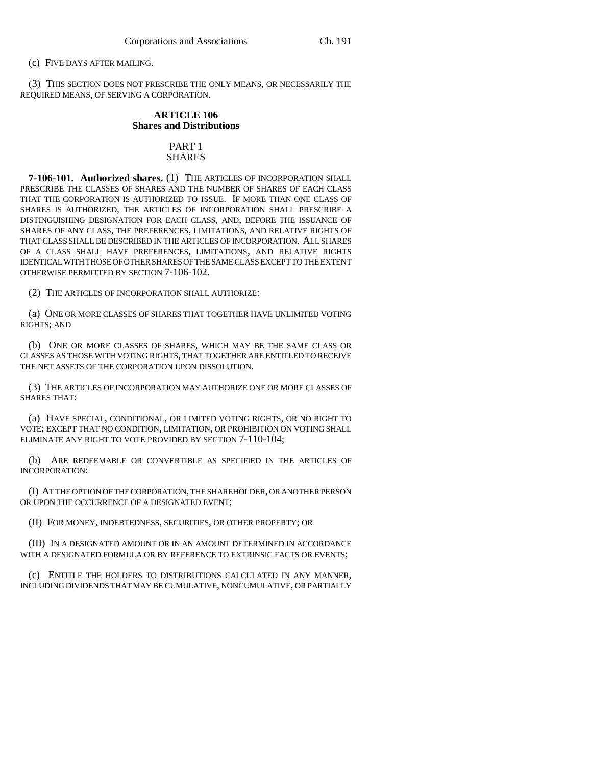(c) FIVE DAYS AFTER MAILING.

(3) THIS SECTION DOES NOT PRESCRIBE THE ONLY MEANS, OR NECESSARILY THE REQUIRED MEANS, OF SERVING A CORPORATION.

## ARTICLE 106
## Shares and Distributions

### PART 1
### SHARES

**7-106-101. Authorized shares.** (1) THE ARTICLES OF INCORPORATION SHALL PRESCRIBE THE CLASSES OF SHARES AND THE NUMBER OF SHARES OF EACH CLASS THAT THE CORPORATION IS AUTHORIZED TO ISSUE. IF MORE THAN ONE CLASS OF SHARES IS AUTHORIZED, THE ARTICLES OF INCORPORATION SHALL PRESCRIBE A DISTINGUISHING DESIGNATION FOR EACH CLASS, AND, BEFORE THE ISSUANCE OF SHARES OF ANY CLASS, THE PREFERENCES, LIMITATIONS, AND RELATIVE RIGHTS OF THAT CLASS SHALL BE DESCRIBED IN THE ARTICLES OF INCORPORATION. ALL SHARES OF A CLASS SHALL HAVE PREFERENCES, LIMITATIONS, AND RELATIVE RIGHTS IDENTICAL WITH THOSE OF OTHER SHARES OF THE SAME CLASS EXCEPT TO THE EXTENT OTHERWISE PERMITTED BY SECTION 7-106-102.

(2) THE ARTICLES OF INCORPORATION SHALL AUTHORIZE:

(a) ONE OR MORE CLASSES OF SHARES THAT TOGETHER HAVE UNLIMITED VOTING RIGHTS; AND

(b) ONE OR MORE CLASSES OF SHARES, WHICH MAY BE THE SAME CLASS OR CLASSES AS THOSE WITH VOTING RIGHTS, THAT TOGETHER ARE ENTITLED TO RECEIVE THE NET ASSETS OF THE CORPORATION UPON DISSOLUTION.

(3) THE ARTICLES OF INCORPORATION MAY AUTHORIZE ONE OR MORE CLASSES OF SHARES THAT:

(a) HAVE SPECIAL, CONDITIONAL, OR LIMITED VOTING RIGHTS, OR NO RIGHT TO VOTE; EXCEPT THAT NO CONDITION, LIMITATION, OR PROHIBITION ON VOTING SHALL ELIMINATE ANY RIGHT TO VOTE PROVIDED BY SECTION 7-110-104;

(b) ARE REDEEMABLE OR CONVERTIBLE AS SPECIFIED IN THE ARTICLES OF INCORPORATION:

(I) AT THE OPTION OF THE CORPORATION, THE SHAREHOLDER, OR ANOTHER PERSON OR UPON THE OCCURRENCE OF A DESIGNATED EVENT;

(II) FOR MONEY, INDEBTEDNESS, SECURITIES, OR OTHER PROPERTY; OR

(III) IN A DESIGNATED AMOUNT OR IN AN AMOUNT DETERMINED IN ACCORDANCE WITH A DESIGNATED FORMULA OR BY REFERENCE TO EXTRINSIC FACTS OR EVENTS;

(c) ENTITLE THE HOLDERS TO DISTRIBUTIONS CALCULATED IN ANY MANNER, INCLUDING DIVIDENDS THAT MAY BE CUMULATIVE, NONCUMULATIVE, OR PARTIALLY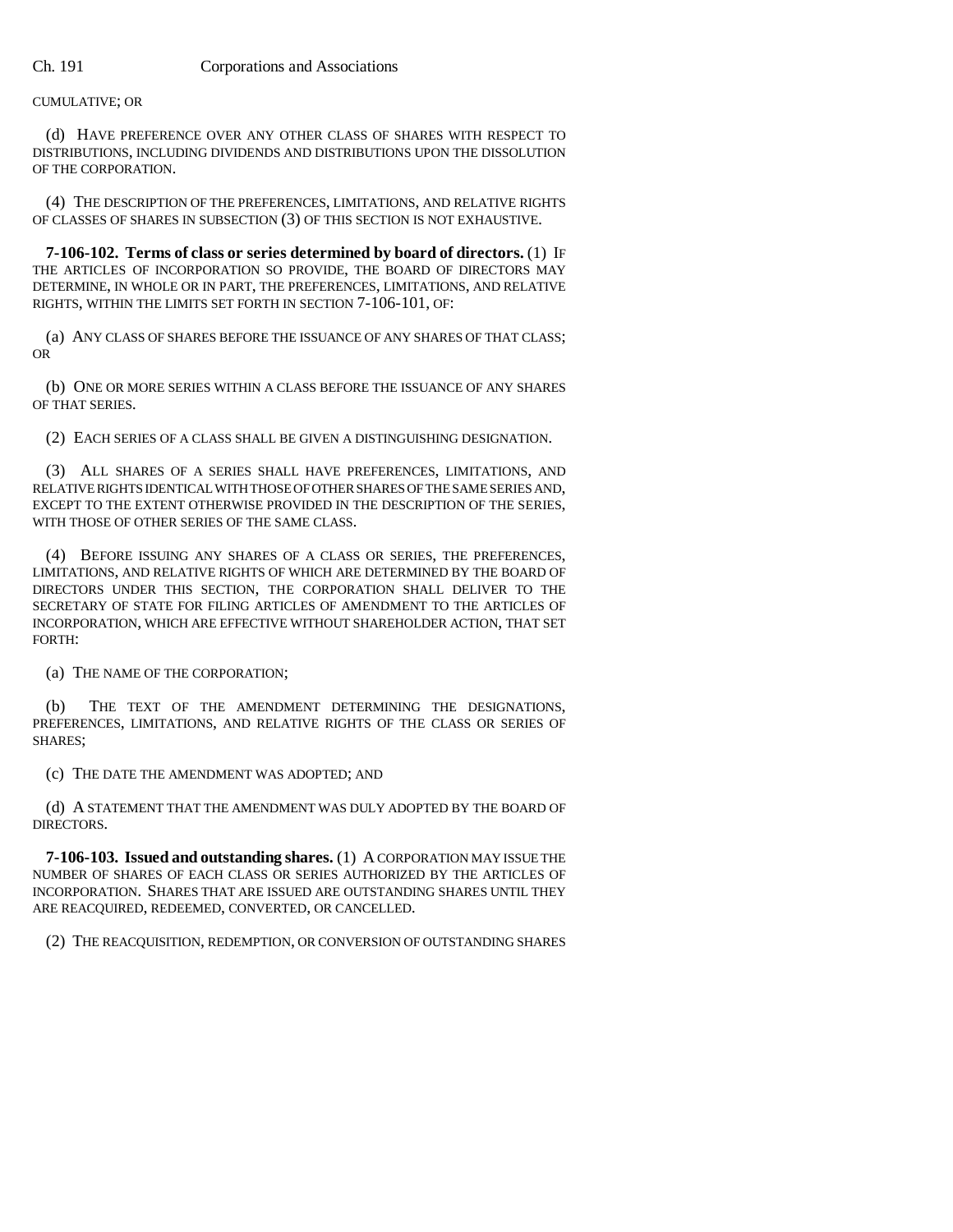CUMULATIVE; OR

(d) HAVE PREFERENCE OVER ANY OTHER CLASS OF SHARES WITH RESPECT TO DISTRIBUTIONS, INCLUDING DIVIDENDS AND DISTRIBUTIONS UPON THE DISSOLUTION OF THE CORPORATION.

(4) THE DESCRIPTION OF THE PREFERENCES, LIMITATIONS, AND RELATIVE RIGHTS OF CLASSES OF SHARES IN SUBSECTION (3) OF THIS SECTION IS NOT EXHAUSTIVE.

**7-106-102. Terms of class or series determined by board of directors.** (1) IF THE ARTICLES OF INCORPORATION SO PROVIDE, THE BOARD OF DIRECTORS MAY DETERMINE, IN WHOLE OR IN PART, THE PREFERENCES, LIMITATIONS, AND RELATIVE RIGHTS, WITHIN THE LIMITS SET FORTH IN SECTION 7-106-101, OF:

(a) ANY CLASS OF SHARES BEFORE THE ISSUANCE OF ANY SHARES OF THAT CLASS; OR

(b) ONE OR MORE SERIES WITHIN A CLASS BEFORE THE ISSUANCE OF ANY SHARES OF THAT SERIES.

(2) EACH SERIES OF A CLASS SHALL BE GIVEN A DISTINGUISHING DESIGNATION.

(3) ALL SHARES OF A SERIES SHALL HAVE PREFERENCES, LIMITATIONS, AND RELATIVE RIGHTS IDENTICAL WITH THOSE OF OTHER SHARES OF THE SAME SERIES AND, EXCEPT TO THE EXTENT OTHERWISE PROVIDED IN THE DESCRIPTION OF THE SERIES, WITH THOSE OF OTHER SERIES OF THE SAME CLASS.

(4) BEFORE ISSUING ANY SHARES OF A CLASS OR SERIES, THE PREFERENCES, LIMITATIONS, AND RELATIVE RIGHTS OF WHICH ARE DETERMINED BY THE BOARD OF DIRECTORS UNDER THIS SECTION, THE CORPORATION SHALL DELIVER TO THE SECRETARY OF STATE FOR FILING ARTICLES OF AMENDMENT TO THE ARTICLES OF INCORPORATION, WHICH ARE EFFECTIVE WITHOUT SHAREHOLDER ACTION, THAT SET FORTH:

(a) THE NAME OF THE CORPORATION;

(b) THE TEXT OF THE AMENDMENT DETERMINING THE DESIGNATIONS, PREFERENCES, LIMITATIONS, AND RELATIVE RIGHTS OF THE CLASS OR SERIES OF SHARES;

(c) THE DATE THE AMENDMENT WAS ADOPTED; AND

(d) A STATEMENT THAT THE AMENDMENT WAS DULY ADOPTED BY THE BOARD OF DIRECTORS.

**7-106-103. Issued and outstanding shares.** (1) A CORPORATION MAY ISSUE THE NUMBER OF SHARES OF EACH CLASS OR SERIES AUTHORIZED BY THE ARTICLES OF INCORPORATION. SHARES THAT ARE ISSUED ARE OUTSTANDING SHARES UNTIL THEY ARE REACQUIRED, REDEEMED, CONVERTED, OR CANCELLED.

(2) THE REACQUISITION, REDEMPTION, OR CONVERSION OF OUTSTANDING SHARES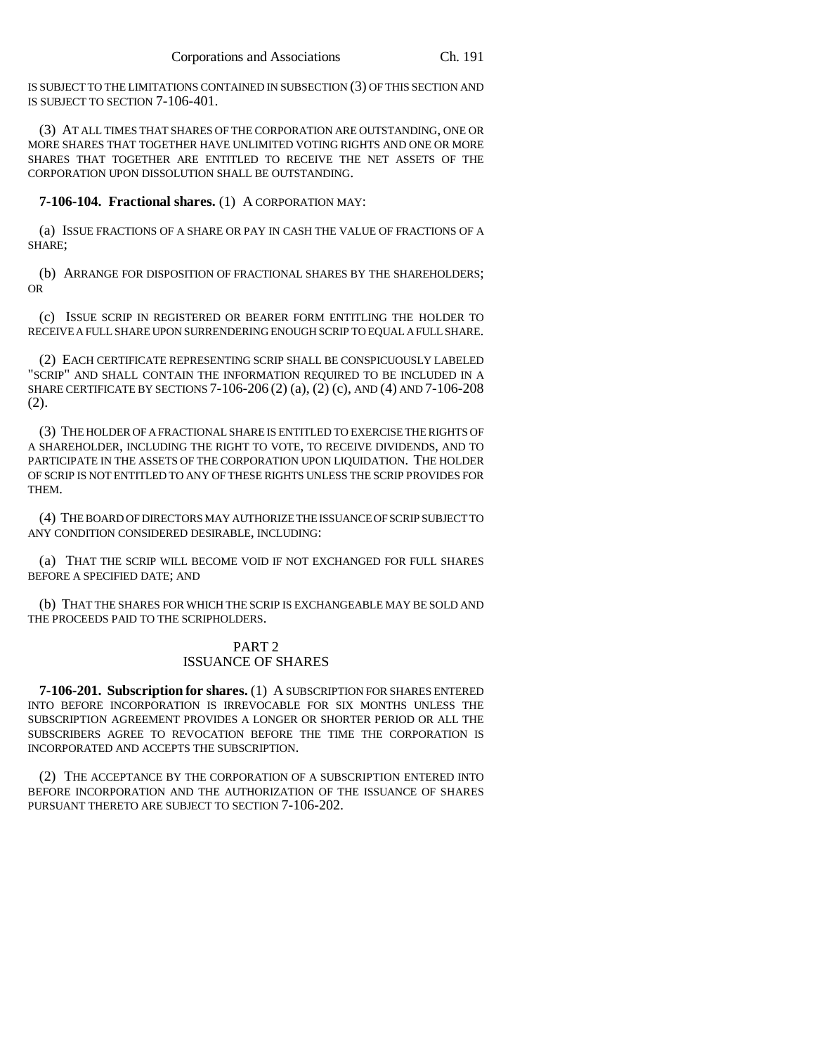IS SUBJECT TO THE LIMITATIONS CONTAINED IN SUBSECTION (3) OF THIS SECTION AND IS SUBJECT TO SECTION 7-106-401.

(3) AT ALL TIMES THAT SHARES OF THE CORPORATION ARE OUTSTANDING, ONE OR MORE SHARES THAT TOGETHER HAVE UNLIMITED VOTING RIGHTS AND ONE OR MORE SHARES THAT TOGETHER ARE ENTITLED TO RECEIVE THE NET ASSETS OF THE CORPORATION UPON DISSOLUTION SHALL BE OUTSTANDING.

**7-106-104. Fractional shares.** (1) A CORPORATION MAY:

(a) ISSUE FRACTIONS OF A SHARE OR PAY IN CASH THE VALUE OF FRACTIONS OF A SHARE;

(b) ARRANGE FOR DISPOSITION OF FRACTIONAL SHARES BY THE SHAREHOLDERS; OR

(c) ISSUE SCRIP IN REGISTERED OR BEARER FORM ENTITLING THE HOLDER TO RECEIVE A FULL SHARE UPON SURRENDERING ENOUGH SCRIP TO EQUAL A FULL SHARE.

(2) EACH CERTIFICATE REPRESENTING SCRIP SHALL BE CONSPICUOUSLY LABELED "SCRIP" AND SHALL CONTAIN THE INFORMATION REQUIRED TO BE INCLUDED IN A SHARE CERTIFICATE BY SECTIONS 7-106-206 (2) (a), (2) (c), AND (4) AND 7-106-208 (2).

(3) THE HOLDER OF A FRACTIONAL SHARE IS ENTITLED TO EXERCISE THE RIGHTS OF A SHAREHOLDER, INCLUDING THE RIGHT TO VOTE, TO RECEIVE DIVIDENDS, AND TO PARTICIPATE IN THE ASSETS OF THE CORPORATION UPON LIQUIDATION. THE HOLDER OF SCRIP IS NOT ENTITLED TO ANY OF THESE RIGHTS UNLESS THE SCRIP PROVIDES FOR THEM.

(4) THE BOARD OF DIRECTORS MAY AUTHORIZE THE ISSUANCE OF SCRIP SUBJECT TO ANY CONDITION CONSIDERED DESIRABLE, INCLUDING:

(a) THAT THE SCRIP WILL BECOME VOID IF NOT EXCHANGED FOR FULL SHARES BEFORE A SPECIFIED DATE; AND

(b) THAT THE SHARES FOR WHICH THE SCRIP IS EXCHANGEABLE MAY BE SOLD AND THE PROCEEDS PAID TO THE SCRIPHOLDERS.

## PART 2
## ISSUANCE OF SHARES

**7-106-201. Subscription for shares.** (1) A SUBSCRIPTION FOR SHARES ENTERED INTO BEFORE INCORPORATION IS IRREVOCABLE FOR SIX MONTHS UNLESS THE SUBSCRIPTION AGREEMENT PROVIDES A LONGER OR SHORTER PERIOD OR ALL THE SUBSCRIBERS AGREE TO REVOCATION BEFORE THE TIME THE CORPORATION IS INCORPORATED AND ACCEPTS THE SUBSCRIPTION.

(2) THE ACCEPTANCE BY THE CORPORATION OF A SUBSCRIPTION ENTERED INTO BEFORE INCORPORATION AND THE AUTHORIZATION OF THE ISSUANCE OF SHARES PURSUANT THERETO ARE SUBJECT TO SECTION 7-106-202.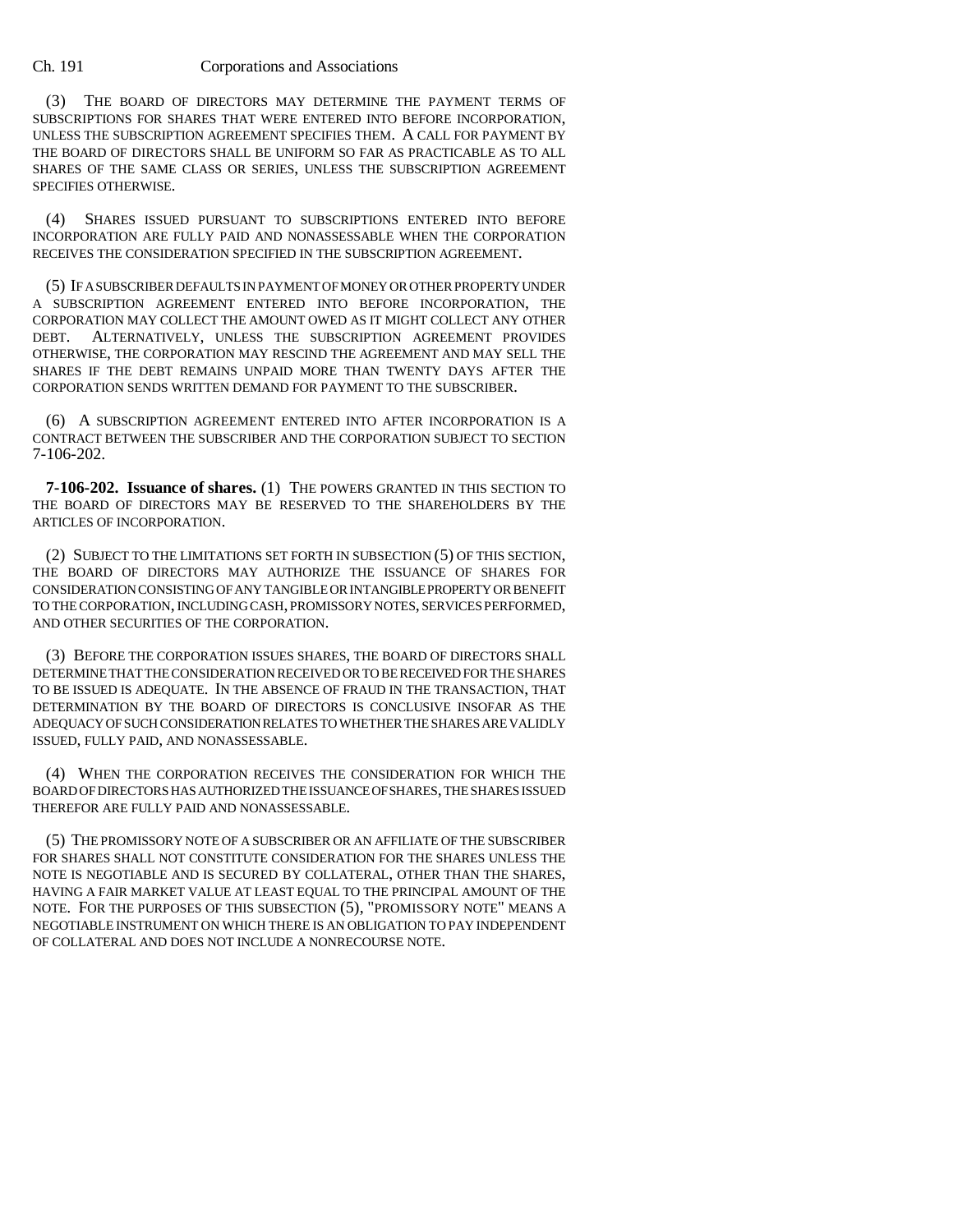(3) THE BOARD OF DIRECTORS MAY DETERMINE THE PAYMENT TERMS OF SUBSCRIPTIONS FOR SHARES THAT WERE ENTERED INTO BEFORE INCORPORATION, UNLESS THE SUBSCRIPTION AGREEMENT SPECIFIES THEM. A CALL FOR PAYMENT BY THE BOARD OF DIRECTORS SHALL BE UNIFORM SO FAR AS PRACTICABLE AS TO ALL SHARES OF THE SAME CLASS OR SERIES, UNLESS THE SUBSCRIPTION AGREEMENT SPECIFIES OTHERWISE.

(4) SHARES ISSUED PURSUANT TO SUBSCRIPTIONS ENTERED INTO BEFORE INCORPORATION ARE FULLY PAID AND NONASSESSABLE WHEN THE CORPORATION RECEIVES THE CONSIDERATION SPECIFIED IN THE SUBSCRIPTION AGREEMENT.

(5) IF A SUBSCRIBER DEFAULTS IN PAYMENT OF MONEY OR OTHER PROPERTY UNDER A SUBSCRIPTION AGREEMENT ENTERED INTO BEFORE INCORPORATION, THE CORPORATION MAY COLLECT THE AMOUNT OWED AS IT MIGHT COLLECT ANY OTHER DEBT. ALTERNATIVELY, UNLESS THE SUBSCRIPTION AGREEMENT PROVIDES OTHERWISE, THE CORPORATION MAY RESCIND THE AGREEMENT AND MAY SELL THE SHARES IF THE DEBT REMAINS UNPAID MORE THAN TWENTY DAYS AFTER THE CORPORATION SENDS WRITTEN DEMAND FOR PAYMENT TO THE SUBSCRIBER.

(6) A SUBSCRIPTION AGREEMENT ENTERED INTO AFTER INCORPORATION IS A CONTRACT BETWEEN THE SUBSCRIBER AND THE CORPORATION SUBJECT TO SECTION 7-106-202.

**7-106-202. Issuance of shares.** (1) THE POWERS GRANTED IN THIS SECTION TO THE BOARD OF DIRECTORS MAY BE RESERVED TO THE SHAREHOLDERS BY THE ARTICLES OF INCORPORATION.

(2) SUBJECT TO THE LIMITATIONS SET FORTH IN SUBSECTION (5) OF THIS SECTION, THE BOARD OF DIRECTORS MAY AUTHORIZE THE ISSUANCE OF SHARES FOR CONSIDERATION CONSISTING OF ANY TANGIBLE OR INTANGIBLE PROPERTY OR BENEFIT TO THE CORPORATION, INCLUDING CASH, PROMISSORY NOTES, SERVICES PERFORMED, AND OTHER SECURITIES OF THE CORPORATION.

(3) BEFORE THE CORPORATION ISSUES SHARES, THE BOARD OF DIRECTORS SHALL DETERMINE THAT THE CONSIDERATION RECEIVED OR TO BE RECEIVED FOR THE SHARES TO BE ISSUED IS ADEQUATE. IN THE ABSENCE OF FRAUD IN THE TRANSACTION, THAT DETERMINATION BY THE BOARD OF DIRECTORS IS CONCLUSIVE INSOFAR AS THE ADEQUACY OF SUCH CONSIDERATION RELATES TO WHETHER THE SHARES ARE VALIDLY ISSUED, FULLY PAID, AND NONASSESSABLE.

(4) WHEN THE CORPORATION RECEIVES THE CONSIDERATION FOR WHICH THE BOARD OF DIRECTORS HAS AUTHORIZED THE ISSUANCE OF SHARES, THE SHARES ISSUED THEREFOR ARE FULLY PAID AND NONASSESSABLE.

(5) THE PROMISSORY NOTE OF A SUBSCRIBER OR AN AFFILIATE OF THE SUBSCRIBER FOR SHARES SHALL NOT CONSTITUTE CONSIDERATION FOR THE SHARES UNLESS THE NOTE IS NEGOTIABLE AND IS SECURED BY COLLATERAL, OTHER THAN THE SHARES, HAVING A FAIR MARKET VALUE AT LEAST EQUAL TO THE PRINCIPAL AMOUNT OF THE NOTE. FOR THE PURPOSES OF THIS SUBSECTION (5), "PROMISSORY NOTE" MEANS A NEGOTIABLE INSTRUMENT ON WHICH THERE IS AN OBLIGATION TO PAY INDEPENDENT OF COLLATERAL AND DOES NOT INCLUDE A NONRECOURSE NOTE.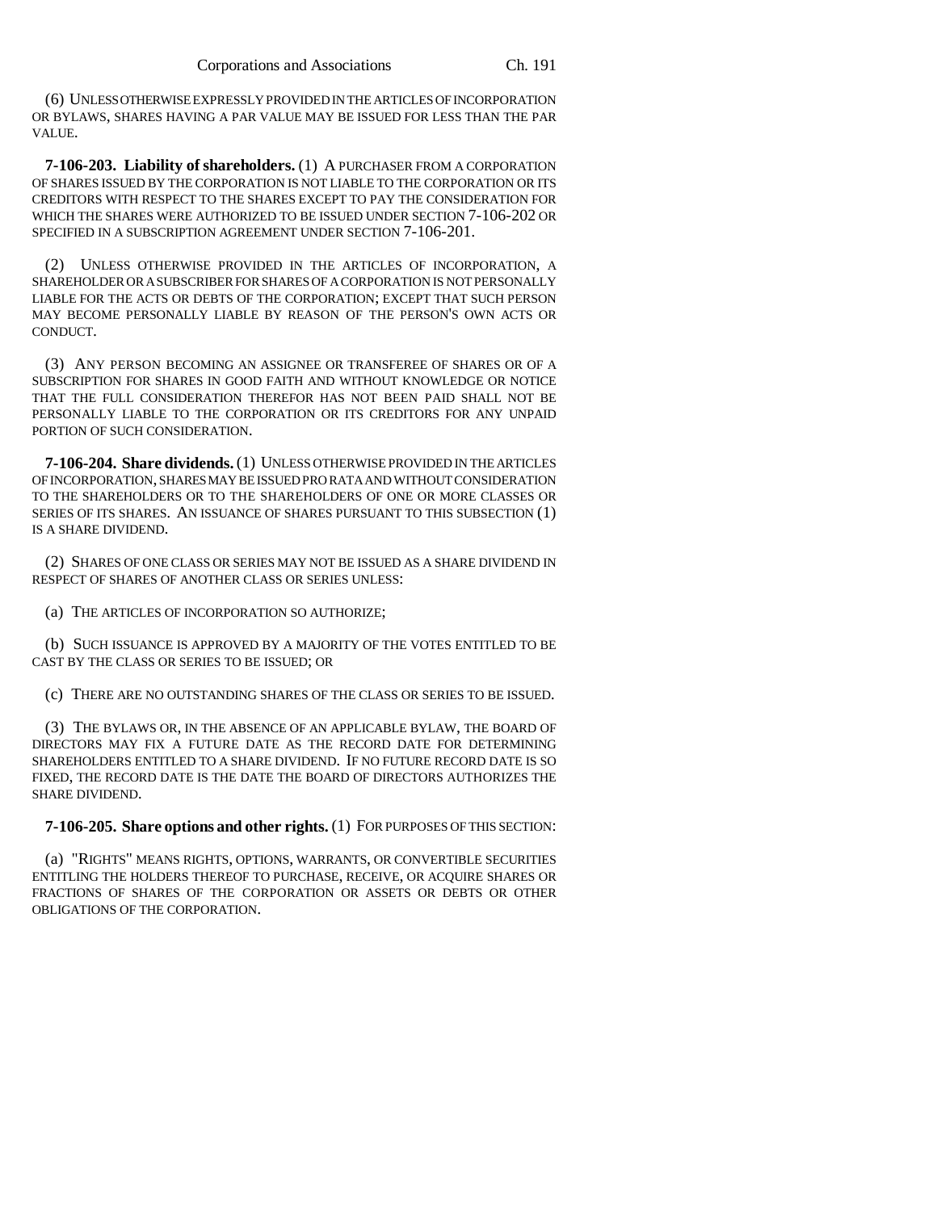(6) UNLESS OTHERWISE EXPRESSLY PROVIDED IN THE ARTICLES OF INCORPORATION OR BYLAWS, SHARES HAVING A PAR VALUE MAY BE ISSUED FOR LESS THAN THE PAR VALUE.

**7-106-203. Liability of shareholders.** (1) A PURCHASER FROM A CORPORATION OF SHARES ISSUED BY THE CORPORATION IS NOT LIABLE TO THE CORPORATION OR ITS CREDITORS WITH RESPECT TO THE SHARES EXCEPT TO PAY THE CONSIDERATION FOR WHICH THE SHARES WERE AUTHORIZED TO BE ISSUED UNDER SECTION 7-106-202 OR SPECIFIED IN A SUBSCRIPTION AGREEMENT UNDER SECTION 7-106-201.

(2) UNLESS OTHERWISE PROVIDED IN THE ARTICLES OF INCORPORATION, A SHAREHOLDER OR A SUBSCRIBER FOR SHARES OF A CORPORATION IS NOT PERSONALLY LIABLE FOR THE ACTS OR DEBTS OF THE CORPORATION; EXCEPT THAT SUCH PERSON MAY BECOME PERSONALLY LIABLE BY REASON OF THE PERSON'S OWN ACTS OR CONDUCT.

(3) ANY PERSON BECOMING AN ASSIGNEE OR TRANSFEREE OF SHARES OR OF A SUBSCRIPTION FOR SHARES IN GOOD FAITH AND WITHOUT KNOWLEDGE OR NOTICE THAT THE FULL CONSIDERATION THEREFOR HAS NOT BEEN PAID SHALL NOT BE PERSONALLY LIABLE TO THE CORPORATION OR ITS CREDITORS FOR ANY UNPAID PORTION OF SUCH CONSIDERATION.

**7-106-204. Share dividends.** (1) UNLESS OTHERWISE PROVIDED IN THE ARTICLES OF INCORPORATION, SHARES MAY BE ISSUED PRO RATA AND WITHOUT CONSIDERATION TO THE SHAREHOLDERS OR TO THE SHAREHOLDERS OF ONE OR MORE CLASSES OR SERIES OF ITS SHARES. AN ISSUANCE OF SHARES PURSUANT TO THIS SUBSECTION (1) IS A SHARE DIVIDEND.

(2) SHARES OF ONE CLASS OR SERIES MAY NOT BE ISSUED AS A SHARE DIVIDEND IN RESPECT OF SHARES OF ANOTHER CLASS OR SERIES UNLESS:

(a) THE ARTICLES OF INCORPORATION SO AUTHORIZE;

(b) SUCH ISSUANCE IS APPROVED BY A MAJORITY OF THE VOTES ENTITLED TO BE CAST BY THE CLASS OR SERIES TO BE ISSUED; OR

(c) THERE ARE NO OUTSTANDING SHARES OF THE CLASS OR SERIES TO BE ISSUED.

(3) THE BYLAWS OR, IN THE ABSENCE OF AN APPLICABLE BYLAW, THE BOARD OF DIRECTORS MAY FIX A FUTURE DATE AS THE RECORD DATE FOR DETERMINING SHAREHOLDERS ENTITLED TO A SHARE DIVIDEND. IF NO FUTURE RECORD DATE IS SO FIXED, THE RECORD DATE IS THE DATE THE BOARD OF DIRECTORS AUTHORIZES THE SHARE DIVIDEND.

**7-106-205. Share options and other rights.** (1) FOR PURPOSES OF THIS SECTION:

(a) "RIGHTS" MEANS RIGHTS, OPTIONS, WARRANTS, OR CONVERTIBLE SECURITIES ENTITLING THE HOLDERS THEREOF TO PURCHASE, RECEIVE, OR ACQUIRE SHARES OR FRACTIONS OF SHARES OF THE CORPORATION OR ASSETS OR DEBTS OR OTHER OBLIGATIONS OF THE CORPORATION.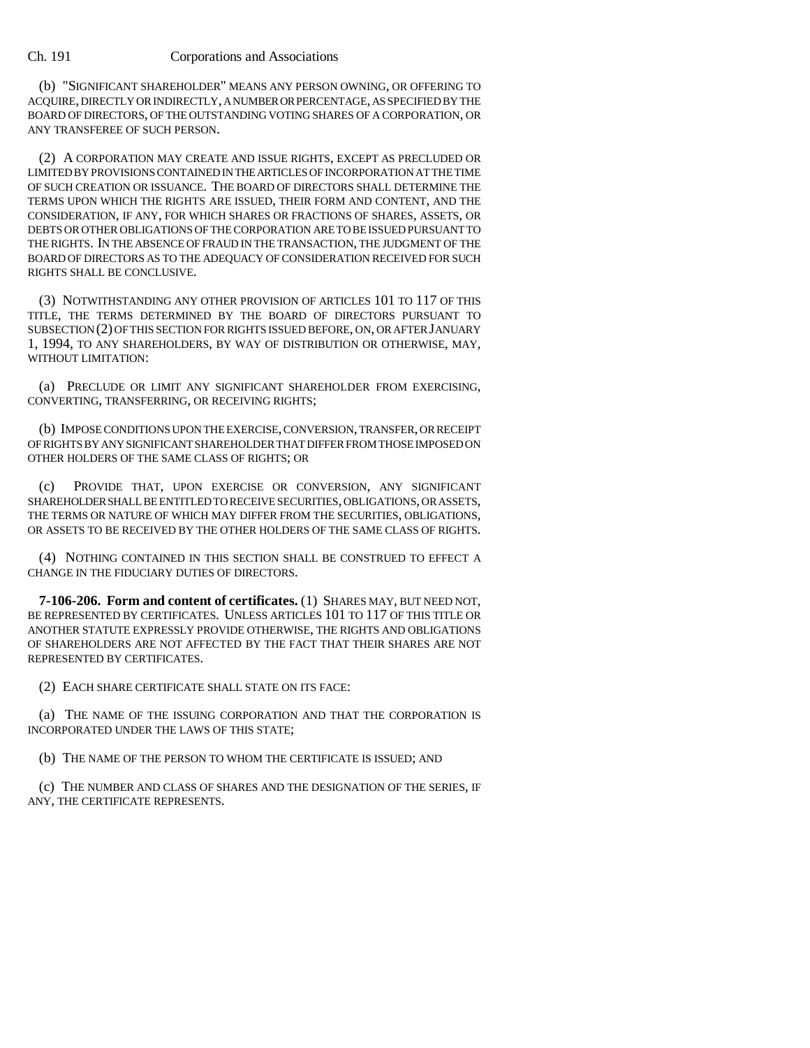(b) "SIGNIFICANT SHAREHOLDER" MEANS ANY PERSON OWNING, OR OFFERING TO ACQUIRE, DIRECTLY OR INDIRECTLY, A NUMBER OR PERCENTAGE, AS SPECIFIED BY THE BOARD OF DIRECTORS, OF THE OUTSTANDING VOTING SHARES OF A CORPORATION, OR ANY TRANSFEREE OF SUCH PERSON.

(2) A CORPORATION MAY CREATE AND ISSUE RIGHTS, EXCEPT AS PRECLUDED OR LIMITED BY PROVISIONS CONTAINED IN THE ARTICLES OF INCORPORATION AT THE TIME OF SUCH CREATION OR ISSUANCE. THE BOARD OF DIRECTORS SHALL DETERMINE THE TERMS UPON WHICH THE RIGHTS ARE ISSUED, THEIR FORM AND CONTENT, AND THE CONSIDERATION, IF ANY, FOR WHICH SHARES OR FRACTIONS OF SHARES, ASSETS, OR DEBTS OR OTHER OBLIGATIONS OF THE CORPORATION ARE TO BE ISSUED PURSUANT TO THE RIGHTS. IN THE ABSENCE OF FRAUD IN THE TRANSACTION, THE JUDGMENT OF THE BOARD OF DIRECTORS AS TO THE ADEQUACY OF CONSIDERATION RECEIVED FOR SUCH RIGHTS SHALL BE CONCLUSIVE.

(3) NOTWITHSTANDING ANY OTHER PROVISION OF ARTICLES 101 TO 117 OF THIS TITLE, THE TERMS DETERMINED BY THE BOARD OF DIRECTORS PURSUANT TO SUBSECTION (2) OF THIS SECTION FOR RIGHTS ISSUED BEFORE, ON, OR AFTER JANUARY 1, 1994, TO ANY SHAREHOLDERS, BY WAY OF DISTRIBUTION OR OTHERWISE, MAY, WITHOUT LIMITATION:

(a) PRECLUDE OR LIMIT ANY SIGNIFICANT SHAREHOLDER FROM EXERCISING, CONVERTING, TRANSFERRING, OR RECEIVING RIGHTS;

(b) IMPOSE CONDITIONS UPON THE EXERCISE, CONVERSION, TRANSFER, OR RECEIPT OF RIGHTS BY ANY SIGNIFICANT SHAREHOLDER THAT DIFFER FROM THOSE IMPOSED ON OTHER HOLDERS OF THE SAME CLASS OF RIGHTS; OR

(c) PROVIDE THAT, UPON EXERCISE OR CONVERSION, ANY SIGNIFICANT SHAREHOLDER SHALL BE ENTITLED TO RECEIVE SECURITIES, OBLIGATIONS, OR ASSETS, THE TERMS OR NATURE OF WHICH MAY DIFFER FROM THE SECURITIES, OBLIGATIONS, OR ASSETS TO BE RECEIVED BY THE OTHER HOLDERS OF THE SAME CLASS OF RIGHTS.

(4) NOTHING CONTAINED IN THIS SECTION SHALL BE CONSTRUED TO EFFECT A CHANGE IN THE FIDUCIARY DUTIES OF DIRECTORS.

**7-106-206. Form and content of certificates.** (1) SHARES MAY, BUT NEED NOT, BE REPRESENTED BY CERTIFICATES. UNLESS ARTICLES 101 TO 117 OF THIS TITLE OR ANOTHER STATUTE EXPRESSLY PROVIDE OTHERWISE, THE RIGHTS AND OBLIGATIONS OF SHAREHOLDERS ARE NOT AFFECTED BY THE FACT THAT THEIR SHARES ARE NOT REPRESENTED BY CERTIFICATES.

(2) EACH SHARE CERTIFICATE SHALL STATE ON ITS FACE:

(a) THE NAME OF THE ISSUING CORPORATION AND THAT THE CORPORATION IS INCORPORATED UNDER THE LAWS OF THIS STATE;

(b) THE NAME OF THE PERSON TO WHOM THE CERTIFICATE IS ISSUED; AND

(c) THE NUMBER AND CLASS OF SHARES AND THE DESIGNATION OF THE SERIES, IF ANY, THE CERTIFICATE REPRESENTS.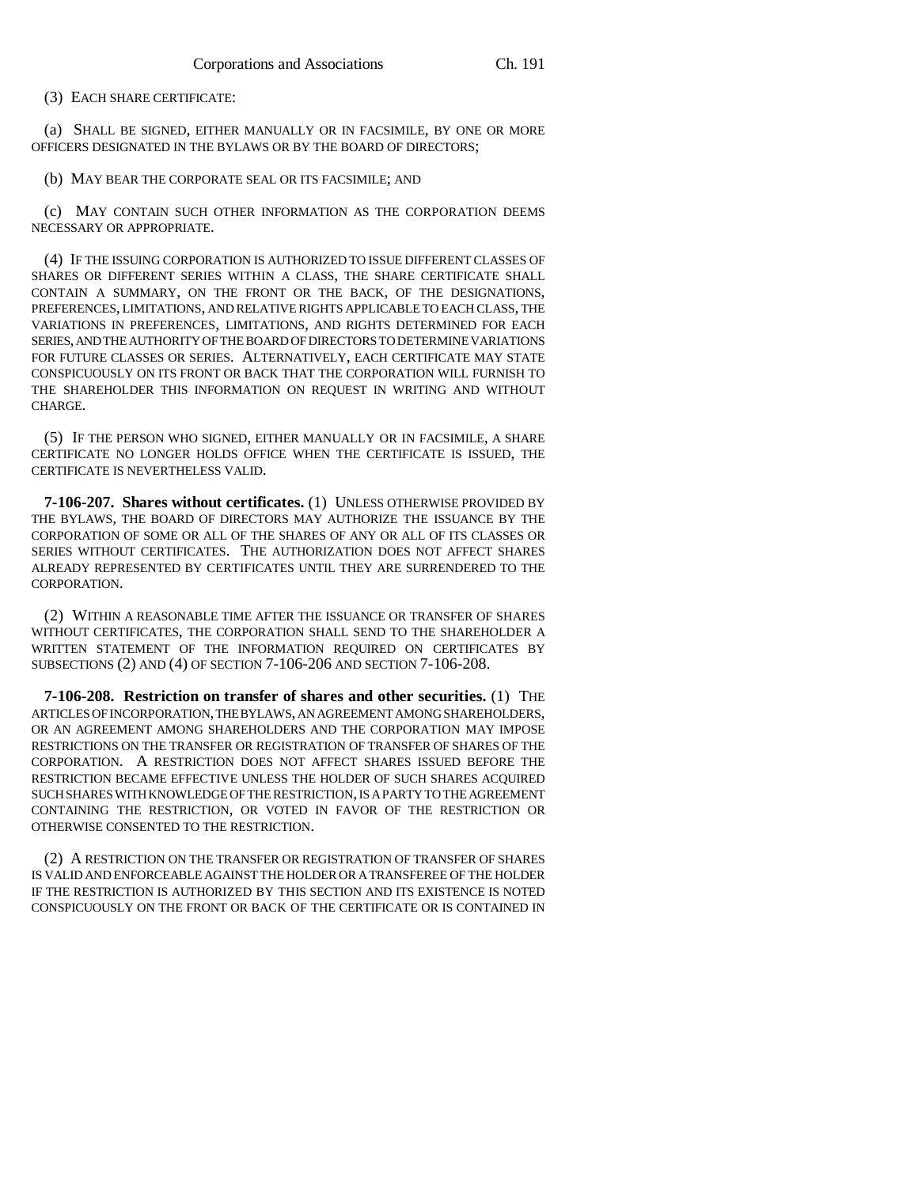(3) EACH SHARE CERTIFICATE:

(a) SHALL BE SIGNED, EITHER MANUALLY OR IN FACSIMILE, BY ONE OR MORE OFFICERS DESIGNATED IN THE BYLAWS OR BY THE BOARD OF DIRECTORS;

(b) MAY BEAR THE CORPORATE SEAL OR ITS FACSIMILE; AND

(c) MAY CONTAIN SUCH OTHER INFORMATION AS THE CORPORATION DEEMS NECESSARY OR APPROPRIATE.

(4) IF THE ISSUING CORPORATION IS AUTHORIZED TO ISSUE DIFFERENT CLASSES OF SHARES OR DIFFERENT SERIES WITHIN A CLASS, THE SHARE CERTIFICATE SHALL CONTAIN A SUMMARY, ON THE FRONT OR THE BACK, OF THE DESIGNATIONS, PREFERENCES, LIMITATIONS, AND RELATIVE RIGHTS APPLICABLE TO EACH CLASS, THE VARIATIONS IN PREFERENCES, LIMITATIONS, AND RIGHTS DETERMINED FOR EACH SERIES, AND THE AUTHORITY OF THE BOARD OF DIRECTORS TO DETERMINE VARIATIONS FOR FUTURE CLASSES OR SERIES. ALTERNATIVELY, EACH CERTIFICATE MAY STATE CONSPICUOUSLY ON ITS FRONT OR BACK THAT THE CORPORATION WILL FURNISH TO THE SHAREHOLDER THIS INFORMATION ON REQUEST IN WRITING AND WITHOUT CHARGE.

(5) IF THE PERSON WHO SIGNED, EITHER MANUALLY OR IN FACSIMILE, A SHARE CERTIFICATE NO LONGER HOLDS OFFICE WHEN THE CERTIFICATE IS ISSUED, THE CERTIFICATE IS NEVERTHELESS VALID.

**7-106-207. Shares without certificates.** (1) UNLESS OTHERWISE PROVIDED BY THE BYLAWS, THE BOARD OF DIRECTORS MAY AUTHORIZE THE ISSUANCE BY THE CORPORATION OF SOME OR ALL OF THE SHARES OF ANY OR ALL OF ITS CLASSES OR SERIES WITHOUT CERTIFICATES. THE AUTHORIZATION DOES NOT AFFECT SHARES ALREADY REPRESENTED BY CERTIFICATES UNTIL THEY ARE SURRENDERED TO THE CORPORATION.

(2) WITHIN A REASONABLE TIME AFTER THE ISSUANCE OR TRANSFER OF SHARES WITHOUT CERTIFICATES, THE CORPORATION SHALL SEND TO THE SHAREHOLDER A WRITTEN STATEMENT OF THE INFORMATION REQUIRED ON CERTIFICATES BY SUBSECTIONS (2) AND (4) OF SECTION 7-106-206 AND SECTION 7-106-208.

**7-106-208. Restriction on transfer of shares and other securities.** (1) THE ARTICLES OF INCORPORATION, THE BYLAWS, AN AGREEMENT AMONG SHAREHOLDERS, OR AN AGREEMENT AMONG SHAREHOLDERS AND THE CORPORATION MAY IMPOSE RESTRICTIONS ON THE TRANSFER OR REGISTRATION OF TRANSFER OF SHARES OF THE CORPORATION. A RESTRICTION DOES NOT AFFECT SHARES ISSUED BEFORE THE RESTRICTION BECAME EFFECTIVE UNLESS THE HOLDER OF SUCH SHARES ACQUIRED SUCH SHARES WITH KNOWLEDGE OF THE RESTRICTION, IS A PARTY TO THE AGREEMENT CONTAINING THE RESTRICTION, OR VOTED IN FAVOR OF THE RESTRICTION OR OTHERWISE CONSENTED TO THE RESTRICTION.

(2) A RESTRICTION ON THE TRANSFER OR REGISTRATION OF TRANSFER OF SHARES IS VALID AND ENFORCEABLE AGAINST THE HOLDER OR A TRANSFEREE OF THE HOLDER IF THE RESTRICTION IS AUTHORIZED BY THIS SECTION AND ITS EXISTENCE IS NOTED CONSPICUOUSLY ON THE FRONT OR BACK OF THE CERTIFICATE OR IS CONTAINED IN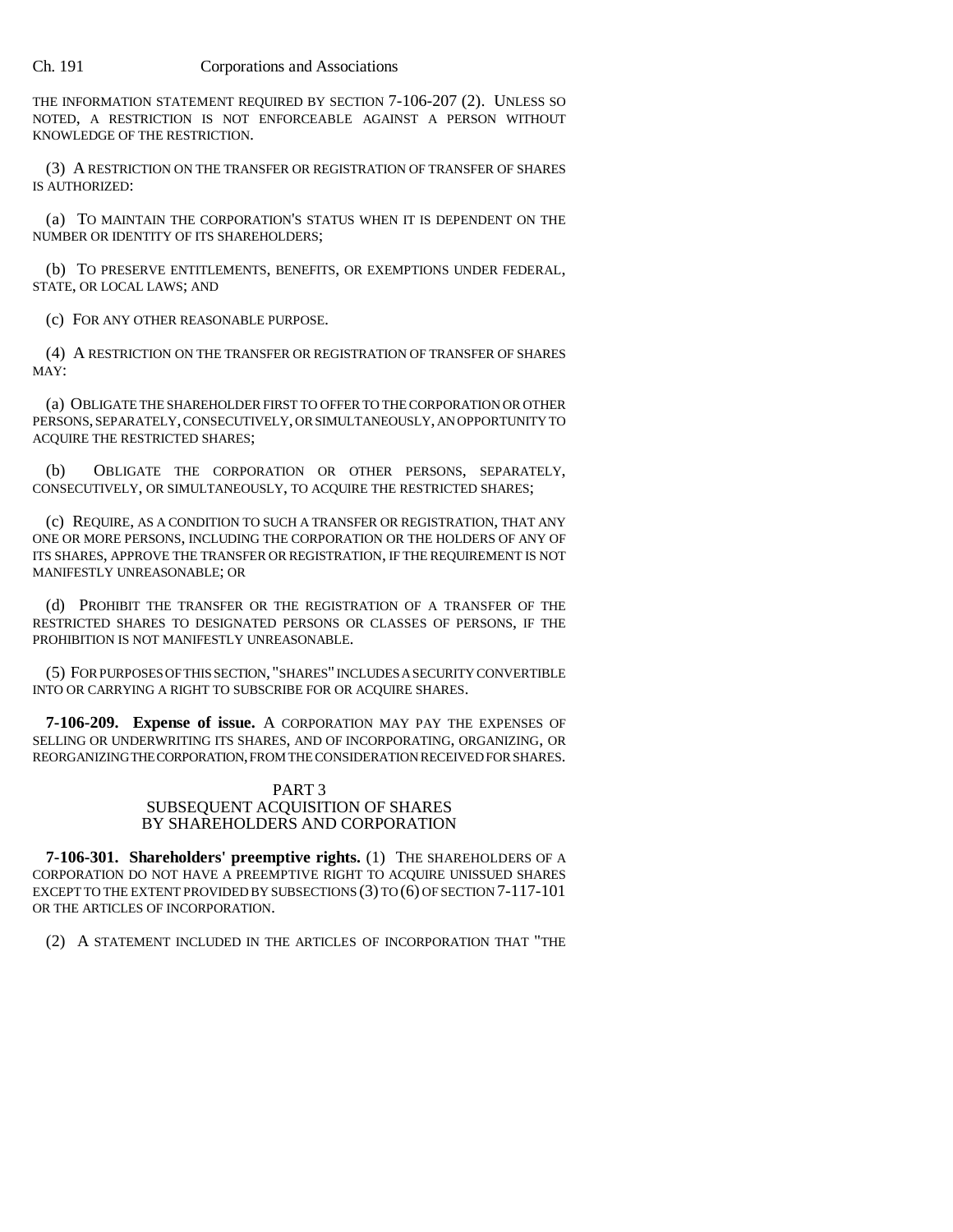THE INFORMATION STATEMENT REQUIRED BY SECTION 7-106-207 (2). UNLESS SO NOTED, A RESTRICTION IS NOT ENFORCEABLE AGAINST A PERSON WITHOUT KNOWLEDGE OF THE RESTRICTION.

(3) A RESTRICTION ON THE TRANSFER OR REGISTRATION OF TRANSFER OF SHARES IS AUTHORIZED:

(a) TO MAINTAIN THE CORPORATION'S STATUS WHEN IT IS DEPENDENT ON THE NUMBER OR IDENTITY OF ITS SHAREHOLDERS;

(b) TO PRESERVE ENTITLEMENTS, BENEFITS, OR EXEMPTIONS UNDER FEDERAL, STATE, OR LOCAL LAWS; AND

(c) FOR ANY OTHER REASONABLE PURPOSE.

(4) A RESTRICTION ON THE TRANSFER OR REGISTRATION OF TRANSFER OF SHARES MAY:

(a) OBLIGATE THE SHAREHOLDER FIRST TO OFFER TO THE CORPORATION OR OTHER PERSONS, SEPARATELY, CONSECUTIVELY, OR SIMULTANEOUSLY, AN OPPORTUNITY TO ACQUIRE THE RESTRICTED SHARES;

(b) OBLIGATE THE CORPORATION OR OTHER PERSONS, SEPARATELY, CONSECUTIVELY, OR SIMULTANEOUSLY, TO ACQUIRE THE RESTRICTED SHARES;

(c) REQUIRE, AS A CONDITION TO SUCH A TRANSFER OR REGISTRATION, THAT ANY ONE OR MORE PERSONS, INCLUDING THE CORPORATION OR THE HOLDERS OF ANY OF ITS SHARES, APPROVE THE TRANSFER OR REGISTRATION, IF THE REQUIREMENT IS NOT MANIFESTLY UNREASONABLE; OR

(d) PROHIBIT THE TRANSFER OR THE REGISTRATION OF A TRANSFER OF THE RESTRICTED SHARES TO DESIGNATED PERSONS OR CLASSES OF PERSONS, IF THE PROHIBITION IS NOT MANIFESTLY UNREASONABLE.

(5) FOR PURPOSES OF THIS SECTION, "SHARES" INCLUDES A SECURITY CONVERTIBLE INTO OR CARRYING A RIGHT TO SUBSCRIBE FOR OR ACQUIRE SHARES.

**7-106-209. Expense of issue.** A CORPORATION MAY PAY THE EXPENSES OF SELLING OR UNDERWRITING ITS SHARES, AND OF INCORPORATING, ORGANIZING, OR REORGANIZING THE CORPORATION, FROM THE CONSIDERATION RECEIVED FOR SHARES.

## PART 3
## SUBSEQUENT ACQUISITION OF SHARES BY SHAREHOLDERS AND CORPORATION

**7-106-301. Shareholders' preemptive rights.** (1) THE SHAREHOLDERS OF A CORPORATION DO NOT HAVE A PREEMPTIVE RIGHT TO ACQUIRE UNISSUED SHARES EXCEPT TO THE EXTENT PROVIDED BY SUBSECTIONS (3) TO (6) OF SECTION 7-117-101 OR THE ARTICLES OF INCORPORATION.

(2) A STATEMENT INCLUDED IN THE ARTICLES OF INCORPORATION THAT "THE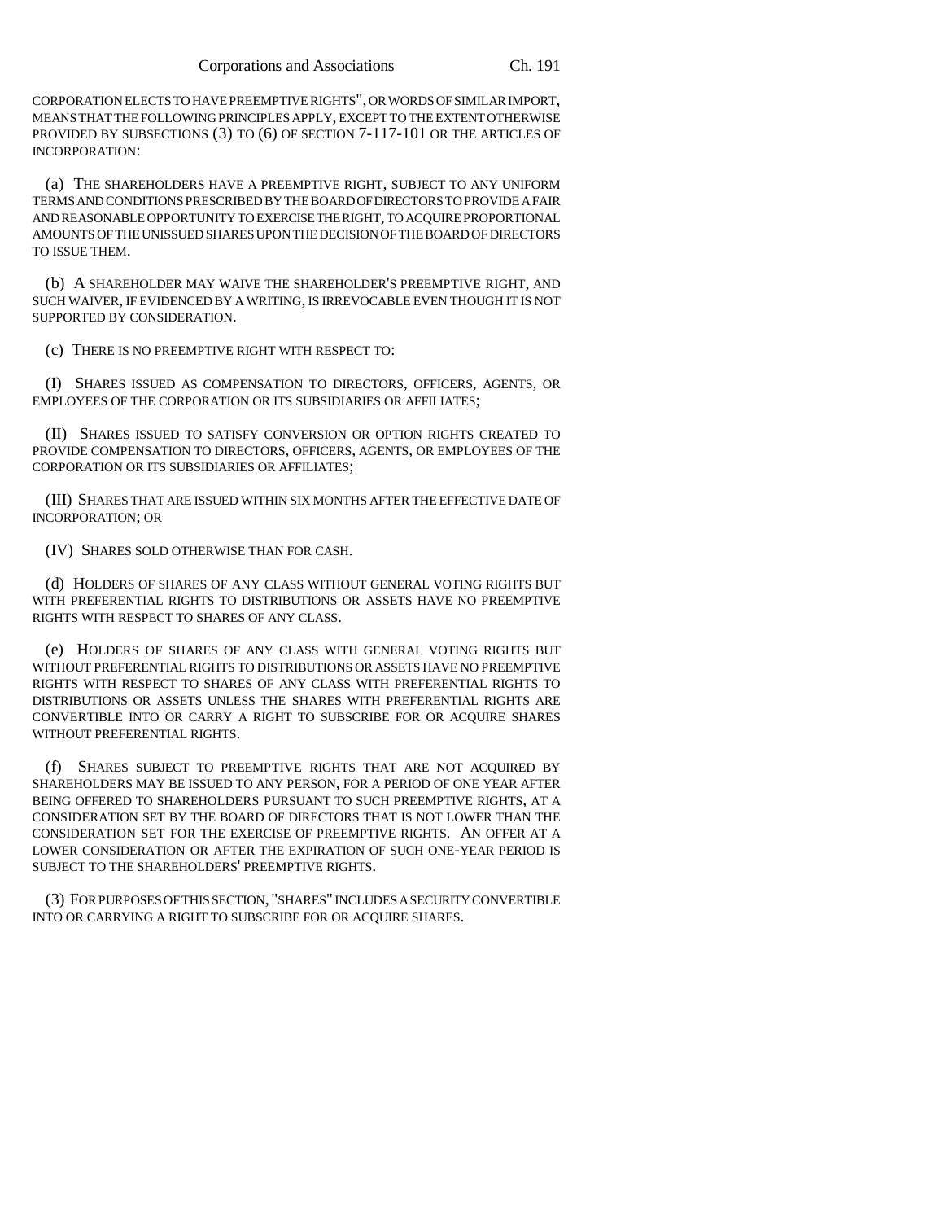CORPORATION ELECTS TO HAVE PREEMPTIVE RIGHTS", OR WORDS OF SIMILAR IMPORT, MEANS THAT THE FOLLOWING PRINCIPLES APPLY, EXCEPT TO THE EXTENT OTHERWISE PROVIDED BY SUBSECTIONS (3) TO (6) OF SECTION 7-117-101 OR THE ARTICLES OF INCORPORATION:

(a) THE SHAREHOLDERS HAVE A PREEMPTIVE RIGHT, SUBJECT TO ANY UNIFORM TERMS AND CONDITIONS PRESCRIBED BY THE BOARD OF DIRECTORS TO PROVIDE A FAIR AND REASONABLE OPPORTUNITY TO EXERCISE THE RIGHT, TO ACQUIRE PROPORTIONAL AMOUNTS OF THE UNISSUED SHARES UPON THE DECISION OF THE BOARD OF DIRECTORS TO ISSUE THEM.

(b) A SHAREHOLDER MAY WAIVE THE SHAREHOLDER'S PREEMPTIVE RIGHT, AND SUCH WAIVER, IF EVIDENCED BY A WRITING, IS IRREVOCABLE EVEN THOUGH IT IS NOT SUPPORTED BY CONSIDERATION.

(c) THERE IS NO PREEMPTIVE RIGHT WITH RESPECT TO:

(I) SHARES ISSUED AS COMPENSATION TO DIRECTORS, OFFICERS, AGENTS, OR EMPLOYEES OF THE CORPORATION OR ITS SUBSIDIARIES OR AFFILIATES;

(II) SHARES ISSUED TO SATISFY CONVERSION OR OPTION RIGHTS CREATED TO PROVIDE COMPENSATION TO DIRECTORS, OFFICERS, AGENTS, OR EMPLOYEES OF THE CORPORATION OR ITS SUBSIDIARIES OR AFFILIATES;

(III) SHARES THAT ARE ISSUED WITHIN SIX MONTHS AFTER THE EFFECTIVE DATE OF INCORPORATION; OR

(IV) SHARES SOLD OTHERWISE THAN FOR CASH.

(d) HOLDERS OF SHARES OF ANY CLASS WITHOUT GENERAL VOTING RIGHTS BUT WITH PREFERENTIAL RIGHTS TO DISTRIBUTIONS OR ASSETS HAVE NO PREEMPTIVE RIGHTS WITH RESPECT TO SHARES OF ANY CLASS.

(e) HOLDERS OF SHARES OF ANY CLASS WITH GENERAL VOTING RIGHTS BUT WITHOUT PREFERENTIAL RIGHTS TO DISTRIBUTIONS OR ASSETS HAVE NO PREEMPTIVE RIGHTS WITH RESPECT TO SHARES OF ANY CLASS WITH PREFERENTIAL RIGHTS TO DISTRIBUTIONS OR ASSETS UNLESS THE SHARES WITH PREFERENTIAL RIGHTS ARE CONVERTIBLE INTO OR CARRY A RIGHT TO SUBSCRIBE FOR OR ACQUIRE SHARES WITHOUT PREFERENTIAL RIGHTS.

(f) SHARES SUBJECT TO PREEMPTIVE RIGHTS THAT ARE NOT ACQUIRED BY SHAREHOLDERS MAY BE ISSUED TO ANY PERSON, FOR A PERIOD OF ONE YEAR AFTER BEING OFFERED TO SHAREHOLDERS PURSUANT TO SUCH PREEMPTIVE RIGHTS, AT A CONSIDERATION SET BY THE BOARD OF DIRECTORS THAT IS NOT LOWER THAN THE CONSIDERATION SET FOR THE EXERCISE OF PREEMPTIVE RIGHTS. AN OFFER AT A LOWER CONSIDERATION OR AFTER THE EXPIRATION OF SUCH ONE-YEAR PERIOD IS SUBJECT TO THE SHAREHOLDERS' PREEMPTIVE RIGHTS.

(3) FOR PURPOSES OF THIS SECTION, "SHARES" INCLUDES A SECURITY CONVERTIBLE INTO OR CARRYING A RIGHT TO SUBSCRIBE FOR OR ACQUIRE SHARES.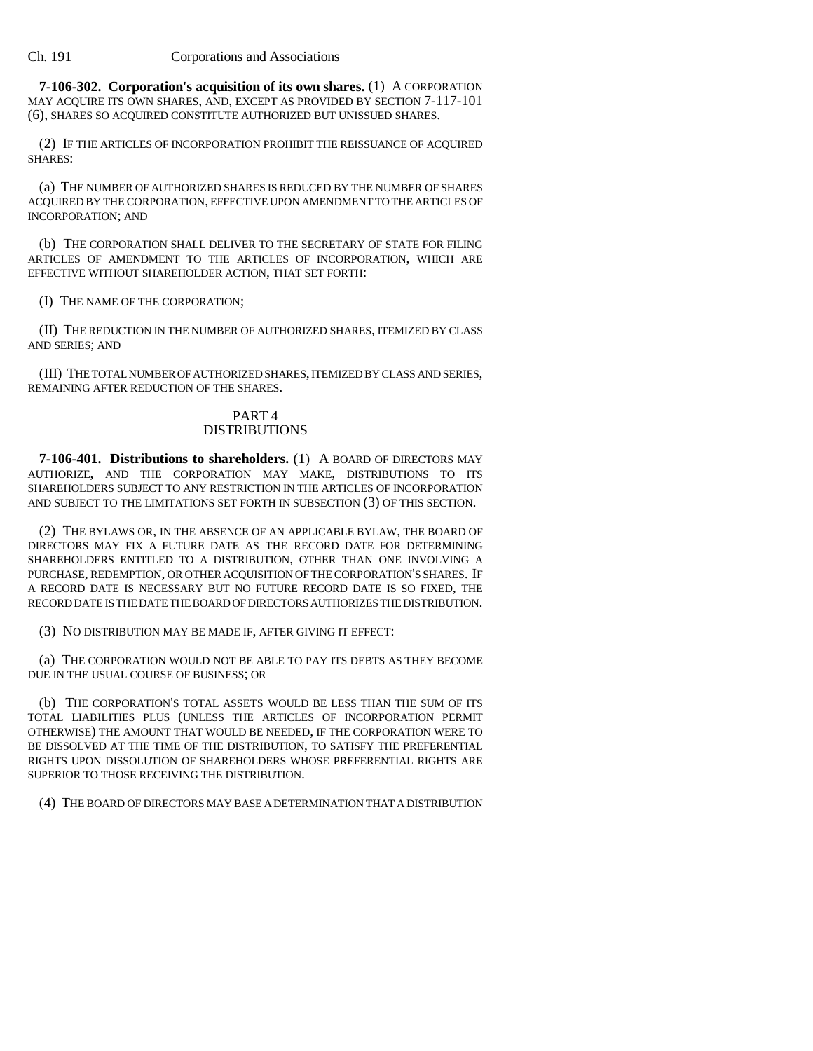**7-106-302. Corporation's acquisition of its own shares.** (1) A CORPORATION MAY ACQUIRE ITS OWN SHARES, AND, EXCEPT AS PROVIDED BY SECTION 7-117-101 (6), SHARES SO ACQUIRED CONSTITUTE AUTHORIZED BUT UNISSUED SHARES.

(2) IF THE ARTICLES OF INCORPORATION PROHIBIT THE REISSUANCE OF ACQUIRED SHARES:

(a) THE NUMBER OF AUTHORIZED SHARES IS REDUCED BY THE NUMBER OF SHARES ACQUIRED BY THE CORPORATION, EFFECTIVE UPON AMENDMENT TO THE ARTICLES OF INCORPORATION; AND

(b) THE CORPORATION SHALL DELIVER TO THE SECRETARY OF STATE FOR FILING ARTICLES OF AMENDMENT TO THE ARTICLES OF INCORPORATION, WHICH ARE EFFECTIVE WITHOUT SHAREHOLDER ACTION, THAT SET FORTH:

(I) THE NAME OF THE CORPORATION;

(II) THE REDUCTION IN THE NUMBER OF AUTHORIZED SHARES, ITEMIZED BY CLASS AND SERIES; AND

(III) THE TOTAL NUMBER OF AUTHORIZED SHARES, ITEMIZED BY CLASS AND SERIES, REMAINING AFTER REDUCTION OF THE SHARES.

## PART 4
## DISTRIBUTIONS

**7-106-401. Distributions to shareholders.** (1) A BOARD OF DIRECTORS MAY AUTHORIZE, AND THE CORPORATION MAY MAKE, DISTRIBUTIONS TO ITS SHAREHOLDERS SUBJECT TO ANY RESTRICTION IN THE ARTICLES OF INCORPORATION AND SUBJECT TO THE LIMITATIONS SET FORTH IN SUBSECTION (3) OF THIS SECTION.

(2) THE BYLAWS OR, IN THE ABSENCE OF AN APPLICABLE BYLAW, THE BOARD OF DIRECTORS MAY FIX A FUTURE DATE AS THE RECORD DATE FOR DETERMINING SHAREHOLDERS ENTITLED TO A DISTRIBUTION, OTHER THAN ONE INVOLVING A PURCHASE, REDEMPTION, OR OTHER ACQUISITION OF THE CORPORATION'S SHARES. IF A RECORD DATE IS NECESSARY BUT NO FUTURE RECORD DATE IS SO FIXED, THE RECORD DATE IS THE DATE THE BOARD OF DIRECTORS AUTHORIZES THE DISTRIBUTION.

(3) NO DISTRIBUTION MAY BE MADE IF, AFTER GIVING IT EFFECT:

(a) THE CORPORATION WOULD NOT BE ABLE TO PAY ITS DEBTS AS THEY BECOME DUE IN THE USUAL COURSE OF BUSINESS; OR

(b) THE CORPORATION'S TOTAL ASSETS WOULD BE LESS THAN THE SUM OF ITS TOTAL LIABILITIES PLUS (UNLESS THE ARTICLES OF INCORPORATION PERMIT OTHERWISE) THE AMOUNT THAT WOULD BE NEEDED, IF THE CORPORATION WERE TO BE DISSOLVED AT THE TIME OF THE DISTRIBUTION, TO SATISFY THE PREFERENTIAL RIGHTS UPON DISSOLUTION OF SHAREHOLDERS WHOSE PREFERENTIAL RIGHTS ARE SUPERIOR TO THOSE RECEIVING THE DISTRIBUTION.

(4) THE BOARD OF DIRECTORS MAY BASE A DETERMINATION THAT A DISTRIBUTION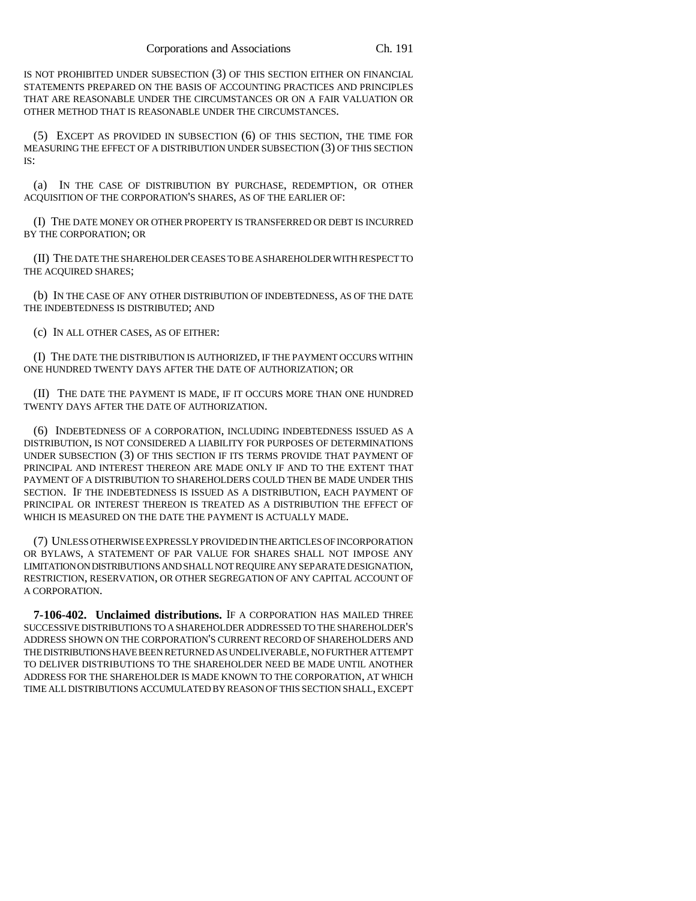IS NOT PROHIBITED UNDER SUBSECTION (3) OF THIS SECTION EITHER ON FINANCIAL STATEMENTS PREPARED ON THE BASIS OF ACCOUNTING PRACTICES AND PRINCIPLES THAT ARE REASONABLE UNDER THE CIRCUMSTANCES OR ON A FAIR VALUATION OR OTHER METHOD THAT IS REASONABLE UNDER THE CIRCUMSTANCES.

(5) EXCEPT AS PROVIDED IN SUBSECTION (6) OF THIS SECTION, THE TIME FOR MEASURING THE EFFECT OF A DISTRIBUTION UNDER SUBSECTION (3) OF THIS SECTION IS:

(a) IN THE CASE OF DISTRIBUTION BY PURCHASE, REDEMPTION, OR OTHER ACQUISITION OF THE CORPORATION'S SHARES, AS OF THE EARLIER OF:

(I) THE DATE MONEY OR OTHER PROPERTY IS TRANSFERRED OR DEBT IS INCURRED BY THE CORPORATION; OR

(II) THE DATE THE SHAREHOLDER CEASES TO BE A SHAREHOLDER WITH RESPECT TO THE ACQUIRED SHARES;

(b) IN THE CASE OF ANY OTHER DISTRIBUTION OF INDEBTEDNESS, AS OF THE DATE THE INDEBTEDNESS IS DISTRIBUTED; AND

(c) IN ALL OTHER CASES, AS OF EITHER:

(I) THE DATE THE DISTRIBUTION IS AUTHORIZED, IF THE PAYMENT OCCURS WITHIN ONE HUNDRED TWENTY DAYS AFTER THE DATE OF AUTHORIZATION; OR

(II) THE DATE THE PAYMENT IS MADE, IF IT OCCURS MORE THAN ONE HUNDRED TWENTY DAYS AFTER THE DATE OF AUTHORIZATION.

(6) INDEBTEDNESS OF A CORPORATION, INCLUDING INDEBTEDNESS ISSUED AS A DISTRIBUTION, IS NOT CONSIDERED A LIABILITY FOR PURPOSES OF DETERMINATIONS UNDER SUBSECTION (3) OF THIS SECTION IF ITS TERMS PROVIDE THAT PAYMENT OF PRINCIPAL AND INTEREST THEREON ARE MADE ONLY IF AND TO THE EXTENT THAT PAYMENT OF A DISTRIBUTION TO SHAREHOLDERS COULD THEN BE MADE UNDER THIS SECTION. IF THE INDEBTEDNESS IS ISSUED AS A DISTRIBUTION, EACH PAYMENT OF PRINCIPAL OR INTEREST THEREON IS TREATED AS A DISTRIBUTION THE EFFECT OF WHICH IS MEASURED ON THE DATE THE PAYMENT IS ACTUALLY MADE.

(7) UNLESS OTHERWISE EXPRESSLY PROVIDED IN THE ARTICLES OF INCORPORATION OR BYLAWS, A STATEMENT OF PAR VALUE FOR SHARES SHALL NOT IMPOSE ANY LIMITATION ON DISTRIBUTIONS AND SHALL NOT REQUIRE ANY SEPARATE DESIGNATION, RESTRICTION, RESERVATION, OR OTHER SEGREGATION OF ANY CAPITAL ACCOUNT OF A CORPORATION.

**7-106-402. Unclaimed distributions.** IF A CORPORATION HAS MAILED THREE SUCCESSIVE DISTRIBUTIONS TO A SHAREHOLDER ADDRESSED TO THE SHAREHOLDER'S ADDRESS SHOWN ON THE CORPORATION'S CURRENT RECORD OF SHAREHOLDERS AND THE DISTRIBUTIONS HAVE BEEN RETURNED AS UNDELIVERABLE, NO FURTHER ATTEMPT TO DELIVER DISTRIBUTIONS TO THE SHAREHOLDER NEED BE MADE UNTIL ANOTHER ADDRESS FOR THE SHAREHOLDER IS MADE KNOWN TO THE CORPORATION, AT WHICH TIME ALL DISTRIBUTIONS ACCUMULATED BY REASON OF THIS SECTION SHALL, EXCEPT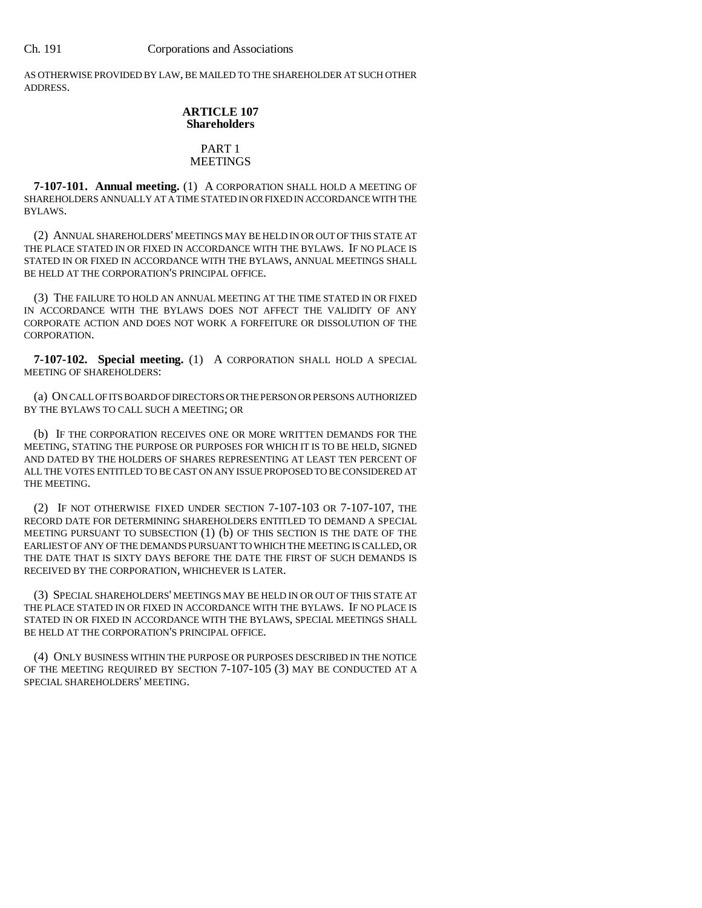AS OTHERWISE PROVIDED BY LAW, BE MAILED TO THE SHAREHOLDER AT SUCH OTHER ADDRESS.

## ARTICLE 107
## Shareholders

### PART 1
### MEETINGS

**7-107-101. Annual meeting.** (1) A CORPORATION SHALL HOLD A MEETING OF SHAREHOLDERS ANNUALLY AT A TIME STATED IN OR FIXED IN ACCORDANCE WITH THE BYLAWS.

(2) ANNUAL SHAREHOLDERS' MEETINGS MAY BE HELD IN OR OUT OF THIS STATE AT THE PLACE STATED IN OR FIXED IN ACCORDANCE WITH THE BYLAWS. IF NO PLACE IS STATED IN OR FIXED IN ACCORDANCE WITH THE BYLAWS, ANNUAL MEETINGS SHALL BE HELD AT THE CORPORATION'S PRINCIPAL OFFICE.

(3) THE FAILURE TO HOLD AN ANNUAL MEETING AT THE TIME STATED IN OR FIXED IN ACCORDANCE WITH THE BYLAWS DOES NOT AFFECT THE VALIDITY OF ANY CORPORATE ACTION AND DOES NOT WORK A FORFEITURE OR DISSOLUTION OF THE CORPORATION.

**7-107-102. Special meeting.** (1) A CORPORATION SHALL HOLD A SPECIAL MEETING OF SHAREHOLDERS:

(a) ON CALL OF ITS BOARD OF DIRECTORS OR THE PERSON OR PERSONS AUTHORIZED BY THE BYLAWS TO CALL SUCH A MEETING; OR

(b) IF THE CORPORATION RECEIVES ONE OR MORE WRITTEN DEMANDS FOR THE MEETING, STATING THE PURPOSE OR PURPOSES FOR WHICH IT IS TO BE HELD, SIGNED AND DATED BY THE HOLDERS OF SHARES REPRESENTING AT LEAST TEN PERCENT OF ALL THE VOTES ENTITLED TO BE CAST ON ANY ISSUE PROPOSED TO BE CONSIDERED AT THE MEETING.

(2) IF NOT OTHERWISE FIXED UNDER SECTION 7-107-103 OR 7-107-107, THE RECORD DATE FOR DETERMINING SHAREHOLDERS ENTITLED TO DEMAND A SPECIAL MEETING PURSUANT TO SUBSECTION (1) (b) OF THIS SECTION IS THE DATE OF THE EARLIEST OF ANY OF THE DEMANDS PURSUANT TO WHICH THE MEETING IS CALLED, OR THE DATE THAT IS SIXTY DAYS BEFORE THE DATE THE FIRST OF SUCH DEMANDS IS RECEIVED BY THE CORPORATION, WHICHEVER IS LATER.

(3) SPECIAL SHAREHOLDERS' MEETINGS MAY BE HELD IN OR OUT OF THIS STATE AT THE PLACE STATED IN OR FIXED IN ACCORDANCE WITH THE BYLAWS. IF NO PLACE IS STATED IN OR FIXED IN ACCORDANCE WITH THE BYLAWS, SPECIAL MEETINGS SHALL BE HELD AT THE CORPORATION'S PRINCIPAL OFFICE.

(4) ONLY BUSINESS WITHIN THE PURPOSE OR PURPOSES DESCRIBED IN THE NOTICE OF THE MEETING REQUIRED BY SECTION 7-107-105 (3) MAY BE CONDUCTED AT A SPECIAL SHAREHOLDERS' MEETING.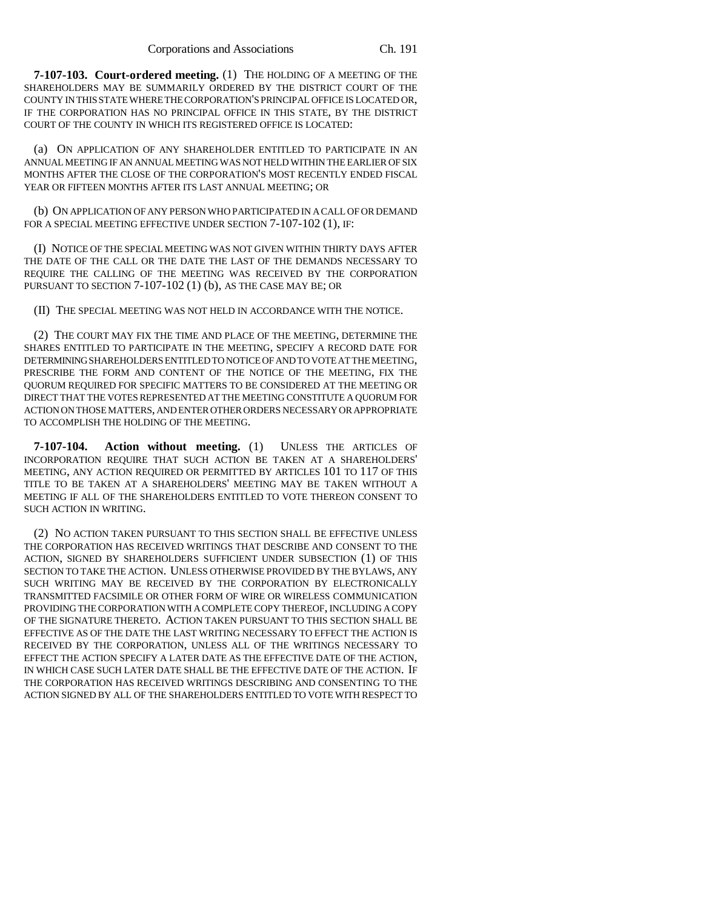**7-107-103. Court-ordered meeting.** (1) THE HOLDING OF A MEETING OF THE SHAREHOLDERS MAY BE SUMMARILY ORDERED BY THE DISTRICT COURT OF THE COUNTY IN THIS STATE WHERE THE CORPORATION'S PRINCIPAL OFFICE IS LOCATED OR, IF THE CORPORATION HAS NO PRINCIPAL OFFICE IN THIS STATE, BY THE DISTRICT COURT OF THE COUNTY IN WHICH ITS REGISTERED OFFICE IS LOCATED:

(a) ON APPLICATION OF ANY SHAREHOLDER ENTITLED TO PARTICIPATE IN AN ANNUAL MEETING IF AN ANNUAL MEETING WAS NOT HELD WITHIN THE EARLIER OF SIX MONTHS AFTER THE CLOSE OF THE CORPORATION'S MOST RECENTLY ENDED FISCAL YEAR OR FIFTEEN MONTHS AFTER ITS LAST ANNUAL MEETING; OR

(b) ON APPLICATION OF ANY PERSON WHO PARTICIPATED IN A CALL OF OR DEMAND FOR A SPECIAL MEETING EFFECTIVE UNDER SECTION 7-107-102 (1), IF:

(I) NOTICE OF THE SPECIAL MEETING WAS NOT GIVEN WITHIN THIRTY DAYS AFTER THE DATE OF THE CALL OR THE DATE THE LAST OF THE DEMANDS NECESSARY TO REQUIRE THE CALLING OF THE MEETING WAS RECEIVED BY THE CORPORATION PURSUANT TO SECTION 7-107-102 (1) (b), AS THE CASE MAY BE; OR

(II) THE SPECIAL MEETING WAS NOT HELD IN ACCORDANCE WITH THE NOTICE.

(2) THE COURT MAY FIX THE TIME AND PLACE OF THE MEETING, DETERMINE THE SHARES ENTITLED TO PARTICIPATE IN THE MEETING, SPECIFY A RECORD DATE FOR DETERMINING SHAREHOLDERS ENTITLED TO NOTICE OF AND TO VOTE AT THE MEETING, PRESCRIBE THE FORM AND CONTENT OF THE NOTICE OF THE MEETING, FIX THE QUORUM REQUIRED FOR SPECIFIC MATTERS TO BE CONSIDERED AT THE MEETING OR DIRECT THAT THE VOTES REPRESENTED AT THE MEETING CONSTITUTE A QUORUM FOR ACTION ON THOSE MATTERS, AND ENTER OTHER ORDERS NECESSARY OR APPROPRIATE TO ACCOMPLISH THE HOLDING OF THE MEETING.

**7-107-104. Action without meeting.** (1) UNLESS THE ARTICLES OF INCORPORATION REQUIRE THAT SUCH ACTION BE TAKEN AT A SHAREHOLDERS' MEETING, ANY ACTION REQUIRED OR PERMITTED BY ARTICLES 101 TO 117 OF THIS TITLE TO BE TAKEN AT A SHAREHOLDERS' MEETING MAY BE TAKEN WITHOUT A MEETING IF ALL OF THE SHAREHOLDERS ENTITLED TO VOTE THEREON CONSENT TO SUCH ACTION IN WRITING.

(2) NO ACTION TAKEN PURSUANT TO THIS SECTION SHALL BE EFFECTIVE UNLESS THE CORPORATION HAS RECEIVED WRITINGS THAT DESCRIBE AND CONSENT TO THE ACTION, SIGNED BY SHAREHOLDERS SUFFICIENT UNDER SUBSECTION (1) OF THIS SECTION TO TAKE THE ACTION. UNLESS OTHERWISE PROVIDED BY THE BYLAWS, ANY SUCH WRITING MAY BE RECEIVED BY THE CORPORATION BY ELECTRONICALLY TRANSMITTED FACSIMILE OR OTHER FORM OF WIRE OR WIRELESS COMMUNICATION PROVIDING THE CORPORATION WITH A COMPLETE COPY THEREOF, INCLUDING A COPY OF THE SIGNATURE THERETO. ACTION TAKEN PURSUANT TO THIS SECTION SHALL BE EFFECTIVE AS OF THE DATE THE LAST WRITING NECESSARY TO EFFECT THE ACTION IS RECEIVED BY THE CORPORATION, UNLESS ALL OF THE WRITINGS NECESSARY TO EFFECT THE ACTION SPECIFY A LATER DATE AS THE EFFECTIVE DATE OF THE ACTION, IN WHICH CASE SUCH LATER DATE SHALL BE THE EFFECTIVE DATE OF THE ACTION. IF THE CORPORATION HAS RECEIVED WRITINGS DESCRIBING AND CONSENTING TO THE ACTION SIGNED BY ALL OF THE SHAREHOLDERS ENTITLED TO VOTE WITH RESPECT TO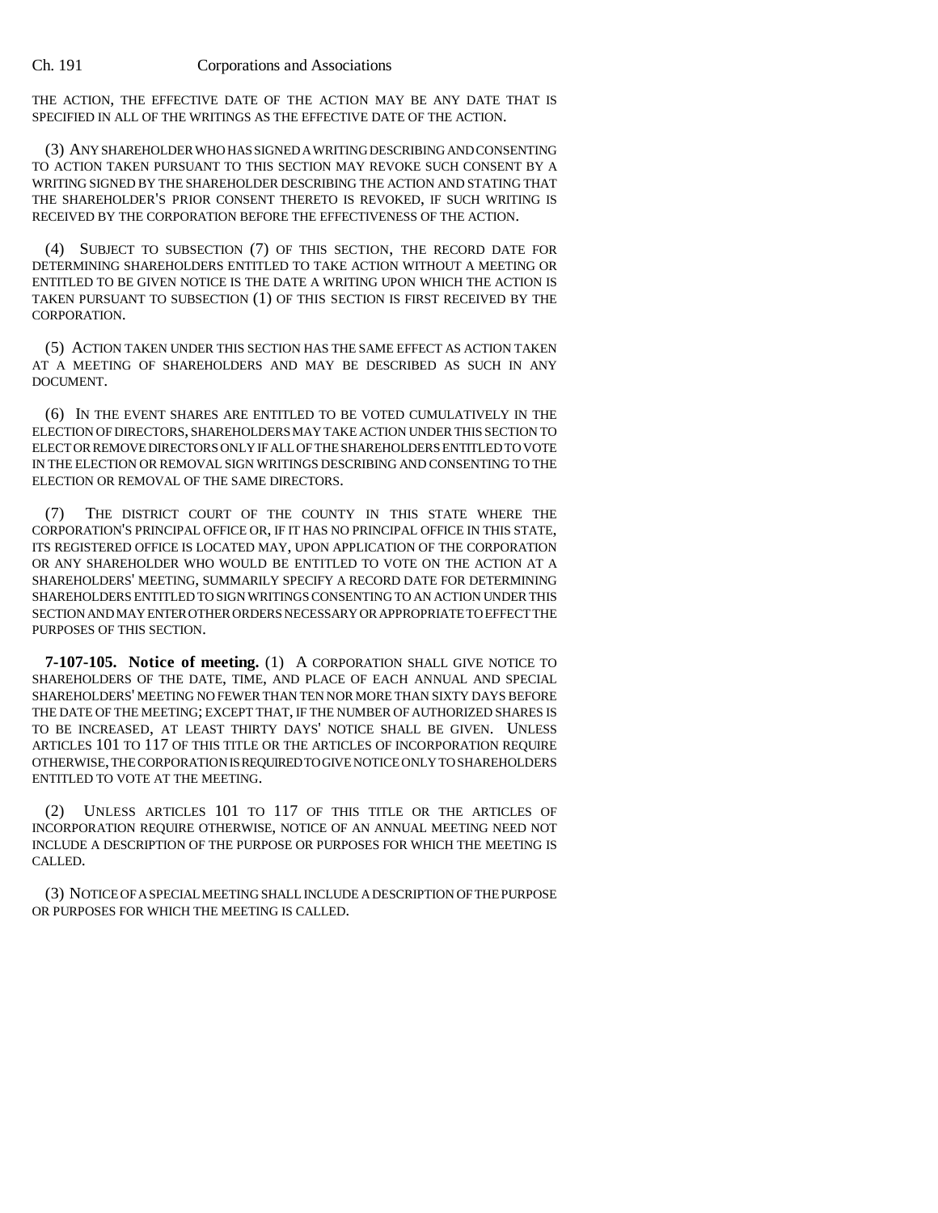THE ACTION, THE EFFECTIVE DATE OF THE ACTION MAY BE ANY DATE THAT IS SPECIFIED IN ALL OF THE WRITINGS AS THE EFFECTIVE DATE OF THE ACTION.

(3) ANY SHAREHOLDER WHO HAS SIGNED A WRITING DESCRIBING AND CONSENTING TO ACTION TAKEN PURSUANT TO THIS SECTION MAY REVOKE SUCH CONSENT BY A WRITING SIGNED BY THE SHAREHOLDER DESCRIBING THE ACTION AND STATING THAT THE SHAREHOLDER'S PRIOR CONSENT THERETO IS REVOKED, IF SUCH WRITING IS RECEIVED BY THE CORPORATION BEFORE THE EFFECTIVENESS OF THE ACTION.

(4) SUBJECT TO SUBSECTION (7) OF THIS SECTION, THE RECORD DATE FOR DETERMINING SHAREHOLDERS ENTITLED TO TAKE ACTION WITHOUT A MEETING OR ENTITLED TO BE GIVEN NOTICE IS THE DATE A WRITING UPON WHICH THE ACTION IS TAKEN PURSUANT TO SUBSECTION (1) OF THIS SECTION IS FIRST RECEIVED BY THE CORPORATION.

(5) ACTION TAKEN UNDER THIS SECTION HAS THE SAME EFFECT AS ACTION TAKEN AT A MEETING OF SHAREHOLDERS AND MAY BE DESCRIBED AS SUCH IN ANY DOCUMENT.

(6) IN THE EVENT SHARES ARE ENTITLED TO BE VOTED CUMULATIVELY IN THE ELECTION OF DIRECTORS, SHAREHOLDERS MAY TAKE ACTION UNDER THIS SECTION TO ELECT OR REMOVE DIRECTORS ONLY IF ALL OF THE SHAREHOLDERS ENTITLED TO VOTE IN THE ELECTION OR REMOVAL SIGN WRITINGS DESCRIBING AND CONSENTING TO THE ELECTION OR REMOVAL OF THE SAME DIRECTORS.

(7) THE DISTRICT COURT OF THE COUNTY IN THIS STATE WHERE THE CORPORATION'S PRINCIPAL OFFICE OR, IF IT HAS NO PRINCIPAL OFFICE IN THIS STATE, ITS REGISTERED OFFICE IS LOCATED MAY, UPON APPLICATION OF THE CORPORATION OR ANY SHAREHOLDER WHO WOULD BE ENTITLED TO VOTE ON THE ACTION AT A SHAREHOLDERS' MEETING, SUMMARILY SPECIFY A RECORD DATE FOR DETERMINING SHAREHOLDERS ENTITLED TO SIGN WRITINGS CONSENTING TO AN ACTION UNDER THIS SECTION AND MAY ENTER OTHER ORDERS NECESSARY OR APPROPRIATE TO EFFECT THE PURPOSES OF THIS SECTION.

**7-107-105. Notice of meeting.** (1) A CORPORATION SHALL GIVE NOTICE TO SHAREHOLDERS OF THE DATE, TIME, AND PLACE OF EACH ANNUAL AND SPECIAL SHAREHOLDERS' MEETING NO FEWER THAN TEN NOR MORE THAN SIXTY DAYS BEFORE THE DATE OF THE MEETING; EXCEPT THAT, IF THE NUMBER OF AUTHORIZED SHARES IS TO BE INCREASED, AT LEAST THIRTY DAYS' NOTICE SHALL BE GIVEN. UNLESS ARTICLES 101 TO 117 OF THIS TITLE OR THE ARTICLES OF INCORPORATION REQUIRE OTHERWISE, THE CORPORATION IS REQUIRED TO GIVE NOTICE ONLY TO SHAREHOLDERS ENTITLED TO VOTE AT THE MEETING.

(2) UNLESS ARTICLES 101 TO 117 OF THIS TITLE OR THE ARTICLES OF INCORPORATION REQUIRE OTHERWISE, NOTICE OF AN ANNUAL MEETING NEED NOT INCLUDE A DESCRIPTION OF THE PURPOSE OR PURPOSES FOR WHICH THE MEETING IS CALLED.

(3) NOTICE OF A SPECIAL MEETING SHALL INCLUDE A DESCRIPTION OF THE PURPOSE OR PURPOSES FOR WHICH THE MEETING IS CALLED.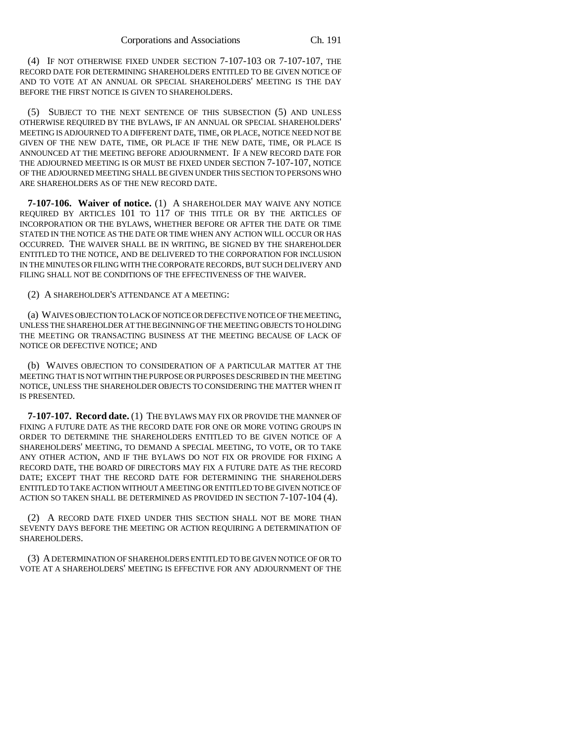(4) IF NOT OTHERWISE FIXED UNDER SECTION 7-107-103 OR 7-107-107, THE RECORD DATE FOR DETERMINING SHAREHOLDERS ENTITLED TO BE GIVEN NOTICE OF AND TO VOTE AT AN ANNUAL OR SPECIAL SHAREHOLDERS' MEETING IS THE DAY BEFORE THE FIRST NOTICE IS GIVEN TO SHAREHOLDERS.

(5) SUBJECT TO THE NEXT SENTENCE OF THIS SUBSECTION (5) AND UNLESS OTHERWISE REQUIRED BY THE BYLAWS, IF AN ANNUAL OR SPECIAL SHAREHOLDERS' MEETING IS ADJOURNED TO A DIFFERENT DATE, TIME, OR PLACE, NOTICE NEED NOT BE GIVEN OF THE NEW DATE, TIME, OR PLACE IF THE NEW DATE, TIME, OR PLACE IS ANNOUNCED AT THE MEETING BEFORE ADJOURNMENT. IF A NEW RECORD DATE FOR THE ADJOURNED MEETING IS OR MUST BE FIXED UNDER SECTION 7-107-107, NOTICE OF THE ADJOURNED MEETING SHALL BE GIVEN UNDER THIS SECTION TO PERSONS WHO ARE SHAREHOLDERS AS OF THE NEW RECORD DATE.

**7-107-106. Waiver of notice.** (1) A SHAREHOLDER MAY WAIVE ANY NOTICE REQUIRED BY ARTICLES 101 TO 117 OF THIS TITLE OR BY THE ARTICLES OF INCORPORATION OR THE BYLAWS, WHETHER BEFORE OR AFTER THE DATE OR TIME STATED IN THE NOTICE AS THE DATE OR TIME WHEN ANY ACTION WILL OCCUR OR HAS OCCURRED. THE WAIVER SHALL BE IN WRITING, BE SIGNED BY THE SHAREHOLDER ENTITLED TO THE NOTICE, AND BE DELIVERED TO THE CORPORATION FOR INCLUSION IN THE MINUTES OR FILING WITH THE CORPORATE RECORDS, BUT SUCH DELIVERY AND FILING SHALL NOT BE CONDITIONS OF THE EFFECTIVENESS OF THE WAIVER.

(2) A SHAREHOLDER'S ATTENDANCE AT A MEETING:

(a) WAIVES OBJECTION TO LACK OF NOTICE OR DEFECTIVE NOTICE OF THE MEETING, UNLESS THE SHAREHOLDER AT THE BEGINNING OF THE MEETING OBJECTS TO HOLDING THE MEETING OR TRANSACTING BUSINESS AT THE MEETING BECAUSE OF LACK OF NOTICE OR DEFECTIVE NOTICE; AND

(b) WAIVES OBJECTION TO CONSIDERATION OF A PARTICULAR MATTER AT THE MEETING THAT IS NOT WITHIN THE PURPOSE OR PURPOSES DESCRIBED IN THE MEETING NOTICE, UNLESS THE SHAREHOLDER OBJECTS TO CONSIDERING THE MATTER WHEN IT IS PRESENTED.

**7-107-107. Record date.** (1) THE BYLAWS MAY FIX OR PROVIDE THE MANNER OF FIXING A FUTURE DATE AS THE RECORD DATE FOR ONE OR MORE VOTING GROUPS IN ORDER TO DETERMINE THE SHAREHOLDERS ENTITLED TO BE GIVEN NOTICE OF A SHAREHOLDERS' MEETING, TO DEMAND A SPECIAL MEETING, TO VOTE, OR TO TAKE ANY OTHER ACTION, AND IF THE BYLAWS DO NOT FIX OR PROVIDE FOR FIXING A RECORD DATE, THE BOARD OF DIRECTORS MAY FIX A FUTURE DATE AS THE RECORD DATE; EXCEPT THAT THE RECORD DATE FOR DETERMINING THE SHAREHOLDERS ENTITLED TO TAKE ACTION WITHOUT A MEETING OR ENTITLED TO BE GIVEN NOTICE OF ACTION SO TAKEN SHALL BE DETERMINED AS PROVIDED IN SECTION 7-107-104 (4).

(2) A RECORD DATE FIXED UNDER THIS SECTION SHALL NOT BE MORE THAN SEVENTY DAYS BEFORE THE MEETING OR ACTION REQUIRING A DETERMINATION OF SHAREHOLDERS.

(3) A DETERMINATION OF SHAREHOLDERS ENTITLED TO BE GIVEN NOTICE OF OR TO VOTE AT A SHAREHOLDERS' MEETING IS EFFECTIVE FOR ANY ADJOURNMENT OF THE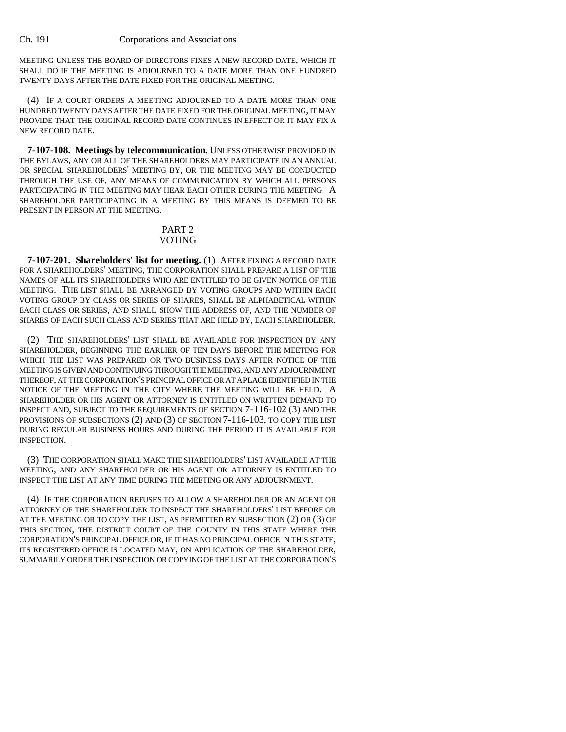MEETING UNLESS THE BOARD OF DIRECTORS FIXES A NEW RECORD DATE, WHICH IT SHALL DO IF THE MEETING IS ADJOURNED TO A DATE MORE THAN ONE HUNDRED TWENTY DAYS AFTER THE DATE FIXED FOR THE ORIGINAL MEETING.

(4) IF A COURT ORDERS A MEETING ADJOURNED TO A DATE MORE THAN ONE HUNDRED TWENTY DAYS AFTER THE DATE FIXED FOR THE ORIGINAL MEETING, IT MAY PROVIDE THAT THE ORIGINAL RECORD DATE CONTINUES IN EFFECT OR IT MAY FIX A NEW RECORD DATE.

**7-107-108. Meetings by telecommunication.** UNLESS OTHERWISE PROVIDED IN THE BYLAWS, ANY OR ALL OF THE SHAREHOLDERS MAY PARTICIPATE IN AN ANNUAL OR SPECIAL SHAREHOLDERS' MEETING BY, OR THE MEETING MAY BE CONDUCTED THROUGH THE USE OF, ANY MEANS OF COMMUNICATION BY WHICH ALL PERSONS PARTICIPATING IN THE MEETING MAY HEAR EACH OTHER DURING THE MEETING. A SHAREHOLDER PARTICIPATING IN A MEETING BY THIS MEANS IS DEEMED TO BE PRESENT IN PERSON AT THE MEETING.

## PART 2
## VOTING

**7-107-201. Shareholders' list for meeting.** (1) AFTER FIXING A RECORD DATE FOR A SHAREHOLDERS' MEETING, THE CORPORATION SHALL PREPARE A LIST OF THE NAMES OF ALL ITS SHAREHOLDERS WHO ARE ENTITLED TO BE GIVEN NOTICE OF THE MEETING. THE LIST SHALL BE ARRANGED BY VOTING GROUPS AND WITHIN EACH VOTING GROUP BY CLASS OR SERIES OF SHARES, SHALL BE ALPHABETICAL WITHIN EACH CLASS OR SERIES, AND SHALL SHOW THE ADDRESS OF, AND THE NUMBER OF SHARES OF EACH SUCH CLASS AND SERIES THAT ARE HELD BY, EACH SHAREHOLDER.

(2) THE SHAREHOLDERS' LIST SHALL BE AVAILABLE FOR INSPECTION BY ANY SHAREHOLDER, BEGINNING THE EARLIER OF TEN DAYS BEFORE THE MEETING FOR WHICH THE LIST WAS PREPARED OR TWO BUSINESS DAYS AFTER NOTICE OF THE MEETING IS GIVEN AND CONTINUING THROUGH THE MEETING, AND ANY ADJOURNMENT THEREOF, AT THE CORPORATION'S PRINCIPAL OFFICE OR AT A PLACE IDENTIFIED IN THE NOTICE OF THE MEETING IN THE CITY WHERE THE MEETING WILL BE HELD. A SHAREHOLDER OR HIS AGENT OR ATTORNEY IS ENTITLED ON WRITTEN DEMAND TO INSPECT AND, SUBJECT TO THE REQUIREMENTS OF SECTION 7-116-102 (3) AND THE PROVISIONS OF SUBSECTIONS (2) AND (3) OF SECTION 7-116-103, TO COPY THE LIST DURING REGULAR BUSINESS HOURS AND DURING THE PERIOD IT IS AVAILABLE FOR INSPECTION.

(3) THE CORPORATION SHALL MAKE THE SHAREHOLDERS' LIST AVAILABLE AT THE MEETING, AND ANY SHAREHOLDER OR HIS AGENT OR ATTORNEY IS ENTITLED TO INSPECT THE LIST AT ANY TIME DURING THE MEETING OR ANY ADJOURNMENT.

(4) IF THE CORPORATION REFUSES TO ALLOW A SHAREHOLDER OR AN AGENT OR ATTORNEY OF THE SHAREHOLDER TO INSPECT THE SHAREHOLDERS' LIST BEFORE OR AT THE MEETING OR TO COPY THE LIST, AS PERMITTED BY SUBSECTION (2) OR (3) OF THIS SECTION, THE DISTRICT COURT OF THE COUNTY IN THIS STATE WHERE THE CORPORATION'S PRINCIPAL OFFICE OR, IF IT HAS NO PRINCIPAL OFFICE IN THIS STATE, ITS REGISTERED OFFICE IS LOCATED MAY, ON APPLICATION OF THE SHAREHOLDER, SUMMARILY ORDER THE INSPECTION OR COPYING OF THE LIST AT THE CORPORATION'S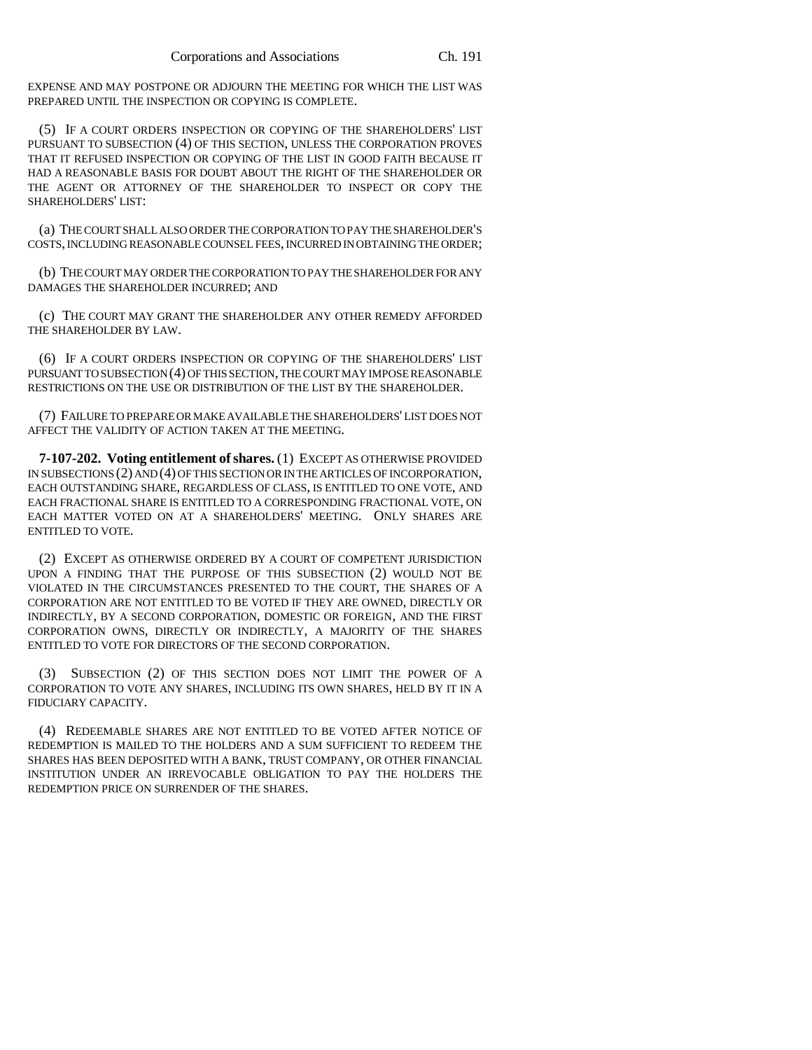EXPENSE AND MAY POSTPONE OR ADJOURN THE MEETING FOR WHICH THE LIST WAS PREPARED UNTIL THE INSPECTION OR COPYING IS COMPLETE.

(5) IF A COURT ORDERS INSPECTION OR COPYING OF THE SHAREHOLDERS' LIST PURSUANT TO SUBSECTION (4) OF THIS SECTION, UNLESS THE CORPORATION PROVES THAT IT REFUSED INSPECTION OR COPYING OF THE LIST IN GOOD FAITH BECAUSE IT HAD A REASONABLE BASIS FOR DOUBT ABOUT THE RIGHT OF THE SHAREHOLDER OR THE AGENT OR ATTORNEY OF THE SHAREHOLDER TO INSPECT OR COPY THE SHAREHOLDERS' LIST:

(a) THE COURT SHALL ALSO ORDER THE CORPORATION TO PAY THE SHAREHOLDER'S COSTS, INCLUDING REASONABLE COUNSEL FEES, INCURRED IN OBTAINING THE ORDER;

(b) THE COURT MAY ORDER THE CORPORATION TO PAY THE SHAREHOLDER FOR ANY DAMAGES THE SHAREHOLDER INCURRED; AND

(c) THE COURT MAY GRANT THE SHAREHOLDER ANY OTHER REMEDY AFFORDED THE SHAREHOLDER BY LAW.

(6) IF A COURT ORDERS INSPECTION OR COPYING OF THE SHAREHOLDERS' LIST PURSUANT TO SUBSECTION (4) OF THIS SECTION, THE COURT MAY IMPOSE REASONABLE RESTRICTIONS ON THE USE OR DISTRIBUTION OF THE LIST BY THE SHAREHOLDER.

(7) FAILURE TO PREPARE OR MAKE AVAILABLE THE SHAREHOLDERS' LIST DOES NOT AFFECT THE VALIDITY OF ACTION TAKEN AT THE MEETING.

**7-107-202. Voting entitlement of shares.** (1) EXCEPT AS OTHERWISE PROVIDED IN SUBSECTIONS (2) AND (4) OF THIS SECTION OR IN THE ARTICLES OF INCORPORATION, EACH OUTSTANDING SHARE, REGARDLESS OF CLASS, IS ENTITLED TO ONE VOTE, AND EACH FRACTIONAL SHARE IS ENTITLED TO A CORRESPONDING FRACTIONAL VOTE, ON EACH MATTER VOTED ON AT A SHAREHOLDERS' MEETING. ONLY SHARES ARE ENTITLED TO VOTE.

(2) EXCEPT AS OTHERWISE ORDERED BY A COURT OF COMPETENT JURISDICTION UPON A FINDING THAT THE PURPOSE OF THIS SUBSECTION (2) WOULD NOT BE VIOLATED IN THE CIRCUMSTANCES PRESENTED TO THE COURT, THE SHARES OF A CORPORATION ARE NOT ENTITLED TO BE VOTED IF THEY ARE OWNED, DIRECTLY OR INDIRECTLY, BY A SECOND CORPORATION, DOMESTIC OR FOREIGN, AND THE FIRST CORPORATION OWNS, DIRECTLY OR INDIRECTLY, A MAJORITY OF THE SHARES ENTITLED TO VOTE FOR DIRECTORS OF THE SECOND CORPORATION.

(3) SUBSECTION (2) OF THIS SECTION DOES NOT LIMIT THE POWER OF A CORPORATION TO VOTE ANY SHARES, INCLUDING ITS OWN SHARES, HELD BY IT IN A FIDUCIARY CAPACITY.

(4) REDEEMABLE SHARES ARE NOT ENTITLED TO BE VOTED AFTER NOTICE OF REDEMPTION IS MAILED TO THE HOLDERS AND A SUM SUFFICIENT TO REDEEM THE SHARES HAS BEEN DEPOSITED WITH A BANK, TRUST COMPANY, OR OTHER FINANCIAL INSTITUTION UNDER AN IRREVOCABLE OBLIGATION TO PAY THE HOLDERS THE REDEMPTION PRICE ON SURRENDER OF THE SHARES.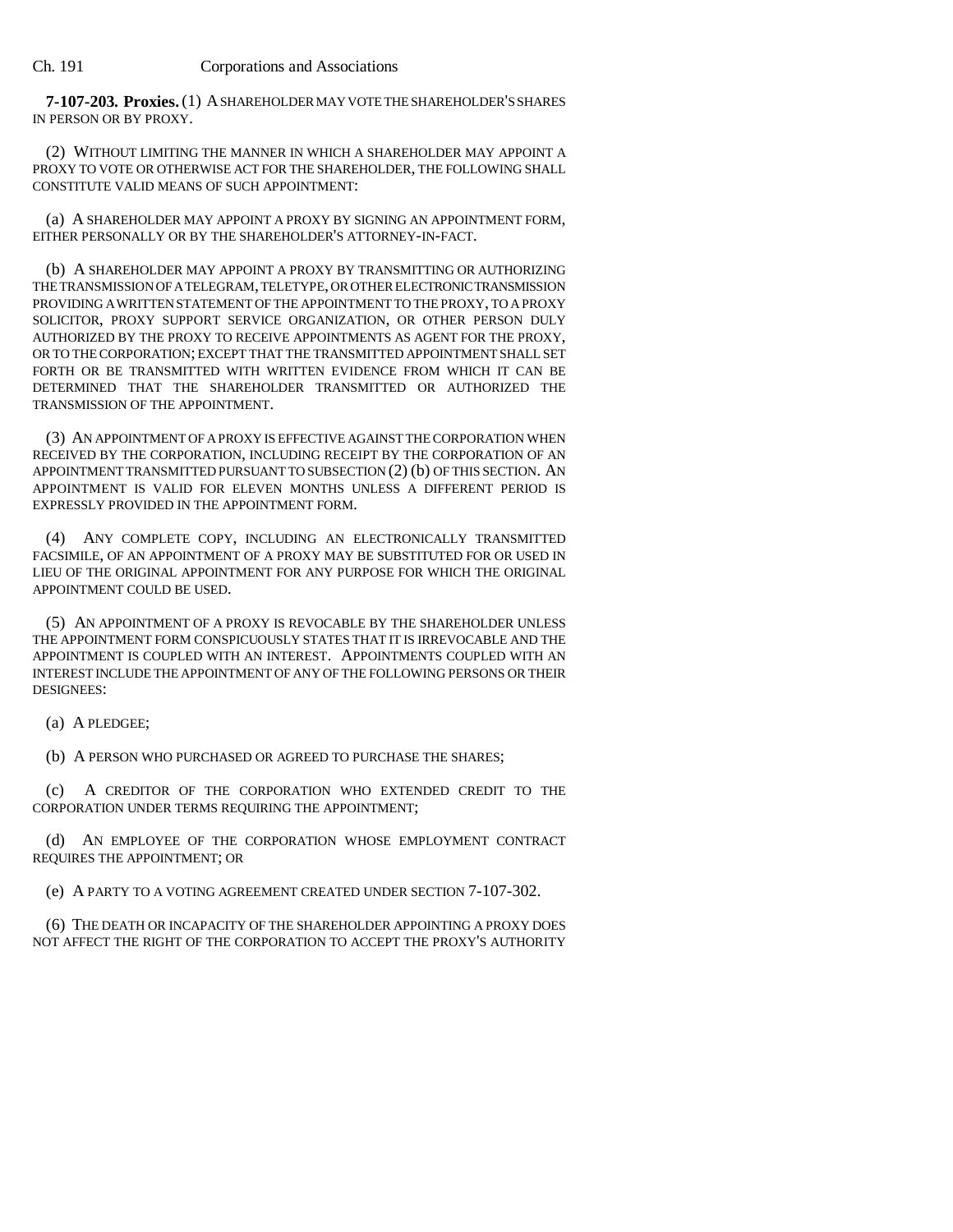**7-107-203. Proxies.** (1) A SHAREHOLDER MAY VOTE THE SHAREHOLDER'S SHARES IN PERSON OR BY PROXY.

(2) WITHOUT LIMITING THE MANNER IN WHICH A SHAREHOLDER MAY APPOINT A PROXY TO VOTE OR OTHERWISE ACT FOR THE SHAREHOLDER, THE FOLLOWING SHALL CONSTITUTE VALID MEANS OF SUCH APPOINTMENT:

(a) A SHAREHOLDER MAY APPOINT A PROXY BY SIGNING AN APPOINTMENT FORM, EITHER PERSONALLY OR BY THE SHAREHOLDER'S ATTORNEY-IN-FACT.

(b) A SHAREHOLDER MAY APPOINT A PROXY BY TRANSMITTING OR AUTHORIZING THE TRANSMISSION OF A TELEGRAM, TELETYPE, OR OTHER ELECTRONIC TRANSMISSION PROVIDING A WRITTEN STATEMENT OF THE APPOINTMENT TO THE PROXY, TO A PROXY SOLICITOR, PROXY SUPPORT SERVICE ORGANIZATION, OR OTHER PERSON DULY AUTHORIZED BY THE PROXY TO RECEIVE APPOINTMENTS AS AGENT FOR THE PROXY, OR TO THE CORPORATION; EXCEPT THAT THE TRANSMITTED APPOINTMENT SHALL SET FORTH OR BE TRANSMITTED WITH WRITTEN EVIDENCE FROM WHICH IT CAN BE DETERMINED THAT THE SHAREHOLDER TRANSMITTED OR AUTHORIZED THE TRANSMISSION OF THE APPOINTMENT.

(3) AN APPOINTMENT OF A PROXY IS EFFECTIVE AGAINST THE CORPORATION WHEN RECEIVED BY THE CORPORATION, INCLUDING RECEIPT BY THE CORPORATION OF AN APPOINTMENT TRANSMITTED PURSUANT TO SUBSECTION (2) (b) OF THIS SECTION. AN APPOINTMENT IS VALID FOR ELEVEN MONTHS UNLESS A DIFFERENT PERIOD IS EXPRESSLY PROVIDED IN THE APPOINTMENT FORM.

(4) ANY COMPLETE COPY, INCLUDING AN ELECTRONICALLY TRANSMITTED FACSIMILE, OF AN APPOINTMENT OF A PROXY MAY BE SUBSTITUTED FOR OR USED IN LIEU OF THE ORIGINAL APPOINTMENT FOR ANY PURPOSE FOR WHICH THE ORIGINAL APPOINTMENT COULD BE USED.

(5) AN APPOINTMENT OF A PROXY IS REVOCABLE BY THE SHAREHOLDER UNLESS THE APPOINTMENT FORM CONSPICUOUSLY STATES THAT IT IS IRREVOCABLE AND THE APPOINTMENT IS COUPLED WITH AN INTEREST. APPOINTMENTS COUPLED WITH AN INTEREST INCLUDE THE APPOINTMENT OF ANY OF THE FOLLOWING PERSONS OR THEIR DESIGNEES:

(a) A PLEDGEE;

(b) A PERSON WHO PURCHASED OR AGREED TO PURCHASE THE SHARES;

(c) A CREDITOR OF THE CORPORATION WHO EXTENDED CREDIT TO THE CORPORATION UNDER TERMS REQUIRING THE APPOINTMENT;

(d) AN EMPLOYEE OF THE CORPORATION WHOSE EMPLOYMENT CONTRACT REQUIRES THE APPOINTMENT; OR

(e) A PARTY TO A VOTING AGREEMENT CREATED UNDER SECTION 7-107-302.

(6) THE DEATH OR INCAPACITY OF THE SHAREHOLDER APPOINTING A PROXY DOES NOT AFFECT THE RIGHT OF THE CORPORATION TO ACCEPT THE PROXY'S AUTHORITY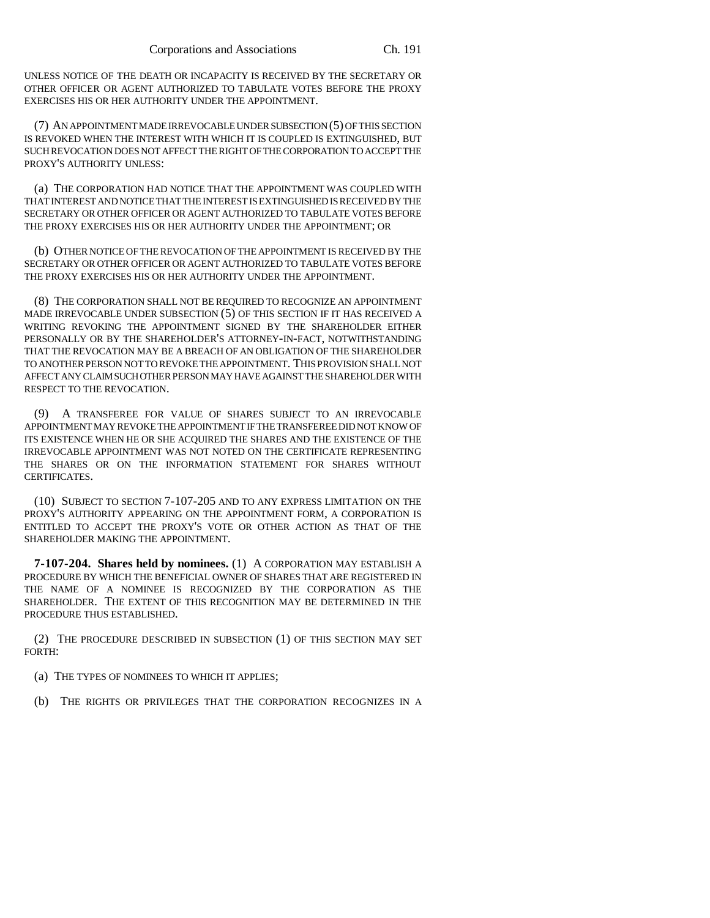UNLESS NOTICE OF THE DEATH OR INCAPACITY IS RECEIVED BY THE SECRETARY OR OTHER OFFICER OR AGENT AUTHORIZED TO TABULATE VOTES BEFORE THE PROXY EXERCISES HIS OR HER AUTHORITY UNDER THE APPOINTMENT.

(7) AN APPOINTMENT MADE IRREVOCABLE UNDER SUBSECTION (5) OF THIS SECTION IS REVOKED WHEN THE INTEREST WITH WHICH IT IS COUPLED IS EXTINGUISHED, BUT SUCH REVOCATION DOES NOT AFFECT THE RIGHT OF THE CORPORATION TO ACCEPT THE PROXY'S AUTHORITY UNLESS:

(a) THE CORPORATION HAD NOTICE THAT THE APPOINTMENT WAS COUPLED WITH THAT INTEREST AND NOTICE THAT THE INTEREST IS EXTINGUISHED IS RECEIVED BY THE SECRETARY OR OTHER OFFICER OR AGENT AUTHORIZED TO TABULATE VOTES BEFORE THE PROXY EXERCISES HIS OR HER AUTHORITY UNDER THE APPOINTMENT; OR

(b) OTHER NOTICE OF THE REVOCATION OF THE APPOINTMENT IS RECEIVED BY THE SECRETARY OR OTHER OFFICER OR AGENT AUTHORIZED TO TABULATE VOTES BEFORE THE PROXY EXERCISES HIS OR HER AUTHORITY UNDER THE APPOINTMENT.

(8) THE CORPORATION SHALL NOT BE REQUIRED TO RECOGNIZE AN APPOINTMENT MADE IRREVOCABLE UNDER SUBSECTION (5) OF THIS SECTION IF IT HAS RECEIVED A WRITING REVOKING THE APPOINTMENT SIGNED BY THE SHAREHOLDER EITHER PERSONALLY OR BY THE SHAREHOLDER'S ATTORNEY-IN-FACT, NOTWITHSTANDING THAT THE REVOCATION MAY BE A BREACH OF AN OBLIGATION OF THE SHAREHOLDER TO ANOTHER PERSON NOT TO REVOKE THE APPOINTMENT. THIS PROVISION SHALL NOT AFFECT ANY CLAIM SUCH OTHER PERSON MAY HAVE AGAINST THE SHAREHOLDER WITH RESPECT TO THE REVOCATION.

(9) A TRANSFEREE FOR VALUE OF SHARES SUBJECT TO AN IRREVOCABLE APPOINTMENT MAY REVOKE THE APPOINTMENT IF THE TRANSFEREE DID NOT KNOW OF ITS EXISTENCE WHEN HE OR SHE ACQUIRED THE SHARES AND THE EXISTENCE OF THE IRREVOCABLE APPOINTMENT WAS NOT NOTED ON THE CERTIFICATE REPRESENTING THE SHARES OR ON THE INFORMATION STATEMENT FOR SHARES WITHOUT CERTIFICATES.

(10) SUBJECT TO SECTION 7-107-205 AND TO ANY EXPRESS LIMITATION ON THE PROXY'S AUTHORITY APPEARING ON THE APPOINTMENT FORM, A CORPORATION IS ENTITLED TO ACCEPT THE PROXY'S VOTE OR OTHER ACTION AS THAT OF THE SHAREHOLDER MAKING THE APPOINTMENT.

**7-107-204. Shares held by nominees.** (1) A CORPORATION MAY ESTABLISH A PROCEDURE BY WHICH THE BENEFICIAL OWNER OF SHARES THAT ARE REGISTERED IN THE NAME OF A NOMINEE IS RECOGNIZED BY THE CORPORATION AS THE SHAREHOLDER. THE EXTENT OF THIS RECOGNITION MAY BE DETERMINED IN THE PROCEDURE THUS ESTABLISHED.

(2) THE PROCEDURE DESCRIBED IN SUBSECTION (1) OF THIS SECTION MAY SET FORTH:

(a) THE TYPES OF NOMINEES TO WHICH IT APPLIES;

(b) THE RIGHTS OR PRIVILEGES THAT THE CORPORATION RECOGNIZES IN A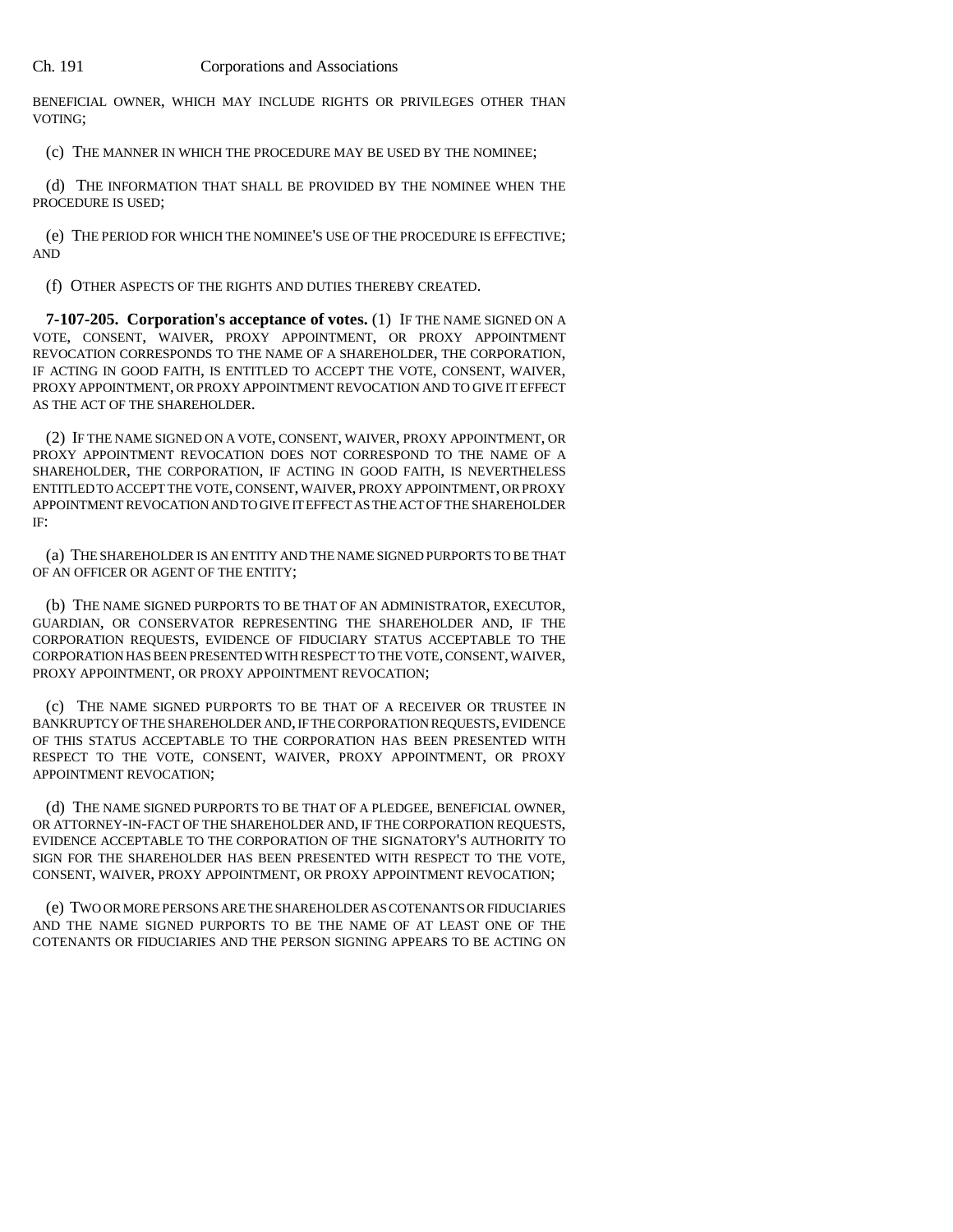BENEFICIAL OWNER, WHICH MAY INCLUDE RIGHTS OR PRIVILEGES OTHER THAN VOTING;

(c) THE MANNER IN WHICH THE PROCEDURE MAY BE USED BY THE NOMINEE;

(d) THE INFORMATION THAT SHALL BE PROVIDED BY THE NOMINEE WHEN THE PROCEDURE IS USED;

(e) THE PERIOD FOR WHICH THE NOMINEE'S USE OF THE PROCEDURE IS EFFECTIVE; AND

(f) OTHER ASPECTS OF THE RIGHTS AND DUTIES THEREBY CREATED.

**7-107-205. Corporation's acceptance of votes.** (1) IF THE NAME SIGNED ON A VOTE, CONSENT, WAIVER, PROXY APPOINTMENT, OR PROXY APPOINTMENT REVOCATION CORRESPONDS TO THE NAME OF A SHAREHOLDER, THE CORPORATION, IF ACTING IN GOOD FAITH, IS ENTITLED TO ACCEPT THE VOTE, CONSENT, WAIVER, PROXY APPOINTMENT, OR PROXY APPOINTMENT REVOCATION AND TO GIVE IT EFFECT AS THE ACT OF THE SHAREHOLDER.

(2) IF THE NAME SIGNED ON A VOTE, CONSENT, WAIVER, PROXY APPOINTMENT, OR PROXY APPOINTMENT REVOCATION DOES NOT CORRESPOND TO THE NAME OF A SHAREHOLDER, THE CORPORATION, IF ACTING IN GOOD FAITH, IS NEVERTHELESS ENTITLED TO ACCEPT THE VOTE, CONSENT, WAIVER, PROXY APPOINTMENT, OR PROXY APPOINTMENT REVOCATION AND TO GIVE IT EFFECT AS THE ACT OF THE SHAREHOLDER IF:

(a) THE SHAREHOLDER IS AN ENTITY AND THE NAME SIGNED PURPORTS TO BE THAT OF AN OFFICER OR AGENT OF THE ENTITY;

(b) THE NAME SIGNED PURPORTS TO BE THAT OF AN ADMINISTRATOR, EXECUTOR, GUARDIAN, OR CONSERVATOR REPRESENTING THE SHAREHOLDER AND, IF THE CORPORATION REQUESTS, EVIDENCE OF FIDUCIARY STATUS ACCEPTABLE TO THE CORPORATION HAS BEEN PRESENTED WITH RESPECT TO THE VOTE, CONSENT, WAIVER, PROXY APPOINTMENT, OR PROXY APPOINTMENT REVOCATION;

(c) THE NAME SIGNED PURPORTS TO BE THAT OF A RECEIVER OR TRUSTEE IN BANKRUPTCY OF THE SHAREHOLDER AND, IF THE CORPORATION REQUESTS, EVIDENCE OF THIS STATUS ACCEPTABLE TO THE CORPORATION HAS BEEN PRESENTED WITH RESPECT TO THE VOTE, CONSENT, WAIVER, PROXY APPOINTMENT, OR PROXY APPOINTMENT REVOCATION;

(d) THE NAME SIGNED PURPORTS TO BE THAT OF A PLEDGEE, BENEFICIAL OWNER, OR ATTORNEY-IN-FACT OF THE SHAREHOLDER AND, IF THE CORPORATION REQUESTS, EVIDENCE ACCEPTABLE TO THE CORPORATION OF THE SIGNATORY'S AUTHORITY TO SIGN FOR THE SHAREHOLDER HAS BEEN PRESENTED WITH RESPECT TO THE VOTE, CONSENT, WAIVER, PROXY APPOINTMENT, OR PROXY APPOINTMENT REVOCATION;

(e) TWO OR MORE PERSONS ARE THE SHAREHOLDER AS COTENANTS OR FIDUCIARIES AND THE NAME SIGNED PURPORTS TO BE THE NAME OF AT LEAST ONE OF THE COTENANTS OR FIDUCIARIES AND THE PERSON SIGNING APPEARS TO BE ACTING ON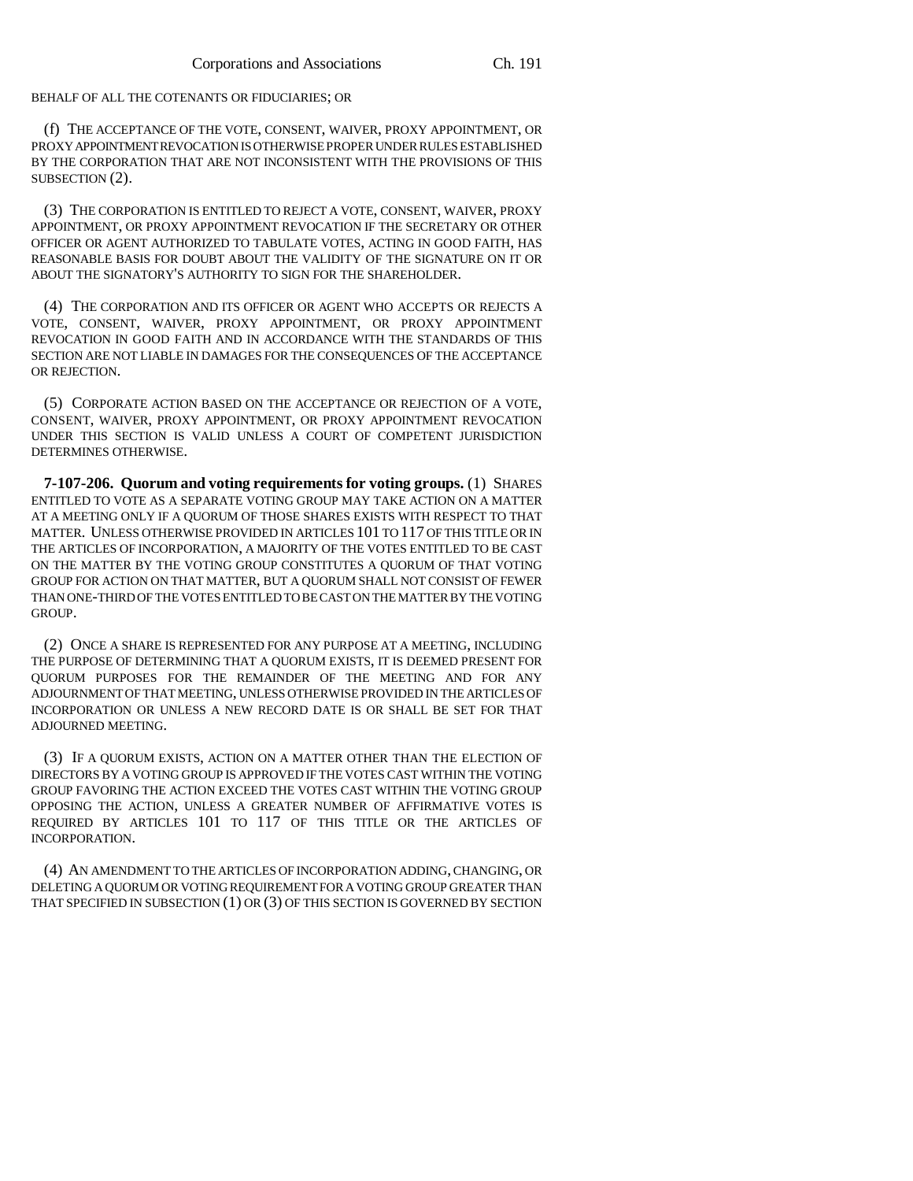BEHALF OF ALL THE COTENANTS OR FIDUCIARIES; OR

(f) THE ACCEPTANCE OF THE VOTE, CONSENT, WAIVER, PROXY APPOINTMENT, OR PROXY APPOINTMENT REVOCATION IS OTHERWISE PROPER UNDER RULES ESTABLISHED BY THE CORPORATION THAT ARE NOT INCONSISTENT WITH THE PROVISIONS OF THIS SUBSECTION (2).

(3) THE CORPORATION IS ENTITLED TO REJECT A VOTE, CONSENT, WAIVER, PROXY APPOINTMENT, OR PROXY APPOINTMENT REVOCATION IF THE SECRETARY OR OTHER OFFICER OR AGENT AUTHORIZED TO TABULATE VOTES, ACTING IN GOOD FAITH, HAS REASONABLE BASIS FOR DOUBT ABOUT THE VALIDITY OF THE SIGNATURE ON IT OR ABOUT THE SIGNATORY'S AUTHORITY TO SIGN FOR THE SHAREHOLDER.

(4) THE CORPORATION AND ITS OFFICER OR AGENT WHO ACCEPTS OR REJECTS A VOTE, CONSENT, WAIVER, PROXY APPOINTMENT, OR PROXY APPOINTMENT REVOCATION IN GOOD FAITH AND IN ACCORDANCE WITH THE STANDARDS OF THIS SECTION ARE NOT LIABLE IN DAMAGES FOR THE CONSEQUENCES OF THE ACCEPTANCE OR REJECTION.

(5) CORPORATE ACTION BASED ON THE ACCEPTANCE OR REJECTION OF A VOTE, CONSENT, WAIVER, PROXY APPOINTMENT, OR PROXY APPOINTMENT REVOCATION UNDER THIS SECTION IS VALID UNLESS A COURT OF COMPETENT JURISDICTION DETERMINES OTHERWISE.

**7-107-206. Quorum and voting requirements for voting groups.** (1) SHARES ENTITLED TO VOTE AS A SEPARATE VOTING GROUP MAY TAKE ACTION ON A MATTER AT A MEETING ONLY IF A QUORUM OF THOSE SHARES EXISTS WITH RESPECT TO THAT MATTER. UNLESS OTHERWISE PROVIDED IN ARTICLES 101 TO 117 OF THIS TITLE OR IN THE ARTICLES OF INCORPORATION, A MAJORITY OF THE VOTES ENTITLED TO BE CAST ON THE MATTER BY THE VOTING GROUP CONSTITUTES A QUORUM OF THAT VOTING GROUP FOR ACTION ON THAT MATTER, BUT A QUORUM SHALL NOT CONSIST OF FEWER THAN ONE-THIRD OF THE VOTES ENTITLED TO BE CAST ON THE MATTER BY THE VOTING GROUP.

(2) ONCE A SHARE IS REPRESENTED FOR ANY PURPOSE AT A MEETING, INCLUDING THE PURPOSE OF DETERMINING THAT A QUORUM EXISTS, IT IS DEEMED PRESENT FOR QUORUM PURPOSES FOR THE REMAINDER OF THE MEETING AND FOR ANY ADJOURNMENT OF THAT MEETING, UNLESS OTHERWISE PROVIDED IN THE ARTICLES OF INCORPORATION OR UNLESS A NEW RECORD DATE IS OR SHALL BE SET FOR THAT ADJOURNED MEETING.

(3) IF A QUORUM EXISTS, ACTION ON A MATTER OTHER THAN THE ELECTION OF DIRECTORS BY A VOTING GROUP IS APPROVED IF THE VOTES CAST WITHIN THE VOTING GROUP FAVORING THE ACTION EXCEED THE VOTES CAST WITHIN THE VOTING GROUP OPPOSING THE ACTION, UNLESS A GREATER NUMBER OF AFFIRMATIVE VOTES IS REQUIRED BY ARTICLES 101 TO 117 OF THIS TITLE OR THE ARTICLES OF INCORPORATION.

(4) AN AMENDMENT TO THE ARTICLES OF INCORPORATION ADDING, CHANGING, OR DELETING A QUORUM OR VOTING REQUIREMENT FOR A VOTING GROUP GREATER THAN THAT SPECIFIED IN SUBSECTION (1) OR (3) OF THIS SECTION IS GOVERNED BY SECTION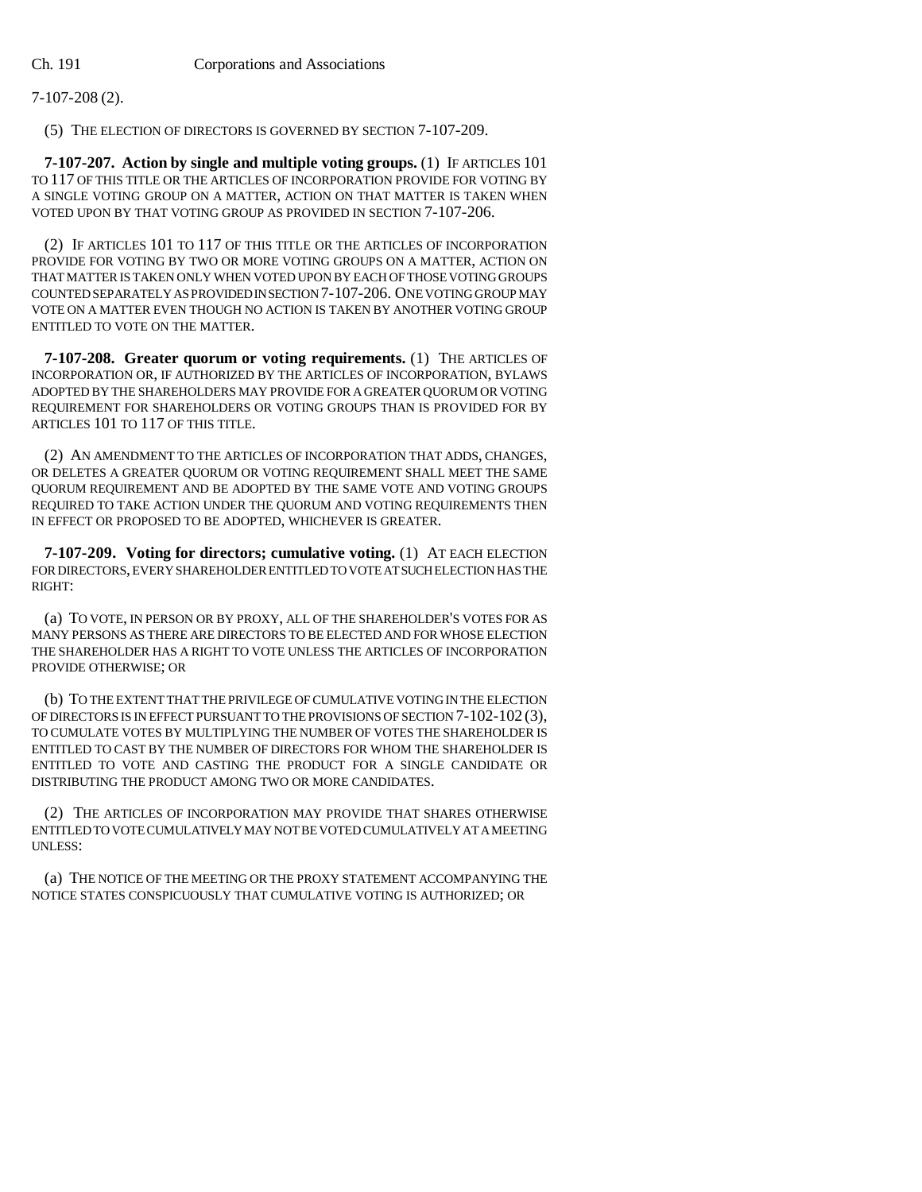7-107-208 (2).

(5) THE ELECTION OF DIRECTORS IS GOVERNED BY SECTION 7-107-209.

**7-107-207. Action by single and multiple voting groups.** (1) IF ARTICLES 101 TO 117 OF THIS TITLE OR THE ARTICLES OF INCORPORATION PROVIDE FOR VOTING BY A SINGLE VOTING GROUP ON A MATTER, ACTION ON THAT MATTER IS TAKEN WHEN VOTED UPON BY THAT VOTING GROUP AS PROVIDED IN SECTION 7-107-206.

(2) IF ARTICLES 101 TO 117 OF THIS TITLE OR THE ARTICLES OF INCORPORATION PROVIDE FOR VOTING BY TWO OR MORE VOTING GROUPS ON A MATTER, ACTION ON THAT MATTER IS TAKEN ONLY WHEN VOTED UPON BY EACH OF THOSE VOTING GROUPS COUNTED SEPARATELY AS PROVIDED IN SECTION 7-107-206. ONE VOTING GROUP MAY VOTE ON A MATTER EVEN THOUGH NO ACTION IS TAKEN BY ANOTHER VOTING GROUP ENTITLED TO VOTE ON THE MATTER.

**7-107-208. Greater quorum or voting requirements.** (1) THE ARTICLES OF INCORPORATION OR, IF AUTHORIZED BY THE ARTICLES OF INCORPORATION, BYLAWS ADOPTED BY THE SHAREHOLDERS MAY PROVIDE FOR A GREATER QUORUM OR VOTING REQUIREMENT FOR SHAREHOLDERS OR VOTING GROUPS THAN IS PROVIDED FOR BY ARTICLES 101 TO 117 OF THIS TITLE.

(2) AN AMENDMENT TO THE ARTICLES OF INCORPORATION THAT ADDS, CHANGES, OR DELETES A GREATER QUORUM OR VOTING REQUIREMENT SHALL MEET THE SAME QUORUM REQUIREMENT AND BE ADOPTED BY THE SAME VOTE AND VOTING GROUPS REQUIRED TO TAKE ACTION UNDER THE QUORUM AND VOTING REQUIREMENTS THEN IN EFFECT OR PROPOSED TO BE ADOPTED, WHICHEVER IS GREATER.

**7-107-209. Voting for directors; cumulative voting.** (1) AT EACH ELECTION FOR DIRECTORS, EVERY SHAREHOLDER ENTITLED TO VOTE AT SUCH ELECTION HAS THE RIGHT:

(a) TO VOTE, IN PERSON OR BY PROXY, ALL OF THE SHAREHOLDER'S VOTES FOR AS MANY PERSONS AS THERE ARE DIRECTORS TO BE ELECTED AND FOR WHOSE ELECTION THE SHAREHOLDER HAS A RIGHT TO VOTE UNLESS THE ARTICLES OF INCORPORATION PROVIDE OTHERWISE; OR

(b) TO THE EXTENT THAT THE PRIVILEGE OF CUMULATIVE VOTING IN THE ELECTION OF DIRECTORS IS IN EFFECT PURSUANT TO THE PROVISIONS OF SECTION 7-102-102 (3), TO CUMULATE VOTES BY MULTIPLYING THE NUMBER OF VOTES THE SHAREHOLDER IS ENTITLED TO CAST BY THE NUMBER OF DIRECTORS FOR WHOM THE SHAREHOLDER IS ENTITLED TO VOTE AND CASTING THE PRODUCT FOR A SINGLE CANDIDATE OR DISTRIBUTING THE PRODUCT AMONG TWO OR MORE CANDIDATES.

(2) THE ARTICLES OF INCORPORATION MAY PROVIDE THAT SHARES OTHERWISE ENTITLED TO VOTE CUMULATIVELY MAY NOT BE VOTED CUMULATIVELY AT A MEETING UNLESS:

(a) THE NOTICE OF THE MEETING OR THE PROXY STATEMENT ACCOMPANYING THE NOTICE STATES CONSPICUOUSLY THAT CUMULATIVE VOTING IS AUTHORIZED; OR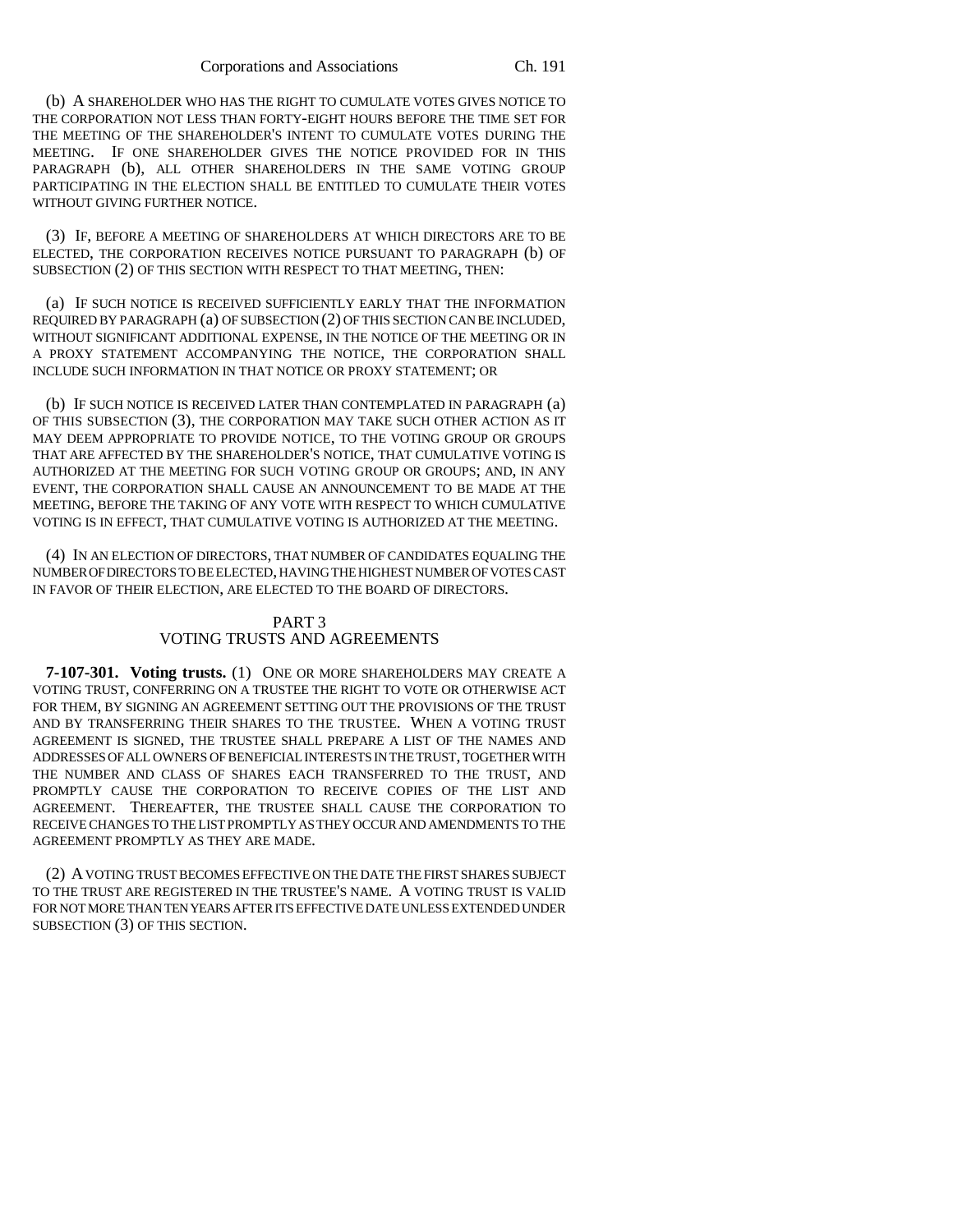(b) A SHAREHOLDER WHO HAS THE RIGHT TO CUMULATE VOTES GIVES NOTICE TO THE CORPORATION NOT LESS THAN FORTY-EIGHT HOURS BEFORE THE TIME SET FOR THE MEETING OF THE SHAREHOLDER'S INTENT TO CUMULATE VOTES DURING THE MEETING. IF ONE SHAREHOLDER GIVES THE NOTICE PROVIDED FOR IN THIS PARAGRAPH (b), ALL OTHER SHAREHOLDERS IN THE SAME VOTING GROUP PARTICIPATING IN THE ELECTION SHALL BE ENTITLED TO CUMULATE THEIR VOTES WITHOUT GIVING FURTHER NOTICE.

(3) IF, BEFORE A MEETING OF SHAREHOLDERS AT WHICH DIRECTORS ARE TO BE ELECTED, THE CORPORATION RECEIVES NOTICE PURSUANT TO PARAGRAPH (b) OF SUBSECTION (2) OF THIS SECTION WITH RESPECT TO THAT MEETING, THEN:

(a) IF SUCH NOTICE IS RECEIVED SUFFICIENTLY EARLY THAT THE INFORMATION REQUIRED BY PARAGRAPH (a) OF SUBSECTION (2) OF THIS SECTION CAN BE INCLUDED, WITHOUT SIGNIFICANT ADDITIONAL EXPENSE, IN THE NOTICE OF THE MEETING OR IN A PROXY STATEMENT ACCOMPANYING THE NOTICE, THE CORPORATION SHALL INCLUDE SUCH INFORMATION IN THAT NOTICE OR PROXY STATEMENT; OR

(b) IF SUCH NOTICE IS RECEIVED LATER THAN CONTEMPLATED IN PARAGRAPH (a) OF THIS SUBSECTION (3), THE CORPORATION MAY TAKE SUCH OTHER ACTION AS IT MAY DEEM APPROPRIATE TO PROVIDE NOTICE, TO THE VOTING GROUP OR GROUPS THAT ARE AFFECTED BY THE SHAREHOLDER'S NOTICE, THAT CUMULATIVE VOTING IS AUTHORIZED AT THE MEETING FOR SUCH VOTING GROUP OR GROUPS; AND, IN ANY EVENT, THE CORPORATION SHALL CAUSE AN ANNOUNCEMENT TO BE MADE AT THE MEETING, BEFORE THE TAKING OF ANY VOTE WITH RESPECT TO WHICH CUMULATIVE VOTING IS IN EFFECT, THAT CUMULATIVE VOTING IS AUTHORIZED AT THE MEETING.

(4) IN AN ELECTION OF DIRECTORS, THAT NUMBER OF CANDIDATES EQUALING THE NUMBER OF DIRECTORS TO BE ELECTED, HAVING THE HIGHEST NUMBER OF VOTES CAST IN FAVOR OF THEIR ELECTION, ARE ELECTED TO THE BOARD OF DIRECTORS.

## PART 3
## VOTING TRUSTS AND AGREEMENTS

**7-107-301. Voting trusts.** (1) ONE OR MORE SHAREHOLDERS MAY CREATE A VOTING TRUST, CONFERRING ON A TRUSTEE THE RIGHT TO VOTE OR OTHERWISE ACT FOR THEM, BY SIGNING AN AGREEMENT SETTING OUT THE PROVISIONS OF THE TRUST AND BY TRANSFERRING THEIR SHARES TO THE TRUSTEE. WHEN A VOTING TRUST AGREEMENT IS SIGNED, THE TRUSTEE SHALL PREPARE A LIST OF THE NAMES AND ADDRESSES OF ALL OWNERS OF BENEFICIAL INTERESTS IN THE TRUST, TOGETHER WITH THE NUMBER AND CLASS OF SHARES EACH TRANSFERRED TO THE TRUST, AND PROMPTLY CAUSE THE CORPORATION TO RECEIVE COPIES OF THE LIST AND AGREEMENT. THEREAFTER, THE TRUSTEE SHALL CAUSE THE CORPORATION TO RECEIVE CHANGES TO THE LIST PROMPTLY AS THEY OCCUR AND AMENDMENTS TO THE AGREEMENT PROMPTLY AS THEY ARE MADE.

(2) A VOTING TRUST BECOMES EFFECTIVE ON THE DATE THE FIRST SHARES SUBJECT TO THE TRUST ARE REGISTERED IN THE TRUSTEE'S NAME. A VOTING TRUST IS VALID FOR NOT MORE THAN TEN YEARS AFTER ITS EFFECTIVE DATE UNLESS EXTENDED UNDER SUBSECTION (3) OF THIS SECTION.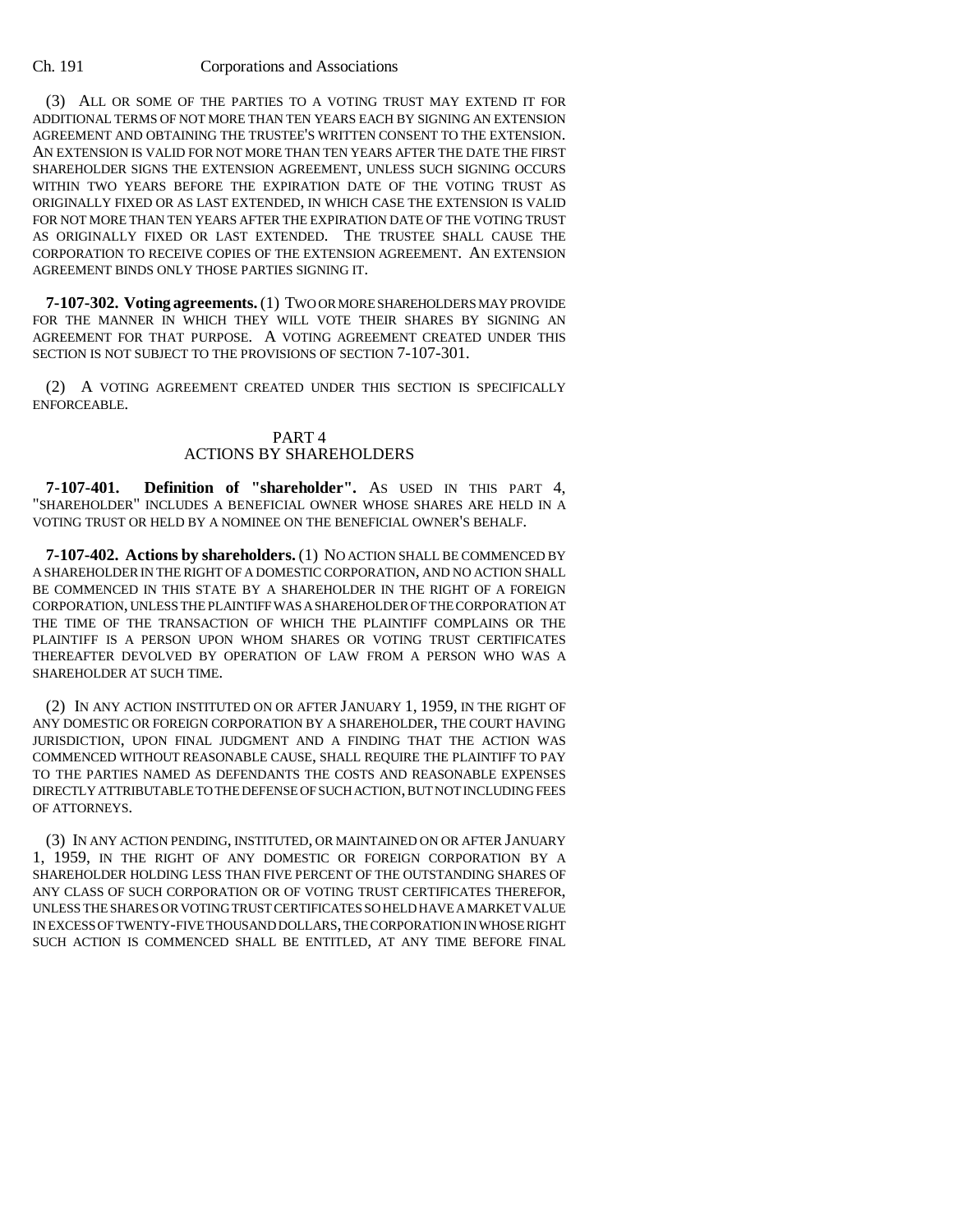(3) ALL OR SOME OF THE PARTIES TO A VOTING TRUST MAY EXTEND IT FOR ADDITIONAL TERMS OF NOT MORE THAN TEN YEARS EACH BY SIGNING AN EXTENSION AGREEMENT AND OBTAINING THE TRUSTEE'S WRITTEN CONSENT TO THE EXTENSION. AN EXTENSION IS VALID FOR NOT MORE THAN TEN YEARS AFTER THE DATE THE FIRST SHAREHOLDER SIGNS THE EXTENSION AGREEMENT, UNLESS SUCH SIGNING OCCURS WITHIN TWO YEARS BEFORE THE EXPIRATION DATE OF THE VOTING TRUST AS ORIGINALLY FIXED OR AS LAST EXTENDED, IN WHICH CASE THE EXTENSION IS VALID FOR NOT MORE THAN TEN YEARS AFTER THE EXPIRATION DATE OF THE VOTING TRUST AS ORIGINALLY FIXED OR LAST EXTENDED. THE TRUSTEE SHALL CAUSE THE CORPORATION TO RECEIVE COPIES OF THE EXTENSION AGREEMENT. AN EXTENSION AGREEMENT BINDS ONLY THOSE PARTIES SIGNING IT.

**7-107-302. Voting agreements.** (1) TWO OR MORE SHAREHOLDERS MAY PROVIDE FOR THE MANNER IN WHICH THEY WILL VOTE THEIR SHARES BY SIGNING AN AGREEMENT FOR THAT PURPOSE. A VOTING AGREEMENT CREATED UNDER THIS SECTION IS NOT SUBJECT TO THE PROVISIONS OF SECTION 7-107-301.

(2) A VOTING AGREEMENT CREATED UNDER THIS SECTION IS SPECIFICALLY ENFORCEABLE.

## PART 4
## ACTIONS BY SHAREHOLDERS

**7-107-401. Definition of "shareholder".** AS USED IN THIS PART 4, "SHAREHOLDER" INCLUDES A BENEFICIAL OWNER WHOSE SHARES ARE HELD IN A VOTING TRUST OR HELD BY A NOMINEE ON THE BENEFICIAL OWNER'S BEHALF.

**7-107-402. Actions by shareholders.** (1) NO ACTION SHALL BE COMMENCED BY A SHAREHOLDER IN THE RIGHT OF A DOMESTIC CORPORATION, AND NO ACTION SHALL BE COMMENCED IN THIS STATE BY A SHAREHOLDER IN THE RIGHT OF A FOREIGN CORPORATION, UNLESS THE PLAINTIFF WAS A SHAREHOLDER OF THE CORPORATION AT THE TIME OF THE TRANSACTION OF WHICH THE PLAINTIFF COMPLAINS OR THE PLAINTIFF IS A PERSON UPON WHOM SHARES OR VOTING TRUST CERTIFICATES THEREAFTER DEVOLVED BY OPERATION OF LAW FROM A PERSON WHO WAS A SHAREHOLDER AT SUCH TIME.

(2) IN ANY ACTION INSTITUTED ON OR AFTER JANUARY 1, 1959, IN THE RIGHT OF ANY DOMESTIC OR FOREIGN CORPORATION BY A SHAREHOLDER, THE COURT HAVING JURISDICTION, UPON FINAL JUDGMENT AND A FINDING THAT THE ACTION WAS COMMENCED WITHOUT REASONABLE CAUSE, SHALL REQUIRE THE PLAINTIFF TO PAY TO THE PARTIES NAMED AS DEFENDANTS THE COSTS AND REASONABLE EXPENSES DIRECTLY ATTRIBUTABLE TO THE DEFENSE OF SUCH ACTION, BUT NOT INCLUDING FEES OF ATTORNEYS.

(3) IN ANY ACTION PENDING, INSTITUTED, OR MAINTAINED ON OR AFTER JANUARY 1, 1959, IN THE RIGHT OF ANY DOMESTIC OR FOREIGN CORPORATION BY A SHAREHOLDER HOLDING LESS THAN FIVE PERCENT OF THE OUTSTANDING SHARES OF ANY CLASS OF SUCH CORPORATION OR OF VOTING TRUST CERTIFICATES THEREFOR, UNLESS THE SHARES OR VOTING TRUST CERTIFICATES SO HELD HAVE A MARKET VALUE IN EXCESS OF TWENTY-FIVE THOUSAND DOLLARS, THE CORPORATION IN WHOSE RIGHT SUCH ACTION IS COMMENCED SHALL BE ENTITLED, AT ANY TIME BEFORE FINAL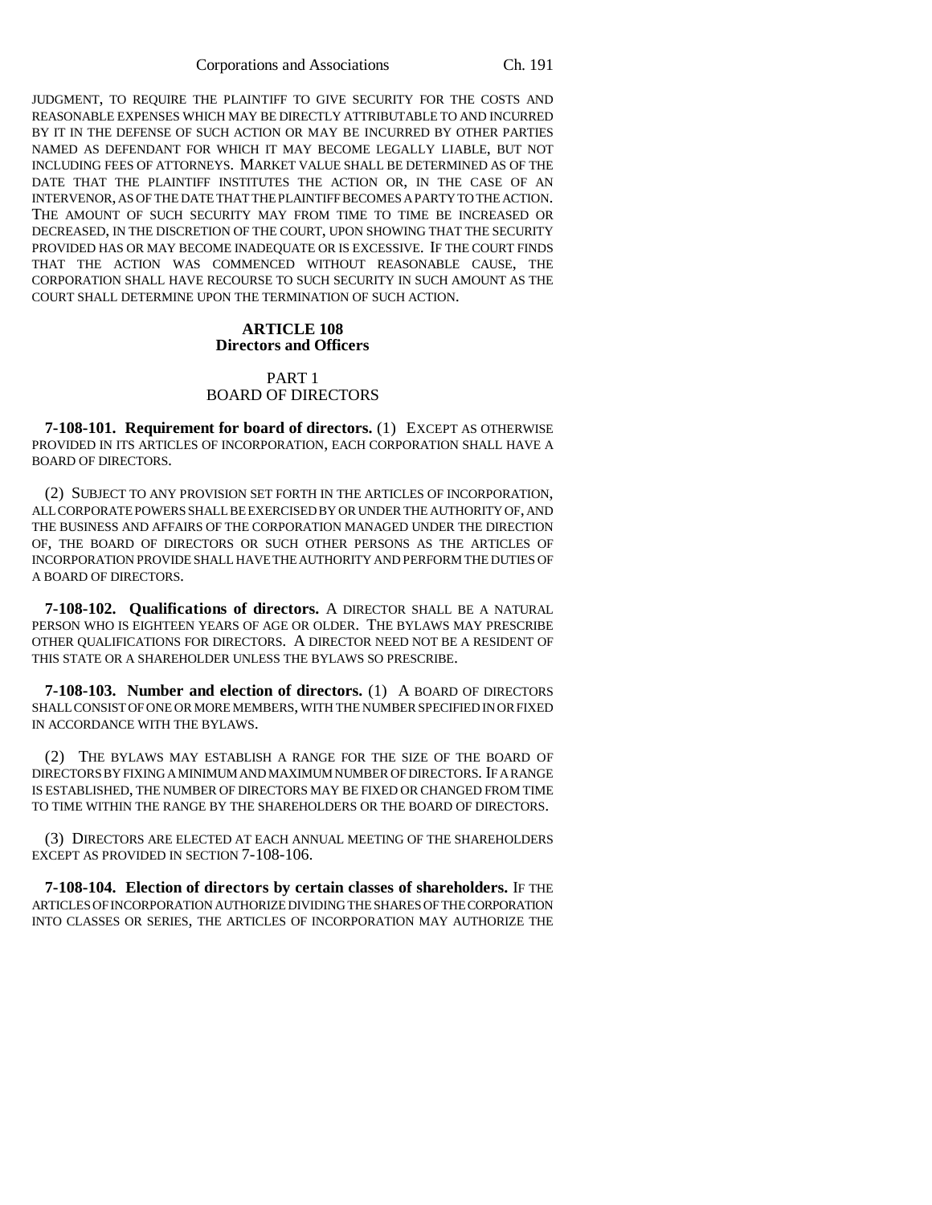JUDGMENT, TO REQUIRE THE PLAINTIFF TO GIVE SECURITY FOR THE COSTS AND REASONABLE EXPENSES WHICH MAY BE DIRECTLY ATTRIBUTABLE TO AND INCURRED BY IT IN THE DEFENSE OF SUCH ACTION OR MAY BE INCURRED BY OTHER PARTIES NAMED AS DEFENDANT FOR WHICH IT MAY BECOME LEGALLY LIABLE, BUT NOT INCLUDING FEES OF ATTORNEYS. MARKET VALUE SHALL BE DETERMINED AS OF THE DATE THAT THE PLAINTIFF INSTITUTES THE ACTION OR, IN THE CASE OF AN INTERVENOR, AS OF THE DATE THAT THE PLAINTIFF BECOMES A PARTY TO THE ACTION. THE AMOUNT OF SUCH SECURITY MAY FROM TIME TO TIME BE INCREASED OR DECREASED, IN THE DISCRETION OF THE COURT, UPON SHOWING THAT THE SECURITY PROVIDED HAS OR MAY BECOME INADEQUATE OR IS EXCESSIVE. IF THE COURT FINDS THAT THE ACTION WAS COMMENCED WITHOUT REASONABLE CAUSE, THE CORPORATION SHALL HAVE RECOURSE TO SUCH SECURITY IN SUCH AMOUNT AS THE COURT SHALL DETERMINE UPON THE TERMINATION OF SUCH ACTION.

## ARTICLE 108
## Directors and Officers

### PART 1
### BOARD OF DIRECTORS

**7-108-101. Requirement for board of directors.** (1) EXCEPT AS OTHERWISE PROVIDED IN ITS ARTICLES OF INCORPORATION, EACH CORPORATION SHALL HAVE A BOARD OF DIRECTORS.

(2) SUBJECT TO ANY PROVISION SET FORTH IN THE ARTICLES OF INCORPORATION, ALL CORPORATE POWERS SHALL BE EXERCISED BY OR UNDER THE AUTHORITY OF, AND THE BUSINESS AND AFFAIRS OF THE CORPORATION MANAGED UNDER THE DIRECTION OF, THE BOARD OF DIRECTORS OR SUCH OTHER PERSONS AS THE ARTICLES OF INCORPORATION PROVIDE SHALL HAVE THE AUTHORITY AND PERFORM THE DUTIES OF A BOARD OF DIRECTORS.

**7-108-102. Qualifications of directors.** A DIRECTOR SHALL BE A NATURAL PERSON WHO IS EIGHTEEN YEARS OF AGE OR OLDER. THE BYLAWS MAY PRESCRIBE OTHER QUALIFICATIONS FOR DIRECTORS. A DIRECTOR NEED NOT BE A RESIDENT OF THIS STATE OR A SHAREHOLDER UNLESS THE BYLAWS SO PRESCRIBE.

**7-108-103. Number and election of directors.** (1) A BOARD OF DIRECTORS SHALL CONSIST OF ONE OR MORE MEMBERS, WITH THE NUMBER SPECIFIED IN OR FIXED IN ACCORDANCE WITH THE BYLAWS.

(2) THE BYLAWS MAY ESTABLISH A RANGE FOR THE SIZE OF THE BOARD OF DIRECTORS BY FIXING A MINIMUM AND MAXIMUM NUMBER OF DIRECTORS. IF A RANGE IS ESTABLISHED, THE NUMBER OF DIRECTORS MAY BE FIXED OR CHANGED FROM TIME TO TIME WITHIN THE RANGE BY THE SHAREHOLDERS OR THE BOARD OF DIRECTORS.

(3) DIRECTORS ARE ELECTED AT EACH ANNUAL MEETING OF THE SHAREHOLDERS EXCEPT AS PROVIDED IN SECTION 7-108-106.

**7-108-104. Election of directors by certain classes of shareholders.** IF THE ARTICLES OF INCORPORATION AUTHORIZE DIVIDING THE SHARES OF THE CORPORATION INTO CLASSES OR SERIES, THE ARTICLES OF INCORPORATION MAY AUTHORIZE THE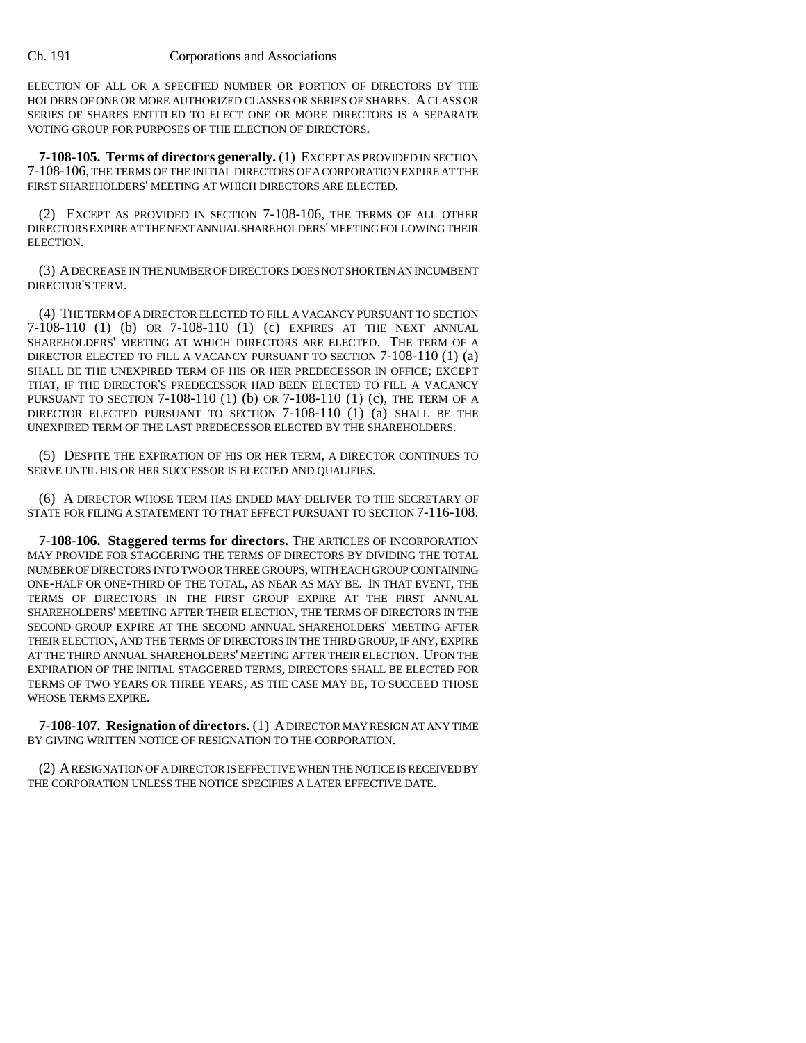ELECTION OF ALL OR A SPECIFIED NUMBER OR PORTION OF DIRECTORS BY THE HOLDERS OF ONE OR MORE AUTHORIZED CLASSES OR SERIES OF SHARES. A CLASS OR SERIES OF SHARES ENTITLED TO ELECT ONE OR MORE DIRECTORS IS A SEPARATE VOTING GROUP FOR PURPOSES OF THE ELECTION OF DIRECTORS.

**7-108-105. Terms of directors generally.** (1) EXCEPT AS PROVIDED IN SECTION 7-108-106, THE TERMS OF THE INITIAL DIRECTORS OF A CORPORATION EXPIRE AT THE FIRST SHAREHOLDERS' MEETING AT WHICH DIRECTORS ARE ELECTED.

(2) EXCEPT AS PROVIDED IN SECTION 7-108-106, THE TERMS OF ALL OTHER DIRECTORS EXPIRE AT THE NEXT ANNUAL SHAREHOLDERS' MEETING FOLLOWING THEIR ELECTION.

(3) A DECREASE IN THE NUMBER OF DIRECTORS DOES NOT SHORTEN AN INCUMBENT DIRECTOR'S TERM.

(4) THE TERM OF A DIRECTOR ELECTED TO FILL A VACANCY PURSUANT TO SECTION 7-108-110 (1) (b) OR 7-108-110 (1) (c) EXPIRES AT THE NEXT ANNUAL SHAREHOLDERS' MEETING AT WHICH DIRECTORS ARE ELECTED. THE TERM OF A DIRECTOR ELECTED TO FILL A VACANCY PURSUANT TO SECTION 7-108-110 (1) (a) SHALL BE THE UNEXPIRED TERM OF HIS OR HER PREDECESSOR IN OFFICE; EXCEPT THAT, IF THE DIRECTOR'S PREDECESSOR HAD BEEN ELECTED TO FILL A VACANCY PURSUANT TO SECTION 7-108-110 (1) (b) OR 7-108-110 (1) (c), THE TERM OF A DIRECTOR ELECTED PURSUANT TO SECTION 7-108-110 (1) (a) SHALL BE THE UNEXPIRED TERM OF THE LAST PREDECESSOR ELECTED BY THE SHAREHOLDERS.

(5) DESPITE THE EXPIRATION OF HIS OR HER TERM, A DIRECTOR CONTINUES TO SERVE UNTIL HIS OR HER SUCCESSOR IS ELECTED AND QUALIFIES.

(6) A DIRECTOR WHOSE TERM HAS ENDED MAY DELIVER TO THE SECRETARY OF STATE FOR FILING A STATEMENT TO THAT EFFECT PURSUANT TO SECTION 7-116-108.

**7-108-106. Staggered terms for directors.** THE ARTICLES OF INCORPORATION MAY PROVIDE FOR STAGGERING THE TERMS OF DIRECTORS BY DIVIDING THE TOTAL NUMBER OF DIRECTORS INTO TWO OR THREE GROUPS, WITH EACH GROUP CONTAINING ONE-HALF OR ONE-THIRD OF THE TOTAL, AS NEAR AS MAY BE. IN THAT EVENT, THE TERMS OF DIRECTORS IN THE FIRST GROUP EXPIRE AT THE FIRST ANNUAL SHAREHOLDERS' MEETING AFTER THEIR ELECTION, THE TERMS OF DIRECTORS IN THE SECOND GROUP EXPIRE AT THE SECOND ANNUAL SHAREHOLDERS' MEETING AFTER THEIR ELECTION, AND THE TERMS OF DIRECTORS IN THE THIRD GROUP, IF ANY, EXPIRE AT THE THIRD ANNUAL SHAREHOLDERS' MEETING AFTER THEIR ELECTION. UPON THE EXPIRATION OF THE INITIAL STAGGERED TERMS, DIRECTORS SHALL BE ELECTED FOR TERMS OF TWO YEARS OR THREE YEARS, AS THE CASE MAY BE, TO SUCCEED THOSE WHOSE TERMS EXPIRE.

**7-108-107. Resignation of directors.** (1) A DIRECTOR MAY RESIGN AT ANY TIME BY GIVING WRITTEN NOTICE OF RESIGNATION TO THE CORPORATION.

(2) A RESIGNATION OF A DIRECTOR IS EFFECTIVE WHEN THE NOTICE IS RECEIVED BY THE CORPORATION UNLESS THE NOTICE SPECIFIES A LATER EFFECTIVE DATE.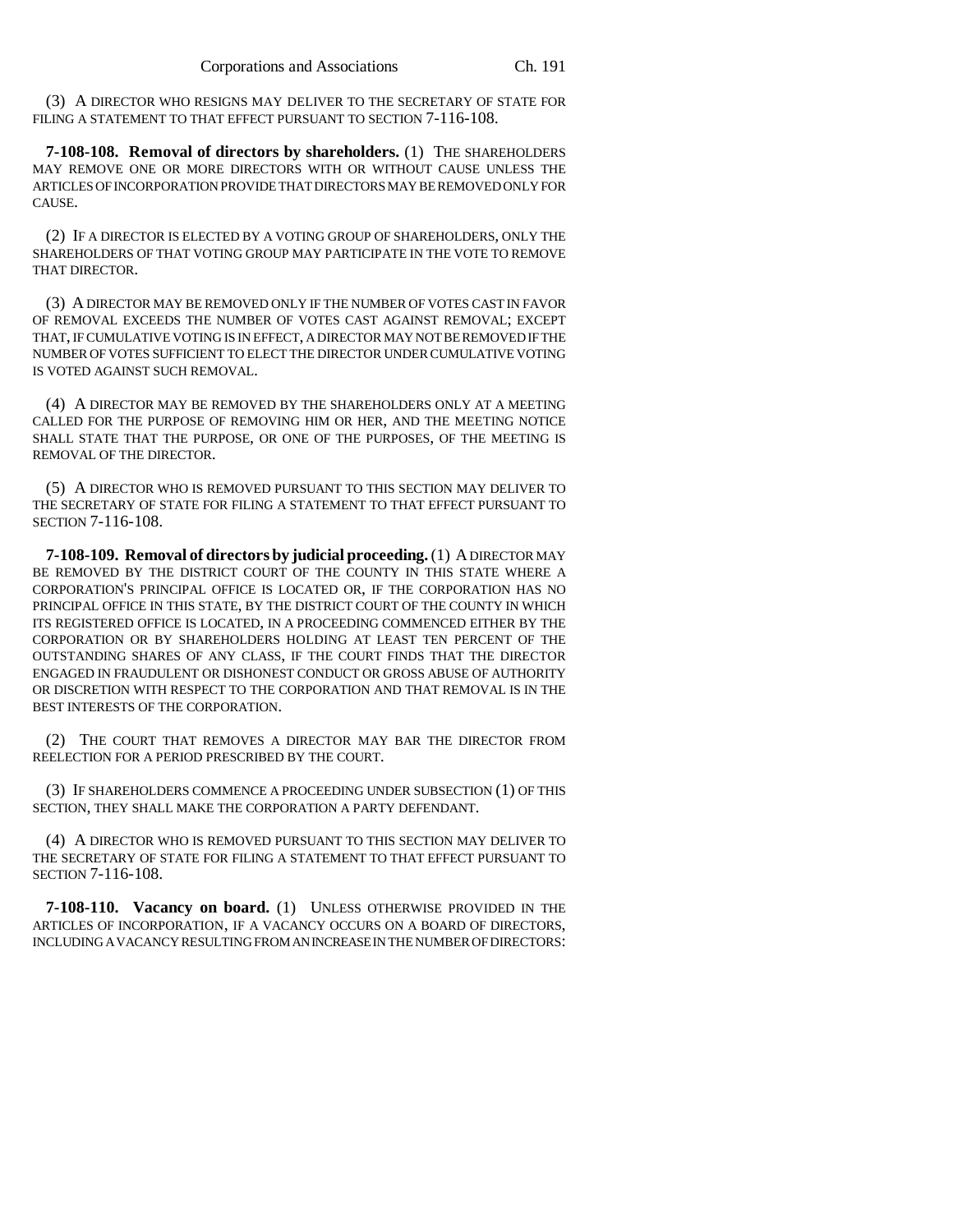(3) A DIRECTOR WHO RESIGNS MAY DELIVER TO THE SECRETARY OF STATE FOR FILING A STATEMENT TO THAT EFFECT PURSUANT TO SECTION 7-116-108.

**7-108-108. Removal of directors by shareholders.** (1) THE SHAREHOLDERS MAY REMOVE ONE OR MORE DIRECTORS WITH OR WITHOUT CAUSE UNLESS THE ARTICLES OF INCORPORATION PROVIDE THAT DIRECTORS MAY BE REMOVED ONLY FOR CAUSE.

(2) IF A DIRECTOR IS ELECTED BY A VOTING GROUP OF SHAREHOLDERS, ONLY THE SHAREHOLDERS OF THAT VOTING GROUP MAY PARTICIPATE IN THE VOTE TO REMOVE THAT DIRECTOR.

(3) A DIRECTOR MAY BE REMOVED ONLY IF THE NUMBER OF VOTES CAST IN FAVOR OF REMOVAL EXCEEDS THE NUMBER OF VOTES CAST AGAINST REMOVAL; EXCEPT THAT, IF CUMULATIVE VOTING IS IN EFFECT, A DIRECTOR MAY NOT BE REMOVED IF THE NUMBER OF VOTES SUFFICIENT TO ELECT THE DIRECTOR UNDER CUMULATIVE VOTING IS VOTED AGAINST SUCH REMOVAL.

(4) A DIRECTOR MAY BE REMOVED BY THE SHAREHOLDERS ONLY AT A MEETING CALLED FOR THE PURPOSE OF REMOVING HIM OR HER, AND THE MEETING NOTICE SHALL STATE THAT THE PURPOSE, OR ONE OF THE PURPOSES, OF THE MEETING IS REMOVAL OF THE DIRECTOR.

(5) A DIRECTOR WHO IS REMOVED PURSUANT TO THIS SECTION MAY DELIVER TO THE SECRETARY OF STATE FOR FILING A STATEMENT TO THAT EFFECT PURSUANT TO SECTION 7-116-108.

**7-108-109. Removal of directors by judicial proceeding.** (1) A DIRECTOR MAY BE REMOVED BY THE DISTRICT COURT OF THE COUNTY IN THIS STATE WHERE A CORPORATION'S PRINCIPAL OFFICE IS LOCATED OR, IF THE CORPORATION HAS NO PRINCIPAL OFFICE IN THIS STATE, BY THE DISTRICT COURT OF THE COUNTY IN WHICH ITS REGISTERED OFFICE IS LOCATED, IN A PROCEEDING COMMENCED EITHER BY THE CORPORATION OR BY SHAREHOLDERS HOLDING AT LEAST TEN PERCENT OF THE OUTSTANDING SHARES OF ANY CLASS, IF THE COURT FINDS THAT THE DIRECTOR ENGAGED IN FRAUDULENT OR DISHONEST CONDUCT OR GROSS ABUSE OF AUTHORITY OR DISCRETION WITH RESPECT TO THE CORPORATION AND THAT REMOVAL IS IN THE BEST INTERESTS OF THE CORPORATION.

(2) THE COURT THAT REMOVES A DIRECTOR MAY BAR THE DIRECTOR FROM REELECTION FOR A PERIOD PRESCRIBED BY THE COURT.

(3) IF SHAREHOLDERS COMMENCE A PROCEEDING UNDER SUBSECTION (1) OF THIS SECTION, THEY SHALL MAKE THE CORPORATION A PARTY DEFENDANT.

(4) A DIRECTOR WHO IS REMOVED PURSUANT TO THIS SECTION MAY DELIVER TO THE SECRETARY OF STATE FOR FILING A STATEMENT TO THAT EFFECT PURSUANT TO SECTION 7-116-108.

**7-108-110. Vacancy on board.** (1) UNLESS OTHERWISE PROVIDED IN THE ARTICLES OF INCORPORATION, IF A VACANCY OCCURS ON A BOARD OF DIRECTORS, INCLUDING A VACANCY RESULTING FROM AN INCREASE IN THE NUMBER OF DIRECTORS: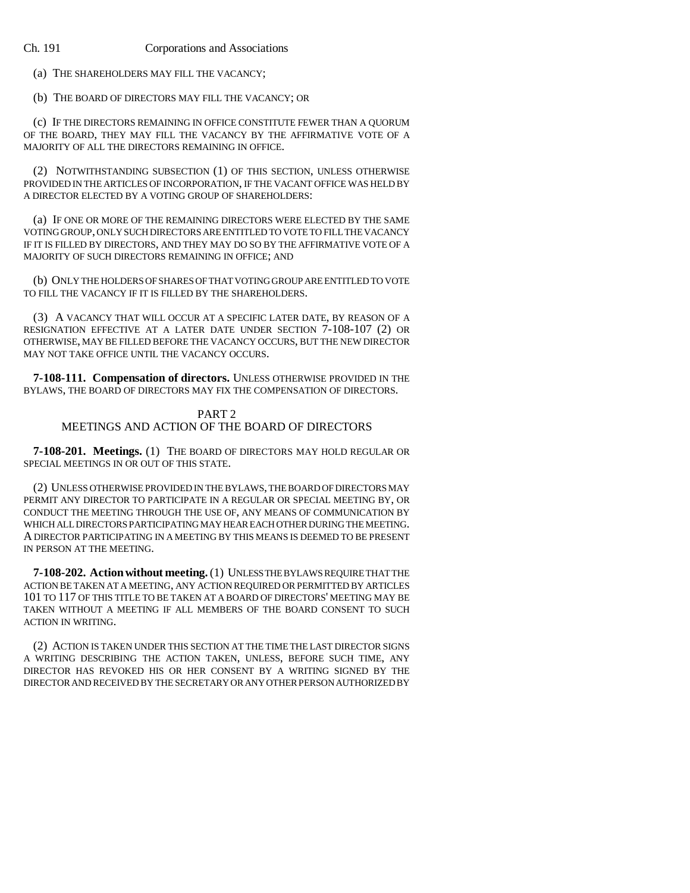(a) THE SHAREHOLDERS MAY FILL THE VACANCY;

(b) THE BOARD OF DIRECTORS MAY FILL THE VACANCY; OR

(c) IF THE DIRECTORS REMAINING IN OFFICE CONSTITUTE FEWER THAN A QUORUM OF THE BOARD, THEY MAY FILL THE VACANCY BY THE AFFIRMATIVE VOTE OF A MAJORITY OF ALL THE DIRECTORS REMAINING IN OFFICE.

(2) NOTWITHSTANDING SUBSECTION (1) OF THIS SECTION, UNLESS OTHERWISE PROVIDED IN THE ARTICLES OF INCORPORATION, IF THE VACANT OFFICE WAS HELD BY A DIRECTOR ELECTED BY A VOTING GROUP OF SHAREHOLDERS:

(a) IF ONE OR MORE OF THE REMAINING DIRECTORS WERE ELECTED BY THE SAME VOTING GROUP, ONLY SUCH DIRECTORS ARE ENTITLED TO VOTE TO FILL THE VACANCY IF IT IS FILLED BY DIRECTORS, AND THEY MAY DO SO BY THE AFFIRMATIVE VOTE OF A MAJORITY OF SUCH DIRECTORS REMAINING IN OFFICE; AND

(b) ONLY THE HOLDERS OF SHARES OF THAT VOTING GROUP ARE ENTITLED TO VOTE TO FILL THE VACANCY IF IT IS FILLED BY THE SHAREHOLDERS.

(3) A VACANCY THAT WILL OCCUR AT A SPECIFIC LATER DATE, BY REASON OF A RESIGNATION EFFECTIVE AT A LATER DATE UNDER SECTION 7-108-107 (2) OR OTHERWISE, MAY BE FILLED BEFORE THE VACANCY OCCURS, BUT THE NEW DIRECTOR MAY NOT TAKE OFFICE UNTIL THE VACANCY OCCURS.

**7-108-111. Compensation of directors.** UNLESS OTHERWISE PROVIDED IN THE BYLAWS, THE BOARD OF DIRECTORS MAY FIX THE COMPENSATION OF DIRECTORS.

## PART 2
## MEETINGS AND ACTION OF THE BOARD OF DIRECTORS

**7-108-201. Meetings.** (1) THE BOARD OF DIRECTORS MAY HOLD REGULAR OR SPECIAL MEETINGS IN OR OUT OF THIS STATE.

(2) UNLESS OTHERWISE PROVIDED IN THE BYLAWS, THE BOARD OF DIRECTORS MAY PERMIT ANY DIRECTOR TO PARTICIPATE IN A REGULAR OR SPECIAL MEETING BY, OR CONDUCT THE MEETING THROUGH THE USE OF, ANY MEANS OF COMMUNICATION BY WHICH ALL DIRECTORS PARTICIPATING MAY HEAR EACH OTHER DURING THE MEETING. A DIRECTOR PARTICIPATING IN A MEETING BY THIS MEANS IS DEEMED TO BE PRESENT IN PERSON AT THE MEETING.

**7-108-202. Action without meeting.** (1) UNLESS THE BYLAWS REQUIRE THAT THE ACTION BE TAKEN AT A MEETING, ANY ACTION REQUIRED OR PERMITTED BY ARTICLES 101 TO 117 OF THIS TITLE TO BE TAKEN AT A BOARD OF DIRECTORS' MEETING MAY BE TAKEN WITHOUT A MEETING IF ALL MEMBERS OF THE BOARD CONSENT TO SUCH ACTION IN WRITING.

(2) ACTION IS TAKEN UNDER THIS SECTION AT THE TIME THE LAST DIRECTOR SIGNS A WRITING DESCRIBING THE ACTION TAKEN, UNLESS, BEFORE SUCH TIME, ANY DIRECTOR HAS REVOKED HIS OR HER CONSENT BY A WRITING SIGNED BY THE DIRECTOR AND RECEIVED BY THE SECRETARY OR ANY OTHER PERSON AUTHORIZED BY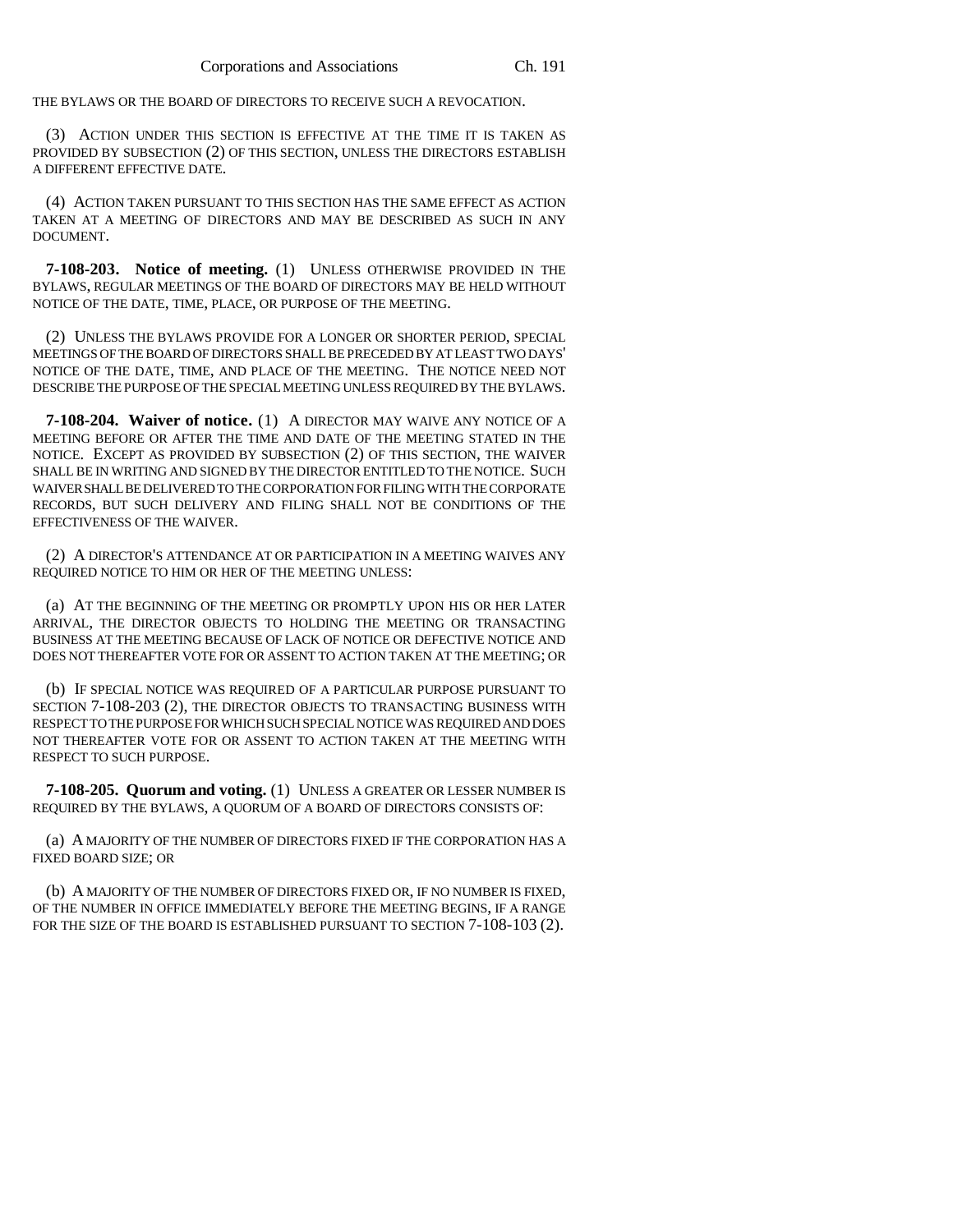THE BYLAWS OR THE BOARD OF DIRECTORS TO RECEIVE SUCH A REVOCATION.

(3) ACTION UNDER THIS SECTION IS EFFECTIVE AT THE TIME IT IS TAKEN AS PROVIDED BY SUBSECTION (2) OF THIS SECTION, UNLESS THE DIRECTORS ESTABLISH A DIFFERENT EFFECTIVE DATE.

(4) ACTION TAKEN PURSUANT TO THIS SECTION HAS THE SAME EFFECT AS ACTION TAKEN AT A MEETING OF DIRECTORS AND MAY BE DESCRIBED AS SUCH IN ANY DOCUMENT.

**7-108-203. Notice of meeting.** (1) UNLESS OTHERWISE PROVIDED IN THE BYLAWS, REGULAR MEETINGS OF THE BOARD OF DIRECTORS MAY BE HELD WITHOUT NOTICE OF THE DATE, TIME, PLACE, OR PURPOSE OF THE MEETING.

(2) UNLESS THE BYLAWS PROVIDE FOR A LONGER OR SHORTER PERIOD, SPECIAL MEETINGS OF THE BOARD OF DIRECTORS SHALL BE PRECEDED BY AT LEAST TWO DAYS' NOTICE OF THE DATE, TIME, AND PLACE OF THE MEETING. THE NOTICE NEED NOT DESCRIBE THE PURPOSE OF THE SPECIAL MEETING UNLESS REQUIRED BY THE BYLAWS.

**7-108-204. Waiver of notice.** (1) A DIRECTOR MAY WAIVE ANY NOTICE OF A MEETING BEFORE OR AFTER THE TIME AND DATE OF THE MEETING STATED IN THE NOTICE. EXCEPT AS PROVIDED BY SUBSECTION (2) OF THIS SECTION, THE WAIVER SHALL BE IN WRITING AND SIGNED BY THE DIRECTOR ENTITLED TO THE NOTICE. SUCH WAIVER SHALL BE DELIVERED TO THE CORPORATION FOR FILING WITH THE CORPORATE RECORDS, BUT SUCH DELIVERY AND FILING SHALL NOT BE CONDITIONS OF THE EFFECTIVENESS OF THE WAIVER.

(2) A DIRECTOR'S ATTENDANCE AT OR PARTICIPATION IN A MEETING WAIVES ANY REQUIRED NOTICE TO HIM OR HER OF THE MEETING UNLESS:

(a) AT THE BEGINNING OF THE MEETING OR PROMPTLY UPON HIS OR HER LATER ARRIVAL, THE DIRECTOR OBJECTS TO HOLDING THE MEETING OR TRANSACTING BUSINESS AT THE MEETING BECAUSE OF LACK OF NOTICE OR DEFECTIVE NOTICE AND DOES NOT THEREAFTER VOTE FOR OR ASSENT TO ACTION TAKEN AT THE MEETING; OR

(b) IF SPECIAL NOTICE WAS REQUIRED OF A PARTICULAR PURPOSE PURSUANT TO SECTION 7-108-203 (2), THE DIRECTOR OBJECTS TO TRANSACTING BUSINESS WITH RESPECT TO THE PURPOSE FOR WHICH SUCH SPECIAL NOTICE WAS REQUIRED AND DOES NOT THEREAFTER VOTE FOR OR ASSENT TO ACTION TAKEN AT THE MEETING WITH RESPECT TO SUCH PURPOSE.

**7-108-205. Quorum and voting.** (1) UNLESS A GREATER OR LESSER NUMBER IS REQUIRED BY THE BYLAWS, A QUORUM OF A BOARD OF DIRECTORS CONSISTS OF:

(a) A MAJORITY OF THE NUMBER OF DIRECTORS FIXED IF THE CORPORATION HAS A FIXED BOARD SIZE; OR

(b) A MAJORITY OF THE NUMBER OF DIRECTORS FIXED OR, IF NO NUMBER IS FIXED, OF THE NUMBER IN OFFICE IMMEDIATELY BEFORE THE MEETING BEGINS, IF A RANGE FOR THE SIZE OF THE BOARD IS ESTABLISHED PURSUANT TO SECTION 7-108-103 (2).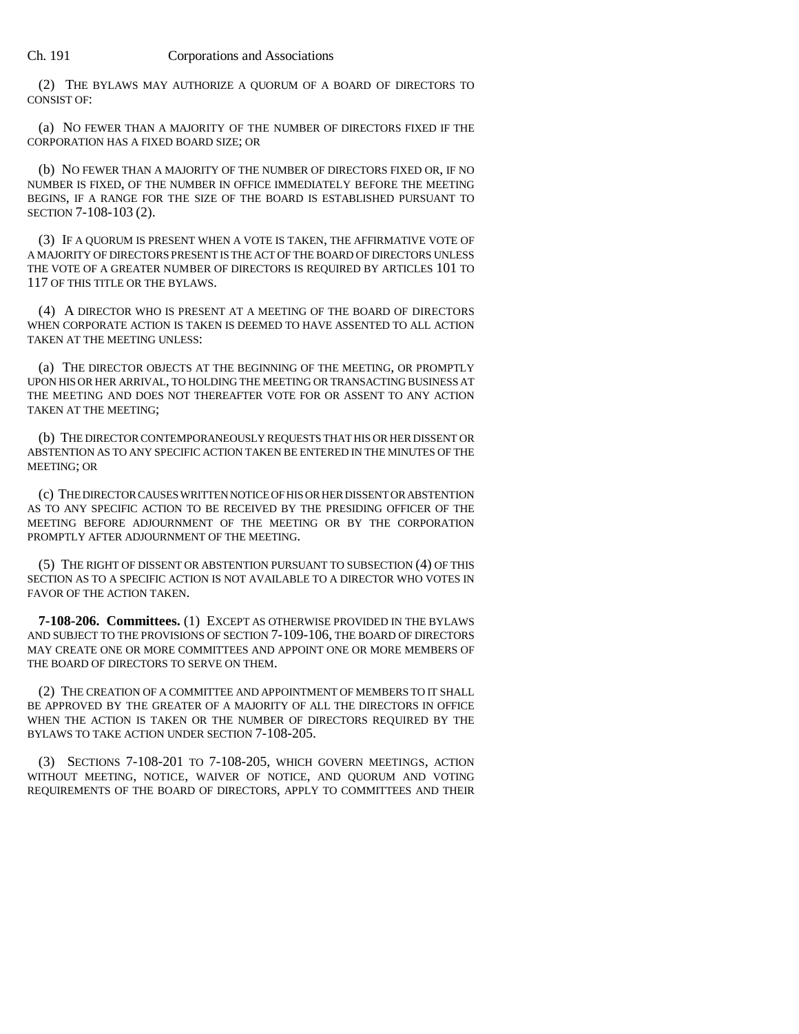(2) THE BYLAWS MAY AUTHORIZE A QUORUM OF A BOARD OF DIRECTORS TO CONSIST OF:

(a) NO FEWER THAN A MAJORITY OF THE NUMBER OF DIRECTORS FIXED IF THE CORPORATION HAS A FIXED BOARD SIZE; OR

(b) NO FEWER THAN A MAJORITY OF THE NUMBER OF DIRECTORS FIXED OR, IF NO NUMBER IS FIXED, OF THE NUMBER IN OFFICE IMMEDIATELY BEFORE THE MEETING BEGINS, IF A RANGE FOR THE SIZE OF THE BOARD IS ESTABLISHED PURSUANT TO SECTION 7-108-103 (2).

(3) IF A QUORUM IS PRESENT WHEN A VOTE IS TAKEN, THE AFFIRMATIVE VOTE OF A MAJORITY OF DIRECTORS PRESENT IS THE ACT OF THE BOARD OF DIRECTORS UNLESS THE VOTE OF A GREATER NUMBER OF DIRECTORS IS REQUIRED BY ARTICLES 101 TO 117 OF THIS TITLE OR THE BYLAWS.

(4) A DIRECTOR WHO IS PRESENT AT A MEETING OF THE BOARD OF DIRECTORS WHEN CORPORATE ACTION IS TAKEN IS DEEMED TO HAVE ASSENTED TO ALL ACTION TAKEN AT THE MEETING UNLESS:

(a) THE DIRECTOR OBJECTS AT THE BEGINNING OF THE MEETING, OR PROMPTLY UPON HIS OR HER ARRIVAL, TO HOLDING THE MEETING OR TRANSACTING BUSINESS AT THE MEETING AND DOES NOT THEREAFTER VOTE FOR OR ASSENT TO ANY ACTION TAKEN AT THE MEETING;

(b) THE DIRECTOR CONTEMPORANEOUSLY REQUESTS THAT HIS OR HER DISSENT OR ABSTENTION AS TO ANY SPECIFIC ACTION TAKEN BE ENTERED IN THE MINUTES OF THE MEETING; OR

(c) THE DIRECTOR CAUSES WRITTEN NOTICE OF HIS OR HER DISSENT OR ABSTENTION AS TO ANY SPECIFIC ACTION TO BE RECEIVED BY THE PRESIDING OFFICER OF THE MEETING BEFORE ADJOURNMENT OF THE MEETING OR BY THE CORPORATION PROMPTLY AFTER ADJOURNMENT OF THE MEETING.

(5) THE RIGHT OF DISSENT OR ABSTENTION PURSUANT TO SUBSECTION (4) OF THIS SECTION AS TO A SPECIFIC ACTION IS NOT AVAILABLE TO A DIRECTOR WHO VOTES IN FAVOR OF THE ACTION TAKEN.

**7-108-206. Committees.** (1) EXCEPT AS OTHERWISE PROVIDED IN THE BYLAWS AND SUBJECT TO THE PROVISIONS OF SECTION 7-109-106, THE BOARD OF DIRECTORS MAY CREATE ONE OR MORE COMMITTEES AND APPOINT ONE OR MORE MEMBERS OF THE BOARD OF DIRECTORS TO SERVE ON THEM.

(2) THE CREATION OF A COMMITTEE AND APPOINTMENT OF MEMBERS TO IT SHALL BE APPROVED BY THE GREATER OF A MAJORITY OF ALL THE DIRECTORS IN OFFICE WHEN THE ACTION IS TAKEN OR THE NUMBER OF DIRECTORS REQUIRED BY THE BYLAWS TO TAKE ACTION UNDER SECTION 7-108-205.

(3) SECTIONS 7-108-201 TO 7-108-205, WHICH GOVERN MEETINGS, ACTION WITHOUT MEETING, NOTICE, WAIVER OF NOTICE, AND QUORUM AND VOTING REQUIREMENTS OF THE BOARD OF DIRECTORS, APPLY TO COMMITTEES AND THEIR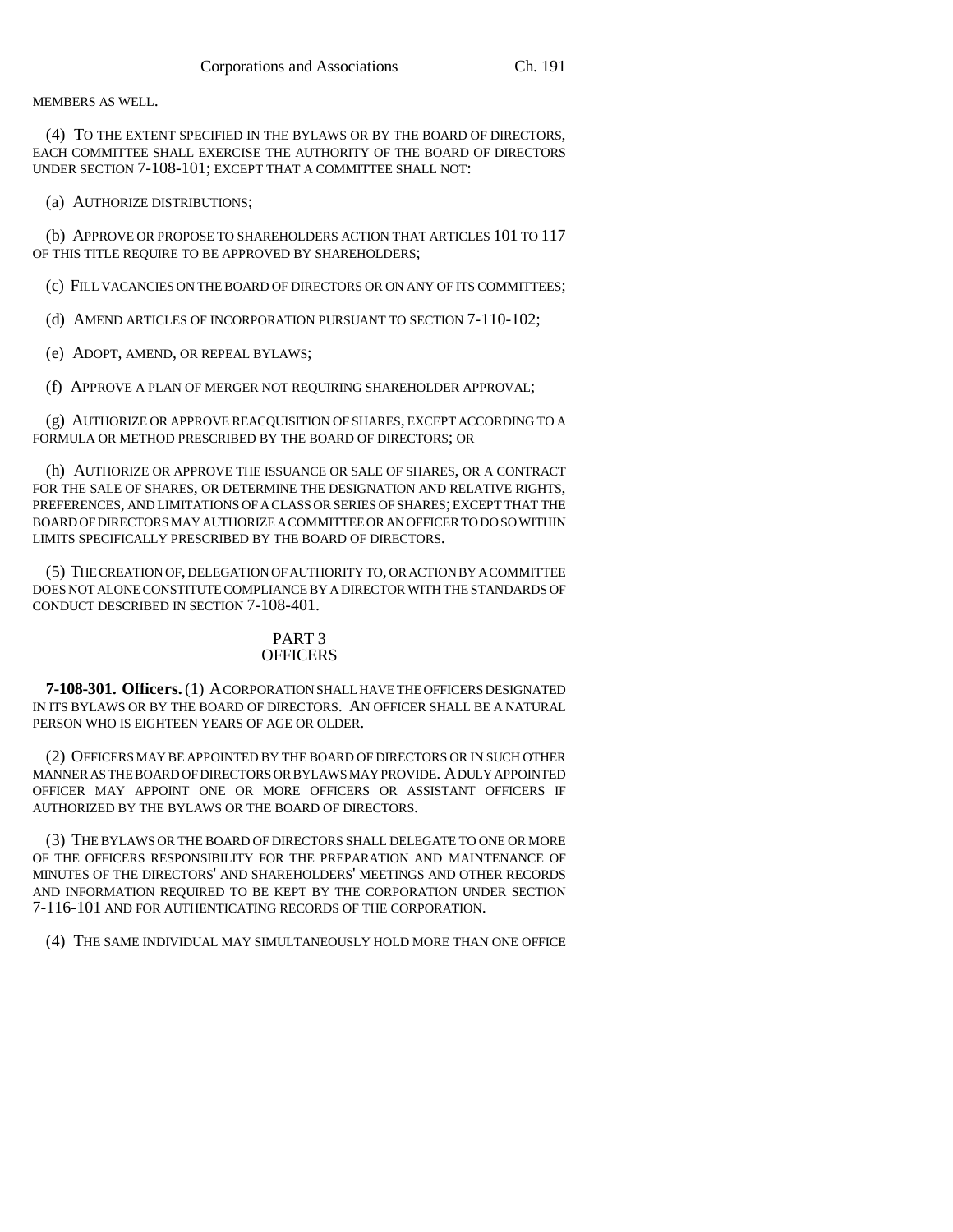MEMBERS AS WELL.

(4) TO THE EXTENT SPECIFIED IN THE BYLAWS OR BY THE BOARD OF DIRECTORS, EACH COMMITTEE SHALL EXERCISE THE AUTHORITY OF THE BOARD OF DIRECTORS UNDER SECTION 7-108-101; EXCEPT THAT A COMMITTEE SHALL NOT:

(a) AUTHORIZE DISTRIBUTIONS;

(b) APPROVE OR PROPOSE TO SHAREHOLDERS ACTION THAT ARTICLES 101 TO 117 OF THIS TITLE REQUIRE TO BE APPROVED BY SHAREHOLDERS;

(c) FILL VACANCIES ON THE BOARD OF DIRECTORS OR ON ANY OF ITS COMMITTEES;

(d) AMEND ARTICLES OF INCORPORATION PURSUANT TO SECTION 7-110-102;

(e) ADOPT, AMEND, OR REPEAL BYLAWS;

(f) APPROVE A PLAN OF MERGER NOT REQUIRING SHAREHOLDER APPROVAL;

(g) AUTHORIZE OR APPROVE REACQUISITION OF SHARES, EXCEPT ACCORDING TO A FORMULA OR METHOD PRESCRIBED BY THE BOARD OF DIRECTORS; OR

(h) AUTHORIZE OR APPROVE THE ISSUANCE OR SALE OF SHARES, OR A CONTRACT FOR THE SALE OF SHARES, OR DETERMINE THE DESIGNATION AND RELATIVE RIGHTS, PREFERENCES, AND LIMITATIONS OF A CLASS OR SERIES OF SHARES; EXCEPT THAT THE BOARD OF DIRECTORS MAY AUTHORIZE A COMMITTEE OR AN OFFICER TO DO SO WITHIN LIMITS SPECIFICALLY PRESCRIBED BY THE BOARD OF DIRECTORS.

(5) THE CREATION OF, DELEGATION OF AUTHORITY TO, OR ACTION BY A COMMITTEE DOES NOT ALONE CONSTITUTE COMPLIANCE BY A DIRECTOR WITH THE STANDARDS OF CONDUCT DESCRIBED IN SECTION 7-108-401.

## PART 3
## OFFICERS

**7-108-301. Officers.** (1) A CORPORATION SHALL HAVE THE OFFICERS DESIGNATED IN ITS BYLAWS OR BY THE BOARD OF DIRECTORS. AN OFFICER SHALL BE A NATURAL PERSON WHO IS EIGHTEEN YEARS OF AGE OR OLDER.

(2) OFFICERS MAY BE APPOINTED BY THE BOARD OF DIRECTORS OR IN SUCH OTHER MANNER AS THE BOARD OF DIRECTORS OR BYLAWS MAY PROVIDE. A DULY APPOINTED OFFICER MAY APPOINT ONE OR MORE OFFICERS OR ASSISTANT OFFICERS IF AUTHORIZED BY THE BYLAWS OR THE BOARD OF DIRECTORS.

(3) THE BYLAWS OR THE BOARD OF DIRECTORS SHALL DELEGATE TO ONE OR MORE OF THE OFFICERS RESPONSIBILITY FOR THE PREPARATION AND MAINTENANCE OF MINUTES OF THE DIRECTORS' AND SHAREHOLDERS' MEETINGS AND OTHER RECORDS AND INFORMATION REQUIRED TO BE KEPT BY THE CORPORATION UNDER SECTION 7-116-101 AND FOR AUTHENTICATING RECORDS OF THE CORPORATION.

(4) THE SAME INDIVIDUAL MAY SIMULTANEOUSLY HOLD MORE THAN ONE OFFICE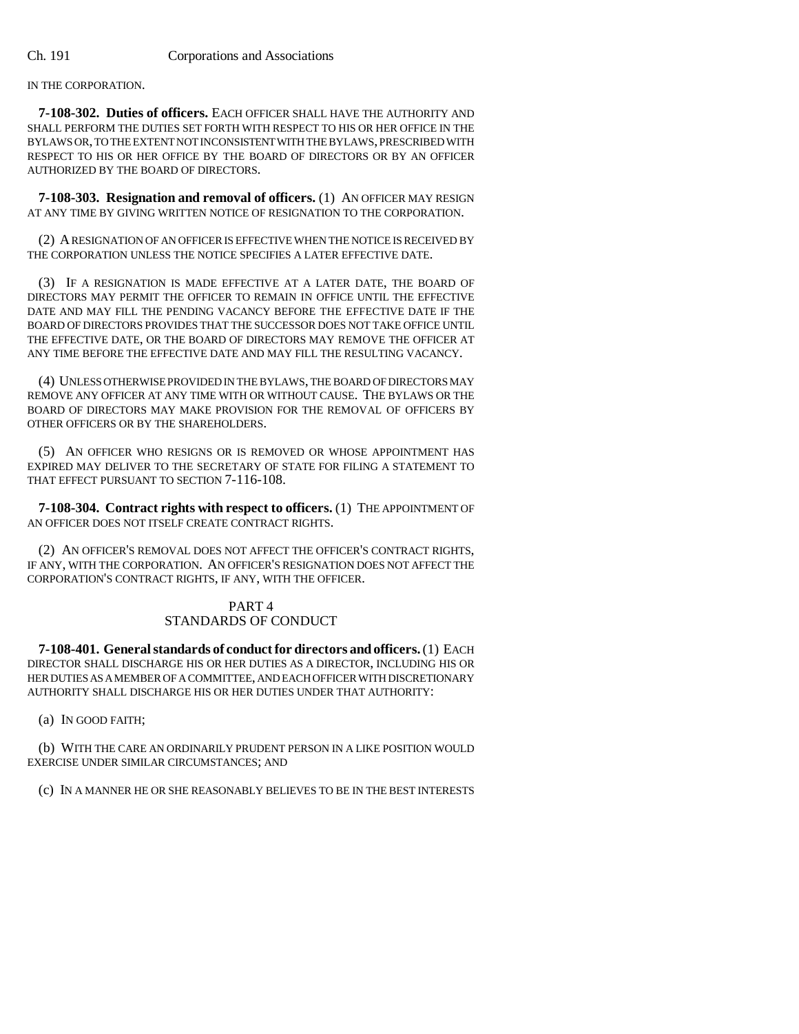IN THE CORPORATION.

**7-108-302. Duties of officers.** EACH OFFICER SHALL HAVE THE AUTHORITY AND SHALL PERFORM THE DUTIES SET FORTH WITH RESPECT TO HIS OR HER OFFICE IN THE BYLAWS OR, TO THE EXTENT NOT INCONSISTENT WITH THE BYLAWS, PRESCRIBED WITH RESPECT TO HIS OR HER OFFICE BY THE BOARD OF DIRECTORS OR BY AN OFFICER AUTHORIZED BY THE BOARD OF DIRECTORS.

**7-108-303. Resignation and removal of officers.** (1) AN OFFICER MAY RESIGN AT ANY TIME BY GIVING WRITTEN NOTICE OF RESIGNATION TO THE CORPORATION.

(2) A RESIGNATION OF AN OFFICER IS EFFECTIVE WHEN THE NOTICE IS RECEIVED BY THE CORPORATION UNLESS THE NOTICE SPECIFIES A LATER EFFECTIVE DATE.

(3) IF A RESIGNATION IS MADE EFFECTIVE AT A LATER DATE, THE BOARD OF DIRECTORS MAY PERMIT THE OFFICER TO REMAIN IN OFFICE UNTIL THE EFFECTIVE DATE AND MAY FILL THE PENDING VACANCY BEFORE THE EFFECTIVE DATE IF THE BOARD OF DIRECTORS PROVIDES THAT THE SUCCESSOR DOES NOT TAKE OFFICE UNTIL THE EFFECTIVE DATE, OR THE BOARD OF DIRECTORS MAY REMOVE THE OFFICER AT ANY TIME BEFORE THE EFFECTIVE DATE AND MAY FILL THE RESULTING VACANCY.

(4) UNLESS OTHERWISE PROVIDED IN THE BYLAWS, THE BOARD OF DIRECTORS MAY REMOVE ANY OFFICER AT ANY TIME WITH OR WITHOUT CAUSE. THE BYLAWS OR THE BOARD OF DIRECTORS MAY MAKE PROVISION FOR THE REMOVAL OF OFFICERS BY OTHER OFFICERS OR BY THE SHAREHOLDERS.

(5) AN OFFICER WHO RESIGNS OR IS REMOVED OR WHOSE APPOINTMENT HAS EXPIRED MAY DELIVER TO THE SECRETARY OF STATE FOR FILING A STATEMENT TO THAT EFFECT PURSUANT TO SECTION 7-116-108.

**7-108-304. Contract rights with respect to officers.** (1) THE APPOINTMENT OF AN OFFICER DOES NOT ITSELF CREATE CONTRACT RIGHTS.

(2) AN OFFICER'S REMOVAL DOES NOT AFFECT THE OFFICER'S CONTRACT RIGHTS, IF ANY, WITH THE CORPORATION. AN OFFICER'S RESIGNATION DOES NOT AFFECT THE CORPORATION'S CONTRACT RIGHTS, IF ANY, WITH THE OFFICER.

## PART 4
## STANDARDS OF CONDUCT

**7-108-401. General standards of conduct for directors and officers.** (1) EACH DIRECTOR SHALL DISCHARGE HIS OR HER DUTIES AS A DIRECTOR, INCLUDING HIS OR HER DUTIES AS A MEMBER OF A COMMITTEE, AND EACH OFFICER WITH DISCRETIONARY AUTHORITY SHALL DISCHARGE HIS OR HER DUTIES UNDER THAT AUTHORITY:

(a) IN GOOD FAITH;

(b) WITH THE CARE AN ORDINARILY PRUDENT PERSON IN A LIKE POSITION WOULD EXERCISE UNDER SIMILAR CIRCUMSTANCES; AND

(c) IN A MANNER HE OR SHE REASONABLY BELIEVES TO BE IN THE BEST INTERESTS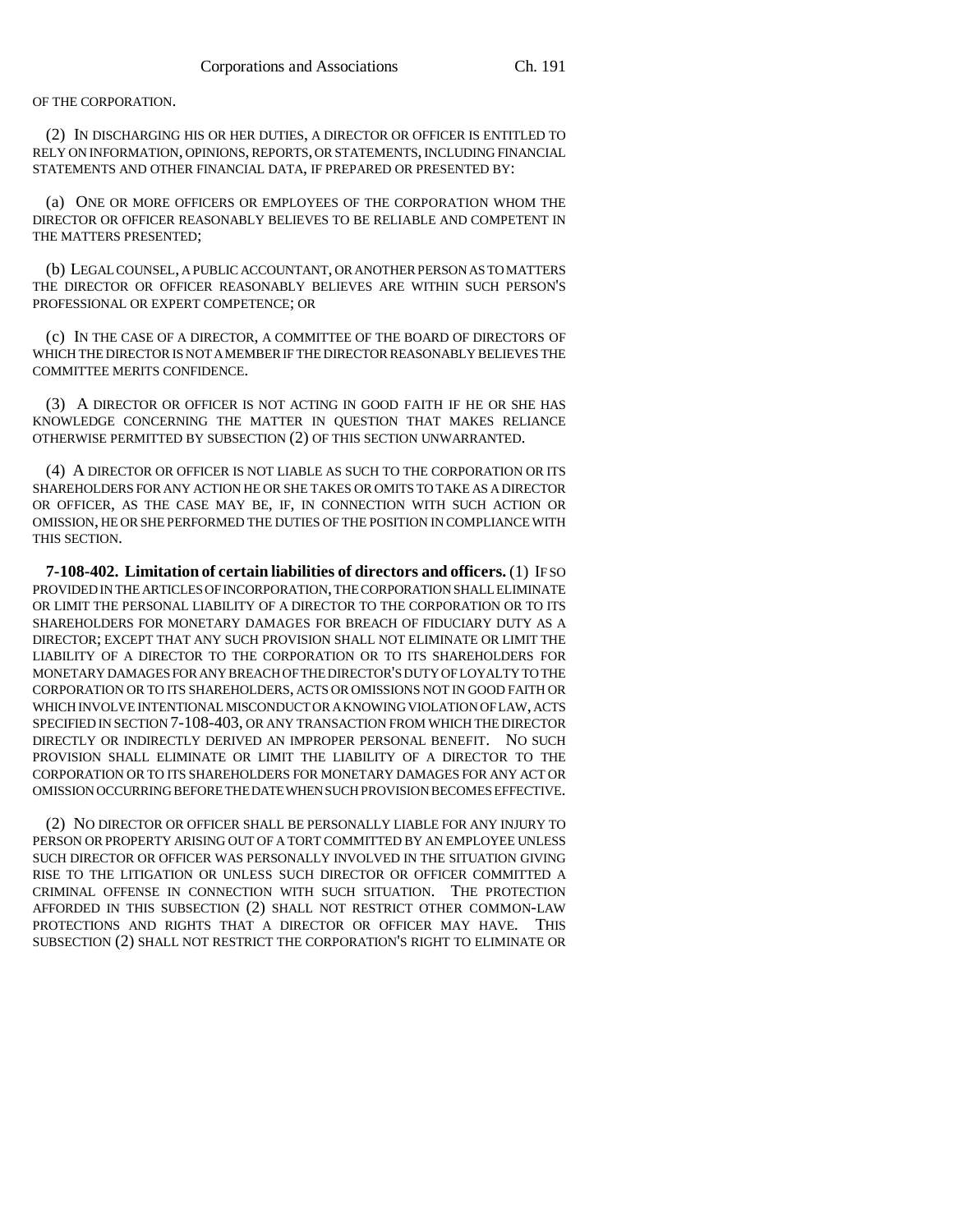OF THE CORPORATION.

(2) IN DISCHARGING HIS OR HER DUTIES, A DIRECTOR OR OFFICER IS ENTITLED TO RELY ON INFORMATION, OPINIONS, REPORTS, OR STATEMENTS, INCLUDING FINANCIAL STATEMENTS AND OTHER FINANCIAL DATA, IF PREPARED OR PRESENTED BY:

(a) ONE OR MORE OFFICERS OR EMPLOYEES OF THE CORPORATION WHOM THE DIRECTOR OR OFFICER REASONABLY BELIEVES TO BE RELIABLE AND COMPETENT IN THE MATTERS PRESENTED;

(b) LEGAL COUNSEL, A PUBLIC ACCOUNTANT, OR ANOTHER PERSON AS TO MATTERS THE DIRECTOR OR OFFICER REASONABLY BELIEVES ARE WITHIN SUCH PERSON'S PROFESSIONAL OR EXPERT COMPETENCE; OR

(c) IN THE CASE OF A DIRECTOR, A COMMITTEE OF THE BOARD OF DIRECTORS OF WHICH THE DIRECTOR IS NOT A MEMBER IF THE DIRECTOR REASONABLY BELIEVES THE COMMITTEE MERITS CONFIDENCE.

(3) A DIRECTOR OR OFFICER IS NOT ACTING IN GOOD FAITH IF HE OR SHE HAS KNOWLEDGE CONCERNING THE MATTER IN QUESTION THAT MAKES RELIANCE OTHERWISE PERMITTED BY SUBSECTION (2) OF THIS SECTION UNWARRANTED.

(4) A DIRECTOR OR OFFICER IS NOT LIABLE AS SUCH TO THE CORPORATION OR ITS SHAREHOLDERS FOR ANY ACTION HE OR SHE TAKES OR OMITS TO TAKE AS A DIRECTOR OR OFFICER, AS THE CASE MAY BE, IF, IN CONNECTION WITH SUCH ACTION OR OMISSION, HE OR SHE PERFORMED THE DUTIES OF THE POSITION IN COMPLIANCE WITH THIS SECTION.

**7-108-402. Limitation of certain liabilities of directors and officers.** (1) IF SO PROVIDED IN THE ARTICLES OF INCORPORATION, THE CORPORATION SHALL ELIMINATE OR LIMIT THE PERSONAL LIABILITY OF A DIRECTOR TO THE CORPORATION OR TO ITS SHAREHOLDERS FOR MONETARY DAMAGES FOR BREACH OF FIDUCIARY DUTY AS A DIRECTOR; EXCEPT THAT ANY SUCH PROVISION SHALL NOT ELIMINATE OR LIMIT THE LIABILITY OF A DIRECTOR TO THE CORPORATION OR TO ITS SHAREHOLDERS FOR MONETARY DAMAGES FOR ANY BREACH OF THE DIRECTOR'S DUTY OF LOYALTY TO THE CORPORATION OR TO ITS SHAREHOLDERS, ACTS OR OMISSIONS NOT IN GOOD FAITH OR WHICH INVOLVE INTENTIONAL MISCONDUCT OR A KNOWING VIOLATION OF LAW, ACTS SPECIFIED IN SECTION 7-108-403, OR ANY TRANSACTION FROM WHICH THE DIRECTOR DIRECTLY OR INDIRECTLY DERIVED AN IMPROPER PERSONAL BENEFIT. NO SUCH PROVISION SHALL ELIMINATE OR LIMIT THE LIABILITY OF A DIRECTOR TO THE CORPORATION OR TO ITS SHAREHOLDERS FOR MONETARY DAMAGES FOR ANY ACT OR OMISSION OCCURRING BEFORE THE DATE WHEN SUCH PROVISION BECOMES EFFECTIVE.

(2) NO DIRECTOR OR OFFICER SHALL BE PERSONALLY LIABLE FOR ANY INJURY TO PERSON OR PROPERTY ARISING OUT OF A TORT COMMITTED BY AN EMPLOYEE UNLESS SUCH DIRECTOR OR OFFICER WAS PERSONALLY INVOLVED IN THE SITUATION GIVING RISE TO THE LITIGATION OR UNLESS SUCH DIRECTOR OR OFFICER COMMITTED A CRIMINAL OFFENSE IN CONNECTION WITH SUCH SITUATION. THE PROTECTION AFFORDED IN THIS SUBSECTION (2) SHALL NOT RESTRICT OTHER COMMON-LAW PROTECTIONS AND RIGHTS THAT A DIRECTOR OR OFFICER MAY HAVE. THIS SUBSECTION (2) SHALL NOT RESTRICT THE CORPORATION'S RIGHT TO ELIMINATE OR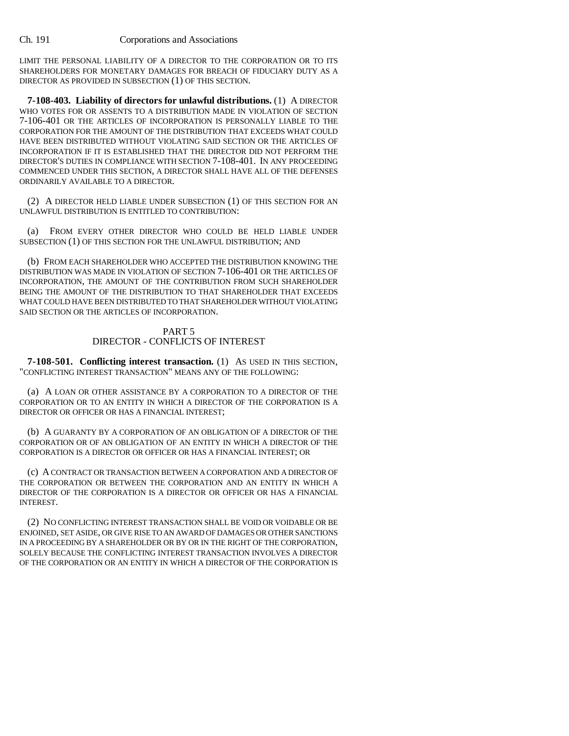LIMIT THE PERSONAL LIABILITY OF A DIRECTOR TO THE CORPORATION OR TO ITS SHAREHOLDERS FOR MONETARY DAMAGES FOR BREACH OF FIDUCIARY DUTY AS A DIRECTOR AS PROVIDED IN SUBSECTION (1) OF THIS SECTION.

**7-108-403. Liability of directors for unlawful distributions.** (1) A DIRECTOR WHO VOTES FOR OR ASSENTS TO A DISTRIBUTION MADE IN VIOLATION OF SECTION 7-106-401 OR THE ARTICLES OF INCORPORATION IS PERSONALLY LIABLE TO THE CORPORATION FOR THE AMOUNT OF THE DISTRIBUTION THAT EXCEEDS WHAT COULD HAVE BEEN DISTRIBUTED WITHOUT VIOLATING SAID SECTION OR THE ARTICLES OF INCORPORATION IF IT IS ESTABLISHED THAT THE DIRECTOR DID NOT PERFORM THE DIRECTOR'S DUTIES IN COMPLIANCE WITH SECTION 7-108-401. IN ANY PROCEEDING COMMENCED UNDER THIS SECTION, A DIRECTOR SHALL HAVE ALL OF THE DEFENSES ORDINARILY AVAILABLE TO A DIRECTOR.

(2) A DIRECTOR HELD LIABLE UNDER SUBSECTION (1) OF THIS SECTION FOR AN UNLAWFUL DISTRIBUTION IS ENTITLED TO CONTRIBUTION:

(a) FROM EVERY OTHER DIRECTOR WHO COULD BE HELD LIABLE UNDER SUBSECTION (1) OF THIS SECTION FOR THE UNLAWFUL DISTRIBUTION; AND

(b) FROM EACH SHAREHOLDER WHO ACCEPTED THE DISTRIBUTION KNOWING THE DISTRIBUTION WAS MADE IN VIOLATION OF SECTION 7-106-401 OR THE ARTICLES OF INCORPORATION, THE AMOUNT OF THE CONTRIBUTION FROM SUCH SHAREHOLDER BEING THE AMOUNT OF THE DISTRIBUTION TO THAT SHAREHOLDER THAT EXCEEDS WHAT COULD HAVE BEEN DISTRIBUTED TO THAT SHAREHOLDER WITHOUT VIOLATING SAID SECTION OR THE ARTICLES OF INCORPORATION.

## PART 5
## DIRECTOR - CONFLICTS OF INTEREST

**7-108-501. Conflicting interest transaction.** (1) AS USED IN THIS SECTION, "CONFLICTING INTEREST TRANSACTION" MEANS ANY OF THE FOLLOWING:

(a) A LOAN OR OTHER ASSISTANCE BY A CORPORATION TO A DIRECTOR OF THE CORPORATION OR TO AN ENTITY IN WHICH A DIRECTOR OF THE CORPORATION IS A DIRECTOR OR OFFICER OR HAS A FINANCIAL INTEREST;

(b) A GUARANTY BY A CORPORATION OF AN OBLIGATION OF A DIRECTOR OF THE CORPORATION OR OF AN OBLIGATION OF AN ENTITY IN WHICH A DIRECTOR OF THE CORPORATION IS A DIRECTOR OR OFFICER OR HAS A FINANCIAL INTEREST; OR

(c) A CONTRACT OR TRANSACTION BETWEEN A CORPORATION AND A DIRECTOR OF THE CORPORATION OR BETWEEN THE CORPORATION AND AN ENTITY IN WHICH A DIRECTOR OF THE CORPORATION IS A DIRECTOR OR OFFICER OR HAS A FINANCIAL INTEREST.

(2) NO CONFLICTING INTEREST TRANSACTION SHALL BE VOID OR VOIDABLE OR BE ENJOINED, SET ASIDE, OR GIVE RISE TO AN AWARD OF DAMAGES OR OTHER SANCTIONS IN A PROCEEDING BY A SHAREHOLDER OR BY OR IN THE RIGHT OF THE CORPORATION, SOLELY BECAUSE THE CONFLICTING INTEREST TRANSACTION INVOLVES A DIRECTOR OF THE CORPORATION OR AN ENTITY IN WHICH A DIRECTOR OF THE CORPORATION IS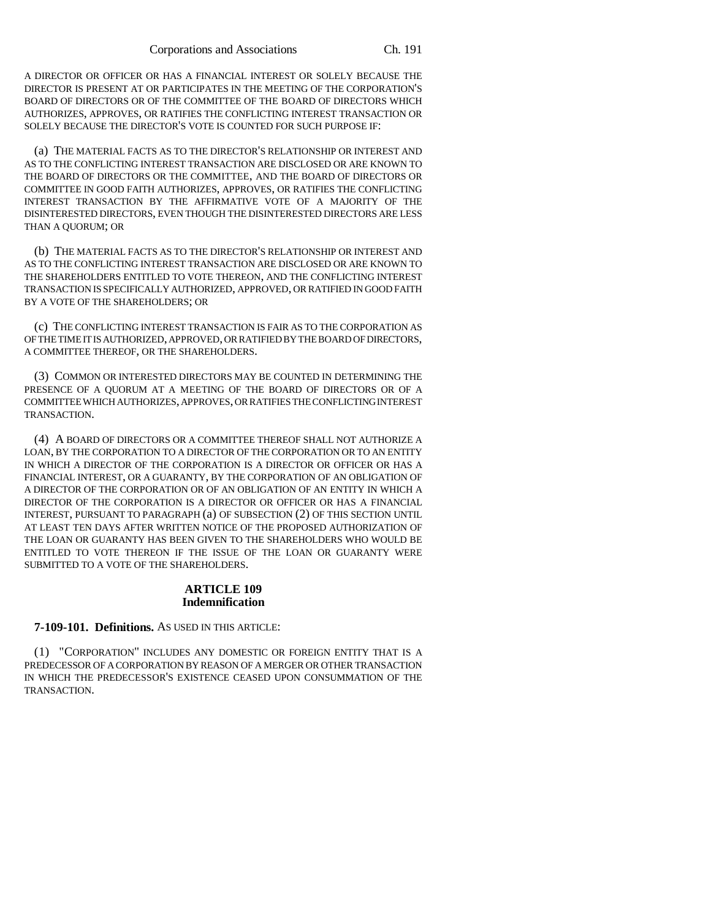A DIRECTOR OR OFFICER OR HAS A FINANCIAL INTEREST OR SOLELY BECAUSE THE DIRECTOR IS PRESENT AT OR PARTICIPATES IN THE MEETING OF THE CORPORATION'S BOARD OF DIRECTORS OR OF THE COMMITTEE OF THE BOARD OF DIRECTORS WHICH AUTHORIZES, APPROVES, OR RATIFIES THE CONFLICTING INTEREST TRANSACTION OR SOLELY BECAUSE THE DIRECTOR'S VOTE IS COUNTED FOR SUCH PURPOSE IF:

(a) THE MATERIAL FACTS AS TO THE DIRECTOR'S RELATIONSHIP OR INTEREST AND AS TO THE CONFLICTING INTEREST TRANSACTION ARE DISCLOSED OR ARE KNOWN TO THE BOARD OF DIRECTORS OR THE COMMITTEE, AND THE BOARD OF DIRECTORS OR COMMITTEE IN GOOD FAITH AUTHORIZES, APPROVES, OR RATIFIES THE CONFLICTING INTEREST TRANSACTION BY THE AFFIRMATIVE VOTE OF A MAJORITY OF THE DISINTERESTED DIRECTORS, EVEN THOUGH THE DISINTERESTED DIRECTORS ARE LESS THAN A QUORUM; OR

(b) THE MATERIAL FACTS AS TO THE DIRECTOR'S RELATIONSHIP OR INTEREST AND AS TO THE CONFLICTING INTEREST TRANSACTION ARE DISCLOSED OR ARE KNOWN TO THE SHAREHOLDERS ENTITLED TO VOTE THEREON, AND THE CONFLICTING INTEREST TRANSACTION IS SPECIFICALLY AUTHORIZED, APPROVED, OR RATIFIED IN GOOD FAITH BY A VOTE OF THE SHAREHOLDERS; OR

(c) THE CONFLICTING INTEREST TRANSACTION IS FAIR AS TO THE CORPORATION AS OF THE TIME IT IS AUTHORIZED, APPROVED, OR RATIFIED BY THE BOARD OF DIRECTORS, A COMMITTEE THEREOF, OR THE SHAREHOLDERS.

(3) COMMON OR INTERESTED DIRECTORS MAY BE COUNTED IN DETERMINING THE PRESENCE OF A QUORUM AT A MEETING OF THE BOARD OF DIRECTORS OR OF A COMMITTEE WHICH AUTHORIZES, APPROVES, OR RATIFIES THE CONFLICTING INTEREST TRANSACTION.

(4) A BOARD OF DIRECTORS OR A COMMITTEE THEREOF SHALL NOT AUTHORIZE A LOAN, BY THE CORPORATION TO A DIRECTOR OF THE CORPORATION OR TO AN ENTITY IN WHICH A DIRECTOR OF THE CORPORATION IS A DIRECTOR OR OFFICER OR HAS A FINANCIAL INTEREST, OR A GUARANTY, BY THE CORPORATION OF AN OBLIGATION OF A DIRECTOR OF THE CORPORATION OR OF AN OBLIGATION OF AN ENTITY IN WHICH A DIRECTOR OF THE CORPORATION IS A DIRECTOR OR OFFICER OR HAS A FINANCIAL INTEREST, PURSUANT TO PARAGRAPH (a) OF SUBSECTION (2) OF THIS SECTION UNTIL AT LEAST TEN DAYS AFTER WRITTEN NOTICE OF THE PROPOSED AUTHORIZATION OF THE LOAN OR GUARANTY HAS BEEN GIVEN TO THE SHAREHOLDERS WHO WOULD BE ENTITLED TO VOTE THEREON IF THE ISSUE OF THE LOAN OR GUARANTY WERE SUBMITTED TO A VOTE OF THE SHAREHOLDERS.

## ARTICLE 109
## Indemnification

**7-109-101. Definitions.** AS USED IN THIS ARTICLE:

(1) "CORPORATION" INCLUDES ANY DOMESTIC OR FOREIGN ENTITY THAT IS A PREDECESSOR OF A CORPORATION BY REASON OF A MERGER OR OTHER TRANSACTION IN WHICH THE PREDECESSOR'S EXISTENCE CEASED UPON CONSUMMATION OF THE TRANSACTION.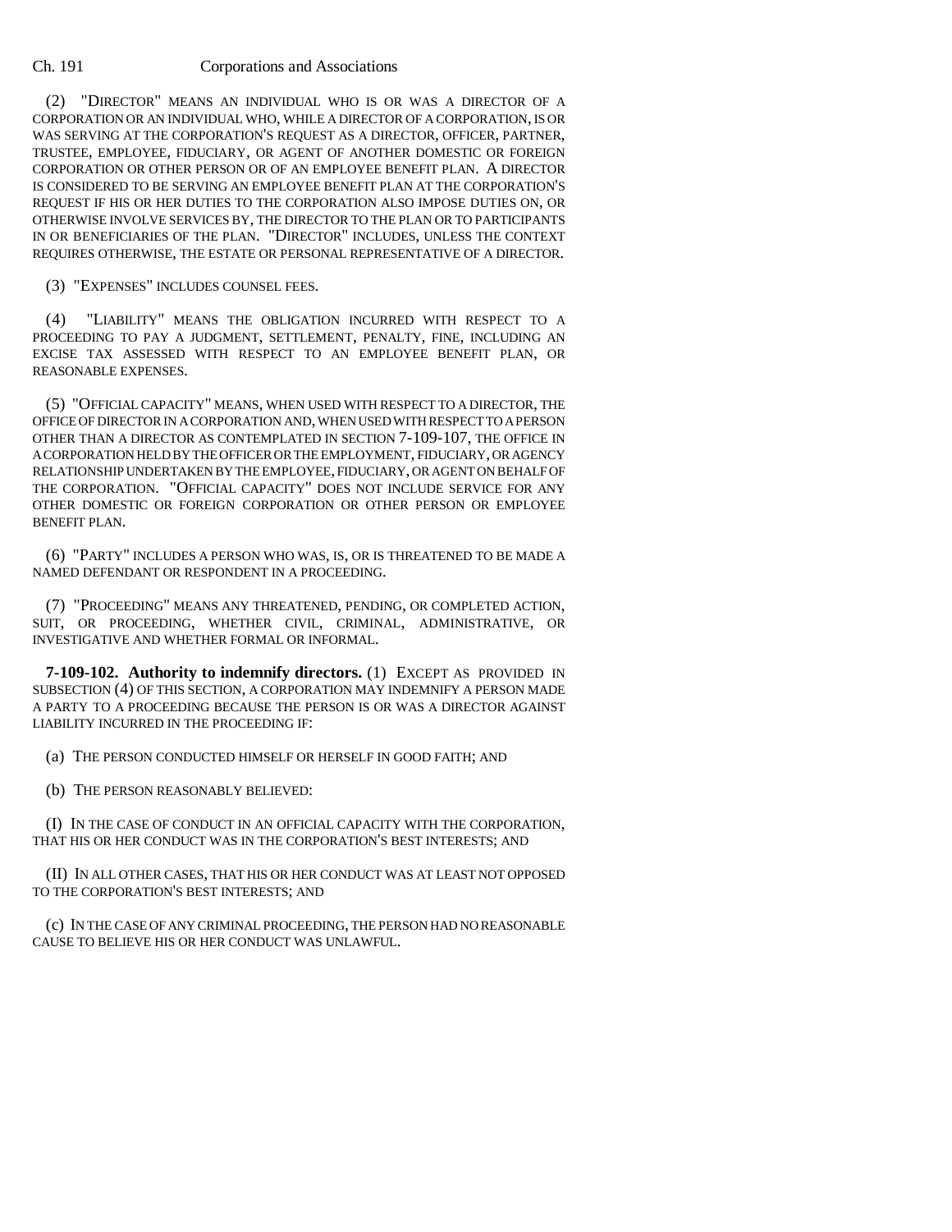(2) "DIRECTOR" MEANS AN INDIVIDUAL WHO IS OR WAS A DIRECTOR OF A CORPORATION OR AN INDIVIDUAL WHO, WHILE A DIRECTOR OF A CORPORATION, IS OR WAS SERVING AT THE CORPORATION'S REQUEST AS A DIRECTOR, OFFICER, PARTNER, TRUSTEE, EMPLOYEE, FIDUCIARY, OR AGENT OF ANOTHER DOMESTIC OR FOREIGN CORPORATION OR OTHER PERSON OR OF AN EMPLOYEE BENEFIT PLAN. A DIRECTOR IS CONSIDERED TO BE SERVING AN EMPLOYEE BENEFIT PLAN AT THE CORPORATION'S REQUEST IF HIS OR HER DUTIES TO THE CORPORATION ALSO IMPOSE DUTIES ON, OR OTHERWISE INVOLVE SERVICES BY, THE DIRECTOR TO THE PLAN OR TO PARTICIPANTS IN OR BENEFICIARIES OF THE PLAN. "DIRECTOR" INCLUDES, UNLESS THE CONTEXT REQUIRES OTHERWISE, THE ESTATE OR PERSONAL REPRESENTATIVE OF A DIRECTOR.

(3) "EXPENSES" INCLUDES COUNSEL FEES.

(4) "LIABILITY" MEANS THE OBLIGATION INCURRED WITH RESPECT TO A PROCEEDING TO PAY A JUDGMENT, SETTLEMENT, PENALTY, FINE, INCLUDING AN EXCISE TAX ASSESSED WITH RESPECT TO AN EMPLOYEE BENEFIT PLAN, OR REASONABLE EXPENSES.

(5) "OFFICIAL CAPACITY" MEANS, WHEN USED WITH RESPECT TO A DIRECTOR, THE OFFICE OF DIRECTOR IN A CORPORATION AND, WHEN USED WITH RESPECT TO A PERSON OTHER THAN A DIRECTOR AS CONTEMPLATED IN SECTION 7-109-107, THE OFFICE IN A CORPORATION HELD BY THE OFFICER OR THE EMPLOYMENT, FIDUCIARY, OR AGENCY RELATIONSHIP UNDERTAKEN BY THE EMPLOYEE, FIDUCIARY, OR AGENT ON BEHALF OF THE CORPORATION. "OFFICIAL CAPACITY" DOES NOT INCLUDE SERVICE FOR ANY OTHER DOMESTIC OR FOREIGN CORPORATION OR OTHER PERSON OR EMPLOYEE BENEFIT PLAN.

(6) "PARTY" INCLUDES A PERSON WHO WAS, IS, OR IS THREATENED TO BE MADE A NAMED DEFENDANT OR RESPONDENT IN A PROCEEDING.

(7) "PROCEEDING" MEANS ANY THREATENED, PENDING, OR COMPLETED ACTION, SUIT, OR PROCEEDING, WHETHER CIVIL, CRIMINAL, ADMINISTRATIVE, OR INVESTIGATIVE AND WHETHER FORMAL OR INFORMAL.

**7-109-102. Authority to indemnify directors.** (1) EXCEPT AS PROVIDED IN SUBSECTION (4) OF THIS SECTION, A CORPORATION MAY INDEMNIFY A PERSON MADE A PARTY TO A PROCEEDING BECAUSE THE PERSON IS OR WAS A DIRECTOR AGAINST LIABILITY INCURRED IN THE PROCEEDING IF:

(a) THE PERSON CONDUCTED HIMSELF OR HERSELF IN GOOD FAITH; AND

(b) THE PERSON REASONABLY BELIEVED:

(I) IN THE CASE OF CONDUCT IN AN OFFICIAL CAPACITY WITH THE CORPORATION, THAT HIS OR HER CONDUCT WAS IN THE CORPORATION'S BEST INTERESTS; AND

(II) IN ALL OTHER CASES, THAT HIS OR HER CONDUCT WAS AT LEAST NOT OPPOSED TO THE CORPORATION'S BEST INTERESTS; AND

(c) IN THE CASE OF ANY CRIMINAL PROCEEDING, THE PERSON HAD NO REASONABLE CAUSE TO BELIEVE HIS OR HER CONDUCT WAS UNLAWFUL.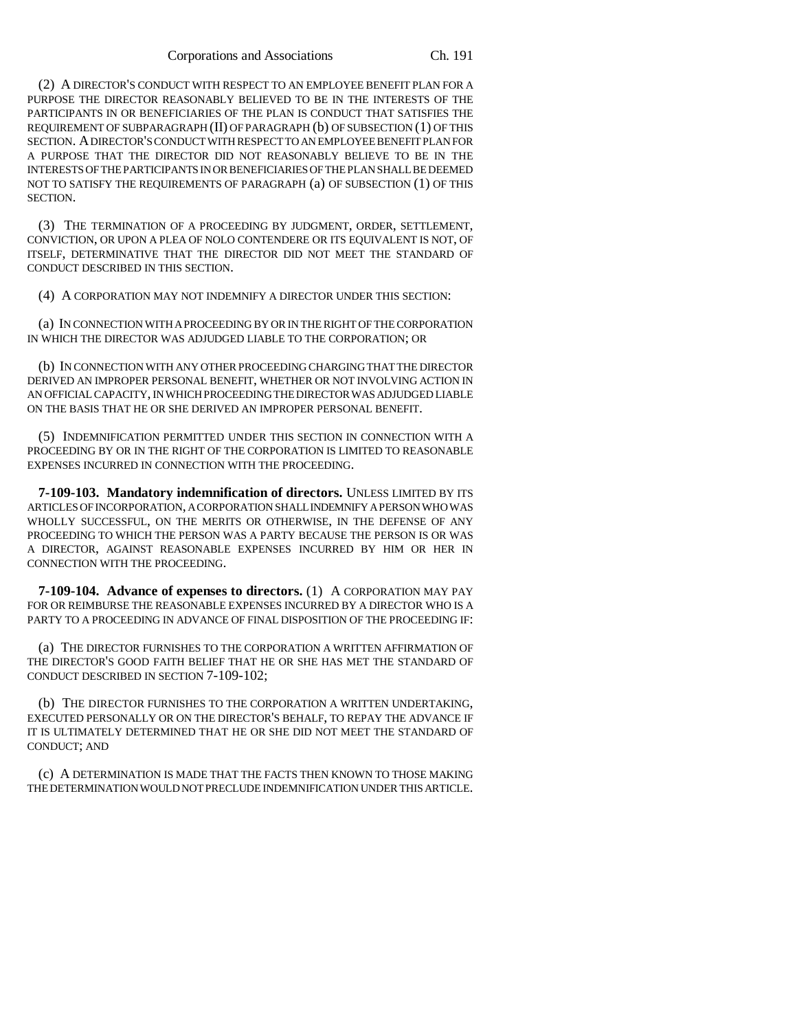(2) A DIRECTOR'S CONDUCT WITH RESPECT TO AN EMPLOYEE BENEFIT PLAN FOR A PURPOSE THE DIRECTOR REASONABLY BELIEVED TO BE IN THE INTERESTS OF THE PARTICIPANTS IN OR BENEFICIARIES OF THE PLAN IS CONDUCT THAT SATISFIES THE REQUIREMENT OF SUBPARAGRAPH (II) OF PARAGRAPH (b) OF SUBSECTION (1) OF THIS SECTION. A DIRECTOR'S CONDUCT WITH RESPECT TO AN EMPLOYEE BENEFIT PLAN FOR A PURPOSE THAT THE DIRECTOR DID NOT REASONABLY BELIEVE TO BE IN THE INTERESTS OF THE PARTICIPANTS IN OR BENEFICIARIES OF THE PLAN SHALL BE DEEMED NOT TO SATISFY THE REQUIREMENTS OF PARAGRAPH (a) OF SUBSECTION (1) OF THIS SECTION.

(3) THE TERMINATION OF A PROCEEDING BY JUDGMENT, ORDER, SETTLEMENT, CONVICTION, OR UPON A PLEA OF NOLO CONTENDERE OR ITS EQUIVALENT IS NOT, OF ITSELF, DETERMINATIVE THAT THE DIRECTOR DID NOT MEET THE STANDARD OF CONDUCT DESCRIBED IN THIS SECTION.

(4) A CORPORATION MAY NOT INDEMNIFY A DIRECTOR UNDER THIS SECTION:

(a) IN CONNECTION WITH A PROCEEDING BY OR IN THE RIGHT OF THE CORPORATION IN WHICH THE DIRECTOR WAS ADJUDGED LIABLE TO THE CORPORATION; OR

(b) IN CONNECTION WITH ANY OTHER PROCEEDING CHARGING THAT THE DIRECTOR DERIVED AN IMPROPER PERSONAL BENEFIT, WHETHER OR NOT INVOLVING ACTION IN AN OFFICIAL CAPACITY, IN WHICH PROCEEDING THE DIRECTOR WAS ADJUDGED LIABLE ON THE BASIS THAT HE OR SHE DERIVED AN IMPROPER PERSONAL BENEFIT.

(5) INDEMNIFICATION PERMITTED UNDER THIS SECTION IN CONNECTION WITH A PROCEEDING BY OR IN THE RIGHT OF THE CORPORATION IS LIMITED TO REASONABLE EXPENSES INCURRED IN CONNECTION WITH THE PROCEEDING.

**7-109-103. Mandatory indemnification of directors.** UNLESS LIMITED BY ITS ARTICLES OF INCORPORATION, A CORPORATION SHALL INDEMNIFY A PERSON WHO WAS WHOLLY SUCCESSFUL, ON THE MERITS OR OTHERWISE, IN THE DEFENSE OF ANY PROCEEDING TO WHICH THE PERSON WAS A PARTY BECAUSE THE PERSON IS OR WAS A DIRECTOR, AGAINST REASONABLE EXPENSES INCURRED BY HIM OR HER IN CONNECTION WITH THE PROCEEDING.

**7-109-104. Advance of expenses to directors.** (1) A CORPORATION MAY PAY FOR OR REIMBURSE THE REASONABLE EXPENSES INCURRED BY A DIRECTOR WHO IS A PARTY TO A PROCEEDING IN ADVANCE OF FINAL DISPOSITION OF THE PROCEEDING IF:

(a) THE DIRECTOR FURNISHES TO THE CORPORATION A WRITTEN AFFIRMATION OF THE DIRECTOR'S GOOD FAITH BELIEF THAT HE OR SHE HAS MET THE STANDARD OF CONDUCT DESCRIBED IN SECTION 7-109-102;

(b) THE DIRECTOR FURNISHES TO THE CORPORATION A WRITTEN UNDERTAKING, EXECUTED PERSONALLY OR ON THE DIRECTOR'S BEHALF, TO REPAY THE ADVANCE IF IT IS ULTIMATELY DETERMINED THAT HE OR SHE DID NOT MEET THE STANDARD OF CONDUCT; AND

(c) A DETERMINATION IS MADE THAT THE FACTS THEN KNOWN TO THOSE MAKING THE DETERMINATION WOULD NOT PRECLUDE INDEMNIFICATION UNDER THIS ARTICLE.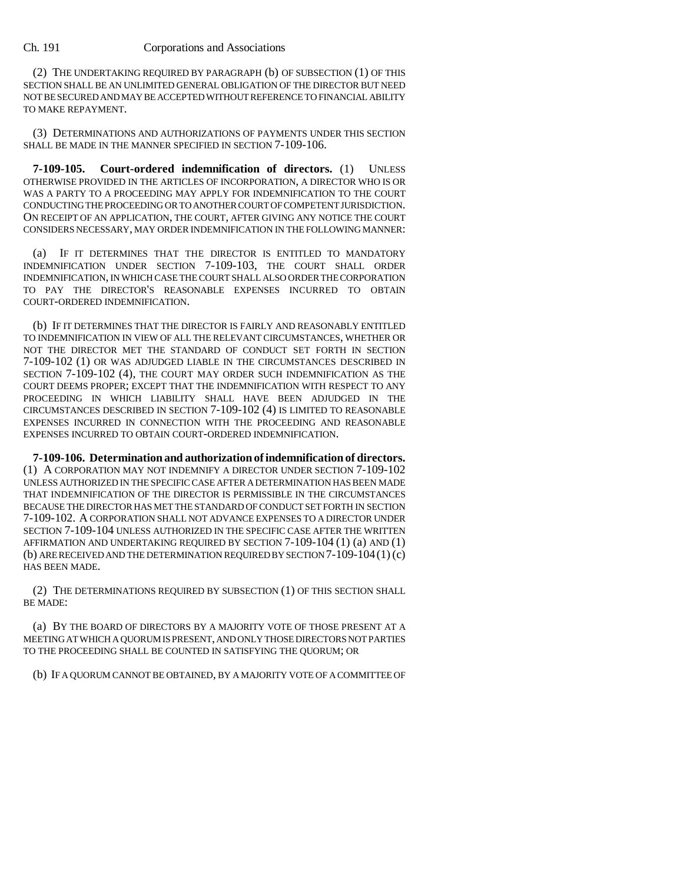(2) THE UNDERTAKING REQUIRED BY PARAGRAPH (b) OF SUBSECTION (1) OF THIS SECTION SHALL BE AN UNLIMITED GENERAL OBLIGATION OF THE DIRECTOR BUT NEED NOT BE SECURED AND MAY BE ACCEPTED WITHOUT REFERENCE TO FINANCIAL ABILITY TO MAKE REPAYMENT.

(3) DETERMINATIONS AND AUTHORIZATIONS OF PAYMENTS UNDER THIS SECTION SHALL BE MADE IN THE MANNER SPECIFIED IN SECTION 7-109-106.

**7-109-105. Court-ordered indemnification of directors.** (1) UNLESS OTHERWISE PROVIDED IN THE ARTICLES OF INCORPORATION, A DIRECTOR WHO IS OR WAS A PARTY TO A PROCEEDING MAY APPLY FOR INDEMNIFICATION TO THE COURT CONDUCTING THE PROCEEDING OR TO ANOTHER COURT OF COMPETENT JURISDICTION. ON RECEIPT OF AN APPLICATION, THE COURT, AFTER GIVING ANY NOTICE THE COURT CONSIDERS NECESSARY, MAY ORDER INDEMNIFICATION IN THE FOLLOWING MANNER:

(a) IF IT DETERMINES THAT THE DIRECTOR IS ENTITLED TO MANDATORY INDEMNIFICATION UNDER SECTION 7-109-103, THE COURT SHALL ORDER INDEMNIFICATION, IN WHICH CASE THE COURT SHALL ALSO ORDER THE CORPORATION TO PAY THE DIRECTOR'S REASONABLE EXPENSES INCURRED TO OBTAIN COURT-ORDERED INDEMNIFICATION.

(b) IF IT DETERMINES THAT THE DIRECTOR IS FAIRLY AND REASONABLY ENTITLED TO INDEMNIFICATION IN VIEW OF ALL THE RELEVANT CIRCUMSTANCES, WHETHER OR NOT THE DIRECTOR MET THE STANDARD OF CONDUCT SET FORTH IN SECTION 7-109-102 (1) OR WAS ADJUDGED LIABLE IN THE CIRCUMSTANCES DESCRIBED IN SECTION 7-109-102 (4), THE COURT MAY ORDER SUCH INDEMNIFICATION AS THE COURT DEEMS PROPER; EXCEPT THAT THE INDEMNIFICATION WITH RESPECT TO ANY PROCEEDING IN WHICH LIABILITY SHALL HAVE BEEN ADJUDGED IN THE CIRCUMSTANCES DESCRIBED IN SECTION 7-109-102 (4) IS LIMITED TO REASONABLE EXPENSES INCURRED IN CONNECTION WITH THE PROCEEDING AND REASONABLE EXPENSES INCURRED TO OBTAIN COURT-ORDERED INDEMNIFICATION.

**7-109-106. Determination and authorization of indemnification of directors.** (1) A CORPORATION MAY NOT INDEMNIFY A DIRECTOR UNDER SECTION 7-109-102 UNLESS AUTHORIZED IN THE SPECIFIC CASE AFTER A DETERMINATION HAS BEEN MADE THAT INDEMNIFICATION OF THE DIRECTOR IS PERMISSIBLE IN THE CIRCUMSTANCES BECAUSE THE DIRECTOR HAS MET THE STANDARD OF CONDUCT SET FORTH IN SECTION 7-109-102. A CORPORATION SHALL NOT ADVANCE EXPENSES TO A DIRECTOR UNDER SECTION 7-109-104 UNLESS AUTHORIZED IN THE SPECIFIC CASE AFTER THE WRITTEN AFFIRMATION AND UNDERTAKING REQUIRED BY SECTION 7-109-104 (1) (a) AND (1) (b) ARE RECEIVED AND THE DETERMINATION REQUIRED BY SECTION 7-109-104 (1) (c) HAS BEEN MADE.

(2) THE DETERMINATIONS REQUIRED BY SUBSECTION (1) OF THIS SECTION SHALL BE MADE:

(a) BY THE BOARD OF DIRECTORS BY A MAJORITY VOTE OF THOSE PRESENT AT A MEETING AT WHICH A QUORUM IS PRESENT, AND ONLY THOSE DIRECTORS NOT PARTIES TO THE PROCEEDING SHALL BE COUNTED IN SATISFYING THE QUORUM; OR

(b) IF A QUORUM CANNOT BE OBTAINED, BY A MAJORITY VOTE OF A COMMITTEE OF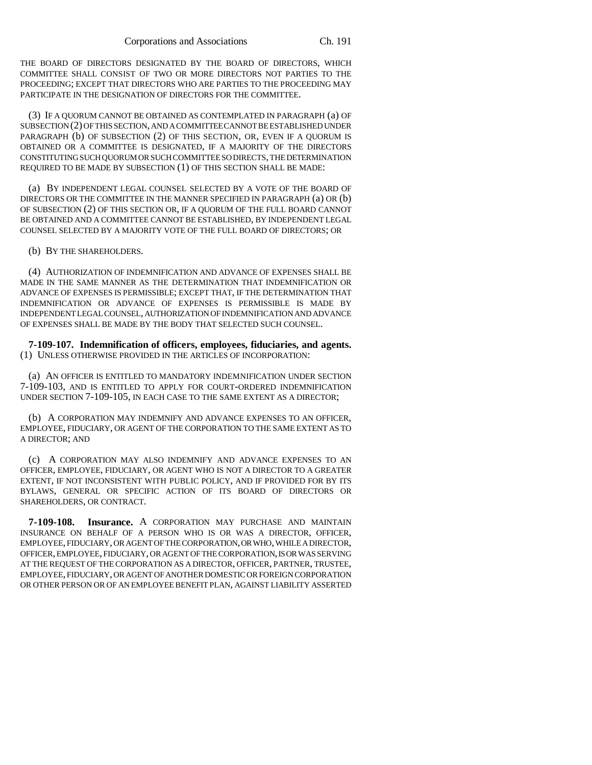THE BOARD OF DIRECTORS DESIGNATED BY THE BOARD OF DIRECTORS, WHICH COMMITTEE SHALL CONSIST OF TWO OR MORE DIRECTORS NOT PARTIES TO THE PROCEEDING; EXCEPT THAT DIRECTORS WHO ARE PARTIES TO THE PROCEEDING MAY PARTICIPATE IN THE DESIGNATION OF DIRECTORS FOR THE COMMITTEE.

(3) IF A QUORUM CANNOT BE OBTAINED AS CONTEMPLATED IN PARAGRAPH (a) OF SUBSECTION (2) OF THIS SECTION, AND A COMMITTEE CANNOT BE ESTABLISHED UNDER PARAGRAPH (b) OF SUBSECTION (2) OF THIS SECTION, OR, EVEN IF A QUORUM IS OBTAINED OR A COMMITTEE IS DESIGNATED, IF A MAJORITY OF THE DIRECTORS CONSTITUTING SUCH QUORUM OR SUCH COMMITTEE SO DIRECTS, THE DETERMINATION REQUIRED TO BE MADE BY SUBSECTION (1) OF THIS SECTION SHALL BE MADE:

(a) BY INDEPENDENT LEGAL COUNSEL SELECTED BY A VOTE OF THE BOARD OF DIRECTORS OR THE COMMITTEE IN THE MANNER SPECIFIED IN PARAGRAPH (a) OR (b) OF SUBSECTION (2) OF THIS SECTION OR, IF A QUORUM OF THE FULL BOARD CANNOT BE OBTAINED AND A COMMITTEE CANNOT BE ESTABLISHED, BY INDEPENDENT LEGAL COUNSEL SELECTED BY A MAJORITY VOTE OF THE FULL BOARD OF DIRECTORS; OR

(b) BY THE SHAREHOLDERS.

(4) AUTHORIZATION OF INDEMNIFICATION AND ADVANCE OF EXPENSES SHALL BE MADE IN THE SAME MANNER AS THE DETERMINATION THAT INDEMNIFICATION OR ADVANCE OF EXPENSES IS PERMISSIBLE; EXCEPT THAT, IF THE DETERMINATION THAT INDEMNIFICATION OR ADVANCE OF EXPENSES IS PERMISSIBLE IS MADE BY INDEPENDENT LEGAL COUNSEL, AUTHORIZATION OF INDEMNIFICATION AND ADVANCE OF EXPENSES SHALL BE MADE BY THE BODY THAT SELECTED SUCH COUNSEL.

**7-109-107. Indemnification of officers, employees, fiduciaries, and agents.** (1) UNLESS OTHERWISE PROVIDED IN THE ARTICLES OF INCORPORATION:

(a) AN OFFICER IS ENTITLED TO MANDATORY INDEMNIFICATION UNDER SECTION 7-109-103, AND IS ENTITLED TO APPLY FOR COURT-ORDERED INDEMNIFICATION UNDER SECTION 7-109-105, IN EACH CASE TO THE SAME EXTENT AS A DIRECTOR;

(b) A CORPORATION MAY INDEMNIFY AND ADVANCE EXPENSES TO AN OFFICER, EMPLOYEE, FIDUCIARY, OR AGENT OF THE CORPORATION TO THE SAME EXTENT AS TO A DIRECTOR; AND

(c) A CORPORATION MAY ALSO INDEMNIFY AND ADVANCE EXPENSES TO AN OFFICER, EMPLOYEE, FIDUCIARY, OR AGENT WHO IS NOT A DIRECTOR TO A GREATER EXTENT, IF NOT INCONSISTENT WITH PUBLIC POLICY, AND IF PROVIDED FOR BY ITS BYLAWS, GENERAL OR SPECIFIC ACTION OF ITS BOARD OF DIRECTORS OR SHAREHOLDERS, OR CONTRACT.

**7-109-108. Insurance.** A CORPORATION MAY PURCHASE AND MAINTAIN INSURANCE ON BEHALF OF A PERSON WHO IS OR WAS A DIRECTOR, OFFICER, EMPLOYEE, FIDUCIARY, OR AGENT OF THE CORPORATION, OR WHO, WHILE A DIRECTOR, OFFICER, EMPLOYEE, FIDUCIARY, OR AGENT OF THE CORPORATION, IS OR WAS SERVING AT THE REQUEST OF THE CORPORATION AS A DIRECTOR, OFFICER, PARTNER, TRUSTEE, EMPLOYEE, FIDUCIARY, OR AGENT OF ANOTHER DOMESTIC OR FOREIGN CORPORATION OR OTHER PERSON OR OF AN EMPLOYEE BENEFIT PLAN, AGAINST LIABILITY ASSERTED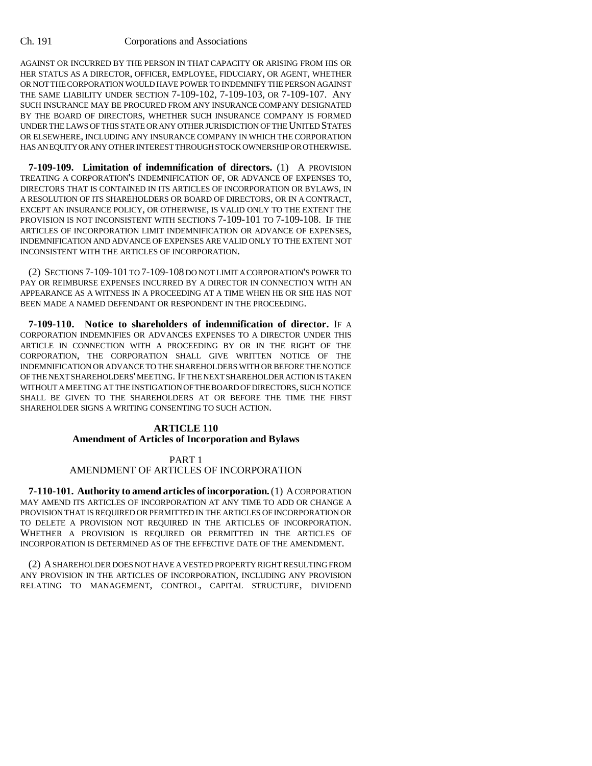AGAINST OR INCURRED BY THE PERSON IN THAT CAPACITY OR ARISING FROM HIS OR HER STATUS AS A DIRECTOR, OFFICER, EMPLOYEE, FIDUCIARY, OR AGENT, WHETHER OR NOT THE CORPORATION WOULD HAVE POWER TO INDEMNIFY THE PERSON AGAINST THE SAME LIABILITY UNDER SECTION 7-109-102, 7-109-103, OR 7-109-107. ANY SUCH INSURANCE MAY BE PROCURED FROM ANY INSURANCE COMPANY DESIGNATED BY THE BOARD OF DIRECTORS, WHETHER SUCH INSURANCE COMPANY IS FORMED UNDER THE LAWS OF THIS STATE OR ANY OTHER JURISDICTION OF THE UNITED STATES OR ELSEWHERE, INCLUDING ANY INSURANCE COMPANY IN WHICH THE CORPORATION HAS AN EQUITY OR ANY OTHER INTEREST THROUGH STOCK OWNERSHIP OR OTHERWISE.

**7-109-109. Limitation of indemnification of directors.** (1) A PROVISION TREATING A CORPORATION'S INDEMNIFICATION OF, OR ADVANCE OF EXPENSES TO, DIRECTORS THAT IS CONTAINED IN ITS ARTICLES OF INCORPORATION OR BYLAWS, IN A RESOLUTION OF ITS SHAREHOLDERS OR BOARD OF DIRECTORS, OR IN A CONTRACT, EXCEPT AN INSURANCE POLICY, OR OTHERWISE, IS VALID ONLY TO THE EXTENT THE PROVISION IS NOT INCONSISTENT WITH SECTIONS 7-109-101 TO 7-109-108. IF THE ARTICLES OF INCORPORATION LIMIT INDEMNIFICATION OR ADVANCE OF EXPENSES, INDEMNIFICATION AND ADVANCE OF EXPENSES ARE VALID ONLY TO THE EXTENT NOT INCONSISTENT WITH THE ARTICLES OF INCORPORATION.

(2) SECTIONS 7-109-101 TO 7-109-108 DO NOT LIMIT A CORPORATION'S POWER TO PAY OR REIMBURSE EXPENSES INCURRED BY A DIRECTOR IN CONNECTION WITH AN APPEARANCE AS A WITNESS IN A PROCEEDING AT A TIME WHEN HE OR SHE HAS NOT BEEN MADE A NAMED DEFENDANT OR RESPONDENT IN THE PROCEEDING.

**7-109-110. Notice to shareholders of indemnification of director.** IF A CORPORATION INDEMNIFIES OR ADVANCES EXPENSES TO A DIRECTOR UNDER THIS ARTICLE IN CONNECTION WITH A PROCEEDING BY OR IN THE RIGHT OF THE CORPORATION, THE CORPORATION SHALL GIVE WRITTEN NOTICE OF THE INDEMNIFICATION OR ADVANCE TO THE SHAREHOLDERS WITH OR BEFORE THE NOTICE OF THE NEXT SHAREHOLDERS' MEETING. IF THE NEXT SHAREHOLDER ACTION IS TAKEN WITHOUT A MEETING AT THE INSTIGATION OF THE BOARD OF DIRECTORS, SUCH NOTICE SHALL BE GIVEN TO THE SHAREHOLDERS AT OR BEFORE THE TIME THE FIRST SHAREHOLDER SIGNS A WRITING CONSENTING TO SUCH ACTION.

## ARTICLE 110
## Amendment of Articles of Incorporation and Bylaws

### PART 1
### AMENDMENT OF ARTICLES OF INCORPORATION

**7-110-101. Authority to amend articles of incorporation.** (1) A CORPORATION MAY AMEND ITS ARTICLES OF INCORPORATION AT ANY TIME TO ADD OR CHANGE A PROVISION THAT IS REQUIRED OR PERMITTED IN THE ARTICLES OF INCORPORATION OR TO DELETE A PROVISION NOT REQUIRED IN THE ARTICLES OF INCORPORATION. WHETHER A PROVISION IS REQUIRED OR PERMITTED IN THE ARTICLES OF INCORPORATION IS DETERMINED AS OF THE EFFECTIVE DATE OF THE AMENDMENT.

(2) A SHAREHOLDER DOES NOT HAVE A VESTED PROPERTY RIGHT RESULTING FROM ANY PROVISION IN THE ARTICLES OF INCORPORATION, INCLUDING ANY PROVISION RELATING TO MANAGEMENT, CONTROL, CAPITAL STRUCTURE, DIVIDEND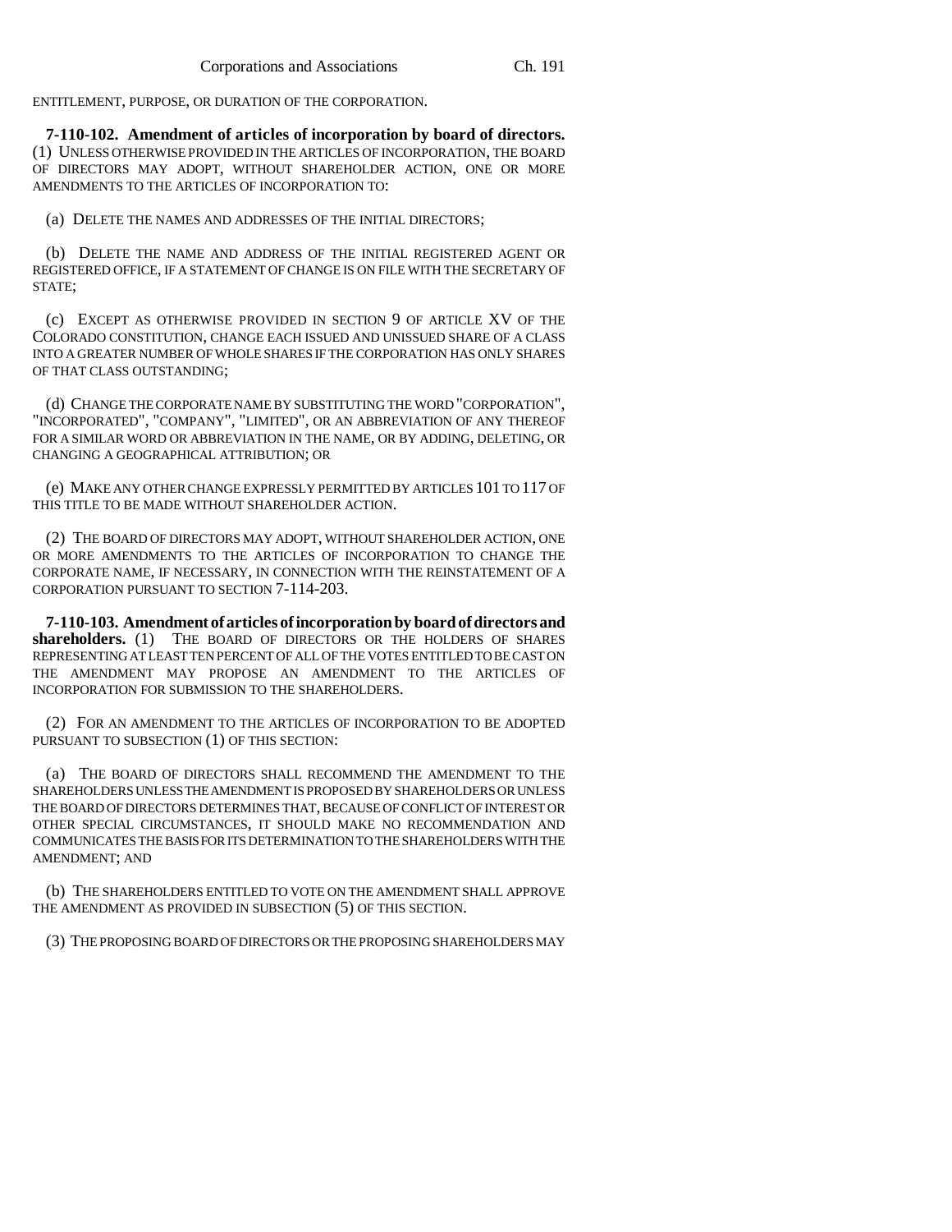ENTITLEMENT, PURPOSE, OR DURATION OF THE CORPORATION.

**7-110-102. Amendment of articles of incorporation by board of directors.** (1) UNLESS OTHERWISE PROVIDED IN THE ARTICLES OF INCORPORATION, THE BOARD OF DIRECTORS MAY ADOPT, WITHOUT SHAREHOLDER ACTION, ONE OR MORE AMENDMENTS TO THE ARTICLES OF INCORPORATION TO:

(a) DELETE THE NAMES AND ADDRESSES OF THE INITIAL DIRECTORS;

(b) DELETE THE NAME AND ADDRESS OF THE INITIAL REGISTERED AGENT OR REGISTERED OFFICE, IF A STATEMENT OF CHANGE IS ON FILE WITH THE SECRETARY OF STATE;

(c) EXCEPT AS OTHERWISE PROVIDED IN SECTION 9 OF ARTICLE XV OF THE COLORADO CONSTITUTION, CHANGE EACH ISSUED AND UNISSUED SHARE OF A CLASS INTO A GREATER NUMBER OF WHOLE SHARES IF THE CORPORATION HAS ONLY SHARES OF THAT CLASS OUTSTANDING;

(d) CHANGE THE CORPORATE NAME BY SUBSTITUTING THE WORD "CORPORATION", "INCORPORATED", "COMPANY", "LIMITED", OR AN ABBREVIATION OF ANY THEREOF FOR A SIMILAR WORD OR ABBREVIATION IN THE NAME, OR BY ADDING, DELETING, OR CHANGING A GEOGRAPHICAL ATTRIBUTION; OR

(e) MAKE ANY OTHER CHANGE EXPRESSLY PERMITTED BY ARTICLES 101 TO 117 OF THIS TITLE TO BE MADE WITHOUT SHAREHOLDER ACTION.

(2) THE BOARD OF DIRECTORS MAY ADOPT, WITHOUT SHAREHOLDER ACTION, ONE OR MORE AMENDMENTS TO THE ARTICLES OF INCORPORATION TO CHANGE THE CORPORATE NAME, IF NECESSARY, IN CONNECTION WITH THE REINSTATEMENT OF A CORPORATION PURSUANT TO SECTION 7-114-203.

**7-110-103. Amendment of articles of incorporation by board of directors and shareholders.** (1) THE BOARD OF DIRECTORS OR THE HOLDERS OF SHARES REPRESENTING AT LEAST TEN PERCENT OF ALL OF THE VOTES ENTITLED TO BE CAST ON THE AMENDMENT MAY PROPOSE AN AMENDMENT TO THE ARTICLES OF INCORPORATION FOR SUBMISSION TO THE SHAREHOLDERS.

(2) FOR AN AMENDMENT TO THE ARTICLES OF INCORPORATION TO BE ADOPTED PURSUANT TO SUBSECTION (1) OF THIS SECTION:

(a) THE BOARD OF DIRECTORS SHALL RECOMMEND THE AMENDMENT TO THE SHAREHOLDERS UNLESS THE AMENDMENT IS PROPOSED BY SHAREHOLDERS OR UNLESS THE BOARD OF DIRECTORS DETERMINES THAT, BECAUSE OF CONFLICT OF INTEREST OR OTHER SPECIAL CIRCUMSTANCES, IT SHOULD MAKE NO RECOMMENDATION AND COMMUNICATES THE BASIS FOR ITS DETERMINATION TO THE SHAREHOLDERS WITH THE AMENDMENT; AND

(b) THE SHAREHOLDERS ENTITLED TO VOTE ON THE AMENDMENT SHALL APPROVE THE AMENDMENT AS PROVIDED IN SUBSECTION (5) OF THIS SECTION.

(3) THE PROPOSING BOARD OF DIRECTORS OR THE PROPOSING SHAREHOLDERS MAY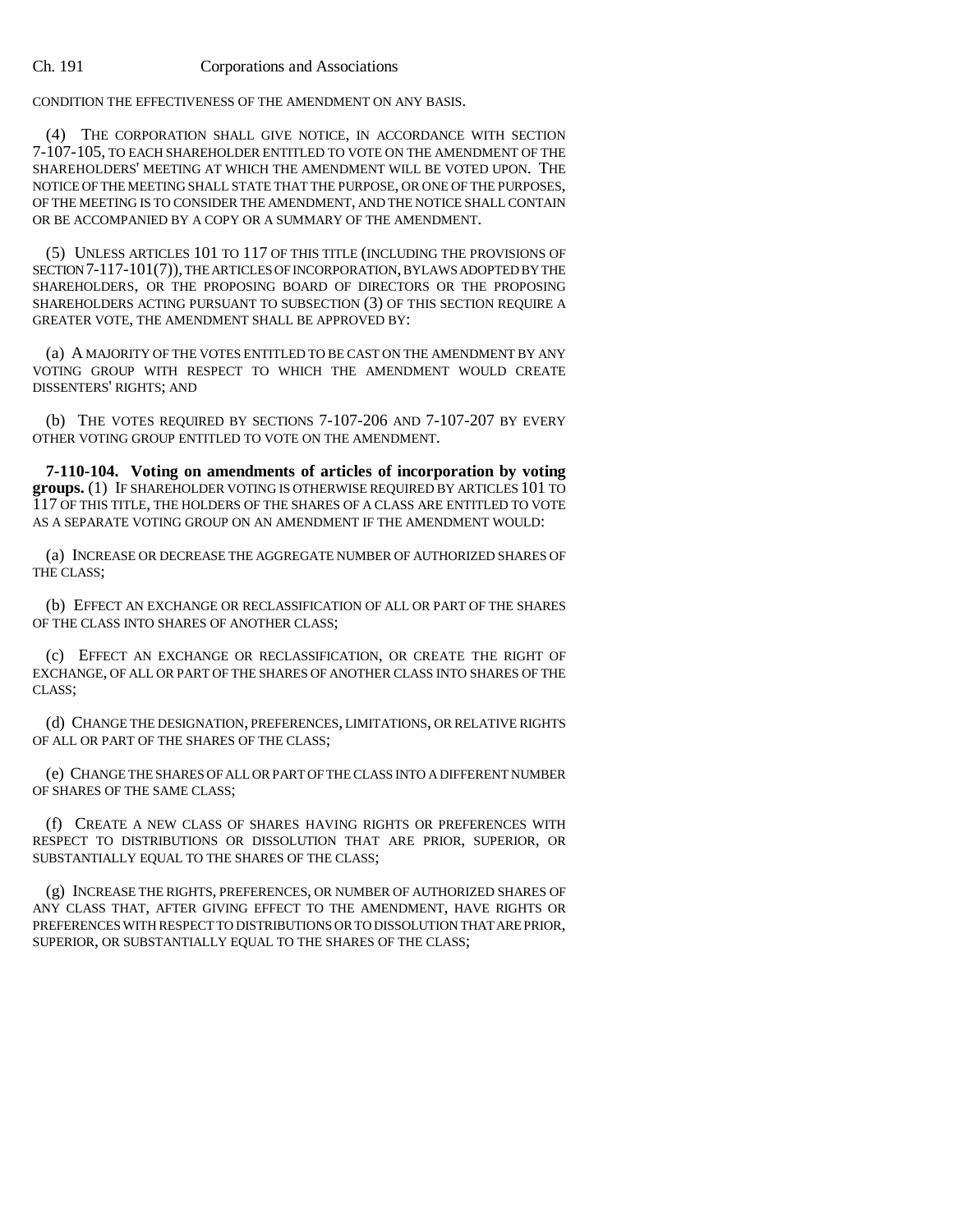CONDITION THE EFFECTIVENESS OF THE AMENDMENT ON ANY BASIS.

(4) THE CORPORATION SHALL GIVE NOTICE, IN ACCORDANCE WITH SECTION 7-107-105, TO EACH SHAREHOLDER ENTITLED TO VOTE ON THE AMENDMENT OF THE SHAREHOLDERS' MEETING AT WHICH THE AMENDMENT WILL BE VOTED UPON. THE NOTICE OF THE MEETING SHALL STATE THAT THE PURPOSE, OR ONE OF THE PURPOSES, OF THE MEETING IS TO CONSIDER THE AMENDMENT, AND THE NOTICE SHALL CONTAIN OR BE ACCOMPANIED BY A COPY OR A SUMMARY OF THE AMENDMENT.

(5) UNLESS ARTICLES 101 TO 117 OF THIS TITLE (INCLUDING THE PROVISIONS OF SECTION 7-117-101(7)), THE ARTICLES OF INCORPORATION, BYLAWS ADOPTED BY THE SHAREHOLDERS, OR THE PROPOSING BOARD OF DIRECTORS OR THE PROPOSING SHAREHOLDERS ACTING PURSUANT TO SUBSECTION (3) OF THIS SECTION REQUIRE A GREATER VOTE, THE AMENDMENT SHALL BE APPROVED BY:

(a) A MAJORITY OF THE VOTES ENTITLED TO BE CAST ON THE AMENDMENT BY ANY VOTING GROUP WITH RESPECT TO WHICH THE AMENDMENT WOULD CREATE DISSENTERS' RIGHTS; AND

(b) THE VOTES REQUIRED BY SECTIONS 7-107-206 AND 7-107-207 BY EVERY OTHER VOTING GROUP ENTITLED TO VOTE ON THE AMENDMENT.

**7-110-104. Voting on amendments of articles of incorporation by voting groups.** (1) IF SHAREHOLDER VOTING IS OTHERWISE REQUIRED BY ARTICLES 101 TO 117 OF THIS TITLE, THE HOLDERS OF THE SHARES OF A CLASS ARE ENTITLED TO VOTE AS A SEPARATE VOTING GROUP ON AN AMENDMENT IF THE AMENDMENT WOULD:

(a) INCREASE OR DECREASE THE AGGREGATE NUMBER OF AUTHORIZED SHARES OF THE CLASS;

(b) EFFECT AN EXCHANGE OR RECLASSIFICATION OF ALL OR PART OF THE SHARES OF THE CLASS INTO SHARES OF ANOTHER CLASS;

(c) EFFECT AN EXCHANGE OR RECLASSIFICATION, OR CREATE THE RIGHT OF EXCHANGE, OF ALL OR PART OF THE SHARES OF ANOTHER CLASS INTO SHARES OF THE CLASS;

(d) CHANGE THE DESIGNATION, PREFERENCES, LIMITATIONS, OR RELATIVE RIGHTS OF ALL OR PART OF THE SHARES OF THE CLASS;

(e) CHANGE THE SHARES OF ALL OR PART OF THE CLASS INTO A DIFFERENT NUMBER OF SHARES OF THE SAME CLASS;

(f) CREATE A NEW CLASS OF SHARES HAVING RIGHTS OR PREFERENCES WITH RESPECT TO DISTRIBUTIONS OR DISSOLUTION THAT ARE PRIOR, SUPERIOR, OR SUBSTANTIALLY EQUAL TO THE SHARES OF THE CLASS;

(g) INCREASE THE RIGHTS, PREFERENCES, OR NUMBER OF AUTHORIZED SHARES OF ANY CLASS THAT, AFTER GIVING EFFECT TO THE AMENDMENT, HAVE RIGHTS OR PREFERENCES WITH RESPECT TO DISTRIBUTIONS OR TO DISSOLUTION THAT ARE PRIOR, SUPERIOR, OR SUBSTANTIALLY EQUAL TO THE SHARES OF THE CLASS;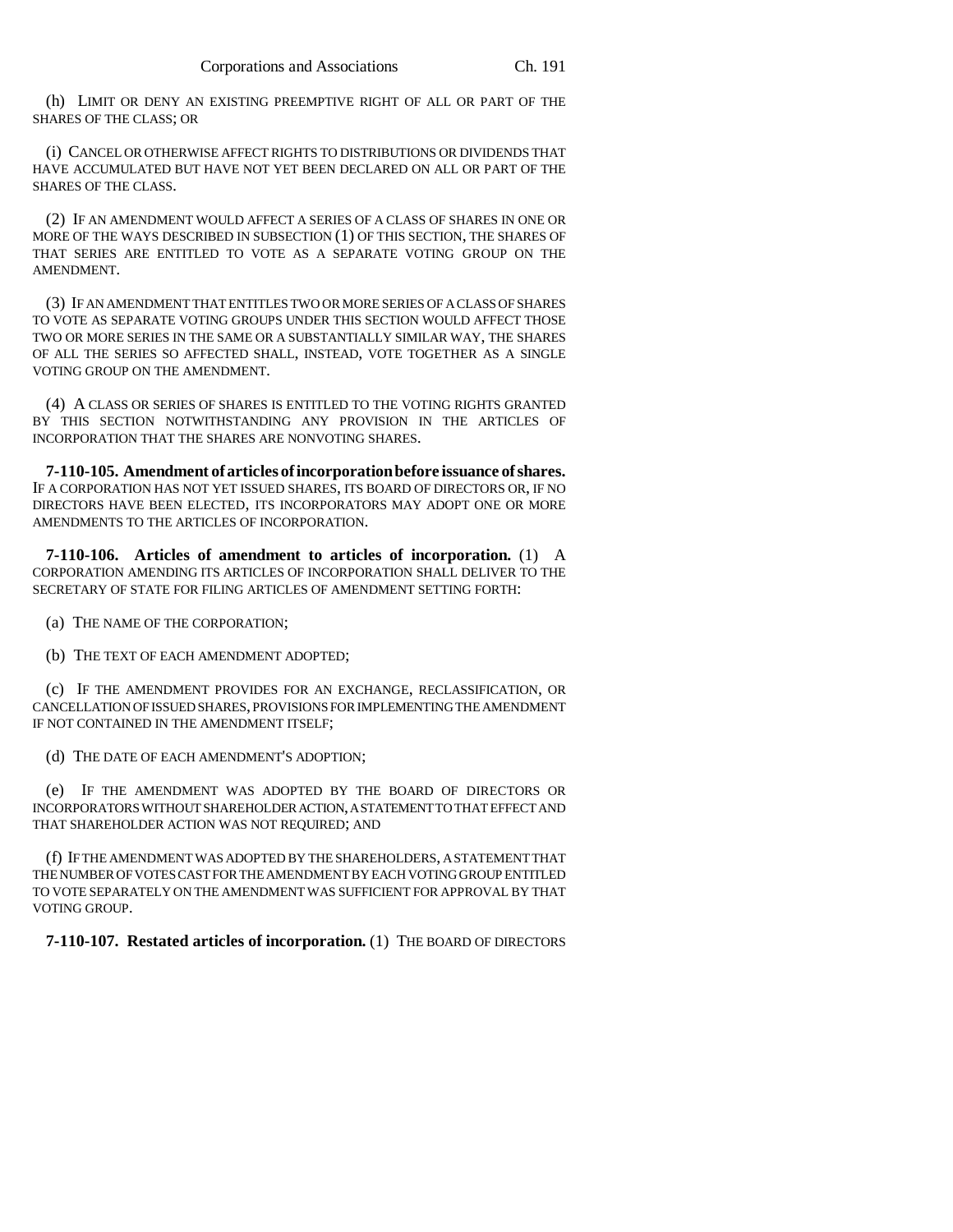(h) LIMIT OR DENY AN EXISTING PREEMPTIVE RIGHT OF ALL OR PART OF THE SHARES OF THE CLASS; OR

(i) CANCEL OR OTHERWISE AFFECT RIGHTS TO DISTRIBUTIONS OR DIVIDENDS THAT HAVE ACCUMULATED BUT HAVE NOT YET BEEN DECLARED ON ALL OR PART OF THE SHARES OF THE CLASS.

(2) IF AN AMENDMENT WOULD AFFECT A SERIES OF A CLASS OF SHARES IN ONE OR MORE OF THE WAYS DESCRIBED IN SUBSECTION (1) OF THIS SECTION, THE SHARES OF THAT SERIES ARE ENTITLED TO VOTE AS A SEPARATE VOTING GROUP ON THE AMENDMENT.

(3) IF AN AMENDMENT THAT ENTITLES TWO OR MORE SERIES OF A CLASS OF SHARES TO VOTE AS SEPARATE VOTING GROUPS UNDER THIS SECTION WOULD AFFECT THOSE TWO OR MORE SERIES IN THE SAME OR A SUBSTANTIALLY SIMILAR WAY, THE SHARES OF ALL THE SERIES SO AFFECTED SHALL, INSTEAD, VOTE TOGETHER AS A SINGLE VOTING GROUP ON THE AMENDMENT.

(4) A CLASS OR SERIES OF SHARES IS ENTITLED TO THE VOTING RIGHTS GRANTED BY THIS SECTION NOTWITHSTANDING ANY PROVISION IN THE ARTICLES OF INCORPORATION THAT THE SHARES ARE NONVOTING SHARES.

**7-110-105. Amendment of articles of incorporation before issuance of shares.** IF A CORPORATION HAS NOT YET ISSUED SHARES, ITS BOARD OF DIRECTORS OR, IF NO DIRECTORS HAVE BEEN ELECTED, ITS INCORPORATORS MAY ADOPT ONE OR MORE AMENDMENTS TO THE ARTICLES OF INCORPORATION.

**7-110-106. Articles of amendment to articles of incorporation.** (1) A CORPORATION AMENDING ITS ARTICLES OF INCORPORATION SHALL DELIVER TO THE SECRETARY OF STATE FOR FILING ARTICLES OF AMENDMENT SETTING FORTH:

(a) THE NAME OF THE CORPORATION;

(b) THE TEXT OF EACH AMENDMENT ADOPTED;

(c) IF THE AMENDMENT PROVIDES FOR AN EXCHANGE, RECLASSIFICATION, OR CANCELLATION OF ISSUED SHARES, PROVISIONS FOR IMPLEMENTING THE AMENDMENT IF NOT CONTAINED IN THE AMENDMENT ITSELF;

(d) THE DATE OF EACH AMENDMENT'S ADOPTION;

(e) IF THE AMENDMENT WAS ADOPTED BY THE BOARD OF DIRECTORS OR INCORPORATORS WITHOUT SHAREHOLDER ACTION, A STATEMENT TO THAT EFFECT AND THAT SHAREHOLDER ACTION WAS NOT REQUIRED; AND

(f) IF THE AMENDMENT WAS ADOPTED BY THE SHAREHOLDERS, A STATEMENT THAT THE NUMBER OF VOTES CAST FOR THE AMENDMENT BY EACH VOTING GROUP ENTITLED TO VOTE SEPARATELY ON THE AMENDMENT WAS SUFFICIENT FOR APPROVAL BY THAT VOTING GROUP.

**7-110-107. Restated articles of incorporation.** (1) THE BOARD OF DIRECTORS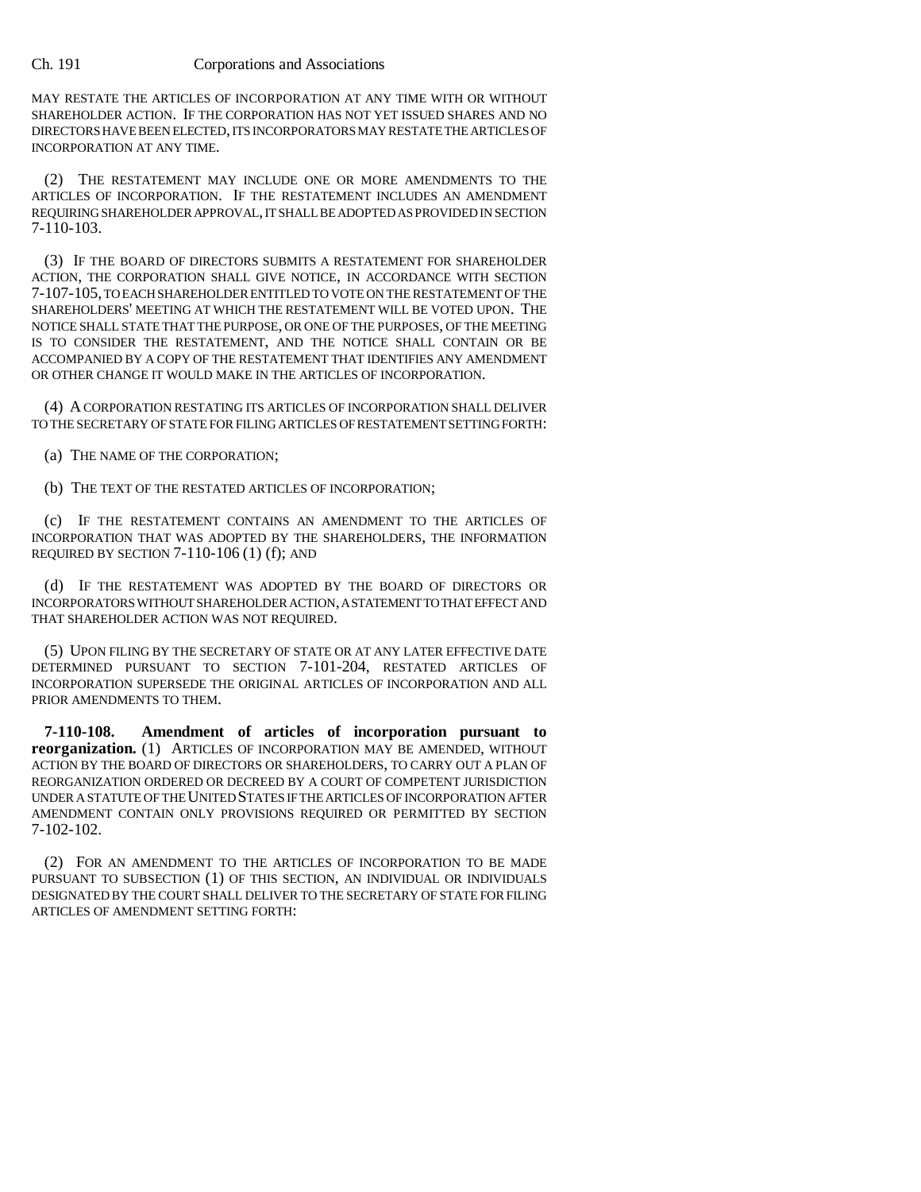MAY RESTATE THE ARTICLES OF INCORPORATION AT ANY TIME WITH OR WITHOUT SHAREHOLDER ACTION. IF THE CORPORATION HAS NOT YET ISSUED SHARES AND NO DIRECTORS HAVE BEEN ELECTED, ITS INCORPORATORS MAY RESTATE THE ARTICLES OF INCORPORATION AT ANY TIME.

(2) THE RESTATEMENT MAY INCLUDE ONE OR MORE AMENDMENTS TO THE ARTICLES OF INCORPORATION. IF THE RESTATEMENT INCLUDES AN AMENDMENT REQUIRING SHAREHOLDER APPROVAL, IT SHALL BE ADOPTED AS PROVIDED IN SECTION 7-110-103.

(3) IF THE BOARD OF DIRECTORS SUBMITS A RESTATEMENT FOR SHAREHOLDER ACTION, THE CORPORATION SHALL GIVE NOTICE, IN ACCORDANCE WITH SECTION 7-107-105, TO EACH SHAREHOLDER ENTITLED TO VOTE ON THE RESTATEMENT OF THE SHAREHOLDERS' MEETING AT WHICH THE RESTATEMENT WILL BE VOTED UPON. THE NOTICE SHALL STATE THAT THE PURPOSE, OR ONE OF THE PURPOSES, OF THE MEETING IS TO CONSIDER THE RESTATEMENT, AND THE NOTICE SHALL CONTAIN OR BE ACCOMPANIED BY A COPY OF THE RESTATEMENT THAT IDENTIFIES ANY AMENDMENT OR OTHER CHANGE IT WOULD MAKE IN THE ARTICLES OF INCORPORATION.

(4) A CORPORATION RESTATING ITS ARTICLES OF INCORPORATION SHALL DELIVER TO THE SECRETARY OF STATE FOR FILING ARTICLES OF RESTATEMENT SETTING FORTH:

(a) THE NAME OF THE CORPORATION;

(b) THE TEXT OF THE RESTATED ARTICLES OF INCORPORATION;

(c) IF THE RESTATEMENT CONTAINS AN AMENDMENT TO THE ARTICLES OF INCORPORATION THAT WAS ADOPTED BY THE SHAREHOLDERS, THE INFORMATION REQUIRED BY SECTION 7-110-106 (1) (f); AND

(d) IF THE RESTATEMENT WAS ADOPTED BY THE BOARD OF DIRECTORS OR INCORPORATORS WITHOUT SHAREHOLDER ACTION, A STATEMENT TO THAT EFFECT AND THAT SHAREHOLDER ACTION WAS NOT REQUIRED.

(5) UPON FILING BY THE SECRETARY OF STATE OR AT ANY LATER EFFECTIVE DATE DETERMINED PURSUANT TO SECTION 7-101-204, RESTATED ARTICLES OF INCORPORATION SUPERSEDE THE ORIGINAL ARTICLES OF INCORPORATION AND ALL PRIOR AMENDMENTS TO THEM.

**7-110-108. Amendment of articles of incorporation pursuant to reorganization.** (1) ARTICLES OF INCORPORATION MAY BE AMENDED, WITHOUT ACTION BY THE BOARD OF DIRECTORS OR SHAREHOLDERS, TO CARRY OUT A PLAN OF REORGANIZATION ORDERED OR DECREED BY A COURT OF COMPETENT JURISDICTION UNDER A STATUTE OF THE UNITED STATES IF THE ARTICLES OF INCORPORATION AFTER AMENDMENT CONTAIN ONLY PROVISIONS REQUIRED OR PERMITTED BY SECTION 7-102-102.

(2) FOR AN AMENDMENT TO THE ARTICLES OF INCORPORATION TO BE MADE PURSUANT TO SUBSECTION (1) OF THIS SECTION, AN INDIVIDUAL OR INDIVIDUALS DESIGNATED BY THE COURT SHALL DELIVER TO THE SECRETARY OF STATE FOR FILING ARTICLES OF AMENDMENT SETTING FORTH: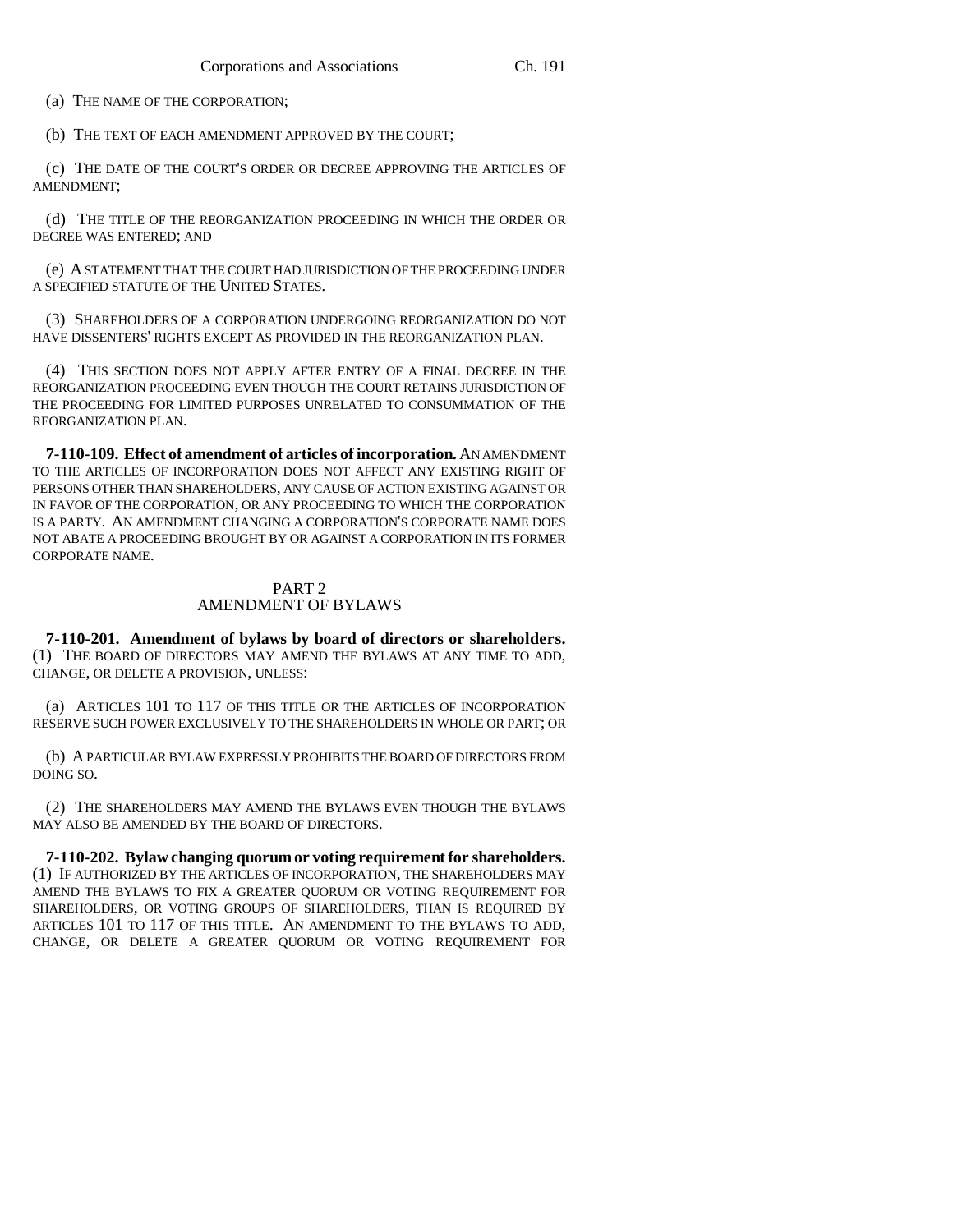(a) THE NAME OF THE CORPORATION;

(b) THE TEXT OF EACH AMENDMENT APPROVED BY THE COURT;

(c) THE DATE OF THE COURT'S ORDER OR DECREE APPROVING THE ARTICLES OF AMENDMENT;

(d) THE TITLE OF THE REORGANIZATION PROCEEDING IN WHICH THE ORDER OR DECREE WAS ENTERED; AND

(e) A STATEMENT THAT THE COURT HAD JURISDICTION OF THE PROCEEDING UNDER A SPECIFIED STATUTE OF THE UNITED STATES.

(3) SHAREHOLDERS OF A CORPORATION UNDERGOING REORGANIZATION DO NOT HAVE DISSENTERS' RIGHTS EXCEPT AS PROVIDED IN THE REORGANIZATION PLAN.

(4) THIS SECTION DOES NOT APPLY AFTER ENTRY OF A FINAL DECREE IN THE REORGANIZATION PROCEEDING EVEN THOUGH THE COURT RETAINS JURISDICTION OF THE PROCEEDING FOR LIMITED PURPOSES UNRELATED TO CONSUMMATION OF THE REORGANIZATION PLAN.

**7-110-109. Effect of amendment of articles of incorporation.** AN AMENDMENT TO THE ARTICLES OF INCORPORATION DOES NOT AFFECT ANY EXISTING RIGHT OF PERSONS OTHER THAN SHAREHOLDERS, ANY CAUSE OF ACTION EXISTING AGAINST OR IN FAVOR OF THE CORPORATION, OR ANY PROCEEDING TO WHICH THE CORPORATION IS A PARTY. AN AMENDMENT CHANGING A CORPORATION'S CORPORATE NAME DOES NOT ABATE A PROCEEDING BROUGHT BY OR AGAINST A CORPORATION IN ITS FORMER CORPORATE NAME.

## PART 2
## AMENDMENT OF BYLAWS

**7-110-201. Amendment of bylaws by board of directors or shareholders.** (1) THE BOARD OF DIRECTORS MAY AMEND THE BYLAWS AT ANY TIME TO ADD, CHANGE, OR DELETE A PROVISION, UNLESS:

(a) ARTICLES 101 TO 117 OF THIS TITLE OR THE ARTICLES OF INCORPORATION RESERVE SUCH POWER EXCLUSIVELY TO THE SHAREHOLDERS IN WHOLE OR PART; OR

(b) A PARTICULAR BYLAW EXPRESSLY PROHIBITS THE BOARD OF DIRECTORS FROM DOING SO.

(2) THE SHAREHOLDERS MAY AMEND THE BYLAWS EVEN THOUGH THE BYLAWS MAY ALSO BE AMENDED BY THE BOARD OF DIRECTORS.

**7-110-202. Bylaw changing quorum or voting requirement for shareholders.** (1) IF AUTHORIZED BY THE ARTICLES OF INCORPORATION, THE SHAREHOLDERS MAY AMEND THE BYLAWS TO FIX A GREATER QUORUM OR VOTING REQUIREMENT FOR SHAREHOLDERS, OR VOTING GROUPS OF SHAREHOLDERS, THAN IS REQUIRED BY ARTICLES 101 TO 117 OF THIS TITLE. AN AMENDMENT TO THE BYLAWS TO ADD, CHANGE, OR DELETE A GREATER QUORUM OR VOTING REQUIREMENT FOR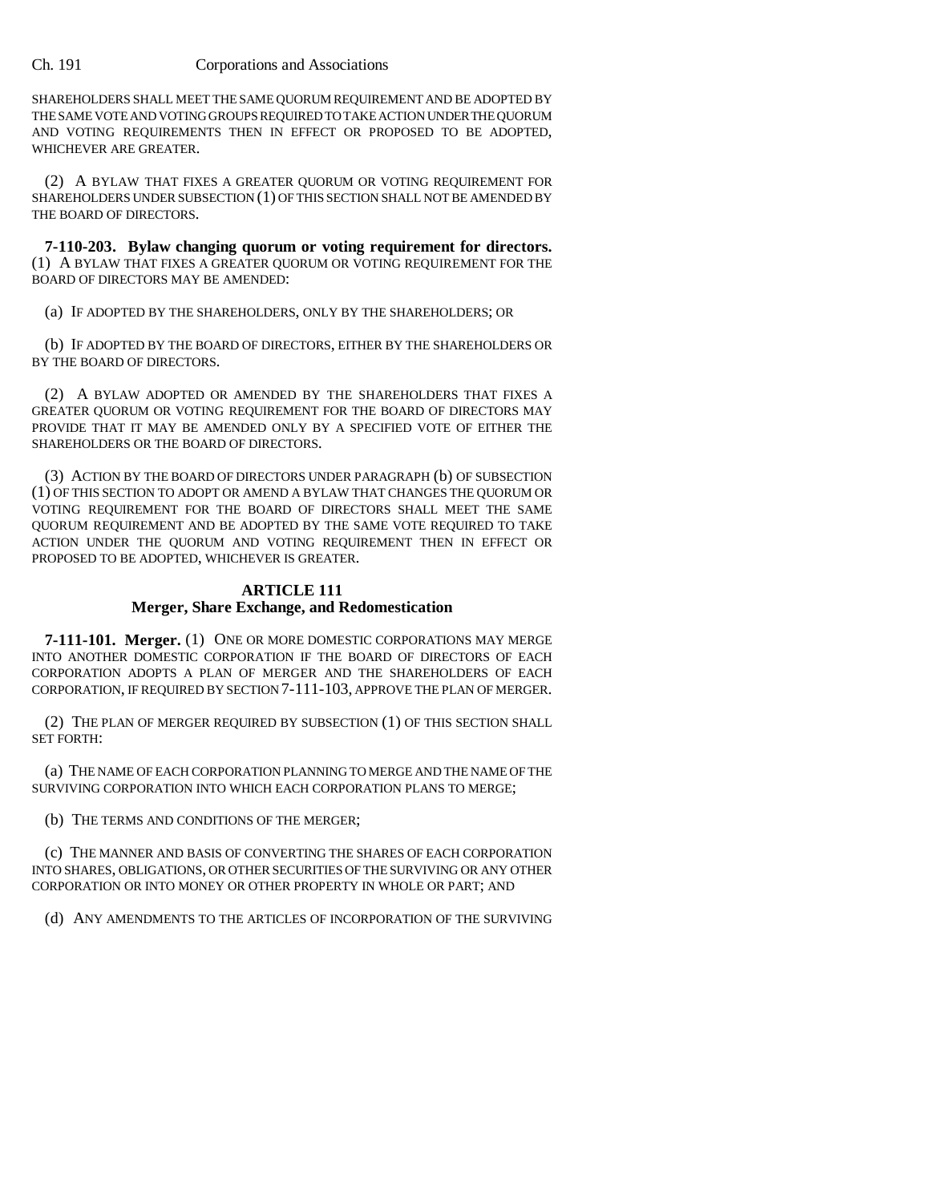SHAREHOLDERS SHALL MEET THE SAME QUORUM REQUIREMENT AND BE ADOPTED BY THE SAME VOTE AND VOTING GROUPS REQUIRED TO TAKE ACTION UNDER THE QUORUM AND VOTING REQUIREMENTS THEN IN EFFECT OR PROPOSED TO BE ADOPTED, WHICHEVER ARE GREATER.

(2) A BYLAW THAT FIXES A GREATER QUORUM OR VOTING REQUIREMENT FOR SHAREHOLDERS UNDER SUBSECTION (1) OF THIS SECTION SHALL NOT BE AMENDED BY THE BOARD OF DIRECTORS.

**7-110-203. Bylaw changing quorum or voting requirement for directors.** (1) A BYLAW THAT FIXES A GREATER QUORUM OR VOTING REQUIREMENT FOR THE BOARD OF DIRECTORS MAY BE AMENDED:

(a) IF ADOPTED BY THE SHAREHOLDERS, ONLY BY THE SHAREHOLDERS; OR

(b) IF ADOPTED BY THE BOARD OF DIRECTORS, EITHER BY THE SHAREHOLDERS OR BY THE BOARD OF DIRECTORS.

(2) A BYLAW ADOPTED OR AMENDED BY THE SHAREHOLDERS THAT FIXES A GREATER QUORUM OR VOTING REQUIREMENT FOR THE BOARD OF DIRECTORS MAY PROVIDE THAT IT MAY BE AMENDED ONLY BY A SPECIFIED VOTE OF EITHER THE SHAREHOLDERS OR THE BOARD OF DIRECTORS.

(3) ACTION BY THE BOARD OF DIRECTORS UNDER PARAGRAPH (b) OF SUBSECTION (1) OF THIS SECTION TO ADOPT OR AMEND A BYLAW THAT CHANGES THE QUORUM OR VOTING REQUIREMENT FOR THE BOARD OF DIRECTORS SHALL MEET THE SAME QUORUM REQUIREMENT AND BE ADOPTED BY THE SAME VOTE REQUIRED TO TAKE ACTION UNDER THE QUORUM AND VOTING REQUIREMENT THEN IN EFFECT OR PROPOSED TO BE ADOPTED, WHICHEVER IS GREATER.

## ARTICLE 111
## Merger, Share Exchange, and Redomestication

**7-111-101. Merger.** (1) ONE OR MORE DOMESTIC CORPORATIONS MAY MERGE INTO ANOTHER DOMESTIC CORPORATION IF THE BOARD OF DIRECTORS OF EACH CORPORATION ADOPTS A PLAN OF MERGER AND THE SHAREHOLDERS OF EACH CORPORATION, IF REQUIRED BY SECTION 7-111-103, APPROVE THE PLAN OF MERGER.

(2) THE PLAN OF MERGER REQUIRED BY SUBSECTION (1) OF THIS SECTION SHALL SET FORTH:

(a) THE NAME OF EACH CORPORATION PLANNING TO MERGE AND THE NAME OF THE SURVIVING CORPORATION INTO WHICH EACH CORPORATION PLANS TO MERGE;

(b) THE TERMS AND CONDITIONS OF THE MERGER;

(c) THE MANNER AND BASIS OF CONVERTING THE SHARES OF EACH CORPORATION INTO SHARES, OBLIGATIONS, OR OTHER SECURITIES OF THE SURVIVING OR ANY OTHER CORPORATION OR INTO MONEY OR OTHER PROPERTY IN WHOLE OR PART; AND

(d) ANY AMENDMENTS TO THE ARTICLES OF INCORPORATION OF THE SURVIVING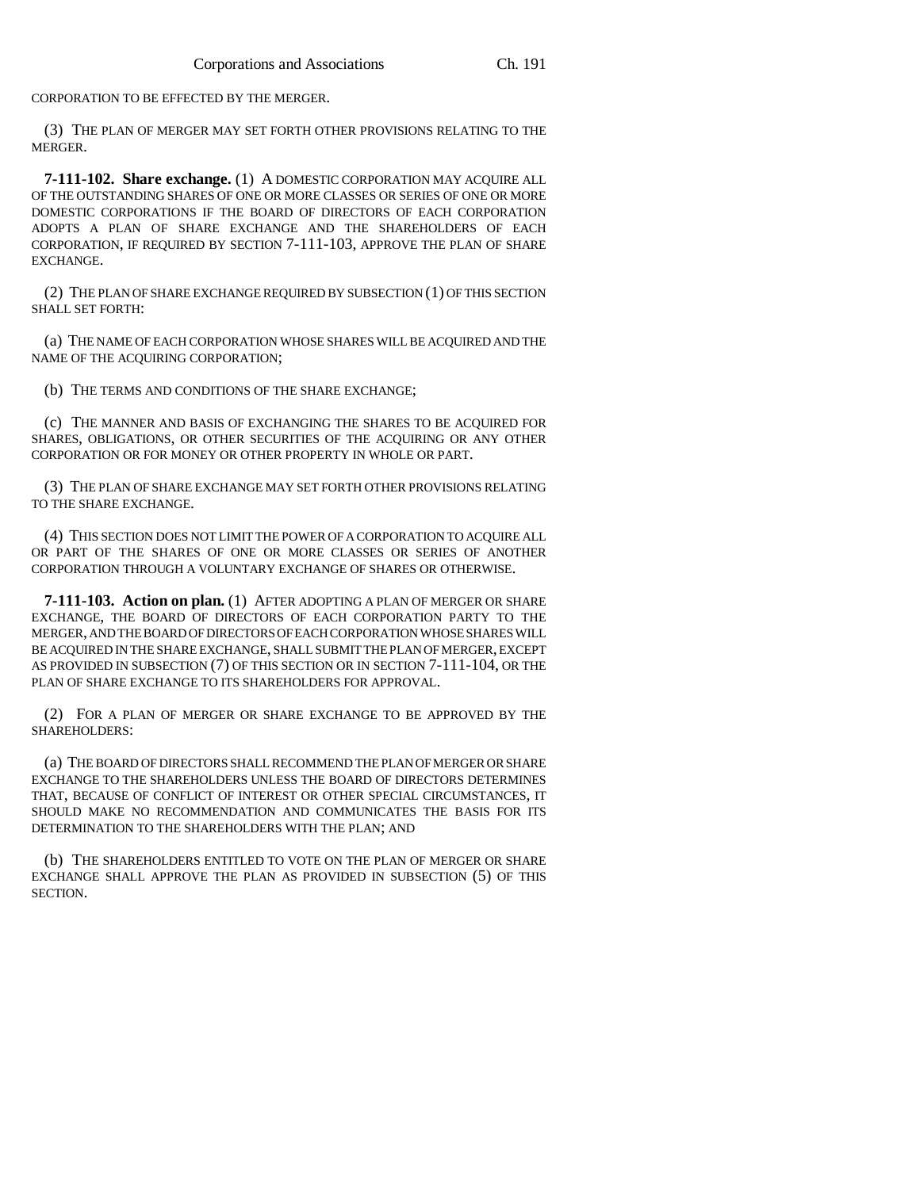CORPORATION TO BE EFFECTED BY THE MERGER.

(3) THE PLAN OF MERGER MAY SET FORTH OTHER PROVISIONS RELATING TO THE MERGER.

**7-111-102. Share exchange.** (1) A DOMESTIC CORPORATION MAY ACQUIRE ALL OF THE OUTSTANDING SHARES OF ONE OR MORE CLASSES OR SERIES OF ONE OR MORE DOMESTIC CORPORATIONS IF THE BOARD OF DIRECTORS OF EACH CORPORATION ADOPTS A PLAN OF SHARE EXCHANGE AND THE SHAREHOLDERS OF EACH CORPORATION, IF REQUIRED BY SECTION 7-111-103, APPROVE THE PLAN OF SHARE EXCHANGE.

(2) THE PLAN OF SHARE EXCHANGE REQUIRED BY SUBSECTION (1) OF THIS SECTION SHALL SET FORTH:

(a) THE NAME OF EACH CORPORATION WHOSE SHARES WILL BE ACQUIRED AND THE NAME OF THE ACQUIRING CORPORATION;

(b) THE TERMS AND CONDITIONS OF THE SHARE EXCHANGE;

(c) THE MANNER AND BASIS OF EXCHANGING THE SHARES TO BE ACQUIRED FOR SHARES, OBLIGATIONS, OR OTHER SECURITIES OF THE ACQUIRING OR ANY OTHER CORPORATION OR FOR MONEY OR OTHER PROPERTY IN WHOLE OR PART.

(3) THE PLAN OF SHARE EXCHANGE MAY SET FORTH OTHER PROVISIONS RELATING TO THE SHARE EXCHANGE.

(4) THIS SECTION DOES NOT LIMIT THE POWER OF A CORPORATION TO ACQUIRE ALL OR PART OF THE SHARES OF ONE OR MORE CLASSES OR SERIES OF ANOTHER CORPORATION THROUGH A VOLUNTARY EXCHANGE OF SHARES OR OTHERWISE.

**7-111-103. Action on plan.** (1) AFTER ADOPTING A PLAN OF MERGER OR SHARE EXCHANGE, THE BOARD OF DIRECTORS OF EACH CORPORATION PARTY TO THE MERGER, AND THE BOARD OF DIRECTORS OF EACH CORPORATION WHOSE SHARES WILL BE ACQUIRED IN THE SHARE EXCHANGE, SHALL SUBMIT THE PLAN OF MERGER, EXCEPT AS PROVIDED IN SUBSECTION (7) OF THIS SECTION OR IN SECTION 7-111-104, OR THE PLAN OF SHARE EXCHANGE TO ITS SHAREHOLDERS FOR APPROVAL.

(2) FOR A PLAN OF MERGER OR SHARE EXCHANGE TO BE APPROVED BY THE SHAREHOLDERS:

(a) THE BOARD OF DIRECTORS SHALL RECOMMEND THE PLAN OF MERGER OR SHARE EXCHANGE TO THE SHAREHOLDERS UNLESS THE BOARD OF DIRECTORS DETERMINES THAT, BECAUSE OF CONFLICT OF INTEREST OR OTHER SPECIAL CIRCUMSTANCES, IT SHOULD MAKE NO RECOMMENDATION AND COMMUNICATES THE BASIS FOR ITS DETERMINATION TO THE SHAREHOLDERS WITH THE PLAN; AND

(b) THE SHAREHOLDERS ENTITLED TO VOTE ON THE PLAN OF MERGER OR SHARE EXCHANGE SHALL APPROVE THE PLAN AS PROVIDED IN SUBSECTION (5) OF THIS SECTION.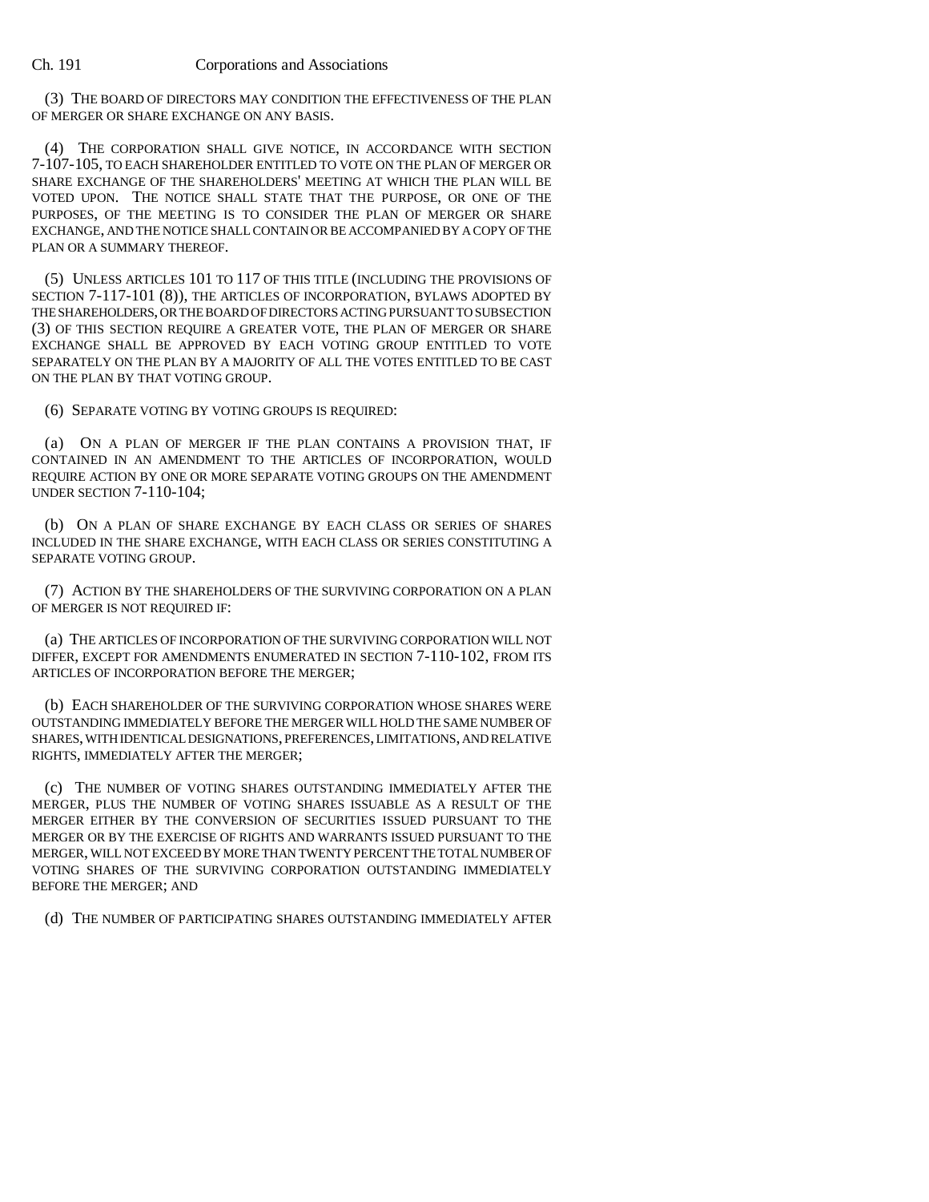(3) THE BOARD OF DIRECTORS MAY CONDITION THE EFFECTIVENESS OF THE PLAN OF MERGER OR SHARE EXCHANGE ON ANY BASIS.

(4) THE CORPORATION SHALL GIVE NOTICE, IN ACCORDANCE WITH SECTION 7-107-105, TO EACH SHAREHOLDER ENTITLED TO VOTE ON THE PLAN OF MERGER OR SHARE EXCHANGE OF THE SHAREHOLDERS' MEETING AT WHICH THE PLAN WILL BE VOTED UPON. THE NOTICE SHALL STATE THAT THE PURPOSE, OR ONE OF THE PURPOSES, OF THE MEETING IS TO CONSIDER THE PLAN OF MERGER OR SHARE EXCHANGE, AND THE NOTICE SHALL CONTAIN OR BE ACCOMPANIED BY A COPY OF THE PLAN OR A SUMMARY THEREOF.

(5) UNLESS ARTICLES 101 TO 117 OF THIS TITLE (INCLUDING THE PROVISIONS OF SECTION 7-117-101 (8)), THE ARTICLES OF INCORPORATION, BYLAWS ADOPTED BY THE SHAREHOLDERS, OR THE BOARD OF DIRECTORS ACTING PURSUANT TO SUBSECTION (3) OF THIS SECTION REQUIRE A GREATER VOTE, THE PLAN OF MERGER OR SHARE EXCHANGE SHALL BE APPROVED BY EACH VOTING GROUP ENTITLED TO VOTE SEPARATELY ON THE PLAN BY A MAJORITY OF ALL THE VOTES ENTITLED TO BE CAST ON THE PLAN BY THAT VOTING GROUP.

(6) SEPARATE VOTING BY VOTING GROUPS IS REQUIRED:

(a) ON A PLAN OF MERGER IF THE PLAN CONTAINS A PROVISION THAT, IF CONTAINED IN AN AMENDMENT TO THE ARTICLES OF INCORPORATION, WOULD REQUIRE ACTION BY ONE OR MORE SEPARATE VOTING GROUPS ON THE AMENDMENT UNDER SECTION 7-110-104;

(b) ON A PLAN OF SHARE EXCHANGE BY EACH CLASS OR SERIES OF SHARES INCLUDED IN THE SHARE EXCHANGE, WITH EACH CLASS OR SERIES CONSTITUTING A SEPARATE VOTING GROUP.

(7) ACTION BY THE SHAREHOLDERS OF THE SURVIVING CORPORATION ON A PLAN OF MERGER IS NOT REQUIRED IF:

(a) THE ARTICLES OF INCORPORATION OF THE SURVIVING CORPORATION WILL NOT DIFFER, EXCEPT FOR AMENDMENTS ENUMERATED IN SECTION 7-110-102, FROM ITS ARTICLES OF INCORPORATION BEFORE THE MERGER;

(b) EACH SHAREHOLDER OF THE SURVIVING CORPORATION WHOSE SHARES WERE OUTSTANDING IMMEDIATELY BEFORE THE MERGER WILL HOLD THE SAME NUMBER OF SHARES, WITH IDENTICAL DESIGNATIONS, PREFERENCES, LIMITATIONS, AND RELATIVE RIGHTS, IMMEDIATELY AFTER THE MERGER;

(c) THE NUMBER OF VOTING SHARES OUTSTANDING IMMEDIATELY AFTER THE MERGER, PLUS THE NUMBER OF VOTING SHARES ISSUABLE AS A RESULT OF THE MERGER EITHER BY THE CONVERSION OF SECURITIES ISSUED PURSUANT TO THE MERGER OR BY THE EXERCISE OF RIGHTS AND WARRANTS ISSUED PURSUANT TO THE MERGER, WILL NOT EXCEED BY MORE THAN TWENTY PERCENT THE TOTAL NUMBER OF VOTING SHARES OF THE SURVIVING CORPORATION OUTSTANDING IMMEDIATELY BEFORE THE MERGER; AND

(d) THE NUMBER OF PARTICIPATING SHARES OUTSTANDING IMMEDIATELY AFTER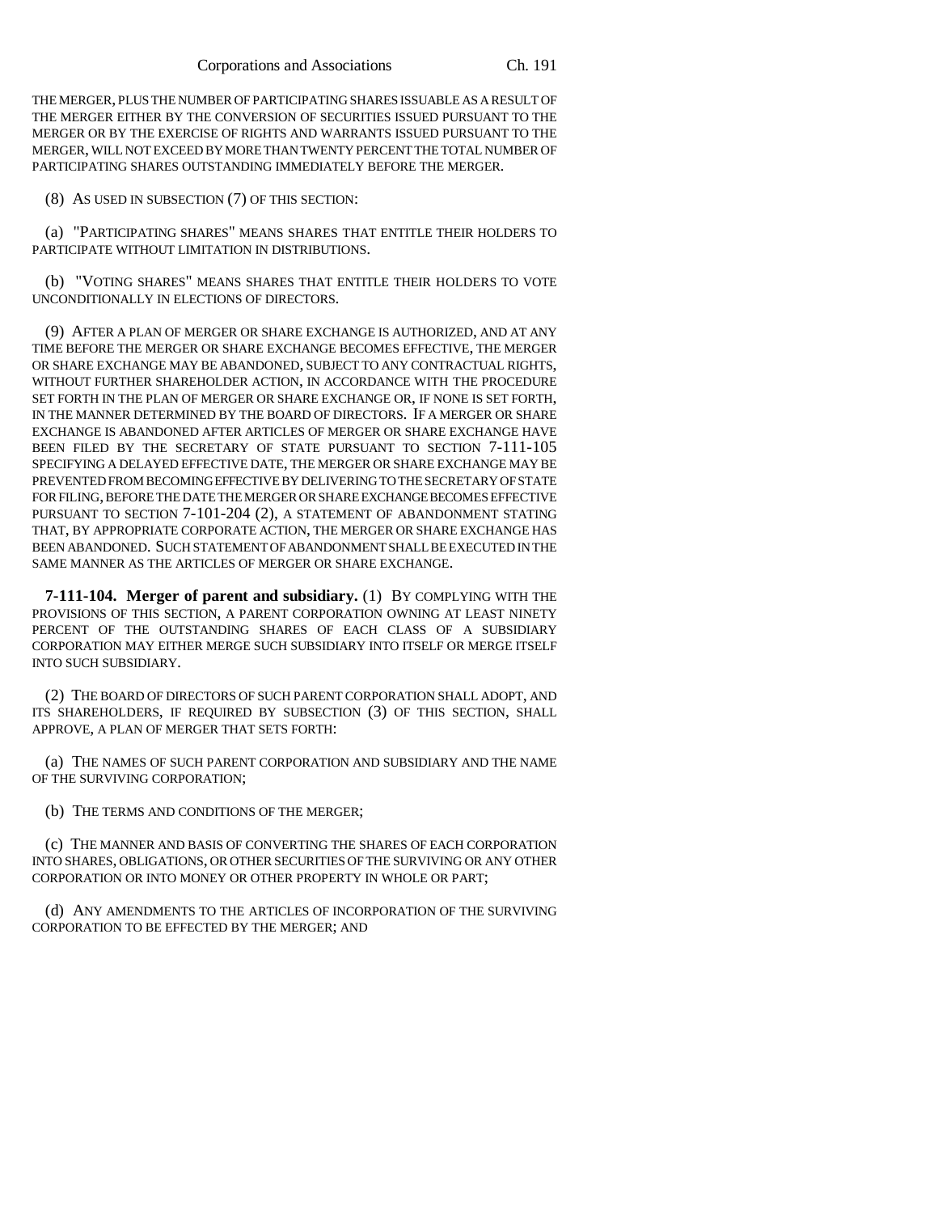THE MERGER, PLUS THE NUMBER OF PARTICIPATING SHARES ISSUABLE AS A RESULT OF THE MERGER EITHER BY THE CONVERSION OF SECURITIES ISSUED PURSUANT TO THE MERGER OR BY THE EXERCISE OF RIGHTS AND WARRANTS ISSUED PURSUANT TO THE MERGER, WILL NOT EXCEED BY MORE THAN TWENTY PERCENT THE TOTAL NUMBER OF PARTICIPATING SHARES OUTSTANDING IMMEDIATELY BEFORE THE MERGER.

(8) AS USED IN SUBSECTION (7) OF THIS SECTION:

(a) "PARTICIPATING SHARES" MEANS SHARES THAT ENTITLE THEIR HOLDERS TO PARTICIPATE WITHOUT LIMITATION IN DISTRIBUTIONS.

(b) "VOTING SHARES" MEANS SHARES THAT ENTITLE THEIR HOLDERS TO VOTE UNCONDITIONALLY IN ELECTIONS OF DIRECTORS.

(9) AFTER A PLAN OF MERGER OR SHARE EXCHANGE IS AUTHORIZED, AND AT ANY TIME BEFORE THE MERGER OR SHARE EXCHANGE BECOMES EFFECTIVE, THE MERGER OR SHARE EXCHANGE MAY BE ABANDONED, SUBJECT TO ANY CONTRACTUAL RIGHTS, WITHOUT FURTHER SHAREHOLDER ACTION, IN ACCORDANCE WITH THE PROCEDURE SET FORTH IN THE PLAN OF MERGER OR SHARE EXCHANGE OR, IF NONE IS SET FORTH, IN THE MANNER DETERMINED BY THE BOARD OF DIRECTORS. IF A MERGER OR SHARE EXCHANGE IS ABANDONED AFTER ARTICLES OF MERGER OR SHARE EXCHANGE HAVE BEEN FILED BY THE SECRETARY OF STATE PURSUANT TO SECTION 7-111-105 SPECIFYING A DELAYED EFFECTIVE DATE, THE MERGER OR SHARE EXCHANGE MAY BE PREVENTED FROM BECOMING EFFECTIVE BY DELIVERING TO THE SECRETARY OF STATE FOR FILING, BEFORE THE DATE THE MERGER OR SHARE EXCHANGE BECOMES EFFECTIVE PURSUANT TO SECTION 7-101-204 (2), A STATEMENT OF ABANDONMENT STATING THAT, BY APPROPRIATE CORPORATE ACTION, THE MERGER OR SHARE EXCHANGE HAS BEEN ABANDONED. SUCH STATEMENT OF ABANDONMENT SHALL BE EXECUTED IN THE SAME MANNER AS THE ARTICLES OF MERGER OR SHARE EXCHANGE.

**7-111-104. Merger of parent and subsidiary.** (1) BY COMPLYING WITH THE PROVISIONS OF THIS SECTION, A PARENT CORPORATION OWNING AT LEAST NINETY PERCENT OF THE OUTSTANDING SHARES OF EACH CLASS OF A SUBSIDIARY CORPORATION MAY EITHER MERGE SUCH SUBSIDIARY INTO ITSELF OR MERGE ITSELF INTO SUCH SUBSIDIARY.

(2) THE BOARD OF DIRECTORS OF SUCH PARENT CORPORATION SHALL ADOPT, AND ITS SHAREHOLDERS, IF REQUIRED BY SUBSECTION (3) OF THIS SECTION, SHALL APPROVE, A PLAN OF MERGER THAT SETS FORTH:

(a) THE NAMES OF SUCH PARENT CORPORATION AND SUBSIDIARY AND THE NAME OF THE SURVIVING CORPORATION;

(b) THE TERMS AND CONDITIONS OF THE MERGER;

(c) THE MANNER AND BASIS OF CONVERTING THE SHARES OF EACH CORPORATION INTO SHARES, OBLIGATIONS, OR OTHER SECURITIES OF THE SURVIVING OR ANY OTHER CORPORATION OR INTO MONEY OR OTHER PROPERTY IN WHOLE OR PART;

(d) ANY AMENDMENTS TO THE ARTICLES OF INCORPORATION OF THE SURVIVING CORPORATION TO BE EFFECTED BY THE MERGER; AND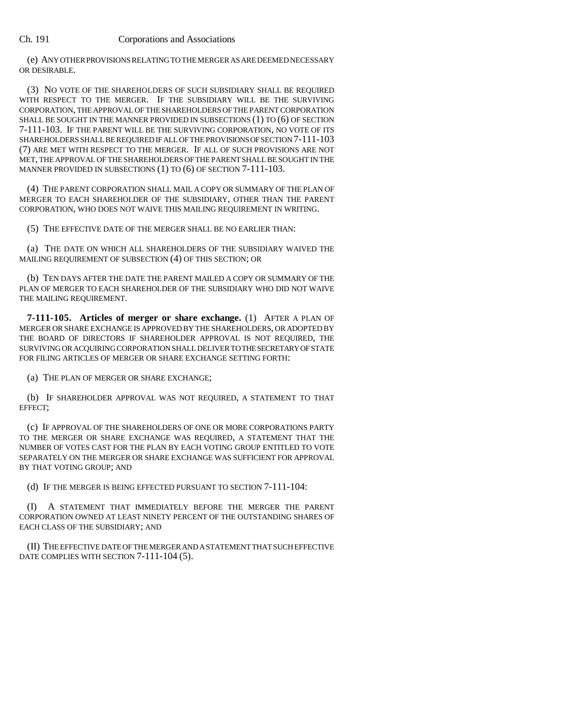(e) ANY OTHER PROVISIONS RELATING TO THE MERGER AS ARE DEEMED NECESSARY OR DESIRABLE.

(3) NO VOTE OF THE SHAREHOLDERS OF SUCH SUBSIDIARY SHALL BE REQUIRED WITH RESPECT TO THE MERGER. IF THE SUBSIDIARY WILL BE THE SURVIVING CORPORATION, THE APPROVAL OF THE SHAREHOLDERS OF THE PARENT CORPORATION SHALL BE SOUGHT IN THE MANNER PROVIDED IN SUBSECTIONS (1) TO (6) OF SECTION 7-111-103. IF THE PARENT WILL BE THE SURVIVING CORPORATION, NO VOTE OF ITS SHAREHOLDERS SHALL BE REQUIRED IF ALL OF THE PROVISIONS OF SECTION 7-111-103 (7) ARE MET WITH RESPECT TO THE MERGER. IF ALL OF SUCH PROVISIONS ARE NOT MET, THE APPROVAL OF THE SHAREHOLDERS OF THE PARENT SHALL BE SOUGHT IN THE MANNER PROVIDED IN SUBSECTIONS (1) TO (6) OF SECTION 7-111-103.

(4) THE PARENT CORPORATION SHALL MAIL A COPY OR SUMMARY OF THE PLAN OF MERGER TO EACH SHAREHOLDER OF THE SUBSIDIARY, OTHER THAN THE PARENT CORPORATION, WHO DOES NOT WAIVE THIS MAILING REQUIREMENT IN WRITING.

(5) THE EFFECTIVE DATE OF THE MERGER SHALL BE NO EARLIER THAN:

(a) THE DATE ON WHICH ALL SHAREHOLDERS OF THE SUBSIDIARY WAIVED THE MAILING REQUIREMENT OF SUBSECTION (4) OF THIS SECTION; OR

(b) TEN DAYS AFTER THE DATE THE PARENT MAILED A COPY OR SUMMARY OF THE PLAN OF MERGER TO EACH SHAREHOLDER OF THE SUBSIDIARY WHO DID NOT WAIVE THE MAILING REQUIREMENT.

**7-111-105. Articles of merger or share exchange.** (1) AFTER A PLAN OF MERGER OR SHARE EXCHANGE IS APPROVED BY THE SHAREHOLDERS, OR ADOPTED BY THE BOARD OF DIRECTORS IF SHAREHOLDER APPROVAL IS NOT REQUIRED, THE SURVIVING OR ACQUIRING CORPORATION SHALL DELIVER TO THE SECRETARY OF STATE FOR FILING ARTICLES OF MERGER OR SHARE EXCHANGE SETTING FORTH:

(a) THE PLAN OF MERGER OR SHARE EXCHANGE;

(b) IF SHAREHOLDER APPROVAL WAS NOT REQUIRED, A STATEMENT TO THAT EFFECT;

(c) IF APPROVAL OF THE SHAREHOLDERS OF ONE OR MORE CORPORATIONS PARTY TO THE MERGER OR SHARE EXCHANGE WAS REQUIRED, A STATEMENT THAT THE NUMBER OF VOTES CAST FOR THE PLAN BY EACH VOTING GROUP ENTITLED TO VOTE SEPARATELY ON THE MERGER OR SHARE EXCHANGE WAS SUFFICIENT FOR APPROVAL BY THAT VOTING GROUP; AND

(d) IF THE MERGER IS BEING EFFECTED PURSUANT TO SECTION 7-111-104:

(I) A STATEMENT THAT IMMEDIATELY BEFORE THE MERGER THE PARENT CORPORATION OWNED AT LEAST NINETY PERCENT OF THE OUTSTANDING SHARES OF EACH CLASS OF THE SUBSIDIARY; AND

(II) THE EFFECTIVE DATE OF THE MERGER AND A STATEMENT THAT SUCH EFFECTIVE DATE COMPLIES WITH SECTION 7-111-104 (5).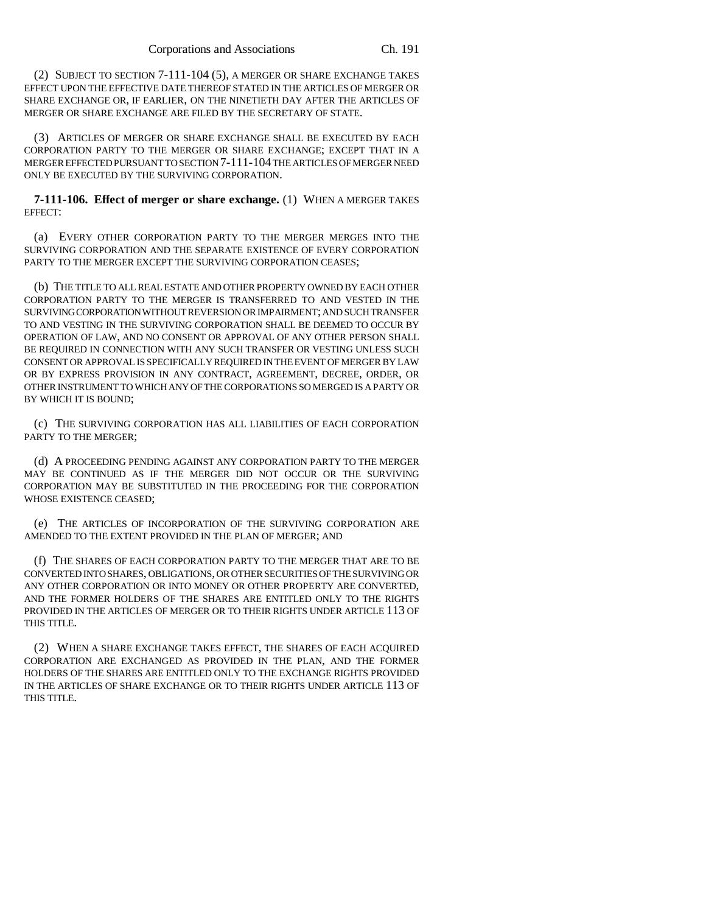(2) SUBJECT TO SECTION 7-111-104 (5), A MERGER OR SHARE EXCHANGE TAKES EFFECT UPON THE EFFECTIVE DATE THEREOF STATED IN THE ARTICLES OF MERGER OR SHARE EXCHANGE OR, IF EARLIER, ON THE NINETIETH DAY AFTER THE ARTICLES OF MERGER OR SHARE EXCHANGE ARE FILED BY THE SECRETARY OF STATE.

(3) ARTICLES OF MERGER OR SHARE EXCHANGE SHALL BE EXECUTED BY EACH CORPORATION PARTY TO THE MERGER OR SHARE EXCHANGE; EXCEPT THAT IN A MERGER EFFECTED PURSUANT TO SECTION 7-111-104 THE ARTICLES OF MERGER NEED ONLY BE EXECUTED BY THE SURVIVING CORPORATION.

**7-111-106. Effect of merger or share exchange.** (1) WHEN A MERGER TAKES EFFECT:

(a) EVERY OTHER CORPORATION PARTY TO THE MERGER MERGES INTO THE SURVIVING CORPORATION AND THE SEPARATE EXISTENCE OF EVERY CORPORATION PARTY TO THE MERGER EXCEPT THE SURVIVING CORPORATION CEASES;

(b) THE TITLE TO ALL REAL ESTATE AND OTHER PROPERTY OWNED BY EACH OTHER CORPORATION PARTY TO THE MERGER IS TRANSFERRED TO AND VESTED IN THE SURVIVING CORPORATION WITHOUT REVERSION OR IMPAIRMENT; AND SUCH TRANSFER TO AND VESTING IN THE SURVIVING CORPORATION SHALL BE DEEMED TO OCCUR BY OPERATION OF LAW, AND NO CONSENT OR APPROVAL OF ANY OTHER PERSON SHALL BE REQUIRED IN CONNECTION WITH ANY SUCH TRANSFER OR VESTING UNLESS SUCH CONSENT OR APPROVAL IS SPECIFICALLY REQUIRED IN THE EVENT OF MERGER BY LAW OR BY EXPRESS PROVISION IN ANY CONTRACT, AGREEMENT, DECREE, ORDER, OR OTHER INSTRUMENT TO WHICH ANY OF THE CORPORATIONS SO MERGED IS A PARTY OR BY WHICH IT IS BOUND;

(c) THE SURVIVING CORPORATION HAS ALL LIABILITIES OF EACH CORPORATION PARTY TO THE MERGER;

(d) A PROCEEDING PENDING AGAINST ANY CORPORATION PARTY TO THE MERGER MAY BE CONTINUED AS IF THE MERGER DID NOT OCCUR OR THE SURVIVING CORPORATION MAY BE SUBSTITUTED IN THE PROCEEDING FOR THE CORPORATION WHOSE EXISTENCE CEASED;

(e) THE ARTICLES OF INCORPORATION OF THE SURVIVING CORPORATION ARE AMENDED TO THE EXTENT PROVIDED IN THE PLAN OF MERGER; AND

(f) THE SHARES OF EACH CORPORATION PARTY TO THE MERGER THAT ARE TO BE CONVERTED INTO SHARES, OBLIGATIONS, OR OTHER SECURITIES OF THE SURVIVING OR ANY OTHER CORPORATION OR INTO MONEY OR OTHER PROPERTY ARE CONVERTED, AND THE FORMER HOLDERS OF THE SHARES ARE ENTITLED ONLY TO THE RIGHTS PROVIDED IN THE ARTICLES OF MERGER OR TO THEIR RIGHTS UNDER ARTICLE 113 OF THIS TITLE.

(2) WHEN A SHARE EXCHANGE TAKES EFFECT, THE SHARES OF EACH ACQUIRED CORPORATION ARE EXCHANGED AS PROVIDED IN THE PLAN, AND THE FORMER HOLDERS OF THE SHARES ARE ENTITLED ONLY TO THE EXCHANGE RIGHTS PROVIDED IN THE ARTICLES OF SHARE EXCHANGE OR TO THEIR RIGHTS UNDER ARTICLE 113 OF THIS TITLE.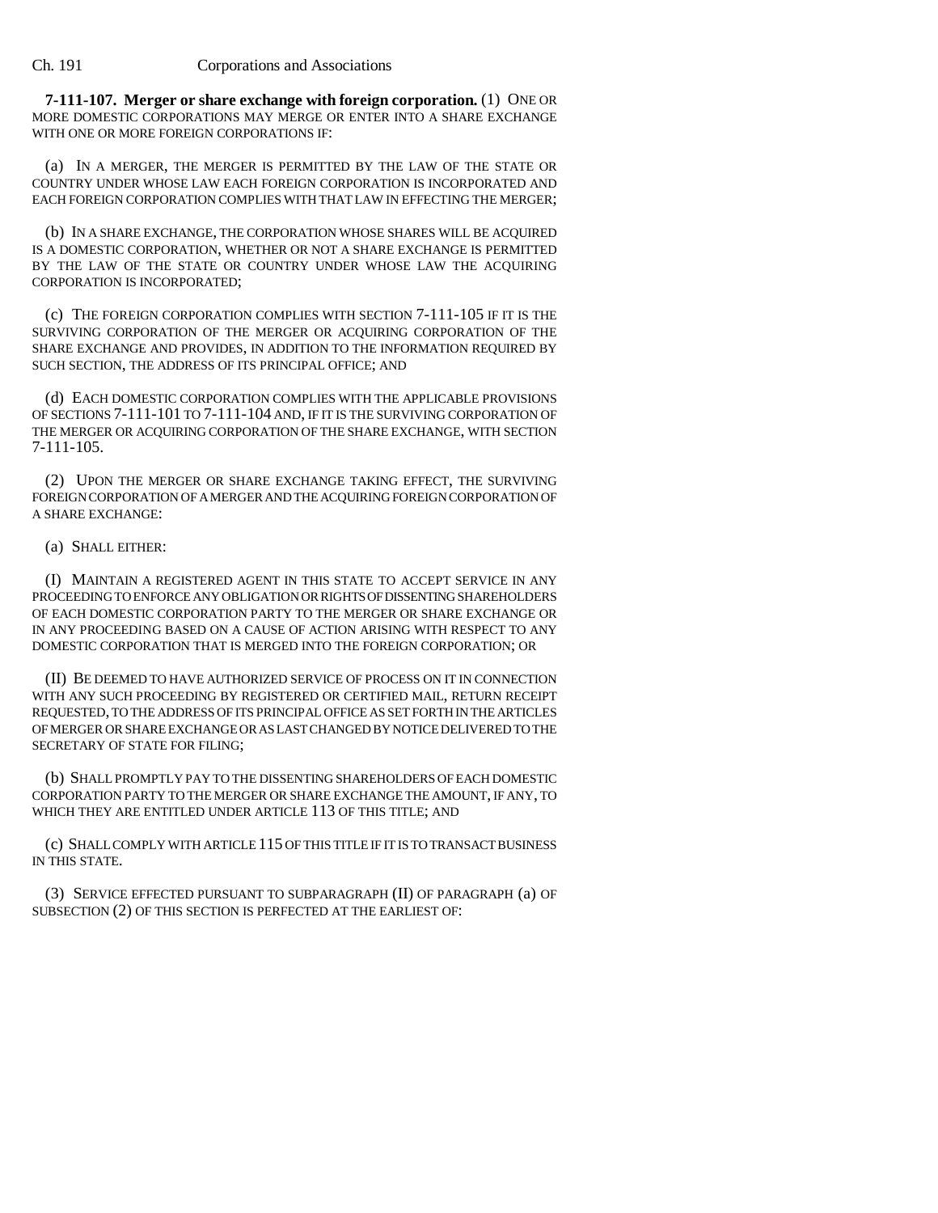**7-111-107. Merger or share exchange with foreign corporation.** (1) ONE OR MORE DOMESTIC CORPORATIONS MAY MERGE OR ENTER INTO A SHARE EXCHANGE WITH ONE OR MORE FOREIGN CORPORATIONS IF:

(a) IN A MERGER, THE MERGER IS PERMITTED BY THE LAW OF THE STATE OR COUNTRY UNDER WHOSE LAW EACH FOREIGN CORPORATION IS INCORPORATED AND EACH FOREIGN CORPORATION COMPLIES WITH THAT LAW IN EFFECTING THE MERGER;

(b) IN A SHARE EXCHANGE, THE CORPORATION WHOSE SHARES WILL BE ACQUIRED IS A DOMESTIC CORPORATION, WHETHER OR NOT A SHARE EXCHANGE IS PERMITTED BY THE LAW OF THE STATE OR COUNTRY UNDER WHOSE LAW THE ACQUIRING CORPORATION IS INCORPORATED;

(c) THE FOREIGN CORPORATION COMPLIES WITH SECTION 7-111-105 IF IT IS THE SURVIVING CORPORATION OF THE MERGER OR ACQUIRING CORPORATION OF THE SHARE EXCHANGE AND PROVIDES, IN ADDITION TO THE INFORMATION REQUIRED BY SUCH SECTION, THE ADDRESS OF ITS PRINCIPAL OFFICE; AND

(d) EACH DOMESTIC CORPORATION COMPLIES WITH THE APPLICABLE PROVISIONS OF SECTIONS 7-111-101 TO 7-111-104 AND, IF IT IS THE SURVIVING CORPORATION OF THE MERGER OR ACQUIRING CORPORATION OF THE SHARE EXCHANGE, WITH SECTION 7-111-105.

(2) UPON THE MERGER OR SHARE EXCHANGE TAKING EFFECT, THE SURVIVING FOREIGN CORPORATION OF A MERGER AND THE ACQUIRING FOREIGN CORPORATION OF A SHARE EXCHANGE:

(a) SHALL EITHER:

(I) MAINTAIN A REGISTERED AGENT IN THIS STATE TO ACCEPT SERVICE IN ANY PROCEEDING TO ENFORCE ANY OBLIGATION OR RIGHTS OF DISSENTING SHAREHOLDERS OF EACH DOMESTIC CORPORATION PARTY TO THE MERGER OR SHARE EXCHANGE OR IN ANY PROCEEDING BASED ON A CAUSE OF ACTION ARISING WITH RESPECT TO ANY DOMESTIC CORPORATION THAT IS MERGED INTO THE FOREIGN CORPORATION; OR

(II) BE DEEMED TO HAVE AUTHORIZED SERVICE OF PROCESS ON IT IN CONNECTION WITH ANY SUCH PROCEEDING BY REGISTERED OR CERTIFIED MAIL, RETURN RECEIPT REQUESTED, TO THE ADDRESS OF ITS PRINCIPAL OFFICE AS SET FORTH IN THE ARTICLES OF MERGER OR SHARE EXCHANGE OR AS LAST CHANGED BY NOTICE DELIVERED TO THE SECRETARY OF STATE FOR FILING;

(b) SHALL PROMPTLY PAY TO THE DISSENTING SHAREHOLDERS OF EACH DOMESTIC CORPORATION PARTY TO THE MERGER OR SHARE EXCHANGE THE AMOUNT, IF ANY, TO WHICH THEY ARE ENTITLED UNDER ARTICLE 113 OF THIS TITLE; AND

(c) SHALL COMPLY WITH ARTICLE 115 OF THIS TITLE IF IT IS TO TRANSACT BUSINESS IN THIS STATE.

(3) SERVICE EFFECTED PURSUANT TO SUBPARAGRAPH (II) OF PARAGRAPH (a) OF SUBSECTION (2) OF THIS SECTION IS PERFECTED AT THE EARLIEST OF: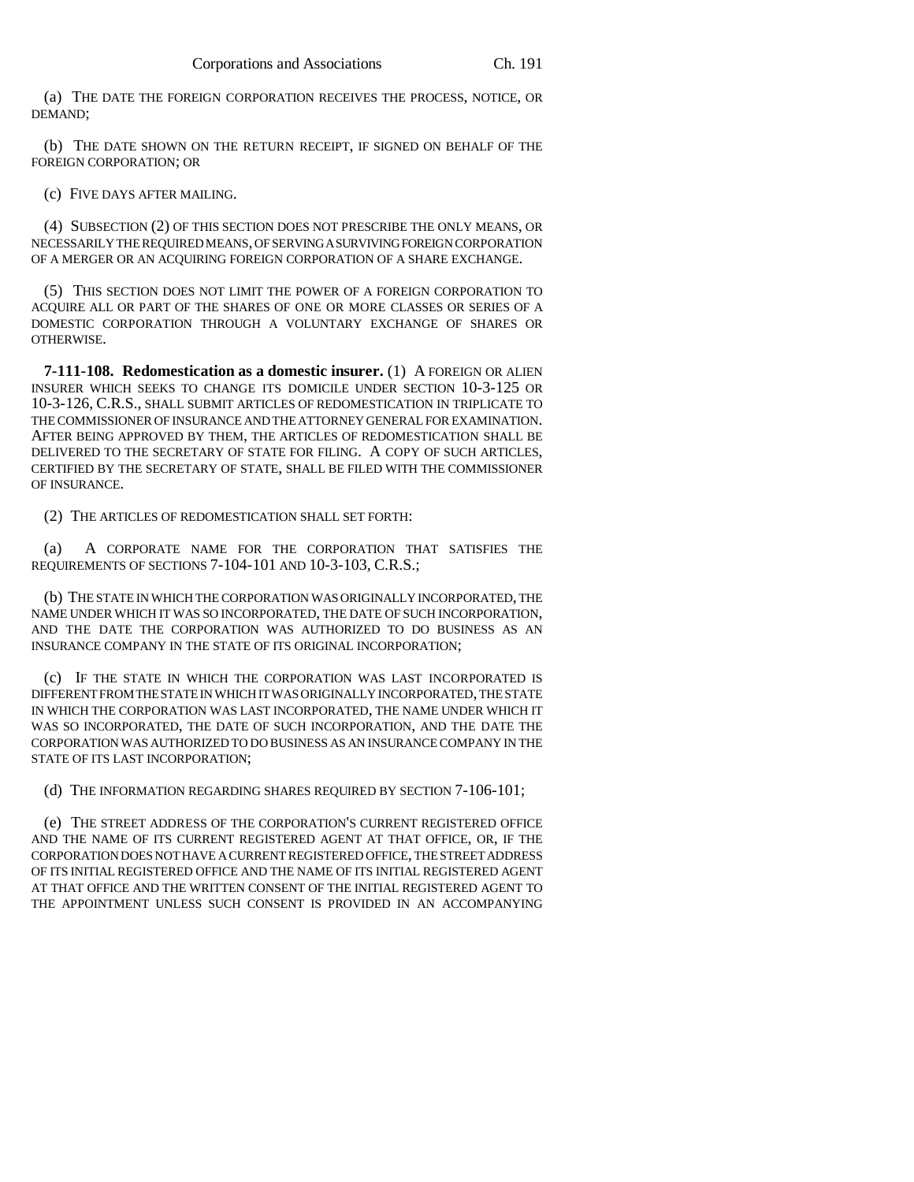(a) THE DATE THE FOREIGN CORPORATION RECEIVES THE PROCESS, NOTICE, OR DEMAND;

(b) THE DATE SHOWN ON THE RETURN RECEIPT, IF SIGNED ON BEHALF OF THE FOREIGN CORPORATION; OR

(c) FIVE DAYS AFTER MAILING.

(4) SUBSECTION (2) OF THIS SECTION DOES NOT PRESCRIBE THE ONLY MEANS, OR NECESSARILY THE REQUIRED MEANS, OF SERVING A SURVIVING FOREIGN CORPORATION OF A MERGER OR AN ACQUIRING FOREIGN CORPORATION OF A SHARE EXCHANGE.

(5) THIS SECTION DOES NOT LIMIT THE POWER OF A FOREIGN CORPORATION TO ACQUIRE ALL OR PART OF THE SHARES OF ONE OR MORE CLASSES OR SERIES OF A DOMESTIC CORPORATION THROUGH A VOLUNTARY EXCHANGE OF SHARES OR OTHERWISE.

**7-111-108. Redomestication as a domestic insurer.** (1) A FOREIGN OR ALIEN INSURER WHICH SEEKS TO CHANGE ITS DOMICILE UNDER SECTION 10-3-125 OR 10-3-126, C.R.S., SHALL SUBMIT ARTICLES OF REDOMESTICATION IN TRIPLICATE TO THE COMMISSIONER OF INSURANCE AND THE ATTORNEY GENERAL FOR EXAMINATION. AFTER BEING APPROVED BY THEM, THE ARTICLES OF REDOMESTICATION SHALL BE DELIVERED TO THE SECRETARY OF STATE FOR FILING. A COPY OF SUCH ARTICLES, CERTIFIED BY THE SECRETARY OF STATE, SHALL BE FILED WITH THE COMMISSIONER OF INSURANCE.

(2) THE ARTICLES OF REDOMESTICATION SHALL SET FORTH:

(a) A CORPORATE NAME FOR THE CORPORATION THAT SATISFIES THE REQUIREMENTS OF SECTIONS 7-104-101 AND 10-3-103, C.R.S.;

(b) THE STATE IN WHICH THE CORPORATION WAS ORIGINALLY INCORPORATED, THE NAME UNDER WHICH IT WAS SO INCORPORATED, THE DATE OF SUCH INCORPORATION, AND THE DATE THE CORPORATION WAS AUTHORIZED TO DO BUSINESS AS AN INSURANCE COMPANY IN THE STATE OF ITS ORIGINAL INCORPORATION;

(c) IF THE STATE IN WHICH THE CORPORATION WAS LAST INCORPORATED IS DIFFERENT FROM THE STATE IN WHICH IT WAS ORIGINALLY INCORPORATED, THE STATE IN WHICH THE CORPORATION WAS LAST INCORPORATED, THE NAME UNDER WHICH IT WAS SO INCORPORATED, THE DATE OF SUCH INCORPORATION, AND THE DATE THE CORPORATION WAS AUTHORIZED TO DO BUSINESS AS AN INSURANCE COMPANY IN THE STATE OF ITS LAST INCORPORATION;

(d) THE INFORMATION REGARDING SHARES REQUIRED BY SECTION 7-106-101;

(e) THE STREET ADDRESS OF THE CORPORATION'S CURRENT REGISTERED OFFICE AND THE NAME OF ITS CURRENT REGISTERED AGENT AT THAT OFFICE, OR, IF THE CORPORATION DOES NOT HAVE A CURRENT REGISTERED OFFICE, THE STREET ADDRESS OF ITS INITIAL REGISTERED OFFICE AND THE NAME OF ITS INITIAL REGISTERED AGENT AT THAT OFFICE AND THE WRITTEN CONSENT OF THE INITIAL REGISTERED AGENT TO THE APPOINTMENT UNLESS SUCH CONSENT IS PROVIDED IN AN ACCOMPANYING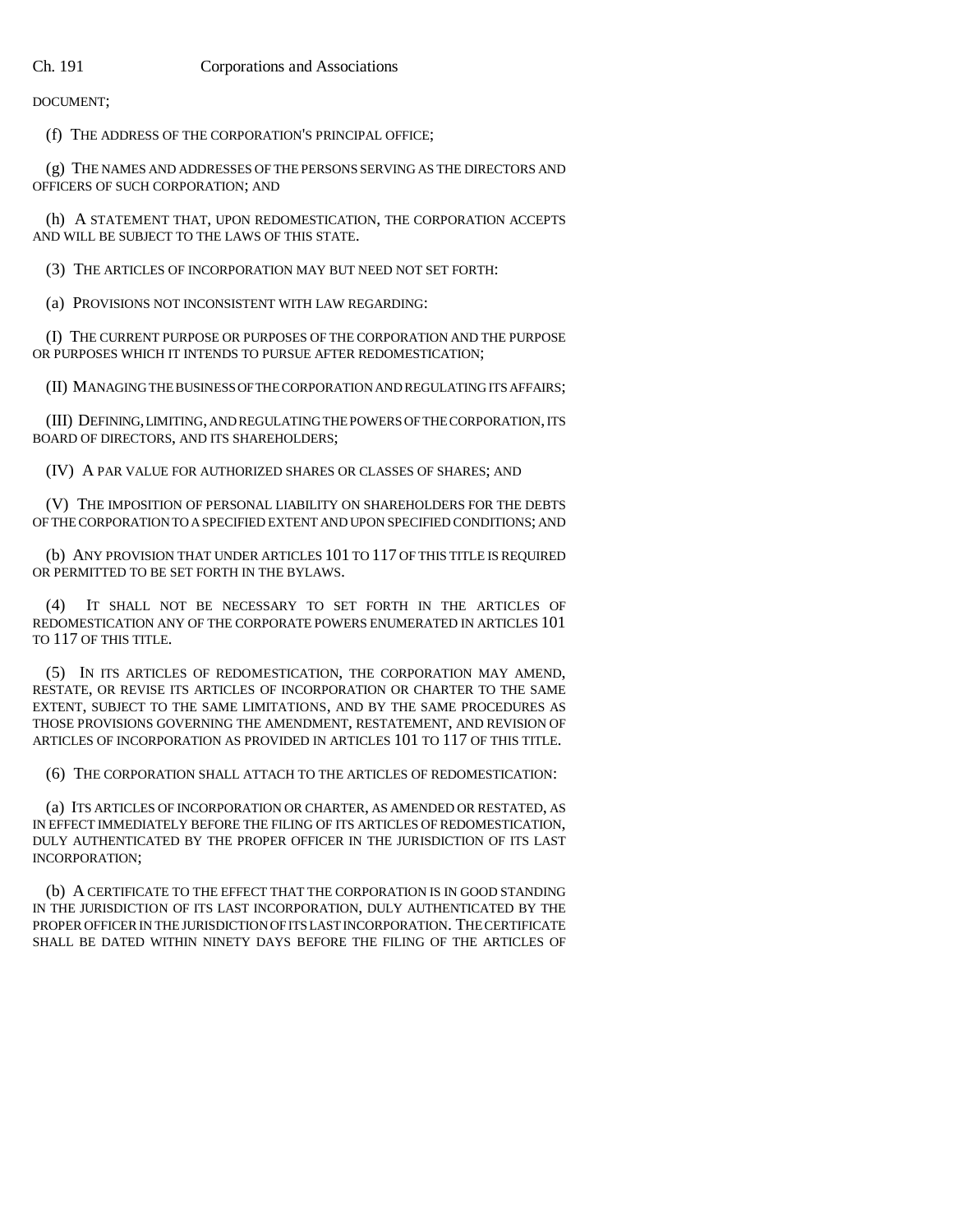DOCUMENT;

(f) THE ADDRESS OF THE CORPORATION'S PRINCIPAL OFFICE;

(g) THE NAMES AND ADDRESSES OF THE PERSONS SERVING AS THE DIRECTORS AND OFFICERS OF SUCH CORPORATION; AND

(h) A STATEMENT THAT, UPON REDOMESTICATION, THE CORPORATION ACCEPTS AND WILL BE SUBJECT TO THE LAWS OF THIS STATE.

(3) THE ARTICLES OF INCORPORATION MAY BUT NEED NOT SET FORTH:

(a) PROVISIONS NOT INCONSISTENT WITH LAW REGARDING:

(I) THE CURRENT PURPOSE OR PURPOSES OF THE CORPORATION AND THE PURPOSE OR PURPOSES WHICH IT INTENDS TO PURSUE AFTER REDOMESTICATION;

(II) MANAGING THE BUSINESS OF THE CORPORATION AND REGULATING ITS AFFAIRS;

(III) DEFINING, LIMITING, AND REGULATING THE POWERS OF THE CORPORATION, ITS BOARD OF DIRECTORS, AND ITS SHAREHOLDERS;

(IV) A PAR VALUE FOR AUTHORIZED SHARES OR CLASSES OF SHARES; AND

(V) THE IMPOSITION OF PERSONAL LIABILITY ON SHAREHOLDERS FOR THE DEBTS OF THE CORPORATION TO A SPECIFIED EXTENT AND UPON SPECIFIED CONDITIONS; AND

(b) ANY PROVISION THAT UNDER ARTICLES 101 TO 117 OF THIS TITLE IS REQUIRED OR PERMITTED TO BE SET FORTH IN THE BYLAWS.

(4) IT SHALL NOT BE NECESSARY TO SET FORTH IN THE ARTICLES OF REDOMESTICATION ANY OF THE CORPORATE POWERS ENUMERATED IN ARTICLES 101 TO 117 OF THIS TITLE.

(5) IN ITS ARTICLES OF REDOMESTICATION, THE CORPORATION MAY AMEND, RESTATE, OR REVISE ITS ARTICLES OF INCORPORATION OR CHARTER TO THE SAME EXTENT, SUBJECT TO THE SAME LIMITATIONS, AND BY THE SAME PROCEDURES AS THOSE PROVISIONS GOVERNING THE AMENDMENT, RESTATEMENT, AND REVISION OF ARTICLES OF INCORPORATION AS PROVIDED IN ARTICLES 101 TO 117 OF THIS TITLE.

(6) THE CORPORATION SHALL ATTACH TO THE ARTICLES OF REDOMESTICATION:

(a) ITS ARTICLES OF INCORPORATION OR CHARTER, AS AMENDED OR RESTATED, AS IN EFFECT IMMEDIATELY BEFORE THE FILING OF ITS ARTICLES OF REDOMESTICATION, DULY AUTHENTICATED BY THE PROPER OFFICER IN THE JURISDICTION OF ITS LAST INCORPORATION;

(b) A CERTIFICATE TO THE EFFECT THAT THE CORPORATION IS IN GOOD STANDING IN THE JURISDICTION OF ITS LAST INCORPORATION, DULY AUTHENTICATED BY THE PROPER OFFICER IN THE JURISDICTION OF ITS LAST INCORPORATION. THE CERTIFICATE SHALL BE DATED WITHIN NINETY DAYS BEFORE THE FILING OF THE ARTICLES OF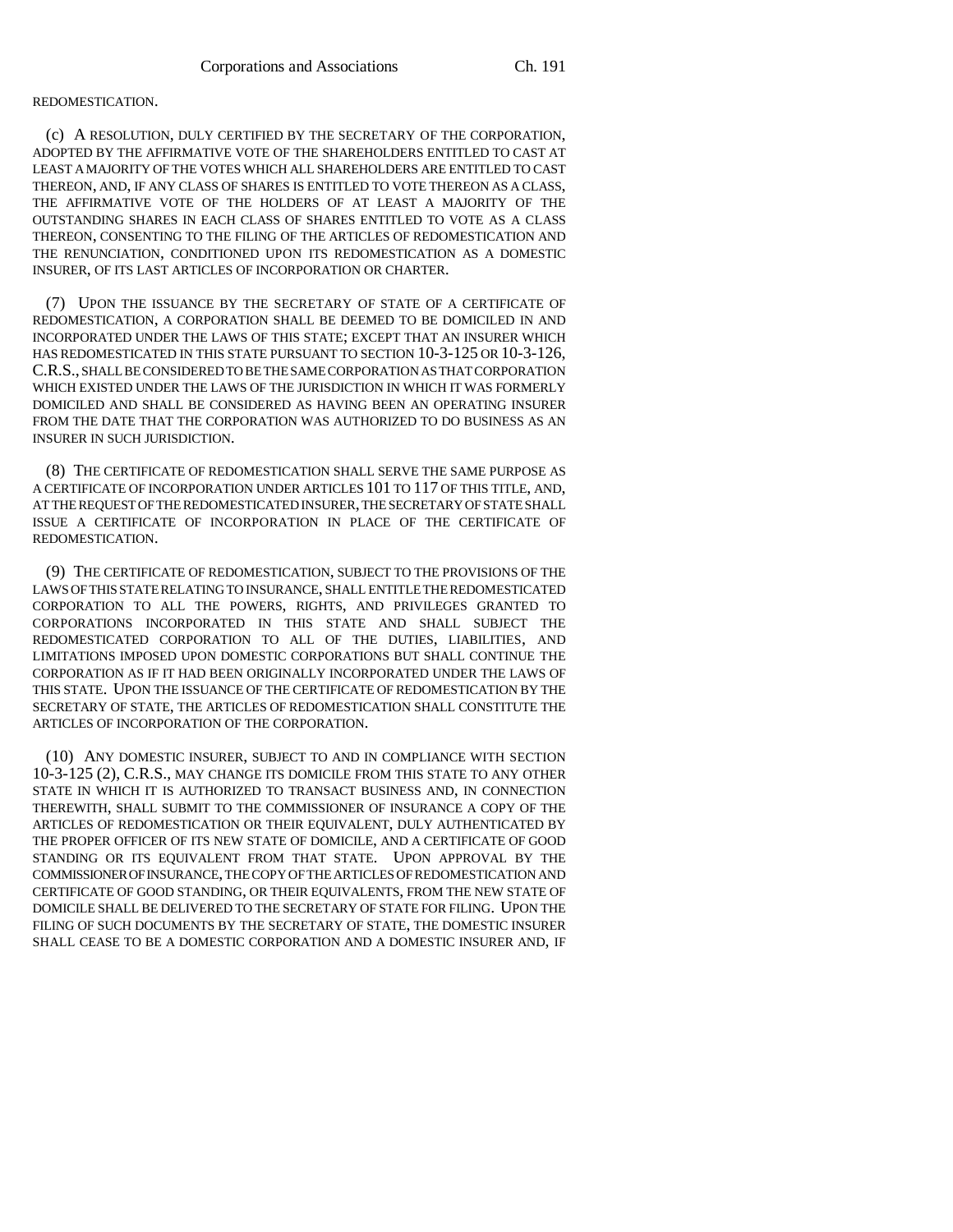REDOMESTICATION.

(c) A RESOLUTION, DULY CERTIFIED BY THE SECRETARY OF THE CORPORATION, ADOPTED BY THE AFFIRMATIVE VOTE OF THE SHAREHOLDERS ENTITLED TO CAST AT LEAST A MAJORITY OF THE VOTES WHICH ALL SHAREHOLDERS ARE ENTITLED TO CAST THEREON, AND, IF ANY CLASS OF SHARES IS ENTITLED TO VOTE THEREON AS A CLASS, THE AFFIRMATIVE VOTE OF THE HOLDERS OF AT LEAST A MAJORITY OF THE OUTSTANDING SHARES IN EACH CLASS OF SHARES ENTITLED TO VOTE AS A CLASS THEREON, CONSENTING TO THE FILING OF THE ARTICLES OF REDOMESTICATION AND THE RENUNCIATION, CONDITIONED UPON ITS REDOMESTICATION AS A DOMESTIC INSURER, OF ITS LAST ARTICLES OF INCORPORATION OR CHARTER.

(7) UPON THE ISSUANCE BY THE SECRETARY OF STATE OF A CERTIFICATE OF REDOMESTICATION, A CORPORATION SHALL BE DEEMED TO BE DOMICILED IN AND INCORPORATED UNDER THE LAWS OF THIS STATE; EXCEPT THAT AN INSURER WHICH HAS REDOMESTICATED IN THIS STATE PURSUANT TO SECTION 10-3-125 OR 10-3-126, C.R.S., SHALL BE CONSIDERED TO BE THE SAME CORPORATION AS THAT CORPORATION WHICH EXISTED UNDER THE LAWS OF THE JURISDICTION IN WHICH IT WAS FORMERLY DOMICILED AND SHALL BE CONSIDERED AS HAVING BEEN AN OPERATING INSURER FROM THE DATE THAT THE CORPORATION WAS AUTHORIZED TO DO BUSINESS AS AN INSURER IN SUCH JURISDICTION.

(8) THE CERTIFICATE OF REDOMESTICATION SHALL SERVE THE SAME PURPOSE AS A CERTIFICATE OF INCORPORATION UNDER ARTICLES 101 TO 117 OF THIS TITLE, AND, AT THE REQUEST OF THE REDOMESTICATED INSURER, THE SECRETARY OF STATE SHALL ISSUE A CERTIFICATE OF INCORPORATION IN PLACE OF THE CERTIFICATE OF REDOMESTICATION.

(9) THE CERTIFICATE OF REDOMESTICATION, SUBJECT TO THE PROVISIONS OF THE LAWS OF THIS STATE RELATING TO INSURANCE, SHALL ENTITLE THE REDOMESTICATED CORPORATION TO ALL THE POWERS, RIGHTS, AND PRIVILEGES GRANTED TO CORPORATIONS INCORPORATED IN THIS STATE AND SHALL SUBJECT THE REDOMESTICATED CORPORATION TO ALL OF THE DUTIES, LIABILITIES, AND LIMITATIONS IMPOSED UPON DOMESTIC CORPORATIONS BUT SHALL CONTINUE THE CORPORATION AS IF IT HAD BEEN ORIGINALLY INCORPORATED UNDER THE LAWS OF THIS STATE. UPON THE ISSUANCE OF THE CERTIFICATE OF REDOMESTICATION BY THE SECRETARY OF STATE, THE ARTICLES OF REDOMESTICATION SHALL CONSTITUTE THE ARTICLES OF INCORPORATION OF THE CORPORATION.

(10) ANY DOMESTIC INSURER, SUBJECT TO AND IN COMPLIANCE WITH SECTION 10-3-125 (2), C.R.S., MAY CHANGE ITS DOMICILE FROM THIS STATE TO ANY OTHER STATE IN WHICH IT IS AUTHORIZED TO TRANSACT BUSINESS AND, IN CONNECTION THEREWITH, SHALL SUBMIT TO THE COMMISSIONER OF INSURANCE A COPY OF THE ARTICLES OF REDOMESTICATION OR THEIR EQUIVALENT, DULY AUTHENTICATED BY THE PROPER OFFICER OF ITS NEW STATE OF DOMICILE, AND A CERTIFICATE OF GOOD STANDING OR ITS EQUIVALENT FROM THAT STATE. UPON APPROVAL BY THE COMMISSIONER OF INSURANCE, THE COPY OF THE ARTICLES OF REDOMESTICATION AND CERTIFICATE OF GOOD STANDING, OR THEIR EQUIVALENTS, FROM THE NEW STATE OF DOMICILE SHALL BE DELIVERED TO THE SECRETARY OF STATE FOR FILING. UPON THE FILING OF SUCH DOCUMENTS BY THE SECRETARY OF STATE, THE DOMESTIC INSURER SHALL CEASE TO BE A DOMESTIC CORPORATION AND A DOMESTIC INSURER AND, IF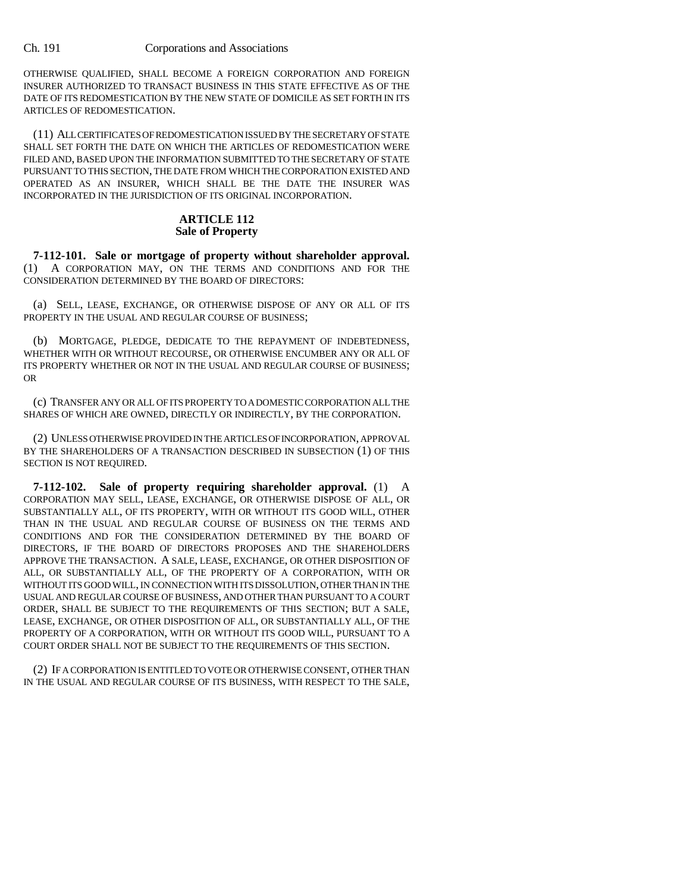OTHERWISE QUALIFIED, SHALL BECOME A FOREIGN CORPORATION AND FOREIGN INSURER AUTHORIZED TO TRANSACT BUSINESS IN THIS STATE EFFECTIVE AS OF THE DATE OF ITS REDOMESTICATION BY THE NEW STATE OF DOMICILE AS SET FORTH IN ITS ARTICLES OF REDOMESTICATION.

(11) ALL CERTIFICATES OF REDOMESTICATION ISSUED BY THE SECRETARY OF STATE SHALL SET FORTH THE DATE ON WHICH THE ARTICLES OF REDOMESTICATION WERE FILED AND, BASED UPON THE INFORMATION SUBMITTED TO THE SECRETARY OF STATE PURSUANT TO THIS SECTION, THE DATE FROM WHICH THE CORPORATION EXISTED AND OPERATED AS AN INSURER, WHICH SHALL BE THE DATE THE INSURER WAS INCORPORATED IN THE JURISDICTION OF ITS ORIGINAL INCORPORATION.

## ARTICLE 112
## Sale of Property

**7-112-101. Sale or mortgage of property without shareholder approval.** (1) A CORPORATION MAY, ON THE TERMS AND CONDITIONS AND FOR THE CONSIDERATION DETERMINED BY THE BOARD OF DIRECTORS:

(a) SELL, LEASE, EXCHANGE, OR OTHERWISE DISPOSE OF ANY OR ALL OF ITS PROPERTY IN THE USUAL AND REGULAR COURSE OF BUSINESS;

(b) MORTGAGE, PLEDGE, DEDICATE TO THE REPAYMENT OF INDEBTEDNESS, WHETHER WITH OR WITHOUT RECOURSE, OR OTHERWISE ENCUMBER ANY OR ALL OF ITS PROPERTY WHETHER OR NOT IN THE USUAL AND REGULAR COURSE OF BUSINESS; OR

(c) TRANSFER ANY OR ALL OF ITS PROPERTY TO A DOMESTIC CORPORATION ALL THE SHARES OF WHICH ARE OWNED, DIRECTLY OR INDIRECTLY, BY THE CORPORATION.

(2) UNLESS OTHERWISE PROVIDED IN THE ARTICLES OF INCORPORATION, APPROVAL BY THE SHAREHOLDERS OF A TRANSACTION DESCRIBED IN SUBSECTION (1) OF THIS SECTION IS NOT REQUIRED.

**7-112-102. Sale of property requiring shareholder approval.** (1) A CORPORATION MAY SELL, LEASE, EXCHANGE, OR OTHERWISE DISPOSE OF ALL, OR SUBSTANTIALLY ALL, OF ITS PROPERTY, WITH OR WITHOUT ITS GOOD WILL, OTHER THAN IN THE USUAL AND REGULAR COURSE OF BUSINESS ON THE TERMS AND CONDITIONS AND FOR THE CONSIDERATION DETERMINED BY THE BOARD OF DIRECTORS, IF THE BOARD OF DIRECTORS PROPOSES AND THE SHAREHOLDERS APPROVE THE TRANSACTION. A SALE, LEASE, EXCHANGE, OR OTHER DISPOSITION OF ALL, OR SUBSTANTIALLY ALL, OF THE PROPERTY OF A CORPORATION, WITH OR WITHOUT ITS GOOD WILL, IN CONNECTION WITH ITS DISSOLUTION, OTHER THAN IN THE USUAL AND REGULAR COURSE OF BUSINESS, AND OTHER THAN PURSUANT TO A COURT ORDER, SHALL BE SUBJECT TO THE REQUIREMENTS OF THIS SECTION; BUT A SALE, LEASE, EXCHANGE, OR OTHER DISPOSITION OF ALL, OR SUBSTANTIALLY ALL, OF THE PROPERTY OF A CORPORATION, WITH OR WITHOUT ITS GOOD WILL, PURSUANT TO A COURT ORDER SHALL NOT BE SUBJECT TO THE REQUIREMENTS OF THIS SECTION.

(2) IF A CORPORATION IS ENTITLED TO VOTE OR OTHERWISE CONSENT, OTHER THAN IN THE USUAL AND REGULAR COURSE OF ITS BUSINESS, WITH RESPECT TO THE SALE,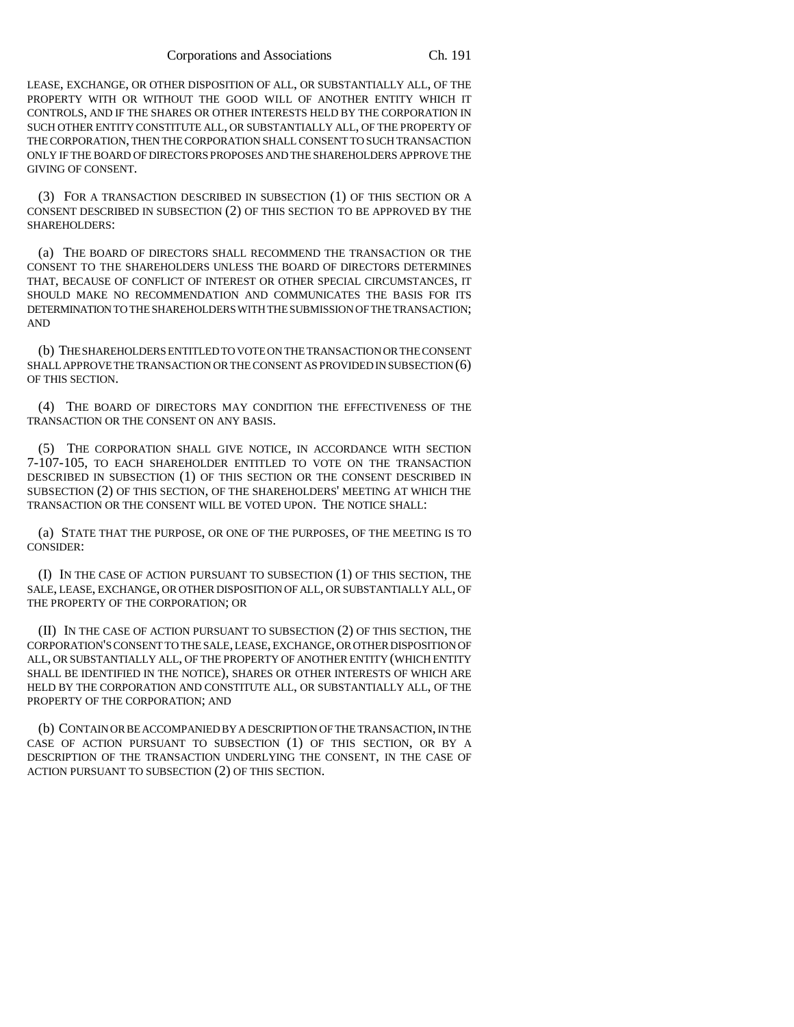LEASE, EXCHANGE, OR OTHER DISPOSITION OF ALL, OR SUBSTANTIALLY ALL, OF THE PROPERTY WITH OR WITHOUT THE GOOD WILL OF ANOTHER ENTITY WHICH IT CONTROLS, AND IF THE SHARES OR OTHER INTERESTS HELD BY THE CORPORATION IN SUCH OTHER ENTITY CONSTITUTE ALL, OR SUBSTANTIALLY ALL, OF THE PROPERTY OF THE CORPORATION, THEN THE CORPORATION SHALL CONSENT TO SUCH TRANSACTION ONLY IF THE BOARD OF DIRECTORS PROPOSES AND THE SHAREHOLDERS APPROVE THE GIVING OF CONSENT.

(3) FOR A TRANSACTION DESCRIBED IN SUBSECTION (1) OF THIS SECTION OR A CONSENT DESCRIBED IN SUBSECTION (2) OF THIS SECTION TO BE APPROVED BY THE SHAREHOLDERS:

(a) THE BOARD OF DIRECTORS SHALL RECOMMEND THE TRANSACTION OR THE CONSENT TO THE SHAREHOLDERS UNLESS THE BOARD OF DIRECTORS DETERMINES THAT, BECAUSE OF CONFLICT OF INTEREST OR OTHER SPECIAL CIRCUMSTANCES, IT SHOULD MAKE NO RECOMMENDATION AND COMMUNICATES THE BASIS FOR ITS DETERMINATION TO THE SHAREHOLDERS WITH THE SUBMISSION OF THE TRANSACTION; AND

(b) THE SHAREHOLDERS ENTITLED TO VOTE ON THE TRANSACTION OR THE CONSENT SHALL APPROVE THE TRANSACTION OR THE CONSENT AS PROVIDED IN SUBSECTION (6) OF THIS SECTION.

(4) THE BOARD OF DIRECTORS MAY CONDITION THE EFFECTIVENESS OF THE TRANSACTION OR THE CONSENT ON ANY BASIS.

(5) THE CORPORATION SHALL GIVE NOTICE, IN ACCORDANCE WITH SECTION 7-107-105, TO EACH SHAREHOLDER ENTITLED TO VOTE ON THE TRANSACTION DESCRIBED IN SUBSECTION (1) OF THIS SECTION OR THE CONSENT DESCRIBED IN SUBSECTION (2) OF THIS SECTION, OF THE SHAREHOLDERS' MEETING AT WHICH THE TRANSACTION OR THE CONSENT WILL BE VOTED UPON. THE NOTICE SHALL:

(a) STATE THAT THE PURPOSE, OR ONE OF THE PURPOSES, OF THE MEETING IS TO CONSIDER:

(I) IN THE CASE OF ACTION PURSUANT TO SUBSECTION (1) OF THIS SECTION, THE SALE, LEASE, EXCHANGE, OR OTHER DISPOSITION OF ALL, OR SUBSTANTIALLY ALL, OF THE PROPERTY OF THE CORPORATION; OR

(II) IN THE CASE OF ACTION PURSUANT TO SUBSECTION (2) OF THIS SECTION, THE CORPORATION'S CONSENT TO THE SALE, LEASE, EXCHANGE, OR OTHER DISPOSITION OF ALL, OR SUBSTANTIALLY ALL, OF THE PROPERTY OF ANOTHER ENTITY (WHICH ENTITY SHALL BE IDENTIFIED IN THE NOTICE), SHARES OR OTHER INTERESTS OF WHICH ARE HELD BY THE CORPORATION AND CONSTITUTE ALL, OR SUBSTANTIALLY ALL, OF THE PROPERTY OF THE CORPORATION; AND

(b) CONTAIN OR BE ACCOMPANIED BY A DESCRIPTION OF THE TRANSACTION, IN THE CASE OF ACTION PURSUANT TO SUBSECTION (1) OF THIS SECTION, OR BY A DESCRIPTION OF THE TRANSACTION UNDERLYING THE CONSENT, IN THE CASE OF ACTION PURSUANT TO SUBSECTION (2) OF THIS SECTION.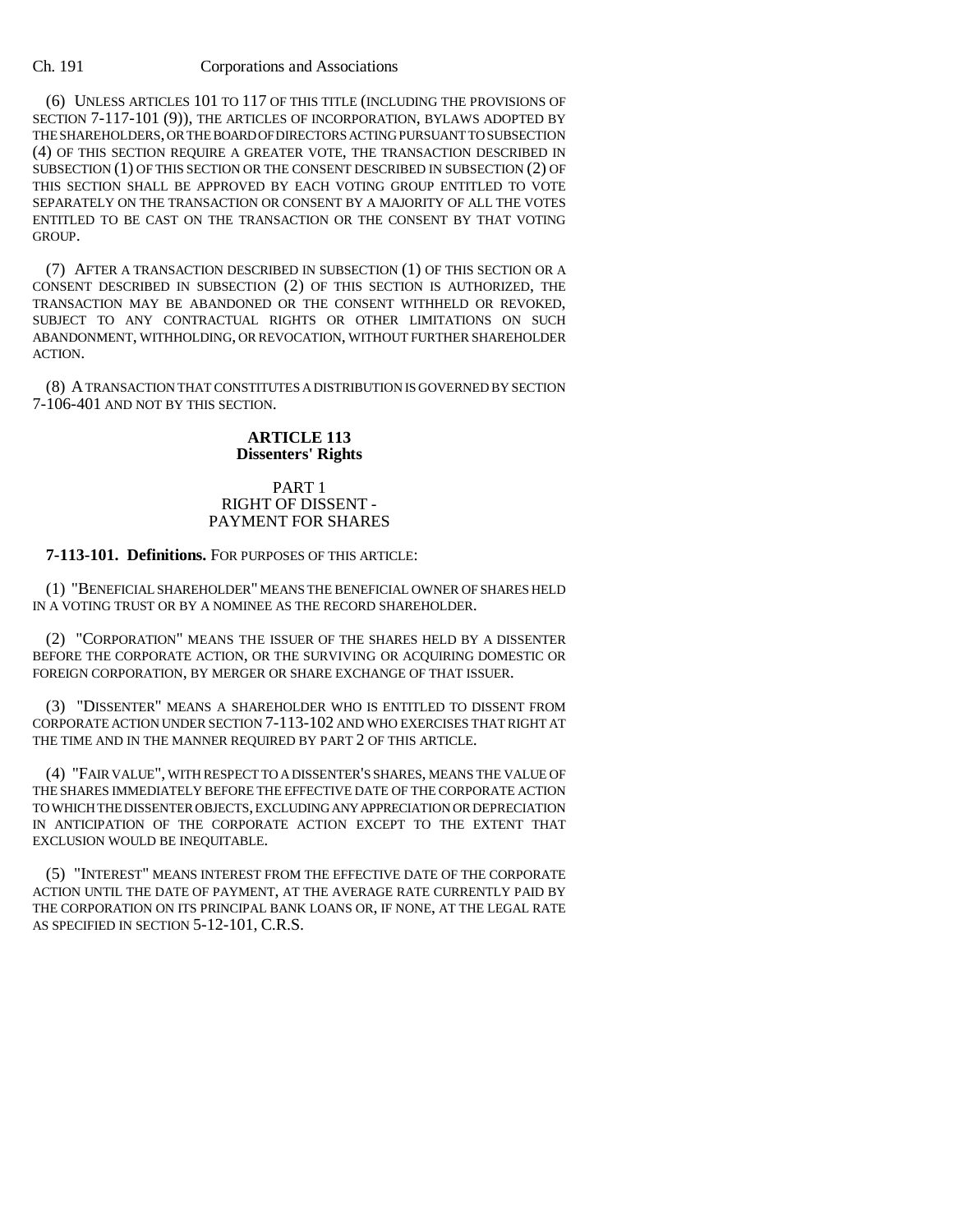(6) UNLESS ARTICLES 101 TO 117 OF THIS TITLE (INCLUDING THE PROVISIONS OF SECTION 7-117-101 (9)), THE ARTICLES OF INCORPORATION, BYLAWS ADOPTED BY THE SHAREHOLDERS, OR THE BOARD OF DIRECTORS ACTING PURSUANT TO SUBSECTION (4) OF THIS SECTION REQUIRE A GREATER VOTE, THE TRANSACTION DESCRIBED IN SUBSECTION (1) OF THIS SECTION OR THE CONSENT DESCRIBED IN SUBSECTION (2) OF THIS SECTION SHALL BE APPROVED BY EACH VOTING GROUP ENTITLED TO VOTE SEPARATELY ON THE TRANSACTION OR CONSENT BY A MAJORITY OF ALL THE VOTES ENTITLED TO BE CAST ON THE TRANSACTION OR THE CONSENT BY THAT VOTING GROUP.

(7) AFTER A TRANSACTION DESCRIBED IN SUBSECTION (1) OF THIS SECTION OR A CONSENT DESCRIBED IN SUBSECTION (2) OF THIS SECTION IS AUTHORIZED, THE TRANSACTION MAY BE ABANDONED OR THE CONSENT WITHHELD OR REVOKED, SUBJECT TO ANY CONTRACTUAL RIGHTS OR OTHER LIMITATIONS ON SUCH ABANDONMENT, WITHHOLDING, OR REVOCATION, WITHOUT FURTHER SHAREHOLDER ACTION.

(8) A TRANSACTION THAT CONSTITUTES A DISTRIBUTION IS GOVERNED BY SECTION 7-106-401 AND NOT BY THIS SECTION.

## ARTICLE 113
## Dissenters' Rights

### PART 1
### RIGHT OF DISSENT - PAYMENT FOR SHARES

**7-113-101. Definitions.** FOR PURPOSES OF THIS ARTICLE:

(1) "BENEFICIAL SHAREHOLDER" MEANS THE BENEFICIAL OWNER OF SHARES HELD IN A VOTING TRUST OR BY A NOMINEE AS THE RECORD SHAREHOLDER.

(2) "CORPORATION" MEANS THE ISSUER OF THE SHARES HELD BY A DISSENTER BEFORE THE CORPORATE ACTION, OR THE SURVIVING OR ACQUIRING DOMESTIC OR FOREIGN CORPORATION, BY MERGER OR SHARE EXCHANGE OF THAT ISSUER.

(3) "DISSENTER" MEANS A SHAREHOLDER WHO IS ENTITLED TO DISSENT FROM CORPORATE ACTION UNDER SECTION 7-113-102 AND WHO EXERCISES THAT RIGHT AT THE TIME AND IN THE MANNER REQUIRED BY PART 2 OF THIS ARTICLE.

(4) "FAIR VALUE", WITH RESPECT TO A DISSENTER'S SHARES, MEANS THE VALUE OF THE SHARES IMMEDIATELY BEFORE THE EFFECTIVE DATE OF THE CORPORATE ACTION TO WHICH THE DISSENTER OBJECTS, EXCLUDING ANY APPRECIATION OR DEPRECIATION IN ANTICIPATION OF THE CORPORATE ACTION EXCEPT TO THE EXTENT THAT EXCLUSION WOULD BE INEQUITABLE.

(5) "INTEREST" MEANS INTEREST FROM THE EFFECTIVE DATE OF THE CORPORATE ACTION UNTIL THE DATE OF PAYMENT, AT THE AVERAGE RATE CURRENTLY PAID BY THE CORPORATION ON ITS PRINCIPAL BANK LOANS OR, IF NONE, AT THE LEGAL RATE AS SPECIFIED IN SECTION 5-12-101, C.R.S.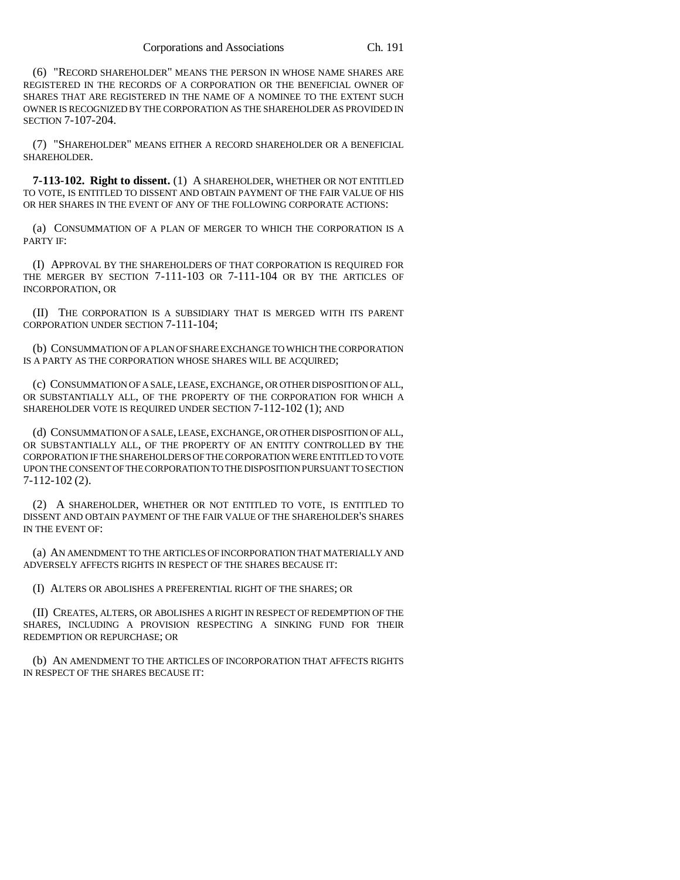(6) "RECORD SHAREHOLDER" MEANS THE PERSON IN WHOSE NAME SHARES ARE REGISTERED IN THE RECORDS OF A CORPORATION OR THE BENEFICIAL OWNER OF SHARES THAT ARE REGISTERED IN THE NAME OF A NOMINEE TO THE EXTENT SUCH OWNER IS RECOGNIZED BY THE CORPORATION AS THE SHAREHOLDER AS PROVIDED IN SECTION 7-107-204.

(7) "SHAREHOLDER" MEANS EITHER A RECORD SHAREHOLDER OR A BENEFICIAL SHAREHOLDER.

**7-113-102. Right to dissent.** (1) A SHAREHOLDER, WHETHER OR NOT ENTITLED TO VOTE, IS ENTITLED TO DISSENT AND OBTAIN PAYMENT OF THE FAIR VALUE OF HIS OR HER SHARES IN THE EVENT OF ANY OF THE FOLLOWING CORPORATE ACTIONS:

(a) CONSUMMATION OF A PLAN OF MERGER TO WHICH THE CORPORATION IS A PARTY IF:

(I) APPROVAL BY THE SHAREHOLDERS OF THAT CORPORATION IS REQUIRED FOR THE MERGER BY SECTION 7-111-103 OR 7-111-104 OR BY THE ARTICLES OF INCORPORATION, OR

(II) THE CORPORATION IS A SUBSIDIARY THAT IS MERGED WITH ITS PARENT CORPORATION UNDER SECTION 7-111-104;

(b) CONSUMMATION OF A PLAN OF SHARE EXCHANGE TO WHICH THE CORPORATION IS A PARTY AS THE CORPORATION WHOSE SHARES WILL BE ACQUIRED;

(c) CONSUMMATION OF A SALE, LEASE, EXCHANGE, OR OTHER DISPOSITION OF ALL, OR SUBSTANTIALLY ALL, OF THE PROPERTY OF THE CORPORATION FOR WHICH A SHAREHOLDER VOTE IS REQUIRED UNDER SECTION 7-112-102 (1); AND

(d) CONSUMMATION OF A SALE, LEASE, EXCHANGE, OR OTHER DISPOSITION OF ALL, OR SUBSTANTIALLY ALL, OF THE PROPERTY OF AN ENTITY CONTROLLED BY THE CORPORATION IF THE SHAREHOLDERS OF THE CORPORATION WERE ENTITLED TO VOTE UPON THE CONSENT OF THE CORPORATION TO THE DISPOSITION PURSUANT TO SECTION 7-112-102 (2).

(2) A SHAREHOLDER, WHETHER OR NOT ENTITLED TO VOTE, IS ENTITLED TO DISSENT AND OBTAIN PAYMENT OF THE FAIR VALUE OF THE SHAREHOLDER'S SHARES IN THE EVENT OF:

(a) AN AMENDMENT TO THE ARTICLES OF INCORPORATION THAT MATERIALLY AND ADVERSELY AFFECTS RIGHTS IN RESPECT OF THE SHARES BECAUSE IT:

(I) ALTERS OR ABOLISHES A PREFERENTIAL RIGHT OF THE SHARES; OR

(II) CREATES, ALTERS, OR ABOLISHES A RIGHT IN RESPECT OF REDEMPTION OF THE SHARES, INCLUDING A PROVISION RESPECTING A SINKING FUND FOR THEIR REDEMPTION OR REPURCHASE; OR

(b) AN AMENDMENT TO THE ARTICLES OF INCORPORATION THAT AFFECTS RIGHTS IN RESPECT OF THE SHARES BECAUSE IT: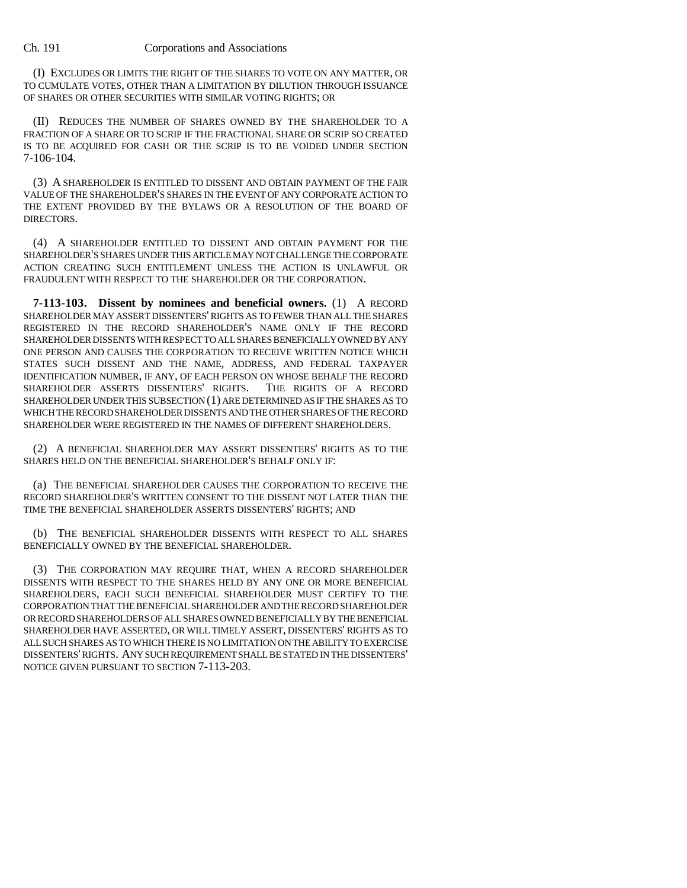(I) EXCLUDES OR LIMITS THE RIGHT OF THE SHARES TO VOTE ON ANY MATTER, OR TO CUMULATE VOTES, OTHER THAN A LIMITATION BY DILUTION THROUGH ISSUANCE OF SHARES OR OTHER SECURITIES WITH SIMILAR VOTING RIGHTS; OR

(II) REDUCES THE NUMBER OF SHARES OWNED BY THE SHAREHOLDER TO A FRACTION OF A SHARE OR TO SCRIP IF THE FRACTIONAL SHARE OR SCRIP SO CREATED IS TO BE ACQUIRED FOR CASH OR THE SCRIP IS TO BE VOIDED UNDER SECTION 7-106-104.

(3) A SHAREHOLDER IS ENTITLED TO DISSENT AND OBTAIN PAYMENT OF THE FAIR VALUE OF THE SHAREHOLDER'S SHARES IN THE EVENT OF ANY CORPORATE ACTION TO THE EXTENT PROVIDED BY THE BYLAWS OR A RESOLUTION OF THE BOARD OF DIRECTORS.

(4) A SHAREHOLDER ENTITLED TO DISSENT AND OBTAIN PAYMENT FOR THE SHAREHOLDER'S SHARES UNDER THIS ARTICLE MAY NOT CHALLENGE THE CORPORATE ACTION CREATING SUCH ENTITLEMENT UNLESS THE ACTION IS UNLAWFUL OR FRAUDULENT WITH RESPECT TO THE SHAREHOLDER OR THE CORPORATION.

**7-113-103. Dissent by nominees and beneficial owners.** (1) A RECORD SHAREHOLDER MAY ASSERT DISSENTERS' RIGHTS AS TO FEWER THAN ALL THE SHARES REGISTERED IN THE RECORD SHAREHOLDER'S NAME ONLY IF THE RECORD SHAREHOLDER DISSENTS WITH RESPECT TO ALL SHARES BENEFICIALLY OWNED BY ANY ONE PERSON AND CAUSES THE CORPORATION TO RECEIVE WRITTEN NOTICE WHICH STATES SUCH DISSENT AND THE NAME, ADDRESS, AND FEDERAL TAXPAYER IDENTIFICATION NUMBER, IF ANY, OF EACH PERSON ON WHOSE BEHALF THE RECORD SHAREHOLDER ASSERTS DISSENTERS' RIGHTS. THE RIGHTS OF A RECORD SHAREHOLDER UNDER THIS SUBSECTION (1) ARE DETERMINED AS IF THE SHARES AS TO WHICH THE RECORD SHAREHOLDER DISSENTS AND THE OTHER SHARES OF THE RECORD SHAREHOLDER WERE REGISTERED IN THE NAMES OF DIFFERENT SHAREHOLDERS.

(2) A BENEFICIAL SHAREHOLDER MAY ASSERT DISSENTERS' RIGHTS AS TO THE SHARES HELD ON THE BENEFICIAL SHAREHOLDER'S BEHALF ONLY IF:

(a) THE BENEFICIAL SHAREHOLDER CAUSES THE CORPORATION TO RECEIVE THE RECORD SHAREHOLDER'S WRITTEN CONSENT TO THE DISSENT NOT LATER THAN THE TIME THE BENEFICIAL SHAREHOLDER ASSERTS DISSENTERS' RIGHTS; AND

(b) THE BENEFICIAL SHAREHOLDER DISSENTS WITH RESPECT TO ALL SHARES BENEFICIALLY OWNED BY THE BENEFICIAL SHAREHOLDER.

(3) THE CORPORATION MAY REQUIRE THAT, WHEN A RECORD SHAREHOLDER DISSENTS WITH RESPECT TO THE SHARES HELD BY ANY ONE OR MORE BENEFICIAL SHAREHOLDERS, EACH SUCH BENEFICIAL SHAREHOLDER MUST CERTIFY TO THE CORPORATION THAT THE BENEFICIAL SHAREHOLDER AND THE RECORD SHAREHOLDER OR RECORD SHAREHOLDERS OF ALL SHARES OWNED BENEFICIALLY BY THE BENEFICIAL SHAREHOLDER HAVE ASSERTED, OR WILL TIMELY ASSERT, DISSENTERS' RIGHTS AS TO ALL SUCH SHARES AS TO WHICH THERE IS NO LIMITATION ON THE ABILITY TO EXERCISE DISSENTERS' RIGHTS. ANY SUCH REQUIREMENT SHALL BE STATED IN THE DISSENTERS' NOTICE GIVEN PURSUANT TO SECTION 7-113-203.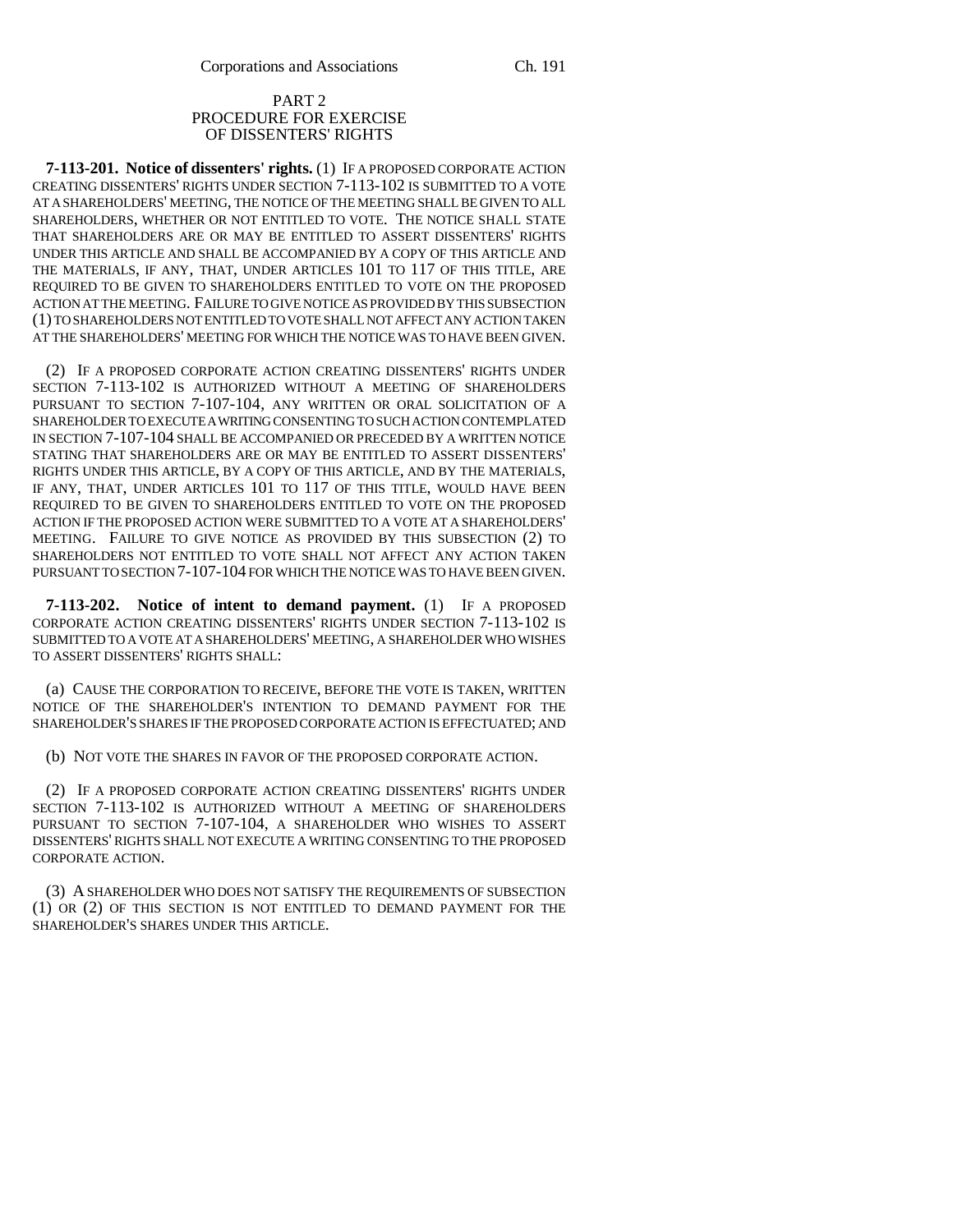## PART 2
## PROCEDURE FOR EXERCISE OF DISSENTERS' RIGHTS

**7-113-201. Notice of dissenters' rights.** (1) IF A PROPOSED CORPORATE ACTION CREATING DISSENTERS' RIGHTS UNDER SECTION 7-113-102 IS SUBMITTED TO A VOTE AT A SHAREHOLDERS' MEETING, THE NOTICE OF THE MEETING SHALL BE GIVEN TO ALL SHAREHOLDERS, WHETHER OR NOT ENTITLED TO VOTE. THE NOTICE SHALL STATE THAT SHAREHOLDERS ARE OR MAY BE ENTITLED TO ASSERT DISSENTERS' RIGHTS UNDER THIS ARTICLE AND SHALL BE ACCOMPANIED BY A COPY OF THIS ARTICLE AND THE MATERIALS, IF ANY, THAT, UNDER ARTICLES 101 TO 117 OF THIS TITLE, ARE REQUIRED TO BE GIVEN TO SHAREHOLDERS ENTITLED TO VOTE ON THE PROPOSED ACTION AT THE MEETING. FAILURE TO GIVE NOTICE AS PROVIDED BY THIS SUBSECTION (1) TO SHAREHOLDERS NOT ENTITLED TO VOTE SHALL NOT AFFECT ANY ACTION TAKEN AT THE SHAREHOLDERS' MEETING FOR WHICH THE NOTICE WAS TO HAVE BEEN GIVEN.

(2) IF A PROPOSED CORPORATE ACTION CREATING DISSENTERS' RIGHTS UNDER SECTION 7-113-102 IS AUTHORIZED WITHOUT A MEETING OF SHAREHOLDERS PURSUANT TO SECTION 7-107-104, ANY WRITTEN OR ORAL SOLICITATION OF A SHAREHOLDER TO EXECUTE A WRITING CONSENTING TO SUCH ACTION CONTEMPLATED IN SECTION 7-107-104 SHALL BE ACCOMPANIED OR PRECEDED BY A WRITTEN NOTICE STATING THAT SHAREHOLDERS ARE OR MAY BE ENTITLED TO ASSERT DISSENTERS' RIGHTS UNDER THIS ARTICLE, BY A COPY OF THIS ARTICLE, AND BY THE MATERIALS, IF ANY, THAT, UNDER ARTICLES 101 TO 117 OF THIS TITLE, WOULD HAVE BEEN REQUIRED TO BE GIVEN TO SHAREHOLDERS ENTITLED TO VOTE ON THE PROPOSED ACTION IF THE PROPOSED ACTION WERE SUBMITTED TO A VOTE AT A SHAREHOLDERS' MEETING. FAILURE TO GIVE NOTICE AS PROVIDED BY THIS SUBSECTION (2) TO SHAREHOLDERS NOT ENTITLED TO VOTE SHALL NOT AFFECT ANY ACTION TAKEN PURSUANT TO SECTION 7-107-104 FOR WHICH THE NOTICE WAS TO HAVE BEEN GIVEN.

**7-113-202. Notice of intent to demand payment.** (1) IF A PROPOSED CORPORATE ACTION CREATING DISSENTERS' RIGHTS UNDER SECTION 7-113-102 IS SUBMITTED TO A VOTE AT A SHAREHOLDERS' MEETING, A SHAREHOLDER WHO WISHES TO ASSERT DISSENTERS' RIGHTS SHALL:

(a) CAUSE THE CORPORATION TO RECEIVE, BEFORE THE VOTE IS TAKEN, WRITTEN NOTICE OF THE SHAREHOLDER'S INTENTION TO DEMAND PAYMENT FOR THE SHAREHOLDER'S SHARES IF THE PROPOSED CORPORATE ACTION IS EFFECTUATED; AND

(b) NOT VOTE THE SHARES IN FAVOR OF THE PROPOSED CORPORATE ACTION.

(2) IF A PROPOSED CORPORATE ACTION CREATING DISSENTERS' RIGHTS UNDER SECTION 7-113-102 IS AUTHORIZED WITHOUT A MEETING OF SHAREHOLDERS PURSUANT TO SECTION 7-107-104, A SHAREHOLDER WHO WISHES TO ASSERT DISSENTERS' RIGHTS SHALL NOT EXECUTE A WRITING CONSENTING TO THE PROPOSED CORPORATE ACTION.

(3) A SHAREHOLDER WHO DOES NOT SATISFY THE REQUIREMENTS OF SUBSECTION (1) OR (2) OF THIS SECTION IS NOT ENTITLED TO DEMAND PAYMENT FOR THE SHAREHOLDER'S SHARES UNDER THIS ARTICLE.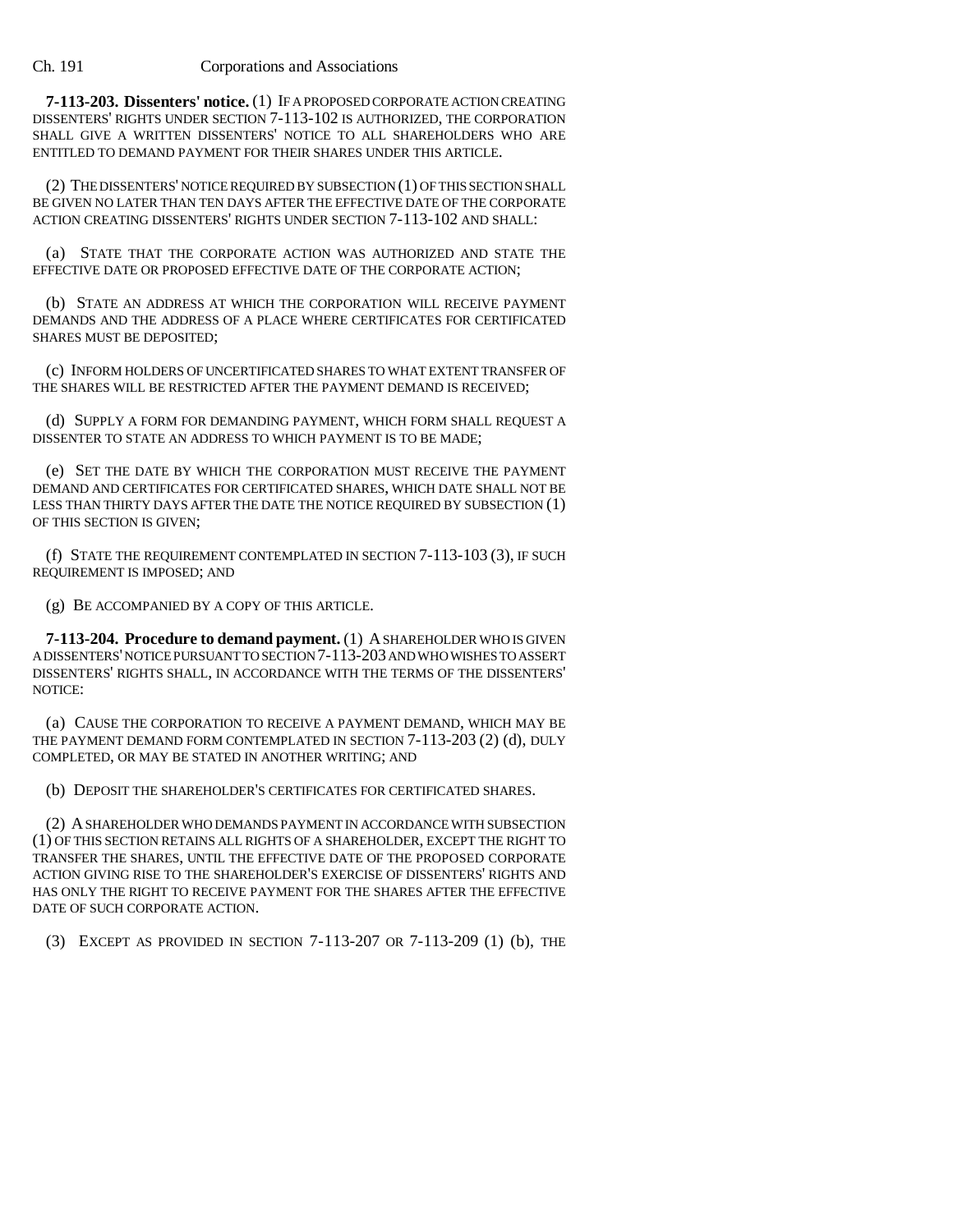**7-113-203. Dissenters' notice.** (1) IF A PROPOSED CORPORATE ACTION CREATING DISSENTERS' RIGHTS UNDER SECTION 7-113-102 IS AUTHORIZED, THE CORPORATION SHALL GIVE A WRITTEN DISSENTERS' NOTICE TO ALL SHAREHOLDERS WHO ARE ENTITLED TO DEMAND PAYMENT FOR THEIR SHARES UNDER THIS ARTICLE.

(2) THE DISSENTERS' NOTICE REQUIRED BY SUBSECTION (1) OF THIS SECTION SHALL BE GIVEN NO LATER THAN TEN DAYS AFTER THE EFFECTIVE DATE OF THE CORPORATE ACTION CREATING DISSENTERS' RIGHTS UNDER SECTION 7-113-102 AND SHALL:

(a) STATE THAT THE CORPORATE ACTION WAS AUTHORIZED AND STATE THE EFFECTIVE DATE OR PROPOSED EFFECTIVE DATE OF THE CORPORATE ACTION;

(b) STATE AN ADDRESS AT WHICH THE CORPORATION WILL RECEIVE PAYMENT DEMANDS AND THE ADDRESS OF A PLACE WHERE CERTIFICATES FOR CERTIFICATED SHARES MUST BE DEPOSITED;

(c) INFORM HOLDERS OF UNCERTIFICATED SHARES TO WHAT EXTENT TRANSFER OF THE SHARES WILL BE RESTRICTED AFTER THE PAYMENT DEMAND IS RECEIVED;

(d) SUPPLY A FORM FOR DEMANDING PAYMENT, WHICH FORM SHALL REQUEST A DISSENTER TO STATE AN ADDRESS TO WHICH PAYMENT IS TO BE MADE;

(e) SET THE DATE BY WHICH THE CORPORATION MUST RECEIVE THE PAYMENT DEMAND AND CERTIFICATES FOR CERTIFICATED SHARES, WHICH DATE SHALL NOT BE LESS THAN THIRTY DAYS AFTER THE DATE THE NOTICE REQUIRED BY SUBSECTION (1) OF THIS SECTION IS GIVEN;

(f) STATE THE REQUIREMENT CONTEMPLATED IN SECTION 7-113-103 (3), IF SUCH REQUIREMENT IS IMPOSED; AND

(g) BE ACCOMPANIED BY A COPY OF THIS ARTICLE.

**7-113-204. Procedure to demand payment.** (1) A SHAREHOLDER WHO IS GIVEN A DISSENTERS' NOTICE PURSUANT TO SECTION 7-113-203 AND WHO WISHES TO ASSERT DISSENTERS' RIGHTS SHALL, IN ACCORDANCE WITH THE TERMS OF THE DISSENTERS' NOTICE:

(a) CAUSE THE CORPORATION TO RECEIVE A PAYMENT DEMAND, WHICH MAY BE THE PAYMENT DEMAND FORM CONTEMPLATED IN SECTION 7-113-203 (2) (d), DULY COMPLETED, OR MAY BE STATED IN ANOTHER WRITING; AND

(b) DEPOSIT THE SHAREHOLDER'S CERTIFICATES FOR CERTIFICATED SHARES.

(2) A SHAREHOLDER WHO DEMANDS PAYMENT IN ACCORDANCE WITH SUBSECTION (1) OF THIS SECTION RETAINS ALL RIGHTS OF A SHAREHOLDER, EXCEPT THE RIGHT TO TRANSFER THE SHARES, UNTIL THE EFFECTIVE DATE OF THE PROPOSED CORPORATE ACTION GIVING RISE TO THE SHAREHOLDER'S EXERCISE OF DISSENTERS' RIGHTS AND HAS ONLY THE RIGHT TO RECEIVE PAYMENT FOR THE SHARES AFTER THE EFFECTIVE DATE OF SUCH CORPORATE ACTION.

(3) EXCEPT AS PROVIDED IN SECTION 7-113-207 OR 7-113-209 (1) (b), THE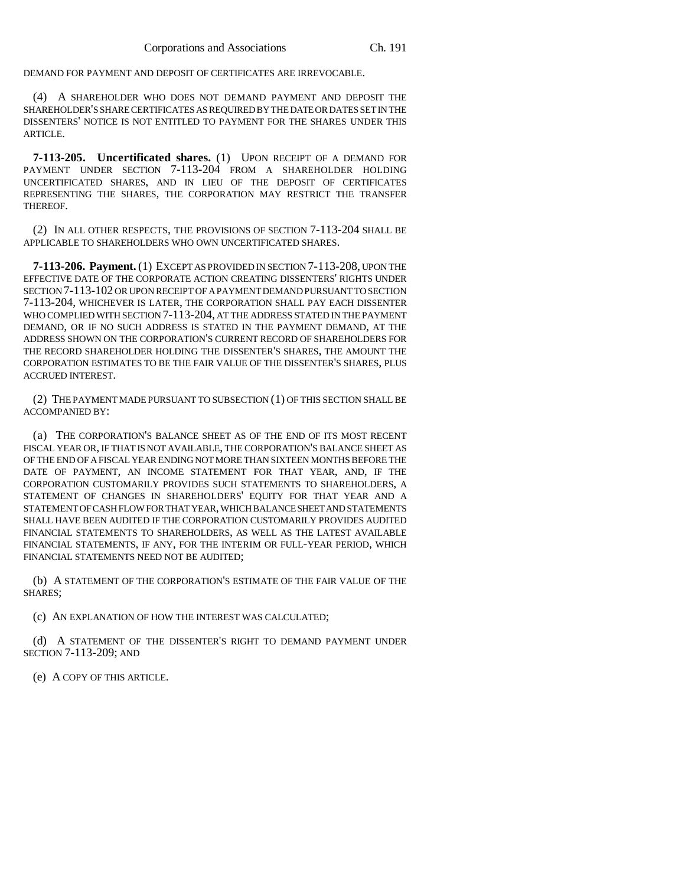DEMAND FOR PAYMENT AND DEPOSIT OF CERTIFICATES ARE IRREVOCABLE.

(4) A SHAREHOLDER WHO DOES NOT DEMAND PAYMENT AND DEPOSIT THE SHAREHOLDER'S SHARE CERTIFICATES AS REQUIRED BY THE DATE OR DATES SET IN THE DISSENTERS' NOTICE IS NOT ENTITLED TO PAYMENT FOR THE SHARES UNDER THIS ARTICLE.

**7-113-205. Uncertificated shares.** (1) UPON RECEIPT OF A DEMAND FOR PAYMENT UNDER SECTION 7-113-204 FROM A SHAREHOLDER HOLDING UNCERTIFICATED SHARES, AND IN LIEU OF THE DEPOSIT OF CERTIFICATES REPRESENTING THE SHARES, THE CORPORATION MAY RESTRICT THE TRANSFER THEREOF.

(2) IN ALL OTHER RESPECTS, THE PROVISIONS OF SECTION 7-113-204 SHALL BE APPLICABLE TO SHAREHOLDERS WHO OWN UNCERTIFICATED SHARES.

**7-113-206. Payment.** (1) EXCEPT AS PROVIDED IN SECTION 7-113-208, UPON THE EFFECTIVE DATE OF THE CORPORATE ACTION CREATING DISSENTERS' RIGHTS UNDER SECTION 7-113-102 OR UPON RECEIPT OF A PAYMENT DEMAND PURSUANT TO SECTION 7-113-204, WHICHEVER IS LATER, THE CORPORATION SHALL PAY EACH DISSENTER WHO COMPLIED WITH SECTION 7-113-204, AT THE ADDRESS STATED IN THE PAYMENT DEMAND, OR IF NO SUCH ADDRESS IS STATED IN THE PAYMENT DEMAND, AT THE ADDRESS SHOWN ON THE CORPORATION'S CURRENT RECORD OF SHAREHOLDERS FOR THE RECORD SHAREHOLDER HOLDING THE DISSENTER'S SHARES, THE AMOUNT THE CORPORATION ESTIMATES TO BE THE FAIR VALUE OF THE DISSENTER'S SHARES, PLUS ACCRUED INTEREST.

(2) THE PAYMENT MADE PURSUANT TO SUBSECTION (1) OF THIS SECTION SHALL BE ACCOMPANIED BY:

(a) THE CORPORATION'S BALANCE SHEET AS OF THE END OF ITS MOST RECENT FISCAL YEAR OR, IF THAT IS NOT AVAILABLE, THE CORPORATION'S BALANCE SHEET AS OF THE END OF A FISCAL YEAR ENDING NOT MORE THAN SIXTEEN MONTHS BEFORE THE DATE OF PAYMENT, AN INCOME STATEMENT FOR THAT YEAR, AND, IF THE CORPORATION CUSTOMARILY PROVIDES SUCH STATEMENTS TO SHAREHOLDERS, A STATEMENT OF CHANGES IN SHAREHOLDERS' EQUITY FOR THAT YEAR AND A STATEMENT OF CASH FLOW FOR THAT YEAR, WHICH BALANCE SHEET AND STATEMENTS SHALL HAVE BEEN AUDITED IF THE CORPORATION CUSTOMARILY PROVIDES AUDITED FINANCIAL STATEMENTS TO SHAREHOLDERS, AS WELL AS THE LATEST AVAILABLE FINANCIAL STATEMENTS, IF ANY, FOR THE INTERIM OR FULL-YEAR PERIOD, WHICH FINANCIAL STATEMENTS NEED NOT BE AUDITED;

(b) A STATEMENT OF THE CORPORATION'S ESTIMATE OF THE FAIR VALUE OF THE SHARES;

(c) AN EXPLANATION OF HOW THE INTEREST WAS CALCULATED;

(d) A STATEMENT OF THE DISSENTER'S RIGHT TO DEMAND PAYMENT UNDER SECTION 7-113-209; AND

(e) A COPY OF THIS ARTICLE.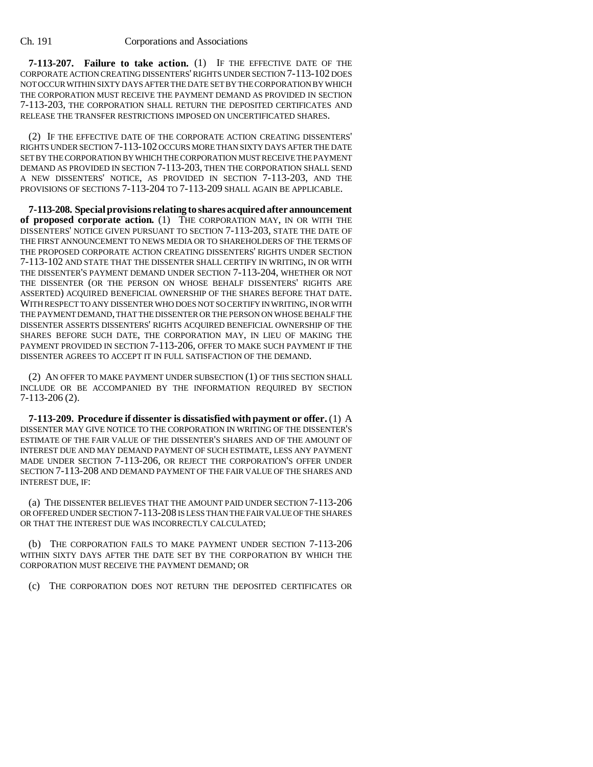**7-113-207. Failure to take action.** (1) IF THE EFFECTIVE DATE OF THE CORPORATE ACTION CREATING DISSENTERS' RIGHTS UNDER SECTION 7-113-102 DOES NOT OCCUR WITHIN SIXTY DAYS AFTER THE DATE SET BY THE CORPORATION BY WHICH THE CORPORATION MUST RECEIVE THE PAYMENT DEMAND AS PROVIDED IN SECTION 7-113-203, THE CORPORATION SHALL RETURN THE DEPOSITED CERTIFICATES AND RELEASE THE TRANSFER RESTRICTIONS IMPOSED ON UNCERTIFICATED SHARES.

(2) IF THE EFFECTIVE DATE OF THE CORPORATE ACTION CREATING DISSENTERS' RIGHTS UNDER SECTION 7-113-102 OCCURS MORE THAN SIXTY DAYS AFTER THE DATE SET BY THE CORPORATION BY WHICH THE CORPORATION MUST RECEIVE THE PAYMENT DEMAND AS PROVIDED IN SECTION 7-113-203, THEN THE CORPORATION SHALL SEND A NEW DISSENTERS' NOTICE, AS PROVIDED IN SECTION 7-113-203, AND THE PROVISIONS OF SECTIONS 7-113-204 TO 7-113-209 SHALL AGAIN BE APPLICABLE.

**7-113-208. Special provisions relating to shares acquired after announcement of proposed corporate action.** (1) THE CORPORATION MAY, IN OR WITH THE DISSENTERS' NOTICE GIVEN PURSUANT TO SECTION 7-113-203, STATE THE DATE OF THE FIRST ANNOUNCEMENT TO NEWS MEDIA OR TO SHAREHOLDERS OF THE TERMS OF THE PROPOSED CORPORATE ACTION CREATING DISSENTERS' RIGHTS UNDER SECTION 7-113-102 AND STATE THAT THE DISSENTER SHALL CERTIFY IN WRITING, IN OR WITH THE DISSENTER'S PAYMENT DEMAND UNDER SECTION 7-113-204, WHETHER OR NOT THE DISSENTER (OR THE PERSON ON WHOSE BEHALF DISSENTERS' RIGHTS ARE ASSERTED) ACQUIRED BENEFICIAL OWNERSHIP OF THE SHARES BEFORE THAT DATE. WITH RESPECT TO ANY DISSENTER WHO DOES NOT SO CERTIFY IN WRITING, IN OR WITH THE PAYMENT DEMAND, THAT THE DISSENTER OR THE PERSON ON WHOSE BEHALF THE DISSENTER ASSERTS DISSENTERS' RIGHTS ACQUIRED BENEFICIAL OWNERSHIP OF THE SHARES BEFORE SUCH DATE, THE CORPORATION MAY, IN LIEU OF MAKING THE PAYMENT PROVIDED IN SECTION 7-113-206, OFFER TO MAKE SUCH PAYMENT IF THE DISSENTER AGREES TO ACCEPT IT IN FULL SATISFACTION OF THE DEMAND.

(2) AN OFFER TO MAKE PAYMENT UNDER SUBSECTION (1) OF THIS SECTION SHALL INCLUDE OR BE ACCOMPANIED BY THE INFORMATION REQUIRED BY SECTION 7-113-206 (2).

**7-113-209. Procedure if dissenter is dissatisfied with payment or offer.** (1) A DISSENTER MAY GIVE NOTICE TO THE CORPORATION IN WRITING OF THE DISSENTER'S ESTIMATE OF THE FAIR VALUE OF THE DISSENTER'S SHARES AND OF THE AMOUNT OF INTEREST DUE AND MAY DEMAND PAYMENT OF SUCH ESTIMATE, LESS ANY PAYMENT MADE UNDER SECTION 7-113-206, OR REJECT THE CORPORATION'S OFFER UNDER SECTION 7-113-208 AND DEMAND PAYMENT OF THE FAIR VALUE OF THE SHARES AND INTEREST DUE, IF:

(a) THE DISSENTER BELIEVES THAT THE AMOUNT PAID UNDER SECTION 7-113-206 OR OFFERED UNDER SECTION 7-113-208 IS LESS THAN THE FAIR VALUE OF THE SHARES OR THAT THE INTEREST DUE WAS INCORRECTLY CALCULATED;

(b) THE CORPORATION FAILS TO MAKE PAYMENT UNDER SECTION 7-113-206 WITHIN SIXTY DAYS AFTER THE DATE SET BY THE CORPORATION BY WHICH THE CORPORATION MUST RECEIVE THE PAYMENT DEMAND; OR

(c) THE CORPORATION DOES NOT RETURN THE DEPOSITED CERTIFICATES OR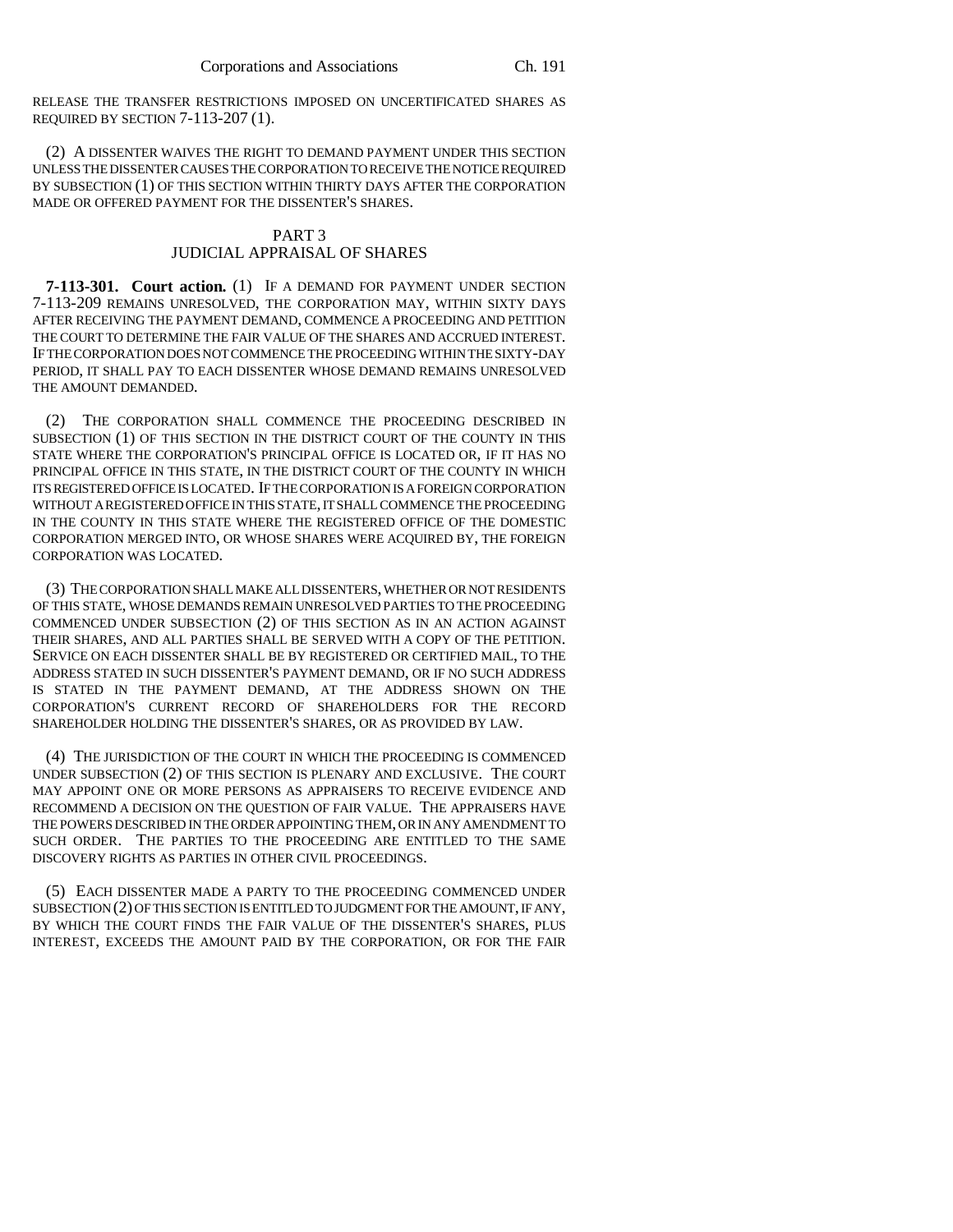RELEASE THE TRANSFER RESTRICTIONS IMPOSED ON UNCERTIFICATED SHARES AS REQUIRED BY SECTION 7-113-207 (1).

(2) A DISSENTER WAIVES THE RIGHT TO DEMAND PAYMENT UNDER THIS SECTION UNLESS THE DISSENTER CAUSES THE CORPORATION TO RECEIVE THE NOTICE REQUIRED BY SUBSECTION (1) OF THIS SECTION WITHIN THIRTY DAYS AFTER THE CORPORATION MADE OR OFFERED PAYMENT FOR THE DISSENTER'S SHARES.

## PART 3
## JUDICIAL APPRAISAL OF SHARES

**7-113-301. Court action.** (1) IF A DEMAND FOR PAYMENT UNDER SECTION 7-113-209 REMAINS UNRESOLVED, THE CORPORATION MAY, WITHIN SIXTY DAYS AFTER RECEIVING THE PAYMENT DEMAND, COMMENCE A PROCEEDING AND PETITION THE COURT TO DETERMINE THE FAIR VALUE OF THE SHARES AND ACCRUED INTEREST. IF THE CORPORATION DOES NOT COMMENCE THE PROCEEDING WITHIN THE SIXTY-DAY PERIOD, IT SHALL PAY TO EACH DISSENTER WHOSE DEMAND REMAINS UNRESOLVED THE AMOUNT DEMANDED.

(2) THE CORPORATION SHALL COMMENCE THE PROCEEDING DESCRIBED IN SUBSECTION (1) OF THIS SECTION IN THE DISTRICT COURT OF THE COUNTY IN THIS STATE WHERE THE CORPORATION'S PRINCIPAL OFFICE IS LOCATED OR, IF IT HAS NO PRINCIPAL OFFICE IN THIS STATE, IN THE DISTRICT COURT OF THE COUNTY IN WHICH ITS REGISTERED OFFICE IS LOCATED. IF THE CORPORATION IS A FOREIGN CORPORATION WITHOUT A REGISTERED OFFICE IN THIS STATE, IT SHALL COMMENCE THE PROCEEDING IN THE COUNTY IN THIS STATE WHERE THE REGISTERED OFFICE OF THE DOMESTIC CORPORATION MERGED INTO, OR WHOSE SHARES WERE ACQUIRED BY, THE FOREIGN CORPORATION WAS LOCATED.

(3) THE CORPORATION SHALL MAKE ALL DISSENTERS, WHETHER OR NOT RESIDENTS OF THIS STATE, WHOSE DEMANDS REMAIN UNRESOLVED PARTIES TO THE PROCEEDING COMMENCED UNDER SUBSECTION (2) OF THIS SECTION AS IN AN ACTION AGAINST THEIR SHARES, AND ALL PARTIES SHALL BE SERVED WITH A COPY OF THE PETITION. SERVICE ON EACH DISSENTER SHALL BE BY REGISTERED OR CERTIFIED MAIL, TO THE ADDRESS STATED IN SUCH DISSENTER'S PAYMENT DEMAND, OR IF NO SUCH ADDRESS IS STATED IN THE PAYMENT DEMAND, AT THE ADDRESS SHOWN ON THE CORPORATION'S CURRENT RECORD OF SHAREHOLDERS FOR THE RECORD SHAREHOLDER HOLDING THE DISSENTER'S SHARES, OR AS PROVIDED BY LAW.

(4) THE JURISDICTION OF THE COURT IN WHICH THE PROCEEDING IS COMMENCED UNDER SUBSECTION (2) OF THIS SECTION IS PLENARY AND EXCLUSIVE. THE COURT MAY APPOINT ONE OR MORE PERSONS AS APPRAISERS TO RECEIVE EVIDENCE AND RECOMMEND A DECISION ON THE QUESTION OF FAIR VALUE. THE APPRAISERS HAVE THE POWERS DESCRIBED IN THE ORDER APPOINTING THEM, OR IN ANY AMENDMENT TO SUCH ORDER. THE PARTIES TO THE PROCEEDING ARE ENTITLED TO THE SAME DISCOVERY RIGHTS AS PARTIES IN OTHER CIVIL PROCEEDINGS.

(5) EACH DISSENTER MADE A PARTY TO THE PROCEEDING COMMENCED UNDER SUBSECTION (2) OF THIS SECTION IS ENTITLED TO JUDGMENT FOR THE AMOUNT, IF ANY, BY WHICH THE COURT FINDS THE FAIR VALUE OF THE DISSENTER'S SHARES, PLUS INTEREST, EXCEEDS THE AMOUNT PAID BY THE CORPORATION, OR FOR THE FAIR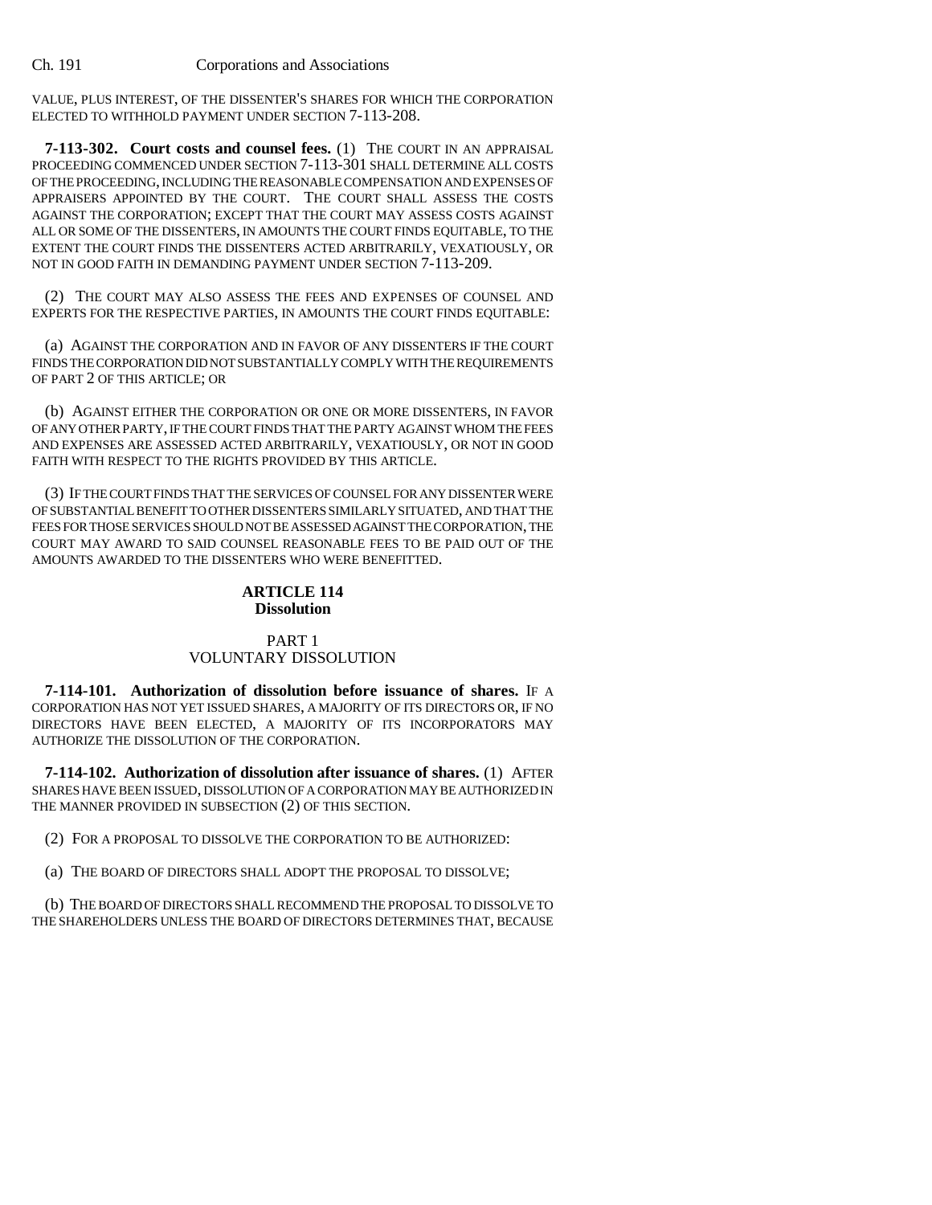VALUE, PLUS INTEREST, OF THE DISSENTER'S SHARES FOR WHICH THE CORPORATION ELECTED TO WITHHOLD PAYMENT UNDER SECTION 7-113-208.

**7-113-302. Court costs and counsel fees.** (1) THE COURT IN AN APPRAISAL PROCEEDING COMMENCED UNDER SECTION 7-113-301 SHALL DETERMINE ALL COSTS OF THE PROCEEDING, INCLUDING THE REASONABLE COMPENSATION AND EXPENSES OF APPRAISERS APPOINTED BY THE COURT. THE COURT SHALL ASSESS THE COSTS AGAINST THE CORPORATION; EXCEPT THAT THE COURT MAY ASSESS COSTS AGAINST ALL OR SOME OF THE DISSENTERS, IN AMOUNTS THE COURT FINDS EQUITABLE, TO THE EXTENT THE COURT FINDS THE DISSENTERS ACTED ARBITRARILY, VEXATIOUSLY, OR NOT IN GOOD FAITH IN DEMANDING PAYMENT UNDER SECTION 7-113-209.

(2) THE COURT MAY ALSO ASSESS THE FEES AND EXPENSES OF COUNSEL AND EXPERTS FOR THE RESPECTIVE PARTIES, IN AMOUNTS THE COURT FINDS EQUITABLE:

(a) AGAINST THE CORPORATION AND IN FAVOR OF ANY DISSENTERS IF THE COURT FINDS THE CORPORATION DID NOT SUBSTANTIALLY COMPLY WITH THE REQUIREMENTS OF PART 2 OF THIS ARTICLE; OR

(b) AGAINST EITHER THE CORPORATION OR ONE OR MORE DISSENTERS, IN FAVOR OF ANY OTHER PARTY, IF THE COURT FINDS THAT THE PARTY AGAINST WHOM THE FEES AND EXPENSES ARE ASSESSED ACTED ARBITRARILY, VEXATIOUSLY, OR NOT IN GOOD FAITH WITH RESPECT TO THE RIGHTS PROVIDED BY THIS ARTICLE.

(3) IF THE COURT FINDS THAT THE SERVICES OF COUNSEL FOR ANY DISSENTER WERE OF SUBSTANTIAL BENEFIT TO OTHER DISSENTERS SIMILARLY SITUATED, AND THAT THE FEES FOR THOSE SERVICES SHOULD NOT BE ASSESSED AGAINST THE CORPORATION, THE COURT MAY AWARD TO SAID COUNSEL REASONABLE FEES TO BE PAID OUT OF THE AMOUNTS AWARDED TO THE DISSENTERS WHO WERE BENEFITTED.

## ARTICLE 114
## Dissolution

### PART 1
### VOLUNTARY DISSOLUTION

**7-114-101. Authorization of dissolution before issuance of shares.** IF A CORPORATION HAS NOT YET ISSUED SHARES, A MAJORITY OF ITS DIRECTORS OR, IF NO DIRECTORS HAVE BEEN ELECTED, A MAJORITY OF ITS INCORPORATORS MAY AUTHORIZE THE DISSOLUTION OF THE CORPORATION.

**7-114-102. Authorization of dissolution after issuance of shares.** (1) AFTER SHARES HAVE BEEN ISSUED, DISSOLUTION OF A CORPORATION MAY BE AUTHORIZED IN THE MANNER PROVIDED IN SUBSECTION (2) OF THIS SECTION.

(2) FOR A PROPOSAL TO DISSOLVE THE CORPORATION TO BE AUTHORIZED:

(a) THE BOARD OF DIRECTORS SHALL ADOPT THE PROPOSAL TO DISSOLVE;

(b) THE BOARD OF DIRECTORS SHALL RECOMMEND THE PROPOSAL TO DISSOLVE TO THE SHAREHOLDERS UNLESS THE BOARD OF DIRECTORS DETERMINES THAT, BECAUSE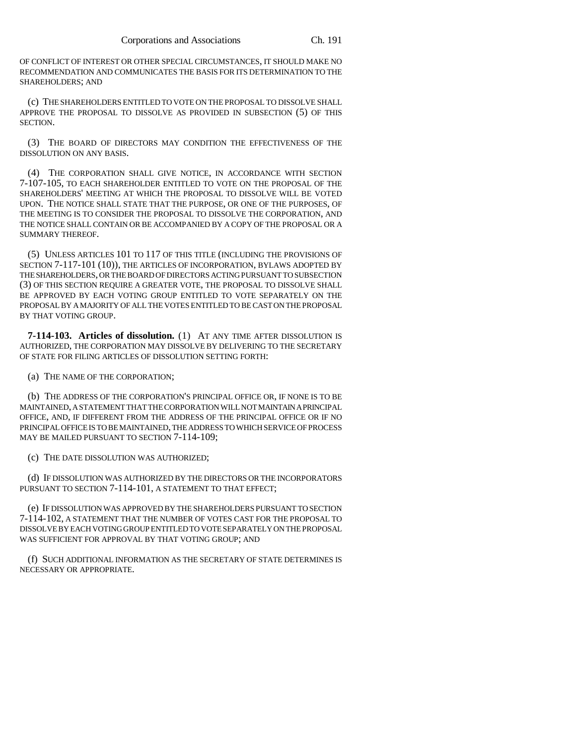OF CONFLICT OF INTEREST OR OTHER SPECIAL CIRCUMSTANCES, IT SHOULD MAKE NO RECOMMENDATION AND COMMUNICATES THE BASIS FOR ITS DETERMINATION TO THE SHAREHOLDERS; AND

(c) THE SHAREHOLDERS ENTITLED TO VOTE ON THE PROPOSAL TO DISSOLVE SHALL APPROVE THE PROPOSAL TO DISSOLVE AS PROVIDED IN SUBSECTION (5) OF THIS SECTION.

(3) THE BOARD OF DIRECTORS MAY CONDITION THE EFFECTIVENESS OF THE DISSOLUTION ON ANY BASIS.

(4) THE CORPORATION SHALL GIVE NOTICE, IN ACCORDANCE WITH SECTION 7-107-105, TO EACH SHAREHOLDER ENTITLED TO VOTE ON THE PROPOSAL OF THE SHAREHOLDERS' MEETING AT WHICH THE PROPOSAL TO DISSOLVE WILL BE VOTED UPON. THE NOTICE SHALL STATE THAT THE PURPOSE, OR ONE OF THE PURPOSES, OF THE MEETING IS TO CONSIDER THE PROPOSAL TO DISSOLVE THE CORPORATION, AND THE NOTICE SHALL CONTAIN OR BE ACCOMPANIED BY A COPY OF THE PROPOSAL OR A SUMMARY THEREOF.

(5) UNLESS ARTICLES 101 TO 117 OF THIS TITLE (INCLUDING THE PROVISIONS OF SECTION 7-117-101 (10)), THE ARTICLES OF INCORPORATION, BYLAWS ADOPTED BY THE SHAREHOLDERS, OR THE BOARD OF DIRECTORS ACTING PURSUANT TO SUBSECTION (3) OF THIS SECTION REQUIRE A GREATER VOTE, THE PROPOSAL TO DISSOLVE SHALL BE APPROVED BY EACH VOTING GROUP ENTITLED TO VOTE SEPARATELY ON THE PROPOSAL BY A MAJORITY OF ALL THE VOTES ENTITLED TO BE CAST ON THE PROPOSAL BY THAT VOTING GROUP.

**7-114-103. Articles of dissolution.** (1) AT ANY TIME AFTER DISSOLUTION IS AUTHORIZED, THE CORPORATION MAY DISSOLVE BY DELIVERING TO THE SECRETARY OF STATE FOR FILING ARTICLES OF DISSOLUTION SETTING FORTH:

(a) THE NAME OF THE CORPORATION;

(b) THE ADDRESS OF THE CORPORATION'S PRINCIPAL OFFICE OR, IF NONE IS TO BE MAINTAINED, A STATEMENT THAT THE CORPORATION WILL NOT MAINTAIN A PRINCIPAL OFFICE, AND, IF DIFFERENT FROM THE ADDRESS OF THE PRINCIPAL OFFICE OR IF NO PRINCIPAL OFFICE IS TO BE MAINTAINED, THE ADDRESS TO WHICH SERVICE OF PROCESS MAY BE MAILED PURSUANT TO SECTION 7-114-109;

(c) THE DATE DISSOLUTION WAS AUTHORIZED;

(d) IF DISSOLUTION WAS AUTHORIZED BY THE DIRECTORS OR THE INCORPORATORS PURSUANT TO SECTION 7-114-101, A STATEMENT TO THAT EFFECT;

(e) IF DISSOLUTION WAS APPROVED BY THE SHAREHOLDERS PURSUANT TO SECTION 7-114-102, A STATEMENT THAT THE NUMBER OF VOTES CAST FOR THE PROPOSAL TO DISSOLVE BY EACH VOTING GROUP ENTITLED TO VOTE SEPARATELY ON THE PROPOSAL WAS SUFFICIENT FOR APPROVAL BY THAT VOTING GROUP; AND

(f) SUCH ADDITIONAL INFORMATION AS THE SECRETARY OF STATE DETERMINES IS NECESSARY OR APPROPRIATE.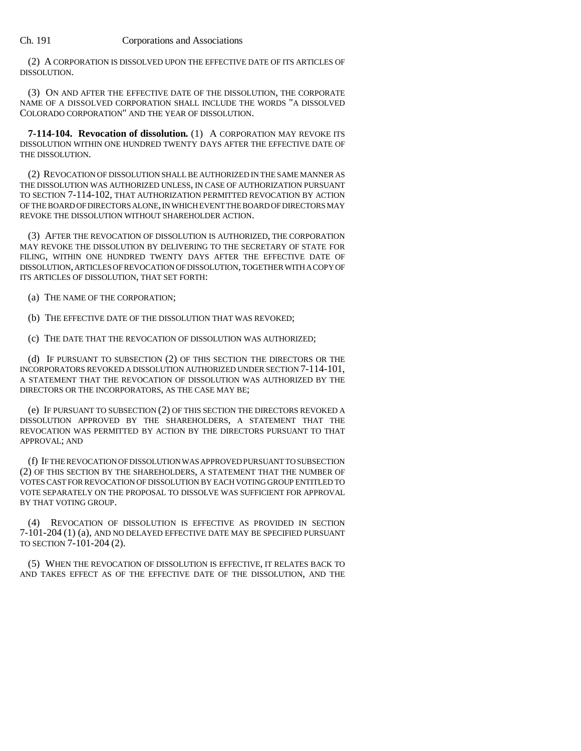(2) A CORPORATION IS DISSOLVED UPON THE EFFECTIVE DATE OF ITS ARTICLES OF DISSOLUTION.

(3) ON AND AFTER THE EFFECTIVE DATE OF THE DISSOLUTION, THE CORPORATE NAME OF A DISSOLVED CORPORATION SHALL INCLUDE THE WORDS "A DISSOLVED COLORADO CORPORATION" AND THE YEAR OF DISSOLUTION.

**7-114-104. Revocation of dissolution.** (1) A CORPORATION MAY REVOKE ITS DISSOLUTION WITHIN ONE HUNDRED TWENTY DAYS AFTER THE EFFECTIVE DATE OF THE DISSOLUTION.

(2) REVOCATION OF DISSOLUTION SHALL BE AUTHORIZED IN THE SAME MANNER AS THE DISSOLUTION WAS AUTHORIZED UNLESS, IN CASE OF AUTHORIZATION PURSUANT TO SECTION 7-114-102, THAT AUTHORIZATION PERMITTED REVOCATION BY ACTION OF THE BOARD OF DIRECTORS ALONE, IN WHICH EVENT THE BOARD OF DIRECTORS MAY REVOKE THE DISSOLUTION WITHOUT SHAREHOLDER ACTION.

(3) AFTER THE REVOCATION OF DISSOLUTION IS AUTHORIZED, THE CORPORATION MAY REVOKE THE DISSOLUTION BY DELIVERING TO THE SECRETARY OF STATE FOR FILING, WITHIN ONE HUNDRED TWENTY DAYS AFTER THE EFFECTIVE DATE OF DISSOLUTION, ARTICLES OF REVOCATION OF DISSOLUTION, TOGETHER WITH A COPY OF ITS ARTICLES OF DISSOLUTION, THAT SET FORTH:

(a) THE NAME OF THE CORPORATION;

(b) THE EFFECTIVE DATE OF THE DISSOLUTION THAT WAS REVOKED;

(c) THE DATE THAT THE REVOCATION OF DISSOLUTION WAS AUTHORIZED;

(d) IF PURSUANT TO SUBSECTION (2) OF THIS SECTION THE DIRECTORS OR THE INCORPORATORS REVOKED A DISSOLUTION AUTHORIZED UNDER SECTION 7-114-101, A STATEMENT THAT THE REVOCATION OF DISSOLUTION WAS AUTHORIZED BY THE DIRECTORS OR THE INCORPORATORS, AS THE CASE MAY BE;

(e) IF PURSUANT TO SUBSECTION (2) OF THIS SECTION THE DIRECTORS REVOKED A DISSOLUTION APPROVED BY THE SHAREHOLDERS, A STATEMENT THAT THE REVOCATION WAS PERMITTED BY ACTION BY THE DIRECTORS PURSUANT TO THAT APPROVAL; AND

(f) IF THE REVOCATION OF DISSOLUTION WAS APPROVED PURSUANT TO SUBSECTION (2) OF THIS SECTION BY THE SHAREHOLDERS, A STATEMENT THAT THE NUMBER OF VOTES CAST FOR REVOCATION OF DISSOLUTION BY EACH VOTING GROUP ENTITLED TO VOTE SEPARATELY ON THE PROPOSAL TO DISSOLVE WAS SUFFICIENT FOR APPROVAL BY THAT VOTING GROUP.

(4) REVOCATION OF DISSOLUTION IS EFFECTIVE AS PROVIDED IN SECTION 7-101-204 (1) (a), AND NO DELAYED EFFECTIVE DATE MAY BE SPECIFIED PURSUANT TO SECTION 7-101-204 (2).

(5) WHEN THE REVOCATION OF DISSOLUTION IS EFFECTIVE, IT RELATES BACK TO AND TAKES EFFECT AS OF THE EFFECTIVE DATE OF THE DISSOLUTION, AND THE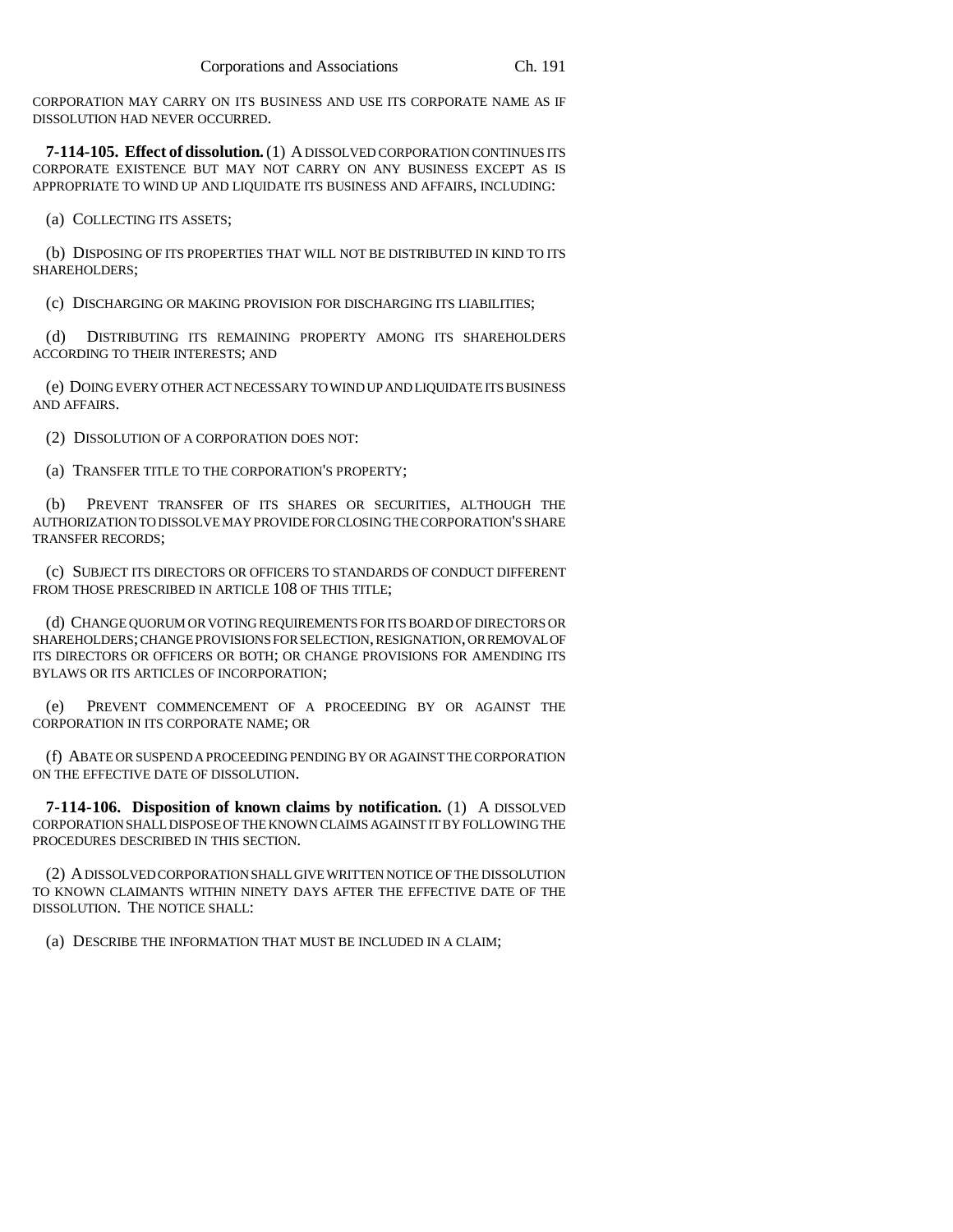CORPORATION MAY CARRY ON ITS BUSINESS AND USE ITS CORPORATE NAME AS IF DISSOLUTION HAD NEVER OCCURRED.

**7-114-105. Effect of dissolution.** (1) A DISSOLVED CORPORATION CONTINUES ITS CORPORATE EXISTENCE BUT MAY NOT CARRY ON ANY BUSINESS EXCEPT AS IS APPROPRIATE TO WIND UP AND LIQUIDATE ITS BUSINESS AND AFFAIRS, INCLUDING:

(a) COLLECTING ITS ASSETS;

(b) DISPOSING OF ITS PROPERTIES THAT WILL NOT BE DISTRIBUTED IN KIND TO ITS SHAREHOLDERS;

(c) DISCHARGING OR MAKING PROVISION FOR DISCHARGING ITS LIABILITIES;

(d) DISTRIBUTING ITS REMAINING PROPERTY AMONG ITS SHAREHOLDERS ACCORDING TO THEIR INTERESTS; AND

(e) DOING EVERY OTHER ACT NECESSARY TO WIND UP AND LIQUIDATE ITS BUSINESS AND AFFAIRS.

(2) DISSOLUTION OF A CORPORATION DOES NOT:

(a) TRANSFER TITLE TO THE CORPORATION'S PROPERTY;

(b) PREVENT TRANSFER OF ITS SHARES OR SECURITIES, ALTHOUGH THE AUTHORIZATION TO DISSOLVE MAY PROVIDE FOR CLOSING THE CORPORATION'S SHARE TRANSFER RECORDS;

(c) SUBJECT ITS DIRECTORS OR OFFICERS TO STANDARDS OF CONDUCT DIFFERENT FROM THOSE PRESCRIBED IN ARTICLE 108 OF THIS TITLE;

(d) CHANGE QUORUM OR VOTING REQUIREMENTS FOR ITS BOARD OF DIRECTORS OR SHAREHOLDERS; CHANGE PROVISIONS FOR SELECTION, RESIGNATION, OR REMOVAL OF ITS DIRECTORS OR OFFICERS OR BOTH; OR CHANGE PROVISIONS FOR AMENDING ITS BYLAWS OR ITS ARTICLES OF INCORPORATION;

(e) PREVENT COMMENCEMENT OF A PROCEEDING BY OR AGAINST THE CORPORATION IN ITS CORPORATE NAME; OR

(f) ABATE OR SUSPEND A PROCEEDING PENDING BY OR AGAINST THE CORPORATION ON THE EFFECTIVE DATE OF DISSOLUTION.

**7-114-106. Disposition of known claims by notification.** (1) A DISSOLVED CORPORATION SHALL DISPOSE OF THE KNOWN CLAIMS AGAINST IT BY FOLLOWING THE PROCEDURES DESCRIBED IN THIS SECTION.

(2) A DISSOLVED CORPORATION SHALL GIVE WRITTEN NOTICE OF THE DISSOLUTION TO KNOWN CLAIMANTS WITHIN NINETY DAYS AFTER THE EFFECTIVE DATE OF THE DISSOLUTION. THE NOTICE SHALL:

(a) DESCRIBE THE INFORMATION THAT MUST BE INCLUDED IN A CLAIM;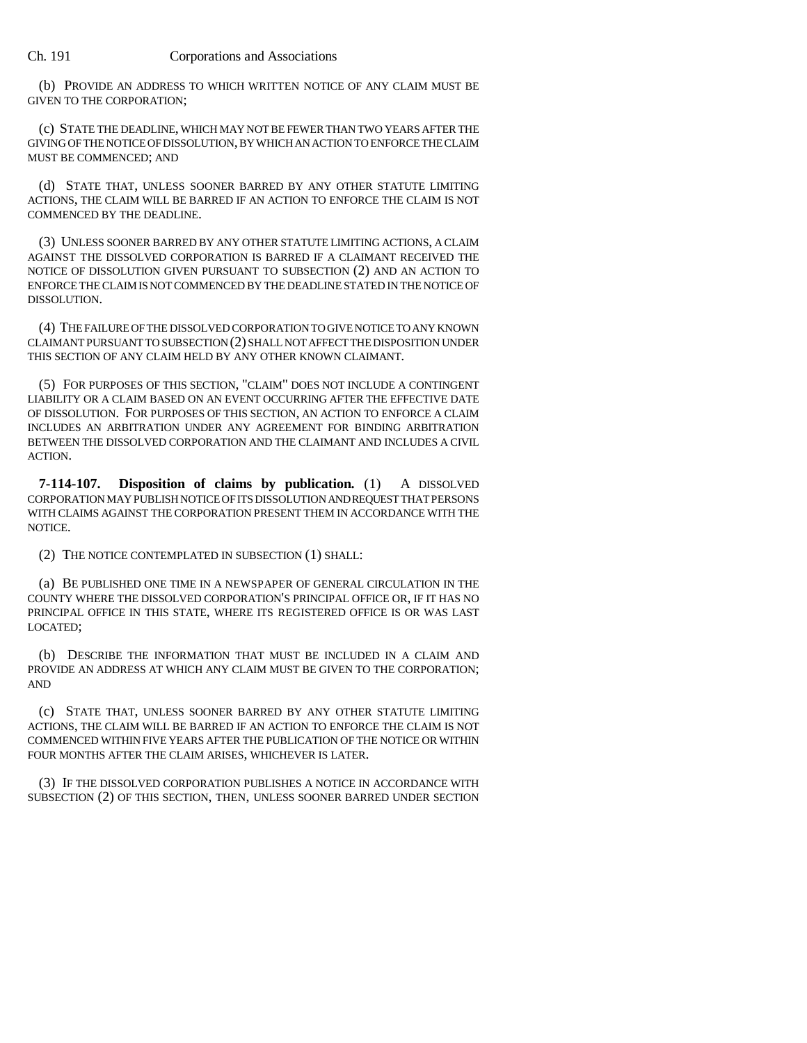(b) PROVIDE AN ADDRESS TO WHICH WRITTEN NOTICE OF ANY CLAIM MUST BE GIVEN TO THE CORPORATION;

(c) STATE THE DEADLINE, WHICH MAY NOT BE FEWER THAN TWO YEARS AFTER THE GIVING OF THE NOTICE OF DISSOLUTION, BY WHICH AN ACTION TO ENFORCE THE CLAIM MUST BE COMMENCED; AND

(d) STATE THAT, UNLESS SOONER BARRED BY ANY OTHER STATUTE LIMITING ACTIONS, THE CLAIM WILL BE BARRED IF AN ACTION TO ENFORCE THE CLAIM IS NOT COMMENCED BY THE DEADLINE.

(3) UNLESS SOONER BARRED BY ANY OTHER STATUTE LIMITING ACTIONS, A CLAIM AGAINST THE DISSOLVED CORPORATION IS BARRED IF A CLAIMANT RECEIVED THE NOTICE OF DISSOLUTION GIVEN PURSUANT TO SUBSECTION (2) AND AN ACTION TO ENFORCE THE CLAIM IS NOT COMMENCED BY THE DEADLINE STATED IN THE NOTICE OF DISSOLUTION.

(4) THE FAILURE OF THE DISSOLVED CORPORATION TO GIVE NOTICE TO ANY KNOWN CLAIMANT PURSUANT TO SUBSECTION (2) SHALL NOT AFFECT THE DISPOSITION UNDER THIS SECTION OF ANY CLAIM HELD BY ANY OTHER KNOWN CLAIMANT.

(5) FOR PURPOSES OF THIS SECTION, "CLAIM" DOES NOT INCLUDE A CONTINGENT LIABILITY OR A CLAIM BASED ON AN EVENT OCCURRING AFTER THE EFFECTIVE DATE OF DISSOLUTION. FOR PURPOSES OF THIS SECTION, AN ACTION TO ENFORCE A CLAIM INCLUDES AN ARBITRATION UNDER ANY AGREEMENT FOR BINDING ARBITRATION BETWEEN THE DISSOLVED CORPORATION AND THE CLAIMANT AND INCLUDES A CIVIL ACTION.

**7-114-107. Disposition of claims by publication.** (1) A DISSOLVED CORPORATION MAY PUBLISH NOTICE OF ITS DISSOLUTION AND REQUEST THAT PERSONS WITH CLAIMS AGAINST THE CORPORATION PRESENT THEM IN ACCORDANCE WITH THE NOTICE.

(2) THE NOTICE CONTEMPLATED IN SUBSECTION (1) SHALL:

(a) BE PUBLISHED ONE TIME IN A NEWSPAPER OF GENERAL CIRCULATION IN THE COUNTY WHERE THE DISSOLVED CORPORATION'S PRINCIPAL OFFICE OR, IF IT HAS NO PRINCIPAL OFFICE IN THIS STATE, WHERE ITS REGISTERED OFFICE IS OR WAS LAST LOCATED;

(b) DESCRIBE THE INFORMATION THAT MUST BE INCLUDED IN A CLAIM AND PROVIDE AN ADDRESS AT WHICH ANY CLAIM MUST BE GIVEN TO THE CORPORATION; AND

(c) STATE THAT, UNLESS SOONER BARRED BY ANY OTHER STATUTE LIMITING ACTIONS, THE CLAIM WILL BE BARRED IF AN ACTION TO ENFORCE THE CLAIM IS NOT COMMENCED WITHIN FIVE YEARS AFTER THE PUBLICATION OF THE NOTICE OR WITHIN FOUR MONTHS AFTER THE CLAIM ARISES, WHICHEVER IS LATER.

(3) IF THE DISSOLVED CORPORATION PUBLISHES A NOTICE IN ACCORDANCE WITH SUBSECTION (2) OF THIS SECTION, THEN, UNLESS SOONER BARRED UNDER SECTION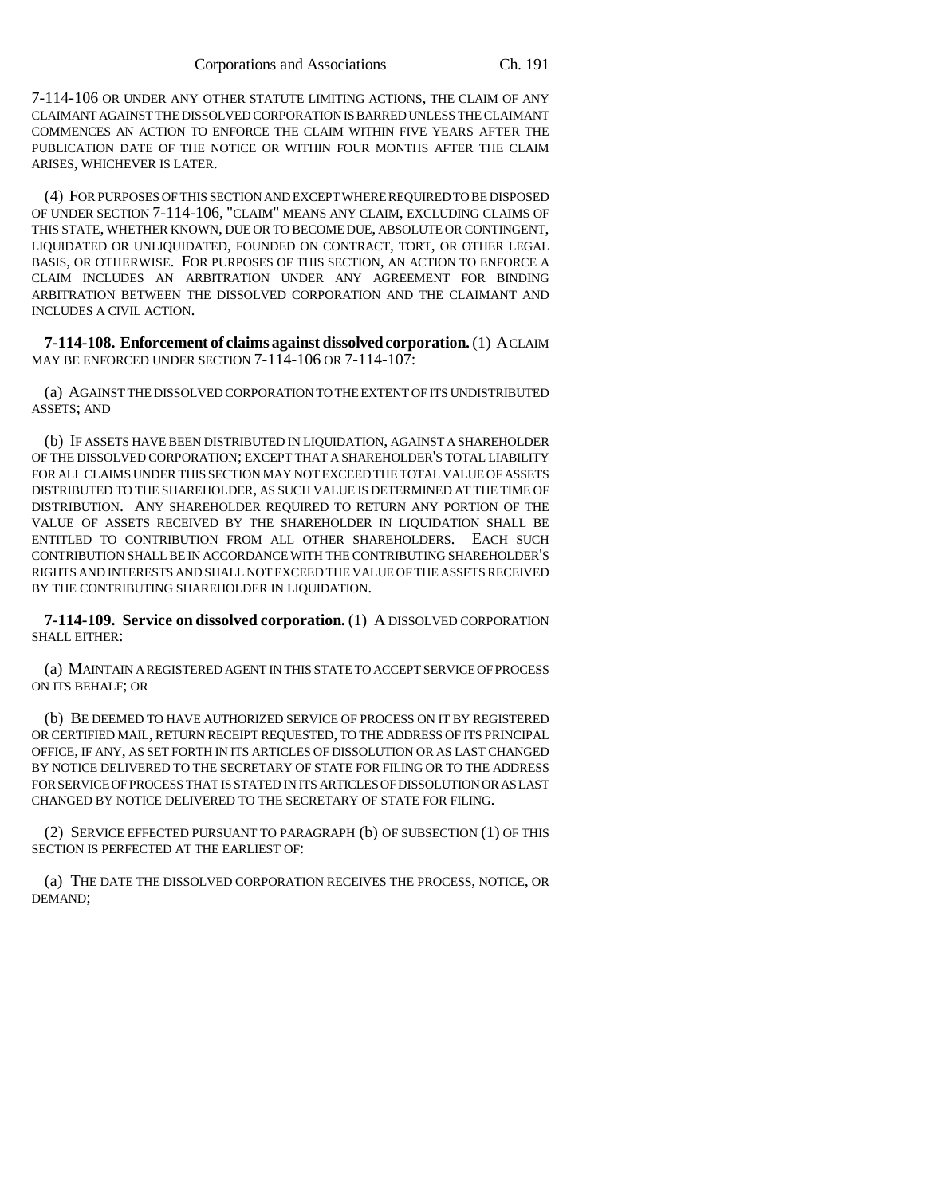7-114-106 OR UNDER ANY OTHER STATUTE LIMITING ACTIONS, THE CLAIM OF ANY CLAIMANT AGAINST THE DISSOLVED CORPORATION IS BARRED UNLESS THE CLAIMANT COMMENCES AN ACTION TO ENFORCE THE CLAIM WITHIN FIVE YEARS AFTER THE PUBLICATION DATE OF THE NOTICE OR WITHIN FOUR MONTHS AFTER THE CLAIM ARISES, WHICHEVER IS LATER.

(4) FOR PURPOSES OF THIS SECTION AND EXCEPT WHERE REQUIRED TO BE DISPOSED OF UNDER SECTION 7-114-106, "CLAIM" MEANS ANY CLAIM, EXCLUDING CLAIMS OF THIS STATE, WHETHER KNOWN, DUE OR TO BECOME DUE, ABSOLUTE OR CONTINGENT, LIQUIDATED OR UNLIQUIDATED, FOUNDED ON CONTRACT, TORT, OR OTHER LEGAL BASIS, OR OTHERWISE. FOR PURPOSES OF THIS SECTION, AN ACTION TO ENFORCE A CLAIM INCLUDES AN ARBITRATION UNDER ANY AGREEMENT FOR BINDING ARBITRATION BETWEEN THE DISSOLVED CORPORATION AND THE CLAIMANT AND INCLUDES A CIVIL ACTION.

**7-114-108. Enforcement of claims against dissolved corporation.** (1) A CLAIM MAY BE ENFORCED UNDER SECTION 7-114-106 OR 7-114-107:

(a) AGAINST THE DISSOLVED CORPORATION TO THE EXTENT OF ITS UNDISTRIBUTED ASSETS; AND

(b) IF ASSETS HAVE BEEN DISTRIBUTED IN LIQUIDATION, AGAINST A SHAREHOLDER OF THE DISSOLVED CORPORATION; EXCEPT THAT A SHAREHOLDER'S TOTAL LIABILITY FOR ALL CLAIMS UNDER THIS SECTION MAY NOT EXCEED THE TOTAL VALUE OF ASSETS DISTRIBUTED TO THE SHAREHOLDER, AS SUCH VALUE IS DETERMINED AT THE TIME OF DISTRIBUTION. ANY SHAREHOLDER REQUIRED TO RETURN ANY PORTION OF THE VALUE OF ASSETS RECEIVED BY THE SHAREHOLDER IN LIQUIDATION SHALL BE ENTITLED TO CONTRIBUTION FROM ALL OTHER SHAREHOLDERS. EACH SUCH CONTRIBUTION SHALL BE IN ACCORDANCE WITH THE CONTRIBUTING SHAREHOLDER'S RIGHTS AND INTERESTS AND SHALL NOT EXCEED THE VALUE OF THE ASSETS RECEIVED BY THE CONTRIBUTING SHAREHOLDER IN LIQUIDATION.

**7-114-109. Service on dissolved corporation.** (1) A DISSOLVED CORPORATION SHALL EITHER:

(a) MAINTAIN A REGISTERED AGENT IN THIS STATE TO ACCEPT SERVICE OF PROCESS ON ITS BEHALF; OR

(b) BE DEEMED TO HAVE AUTHORIZED SERVICE OF PROCESS ON IT BY REGISTERED OR CERTIFIED MAIL, RETURN RECEIPT REQUESTED, TO THE ADDRESS OF ITS PRINCIPAL OFFICE, IF ANY, AS SET FORTH IN ITS ARTICLES OF DISSOLUTION OR AS LAST CHANGED BY NOTICE DELIVERED TO THE SECRETARY OF STATE FOR FILING OR TO THE ADDRESS FOR SERVICE OF PROCESS THAT IS STATED IN ITS ARTICLES OF DISSOLUTION OR AS LAST CHANGED BY NOTICE DELIVERED TO THE SECRETARY OF STATE FOR FILING.

(2) SERVICE EFFECTED PURSUANT TO PARAGRAPH (b) OF SUBSECTION (1) OF THIS SECTION IS PERFECTED AT THE EARLIEST OF:

(a) THE DATE THE DISSOLVED CORPORATION RECEIVES THE PROCESS, NOTICE, OR DEMAND;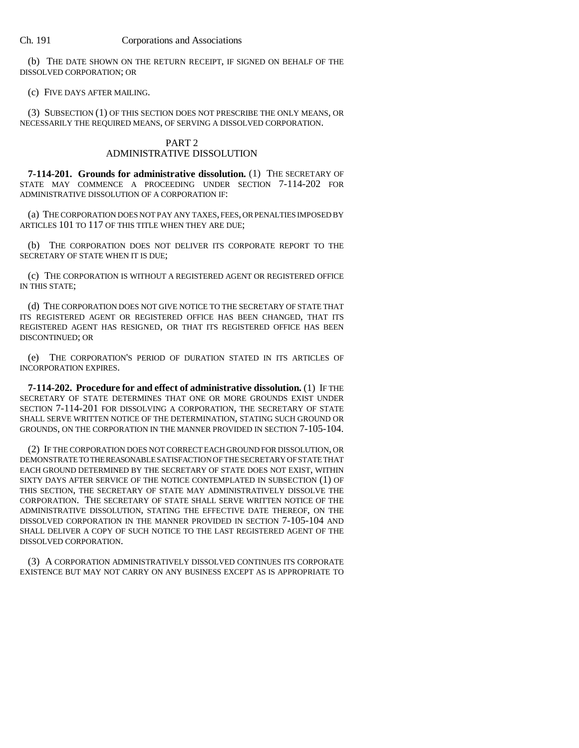(b) THE DATE SHOWN ON THE RETURN RECEIPT, IF SIGNED ON BEHALF OF THE DISSOLVED CORPORATION; OR

(c) FIVE DAYS AFTER MAILING.

(3) SUBSECTION (1) OF THIS SECTION DOES NOT PRESCRIBE THE ONLY MEANS, OR NECESSARILY THE REQUIRED MEANS, OF SERVING A DISSOLVED CORPORATION.

## PART 2
## ADMINISTRATIVE DISSOLUTION

**7-114-201. Grounds for administrative dissolution.** (1) THE SECRETARY OF STATE MAY COMMENCE A PROCEEDING UNDER SECTION 7-114-202 FOR ADMINISTRATIVE DISSOLUTION OF A CORPORATION IF:

(a) THE CORPORATION DOES NOT PAY ANY TAXES, FEES, OR PENALTIES IMPOSED BY ARTICLES 101 TO 117 OF THIS TITLE WHEN THEY ARE DUE;

(b) THE CORPORATION DOES NOT DELIVER ITS CORPORATE REPORT TO THE SECRETARY OF STATE WHEN IT IS DUE;

(c) THE CORPORATION IS WITHOUT A REGISTERED AGENT OR REGISTERED OFFICE IN THIS STATE;

(d) THE CORPORATION DOES NOT GIVE NOTICE TO THE SECRETARY OF STATE THAT ITS REGISTERED AGENT OR REGISTERED OFFICE HAS BEEN CHANGED, THAT ITS REGISTERED AGENT HAS RESIGNED, OR THAT ITS REGISTERED OFFICE HAS BEEN DISCONTINUED; OR

(e) THE CORPORATION'S PERIOD OF DURATION STATED IN ITS ARTICLES OF INCORPORATION EXPIRES.

**7-114-202. Procedure for and effect of administrative dissolution.** (1) IF THE SECRETARY OF STATE DETERMINES THAT ONE OR MORE GROUNDS EXIST UNDER SECTION 7-114-201 FOR DISSOLVING A CORPORATION, THE SECRETARY OF STATE SHALL SERVE WRITTEN NOTICE OF THE DETERMINATION, STATING SUCH GROUND OR GROUNDS, ON THE CORPORATION IN THE MANNER PROVIDED IN SECTION 7-105-104.

(2) IF THE CORPORATION DOES NOT CORRECT EACH GROUND FOR DISSOLUTION, OR DEMONSTRATE TO THE REASONABLE SATISFACTION OF THE SECRETARY OF STATE THAT EACH GROUND DETERMINED BY THE SECRETARY OF STATE DOES NOT EXIST, WITHIN SIXTY DAYS AFTER SERVICE OF THE NOTICE CONTEMPLATED IN SUBSECTION (1) OF THIS SECTION, THE SECRETARY OF STATE MAY ADMINISTRATIVELY DISSOLVE THE CORPORATION. THE SECRETARY OF STATE SHALL SERVE WRITTEN NOTICE OF THE ADMINISTRATIVE DISSOLUTION, STATING THE EFFECTIVE DATE THEREOF, ON THE DISSOLVED CORPORATION IN THE MANNER PROVIDED IN SECTION 7-105-104 AND SHALL DELIVER A COPY OF SUCH NOTICE TO THE LAST REGISTERED AGENT OF THE DISSOLVED CORPORATION.

(3) A CORPORATION ADMINISTRATIVELY DISSOLVED CONTINUES ITS CORPORATE EXISTENCE BUT MAY NOT CARRY ON ANY BUSINESS EXCEPT AS IS APPROPRIATE TO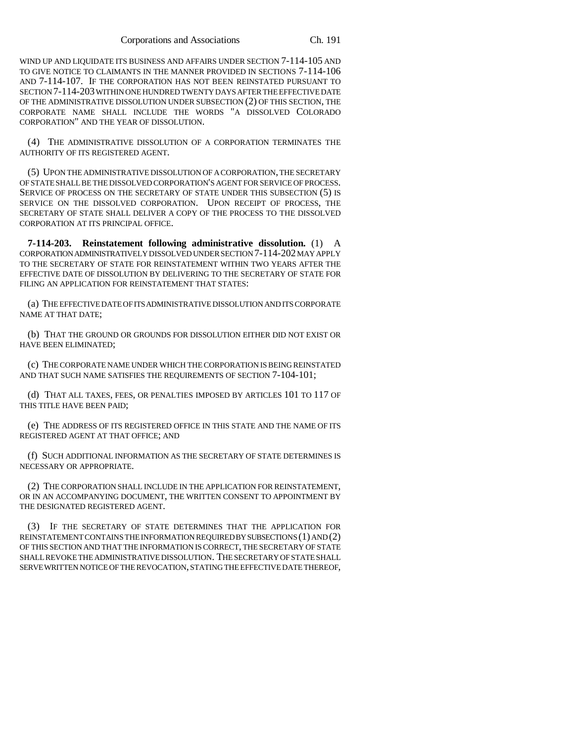WIND UP AND LIQUIDATE ITS BUSINESS AND AFFAIRS UNDER SECTION 7-114-105 AND TO GIVE NOTICE TO CLAIMANTS IN THE MANNER PROVIDED IN SECTIONS 7-114-106 AND 7-114-107. IF THE CORPORATION HAS NOT BEEN REINSTATED PURSUANT TO SECTION 7-114-203 WITHIN ONE HUNDRED TWENTY DAYS AFTER THE EFFECTIVE DATE OF THE ADMINISTRATIVE DISSOLUTION UNDER SUBSECTION (2) OF THIS SECTION, THE CORPORATE NAME SHALL INCLUDE THE WORDS "A DISSOLVED COLORADO CORPORATION" AND THE YEAR OF DISSOLUTION.

(4) THE ADMINISTRATIVE DISSOLUTION OF A CORPORATION TERMINATES THE AUTHORITY OF ITS REGISTERED AGENT.

(5) UPON THE ADMINISTRATIVE DISSOLUTION OF A CORPORATION, THE SECRETARY OF STATE SHALL BE THE DISSOLVED CORPORATION'S AGENT FOR SERVICE OF PROCESS. SERVICE OF PROCESS ON THE SECRETARY OF STATE UNDER THIS SUBSECTION (5) IS SERVICE ON THE DISSOLVED CORPORATION. UPON RECEIPT OF PROCESS, THE SECRETARY OF STATE SHALL DELIVER A COPY OF THE PROCESS TO THE DISSOLVED CORPORATION AT ITS PRINCIPAL OFFICE.

**7-114-203. Reinstatement following administrative dissolution.** (1) A CORPORATION ADMINISTRATIVELY DISSOLVED UNDER SECTION 7-114-202 MAY APPLY TO THE SECRETARY OF STATE FOR REINSTATEMENT WITHIN TWO YEARS AFTER THE EFFECTIVE DATE OF DISSOLUTION BY DELIVERING TO THE SECRETARY OF STATE FOR FILING AN APPLICATION FOR REINSTATEMENT THAT STATES:

(a) THE EFFECTIVE DATE OF ITS ADMINISTRATIVE DISSOLUTION AND ITS CORPORATE NAME AT THAT DATE;

(b) THAT THE GROUND OR GROUNDS FOR DISSOLUTION EITHER DID NOT EXIST OR HAVE BEEN ELIMINATED;

(c) THE CORPORATE NAME UNDER WHICH THE CORPORATION IS BEING REINSTATED AND THAT SUCH NAME SATISFIES THE REQUIREMENTS OF SECTION 7-104-101;

(d) THAT ALL TAXES, FEES, OR PENALTIES IMPOSED BY ARTICLES 101 TO 117 OF THIS TITLE HAVE BEEN PAID;

(e) THE ADDRESS OF ITS REGISTERED OFFICE IN THIS STATE AND THE NAME OF ITS REGISTERED AGENT AT THAT OFFICE; AND

(f) SUCH ADDITIONAL INFORMATION AS THE SECRETARY OF STATE DETERMINES IS NECESSARY OR APPROPRIATE.

(2) THE CORPORATION SHALL INCLUDE IN THE APPLICATION FOR REINSTATEMENT, OR IN AN ACCOMPANYING DOCUMENT, THE WRITTEN CONSENT TO APPOINTMENT BY THE DESIGNATED REGISTERED AGENT.

(3) IF THE SECRETARY OF STATE DETERMINES THAT THE APPLICATION FOR REINSTATEMENT CONTAINS THE INFORMATION REQUIRED BY SUBSECTIONS (1) AND (2) OF THIS SECTION AND THAT THE INFORMATION IS CORRECT, THE SECRETARY OF STATE SHALL REVOKE THE ADMINISTRATIVE DISSOLUTION. THE SECRETARY OF STATE SHALL SERVE WRITTEN NOTICE OF THE REVOCATION, STATING THE EFFECTIVE DATE THEREOF,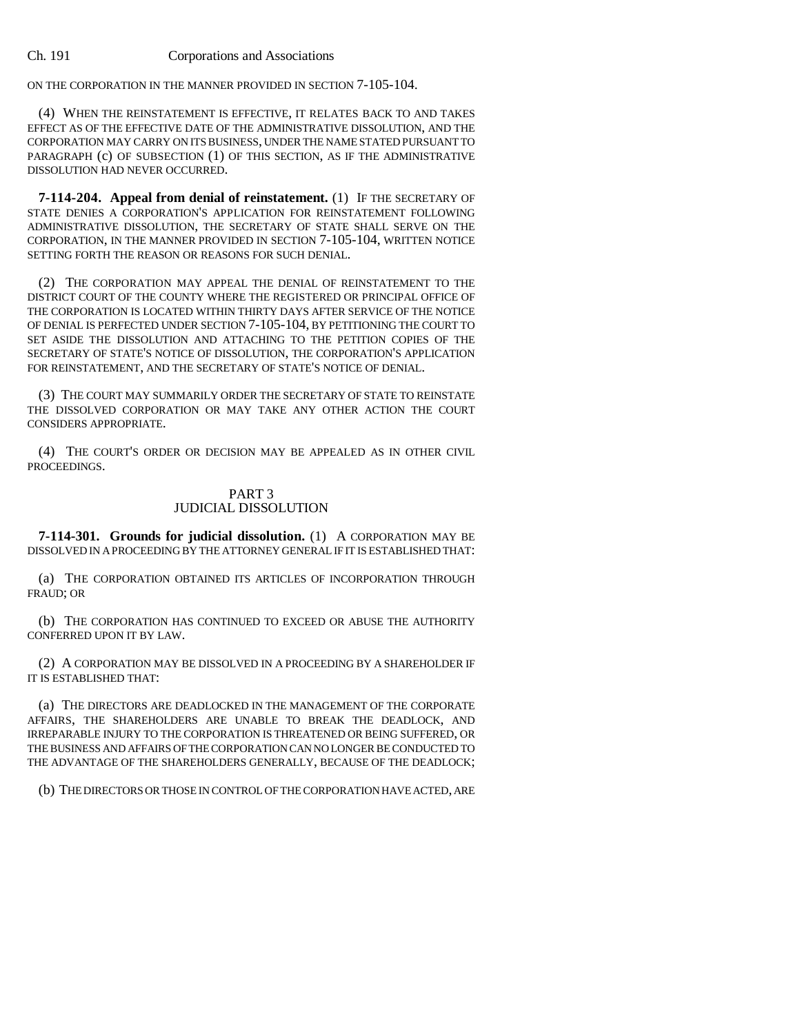ON THE CORPORATION IN THE MANNER PROVIDED IN SECTION 7-105-104.

(4) WHEN THE REINSTATEMENT IS EFFECTIVE, IT RELATES BACK TO AND TAKES EFFECT AS OF THE EFFECTIVE DATE OF THE ADMINISTRATIVE DISSOLUTION, AND THE CORPORATION MAY CARRY ON ITS BUSINESS, UNDER THE NAME STATED PURSUANT TO PARAGRAPH (c) OF SUBSECTION (1) OF THIS SECTION, AS IF THE ADMINISTRATIVE DISSOLUTION HAD NEVER OCCURRED.

**7-114-204. Appeal from denial of reinstatement.** (1) IF THE SECRETARY OF STATE DENIES A CORPORATION'S APPLICATION FOR REINSTATEMENT FOLLOWING ADMINISTRATIVE DISSOLUTION, THE SECRETARY OF STATE SHALL SERVE ON THE CORPORATION, IN THE MANNER PROVIDED IN SECTION 7-105-104, WRITTEN NOTICE SETTING FORTH THE REASON OR REASONS FOR SUCH DENIAL.

(2) THE CORPORATION MAY APPEAL THE DENIAL OF REINSTATEMENT TO THE DISTRICT COURT OF THE COUNTY WHERE THE REGISTERED OR PRINCIPAL OFFICE OF THE CORPORATION IS LOCATED WITHIN THIRTY DAYS AFTER SERVICE OF THE NOTICE OF DENIAL IS PERFECTED UNDER SECTION 7-105-104, BY PETITIONING THE COURT TO SET ASIDE THE DISSOLUTION AND ATTACHING TO THE PETITION COPIES OF THE SECRETARY OF STATE'S NOTICE OF DISSOLUTION, THE CORPORATION'S APPLICATION FOR REINSTATEMENT, AND THE SECRETARY OF STATE'S NOTICE OF DENIAL.

(3) THE COURT MAY SUMMARILY ORDER THE SECRETARY OF STATE TO REINSTATE THE DISSOLVED CORPORATION OR MAY TAKE ANY OTHER ACTION THE COURT CONSIDERS APPROPRIATE.

(4) THE COURT'S ORDER OR DECISION MAY BE APPEALED AS IN OTHER CIVIL PROCEEDINGS.

## PART 3
## JUDICIAL DISSOLUTION

**7-114-301. Grounds for judicial dissolution.** (1) A CORPORATION MAY BE DISSOLVED IN A PROCEEDING BY THE ATTORNEY GENERAL IF IT IS ESTABLISHED THAT:

(a) THE CORPORATION OBTAINED ITS ARTICLES OF INCORPORATION THROUGH FRAUD; OR

(b) THE CORPORATION HAS CONTINUED TO EXCEED OR ABUSE THE AUTHORITY CONFERRED UPON IT BY LAW.

(2) A CORPORATION MAY BE DISSOLVED IN A PROCEEDING BY A SHAREHOLDER IF IT IS ESTABLISHED THAT:

(a) THE DIRECTORS ARE DEADLOCKED IN THE MANAGEMENT OF THE CORPORATE AFFAIRS, THE SHAREHOLDERS ARE UNABLE TO BREAK THE DEADLOCK, AND IRREPARABLE INJURY TO THE CORPORATION IS THREATENED OR BEING SUFFERED, OR THE BUSINESS AND AFFAIRS OF THE CORPORATION CAN NO LONGER BE CONDUCTED TO THE ADVANTAGE OF THE SHAREHOLDERS GENERALLY, BECAUSE OF THE DEADLOCK;

(b) THE DIRECTORS OR THOSE IN CONTROL OF THE CORPORATION HAVE ACTED, ARE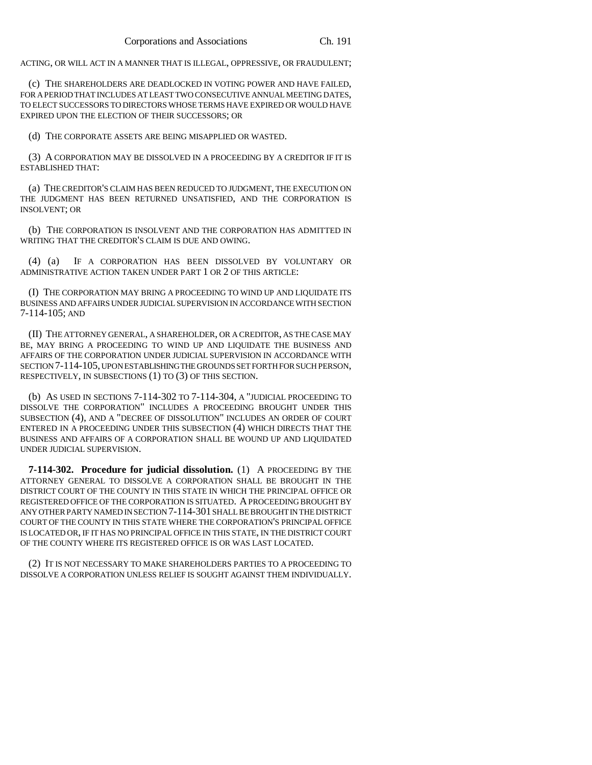ACTING, OR WILL ACT IN A MANNER THAT IS ILLEGAL, OPPRESSIVE, OR FRAUDULENT;

(c) THE SHAREHOLDERS ARE DEADLOCKED IN VOTING POWER AND HAVE FAILED, FOR A PERIOD THAT INCLUDES AT LEAST TWO CONSECUTIVE ANNUAL MEETING DATES, TO ELECT SUCCESSORS TO DIRECTORS WHOSE TERMS HAVE EXPIRED OR WOULD HAVE EXPIRED UPON THE ELECTION OF THEIR SUCCESSORS; OR

(d) THE CORPORATE ASSETS ARE BEING MISAPPLIED OR WASTED.

(3) A CORPORATION MAY BE DISSOLVED IN A PROCEEDING BY A CREDITOR IF IT IS ESTABLISHED THAT:

(a) THE CREDITOR'S CLAIM HAS BEEN REDUCED TO JUDGMENT, THE EXECUTION ON THE JUDGMENT HAS BEEN RETURNED UNSATISFIED, AND THE CORPORATION IS INSOLVENT; OR

(b) THE CORPORATION IS INSOLVENT AND THE CORPORATION HAS ADMITTED IN WRITING THAT THE CREDITOR'S CLAIM IS DUE AND OWING.

(4) (a) IF A CORPORATION HAS BEEN DISSOLVED BY VOLUNTARY OR ADMINISTRATIVE ACTION TAKEN UNDER PART 1 OR 2 OF THIS ARTICLE:

(I) THE CORPORATION MAY BRING A PROCEEDING TO WIND UP AND LIQUIDATE ITS BUSINESS AND AFFAIRS UNDER JUDICIAL SUPERVISION IN ACCORDANCE WITH SECTION 7-114-105; AND

(II) THE ATTORNEY GENERAL, A SHAREHOLDER, OR A CREDITOR, AS THE CASE MAY BE, MAY BRING A PROCEEDING TO WIND UP AND LIQUIDATE THE BUSINESS AND AFFAIRS OF THE CORPORATION UNDER JUDICIAL SUPERVISION IN ACCORDANCE WITH SECTION 7-114-105, UPON ESTABLISHING THE GROUNDS SET FORTH FOR SUCH PERSON, RESPECTIVELY, IN SUBSECTIONS (1) TO (3) OF THIS SECTION.

(b) AS USED IN SECTIONS 7-114-302 TO 7-114-304, A "JUDICIAL PROCEEDING TO DISSOLVE THE CORPORATION" INCLUDES A PROCEEDING BROUGHT UNDER THIS SUBSECTION (4), AND A "DECREE OF DISSOLUTION" INCLUDES AN ORDER OF COURT ENTERED IN A PROCEEDING UNDER THIS SUBSECTION (4) WHICH DIRECTS THAT THE BUSINESS AND AFFAIRS OF A CORPORATION SHALL BE WOUND UP AND LIQUIDATED UNDER JUDICIAL SUPERVISION.

**7-114-302. Procedure for judicial dissolution.** (1) A PROCEEDING BY THE ATTORNEY GENERAL TO DISSOLVE A CORPORATION SHALL BE BROUGHT IN THE DISTRICT COURT OF THE COUNTY IN THIS STATE IN WHICH THE PRINCIPAL OFFICE OR REGISTERED OFFICE OF THE CORPORATION IS SITUATED. A PROCEEDING BROUGHT BY ANY OTHER PARTY NAMED IN SECTION 7-114-301 SHALL BE BROUGHT IN THE DISTRICT COURT OF THE COUNTY IN THIS STATE WHERE THE CORPORATION'S PRINCIPAL OFFICE IS LOCATED OR, IF IT HAS NO PRINCIPAL OFFICE IN THIS STATE, IN THE DISTRICT COURT OF THE COUNTY WHERE ITS REGISTERED OFFICE IS OR WAS LAST LOCATED.

(2) IT IS NOT NECESSARY TO MAKE SHAREHOLDERS PARTIES TO A PROCEEDING TO DISSOLVE A CORPORATION UNLESS RELIEF IS SOUGHT AGAINST THEM INDIVIDUALLY.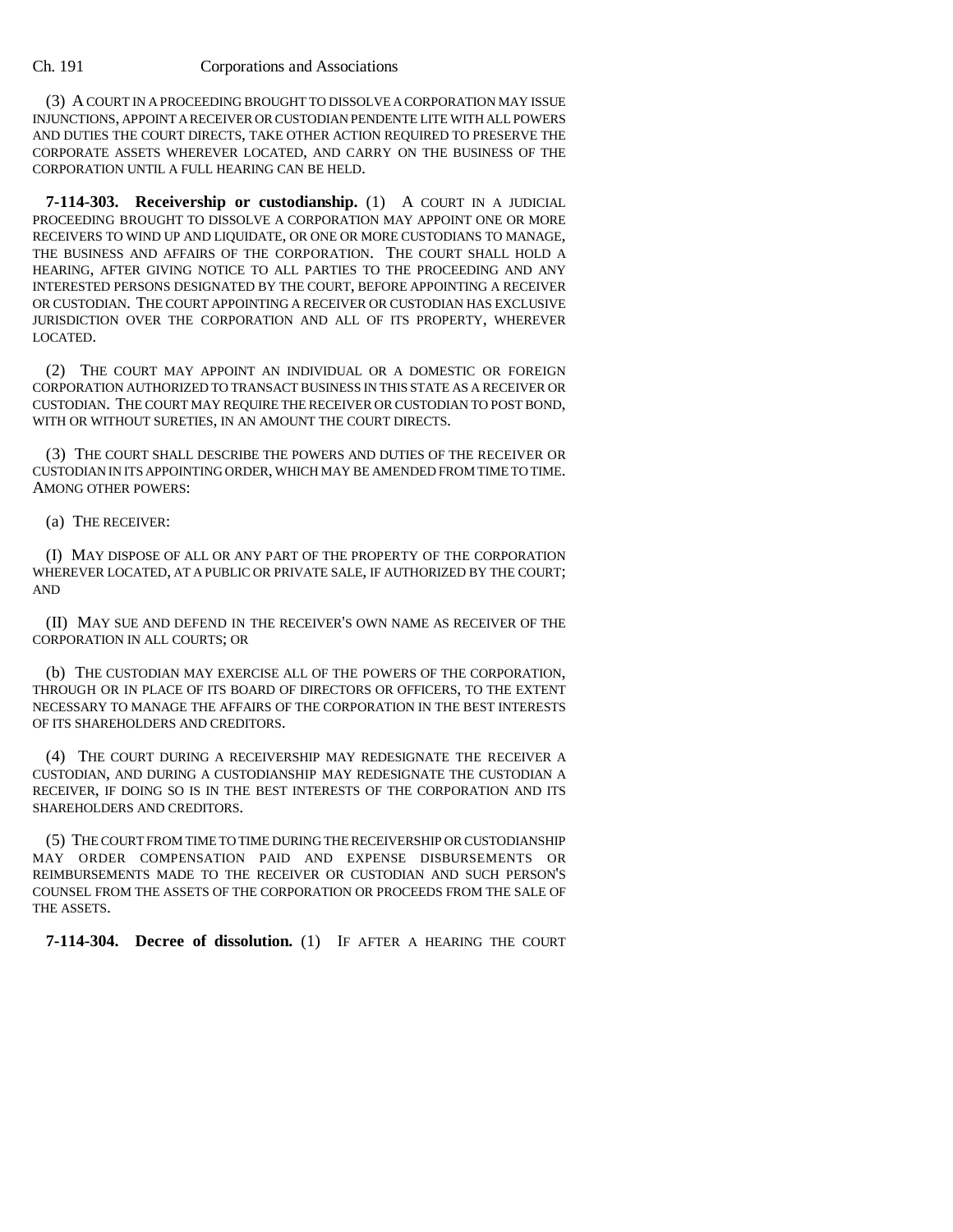(3) A COURT IN A PROCEEDING BROUGHT TO DISSOLVE A CORPORATION MAY ISSUE INJUNCTIONS, APPOINT A RECEIVER OR CUSTODIAN PENDENTE LITE WITH ALL POWERS AND DUTIES THE COURT DIRECTS, TAKE OTHER ACTION REQUIRED TO PRESERVE THE CORPORATE ASSETS WHEREVER LOCATED, AND CARRY ON THE BUSINESS OF THE CORPORATION UNTIL A FULL HEARING CAN BE HELD.

**7-114-303. Receivership or custodianship.** (1) A COURT IN A JUDICIAL PROCEEDING BROUGHT TO DISSOLVE A CORPORATION MAY APPOINT ONE OR MORE RECEIVERS TO WIND UP AND LIQUIDATE, OR ONE OR MORE CUSTODIANS TO MANAGE, THE BUSINESS AND AFFAIRS OF THE CORPORATION. THE COURT SHALL HOLD A HEARING, AFTER GIVING NOTICE TO ALL PARTIES TO THE PROCEEDING AND ANY INTERESTED PERSONS DESIGNATED BY THE COURT, BEFORE APPOINTING A RECEIVER OR CUSTODIAN. THE COURT APPOINTING A RECEIVER OR CUSTODIAN HAS EXCLUSIVE JURISDICTION OVER THE CORPORATION AND ALL OF ITS PROPERTY, WHEREVER LOCATED.

(2) THE COURT MAY APPOINT AN INDIVIDUAL OR A DOMESTIC OR FOREIGN CORPORATION AUTHORIZED TO TRANSACT BUSINESS IN THIS STATE AS A RECEIVER OR CUSTODIAN. THE COURT MAY REQUIRE THE RECEIVER OR CUSTODIAN TO POST BOND, WITH OR WITHOUT SURETIES, IN AN AMOUNT THE COURT DIRECTS.

(3) THE COURT SHALL DESCRIBE THE POWERS AND DUTIES OF THE RECEIVER OR CUSTODIAN IN ITS APPOINTING ORDER, WHICH MAY BE AMENDED FROM TIME TO TIME. AMONG OTHER POWERS:

(a) THE RECEIVER:

(I) MAY DISPOSE OF ALL OR ANY PART OF THE PROPERTY OF THE CORPORATION WHEREVER LOCATED, AT A PUBLIC OR PRIVATE SALE, IF AUTHORIZED BY THE COURT; AND

(II) MAY SUE AND DEFEND IN THE RECEIVER'S OWN NAME AS RECEIVER OF THE CORPORATION IN ALL COURTS; OR

(b) THE CUSTODIAN MAY EXERCISE ALL OF THE POWERS OF THE CORPORATION, THROUGH OR IN PLACE OF ITS BOARD OF DIRECTORS OR OFFICERS, TO THE EXTENT NECESSARY TO MANAGE THE AFFAIRS OF THE CORPORATION IN THE BEST INTERESTS OF ITS SHAREHOLDERS AND CREDITORS.

(4) THE COURT DURING A RECEIVERSHIP MAY REDESIGNATE THE RECEIVER A CUSTODIAN, AND DURING A CUSTODIANSHIP MAY REDESIGNATE THE CUSTODIAN A RECEIVER, IF DOING SO IS IN THE BEST INTERESTS OF THE CORPORATION AND ITS SHAREHOLDERS AND CREDITORS.

(5) THE COURT FROM TIME TO TIME DURING THE RECEIVERSHIP OR CUSTODIANSHIP MAY ORDER COMPENSATION PAID AND EXPENSE DISBURSEMENTS OR REIMBURSEMENTS MADE TO THE RECEIVER OR CUSTODIAN AND SUCH PERSON'S COUNSEL FROM THE ASSETS OF THE CORPORATION OR PROCEEDS FROM THE SALE OF THE ASSETS.

**7-114-304. Decree of dissolution.** (1) IF AFTER A HEARING THE COURT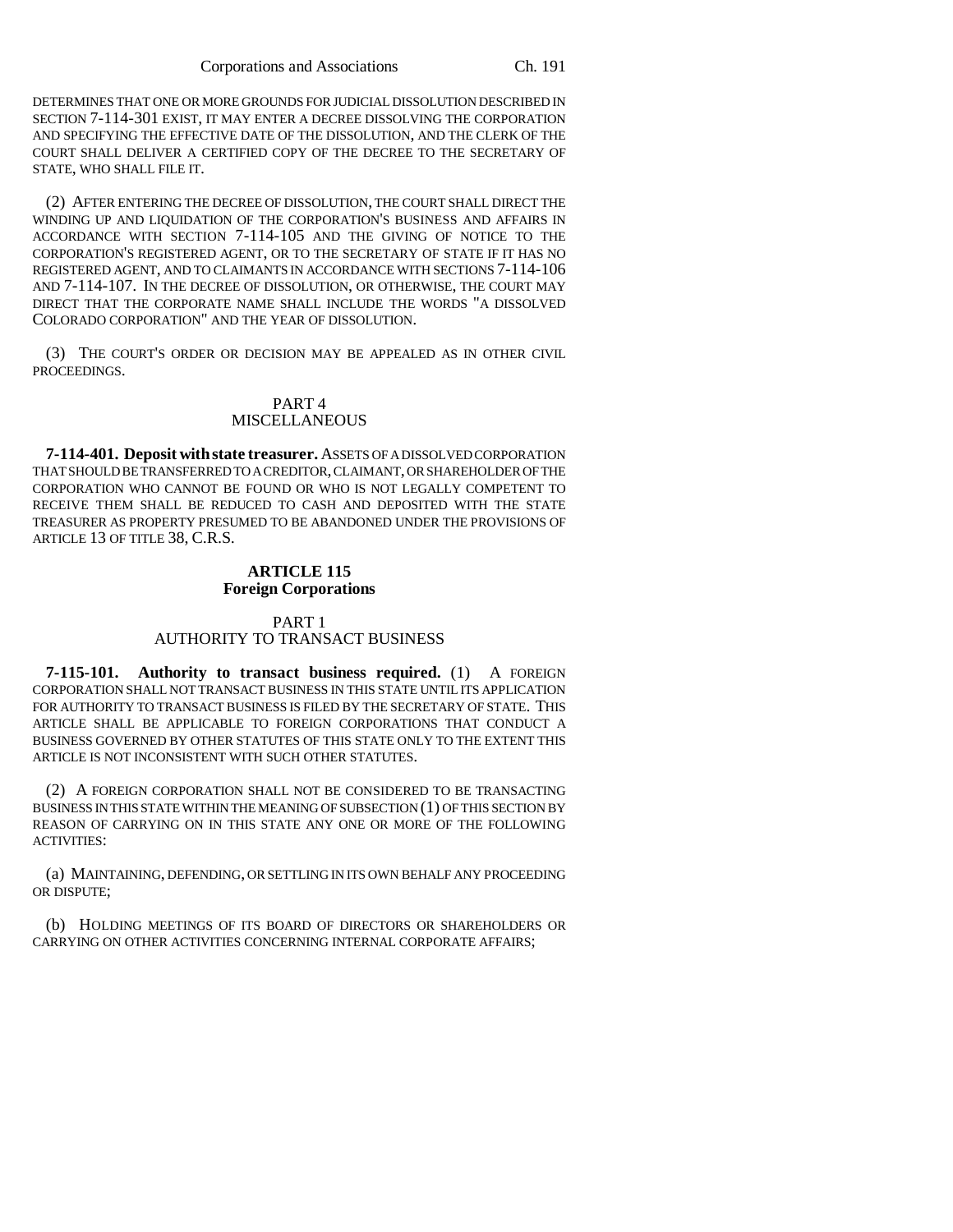DETERMINES THAT ONE OR MORE GROUNDS FOR JUDICIAL DISSOLUTION DESCRIBED IN SECTION 7-114-301 EXIST, IT MAY ENTER A DECREE DISSOLVING THE CORPORATION AND SPECIFYING THE EFFECTIVE DATE OF THE DISSOLUTION, AND THE CLERK OF THE COURT SHALL DELIVER A CERTIFIED COPY OF THE DECREE TO THE SECRETARY OF STATE, WHO SHALL FILE IT.

(2) AFTER ENTERING THE DECREE OF DISSOLUTION, THE COURT SHALL DIRECT THE WINDING UP AND LIQUIDATION OF THE CORPORATION'S BUSINESS AND AFFAIRS IN ACCORDANCE WITH SECTION 7-114-105 AND THE GIVING OF NOTICE TO THE CORPORATION'S REGISTERED AGENT, OR TO THE SECRETARY OF STATE IF IT HAS NO REGISTERED AGENT, AND TO CLAIMANTS IN ACCORDANCE WITH SECTIONS 7-114-106 AND 7-114-107. IN THE DECREE OF DISSOLUTION, OR OTHERWISE, THE COURT MAY DIRECT THAT THE CORPORATE NAME SHALL INCLUDE THE WORDS "A DISSOLVED COLORADO CORPORATION" AND THE YEAR OF DISSOLUTION.

(3) THE COURT'S ORDER OR DECISION MAY BE APPEALED AS IN OTHER CIVIL PROCEEDINGS.

PART 4
MISCELLANEOUS

**7-114-401. Deposit with state treasurer.** ASSETS OF A DISSOLVED CORPORATION THAT SHOULD BE TRANSFERRED TO A CREDITOR, CLAIMANT, OR SHAREHOLDER OF THE CORPORATION WHO CANNOT BE FOUND OR WHO IS NOT LEGALLY COMPETENT TO RECEIVE THEM SHALL BE REDUCED TO CASH AND DEPOSITED WITH THE STATE TREASURER AS PROPERTY PRESUMED TO BE ABANDONED UNDER THE PROVISIONS OF ARTICLE 13 OF TITLE 38, C.R.S.

## ARTICLE 115
## Foreign Corporations

PART 1
AUTHORITY TO TRANSACT BUSINESS

**7-115-101. Authority to transact business required.** (1) A FOREIGN CORPORATION SHALL NOT TRANSACT BUSINESS IN THIS STATE UNTIL ITS APPLICATION FOR AUTHORITY TO TRANSACT BUSINESS IS FILED BY THE SECRETARY OF STATE. THIS ARTICLE SHALL BE APPLICABLE TO FOREIGN CORPORATIONS THAT CONDUCT A BUSINESS GOVERNED BY OTHER STATUTES OF THIS STATE ONLY TO THE EXTENT THIS ARTICLE IS NOT INCONSISTENT WITH SUCH OTHER STATUTES.

(2) A FOREIGN CORPORATION SHALL NOT BE CONSIDERED TO BE TRANSACTING BUSINESS IN THIS STATE WITHIN THE MEANING OF SUBSECTION (1) OF THIS SECTION BY REASON OF CARRYING ON IN THIS STATE ANY ONE OR MORE OF THE FOLLOWING ACTIVITIES:

(a) MAINTAINING, DEFENDING, OR SETTLING IN ITS OWN BEHALF ANY PROCEEDING OR DISPUTE;

(b) HOLDING MEETINGS OF ITS BOARD OF DIRECTORS OR SHAREHOLDERS OR CARRYING ON OTHER ACTIVITIES CONCERNING INTERNAL CORPORATE AFFAIRS;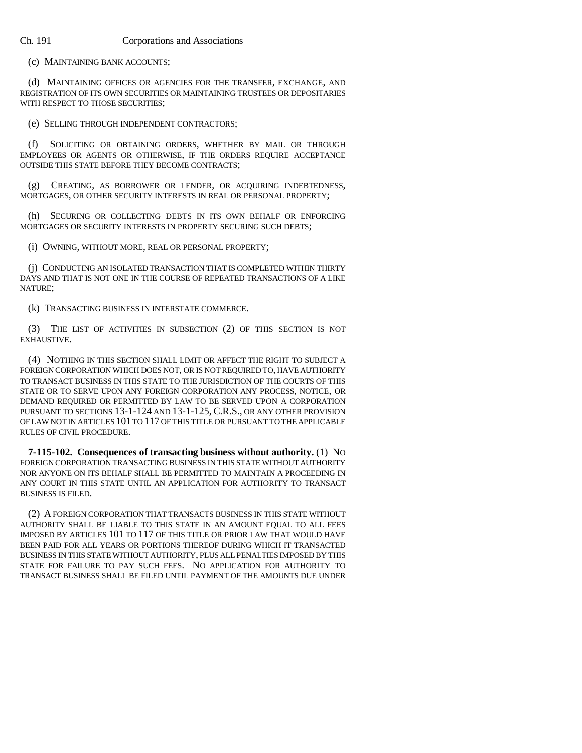(c) MAINTAINING BANK ACCOUNTS;

(d) MAINTAINING OFFICES OR AGENCIES FOR THE TRANSFER, EXCHANGE, AND REGISTRATION OF ITS OWN SECURITIES OR MAINTAINING TRUSTEES OR DEPOSITARIES WITH RESPECT TO THOSE SECURITIES;

(e) SELLING THROUGH INDEPENDENT CONTRACTORS;

(f) SOLICITING OR OBTAINING ORDERS, WHETHER BY MAIL OR THROUGH EMPLOYEES OR AGENTS OR OTHERWISE, IF THE ORDERS REQUIRE ACCEPTANCE OUTSIDE THIS STATE BEFORE THEY BECOME CONTRACTS;

(g) CREATING, AS BORROWER OR LENDER, OR ACQUIRING INDEBTEDNESS, MORTGAGES, OR OTHER SECURITY INTERESTS IN REAL OR PERSONAL PROPERTY;

(h) SECURING OR COLLECTING DEBTS IN ITS OWN BEHALF OR ENFORCING MORTGAGES OR SECURITY INTERESTS IN PROPERTY SECURING SUCH DEBTS;

(i) OWNING, WITHOUT MORE, REAL OR PERSONAL PROPERTY;

(j) CONDUCTING AN ISOLATED TRANSACTION THAT IS COMPLETED WITHIN THIRTY DAYS AND THAT IS NOT ONE IN THE COURSE OF REPEATED TRANSACTIONS OF A LIKE NATURE;

(k) TRANSACTING BUSINESS IN INTERSTATE COMMERCE.

(3) THE LIST OF ACTIVITIES IN SUBSECTION (2) OF THIS SECTION IS NOT EXHAUSTIVE.

(4) NOTHING IN THIS SECTION SHALL LIMIT OR AFFECT THE RIGHT TO SUBJECT A FOREIGN CORPORATION WHICH DOES NOT, OR IS NOT REQUIRED TO, HAVE AUTHORITY TO TRANSACT BUSINESS IN THIS STATE TO THE JURISDICTION OF THE COURTS OF THIS STATE OR TO SERVE UPON ANY FOREIGN CORPORATION ANY PROCESS, NOTICE, OR DEMAND REQUIRED OR PERMITTED BY LAW TO BE SERVED UPON A CORPORATION PURSUANT TO SECTIONS 13-1-124 AND 13-1-125, C.R.S., OR ANY OTHER PROVISION OF LAW NOT IN ARTICLES 101 TO 117 OF THIS TITLE OR PURSUANT TO THE APPLICABLE RULES OF CIVIL PROCEDURE.

**7-115-102. Consequences of transacting business without authority.** (1) NO FOREIGN CORPORATION TRANSACTING BUSINESS IN THIS STATE WITHOUT AUTHORITY NOR ANYONE ON ITS BEHALF SHALL BE PERMITTED TO MAINTAIN A PROCEEDING IN ANY COURT IN THIS STATE UNTIL AN APPLICATION FOR AUTHORITY TO TRANSACT BUSINESS IS FILED.

(2) A FOREIGN CORPORATION THAT TRANSACTS BUSINESS IN THIS STATE WITHOUT AUTHORITY SHALL BE LIABLE TO THIS STATE IN AN AMOUNT EQUAL TO ALL FEES IMPOSED BY ARTICLES 101 TO 117 OF THIS TITLE OR PRIOR LAW THAT WOULD HAVE BEEN PAID FOR ALL YEARS OR PORTIONS THEREOF DURING WHICH IT TRANSACTED BUSINESS IN THIS STATE WITHOUT AUTHORITY, PLUS ALL PENALTIES IMPOSED BY THIS STATE FOR FAILURE TO PAY SUCH FEES. NO APPLICATION FOR AUTHORITY TO TRANSACT BUSINESS SHALL BE FILED UNTIL PAYMENT OF THE AMOUNTS DUE UNDER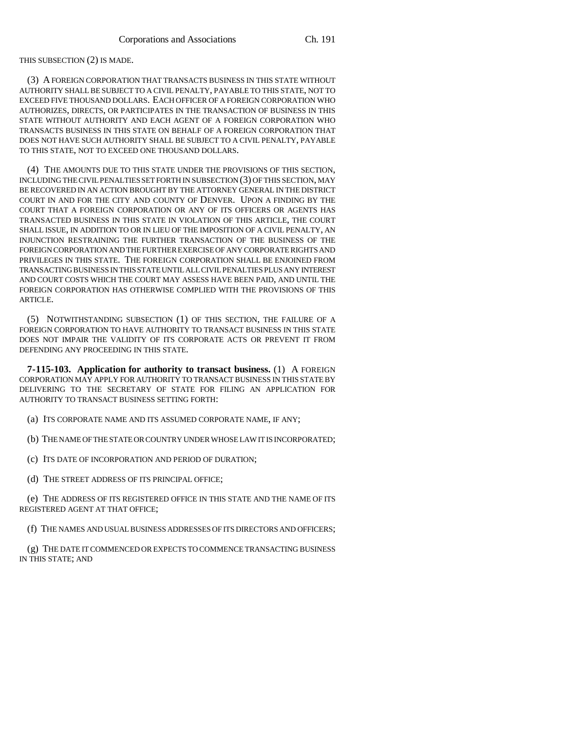THIS SUBSECTION (2) IS MADE.

(3) A FOREIGN CORPORATION THAT TRANSACTS BUSINESS IN THIS STATE WITHOUT AUTHORITY SHALL BE SUBJECT TO A CIVIL PENALTY, PAYABLE TO THIS STATE, NOT TO EXCEED FIVE THOUSAND DOLLARS. EACH OFFICER OF A FOREIGN CORPORATION WHO AUTHORIZES, DIRECTS, OR PARTICIPATES IN THE TRANSACTION OF BUSINESS IN THIS STATE WITHOUT AUTHORITY AND EACH AGENT OF A FOREIGN CORPORATION WHO TRANSACTS BUSINESS IN THIS STATE ON BEHALF OF A FOREIGN CORPORATION THAT DOES NOT HAVE SUCH AUTHORITY SHALL BE SUBJECT TO A CIVIL PENALTY, PAYABLE TO THIS STATE, NOT TO EXCEED ONE THOUSAND DOLLARS.

(4) THE AMOUNTS DUE TO THIS STATE UNDER THE PROVISIONS OF THIS SECTION, INCLUDING THE CIVIL PENALTIES SET FORTH IN SUBSECTION (3) OF THIS SECTION, MAY BE RECOVERED IN AN ACTION BROUGHT BY THE ATTORNEY GENERAL IN THE DISTRICT COURT IN AND FOR THE CITY AND COUNTY OF DENVER. UPON A FINDING BY THE COURT THAT A FOREIGN CORPORATION OR ANY OF ITS OFFICERS OR AGENTS HAS TRANSACTED BUSINESS IN THIS STATE IN VIOLATION OF THIS ARTICLE, THE COURT SHALL ISSUE, IN ADDITION TO OR IN LIEU OF THE IMPOSITION OF A CIVIL PENALTY, AN INJUNCTION RESTRAINING THE FURTHER TRANSACTION OF THE BUSINESS OF THE FOREIGN CORPORATION AND THE FURTHER EXERCISE OF ANY CORPORATE RIGHTS AND PRIVILEGES IN THIS STATE. THE FOREIGN CORPORATION SHALL BE ENJOINED FROM TRANSACTING BUSINESS IN THIS STATE UNTIL ALL CIVIL PENALTIES PLUS ANY INTEREST AND COURT COSTS WHICH THE COURT MAY ASSESS HAVE BEEN PAID, AND UNTIL THE FOREIGN CORPORATION HAS OTHERWISE COMPLIED WITH THE PROVISIONS OF THIS ARTICLE.

(5) NOTWITHSTANDING SUBSECTION (1) OF THIS SECTION, THE FAILURE OF A FOREIGN CORPORATION TO HAVE AUTHORITY TO TRANSACT BUSINESS IN THIS STATE DOES NOT IMPAIR THE VALIDITY OF ITS CORPORATE ACTS OR PREVENT IT FROM DEFENDING ANY PROCEEDING IN THIS STATE.

**7-115-103. Application for authority to transact business.** (1) A FOREIGN CORPORATION MAY APPLY FOR AUTHORITY TO TRANSACT BUSINESS IN THIS STATE BY DELIVERING TO THE SECRETARY OF STATE FOR FILING AN APPLICATION FOR AUTHORITY TO TRANSACT BUSINESS SETTING FORTH:

(a) ITS CORPORATE NAME AND ITS ASSUMED CORPORATE NAME, IF ANY;

(b) THE NAME OF THE STATE OR COUNTRY UNDER WHOSE LAW IT IS INCORPORATED;

(c) ITS DATE OF INCORPORATION AND PERIOD OF DURATION;

(d) THE STREET ADDRESS OF ITS PRINCIPAL OFFICE;

(e) THE ADDRESS OF ITS REGISTERED OFFICE IN THIS STATE AND THE NAME OF ITS REGISTERED AGENT AT THAT OFFICE;

(f) THE NAMES AND USUAL BUSINESS ADDRESSES OF ITS DIRECTORS AND OFFICERS;

(g) THE DATE IT COMMENCED OR EXPECTS TO COMMENCE TRANSACTING BUSINESS IN THIS STATE; AND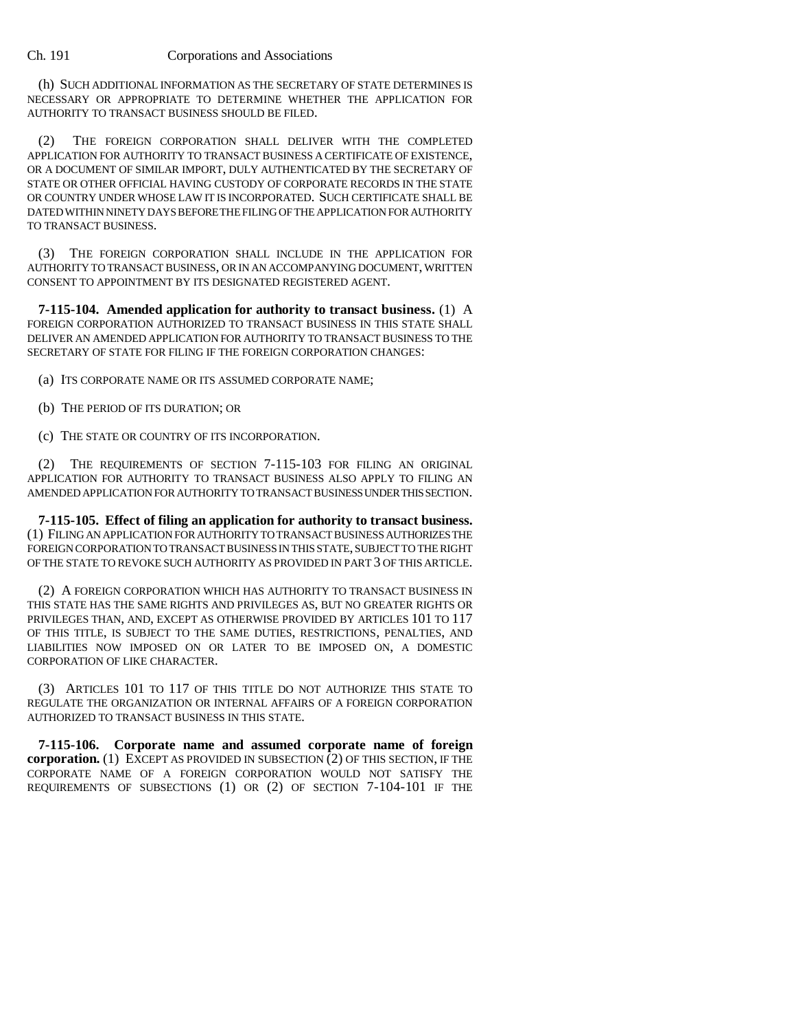(h) SUCH ADDITIONAL INFORMATION AS THE SECRETARY OF STATE DETERMINES IS NECESSARY OR APPROPRIATE TO DETERMINE WHETHER THE APPLICATION FOR AUTHORITY TO TRANSACT BUSINESS SHOULD BE FILED.

(2) THE FOREIGN CORPORATION SHALL DELIVER WITH THE COMPLETED APPLICATION FOR AUTHORITY TO TRANSACT BUSINESS A CERTIFICATE OF EXISTENCE, OR A DOCUMENT OF SIMILAR IMPORT, DULY AUTHENTICATED BY THE SECRETARY OF STATE OR OTHER OFFICIAL HAVING CUSTODY OF CORPORATE RECORDS IN THE STATE OR COUNTRY UNDER WHOSE LAW IT IS INCORPORATED. SUCH CERTIFICATE SHALL BE DATED WITHIN NINETY DAYS BEFORE THE FILING OF THE APPLICATION FOR AUTHORITY TO TRANSACT BUSINESS.

(3) THE FOREIGN CORPORATION SHALL INCLUDE IN THE APPLICATION FOR AUTHORITY TO TRANSACT BUSINESS, OR IN AN ACCOMPANYING DOCUMENT, WRITTEN CONSENT TO APPOINTMENT BY ITS DESIGNATED REGISTERED AGENT.

**7-115-104. Amended application for authority to transact business.** (1) A FOREIGN CORPORATION AUTHORIZED TO TRANSACT BUSINESS IN THIS STATE SHALL DELIVER AN AMENDED APPLICATION FOR AUTHORITY TO TRANSACT BUSINESS TO THE SECRETARY OF STATE FOR FILING IF THE FOREIGN CORPORATION CHANGES:

(a) ITS CORPORATE NAME OR ITS ASSUMED CORPORATE NAME;

(b) THE PERIOD OF ITS DURATION; OR

(c) THE STATE OR COUNTRY OF ITS INCORPORATION.

(2) THE REQUIREMENTS OF SECTION 7-115-103 FOR FILING AN ORIGINAL APPLICATION FOR AUTHORITY TO TRANSACT BUSINESS ALSO APPLY TO FILING AN AMENDED APPLICATION FOR AUTHORITY TO TRANSACT BUSINESS UNDER THIS SECTION.

**7-115-105. Effect of filing an application for authority to transact business.** (1) FILING AN APPLICATION FOR AUTHORITY TO TRANSACT BUSINESS AUTHORIZES THE FOREIGN CORPORATION TO TRANSACT BUSINESS IN THIS STATE, SUBJECT TO THE RIGHT OF THE STATE TO REVOKE SUCH AUTHORITY AS PROVIDED IN PART 3 OF THIS ARTICLE.

(2) A FOREIGN CORPORATION WHICH HAS AUTHORITY TO TRANSACT BUSINESS IN THIS STATE HAS THE SAME RIGHTS AND PRIVILEGES AS, BUT NO GREATER RIGHTS OR PRIVILEGES THAN, AND, EXCEPT AS OTHERWISE PROVIDED BY ARTICLES 101 TO 117 OF THIS TITLE, IS SUBJECT TO THE SAME DUTIES, RESTRICTIONS, PENALTIES, AND LIABILITIES NOW IMPOSED ON OR LATER TO BE IMPOSED ON, A DOMESTIC CORPORATION OF LIKE CHARACTER.

(3) ARTICLES 101 TO 117 OF THIS TITLE DO NOT AUTHORIZE THIS STATE TO REGULATE THE ORGANIZATION OR INTERNAL AFFAIRS OF A FOREIGN CORPORATION AUTHORIZED TO TRANSACT BUSINESS IN THIS STATE.

**7-115-106. Corporate name and assumed corporate name of foreign corporation.** (1) EXCEPT AS PROVIDED IN SUBSECTION (2) OF THIS SECTION, IF THE CORPORATE NAME OF A FOREIGN CORPORATION WOULD NOT SATISFY THE REQUIREMENTS OF SUBSECTIONS (1) OR (2) OF SECTION 7-104-101 IF THE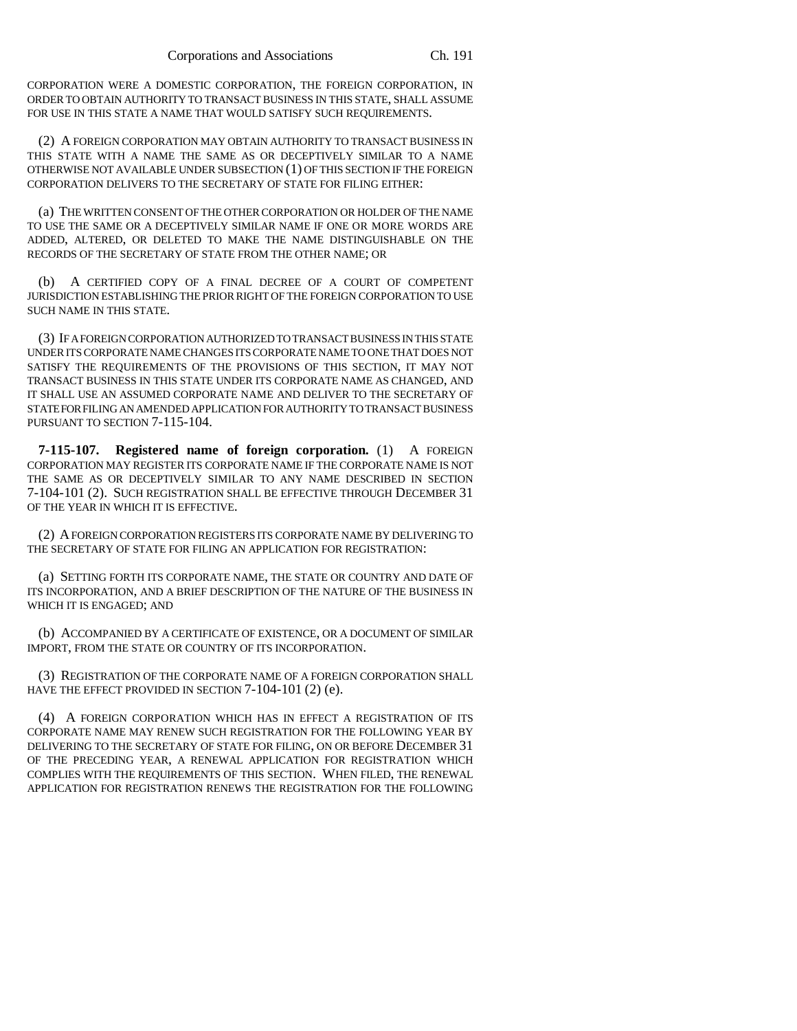CORPORATION WERE A DOMESTIC CORPORATION, THE FOREIGN CORPORATION, IN ORDER TO OBTAIN AUTHORITY TO TRANSACT BUSINESS IN THIS STATE, SHALL ASSUME FOR USE IN THIS STATE A NAME THAT WOULD SATISFY SUCH REQUIREMENTS.

(2) A FOREIGN CORPORATION MAY OBTAIN AUTHORITY TO TRANSACT BUSINESS IN THIS STATE WITH A NAME THE SAME AS OR DECEPTIVELY SIMILAR TO A NAME OTHERWISE NOT AVAILABLE UNDER SUBSECTION (1) OF THIS SECTION IF THE FOREIGN CORPORATION DELIVERS TO THE SECRETARY OF STATE FOR FILING EITHER:

(a) THE WRITTEN CONSENT OF THE OTHER CORPORATION OR HOLDER OF THE NAME TO USE THE SAME OR A DECEPTIVELY SIMILAR NAME IF ONE OR MORE WORDS ARE ADDED, ALTERED, OR DELETED TO MAKE THE NAME DISTINGUISHABLE ON THE RECORDS OF THE SECRETARY OF STATE FROM THE OTHER NAME; OR

(b) A CERTIFIED COPY OF A FINAL DECREE OF A COURT OF COMPETENT JURISDICTION ESTABLISHING THE PRIOR RIGHT OF THE FOREIGN CORPORATION TO USE SUCH NAME IN THIS STATE.

(3) IF A FOREIGN CORPORATION AUTHORIZED TO TRANSACT BUSINESS IN THIS STATE UNDER ITS CORPORATE NAME CHANGES ITS CORPORATE NAME TO ONE THAT DOES NOT SATISFY THE REQUIREMENTS OF THE PROVISIONS OF THIS SECTION, IT MAY NOT TRANSACT BUSINESS IN THIS STATE UNDER ITS CORPORATE NAME AS CHANGED, AND IT SHALL USE AN ASSUMED CORPORATE NAME AND DELIVER TO THE SECRETARY OF STATE FOR FILING AN AMENDED APPLICATION FOR AUTHORITY TO TRANSACT BUSINESS PURSUANT TO SECTION 7-115-104.

**7-115-107. Registered name of foreign corporation.** (1) A FOREIGN CORPORATION MAY REGISTER ITS CORPORATE NAME IF THE CORPORATE NAME IS NOT THE SAME AS OR DECEPTIVELY SIMILAR TO ANY NAME DESCRIBED IN SECTION 7-104-101 (2). SUCH REGISTRATION SHALL BE EFFECTIVE THROUGH DECEMBER 31 OF THE YEAR IN WHICH IT IS EFFECTIVE.

(2) A FOREIGN CORPORATION REGISTERS ITS CORPORATE NAME BY DELIVERING TO THE SECRETARY OF STATE FOR FILING AN APPLICATION FOR REGISTRATION:

(a) SETTING FORTH ITS CORPORATE NAME, THE STATE OR COUNTRY AND DATE OF ITS INCORPORATION, AND A BRIEF DESCRIPTION OF THE NATURE OF THE BUSINESS IN WHICH IT IS ENGAGED; AND

(b) ACCOMPANIED BY A CERTIFICATE OF EXISTENCE, OR A DOCUMENT OF SIMILAR IMPORT, FROM THE STATE OR COUNTRY OF ITS INCORPORATION.

(3) REGISTRATION OF THE CORPORATE NAME OF A FOREIGN CORPORATION SHALL HAVE THE EFFECT PROVIDED IN SECTION 7-104-101 (2) (e).

(4) A FOREIGN CORPORATION WHICH HAS IN EFFECT A REGISTRATION OF ITS CORPORATE NAME MAY RENEW SUCH REGISTRATION FOR THE FOLLOWING YEAR BY DELIVERING TO THE SECRETARY OF STATE FOR FILING, ON OR BEFORE DECEMBER 31 OF THE PRECEDING YEAR, A RENEWAL APPLICATION FOR REGISTRATION WHICH COMPLIES WITH THE REQUIREMENTS OF THIS SECTION. WHEN FILED, THE RENEWAL APPLICATION FOR REGISTRATION RENEWS THE REGISTRATION FOR THE FOLLOWING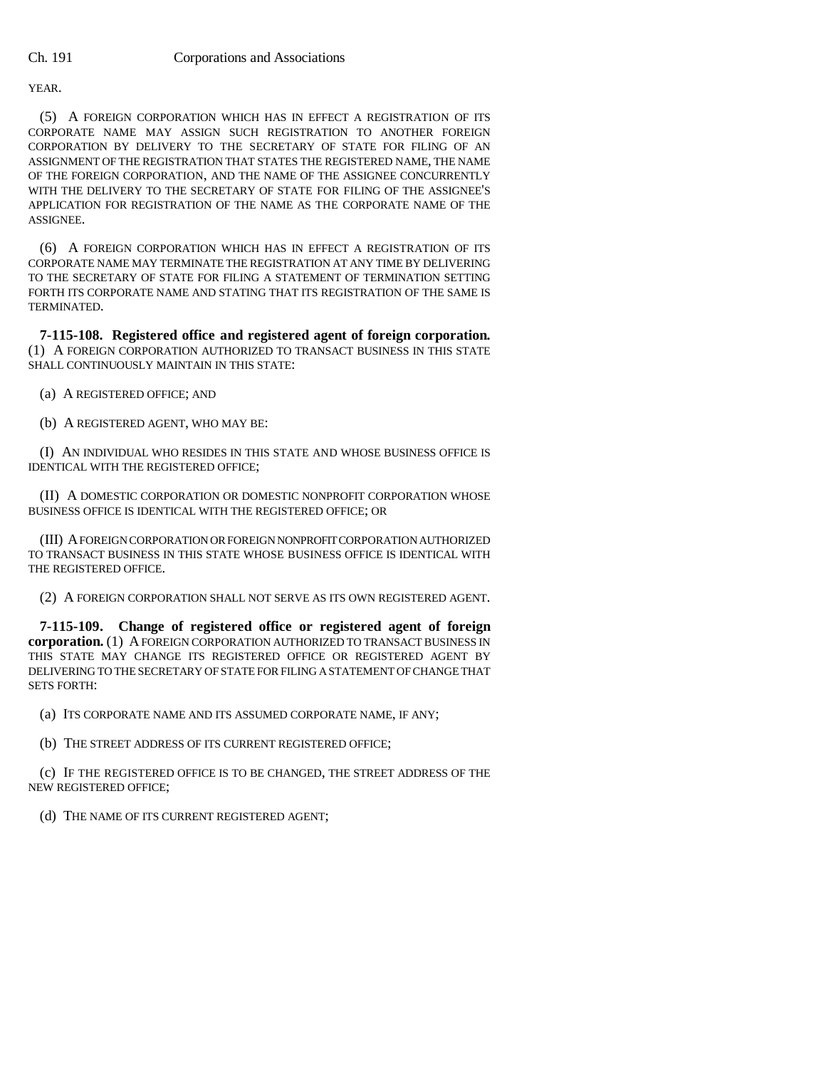YEAR.

(5) A FOREIGN CORPORATION WHICH HAS IN EFFECT A REGISTRATION OF ITS CORPORATE NAME MAY ASSIGN SUCH REGISTRATION TO ANOTHER FOREIGN CORPORATION BY DELIVERY TO THE SECRETARY OF STATE FOR FILING OF AN ASSIGNMENT OF THE REGISTRATION THAT STATES THE REGISTERED NAME, THE NAME OF THE FOREIGN CORPORATION, AND THE NAME OF THE ASSIGNEE CONCURRENTLY WITH THE DELIVERY TO THE SECRETARY OF STATE FOR FILING OF THE ASSIGNEE'S APPLICATION FOR REGISTRATION OF THE NAME AS THE CORPORATE NAME OF THE ASSIGNEE.

(6) A FOREIGN CORPORATION WHICH HAS IN EFFECT A REGISTRATION OF ITS CORPORATE NAME MAY TERMINATE THE REGISTRATION AT ANY TIME BY DELIVERING TO THE SECRETARY OF STATE FOR FILING A STATEMENT OF TERMINATION SETTING FORTH ITS CORPORATE NAME AND STATING THAT ITS REGISTRATION OF THE SAME IS TERMINATED.

**7-115-108. Registered office and registered agent of foreign corporation.** (1) A FOREIGN CORPORATION AUTHORIZED TO TRANSACT BUSINESS IN THIS STATE SHALL CONTINUOUSLY MAINTAIN IN THIS STATE:

(a) A REGISTERED OFFICE; AND

(b) A REGISTERED AGENT, WHO MAY BE:

(I) AN INDIVIDUAL WHO RESIDES IN THIS STATE AND WHOSE BUSINESS OFFICE IS IDENTICAL WITH THE REGISTERED OFFICE;

(II) A DOMESTIC CORPORATION OR DOMESTIC NONPROFIT CORPORATION WHOSE BUSINESS OFFICE IS IDENTICAL WITH THE REGISTERED OFFICE; OR

(III) A FOREIGN CORPORATION OR FOREIGN NONPROFIT CORPORATION AUTHORIZED TO TRANSACT BUSINESS IN THIS STATE WHOSE BUSINESS OFFICE IS IDENTICAL WITH THE REGISTERED OFFICE.

(2) A FOREIGN CORPORATION SHALL NOT SERVE AS ITS OWN REGISTERED AGENT.

**7-115-109. Change of registered office or registered agent of foreign corporation.** (1) A FOREIGN CORPORATION AUTHORIZED TO TRANSACT BUSINESS IN THIS STATE MAY CHANGE ITS REGISTERED OFFICE OR REGISTERED AGENT BY DELIVERING TO THE SECRETARY OF STATE FOR FILING A STATEMENT OF CHANGE THAT SETS FORTH:

(a) ITS CORPORATE NAME AND ITS ASSUMED CORPORATE NAME, IF ANY;

(b) THE STREET ADDRESS OF ITS CURRENT REGISTERED OFFICE;

(c) IF THE REGISTERED OFFICE IS TO BE CHANGED, THE STREET ADDRESS OF THE NEW REGISTERED OFFICE;

(d) THE NAME OF ITS CURRENT REGISTERED AGENT;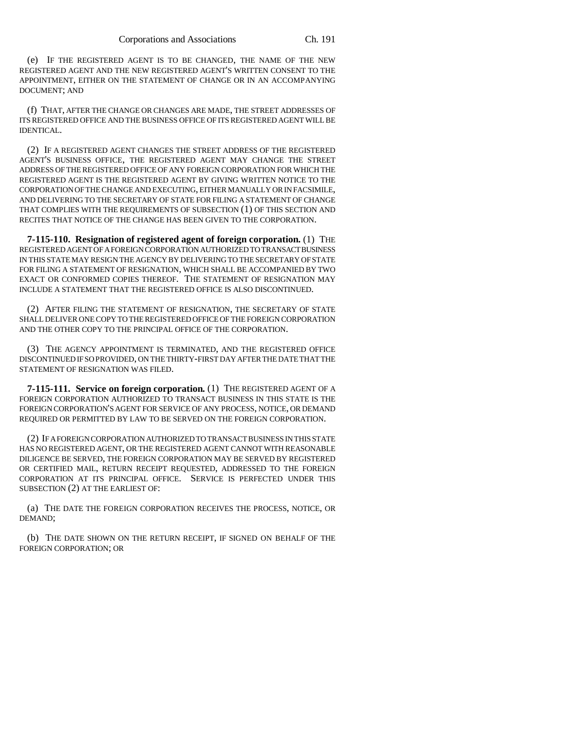(e) IF THE REGISTERED AGENT IS TO BE CHANGED, THE NAME OF THE NEW REGISTERED AGENT AND THE NEW REGISTERED AGENT'S WRITTEN CONSENT TO THE APPOINTMENT, EITHER ON THE STATEMENT OF CHANGE OR IN AN ACCOMPANYING DOCUMENT; AND

(f) THAT, AFTER THE CHANGE OR CHANGES ARE MADE, THE STREET ADDRESSES OF ITS REGISTERED OFFICE AND THE BUSINESS OFFICE OF ITS REGISTERED AGENT WILL BE IDENTICAL.

(2) IF A REGISTERED AGENT CHANGES THE STREET ADDRESS OF THE REGISTERED AGENT'S BUSINESS OFFICE, THE REGISTERED AGENT MAY CHANGE THE STREET ADDRESS OF THE REGISTERED OFFICE OF ANY FOREIGN CORPORATION FOR WHICH THE REGISTERED AGENT IS THE REGISTERED AGENT BY GIVING WRITTEN NOTICE TO THE CORPORATION OF THE CHANGE AND EXECUTING, EITHER MANUALLY OR IN FACSIMILE, AND DELIVERING TO THE SECRETARY OF STATE FOR FILING A STATEMENT OF CHANGE THAT COMPLIES WITH THE REQUIREMENTS OF SUBSECTION (1) OF THIS SECTION AND RECITES THAT NOTICE OF THE CHANGE HAS BEEN GIVEN TO THE CORPORATION.

**7-115-110. Resignation of registered agent of foreign corporation.** (1) THE REGISTERED AGENT OF A FOREIGN CORPORATION AUTHORIZED TO TRANSACT BUSINESS IN THIS STATE MAY RESIGN THE AGENCY BY DELIVERING TO THE SECRETARY OF STATE FOR FILING A STATEMENT OF RESIGNATION, WHICH SHALL BE ACCOMPANIED BY TWO EXACT OR CONFORMED COPIES THEREOF. THE STATEMENT OF RESIGNATION MAY INCLUDE A STATEMENT THAT THE REGISTERED OFFICE IS ALSO DISCONTINUED.

(2) AFTER FILING THE STATEMENT OF RESIGNATION, THE SECRETARY OF STATE SHALL DELIVER ONE COPY TO THE REGISTERED OFFICE OF THE FOREIGN CORPORATION AND THE OTHER COPY TO THE PRINCIPAL OFFICE OF THE CORPORATION.

(3) THE AGENCY APPOINTMENT IS TERMINATED, AND THE REGISTERED OFFICE DISCONTINUED IF SO PROVIDED, ON THE THIRTY-FIRST DAY AFTER THE DATE THAT THE STATEMENT OF RESIGNATION WAS FILED.

**7-115-111. Service on foreign corporation.** (1) THE REGISTERED AGENT OF A FOREIGN CORPORATION AUTHORIZED TO TRANSACT BUSINESS IN THIS STATE IS THE FOREIGN CORPORATION'S AGENT FOR SERVICE OF ANY PROCESS, NOTICE, OR DEMAND REQUIRED OR PERMITTED BY LAW TO BE SERVED ON THE FOREIGN CORPORATION.

(2) IF A FOREIGN CORPORATION AUTHORIZED TO TRANSACT BUSINESS IN THIS STATE HAS NO REGISTERED AGENT, OR THE REGISTERED AGENT CANNOT WITH REASONABLE DILIGENCE BE SERVED, THE FOREIGN CORPORATION MAY BE SERVED BY REGISTERED OR CERTIFIED MAIL, RETURN RECEIPT REQUESTED, ADDRESSED TO THE FOREIGN CORPORATION AT ITS PRINCIPAL OFFICE. SERVICE IS PERFECTED UNDER THIS SUBSECTION (2) AT THE EARLIEST OF:

(a) THE DATE THE FOREIGN CORPORATION RECEIVES THE PROCESS, NOTICE, OR DEMAND;

(b) THE DATE SHOWN ON THE RETURN RECEIPT, IF SIGNED ON BEHALF OF THE FOREIGN CORPORATION; OR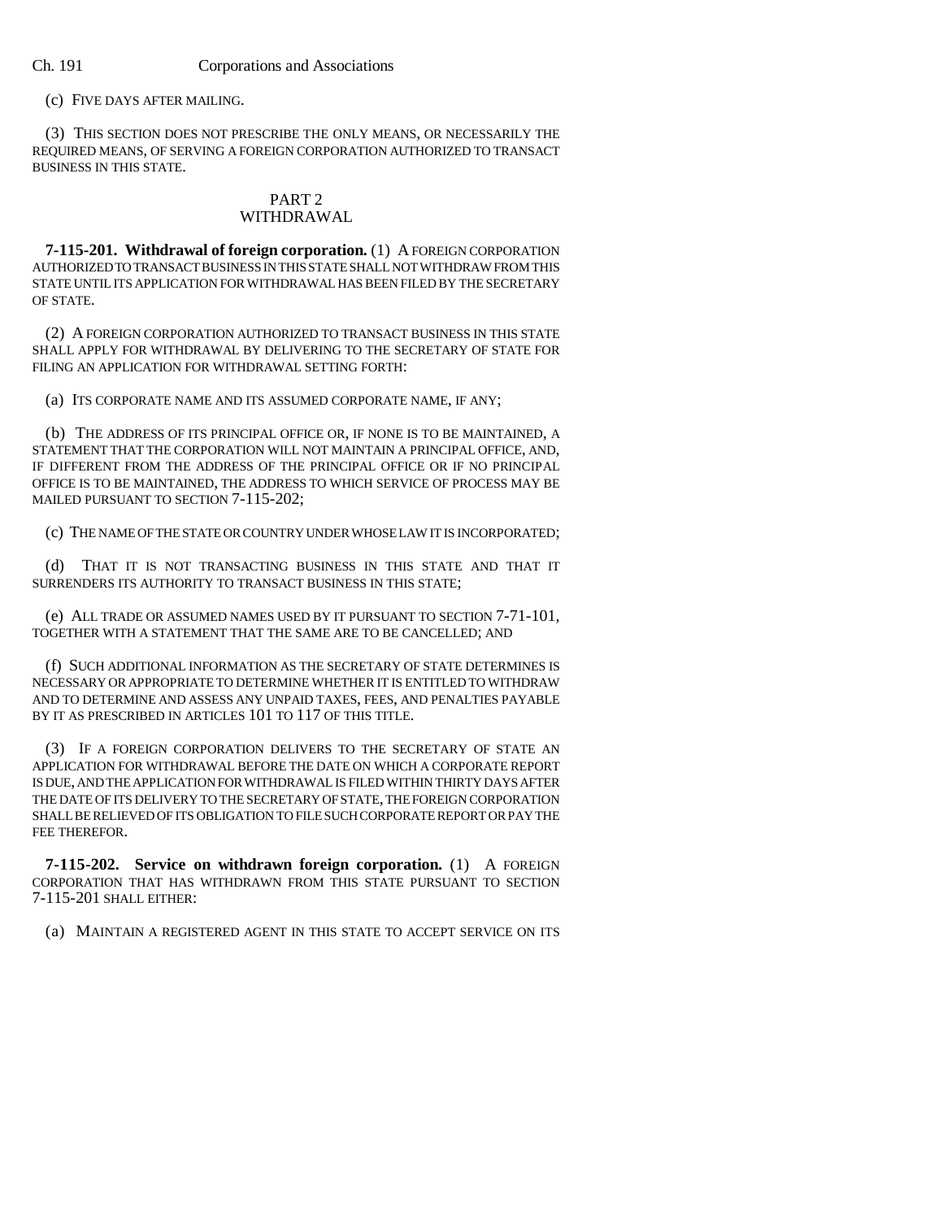(c) FIVE DAYS AFTER MAILING.

(3) THIS SECTION DOES NOT PRESCRIBE THE ONLY MEANS, OR NECESSARILY THE REQUIRED MEANS, OF SERVING A FOREIGN CORPORATION AUTHORIZED TO TRANSACT BUSINESS IN THIS STATE.

## PART 2
## WITHDRAWAL

**7-115-201. Withdrawal of foreign corporation.** (1) A FOREIGN CORPORATION AUTHORIZED TO TRANSACT BUSINESS IN THIS STATE SHALL NOT WITHDRAW FROM THIS STATE UNTIL ITS APPLICATION FOR WITHDRAWAL HAS BEEN FILED BY THE SECRETARY OF STATE.

(2) A FOREIGN CORPORATION AUTHORIZED TO TRANSACT BUSINESS IN THIS STATE SHALL APPLY FOR WITHDRAWAL BY DELIVERING TO THE SECRETARY OF STATE FOR FILING AN APPLICATION FOR WITHDRAWAL SETTING FORTH:

(a) ITS CORPORATE NAME AND ITS ASSUMED CORPORATE NAME, IF ANY;

(b) THE ADDRESS OF ITS PRINCIPAL OFFICE OR, IF NONE IS TO BE MAINTAINED, A STATEMENT THAT THE CORPORATION WILL NOT MAINTAIN A PRINCIPAL OFFICE, AND, IF DIFFERENT FROM THE ADDRESS OF THE PRINCIPAL OFFICE OR IF NO PRINCIPAL OFFICE IS TO BE MAINTAINED, THE ADDRESS TO WHICH SERVICE OF PROCESS MAY BE MAILED PURSUANT TO SECTION 7-115-202;

(c) THE NAME OF THE STATE OR COUNTRY UNDER WHOSE LAW IT IS INCORPORATED;

(d) THAT IT IS NOT TRANSACTING BUSINESS IN THIS STATE AND THAT IT SURRENDERS ITS AUTHORITY TO TRANSACT BUSINESS IN THIS STATE;

(e) ALL TRADE OR ASSUMED NAMES USED BY IT PURSUANT TO SECTION 7-71-101, TOGETHER WITH A STATEMENT THAT THE SAME ARE TO BE CANCELLED; AND

(f) SUCH ADDITIONAL INFORMATION AS THE SECRETARY OF STATE DETERMINES IS NECESSARY OR APPROPRIATE TO DETERMINE WHETHER IT IS ENTITLED TO WITHDRAW AND TO DETERMINE AND ASSESS ANY UNPAID TAXES, FEES, AND PENALTIES PAYABLE BY IT AS PRESCRIBED IN ARTICLES 101 TO 117 OF THIS TITLE.

(3) IF A FOREIGN CORPORATION DELIVERS TO THE SECRETARY OF STATE AN APPLICATION FOR WITHDRAWAL BEFORE THE DATE ON WHICH A CORPORATE REPORT IS DUE, AND THE APPLICATION FOR WITHDRAWAL IS FILED WITHIN THIRTY DAYS AFTER THE DATE OF ITS DELIVERY TO THE SECRETARY OF STATE, THE FOREIGN CORPORATION SHALL BE RELIEVED OF ITS OBLIGATION TO FILE SUCH CORPORATE REPORT OR PAY THE FEE THEREFOR.

**7-115-202. Service on withdrawn foreign corporation.** (1) A FOREIGN CORPORATION THAT HAS WITHDRAWN FROM THIS STATE PURSUANT TO SECTION 7-115-201 SHALL EITHER:

(a) MAINTAIN A REGISTERED AGENT IN THIS STATE TO ACCEPT SERVICE ON ITS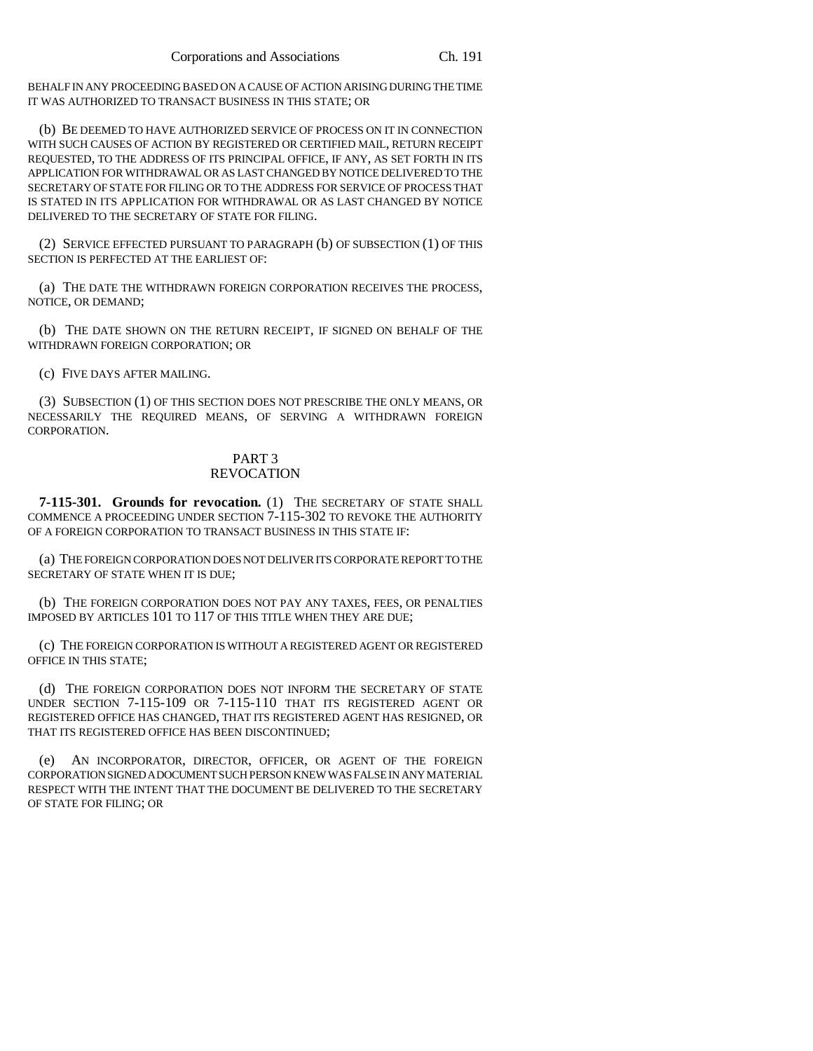BEHALF IN ANY PROCEEDING BASED ON A CAUSE OF ACTION ARISING DURING THE TIME IT WAS AUTHORIZED TO TRANSACT BUSINESS IN THIS STATE; OR

(b) BE DEEMED TO HAVE AUTHORIZED SERVICE OF PROCESS ON IT IN CONNECTION WITH SUCH CAUSES OF ACTION BY REGISTERED OR CERTIFIED MAIL, RETURN RECEIPT REQUESTED, TO THE ADDRESS OF ITS PRINCIPAL OFFICE, IF ANY, AS SET FORTH IN ITS APPLICATION FOR WITHDRAWAL OR AS LAST CHANGED BY NOTICE DELIVERED TO THE SECRETARY OF STATE FOR FILING OR TO THE ADDRESS FOR SERVICE OF PROCESS THAT IS STATED IN ITS APPLICATION FOR WITHDRAWAL OR AS LAST CHANGED BY NOTICE DELIVERED TO THE SECRETARY OF STATE FOR FILING.

(2) SERVICE EFFECTED PURSUANT TO PARAGRAPH (b) OF SUBSECTION (1) OF THIS SECTION IS PERFECTED AT THE EARLIEST OF:

(a) THE DATE THE WITHDRAWN FOREIGN CORPORATION RECEIVES THE PROCESS, NOTICE, OR DEMAND;

(b) THE DATE SHOWN ON THE RETURN RECEIPT, IF SIGNED ON BEHALF OF THE WITHDRAWN FOREIGN CORPORATION; OR

(c) FIVE DAYS AFTER MAILING.

(3) SUBSECTION (1) OF THIS SECTION DOES NOT PRESCRIBE THE ONLY MEANS, OR NECESSARILY THE REQUIRED MEANS, OF SERVING A WITHDRAWN FOREIGN CORPORATION.

## PART 3
## REVOCATION

**7-115-301. Grounds for revocation.** (1) THE SECRETARY OF STATE SHALL COMMENCE A PROCEEDING UNDER SECTION 7-115-302 TO REVOKE THE AUTHORITY OF A FOREIGN CORPORATION TO TRANSACT BUSINESS IN THIS STATE IF:

(a) THE FOREIGN CORPORATION DOES NOT DELIVER ITS CORPORATE REPORT TO THE SECRETARY OF STATE WHEN IT IS DUE;

(b) THE FOREIGN CORPORATION DOES NOT PAY ANY TAXES, FEES, OR PENALTIES IMPOSED BY ARTICLES 101 TO 117 OF THIS TITLE WHEN THEY ARE DUE;

(c) THE FOREIGN CORPORATION IS WITHOUT A REGISTERED AGENT OR REGISTERED OFFICE IN THIS STATE;

(d) THE FOREIGN CORPORATION DOES NOT INFORM THE SECRETARY OF STATE UNDER SECTION 7-115-109 OR 7-115-110 THAT ITS REGISTERED AGENT OR REGISTERED OFFICE HAS CHANGED, THAT ITS REGISTERED AGENT HAS RESIGNED, OR THAT ITS REGISTERED OFFICE HAS BEEN DISCONTINUED;

(e) AN INCORPORATOR, DIRECTOR, OFFICER, OR AGENT OF THE FOREIGN CORPORATION SIGNED A DOCUMENT SUCH PERSON KNEW WAS FALSE IN ANY MATERIAL RESPECT WITH THE INTENT THAT THE DOCUMENT BE DELIVERED TO THE SECRETARY OF STATE FOR FILING; OR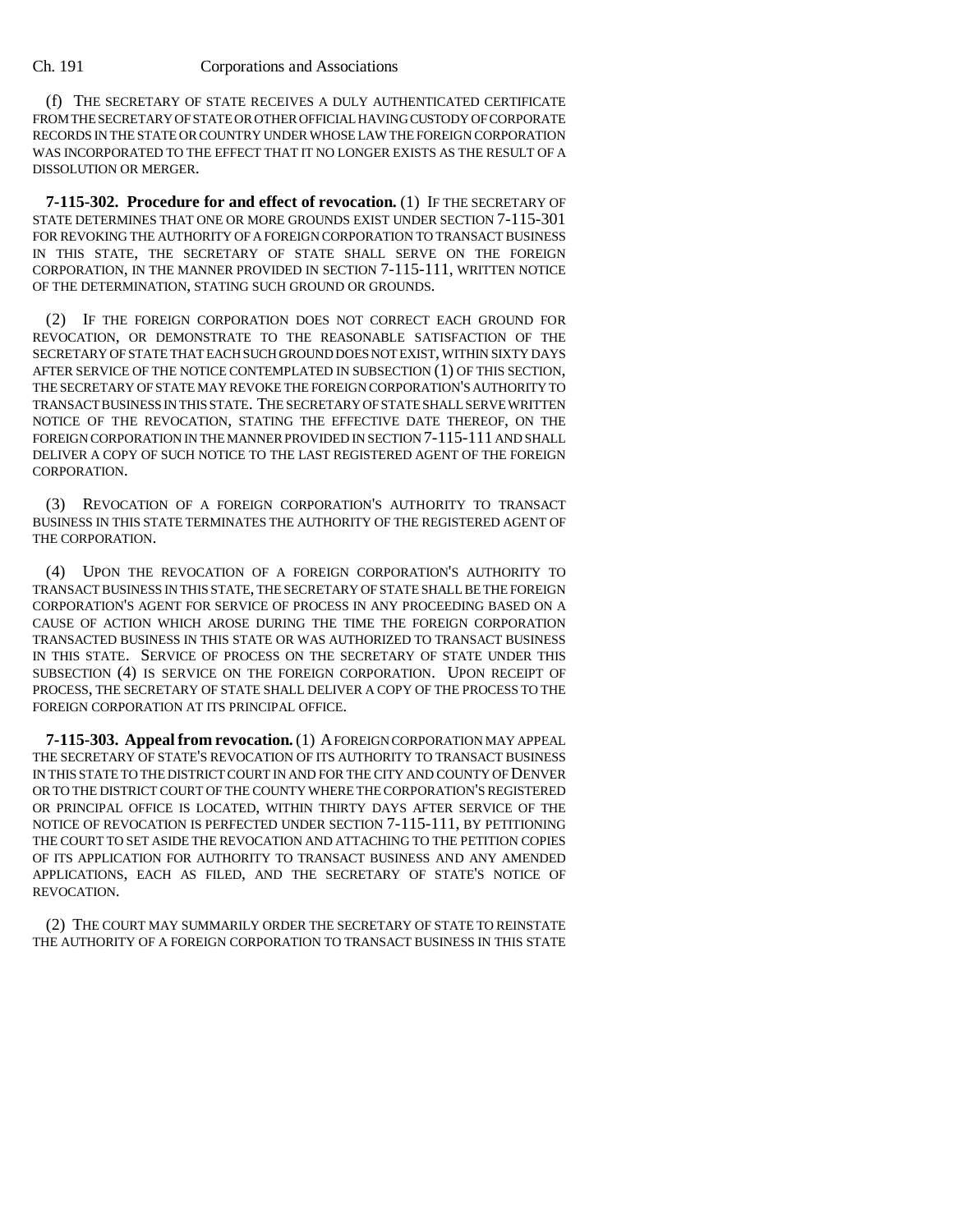(f) THE SECRETARY OF STATE RECEIVES A DULY AUTHENTICATED CERTIFICATE FROM THE SECRETARY OF STATE OR OTHER OFFICIAL HAVING CUSTODY OF CORPORATE RECORDS IN THE STATE OR COUNTRY UNDER WHOSE LAW THE FOREIGN CORPORATION WAS INCORPORATED TO THE EFFECT THAT IT NO LONGER EXISTS AS THE RESULT OF A DISSOLUTION OR MERGER.

**7-115-302. Procedure for and effect of revocation.** (1) IF THE SECRETARY OF STATE DETERMINES THAT ONE OR MORE GROUNDS EXIST UNDER SECTION 7-115-301 FOR REVOKING THE AUTHORITY OF A FOREIGN CORPORATION TO TRANSACT BUSINESS IN THIS STATE, THE SECRETARY OF STATE SHALL SERVE ON THE FOREIGN CORPORATION, IN THE MANNER PROVIDED IN SECTION 7-115-111, WRITTEN NOTICE OF THE DETERMINATION, STATING SUCH GROUND OR GROUNDS.

(2) IF THE FOREIGN CORPORATION DOES NOT CORRECT EACH GROUND FOR REVOCATION, OR DEMONSTRATE TO THE REASONABLE SATISFACTION OF THE SECRETARY OF STATE THAT EACH SUCH GROUND DOES NOT EXIST, WITHIN SIXTY DAYS AFTER SERVICE OF THE NOTICE CONTEMPLATED IN SUBSECTION (1) OF THIS SECTION, THE SECRETARY OF STATE MAY REVOKE THE FOREIGN CORPORATION'S AUTHORITY TO TRANSACT BUSINESS IN THIS STATE. THE SECRETARY OF STATE SHALL SERVE WRITTEN NOTICE OF THE REVOCATION, STATING THE EFFECTIVE DATE THEREOF, ON THE FOREIGN CORPORATION IN THE MANNER PROVIDED IN SECTION 7-115-111 AND SHALL DELIVER A COPY OF SUCH NOTICE TO THE LAST REGISTERED AGENT OF THE FOREIGN CORPORATION.

(3) REVOCATION OF A FOREIGN CORPORATION'S AUTHORITY TO TRANSACT BUSINESS IN THIS STATE TERMINATES THE AUTHORITY OF THE REGISTERED AGENT OF THE CORPORATION.

(4) UPON THE REVOCATION OF A FOREIGN CORPORATION'S AUTHORITY TO TRANSACT BUSINESS IN THIS STATE, THE SECRETARY OF STATE SHALL BE THE FOREIGN CORPORATION'S AGENT FOR SERVICE OF PROCESS IN ANY PROCEEDING BASED ON A CAUSE OF ACTION WHICH AROSE DURING THE TIME THE FOREIGN CORPORATION TRANSACTED BUSINESS IN THIS STATE OR WAS AUTHORIZED TO TRANSACT BUSINESS IN THIS STATE. SERVICE OF PROCESS ON THE SECRETARY OF STATE UNDER THIS SUBSECTION (4) IS SERVICE ON THE FOREIGN CORPORATION. UPON RECEIPT OF PROCESS, THE SECRETARY OF STATE SHALL DELIVER A COPY OF THE PROCESS TO THE FOREIGN CORPORATION AT ITS PRINCIPAL OFFICE.

**7-115-303. Appeal from revocation.** (1) A FOREIGN CORPORATION MAY APPEAL THE SECRETARY OF STATE'S REVOCATION OF ITS AUTHORITY TO TRANSACT BUSINESS IN THIS STATE TO THE DISTRICT COURT IN AND FOR THE CITY AND COUNTY OF DENVER OR TO THE DISTRICT COURT OF THE COUNTY WHERE THE CORPORATION'S REGISTERED OR PRINCIPAL OFFICE IS LOCATED, WITHIN THIRTY DAYS AFTER SERVICE OF THE NOTICE OF REVOCATION IS PERFECTED UNDER SECTION 7-115-111, BY PETITIONING THE COURT TO SET ASIDE THE REVOCATION AND ATTACHING TO THE PETITION COPIES OF ITS APPLICATION FOR AUTHORITY TO TRANSACT BUSINESS AND ANY AMENDED APPLICATIONS, EACH AS FILED, AND THE SECRETARY OF STATE'S NOTICE OF REVOCATION.

(2) THE COURT MAY SUMMARILY ORDER THE SECRETARY OF STATE TO REINSTATE THE AUTHORITY OF A FOREIGN CORPORATION TO TRANSACT BUSINESS IN THIS STATE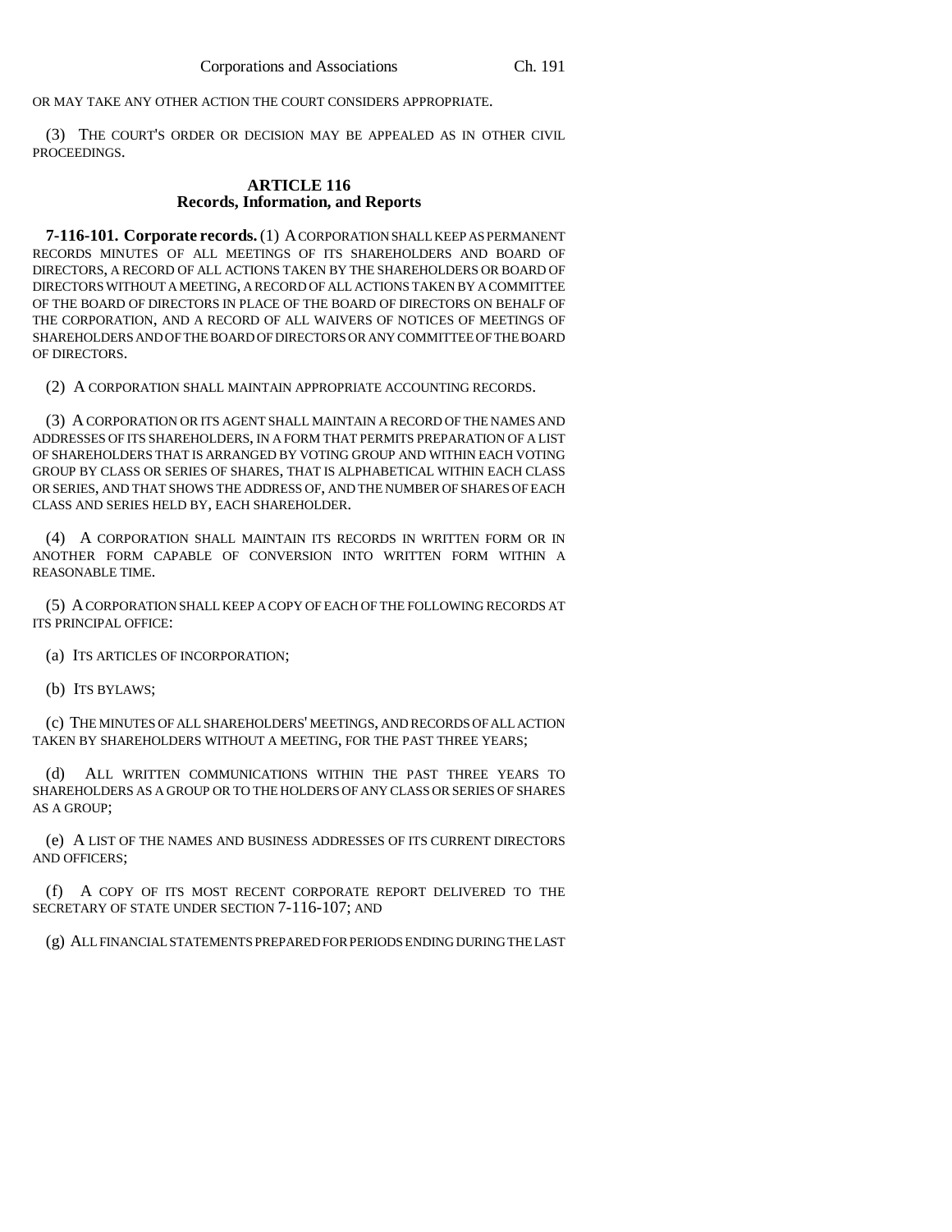OR MAY TAKE ANY OTHER ACTION THE COURT CONSIDERS APPROPRIATE.

(3) THE COURT'S ORDER OR DECISION MAY BE APPEALED AS IN OTHER CIVIL PROCEEDINGS.

## ARTICLE 116
## Records, Information, and Reports

**7-116-101. Corporate records.** (1) A CORPORATION SHALL KEEP AS PERMANENT RECORDS MINUTES OF ALL MEETINGS OF ITS SHAREHOLDERS AND BOARD OF DIRECTORS, A RECORD OF ALL ACTIONS TAKEN BY THE SHAREHOLDERS OR BOARD OF DIRECTORS WITHOUT A MEETING, A RECORD OF ALL ACTIONS TAKEN BY A COMMITTEE OF THE BOARD OF DIRECTORS IN PLACE OF THE BOARD OF DIRECTORS ON BEHALF OF THE CORPORATION, AND A RECORD OF ALL WAIVERS OF NOTICES OF MEETINGS OF SHAREHOLDERS AND OF THE BOARD OF DIRECTORS OR ANY COMMITTEE OF THE BOARD OF DIRECTORS.

(2) A CORPORATION SHALL MAINTAIN APPROPRIATE ACCOUNTING RECORDS.

(3) A CORPORATION OR ITS AGENT SHALL MAINTAIN A RECORD OF THE NAMES AND ADDRESSES OF ITS SHAREHOLDERS, IN A FORM THAT PERMITS PREPARATION OF A LIST OF SHAREHOLDERS THAT IS ARRANGED BY VOTING GROUP AND WITHIN EACH VOTING GROUP BY CLASS OR SERIES OF SHARES, THAT IS ALPHABETICAL WITHIN EACH CLASS OR SERIES, AND THAT SHOWS THE ADDRESS OF, AND THE NUMBER OF SHARES OF EACH CLASS AND SERIES HELD BY, EACH SHAREHOLDER.

(4) A CORPORATION SHALL MAINTAIN ITS RECORDS IN WRITTEN FORM OR IN ANOTHER FORM CAPABLE OF CONVERSION INTO WRITTEN FORM WITHIN A REASONABLE TIME.

(5) A CORPORATION SHALL KEEP A COPY OF EACH OF THE FOLLOWING RECORDS AT ITS PRINCIPAL OFFICE:

(a) ITS ARTICLES OF INCORPORATION;

(b) ITS BYLAWS;

(c) THE MINUTES OF ALL SHAREHOLDERS' MEETINGS, AND RECORDS OF ALL ACTION TAKEN BY SHAREHOLDERS WITHOUT A MEETING, FOR THE PAST THREE YEARS;

(d) ALL WRITTEN COMMUNICATIONS WITHIN THE PAST THREE YEARS TO SHAREHOLDERS AS A GROUP OR TO THE HOLDERS OF ANY CLASS OR SERIES OF SHARES AS A GROUP;

(e) A LIST OF THE NAMES AND BUSINESS ADDRESSES OF ITS CURRENT DIRECTORS AND OFFICERS;

(f) A COPY OF ITS MOST RECENT CORPORATE REPORT DELIVERED TO THE SECRETARY OF STATE UNDER SECTION 7-116-107; AND

(g) ALL FINANCIAL STATEMENTS PREPARED FOR PERIODS ENDING DURING THE LAST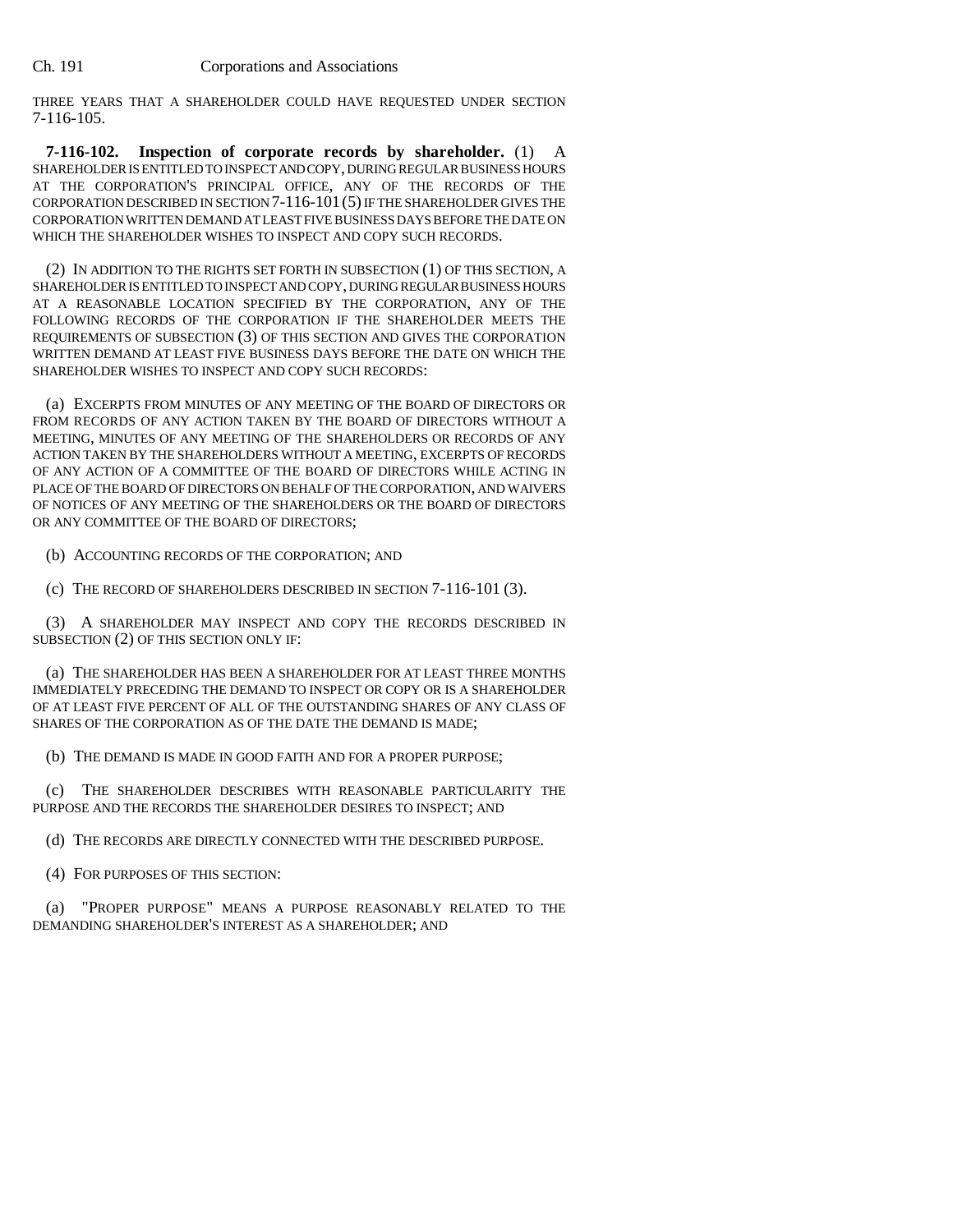THREE YEARS THAT A SHAREHOLDER COULD HAVE REQUESTED UNDER SECTION 7-116-105.

**7-116-102. Inspection of corporate records by shareholder.** (1) A SHAREHOLDER IS ENTITLED TO INSPECT AND COPY, DURING REGULAR BUSINESS HOURS AT THE CORPORATION'S PRINCIPAL OFFICE, ANY OF THE RECORDS OF THE CORPORATION DESCRIBED IN SECTION 7-116-101 (5) IF THE SHAREHOLDER GIVES THE CORPORATION WRITTEN DEMAND AT LEAST FIVE BUSINESS DAYS BEFORE THE DATE ON WHICH THE SHAREHOLDER WISHES TO INSPECT AND COPY SUCH RECORDS.

(2) IN ADDITION TO THE RIGHTS SET FORTH IN SUBSECTION (1) OF THIS SECTION, A SHAREHOLDER IS ENTITLED TO INSPECT AND COPY, DURING REGULAR BUSINESS HOURS AT A REASONABLE LOCATION SPECIFIED BY THE CORPORATION, ANY OF THE FOLLOWING RECORDS OF THE CORPORATION IF THE SHAREHOLDER MEETS THE REQUIREMENTS OF SUBSECTION (3) OF THIS SECTION AND GIVES THE CORPORATION WRITTEN DEMAND AT LEAST FIVE BUSINESS DAYS BEFORE THE DATE ON WHICH THE SHAREHOLDER WISHES TO INSPECT AND COPY SUCH RECORDS:

(a) EXCERPTS FROM MINUTES OF ANY MEETING OF THE BOARD OF DIRECTORS OR FROM RECORDS OF ANY ACTION TAKEN BY THE BOARD OF DIRECTORS WITHOUT A MEETING, MINUTES OF ANY MEETING OF THE SHAREHOLDERS OR RECORDS OF ANY ACTION TAKEN BY THE SHAREHOLDERS WITHOUT A MEETING, EXCERPTS OF RECORDS OF ANY ACTION OF A COMMITTEE OF THE BOARD OF DIRECTORS WHILE ACTING IN PLACE OF THE BOARD OF DIRECTORS ON BEHALF OF THE CORPORATION, AND WAIVERS OF NOTICES OF ANY MEETING OF THE SHAREHOLDERS OR THE BOARD OF DIRECTORS OR ANY COMMITTEE OF THE BOARD OF DIRECTORS;

(b) ACCOUNTING RECORDS OF THE CORPORATION; AND

(c) THE RECORD OF SHAREHOLDERS DESCRIBED IN SECTION 7-116-101 (3).

(3) A SHAREHOLDER MAY INSPECT AND COPY THE RECORDS DESCRIBED IN SUBSECTION (2) OF THIS SECTION ONLY IF:

(a) THE SHAREHOLDER HAS BEEN A SHAREHOLDER FOR AT LEAST THREE MONTHS IMMEDIATELY PRECEDING THE DEMAND TO INSPECT OR COPY OR IS A SHAREHOLDER OF AT LEAST FIVE PERCENT OF ALL OF THE OUTSTANDING SHARES OF ANY CLASS OF SHARES OF THE CORPORATION AS OF THE DATE THE DEMAND IS MADE;

(b) THE DEMAND IS MADE IN GOOD FAITH AND FOR A PROPER PURPOSE;

(c) THE SHAREHOLDER DESCRIBES WITH REASONABLE PARTICULARITY THE PURPOSE AND THE RECORDS THE SHAREHOLDER DESIRES TO INSPECT; AND

(d) THE RECORDS ARE DIRECTLY CONNECTED WITH THE DESCRIBED PURPOSE.

(4) FOR PURPOSES OF THIS SECTION:

(a) "PROPER PURPOSE" MEANS A PURPOSE REASONABLY RELATED TO THE DEMANDING SHAREHOLDER'S INTEREST AS A SHAREHOLDER; AND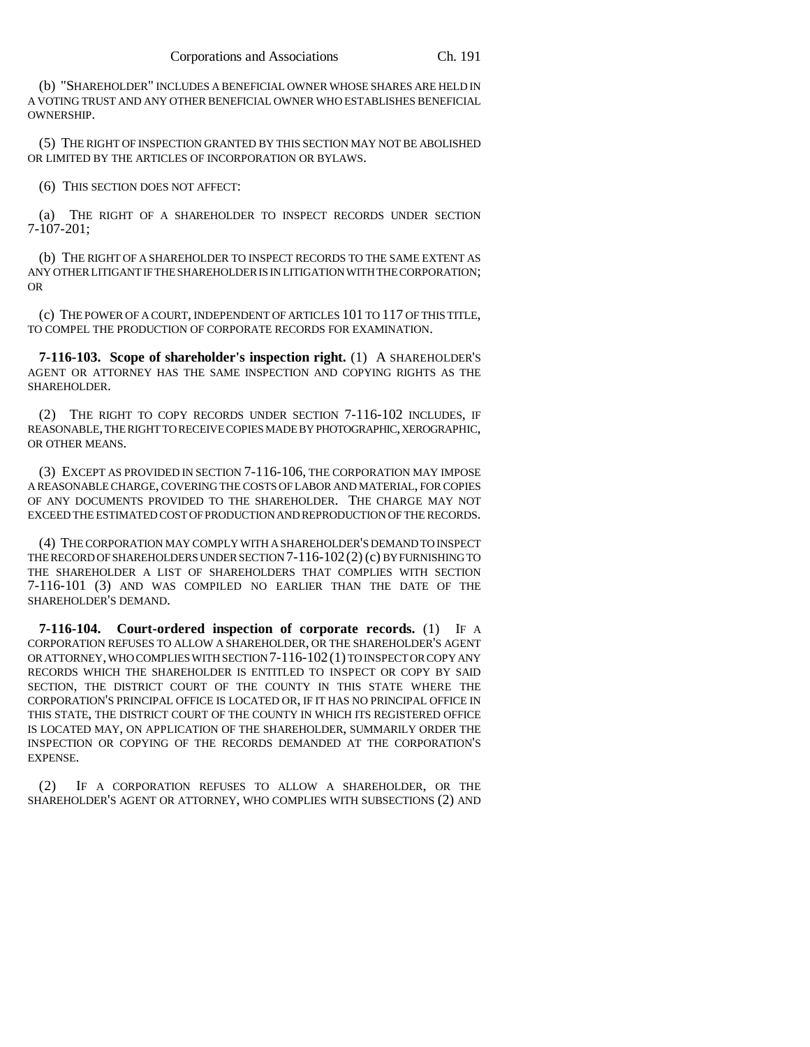(b) "SHAREHOLDER" INCLUDES A BENEFICIAL OWNER WHOSE SHARES ARE HELD IN A VOTING TRUST AND ANY OTHER BENEFICIAL OWNER WHO ESTABLISHES BENEFICIAL OWNERSHIP.

(5) THE RIGHT OF INSPECTION GRANTED BY THIS SECTION MAY NOT BE ABOLISHED OR LIMITED BY THE ARTICLES OF INCORPORATION OR BYLAWS.

(6) THIS SECTION DOES NOT AFFECT:

(a) THE RIGHT OF A SHAREHOLDER TO INSPECT RECORDS UNDER SECTION 7-107-201;

(b) THE RIGHT OF A SHAREHOLDER TO INSPECT RECORDS TO THE SAME EXTENT AS ANY OTHER LITIGANT IF THE SHAREHOLDER IS IN LITIGATION WITH THE CORPORATION; OR

(c) THE POWER OF A COURT, INDEPENDENT OF ARTICLES 101 TO 117 OF THIS TITLE, TO COMPEL THE PRODUCTION OF CORPORATE RECORDS FOR EXAMINATION.

**7-116-103. Scope of shareholder's inspection right.** (1) A SHAREHOLDER'S AGENT OR ATTORNEY HAS THE SAME INSPECTION AND COPYING RIGHTS AS THE SHAREHOLDER.

(2) THE RIGHT TO COPY RECORDS UNDER SECTION 7-116-102 INCLUDES, IF REASONABLE, THE RIGHT TO RECEIVE COPIES MADE BY PHOTOGRAPHIC, XEROGRAPHIC, OR OTHER MEANS.

(3) EXCEPT AS PROVIDED IN SECTION 7-116-106, THE CORPORATION MAY IMPOSE A REASONABLE CHARGE, COVERING THE COSTS OF LABOR AND MATERIAL, FOR COPIES OF ANY DOCUMENTS PROVIDED TO THE SHAREHOLDER. THE CHARGE MAY NOT EXCEED THE ESTIMATED COST OF PRODUCTION AND REPRODUCTION OF THE RECORDS.

(4) THE CORPORATION MAY COMPLY WITH A SHAREHOLDER'S DEMAND TO INSPECT THE RECORD OF SHAREHOLDERS UNDER SECTION 7-116-102 (2) (c) BY FURNISHING TO THE SHAREHOLDER A LIST OF SHAREHOLDERS THAT COMPLIES WITH SECTION 7-116-101 (3) AND WAS COMPILED NO EARLIER THAN THE DATE OF THE SHAREHOLDER'S DEMAND.

**7-116-104. Court-ordered inspection of corporate records.** (1) IF A CORPORATION REFUSES TO ALLOW A SHAREHOLDER, OR THE SHAREHOLDER'S AGENT OR ATTORNEY, WHO COMPLIES WITH SECTION 7-116-102 (1) TO INSPECT OR COPY ANY RECORDS WHICH THE SHAREHOLDER IS ENTITLED TO INSPECT OR COPY BY SAID SECTION, THE DISTRICT COURT OF THE COUNTY IN THIS STATE WHERE THE CORPORATION'S PRINCIPAL OFFICE IS LOCATED OR, IF IT HAS NO PRINCIPAL OFFICE IN THIS STATE, THE DISTRICT COURT OF THE COUNTY IN WHICH ITS REGISTERED OFFICE IS LOCATED MAY, ON APPLICATION OF THE SHAREHOLDER, SUMMARILY ORDER THE INSPECTION OR COPYING OF THE RECORDS DEMANDED AT THE CORPORATION'S EXPENSE.

(2) IF A CORPORATION REFUSES TO ALLOW A SHAREHOLDER, OR THE SHAREHOLDER'S AGENT OR ATTORNEY, WHO COMPLIES WITH SUBSECTIONS (2) AND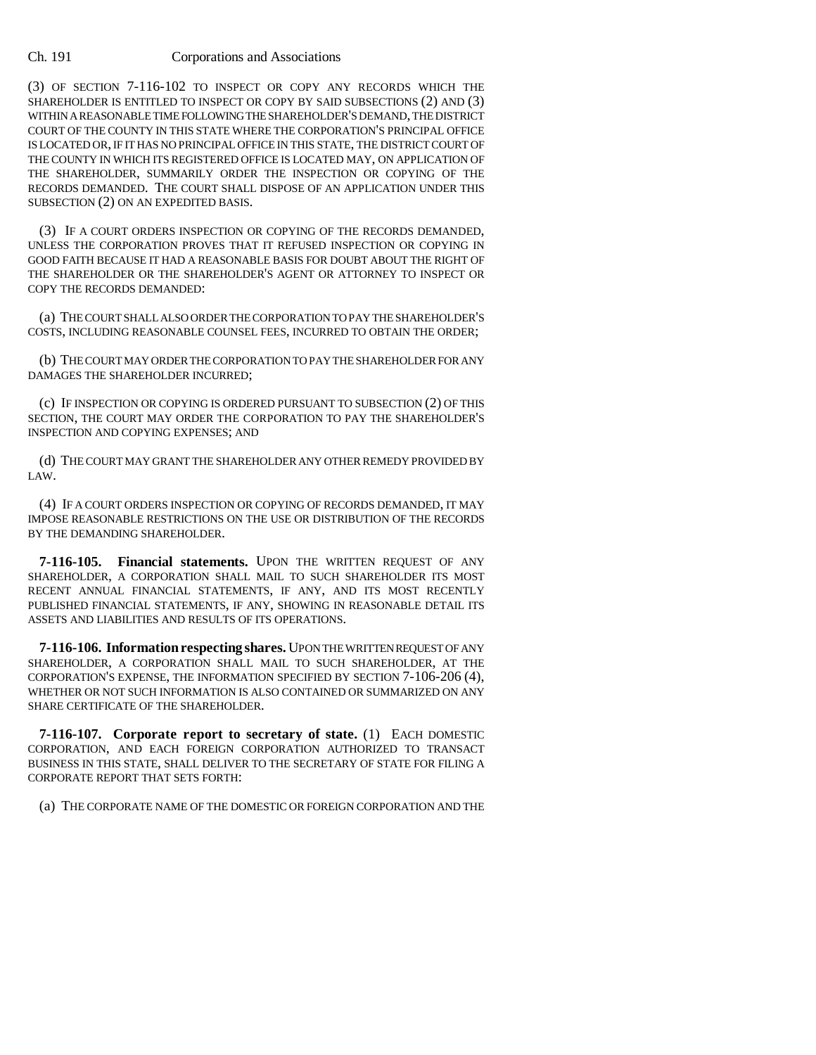(3) OF SECTION 7-116-102 TO INSPECT OR COPY ANY RECORDS WHICH THE SHAREHOLDER IS ENTITLED TO INSPECT OR COPY BY SAID SUBSECTIONS (2) AND (3) WITHIN A REASONABLE TIME FOLLOWING THE SHAREHOLDER'S DEMAND, THE DISTRICT COURT OF THE COUNTY IN THIS STATE WHERE THE CORPORATION'S PRINCIPAL OFFICE IS LOCATED OR, IF IT HAS NO PRINCIPAL OFFICE IN THIS STATE, THE DISTRICT COURT OF THE COUNTY IN WHICH ITS REGISTERED OFFICE IS LOCATED MAY, ON APPLICATION OF THE SHAREHOLDER, SUMMARILY ORDER THE INSPECTION OR COPYING OF THE RECORDS DEMANDED. THE COURT SHALL DISPOSE OF AN APPLICATION UNDER THIS SUBSECTION (2) ON AN EXPEDITED BASIS.

(3) IF A COURT ORDERS INSPECTION OR COPYING OF THE RECORDS DEMANDED, UNLESS THE CORPORATION PROVES THAT IT REFUSED INSPECTION OR COPYING IN GOOD FAITH BECAUSE IT HAD A REASONABLE BASIS FOR DOUBT ABOUT THE RIGHT OF THE SHAREHOLDER OR THE SHAREHOLDER'S AGENT OR ATTORNEY TO INSPECT OR COPY THE RECORDS DEMANDED:

(a) THE COURT SHALL ALSO ORDER THE CORPORATION TO PAY THE SHAREHOLDER'S COSTS, INCLUDING REASONABLE COUNSEL FEES, INCURRED TO OBTAIN THE ORDER;

(b) THE COURT MAY ORDER THE CORPORATION TO PAY THE SHAREHOLDER FOR ANY DAMAGES THE SHAREHOLDER INCURRED;

(c) IF INSPECTION OR COPYING IS ORDERED PURSUANT TO SUBSECTION (2) OF THIS SECTION, THE COURT MAY ORDER THE CORPORATION TO PAY THE SHAREHOLDER'S INSPECTION AND COPYING EXPENSES; AND

(d) THE COURT MAY GRANT THE SHAREHOLDER ANY OTHER REMEDY PROVIDED BY LAW.

(4) IF A COURT ORDERS INSPECTION OR COPYING OF RECORDS DEMANDED, IT MAY IMPOSE REASONABLE RESTRICTIONS ON THE USE OR DISTRIBUTION OF THE RECORDS BY THE DEMANDING SHAREHOLDER.

**7-116-105. Financial statements.** UPON THE WRITTEN REQUEST OF ANY SHAREHOLDER, A CORPORATION SHALL MAIL TO SUCH SHAREHOLDER ITS MOST RECENT ANNUAL FINANCIAL STATEMENTS, IF ANY, AND ITS MOST RECENTLY PUBLISHED FINANCIAL STATEMENTS, IF ANY, SHOWING IN REASONABLE DETAIL ITS ASSETS AND LIABILITIES AND RESULTS OF ITS OPERATIONS.

**7-116-106. Information respecting shares.** UPON THE WRITTEN REQUEST OF ANY SHAREHOLDER, A CORPORATION SHALL MAIL TO SUCH SHAREHOLDER, AT THE CORPORATION'S EXPENSE, THE INFORMATION SPECIFIED BY SECTION 7-106-206 (4), WHETHER OR NOT SUCH INFORMATION IS ALSO CONTAINED OR SUMMARIZED ON ANY SHARE CERTIFICATE OF THE SHAREHOLDER.

**7-116-107. Corporate report to secretary of state.** (1) EACH DOMESTIC CORPORATION, AND EACH FOREIGN CORPORATION AUTHORIZED TO TRANSACT BUSINESS IN THIS STATE, SHALL DELIVER TO THE SECRETARY OF STATE FOR FILING A CORPORATE REPORT THAT SETS FORTH:

(a) THE CORPORATE NAME OF THE DOMESTIC OR FOREIGN CORPORATION AND THE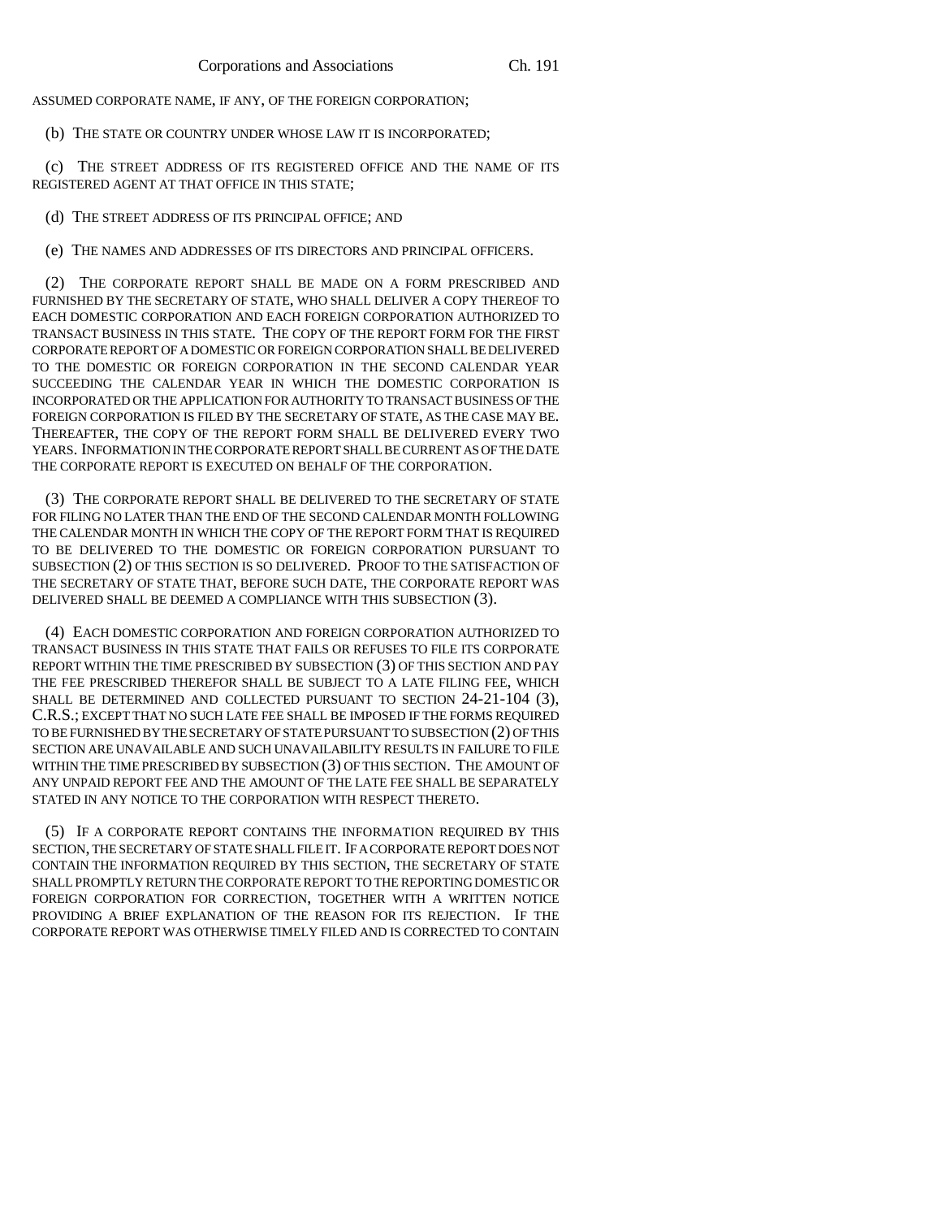ASSUMED CORPORATE NAME, IF ANY, OF THE FOREIGN CORPORATION;

(b) THE STATE OR COUNTRY UNDER WHOSE LAW IT IS INCORPORATED;

(c) THE STREET ADDRESS OF ITS REGISTERED OFFICE AND THE NAME OF ITS REGISTERED AGENT AT THAT OFFICE IN THIS STATE;

(d) THE STREET ADDRESS OF ITS PRINCIPAL OFFICE; AND

(e) THE NAMES AND ADDRESSES OF ITS DIRECTORS AND PRINCIPAL OFFICERS.

(2) THE CORPORATE REPORT SHALL BE MADE ON A FORM PRESCRIBED AND FURNISHED BY THE SECRETARY OF STATE, WHO SHALL DELIVER A COPY THEREOF TO EACH DOMESTIC CORPORATION AND EACH FOREIGN CORPORATION AUTHORIZED TO TRANSACT BUSINESS IN THIS STATE. THE COPY OF THE REPORT FORM FOR THE FIRST CORPORATE REPORT OF A DOMESTIC OR FOREIGN CORPORATION SHALL BE DELIVERED TO THE DOMESTIC OR FOREIGN CORPORATION IN THE SECOND CALENDAR YEAR SUCCEEDING THE CALENDAR YEAR IN WHICH THE DOMESTIC CORPORATION IS INCORPORATED OR THE APPLICATION FOR AUTHORITY TO TRANSACT BUSINESS OF THE FOREIGN CORPORATION IS FILED BY THE SECRETARY OF STATE, AS THE CASE MAY BE. THEREAFTER, THE COPY OF THE REPORT FORM SHALL BE DELIVERED EVERY TWO YEARS. INFORMATION IN THE CORPORATE REPORT SHALL BE CURRENT AS OF THE DATE THE CORPORATE REPORT IS EXECUTED ON BEHALF OF THE CORPORATION.

(3) THE CORPORATE REPORT SHALL BE DELIVERED TO THE SECRETARY OF STATE FOR FILING NO LATER THAN THE END OF THE SECOND CALENDAR MONTH FOLLOWING THE CALENDAR MONTH IN WHICH THE COPY OF THE REPORT FORM THAT IS REQUIRED TO BE DELIVERED TO THE DOMESTIC OR FOREIGN CORPORATION PURSUANT TO SUBSECTION (2) OF THIS SECTION IS SO DELIVERED. PROOF TO THE SATISFACTION OF THE SECRETARY OF STATE THAT, BEFORE SUCH DATE, THE CORPORATE REPORT WAS DELIVERED SHALL BE DEEMED A COMPLIANCE WITH THIS SUBSECTION (3).

(4) EACH DOMESTIC CORPORATION AND FOREIGN CORPORATION AUTHORIZED TO TRANSACT BUSINESS IN THIS STATE THAT FAILS OR REFUSES TO FILE ITS CORPORATE REPORT WITHIN THE TIME PRESCRIBED BY SUBSECTION (3) OF THIS SECTION AND PAY THE FEE PRESCRIBED THEREFOR SHALL BE SUBJECT TO A LATE FILING FEE, WHICH SHALL BE DETERMINED AND COLLECTED PURSUANT TO SECTION 24-21-104 (3), C.R.S.; EXCEPT THAT NO SUCH LATE FEE SHALL BE IMPOSED IF THE FORMS REQUIRED TO BE FURNISHED BY THE SECRETARY OF STATE PURSUANT TO SUBSECTION (2) OF THIS SECTION ARE UNAVAILABLE AND SUCH UNAVAILABILITY RESULTS IN FAILURE TO FILE WITHIN THE TIME PRESCRIBED BY SUBSECTION (3) OF THIS SECTION. THE AMOUNT OF ANY UNPAID REPORT FEE AND THE AMOUNT OF THE LATE FEE SHALL BE SEPARATELY STATED IN ANY NOTICE TO THE CORPORATION WITH RESPECT THERETO.

(5) IF A CORPORATE REPORT CONTAINS THE INFORMATION REQUIRED BY THIS SECTION, THE SECRETARY OF STATE SHALL FILE IT. IF A CORPORATE REPORT DOES NOT CONTAIN THE INFORMATION REQUIRED BY THIS SECTION, THE SECRETARY OF STATE SHALL PROMPTLY RETURN THE CORPORATE REPORT TO THE REPORTING DOMESTIC OR FOREIGN CORPORATION FOR CORRECTION, TOGETHER WITH A WRITTEN NOTICE PROVIDING A BRIEF EXPLANATION OF THE REASON FOR ITS REJECTION. IF THE CORPORATE REPORT WAS OTHERWISE TIMELY FILED AND IS CORRECTED TO CONTAIN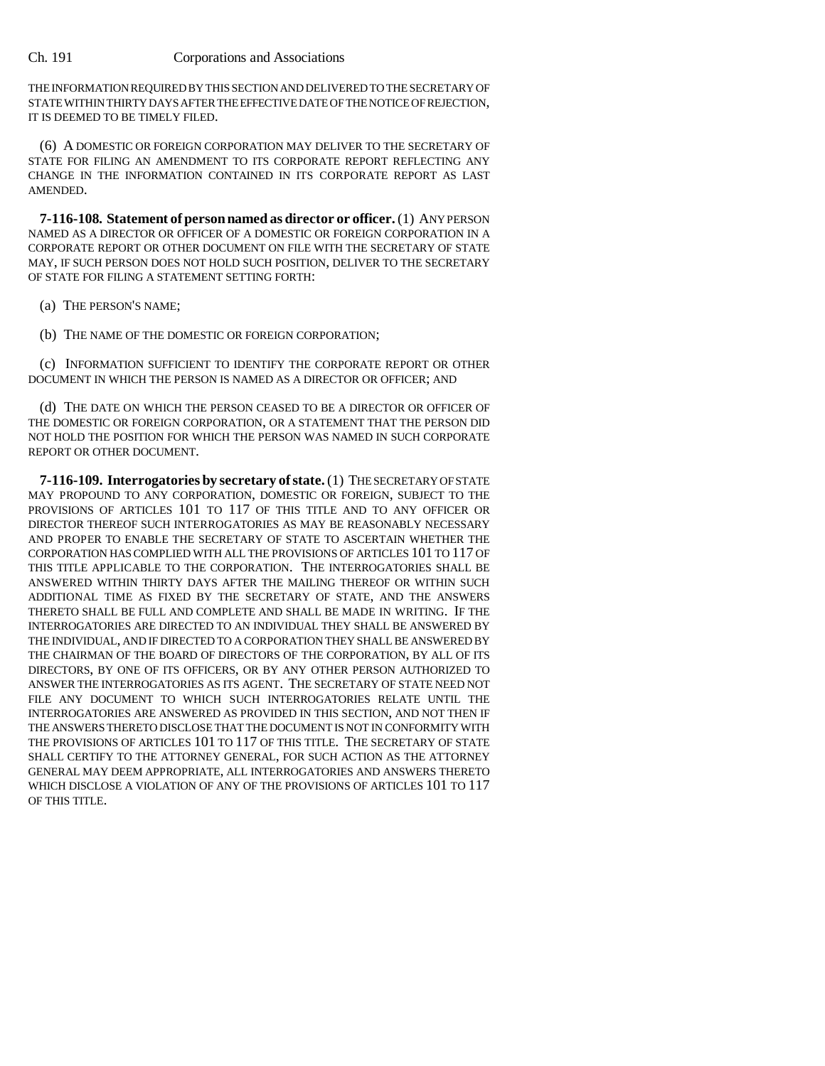THE INFORMATION REQUIRED BY THIS SECTION AND DELIVERED TO THE SECRETARY OF STATE WITHIN THIRTY DAYS AFTER THE EFFECTIVE DATE OF THE NOTICE OF REJECTION, IT IS DEEMED TO BE TIMELY FILED.

(6) A DOMESTIC OR FOREIGN CORPORATION MAY DELIVER TO THE SECRETARY OF STATE FOR FILING AN AMENDMENT TO ITS CORPORATE REPORT REFLECTING ANY CHANGE IN THE INFORMATION CONTAINED IN ITS CORPORATE REPORT AS LAST AMENDED.

**7-116-108. Statement of person named as director or officer.** (1) ANY PERSON NAMED AS A DIRECTOR OR OFFICER OF A DOMESTIC OR FOREIGN CORPORATION IN A CORPORATE REPORT OR OTHER DOCUMENT ON FILE WITH THE SECRETARY OF STATE MAY, IF SUCH PERSON DOES NOT HOLD SUCH POSITION, DELIVER TO THE SECRETARY OF STATE FOR FILING A STATEMENT SETTING FORTH:

(a) THE PERSON'S NAME;

(b) THE NAME OF THE DOMESTIC OR FOREIGN CORPORATION;

(c) INFORMATION SUFFICIENT TO IDENTIFY THE CORPORATE REPORT OR OTHER DOCUMENT IN WHICH THE PERSON IS NAMED AS A DIRECTOR OR OFFICER; AND

(d) THE DATE ON WHICH THE PERSON CEASED TO BE A DIRECTOR OR OFFICER OF THE DOMESTIC OR FOREIGN CORPORATION, OR A STATEMENT THAT THE PERSON DID NOT HOLD THE POSITION FOR WHICH THE PERSON WAS NAMED IN SUCH CORPORATE REPORT OR OTHER DOCUMENT.

**7-116-109. Interrogatories by secretary of state.** (1) THE SECRETARY OF STATE MAY PROPOUND TO ANY CORPORATION, DOMESTIC OR FOREIGN, SUBJECT TO THE PROVISIONS OF ARTICLES 101 TO 117 OF THIS TITLE AND TO ANY OFFICER OR DIRECTOR THEREOF SUCH INTERROGATORIES AS MAY BE REASONABLY NECESSARY AND PROPER TO ENABLE THE SECRETARY OF STATE TO ASCERTAIN WHETHER THE CORPORATION HAS COMPLIED WITH ALL THE PROVISIONS OF ARTICLES 101 TO 117 OF THIS TITLE APPLICABLE TO THE CORPORATION. THE INTERROGATORIES SHALL BE ANSWERED WITHIN THIRTY DAYS AFTER THE MAILING THEREOF OR WITHIN SUCH ADDITIONAL TIME AS FIXED BY THE SECRETARY OF STATE, AND THE ANSWERS THERETO SHALL BE FULL AND COMPLETE AND SHALL BE MADE IN WRITING. IF THE INTERROGATORIES ARE DIRECTED TO AN INDIVIDUAL THEY SHALL BE ANSWERED BY THE INDIVIDUAL, AND IF DIRECTED TO A CORPORATION THEY SHALL BE ANSWERED BY THE CHAIRMAN OF THE BOARD OF DIRECTORS OF THE CORPORATION, BY ALL OF ITS DIRECTORS, BY ONE OF ITS OFFICERS, OR BY ANY OTHER PERSON AUTHORIZED TO ANSWER THE INTERROGATORIES AS ITS AGENT. THE SECRETARY OF STATE NEED NOT FILE ANY DOCUMENT TO WHICH SUCH INTERROGATORIES RELATE UNTIL THE INTERROGATORIES ARE ANSWERED AS PROVIDED IN THIS SECTION, AND NOT THEN IF THE ANSWERS THERETO DISCLOSE THAT THE DOCUMENT IS NOT IN CONFORMITY WITH THE PROVISIONS OF ARTICLES 101 TO 117 OF THIS TITLE. THE SECRETARY OF STATE SHALL CERTIFY TO THE ATTORNEY GENERAL, FOR SUCH ACTION AS THE ATTORNEY GENERAL MAY DEEM APPROPRIATE, ALL INTERROGATORIES AND ANSWERS THERETO WHICH DISCLOSE A VIOLATION OF ANY OF THE PROVISIONS OF ARTICLES 101 TO 117 OF THIS TITLE.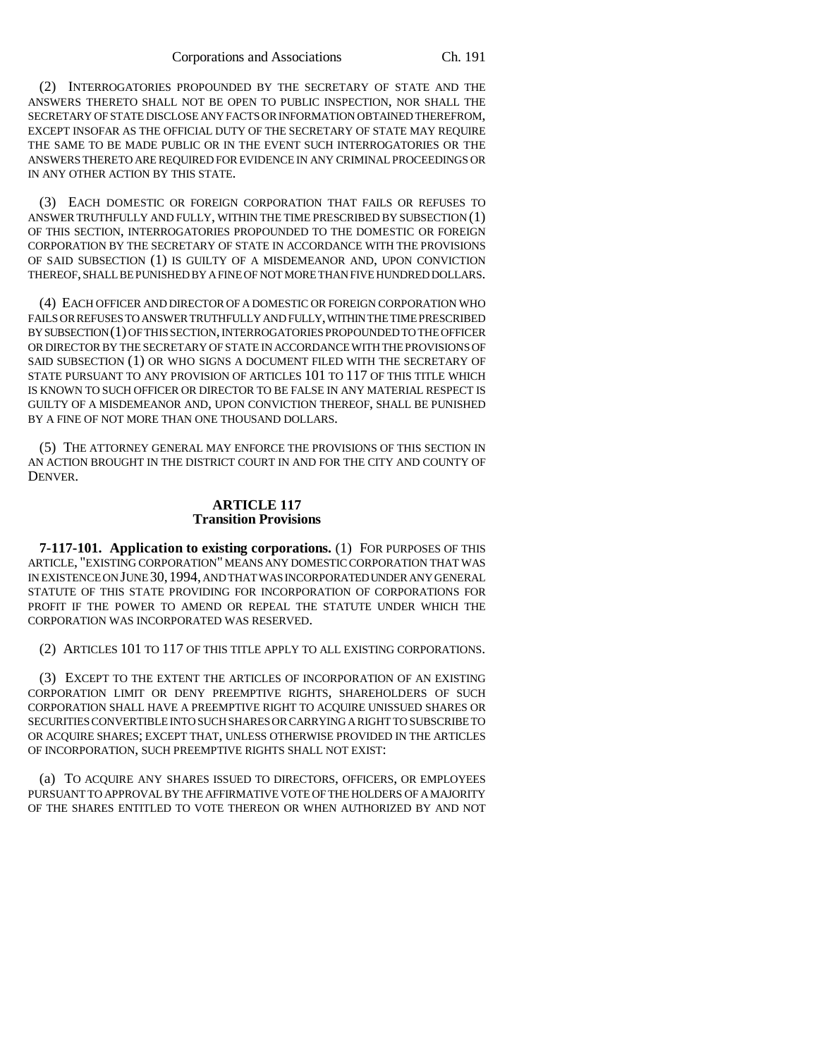(2) INTERROGATORIES PROPOUNDED BY THE SECRETARY OF STATE AND THE ANSWERS THERETO SHALL NOT BE OPEN TO PUBLIC INSPECTION, NOR SHALL THE SECRETARY OF STATE DISCLOSE ANY FACTS OR INFORMATION OBTAINED THEREFROM, EXCEPT INSOFAR AS THE OFFICIAL DUTY OF THE SECRETARY OF STATE MAY REQUIRE THE SAME TO BE MADE PUBLIC OR IN THE EVENT SUCH INTERROGATORIES OR THE ANSWERS THERETO ARE REQUIRED FOR EVIDENCE IN ANY CRIMINAL PROCEEDINGS OR IN ANY OTHER ACTION BY THIS STATE.

(3) EACH DOMESTIC OR FOREIGN CORPORATION THAT FAILS OR REFUSES TO ANSWER TRUTHFULLY AND FULLY, WITHIN THE TIME PRESCRIBED BY SUBSECTION (1) OF THIS SECTION, INTERROGATORIES PROPOUNDED TO THE DOMESTIC OR FOREIGN CORPORATION BY THE SECRETARY OF STATE IN ACCORDANCE WITH THE PROVISIONS OF SAID SUBSECTION (1) IS GUILTY OF A MISDEMEANOR AND, UPON CONVICTION THEREOF, SHALL BE PUNISHED BY A FINE OF NOT MORE THAN FIVE HUNDRED DOLLARS.

(4) EACH OFFICER AND DIRECTOR OF A DOMESTIC OR FOREIGN CORPORATION WHO FAILS OR REFUSES TO ANSWER TRUTHFULLY AND FULLY, WITHIN THE TIME PRESCRIBED BY SUBSECTION (1) OF THIS SECTION, INTERROGATORIES PROPOUNDED TO THE OFFICER OR DIRECTOR BY THE SECRETARY OF STATE IN ACCORDANCE WITH THE PROVISIONS OF SAID SUBSECTION (1) OR WHO SIGNS A DOCUMENT FILED WITH THE SECRETARY OF STATE PURSUANT TO ANY PROVISION OF ARTICLES 101 TO 117 OF THIS TITLE WHICH IS KNOWN TO SUCH OFFICER OR DIRECTOR TO BE FALSE IN ANY MATERIAL RESPECT IS GUILTY OF A MISDEMEANOR AND, UPON CONVICTION THEREOF, SHALL BE PUNISHED BY A FINE OF NOT MORE THAN ONE THOUSAND DOLLARS.

(5) THE ATTORNEY GENERAL MAY ENFORCE THE PROVISIONS OF THIS SECTION IN AN ACTION BROUGHT IN THE DISTRICT COURT IN AND FOR THE CITY AND COUNTY OF DENVER.

## ARTICLE 117
## Transition Provisions

**7-117-101. Application to existing corporations.** (1) FOR PURPOSES OF THIS ARTICLE, "EXISTING CORPORATION" MEANS ANY DOMESTIC CORPORATION THAT WAS IN EXISTENCE ON JUNE 30, 1994, AND THAT WAS INCORPORATED UNDER ANY GENERAL STATUTE OF THIS STATE PROVIDING FOR INCORPORATION OF CORPORATIONS FOR PROFIT IF THE POWER TO AMEND OR REPEAL THE STATUTE UNDER WHICH THE CORPORATION WAS INCORPORATED WAS RESERVED.

(2) ARTICLES 101 TO 117 OF THIS TITLE APPLY TO ALL EXISTING CORPORATIONS.

(3) EXCEPT TO THE EXTENT THE ARTICLES OF INCORPORATION OF AN EXISTING CORPORATION LIMIT OR DENY PREEMPTIVE RIGHTS, SHAREHOLDERS OF SUCH CORPORATION SHALL HAVE A PREEMPTIVE RIGHT TO ACQUIRE UNISSUED SHARES OR SECURITIES CONVERTIBLE INTO SUCH SHARES OR CARRYING A RIGHT TO SUBSCRIBE TO OR ACQUIRE SHARES; EXCEPT THAT, UNLESS OTHERWISE PROVIDED IN THE ARTICLES OF INCORPORATION, SUCH PREEMPTIVE RIGHTS SHALL NOT EXIST:

(a) TO ACQUIRE ANY SHARES ISSUED TO DIRECTORS, OFFICERS, OR EMPLOYEES PURSUANT TO APPROVAL BY THE AFFIRMATIVE VOTE OF THE HOLDERS OF A MAJORITY OF THE SHARES ENTITLED TO VOTE THEREON OR WHEN AUTHORIZED BY AND NOT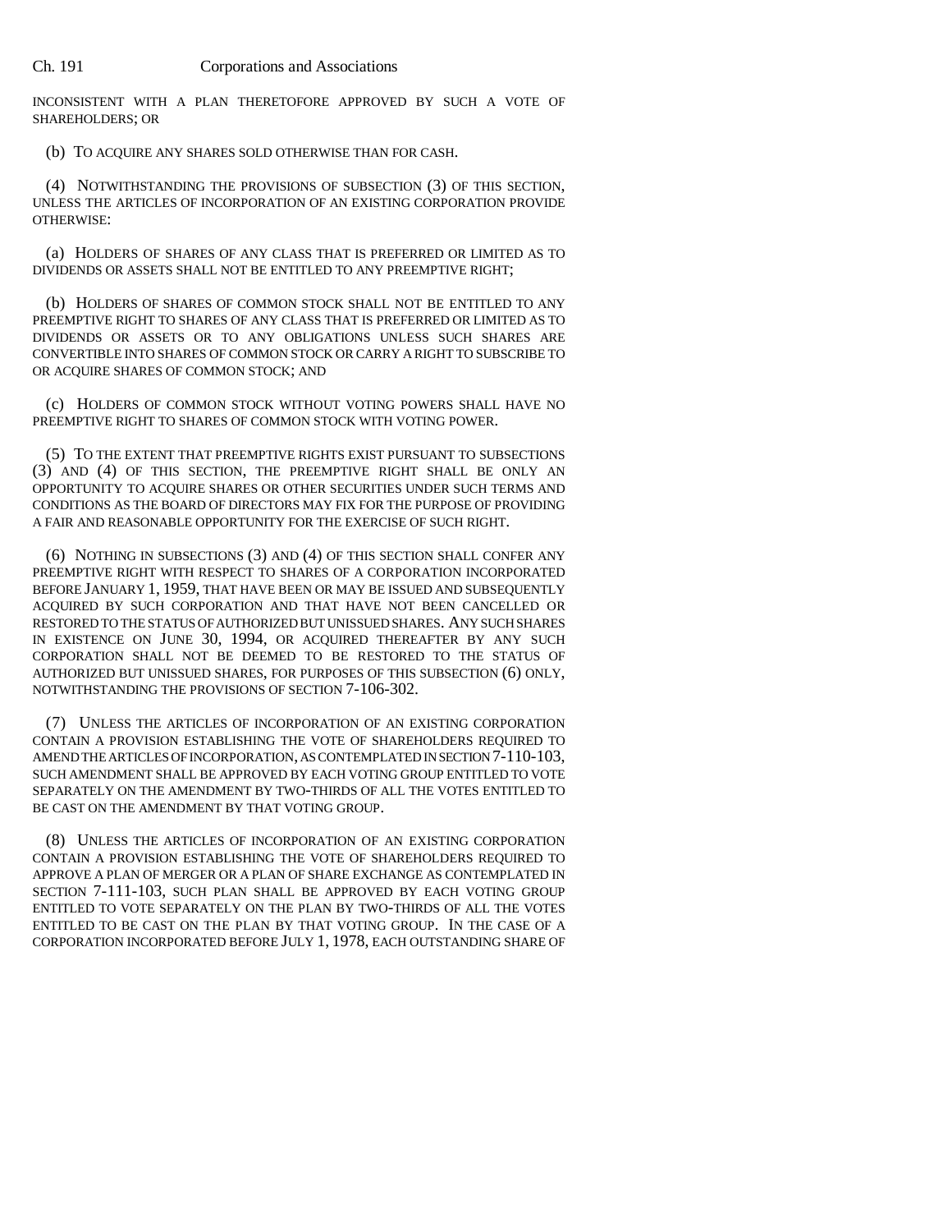INCONSISTENT WITH A PLAN THERETOFORE APPROVED BY SUCH A VOTE OF SHAREHOLDERS; OR

(b) TO ACQUIRE ANY SHARES SOLD OTHERWISE THAN FOR CASH.

(4) NOTWITHSTANDING THE PROVISIONS OF SUBSECTION (3) OF THIS SECTION, UNLESS THE ARTICLES OF INCORPORATION OF AN EXISTING CORPORATION PROVIDE OTHERWISE:

(a) HOLDERS OF SHARES OF ANY CLASS THAT IS PREFERRED OR LIMITED AS TO DIVIDENDS OR ASSETS SHALL NOT BE ENTITLED TO ANY PREEMPTIVE RIGHT;

(b) HOLDERS OF SHARES OF COMMON STOCK SHALL NOT BE ENTITLED TO ANY PREEMPTIVE RIGHT TO SHARES OF ANY CLASS THAT IS PREFERRED OR LIMITED AS TO DIVIDENDS OR ASSETS OR TO ANY OBLIGATIONS UNLESS SUCH SHARES ARE CONVERTIBLE INTO SHARES OF COMMON STOCK OR CARRY A RIGHT TO SUBSCRIBE TO OR ACQUIRE SHARES OF COMMON STOCK; AND

(c) HOLDERS OF COMMON STOCK WITHOUT VOTING POWERS SHALL HAVE NO PREEMPTIVE RIGHT TO SHARES OF COMMON STOCK WITH VOTING POWER.

(5) TO THE EXTENT THAT PREEMPTIVE RIGHTS EXIST PURSUANT TO SUBSECTIONS (3) AND (4) OF THIS SECTION, THE PREEMPTIVE RIGHT SHALL BE ONLY AN OPPORTUNITY TO ACQUIRE SHARES OR OTHER SECURITIES UNDER SUCH TERMS AND CONDITIONS AS THE BOARD OF DIRECTORS MAY FIX FOR THE PURPOSE OF PROVIDING A FAIR AND REASONABLE OPPORTUNITY FOR THE EXERCISE OF SUCH RIGHT.

(6) NOTHING IN SUBSECTIONS (3) AND (4) OF THIS SECTION SHALL CONFER ANY PREEMPTIVE RIGHT WITH RESPECT TO SHARES OF A CORPORATION INCORPORATED BEFORE JANUARY 1, 1959, THAT HAVE BEEN OR MAY BE ISSUED AND SUBSEQUENTLY ACQUIRED BY SUCH CORPORATION AND THAT HAVE NOT BEEN CANCELLED OR RESTORED TO THE STATUS OF AUTHORIZED BUT UNISSUED SHARES. ANY SUCH SHARES IN EXISTENCE ON JUNE 30, 1994, OR ACQUIRED THEREAFTER BY ANY SUCH CORPORATION SHALL NOT BE DEEMED TO BE RESTORED TO THE STATUS OF AUTHORIZED BUT UNISSUED SHARES, FOR PURPOSES OF THIS SUBSECTION (6) ONLY, NOTWITHSTANDING THE PROVISIONS OF SECTION 7-106-302.

(7) UNLESS THE ARTICLES OF INCORPORATION OF AN EXISTING CORPORATION CONTAIN A PROVISION ESTABLISHING THE VOTE OF SHAREHOLDERS REQUIRED TO AMEND THE ARTICLES OF INCORPORATION, AS CONTEMPLATED IN SECTION 7-110-103, SUCH AMENDMENT SHALL BE APPROVED BY EACH VOTING GROUP ENTITLED TO VOTE SEPARATELY ON THE AMENDMENT BY TWO-THIRDS OF ALL THE VOTES ENTITLED TO BE CAST ON THE AMENDMENT BY THAT VOTING GROUP.

(8) UNLESS THE ARTICLES OF INCORPORATION OF AN EXISTING CORPORATION CONTAIN A PROVISION ESTABLISHING THE VOTE OF SHAREHOLDERS REQUIRED TO APPROVE A PLAN OF MERGER OR A PLAN OF SHARE EXCHANGE AS CONTEMPLATED IN SECTION 7-111-103, SUCH PLAN SHALL BE APPROVED BY EACH VOTING GROUP ENTITLED TO VOTE SEPARATELY ON THE PLAN BY TWO-THIRDS OF ALL THE VOTES ENTITLED TO BE CAST ON THE PLAN BY THAT VOTING GROUP. IN THE CASE OF A CORPORATION INCORPORATED BEFORE JULY 1, 1978, EACH OUTSTANDING SHARE OF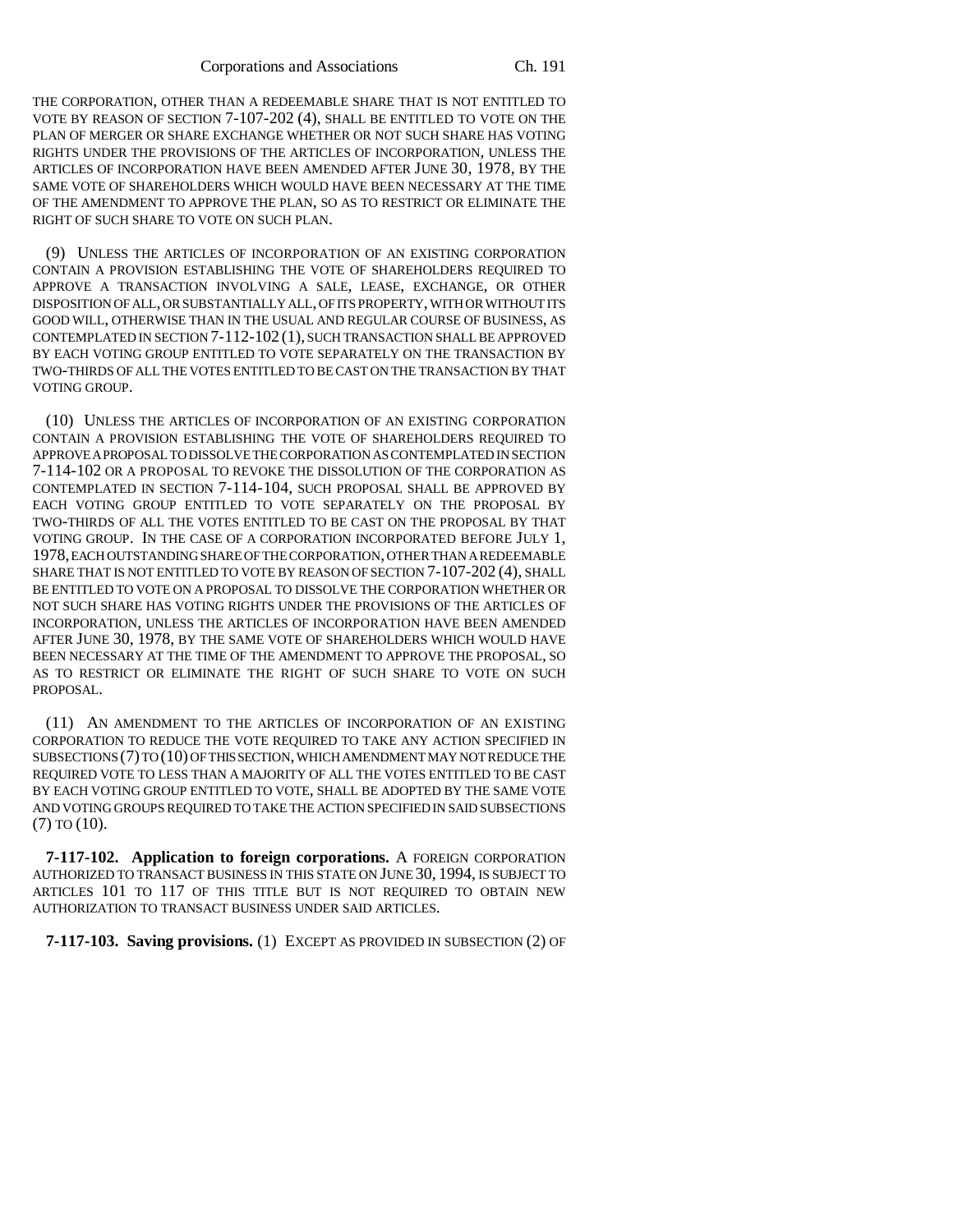THE CORPORATION, OTHER THAN A REDEEMABLE SHARE THAT IS NOT ENTITLED TO VOTE BY REASON OF SECTION 7-107-202 (4), SHALL BE ENTITLED TO VOTE ON THE PLAN OF MERGER OR SHARE EXCHANGE WHETHER OR NOT SUCH SHARE HAS VOTING RIGHTS UNDER THE PROVISIONS OF THE ARTICLES OF INCORPORATION, UNLESS THE ARTICLES OF INCORPORATION HAVE BEEN AMENDED AFTER JUNE 30, 1978, BY THE SAME VOTE OF SHAREHOLDERS WHICH WOULD HAVE BEEN NECESSARY AT THE TIME OF THE AMENDMENT TO APPROVE THE PLAN, SO AS TO RESTRICT OR ELIMINATE THE RIGHT OF SUCH SHARE TO VOTE ON SUCH PLAN.

(9) UNLESS THE ARTICLES OF INCORPORATION OF AN EXISTING CORPORATION CONTAIN A PROVISION ESTABLISHING THE VOTE OF SHAREHOLDERS REQUIRED TO APPROVE A TRANSACTION INVOLVING A SALE, LEASE, EXCHANGE, OR OTHER DISPOSITION OF ALL, OR SUBSTANTIALLY ALL, OF ITS PROPERTY, WITH OR WITHOUT ITS GOOD WILL, OTHERWISE THAN IN THE USUAL AND REGULAR COURSE OF BUSINESS, AS CONTEMPLATED IN SECTION 7-112-102 (1), SUCH TRANSACTION SHALL BE APPROVED BY EACH VOTING GROUP ENTITLED TO VOTE SEPARATELY ON THE TRANSACTION BY TWO-THIRDS OF ALL THE VOTES ENTITLED TO BE CAST ON THE TRANSACTION BY THAT VOTING GROUP.

(10) UNLESS THE ARTICLES OF INCORPORATION OF AN EXISTING CORPORATION CONTAIN A PROVISION ESTABLISHING THE VOTE OF SHAREHOLDERS REQUIRED TO APPROVE A PROPOSAL TO DISSOLVE THE CORPORATION AS CONTEMPLATED IN SECTION 7-114-102 OR A PROPOSAL TO REVOKE THE DISSOLUTION OF THE CORPORATION AS CONTEMPLATED IN SECTION 7-114-104, SUCH PROPOSAL SHALL BE APPROVED BY EACH VOTING GROUP ENTITLED TO VOTE SEPARATELY ON THE PROPOSAL BY TWO-THIRDS OF ALL THE VOTES ENTITLED TO BE CAST ON THE PROPOSAL BY THAT VOTING GROUP. IN THE CASE OF A CORPORATION INCORPORATED BEFORE JULY 1, 1978, EACH OUTSTANDING SHARE OF THE CORPORATION, OTHER THAN A REDEEMABLE SHARE THAT IS NOT ENTITLED TO VOTE BY REASON OF SECTION 7-107-202 (4), SHALL BE ENTITLED TO VOTE ON A PROPOSAL TO DISSOLVE THE CORPORATION WHETHER OR NOT SUCH SHARE HAS VOTING RIGHTS UNDER THE PROVISIONS OF THE ARTICLES OF INCORPORATION, UNLESS THE ARTICLES OF INCORPORATION HAVE BEEN AMENDED AFTER JUNE 30, 1978, BY THE SAME VOTE OF SHAREHOLDERS WHICH WOULD HAVE BEEN NECESSARY AT THE TIME OF THE AMENDMENT TO APPROVE THE PROPOSAL, SO AS TO RESTRICT OR ELIMINATE THE RIGHT OF SUCH SHARE TO VOTE ON SUCH PROPOSAL.

(11) AN AMENDMENT TO THE ARTICLES OF INCORPORATION OF AN EXISTING CORPORATION TO REDUCE THE VOTE REQUIRED TO TAKE ANY ACTION SPECIFIED IN SUBSECTIONS (7) TO (10) OF THIS SECTION, WHICH AMENDMENT MAY NOT REDUCE THE REQUIRED VOTE TO LESS THAN A MAJORITY OF ALL THE VOTES ENTITLED TO BE CAST BY EACH VOTING GROUP ENTITLED TO VOTE, SHALL BE ADOPTED BY THE SAME VOTE AND VOTING GROUPS REQUIRED TO TAKE THE ACTION SPECIFIED IN SAID SUBSECTIONS (7) TO (10).

**7-117-102. Application to foreign corporations.** A FOREIGN CORPORATION AUTHORIZED TO TRANSACT BUSINESS IN THIS STATE ON JUNE 30, 1994, IS SUBJECT TO ARTICLES 101 TO 117 OF THIS TITLE BUT IS NOT REQUIRED TO OBTAIN NEW AUTHORIZATION TO TRANSACT BUSINESS UNDER SAID ARTICLES.

**7-117-103. Saving provisions.** (1) EXCEPT AS PROVIDED IN SUBSECTION (2) OF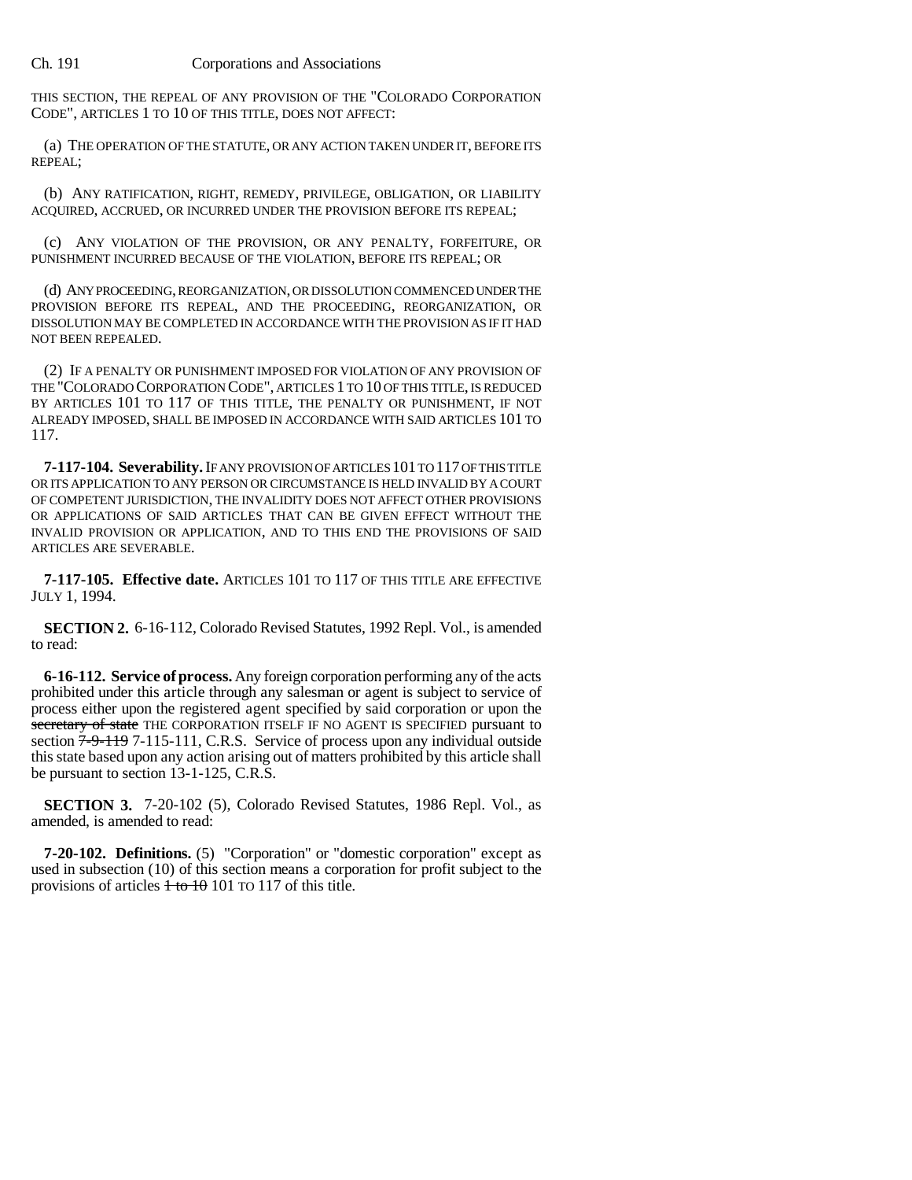THIS SECTION, THE REPEAL OF ANY PROVISION OF THE "COLORADO CORPORATION CODE", ARTICLES 1 TO 10 OF THIS TITLE, DOES NOT AFFECT:

(a) THE OPERATION OF THE STATUTE, OR ANY ACTION TAKEN UNDER IT, BEFORE ITS REPEAL;

(b) ANY RATIFICATION, RIGHT, REMEDY, PRIVILEGE, OBLIGATION, OR LIABILITY ACQUIRED, ACCRUED, OR INCURRED UNDER THE PROVISION BEFORE ITS REPEAL;

(c) ANY VIOLATION OF THE PROVISION, OR ANY PENALTY, FORFEITURE, OR PUNISHMENT INCURRED BECAUSE OF THE VIOLATION, BEFORE ITS REPEAL; OR

(d) ANY PROCEEDING, REORGANIZATION, OR DISSOLUTION COMMENCED UNDER THE PROVISION BEFORE ITS REPEAL, AND THE PROCEEDING, REORGANIZATION, OR DISSOLUTION MAY BE COMPLETED IN ACCORDANCE WITH THE PROVISION AS IF IT HAD NOT BEEN REPEALED.

(2) IF A PENALTY OR PUNISHMENT IMPOSED FOR VIOLATION OF ANY PROVISION OF THE "COLORADO CORPORATION CODE", ARTICLES 1 TO 10 OF THIS TITLE, IS REDUCED BY ARTICLES 101 TO 117 OF THIS TITLE, THE PENALTY OR PUNISHMENT, IF NOT ALREADY IMPOSED, SHALL BE IMPOSED IN ACCORDANCE WITH SAID ARTICLES 101 TO 117.

**7-117-104. Severability.** IF ANY PROVISION OF ARTICLES 101 TO 117 OF THIS TITLE OR ITS APPLICATION TO ANY PERSON OR CIRCUMSTANCE IS HELD INVALID BY A COURT OF COMPETENT JURISDICTION, THE INVALIDITY DOES NOT AFFECT OTHER PROVISIONS OR APPLICATIONS OF SAID ARTICLES THAT CAN BE GIVEN EFFECT WITHOUT THE INVALID PROVISION OR APPLICATION, AND TO THIS END THE PROVISIONS OF SAID ARTICLES ARE SEVERABLE.

**7-117-105. Effective date.** ARTICLES 101 TO 117 OF THIS TITLE ARE EFFECTIVE JULY 1, 1994.

**SECTION 2.** 6-16-112, Colorado Revised Statutes, 1992 Repl. Vol., is amended to read:

**6-16-112. Service of process.** Any foreign corporation performing any of the acts prohibited under this article through any salesman or agent is subject to service of process either upon the registered agent specified by said corporation or upon the ~~secretary of state~~ THE CORPORATION ITSELF IF NO AGENT IS SPECIFIED pursuant to section ~~7-9-119~~ 7-115-111, C.R.S. Service of process upon any individual outside this state based upon any action arising out of matters prohibited by this article shall be pursuant to section 13-1-125, C.R.S.

**SECTION 3.** 7-20-102 (5), Colorado Revised Statutes, 1986 Repl. Vol., as amended, is amended to read:

**7-20-102. Definitions.** (5) "Corporation" or "domestic corporation" except as used in subsection (10) of this section means a corporation for profit subject to the provisions of articles ~~1 to 10~~ 101 TO 117 of this title.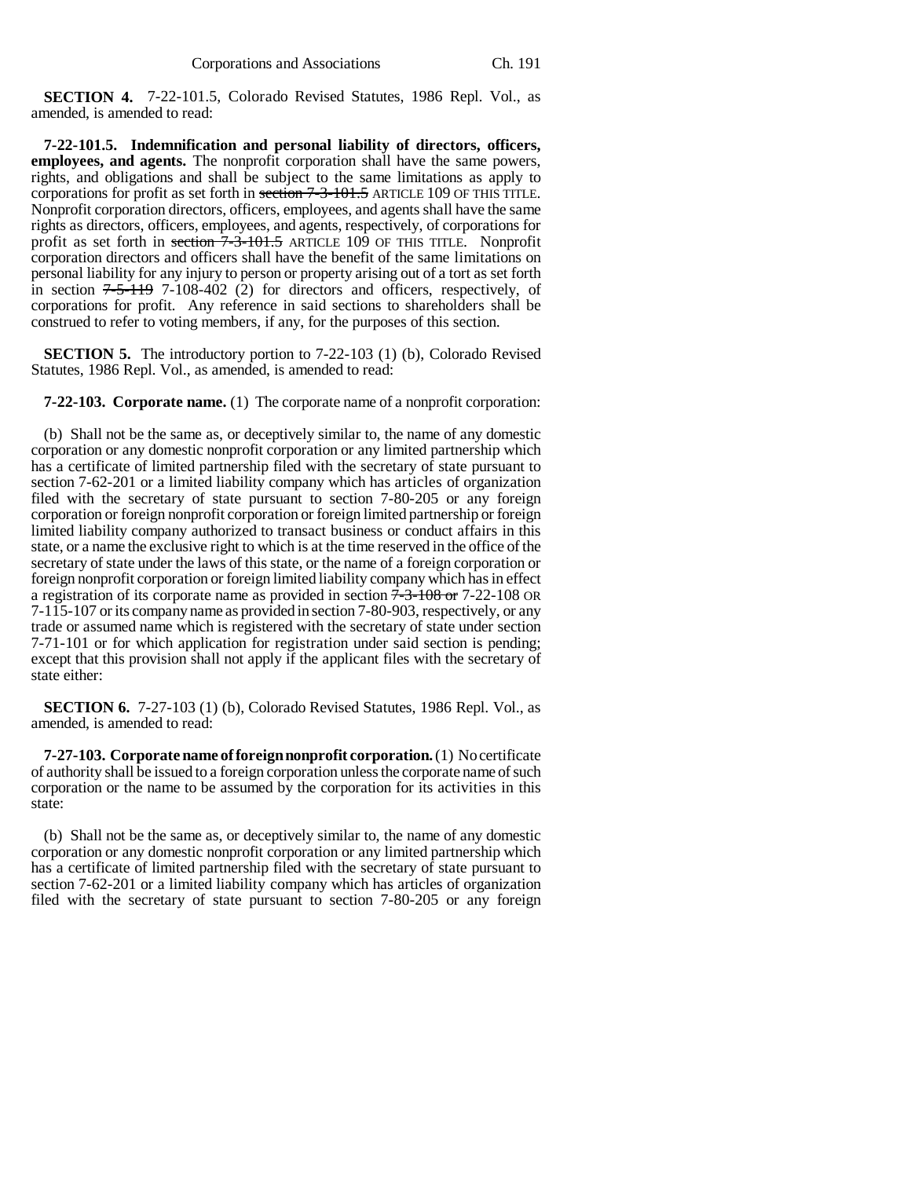**SECTION 4.** 7-22-101.5, Colorado Revised Statutes, 1986 Repl. Vol., as amended, is amended to read:

**7-22-101.5. Indemnification and personal liability of directors, officers, employees, and agents.** The nonprofit corporation shall have the same powers, rights, and obligations and shall be subject to the same limitations as apply to corporations for profit as set forth in ~~section 7-3-101.5~~ ARTICLE 109 OF THIS TITLE. Nonprofit corporation directors, officers, employees, and agents shall have the same rights as directors, officers, employees, and agents, respectively, of corporations for profit as set forth in ~~section 7-3-101.5~~ ARTICLE 109 OF THIS TITLE. Nonprofit corporation directors and officers shall have the benefit of the same limitations on personal liability for any injury to person or property arising out of a tort as set forth in section ~~7-5-119~~ 7-108-402 (2) for directors and officers, respectively, of corporations for profit. Any reference in said sections to shareholders shall be construed to refer to voting members, if any, for the purposes of this section.

**SECTION 5.** The introductory portion to 7-22-103 (1) (b), Colorado Revised Statutes, 1986 Repl. Vol., as amended, is amended to read:

**7-22-103. Corporate name.** (1) The corporate name of a nonprofit corporation:

(b) Shall not be the same as, or deceptively similar to, the name of any domestic corporation or any domestic nonprofit corporation or any limited partnership which has a certificate of limited partnership filed with the secretary of state pursuant to section 7-62-201 or a limited liability company which has articles of organization filed with the secretary of state pursuant to section 7-80-205 or any foreign corporation or foreign nonprofit corporation or foreign limited partnership or foreign limited liability company authorized to transact business or conduct affairs in this state, or a name the exclusive right to which is at the time reserved in the office of the secretary of state under the laws of this state, or the name of a foreign corporation or foreign nonprofit corporation or foreign limited liability company which has in effect a registration of its corporate name as provided in section ~~7-3-108 or~~ 7-22-108 OR 7-115-107 or its company name as provided in section 7-80-903, respectively, or any trade or assumed name which is registered with the secretary of state under section 7-71-101 or for which application for registration under said section is pending; except that this provision shall not apply if the applicant files with the secretary of state either:

**SECTION 6.** 7-27-103 (1) (b), Colorado Revised Statutes, 1986 Repl. Vol., as amended, is amended to read:

**7-27-103. Corporate name of foreign nonprofit corporation.** (1) No certificate of authority shall be issued to a foreign corporation unless the corporate name of such corporation or the name to be assumed by the corporation for its activities in this state:

(b) Shall not be the same as, or deceptively similar to, the name of any domestic corporation or any domestic nonprofit corporation or any limited partnership which has a certificate of limited partnership filed with the secretary of state pursuant to section 7-62-201 or a limited liability company which has articles of organization filed with the secretary of state pursuant to section 7-80-205 or any foreign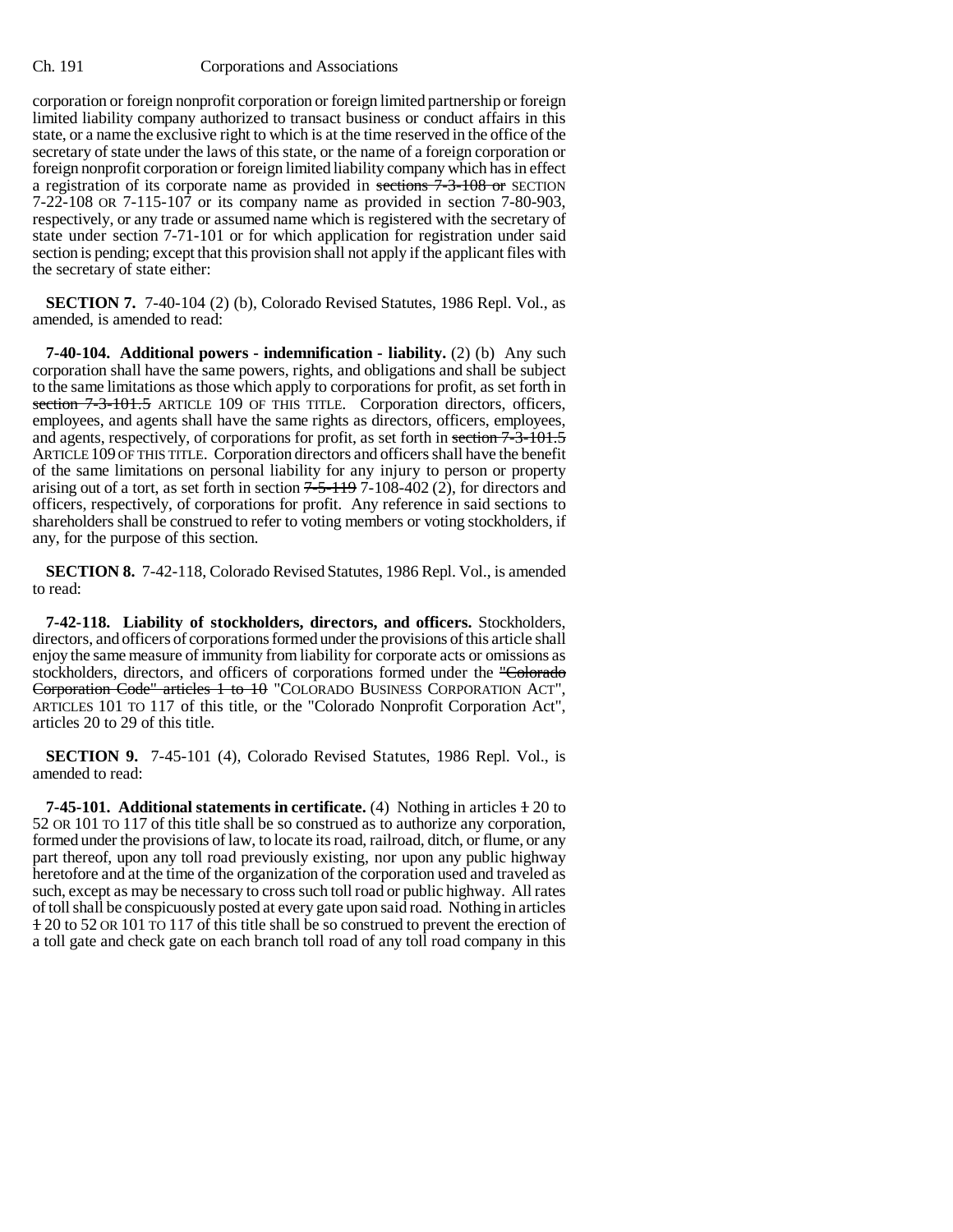corporation or foreign nonprofit corporation or foreign limited partnership or foreign limited liability company authorized to transact business or conduct affairs in this state, or a name the exclusive right to which is at the time reserved in the office of the secretary of state under the laws of this state, or the name of a foreign corporation or foreign nonprofit corporation or foreign limited liability company which has in effect a registration of its corporate name as provided in ~~sections 7-3-108 or~~ SECTION 7-22-108 OR 7-115-107 or its company name as provided in section 7-80-903, respectively, or any trade or assumed name which is registered with the secretary of state under section 7-71-101 or for which application for registration under said section is pending; except that this provision shall not apply if the applicant files with the secretary of state either:

**SECTION 7.** 7-40-104 (2) (b), Colorado Revised Statutes, 1986 Repl. Vol., as amended, is amended to read:

**7-40-104. Additional powers - indemnification - liability.** (2) (b) Any such corporation shall have the same powers, rights, and obligations and shall be subject to the same limitations as those which apply to corporations for profit, as set forth in ~~section 7-3-101.5~~ ARTICLE 109 OF THIS TITLE. Corporation directors, officers, employees, and agents shall have the same rights as directors, officers, employees, and agents, respectively, of corporations for profit, as set forth in ~~section 7-3-101.5~~ ARTICLE 109 OF THIS TITLE. Corporation directors and officers shall have the benefit of the same limitations on personal liability for any injury to person or property arising out of a tort, as set forth in section ~~7-5-119~~ 7-108-402 (2), for directors and officers, respectively, of corporations for profit. Any reference in said sections to shareholders shall be construed to refer to voting members or voting stockholders, if any, for the purpose of this section.

**SECTION 8.** 7-42-118, Colorado Revised Statutes, 1986 Repl. Vol., is amended to read:

**7-42-118. Liability of stockholders, directors, and officers.** Stockholders, directors, and officers of corporations formed under the provisions of this article shall enjoy the same measure of immunity from liability for corporate acts or omissions as stockholders, directors, and officers of corporations formed under the ~~"Colorado Corporation Code" articles 1 to 10~~ "COLORADO BUSINESS CORPORATION ACT", ARTICLES 101 TO 117 of this title, or the "Colorado Nonprofit Corporation Act", articles 20 to 29 of this title.

**SECTION 9.** 7-45-101 (4), Colorado Revised Statutes, 1986 Repl. Vol., is amended to read:

**7-45-101. Additional statements in certificate.** (4) Nothing in articles ~~1~~ 20 to 52 OR 101 TO 117 of this title shall be so construed as to authorize any corporation, formed under the provisions of law, to locate its road, railroad, ditch, or flume, or any part thereof, upon any toll road previously existing, nor upon any public highway heretofore and at the time of the organization of the corporation used and traveled as such, except as may be necessary to cross such toll road or public highway. All rates of toll shall be conspicuously posted at every gate upon said road. Nothing in articles ~~1~~ 20 to 52 OR 101 TO 117 of this title shall be so construed to prevent the erection of a toll gate and check gate on each branch toll road of any toll road company in this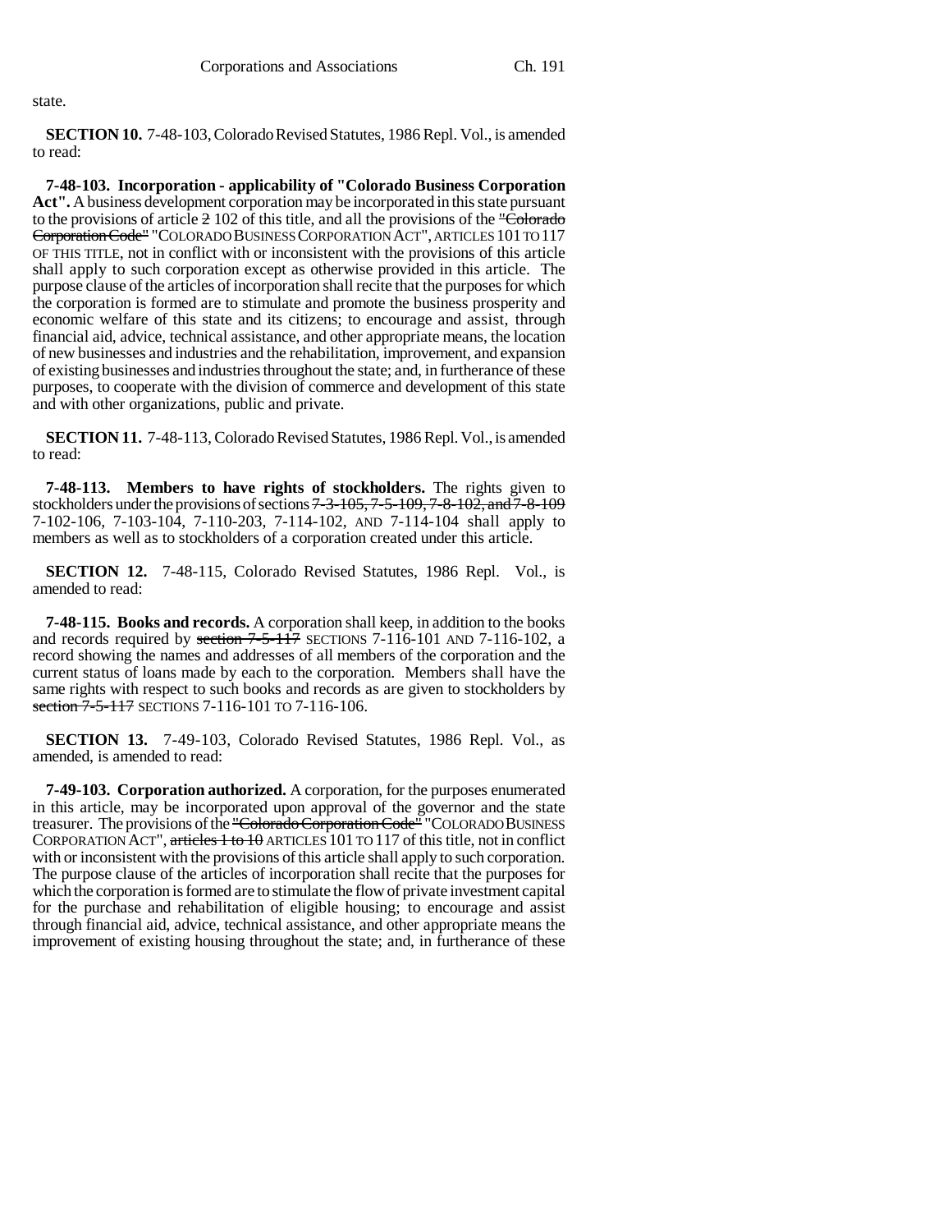state.

**SECTION 10.** 7-48-103, Colorado Revised Statutes, 1986 Repl. Vol., is amended to read:

**7-48-103. Incorporation - applicability of "Colorado Business Corporation Act".** A business development corporation may be incorporated in this state pursuant to the provisions of article ~~2~~ 102 of this title, and all the provisions of the ~~"Colorado Corporation Code"~~ "COLORADO BUSINESS CORPORATION ACT", ARTICLES 101 TO 117 OF THIS TITLE, not in conflict with or inconsistent with the provisions of this article shall apply to such corporation except as otherwise provided in this article. The purpose clause of the articles of incorporation shall recite that the purposes for which the corporation is formed are to stimulate and promote the business prosperity and economic welfare of this state and its citizens; to encourage and assist, through financial aid, advice, technical assistance, and other appropriate means, the location of new businesses and industries and the rehabilitation, improvement, and expansion of existing businesses and industries throughout the state; and, in furtherance of these purposes, to cooperate with the division of commerce and development of this state and with other organizations, public and private.

**SECTION 11.** 7-48-113, Colorado Revised Statutes, 1986 Repl. Vol., is amended to read:

**7-48-113. Members to have rights of stockholders.** The rights given to stockholders under the provisions of sections ~~7-3-105, 7-5-109, 7-8-102, and 7-8-109~~ 7-102-106, 7-103-104, 7-110-203, 7-114-102, AND 7-114-104 shall apply to members as well as to stockholders of a corporation created under this article.

**SECTION 12.** 7-48-115, Colorado Revised Statutes, 1986 Repl. Vol., is amended to read:

**7-48-115. Books and records.** A corporation shall keep, in addition to the books and records required by ~~section 7-5-117~~ SECTIONS 7-116-101 AND 7-116-102, a record showing the names and addresses of all members of the corporation and the current status of loans made by each to the corporation. Members shall have the same rights with respect to such books and records as are given to stockholders by ~~section 7-5-117~~ SECTIONS 7-116-101 TO 7-116-106.

**SECTION 13.** 7-49-103, Colorado Revised Statutes, 1986 Repl. Vol., as amended, is amended to read:

**7-49-103. Corporation authorized.** A corporation, for the purposes enumerated in this article, may be incorporated upon approval of the governor and the state treasurer. The provisions of the ~~"Colorado Corporation Code"~~ "COLORADO BUSINESS CORPORATION ACT", ~~articles 1 to 10~~ ARTICLES 101 TO 117 of this title, not in conflict with or inconsistent with the provisions of this article shall apply to such corporation. The purpose clause of the articles of incorporation shall recite that the purposes for which the corporation is formed are to stimulate the flow of private investment capital for the purchase and rehabilitation of eligible housing; to encourage and assist through financial aid, advice, technical assistance, and other appropriate means the improvement of existing housing throughout the state; and, in furtherance of these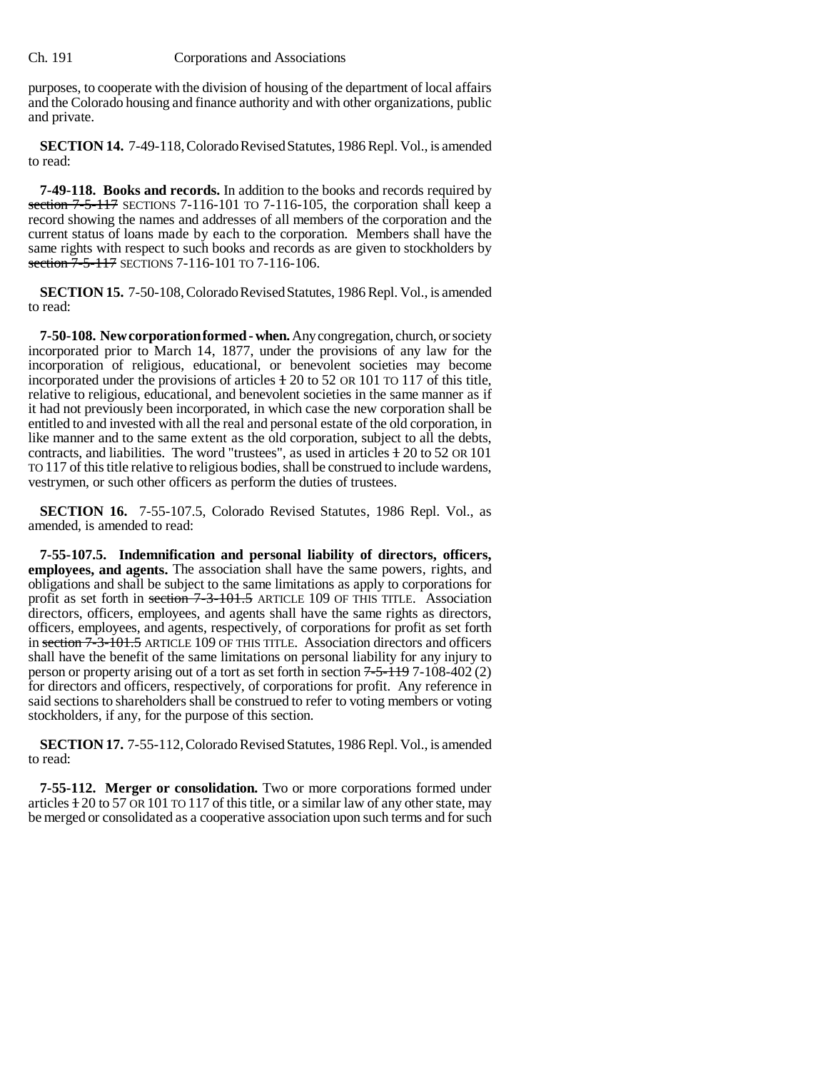purposes, to cooperate with the division of housing of the department of local affairs and the Colorado housing and finance authority and with other organizations, public and private.

**SECTION 14.** 7-49-118, Colorado Revised Statutes, 1986 Repl. Vol., is amended to read:

**7-49-118. Books and records.** In addition to the books and records required by ~~section 7-5-117~~ SECTIONS 7-116-101 TO 7-116-105, the corporation shall keep a record showing the names and addresses of all members of the corporation and the current status of loans made by each to the corporation. Members shall have the same rights with respect to such books and records as are given to stockholders by ~~section 7-5-117~~ SECTIONS 7-116-101 TO 7-116-106.

**SECTION 15.** 7-50-108, Colorado Revised Statutes, 1986 Repl. Vol., is amended to read:

**7-50-108. New corporation formed - when.** Any congregation, church, or society incorporated prior to March 14, 1877, under the provisions of any law for the incorporation of religious, educational, or benevolent societies may become incorporated under the provisions of articles ~~1~~ 20 to 52 OR 101 TO 117 of this title, relative to religious, educational, and benevolent societies in the same manner as if it had not previously been incorporated, in which case the new corporation shall be entitled to and invested with all the real and personal estate of the old corporation, in like manner and to the same extent as the old corporation, subject to all the debts, contracts, and liabilities. The word "trustees", as used in articles ~~1~~ 20 to 52 OR 101 TO 117 of this title relative to religious bodies, shall be construed to include wardens, vestrymen, or such other officers as perform the duties of trustees.

**SECTION 16.** 7-55-107.5, Colorado Revised Statutes, 1986 Repl. Vol., as amended, is amended to read:

**7-55-107.5. Indemnification and personal liability of directors, officers, employees, and agents.** The association shall have the same powers, rights, and obligations and shall be subject to the same limitations as apply to corporations for profit as set forth in ~~section 7-3-101.5~~ ARTICLE 109 OF THIS TITLE. Association directors, officers, employees, and agents shall have the same rights as directors, officers, employees, and agents, respectively, of corporations for profit as set forth in ~~section 7-3-101.5~~ ARTICLE 109 OF THIS TITLE. Association directors and officers shall have the benefit of the same limitations on personal liability for any injury to person or property arising out of a tort as set forth in section ~~7-5-119~~ 7-108-402 (2) for directors and officers, respectively, of corporations for profit. Any reference in said sections to shareholders shall be construed to refer to voting members or voting stockholders, if any, for the purpose of this section.

**SECTION 17.** 7-55-112, Colorado Revised Statutes, 1986 Repl. Vol., is amended to read:

**7-55-112. Merger or consolidation.** Two or more corporations formed under articles ~~1~~ 20 to 57 OR 101 TO 117 of this title, or a similar law of any other state, may be merged or consolidated as a cooperative association upon such terms and for such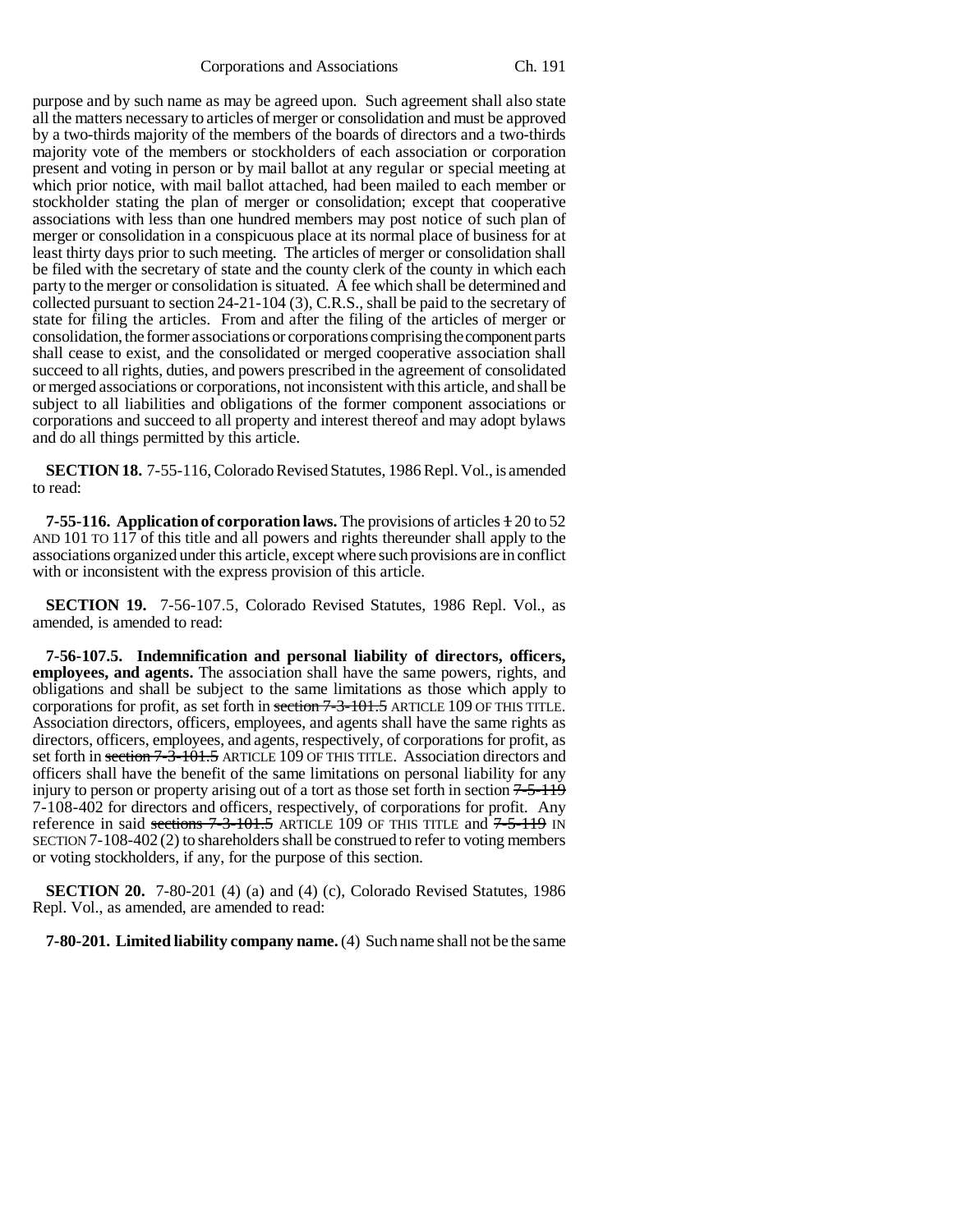purpose and by such name as may be agreed upon. Such agreement shall also state all the matters necessary to articles of merger or consolidation and must be approved by a two-thirds majority of the members of the boards of directors and a two-thirds majority vote of the members or stockholders of each association or corporation present and voting in person or by mail ballot at any regular or special meeting at which prior notice, with mail ballot attached, had been mailed to each member or stockholder stating the plan of merger or consolidation; except that cooperative associations with less than one hundred members may post notice of such plan of merger or consolidation in a conspicuous place at its normal place of business for at least thirty days prior to such meeting. The articles of merger or consolidation shall be filed with the secretary of state and the county clerk of the county in which each party to the merger or consolidation is situated. A fee which shall be determined and collected pursuant to section 24-21-104 (3), C.R.S., shall be paid to the secretary of state for filing the articles. From and after the filing of the articles of merger or consolidation, the former associations or corporations comprising the component parts shall cease to exist, and the consolidated or merged cooperative association shall succeed to all rights, duties, and powers prescribed in the agreement of consolidated or merged associations or corporations, not inconsistent with this article, and shall be subject to all liabilities and obligations of the former component associations or corporations and succeed to all property and interest thereof and may adopt bylaws and do all things permitted by this article.

**SECTION 18.** 7-55-116, Colorado Revised Statutes, 1986 Repl. Vol., is amended to read:

**7-55-116. Application of corporation laws.** The provisions of articles ~~1~~ 20 to 52 AND 101 TO 117 of this title and all powers and rights thereunder shall apply to the associations organized under this article, except where such provisions are in conflict with or inconsistent with the express provision of this article.

**SECTION 19.** 7-56-107.5, Colorado Revised Statutes, 1986 Repl. Vol., as amended, is amended to read:

**7-56-107.5. Indemnification and personal liability of directors, officers, employees, and agents.** The association shall have the same powers, rights, and obligations and shall be subject to the same limitations as those which apply to corporations for profit, as set forth in ~~section 7-3-101.5~~ ARTICLE 109 OF THIS TITLE. Association directors, officers, employees, and agents shall have the same rights as directors, officers, employees, and agents, respectively, of corporations for profit, as set forth in ~~section 7-3-101.5~~ ARTICLE 109 OF THIS TITLE. Association directors and officers shall have the benefit of the same limitations on personal liability for any injury to person or property arising out of a tort as those set forth in section ~~7-5-119~~ 7-108-402 for directors and officers, respectively, of corporations for profit. Any reference in said ~~sections 7-3-101.5~~ ARTICLE 109 OF THIS TITLE and ~~7-5-119~~ IN SECTION 7-108-402 (2) to shareholders shall be construed to refer to voting members or voting stockholders, if any, for the purpose of this section.

**SECTION 20.** 7-80-201 (4) (a) and (4) (c), Colorado Revised Statutes, 1986 Repl. Vol., as amended, are amended to read:

**7-80-201. Limited liability company name.** (4) Such name shall not be the same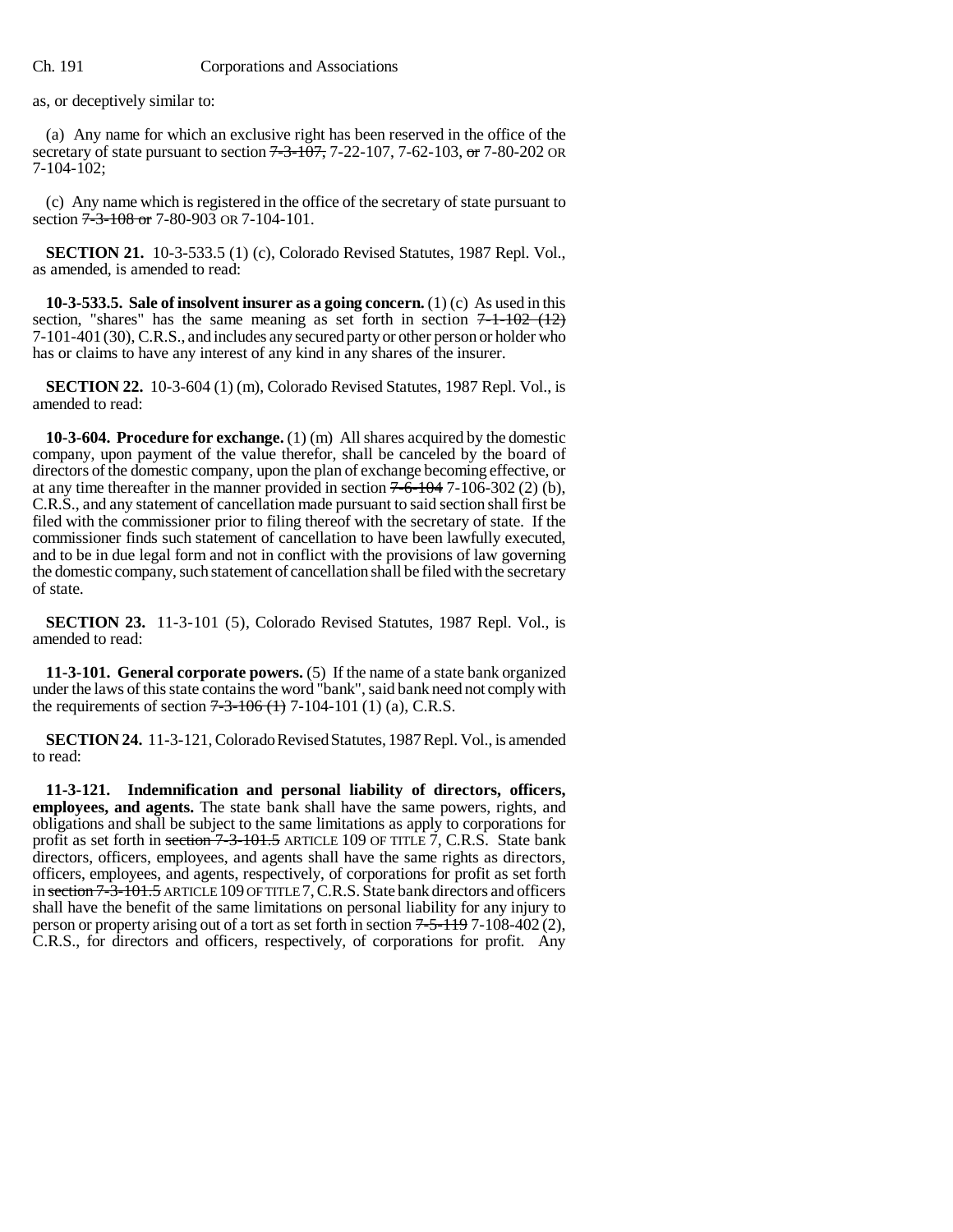as, or deceptively similar to:

(a) Any name for which an exclusive right has been reserved in the office of the secretary of state pursuant to section ~~7-3-107,~~ 7-22-107, 7-62-103, ~~or~~ 7-80-202 OR 7-104-102;

(c) Any name which is registered in the office of the secretary of state pursuant to section ~~7-3-108 or~~ 7-80-903 OR 7-104-101.

**SECTION 21.** 10-3-533.5 (1) (c), Colorado Revised Statutes, 1987 Repl. Vol., as amended, is amended to read:

**10-3-533.5. Sale of insolvent insurer as a going concern.** (1) (c) As used in this section, "shares" has the same meaning as set forth in section ~~7-1-102 (12)~~ 7-101-401 (30), C.R.S., and includes any secured party or other person or holder who has or claims to have any interest of any kind in any shares of the insurer.

**SECTION 22.** 10-3-604 (1) (m), Colorado Revised Statutes, 1987 Repl. Vol., is amended to read:

**10-3-604. Procedure for exchange.** (1) (m) All shares acquired by the domestic company, upon payment of the value therefor, shall be canceled by the board of directors of the domestic company, upon the plan of exchange becoming effective, or at any time thereafter in the manner provided in section ~~7-6-104~~ 7-106-302 (2) (b), C.R.S., and any statement of cancellation made pursuant to said section shall first be filed with the commissioner prior to filing thereof with the secretary of state. If the commissioner finds such statement of cancellation to have been lawfully executed, and to be in due legal form and not in conflict with the provisions of law governing the domestic company, such statement of cancellation shall be filed with the secretary of state.

**SECTION 23.** 11-3-101 (5), Colorado Revised Statutes, 1987 Repl. Vol., is amended to read:

**11-3-101. General corporate powers.** (5) If the name of a state bank organized under the laws of this state contains the word "bank", said bank need not comply with the requirements of section ~~7-3-106 (1)~~ 7-104-101 (1) (a), C.R.S.

**SECTION 24.** 11-3-121, Colorado Revised Statutes, 1987 Repl. Vol., is amended to read:

**11-3-121. Indemnification and personal liability of directors, officers, employees, and agents.** The state bank shall have the same powers, rights, and obligations and shall be subject to the same limitations as apply to corporations for profit as set forth in ~~section 7-3-101.5~~ ARTICLE 109 OF TITLE 7, C.R.S. State bank directors, officers, employees, and agents shall have the same rights as directors, officers, employees, and agents, respectively, of corporations for profit as set forth in ~~section 7-3-101.5~~ ARTICLE 109 OF TITLE 7, C.R.S. State bank directors and officers shall have the benefit of the same limitations on personal liability for any injury to person or property arising out of a tort as set forth in section ~~7-5-119~~ 7-108-402 (2), C.R.S., for directors and officers, respectively, of corporations for profit. Any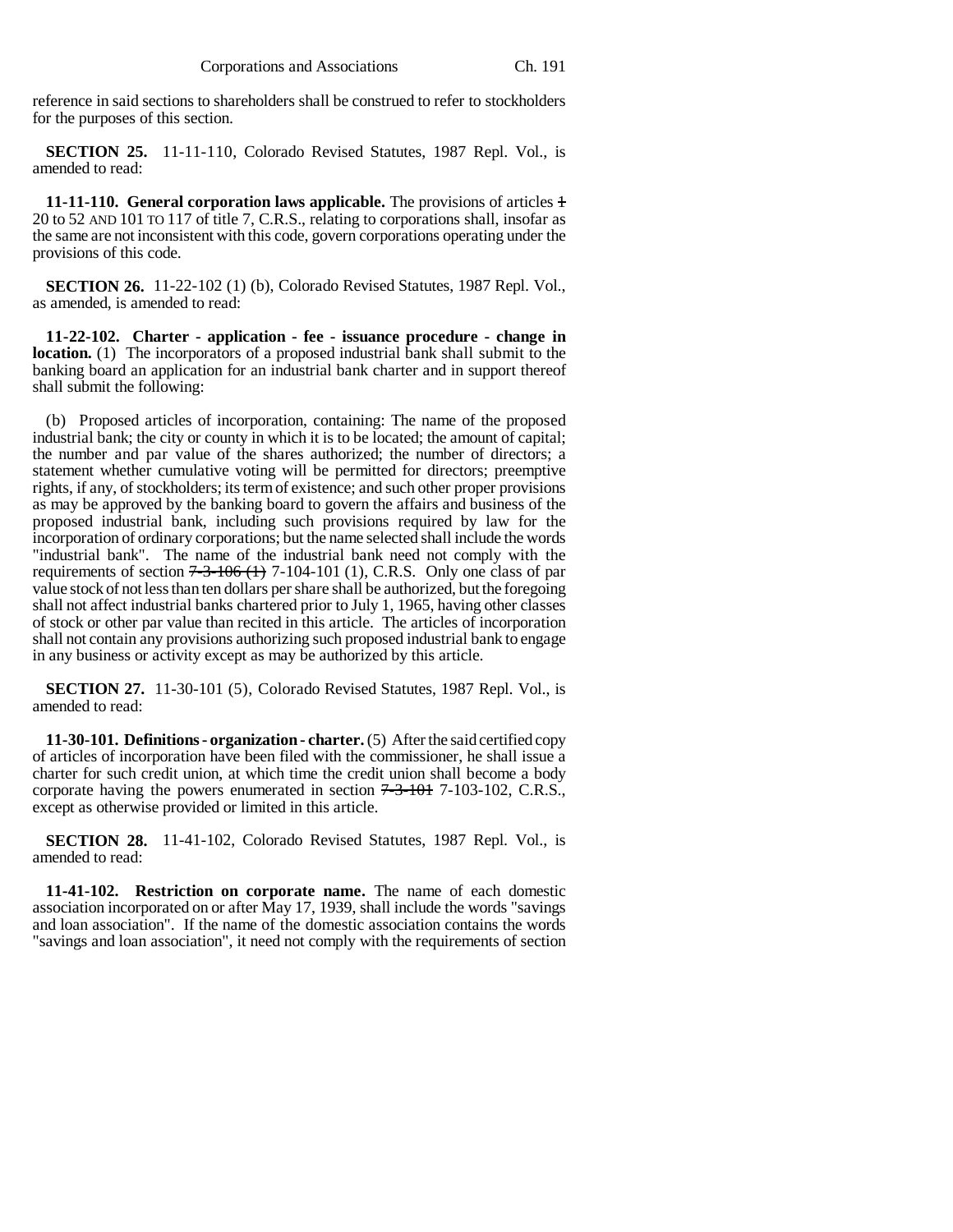reference in said sections to shareholders shall be construed to refer to stockholders for the purposes of this section.

**SECTION 25.** 11-11-110, Colorado Revised Statutes, 1987 Repl. Vol., is amended to read:

**11-11-110. General corporation laws applicable.** The provisions of articles ~~1~~ 20 to 52 AND 101 TO 117 of title 7, C.R.S., relating to corporations shall, insofar as the same are not inconsistent with this code, govern corporations operating under the provisions of this code.

**SECTION 26.** 11-22-102 (1) (b), Colorado Revised Statutes, 1987 Repl. Vol., as amended, is amended to read:

**11-22-102. Charter - application - fee - issuance procedure - change in location.** (1) The incorporators of a proposed industrial bank shall submit to the banking board an application for an industrial bank charter and in support thereof shall submit the following:

(b) Proposed articles of incorporation, containing: The name of the proposed industrial bank; the city or county in which it is to be located; the amount of capital; the number and par value of the shares authorized; the number of directors; a statement whether cumulative voting will be permitted for directors; preemptive rights, if any, of stockholders; its term of existence; and such other proper provisions as may be approved by the banking board to govern the affairs and business of the proposed industrial bank, including such provisions required by law for the incorporation of ordinary corporations; but the name selected shall include the words "industrial bank". The name of the industrial bank need not comply with the requirements of section ~~7-3-106 (1)~~ 7-104-101 (1), C.R.S. Only one class of par value stock of not less than ten dollars per share shall be authorized, but the foregoing shall not affect industrial banks chartered prior to July 1, 1965, having other classes of stock or other par value than recited in this article. The articles of incorporation shall not contain any provisions authorizing such proposed industrial bank to engage in any business or activity except as may be authorized by this article.

**SECTION 27.** 11-30-101 (5), Colorado Revised Statutes, 1987 Repl. Vol., is amended to read:

**11-30-101. Definitions - organization - charter.** (5) After the said certified copy of articles of incorporation have been filed with the commissioner, he shall issue a charter for such credit union, at which time the credit union shall become a body corporate having the powers enumerated in section ~~7-3-101~~ 7-103-102, C.R.S., except as otherwise provided or limited in this article.

**SECTION 28.** 11-41-102, Colorado Revised Statutes, 1987 Repl. Vol., is amended to read:

**11-41-102. Restriction on corporate name.** The name of each domestic association incorporated on or after May 17, 1939, shall include the words "savings and loan association". If the name of the domestic association contains the words "savings and loan association", it need not comply with the requirements of section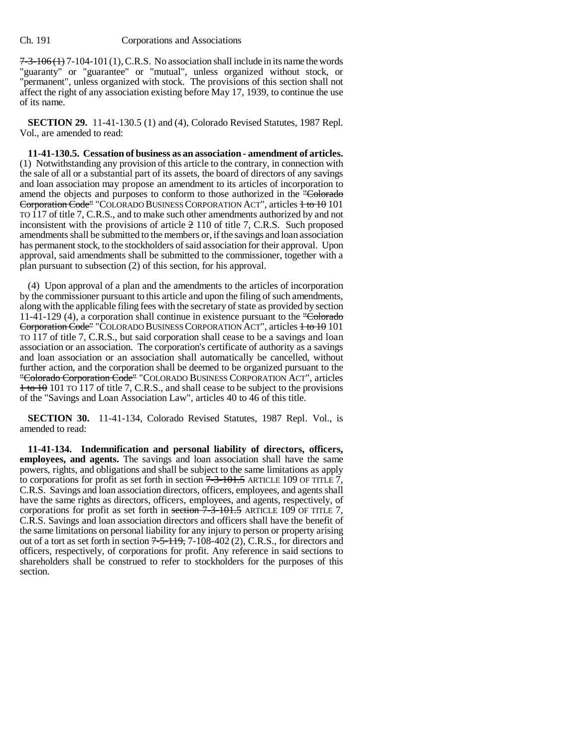~~7-3-106 (1)~~ 7-104-101 (1), C.R.S. No association shall include in its name the words "guaranty" or "guarantee" or "mutual", unless organized without stock, or "permanent", unless organized with stock. The provisions of this section shall not affect the right of any association existing before May 17, 1939, to continue the use of its name.

**SECTION 29.** 11-41-130.5 (1) and (4), Colorado Revised Statutes, 1987 Repl. Vol., are amended to read:

**11-41-130.5. Cessation of business as an association - amendment of articles.** (1) Notwithstanding any provision of this article to the contrary, in connection with the sale of all or a substantial part of its assets, the board of directors of any savings and loan association may propose an amendment to its articles of incorporation to amend the objects and purposes to conform to those authorized in the ~~"Colorado Corporation Code"~~ "COLORADO BUSINESS CORPORATION ACT", articles ~~1 to 10~~ 101 TO 117 of title 7, C.R.S., and to make such other amendments authorized by and not inconsistent with the provisions of article ~~2~~ 110 of title 7, C.R.S. Such proposed amendments shall be submitted to the members or, if the savings and loan association has permanent stock, to the stockholders of said association for their approval. Upon approval, said amendments shall be submitted to the commissioner, together with a plan pursuant to subsection (2) of this section, for his approval.

(4) Upon approval of a plan and the amendments to the articles of incorporation by the commissioner pursuant to this article and upon the filing of such amendments, along with the applicable filing fees with the secretary of state as provided by section 11-41-129 (4), a corporation shall continue in existence pursuant to the ~~"Colorado Corporation Code"~~ "COLORADO BUSINESS CORPORATION ACT", articles ~~1 to 10~~ 101 TO 117 of title 7, C.R.S., but said corporation shall cease to be a savings and loan association or an association. The corporation's certificate of authority as a savings and loan association or an association shall automatically be cancelled, without further action, and the corporation shall be deemed to be organized pursuant to the ~~"Colorado Corporation Code"~~ "COLORADO BUSINESS CORPORATION ACT", articles ~~1 to 10~~ 101 TO 117 of title 7, C.R.S., and shall cease to be subject to the provisions of the "Savings and Loan Association Law", articles 40 to 46 of this title.

**SECTION 30.** 11-41-134, Colorado Revised Statutes, 1987 Repl. Vol., is amended to read:

**11-41-134. Indemnification and personal liability of directors, officers, employees, and agents.** The savings and loan association shall have the same powers, rights, and obligations and shall be subject to the same limitations as apply to corporations for profit as set forth in section ~~7-3-101.5~~ ARTICLE 109 OF TITLE 7, C.R.S. Savings and loan association directors, officers, employees, and agents shall have the same rights as directors, officers, employees, and agents, respectively, of corporations for profit as set forth in ~~section 7-3-101.5~~ ARTICLE 109 OF TITLE 7, C.R.S. Savings and loan association directors and officers shall have the benefit of the same limitations on personal liability for any injury to person or property arising out of a tort as set forth in section ~~7-5-119,~~ 7-108-402 (2), C.R.S., for directors and officers, respectively, of corporations for profit. Any reference in said sections to shareholders shall be construed to refer to stockholders for the purposes of this section.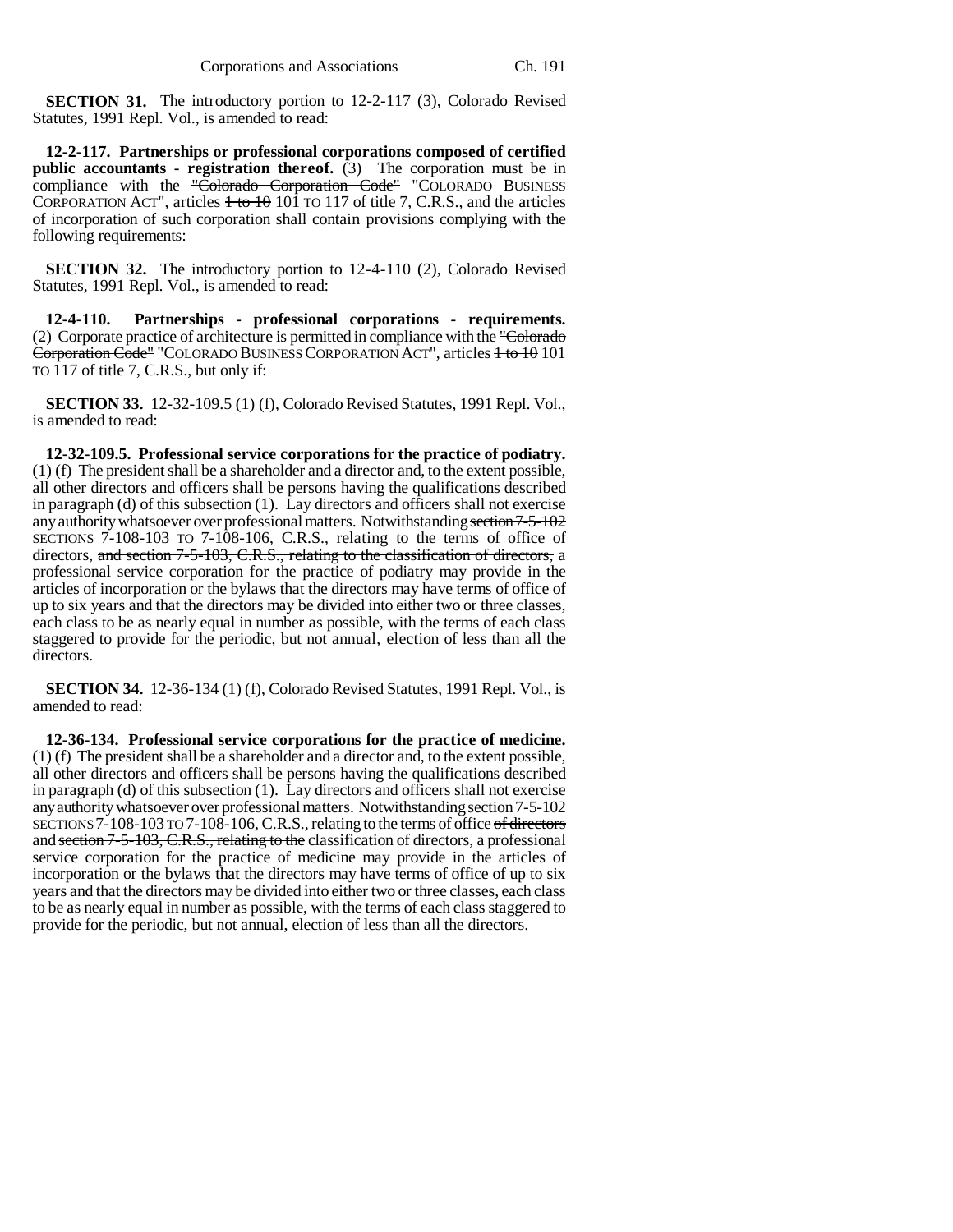**SECTION 31.** The introductory portion to 12-2-117 (3), Colorado Revised Statutes, 1991 Repl. Vol., is amended to read:

**12-2-117. Partnerships or professional corporations composed of certified public accountants - registration thereof.** (3) The corporation must be in compliance with the ~~"Colorado Corporation Code"~~ "COLORADO BUSINESS CORPORATION ACT", articles ~~1 to 10~~ 101 TO 117 of title 7, C.R.S., and the articles of incorporation of such corporation shall contain provisions complying with the following requirements:

**SECTION 32.** The introductory portion to 12-4-110 (2), Colorado Revised Statutes, 1991 Repl. Vol., is amended to read:

**12-4-110. Partnerships - professional corporations - requirements.** (2) Corporate practice of architecture is permitted in compliance with the ~~"Colorado Corporation Code"~~ "COLORADO BUSINESS CORPORATION ACT", articles ~~1 to 10~~ 101 TO 117 of title 7, C.R.S., but only if:

**SECTION 33.** 12-32-109.5 (1) (f), Colorado Revised Statutes, 1991 Repl. Vol., is amended to read:

**12-32-109.5. Professional service corporations for the practice of podiatry.** (1) (f) The president shall be a shareholder and a director and, to the extent possible, all other directors and officers shall be persons having the qualifications described in paragraph (d) of this subsection (1). Lay directors and officers shall not exercise any authority whatsoever over professional matters. Notwithstanding ~~section 7-5-102~~ SECTIONS 7-108-103 TO 7-108-106, C.R.S., relating to the terms of office of directors, ~~and section 7-5-103, C.R.S., relating to the classification of directors,~~ a professional service corporation for the practice of podiatry may provide in the articles of incorporation or the bylaws that the directors may have terms of office of up to six years and that the directors may be divided into either two or three classes, each class to be as nearly equal in number as possible, with the terms of each class staggered to provide for the periodic, but not annual, election of less than all the directors.

**SECTION 34.** 12-36-134 (1) (f), Colorado Revised Statutes, 1991 Repl. Vol., is amended to read:

**12-36-134. Professional service corporations for the practice of medicine.** (1) (f) The president shall be a shareholder and a director and, to the extent possible, all other directors and officers shall be persons having the qualifications described in paragraph (d) of this subsection (1). Lay directors and officers shall not exercise any authority whatsoever over professional matters. Notwithstanding ~~section 7-5-102~~ SECTIONS 7-108-103 TO 7-108-106, C.R.S., relating to the terms of office ~~of directors~~ and ~~section 7-5-103, C.R.S., relating to the~~ classification of directors, a professional service corporation for the practice of medicine may provide in the articles of incorporation or the bylaws that the directors may have terms of office of up to six years and that the directors may be divided into either two or three classes, each class to be as nearly equal in number as possible, with the terms of each class staggered to provide for the periodic, but not annual, election of less than all the directors.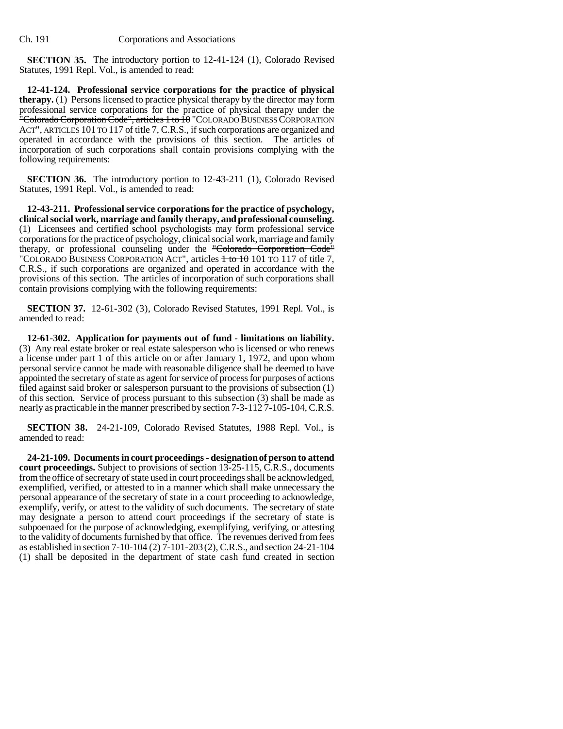**SECTION 35.** The introductory portion to 12-41-124 (1), Colorado Revised Statutes, 1991 Repl. Vol., is amended to read:

**12-41-124. Professional service corporations for the practice of physical therapy.** (1) Persons licensed to practice physical therapy by the director may form professional service corporations for the practice of physical therapy under the ~~"Colorado Corporation Code", articles 1 to 10~~ "COLORADO BUSINESS CORPORATION ACT", ARTICLES 101 TO 117 of title 7, C.R.S., if such corporations are organized and operated in accordance with the provisions of this section. The articles of incorporation of such corporations shall contain provisions complying with the following requirements:

**SECTION 36.** The introductory portion to 12-43-211 (1), Colorado Revised Statutes, 1991 Repl. Vol., is amended to read:

**12-43-211. Professional service corporations for the practice of psychology, clinical social work, marriage and family therapy, and professional counseling.** (1) Licensees and certified school psychologists may form professional service corporations for the practice of psychology, clinical social work, marriage and family therapy, or professional counseling under the ~~"Colorado Corporation Code"~~ "COLORADO BUSINESS CORPORATION ACT", articles ~~1 to 10~~ 101 TO 117 of title 7, C.R.S., if such corporations are organized and operated in accordance with the provisions of this section. The articles of incorporation of such corporations shall contain provisions complying with the following requirements:

**SECTION 37.** 12-61-302 (3), Colorado Revised Statutes, 1991 Repl. Vol., is amended to read:

**12-61-302. Application for payments out of fund - limitations on liability.** (3) Any real estate broker or real estate salesperson who is licensed or who renews a license under part 1 of this article on or after January 1, 1972, and upon whom personal service cannot be made with reasonable diligence shall be deemed to have appointed the secretary of state as agent for service of process for purposes of actions filed against said broker or salesperson pursuant to the provisions of subsection (1) of this section. Service of process pursuant to this subsection (3) shall be made as nearly as practicable in the manner prescribed by section ~~7-3-112~~ 7-105-104, C.R.S.

**SECTION 38.** 24-21-109, Colorado Revised Statutes, 1988 Repl. Vol., is amended to read:

**24-21-109. Documents in court proceedings - designation of person to attend court proceedings.** Subject to provisions of section 13-25-115, C.R.S., documents from the office of secretary of state used in court proceedings shall be acknowledged, exemplified, verified, or attested to in a manner which shall make unnecessary the personal appearance of the secretary of state in a court proceeding to acknowledge, exemplify, verify, or attest to the validity of such documents. The secretary of state may designate a person to attend court proceedings if the secretary of state is subpoenaed for the purpose of acknowledging, exemplifying, verifying, or attesting to the validity of documents furnished by that office. The revenues derived from fees as established in section ~~7-10-104 (2)~~ 7-101-203 (2), C.R.S., and section 24-21-104 (1) shall be deposited in the department of state cash fund created in section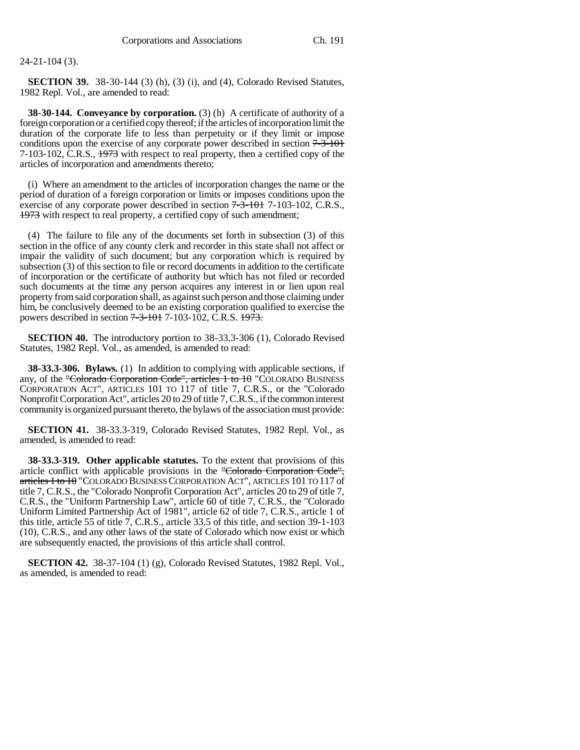24-21-104 (3).

**SECTION 39.** 38-30-144 (3) (h), (3) (i), and (4), Colorado Revised Statutes, 1982 Repl. Vol., are amended to read:

**38-30-144. Conveyance by corporation.** (3) (h) A certificate of authority of a foreign corporation or a certified copy thereof; if the articles of incorporation limit the duration of the corporate life to less than perpetuity or if they limit or impose conditions upon the exercise of any corporate power described in section ~~7-3-101~~ 7-103-102, C.R.S., ~~1973~~ with respect to real property, then a certified copy of the articles of incorporation and amendments thereto;

(i) Where an amendment to the articles of incorporation changes the name or the period of duration of a foreign corporation or limits or imposes conditions upon the exercise of any corporate power described in section ~~7-3-101~~ 7-103-102, C.R.S., ~~1973~~ with respect to real property, a certified copy of such amendment;

(4) The failure to file any of the documents set forth in subsection (3) of this section in the office of any county clerk and recorder in this state shall not affect or impair the validity of such document; but any corporation which is required by subsection (3) of this section to file or record documents in addition to the certificate of incorporation or the certificate of authority but which has not filed or recorded such documents at the time any person acquires any interest in or lien upon real property from said corporation shall, as against such person and those claiming under him, be conclusively deemed to be an existing corporation qualified to exercise the powers described in section ~~7-3-101~~ 7-103-102, C.R.S. ~~1973.~~

**SECTION 40.** The introductory portion to 38-33.3-306 (1), Colorado Revised Statutes, 1982 Repl. Vol., as amended, is amended to read:

**38-33.3-306. Bylaws.** (1) In addition to complying with applicable sections, if any, of the ~~"Colorado Corporation Code", articles 1 to 10~~ "COLORADO BUSINESS CORPORATION ACT", ARTICLES 101 TO 117 of title 7, C.R.S., or the "Colorado Nonprofit Corporation Act", articles 20 to 29 of title 7, C.R.S., if the common interest community is organized pursuant thereto, the bylaws of the association must provide:

**SECTION 41.** 38-33.3-319, Colorado Revised Statutes, 1982 Repl. Vol., as amended, is amended to read:

**38-33.3-319. Other applicable statutes.** To the extent that provisions of this article conflict with applicable provisions in the ~~"Colorado Corporation Code", articles 1 to 10~~ "COLORADO BUSINESS CORPORATION ACT", ARTICLES 101 TO 117 of title 7, C.R.S., the "Colorado Nonprofit Corporation Act", articles 20 to 29 of title 7, C.R.S., the "Uniform Partnership Law", article 60 of title 7, C.R.S., the "Colorado Uniform Limited Partnership Act of 1981", article 62 of title 7, C.R.S., article 1 of this title, article 55 of title 7, C.R.S., article 33.5 of this title, and section 39-1-103 (10), C.R.S., and any other laws of the state of Colorado which now exist or which are subsequently enacted, the provisions of this article shall control.

**SECTION 42.** 38-37-104 (1) (g), Colorado Revised Statutes, 1982 Repl. Vol., as amended, is amended to read: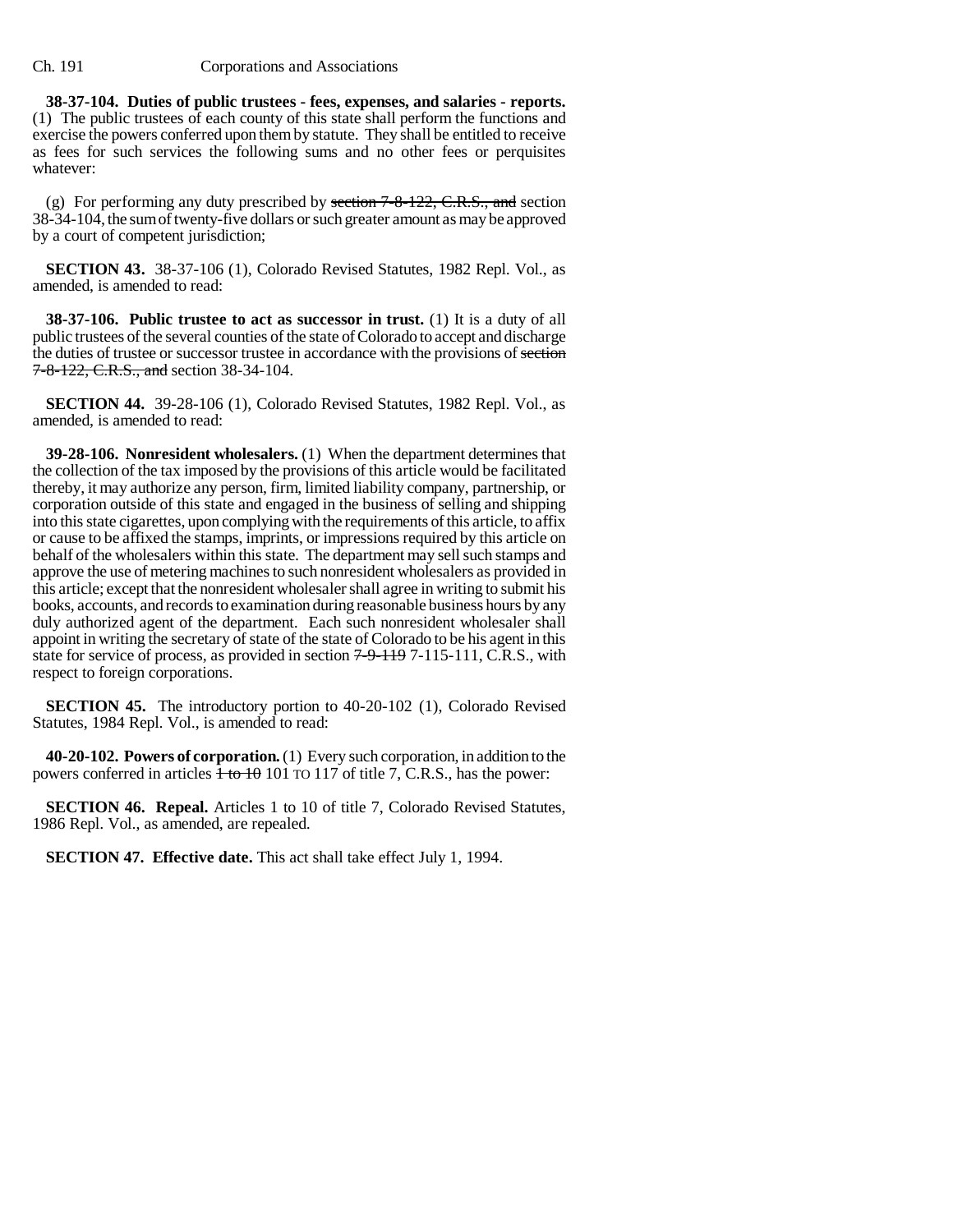**38-37-104. Duties of public trustees - fees, expenses, and salaries - reports.** (1) The public trustees of each county of this state shall perform the functions and exercise the powers conferred upon them by statute. They shall be entitled to receive as fees for such services the following sums and no other fees or perquisites whatever:

(g) For performing any duty prescribed by ~~section 7-8-122, C.R.S., and~~ section 38-34-104, the sum of twenty-five dollars or such greater amount as may be approved by a court of competent jurisdiction;

**SECTION 43.** 38-37-106 (1), Colorado Revised Statutes, 1982 Repl. Vol., as amended, is amended to read:

**38-37-106. Public trustee to act as successor in trust.** (1) It is a duty of all public trustees of the several counties of the state of Colorado to accept and discharge the duties of trustee or successor trustee in accordance with the provisions of ~~section 7-8-122, C.R.S., and~~ section 38-34-104.

**SECTION 44.** 39-28-106 (1), Colorado Revised Statutes, 1982 Repl. Vol., as amended, is amended to read:

**39-28-106. Nonresident wholesalers.** (1) When the department determines that the collection of the tax imposed by the provisions of this article would be facilitated thereby, it may authorize any person, firm, limited liability company, partnership, or corporation outside of this state and engaged in the business of selling and shipping into this state cigarettes, upon complying with the requirements of this article, to affix or cause to be affixed the stamps, imprints, or impressions required by this article on behalf of the wholesalers within this state. The department may sell such stamps and approve the use of metering machines to such nonresident wholesalers as provided in this article; except that the nonresident wholesaler shall agree in writing to submit his books, accounts, and records to examination during reasonable business hours by any duly authorized agent of the department. Each such nonresident wholesaler shall appoint in writing the secretary of state of the state of Colorado to be his agent in this state for service of process, as provided in section ~~7-9-119~~ 7-115-111, C.R.S., with respect to foreign corporations.

**SECTION 45.** The introductory portion to 40-20-102 (1), Colorado Revised Statutes, 1984 Repl. Vol., is amended to read:

**40-20-102. Powers of corporation.** (1) Every such corporation, in addition to the powers conferred in articles ~~1 to 10~~ 101 TO 117 of title 7, C.R.S., has the power:

**SECTION 46. Repeal.** Articles 1 to 10 of title 7, Colorado Revised Statutes, 1986 Repl. Vol., as amended, are repealed.

**SECTION 47. Effective date.** This act shall take effect July 1, 1994.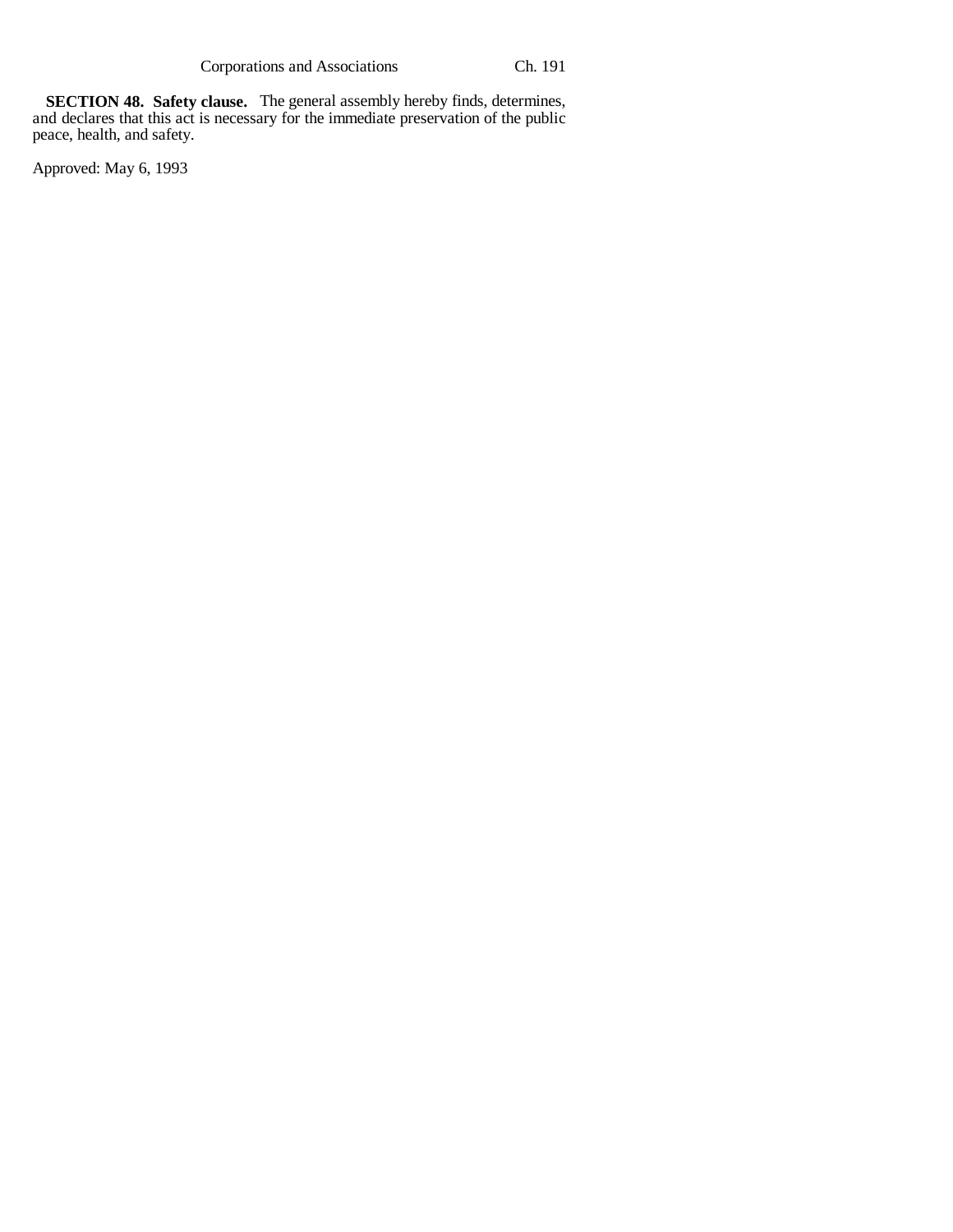**SECTION 48. Safety clause.** The general assembly hereby finds, determines, and declares that this act is necessary for the immediate preservation of the public peace, health, and safety.

Approved: May 6, 1993